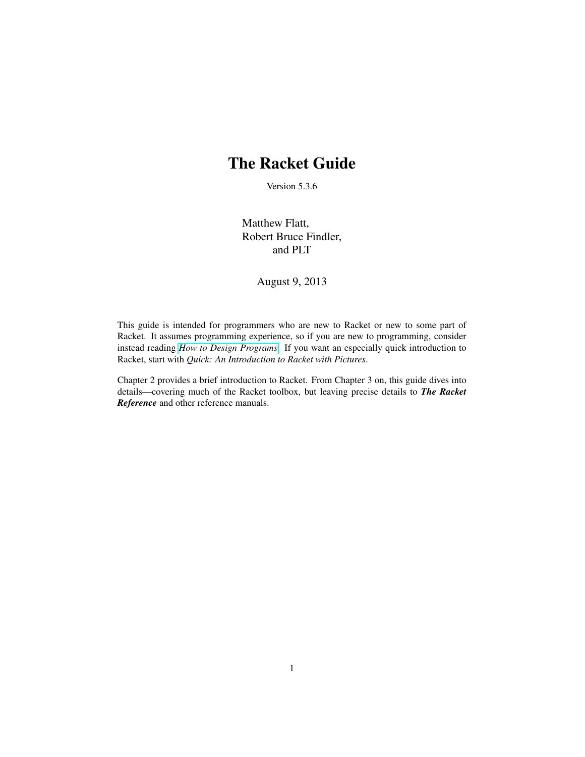# The Racket Guide

Version 5.3.6

Matthew Flatt,
Robert Bruce Findler,
and PLT

August 9, 2013

This guide is intended for programmers who are new to Racket or new to some part of Racket. It assumes programming experience, so if you are new to programming, consider instead reading *How to Design Programs*. If you want an especially quick introduction to Racket, start with *Quick: An Introduction to Racket with Pictures*.

Chapter 2 provides a brief introduction to Racket. From Chapter 3 on, this guide dives into details—covering much of the Racket toolbox, but leaving precise details to ***The Racket Reference*** and other reference manuals.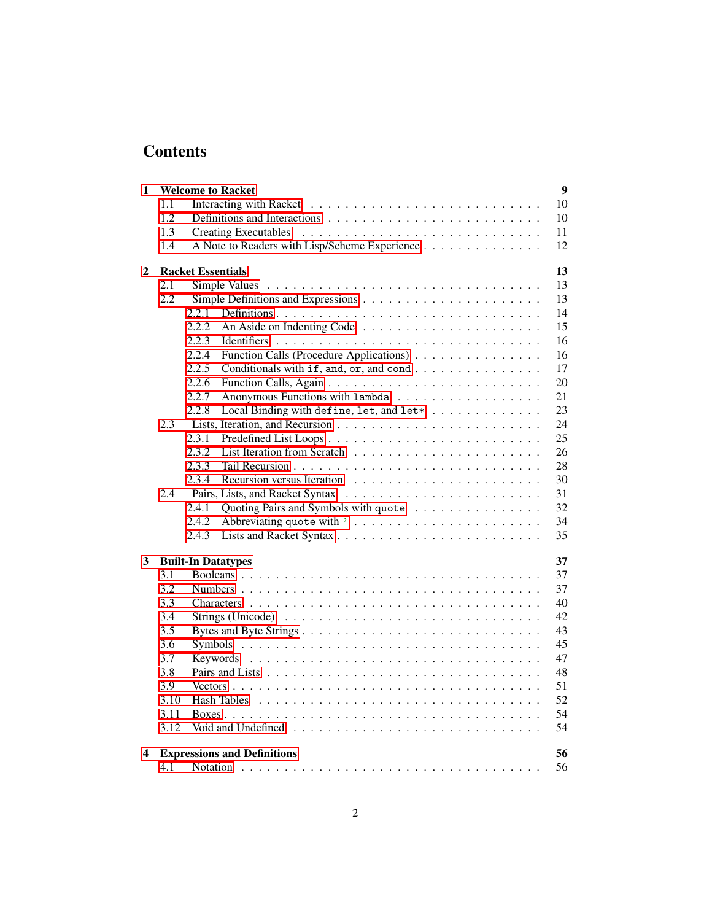# Contents

**1 Welcome to Racket** **9**

- 1.1 Interacting with Racket . . . 10
- 1.2 Definitions and Interactions . . . 10
- 1.3 Creating Executables . . . 11
- 1.4 A Note to Readers with Lisp/Scheme Experience . . . 12

**2 Racket Essentials** **13**

- 2.1 Simple Values . . . 13
- 2.2 Simple Definitions and Expressions . . . 13
  - 2.2.1 Definitions . . . 14
  - 2.2.2 An Aside on Indenting Code . . . 15
  - 2.2.3 Identifiers . . . 16
  - 2.2.4 Function Calls (Procedure Applications) . . . 16
  - 2.2.5 Conditionals with `if`, `and`, `or`, and `cond` . . . 17
  - 2.2.6 Function Calls, Again . . . 20
  - 2.2.7 Anonymous Functions with `lambda` . . . 21
  - 2.2.8 Local Binding with `define`, `let`, and `let*` . . . 23
- 2.3 Lists, Iteration, and Recursion . . . 24
  - 2.3.1 Predefined List Loops . . . 25
  - 2.3.2 List Iteration from Scratch . . . 26
  - 2.3.3 Tail Recursion . . . 28
  - 2.3.4 Recursion versus Iteration . . . 30
- 2.4 Pairs, Lists, and Racket Syntax . . . 31
  - 2.4.1 Quoting Pairs and Symbols with `quote` . . . 32
  - 2.4.2 Abbreviating `quote` with `'` . . . 34
  - 2.4.3 Lists and Racket Syntax . . . 35

**3 Built-In Datatypes** **37**

- 3.1 Booleans . . . 37
- 3.2 Numbers . . . 37
- 3.3 Characters . . . 40
- 3.4 Strings (Unicode) . . . 42
- 3.5 Bytes and Byte Strings . . . 43
- 3.6 Symbols . . . 45
- 3.7 Keywords . . . 47
- 3.8 Pairs and Lists . . . 48
- 3.9 Vectors . . . 51
- 3.10 Hash Tables . . . 52
- 3.11 Boxes . . . 54
- 3.12 Void and Undefined . . . 54

**4 Expressions and Definitions** **56**

- 4.1 Notation . . . 56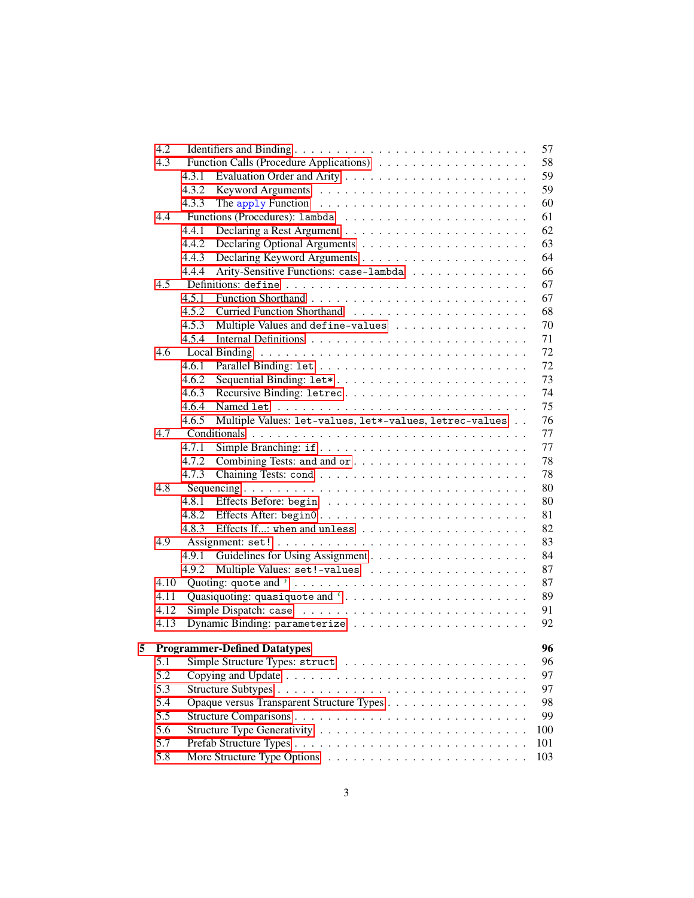- 4.2 Identifiers and Binding . . . 57
- 4.3 Function Calls (Procedure Applications) . . . 58
  - 4.3.1 Evaluation Order and Arity . . . 59
  - 4.3.2 Keyword Arguments . . . 59
  - 4.3.3 The `apply` Function . . . 60
- 4.4 Functions (Procedures): `lambda` . . . 61
  - 4.4.1 Declaring a Rest Argument . . . 62
  - 4.4.2 Declaring Optional Arguments . . . 63
  - 4.4.3 Declaring Keyword Arguments . . . 64
  - 4.4.4 Arity-Sensitive Functions: `case-lambda` . . . 66
- 4.5 Definitions: `define` . . . 67
  - 4.5.1 Function Shorthand . . . 67
  - 4.5.2 Curried Function Shorthand . . . 68
  - 4.5.3 Multiple Values and `define-values` . . . 70
  - 4.5.4 Internal Definitions . . . 71
- 4.6 Local Binding . . . 72
  - 4.6.1 Parallel Binding: `let` . . . 72
  - 4.6.2 Sequential Binding: `let*` . . . 73
  - 4.6.3 Recursive Binding: `letrec` . . . 74
  - 4.6.4 Named `let` . . . 75
  - 4.6.5 Multiple Values: `let-values`, `let*-values`, `letrec-values` . . . 76
- 4.7 Conditionals . . . 77
  - 4.7.1 Simple Branching: `if` . . . 77
  - 4.7.2 Combining Tests: `and` and `or` . . . 78
  - 4.7.3 Chaining Tests: `cond` . . . 78
- 4.8 Sequencing . . . 80
  - 4.8.1 Effects Before: `begin` . . . 80
  - 4.8.2 Effects After: `begin0` . . . 81
  - 4.8.3 Effects If...: `when` and `unless` . . . 82
- 4.9 Assignment: `set!` . . . 83
  - 4.9.1 Guidelines for Using Assignment . . . 84
  - 4.9.2 Multiple Values: `set!-values` . . . 87
- 4.10 Quoting: `quote` and `'` . . . 87
- 4.11 Quasiquoting: `quasiquote` and `` ` `` . . . 89
- 4.12 Simple Dispatch: `case` . . . 91
- 4.13 Dynamic Binding: `parameterize` . . . 92

**5 Programmer-Defined Datatypes** . . . **96**
- 5.1 Simple Structure Types: `struct` . . . 96
- 5.2 Copying and Update . . . 97
- 5.3 Structure Subtypes . . . 97
- 5.4 Opaque versus Transparent Structure Types . . . 98
- 5.5 Structure Comparisons . . . 99
- 5.6 Structure Type Generativity . . . 100
- 5.7 Prefab Structure Types . . . 101
- 5.8 More Structure Type Options . . . 103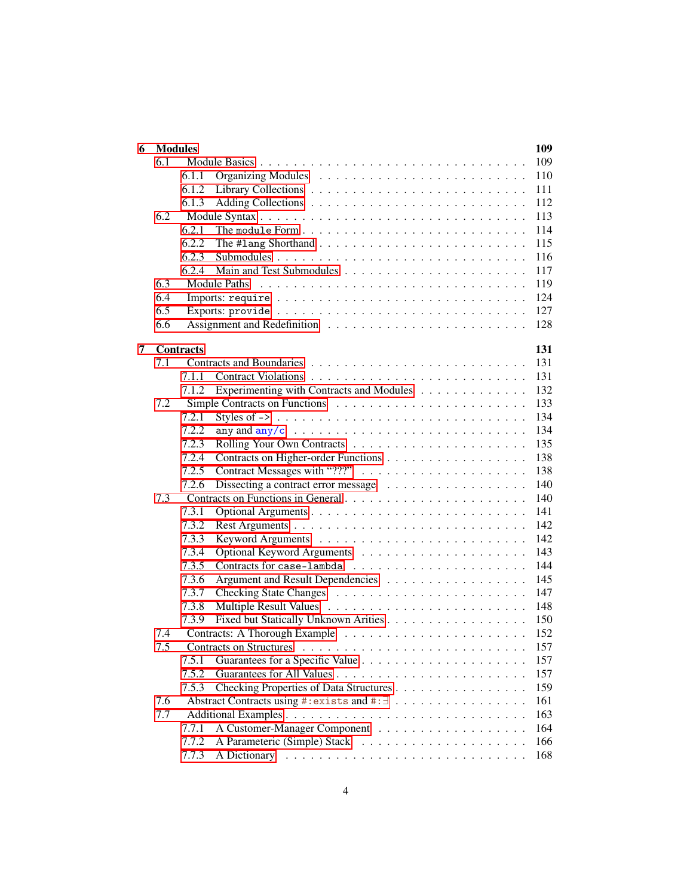- **6 Modules** **109**
  - 6.1 Module Basics . . . . . . . . . . . . . . . . . . . . . . . . . . . 109
    - 6.1.1 Organizing Modules . . . . . . . . . . . . . . . . . . . . . . 110
    - 6.1.2 Library Collections . . . . . . . . . . . . . . . . . . . . . . 111
    - 6.1.3 Adding Collections . . . . . . . . . . . . . . . . . . . . . . 112
  - 6.2 Module Syntax . . . . . . . . . . . . . . . . . . . . . . . . . . . 113
    - 6.2.1 The `module` Form . . . . . . . . . . . . . . . . . . . . . . 114
    - 6.2.2 The `#lang` Shorthand . . . . . . . . . . . . . . . . . . . . 115
    - 6.2.3 Submodules . . . . . . . . . . . . . . . . . . . . . . . . . . 116
    - 6.2.4 Main and Test Submodules . . . . . . . . . . . . . . . . . . 117
  - 6.3 Module Paths . . . . . . . . . . . . . . . . . . . . . . . . . . . . 119
  - 6.4 Imports: `require` . . . . . . . . . . . . . . . . . . . . . . . . . 124
  - 6.5 Exports: `provide` . . . . . . . . . . . . . . . . . . . . . . . . . 127
  - 6.6 Assignment and Redefinition . . . . . . . . . . . . . . . . . . . . 128

- **7 Contracts** **131**
  - 7.1 Contracts and Boundaries . . . . . . . . . . . . . . . . . . . . . . 131
    - 7.1.1 Contract Violations . . . . . . . . . . . . . . . . . . . . . . 131
    - 7.1.2 Experimenting with Contracts and Modules . . . . . . . . . . . 132
  - 7.2 Simple Contracts on Functions . . . . . . . . . . . . . . . . . . . 133
    - 7.2.1 Styles of `->` . . . . . . . . . . . . . . . . . . . . . . . . . 134
    - 7.2.2 `any` and `any/c` . . . . . . . . . . . . . . . . . . . . . . . 134
    - 7.2.3 Rolling Your Own Contracts . . . . . . . . . . . . . . . . . . 135
    - 7.2.4 Contracts on Higher-order Functions . . . . . . . . . . . . . . 138
    - 7.2.5 Contract Messages with "???" . . . . . . . . . . . . . . . . . 138
    - 7.2.6 Dissecting a contract error message . . . . . . . . . . . . . . 140
  - 7.3 Contracts on Functions in General . . . . . . . . . . . . . . . . . 140
    - 7.3.1 Optional Arguments . . . . . . . . . . . . . . . . . . . . . . 141
    - 7.3.2 Rest Arguments . . . . . . . . . . . . . . . . . . . . . . . . 142
    - 7.3.3 Keyword Arguments . . . . . . . . . . . . . . . . . . . . . . 142
    - 7.3.4 Optional Keyword Arguments . . . . . . . . . . . . . . . . . 143
    - 7.3.5 Contracts for `case-lambda` . . . . . . . . . . . . . . . . . . 144
    - 7.3.6 Argument and Result Dependencies . . . . . . . . . . . . . . 145
    - 7.3.7 Checking State Changes . . . . . . . . . . . . . . . . . . . . 147
    - 7.3.8 Multiple Result Values . . . . . . . . . . . . . . . . . . . . . 148
    - 7.3.9 Fixed but Statically Unknown Arities . . . . . . . . . . . . . 150
  - 7.4 Contracts: A Thorough Example . . . . . . . . . . . . . . . . . . . 152
  - 7.5 Contracts on Structures . . . . . . . . . . . . . . . . . . . . . . . 157
    - 7.5.1 Guarantees for a Specific Value . . . . . . . . . . . . . . . . 157
    - 7.5.2 Guarantees for All Values . . . . . . . . . . . . . . . . . . . 157
    - 7.5.3 Checking Properties of Data Structures . . . . . . . . . . . . 159
  - 7.6 Abstract Contracts using `#:exists` and `#:∃` . . . . . . . . . . . . 161
  - 7.7 Additional Examples . . . . . . . . . . . . . . . . . . . . . . . . 163
    - 7.7.1 A Customer-Manager Component . . . . . . . . . . . . . . . . 164
    - 7.7.2 A Parameteric (Simple) Stack . . . . . . . . . . . . . . . . . 166
    - 7.7.3 A Dictionary . . . . . . . . . . . . . . . . . . . . . . . . . . 168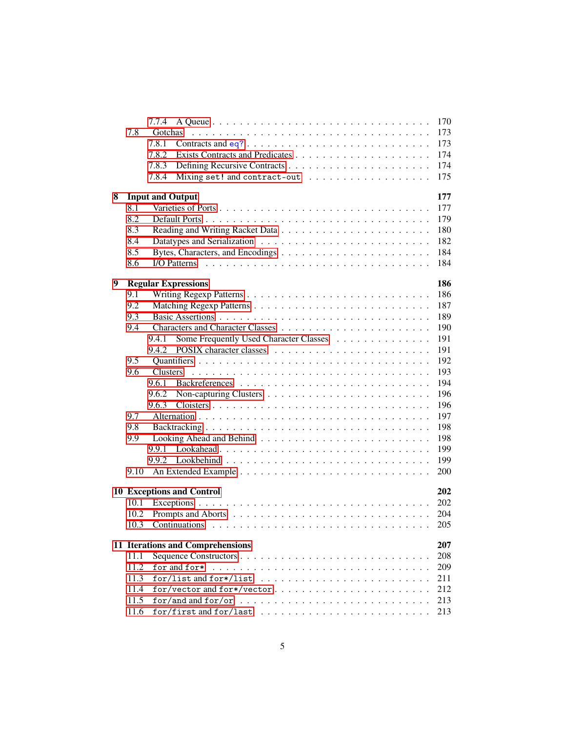- 7.7.4 A Queue . . . 170
- 7.8 Gotchas . . . 173
  - 7.8.1 Contracts and `eq?` . . . 173
  - 7.8.2 Exists Contracts and Predicates . . . 174
  - 7.8.3 Defining Recursive Contracts . . . 174
  - 7.8.4 Mixing `set!` and `contract-out` . . . 175

**8 Input and Output** **177**

- 8.1 Varieties of Ports . . . 177
- 8.2 Default Ports . . . 179
- 8.3 Reading and Writing Racket Data . . . 180
- 8.4 Datatypes and Serialization . . . 182
- 8.5 Bytes, Characters, and Encodings . . . 184
- 8.6 I/O Patterns . . . 184

**9 Regular Expressions** **186**

- 9.1 Writing Regexp Patterns . . . 186
- 9.2 Matching Regexp Patterns . . . 187
- 9.3 Basic Assertions . . . 189
- 9.4 Characters and Character Classes . . . 190
  - 9.4.1 Some Frequently Used Character Classes . . . 191
  - 9.4.2 POSIX character classes . . . 191
- 9.5 Quantifiers . . . 192
- 9.6 Clusters . . . 193
  - 9.6.1 Backreferences . . . 194
  - 9.6.2 Non-capturing Clusters . . . 196
  - 9.6.3 Cloisters . . . 196
- 9.7 Alternation . . . 197
- 9.8 Backtracking . . . 198
- 9.9 Looking Ahead and Behind . . . 198
  - 9.9.1 Lookahead . . . 199
  - 9.9.2 Lookbehind . . . 199
- 9.10 An Extended Example . . . 200

**10 Exceptions and Control** **202**

- 10.1 Exceptions . . . 202
- 10.2 Prompts and Aborts . . . 204
- 10.3 Continuations . . . 205

**11 Iterations and Comprehensions** **207**

- 11.1 Sequence Constructors . . . 208
- 11.2 `for` and `for*` . . . 209
- 11.3 `for/list` and `for*/list` . . . 211
- 11.4 `for/vector` and `for*/vector` . . . 212
- 11.5 `for/and` and `for/or` . . . 213
- 11.6 `for/first` and `for/last` . . . 213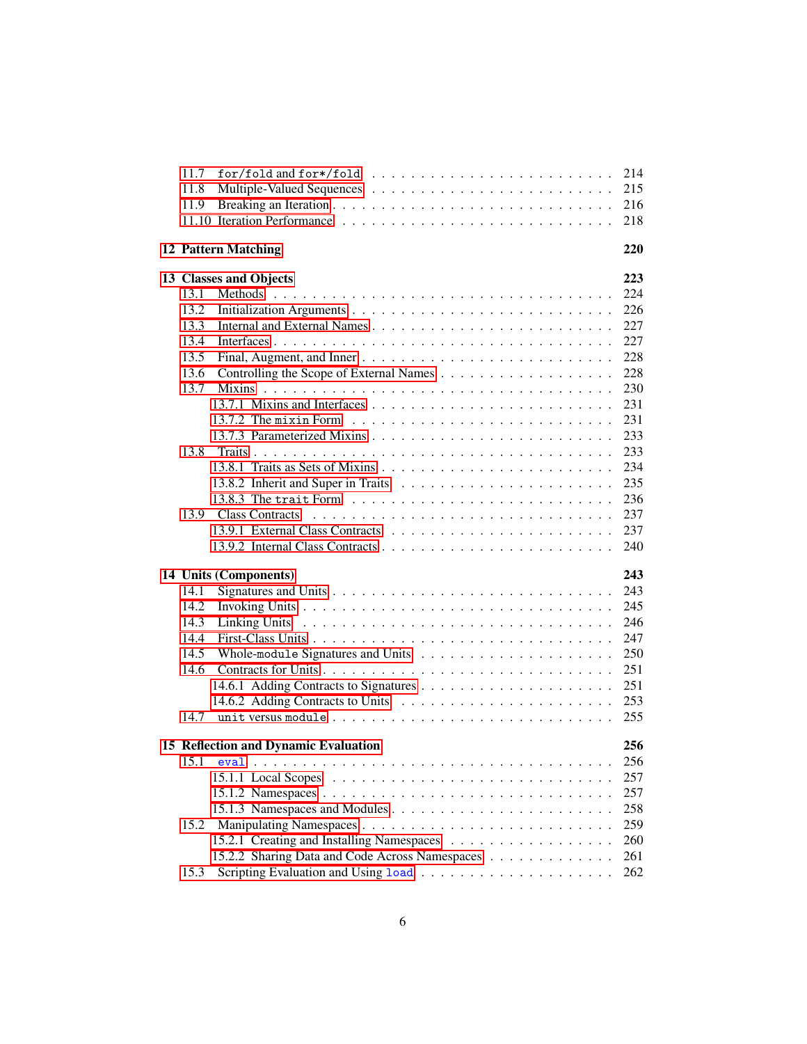- 11.7 `for/fold` and `for*/fold` . . . 214
- 11.8 Multiple-Valued Sequences . . . 215
- 11.9 Breaking an Iteration . . . 216
- 11.10 Iteration Performance . . . 218

**12 Pattern Matching** **220**

**13 Classes and Objects** **223**

- 13.1 Methods . . . 224
- 13.2 Initialization Arguments . . . 226
- 13.3 Internal and External Names . . . 227
- 13.4 Interfaces . . . 227
- 13.5 Final, Augment, and Inner . . . 228
- 13.6 Controlling the Scope of External Names . . . 228
- 13.7 Mixins . . . 230
  - 13.7.1 Mixins and Interfaces . . . 231
  - 13.7.2 The `mixin` Form . . . 231
  - 13.7.3 Parameterized Mixins . . . 233
- 13.8 Traits . . . 233
  - 13.8.1 Traits as Sets of Mixins . . . 234
  - 13.8.2 Inherit and Super in Traits . . . 235
  - 13.8.3 The `trait` Form . . . 236
- 13.9 Class Contracts . . . 237
  - 13.9.1 External Class Contracts . . . 237
  - 13.9.2 Internal Class Contracts . . . 240

**14 Units (Components)** **243**

- 14.1 Signatures and Units . . . 243
- 14.2 Invoking Units . . . 245
- 14.3 Linking Units . . . 246
- 14.4 First-Class Units . . . 247
- 14.5 Whole-`module` Signatures and Units . . . 250
- 14.6 Contracts for Units . . . 251
  - 14.6.1 Adding Contracts to Signatures . . . 251
  - 14.6.2 Adding Contracts to Units . . . 253
- 14.7 `unit` versus `module` . . . 255

**15 Reflection and Dynamic Evaluation** **256**

- 15.1 `eval` . . . 256
  - 15.1.1 Local Scopes . . . 257
  - 15.1.2 Namespaces . . . 257
  - 15.1.3 Namespaces and Modules . . . 258
- 15.2 Manipulating Namespaces . . . 259
  - 15.2.1 Creating and Installing Namespaces . . . 260
  - 15.2.2 Sharing Data and Code Across Namespaces . . . 261
- 15.3 Scripting Evaluation and Using `load` . . . 262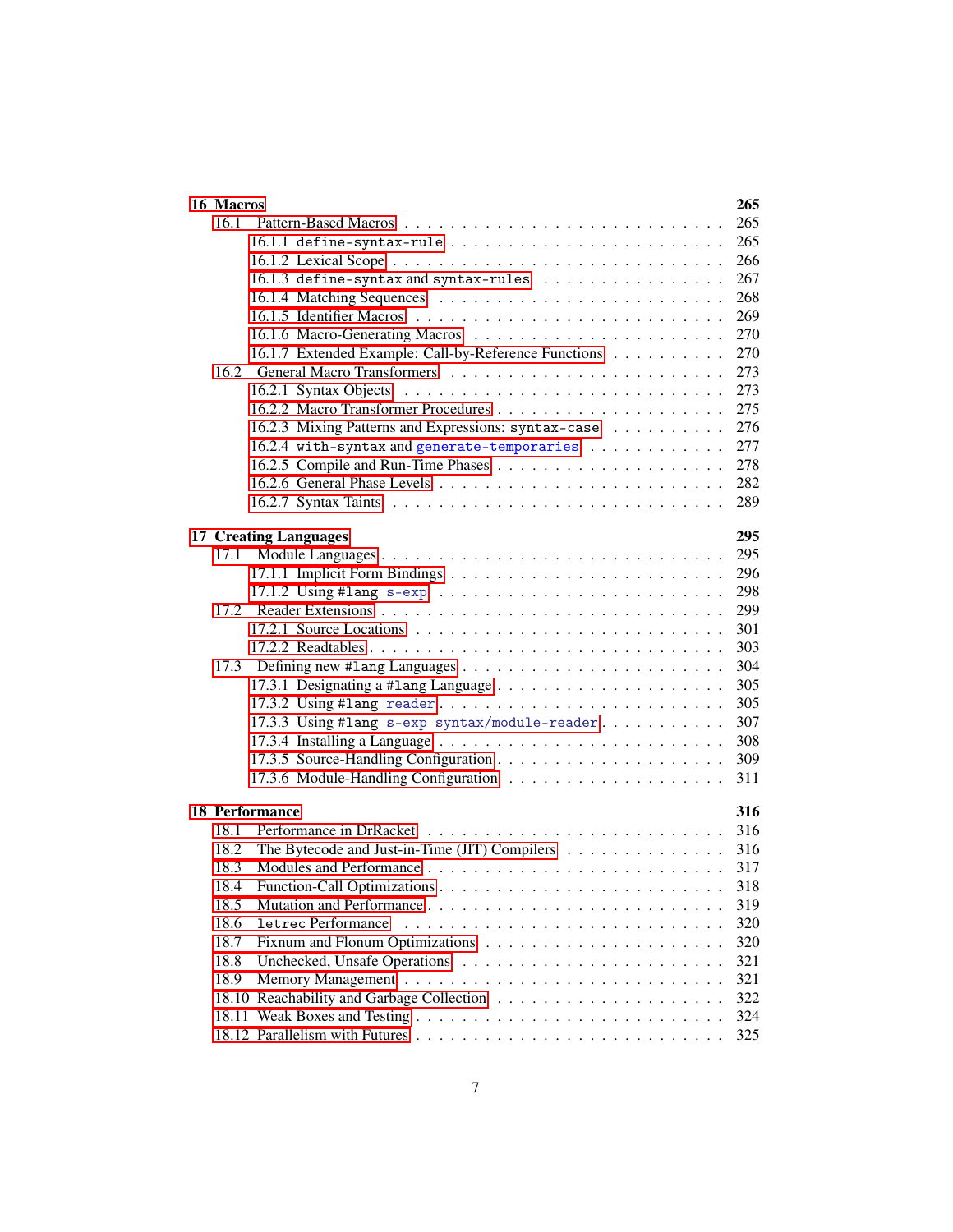**16 Macros** 265

- 16.1 Pattern-Based Macros . . . . . 265
  - 16.1.1 `define-syntax-rule` . . . . . 265
  - 16.1.2 Lexical Scope . . . . . 266
  - 16.1.3 `define-syntax` and `syntax-rules` . . . . . 267
  - 16.1.4 Matching Sequences . . . . . 268
  - 16.1.5 Identifier Macros . . . . . 269
  - 16.1.6 Macro-Generating Macros . . . . . 270
  - 16.1.7 Extended Example: Call-by-Reference Functions . . . . . 270
- 16.2 General Macro Transformers . . . . . 273
  - 16.2.1 Syntax Objects . . . . . 273
  - 16.2.2 Macro Transformer Procedures . . . . . 275
  - 16.2.3 Mixing Patterns and Expressions: `syntax-case` . . . . . 276
  - 16.2.4 `with-syntax` and `generate-temporaries` . . . . . 277
  - 16.2.5 Compile and Run-Time Phases . . . . . 278
  - 16.2.6 General Phase Levels . . . . . 282
  - 16.2.7 Syntax Taints . . . . . 289

**17 Creating Languages** 295

- 17.1 Module Languages . . . . . 295
  - 17.1.1 Implicit Form Bindings . . . . . 296
  - 17.1.2 Using `#lang s-exp` . . . . . 298
- 17.2 Reader Extensions . . . . . 299
  - 17.2.1 Source Locations . . . . . 301
  - 17.2.2 Readtables . . . . . 303
- 17.3 Defining new `#lang` Languages . . . . . 304
  - 17.3.1 Designating a `#lang` Language . . . . . 305
  - 17.3.2 Using `#lang reader` . . . . . 305
  - 17.3.3 Using `#lang s-exp syntax/module-reader` . . . . . 307
  - 17.3.4 Installing a Language . . . . . 308
  - 17.3.5 Source-Handling Configuration . . . . . 309
  - 17.3.6 Module-Handling Configuration . . . . . 311

**18 Performance** 316

- 18.1 Performance in DrRacket . . . . . 316
- 18.2 The Bytecode and Just-in-Time (JIT) Compilers . . . . . 316
- 18.3 Modules and Performance . . . . . 317
- 18.4 Function-Call Optimizations . . . . . 318
- 18.5 Mutation and Performance . . . . . 319
- 18.6 `letrec` Performance . . . . . 320
- 18.7 Fixnum and Flonum Optimizations . . . . . 320
- 18.8 Unchecked, Unsafe Operations . . . . . 321
- 18.9 Memory Management . . . . . 321
- 18.10 Reachability and Garbage Collection . . . . . 322
- 18.11 Weak Boxes and Testing . . . . . 324
- 18.12 Parallelism with Futures . . . . . 325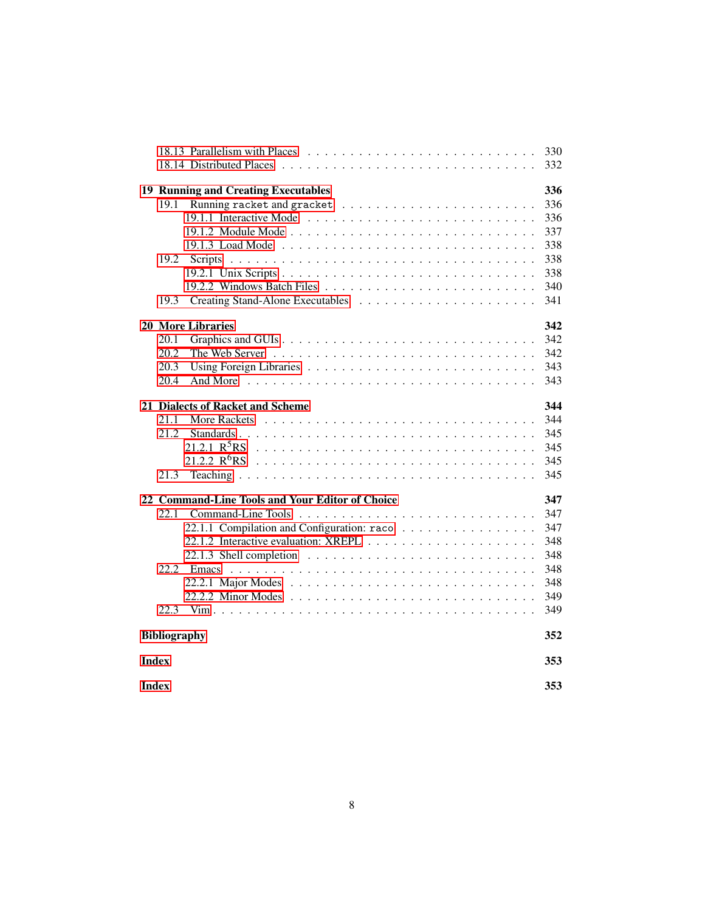- 18.13 Parallelism with Places . . . . . . . . . . . . . . . . . . . . . . . . . 330
- 18.14 Distributed Places . . . . . . . . . . . . . . . . . . . . . . . . . . . 332

**19 Running and Creating Executables** **336**

- 19.1 Running `racket` and `gracket` . . . . . . . . . . . . . . . . . . . . . 336
  - 19.1.1 Interactive Mode . . . . . . . . . . . . . . . . . . . . . . . 336
  - 19.1.2 Module Mode . . . . . . . . . . . . . . . . . . . . . . . . . 337
  - 19.1.3 Load Mode . . . . . . . . . . . . . . . . . . . . . . . . . . 338
- 19.2 Scripts . . . . . . . . . . . . . . . . . . . . . . . . . . . . . . . . 338
  - 19.2.1 Unix Scripts . . . . . . . . . . . . . . . . . . . . . . . . . 338
  - 19.2.2 Windows Batch Files . . . . . . . . . . . . . . . . . . . . . 340
- 19.3 Creating Stand-Alone Executables . . . . . . . . . . . . . . . . . . . 341

**20 More Libraries** **342**

- 20.1 Graphics and GUIs . . . . . . . . . . . . . . . . . . . . . . . . . . . 342
- 20.2 The Web Server . . . . . . . . . . . . . . . . . . . . . . . . . . . . 342
- 20.3 Using Foreign Libraries . . . . . . . . . . . . . . . . . . . . . . . . 343
- 20.4 And More . . . . . . . . . . . . . . . . . . . . . . . . . . . . . . . 343

**21 Dialects of Racket and Scheme** **344**

- 21.1 More Rackets . . . . . . . . . . . . . . . . . . . . . . . . . . . . . 344
- 21.2 Standards . . . . . . . . . . . . . . . . . . . . . . . . . . . . . . . 345
  - 21.2.1 $R^5RS$ . . . . . . . . . . . . . . . . . . . . . . . . . . . . 345
  - 21.2.2 $R^6RS$ . . . . . . . . . . . . . . . . . . . . . . . . . . . . 345
- 21.3 Teaching . . . . . . . . . . . . . . . . . . . . . . . . . . . . . . . . 345

**22 Command-Line Tools and Your Editor of Choice** **347**

- 22.1 Command-Line Tools . . . . . . . . . . . . . . . . . . . . . . . . . . 347
  - 22.1.1 Compilation and Configuration: `raco` . . . . . . . . . . . . . 347
  - 22.1.2 Interactive evaluation: XREPL . . . . . . . . . . . . . . . . . 348
  - 22.1.3 Shell completion . . . . . . . . . . . . . . . . . . . . . . . . 348
- 22.2 Emacs . . . . . . . . . . . . . . . . . . . . . . . . . . . . . . . . . 348
  - 22.2.1 Major Modes . . . . . . . . . . . . . . . . . . . . . . . . . . 348
  - 22.2.2 Minor Modes . . . . . . . . . . . . . . . . . . . . . . . . . . 349
- 22.3 Vim . . . . . . . . . . . . . . . . . . . . . . . . . . . . . . . . . . 349

**Bibliography** **352**

**Index** **353**

**Index** **353**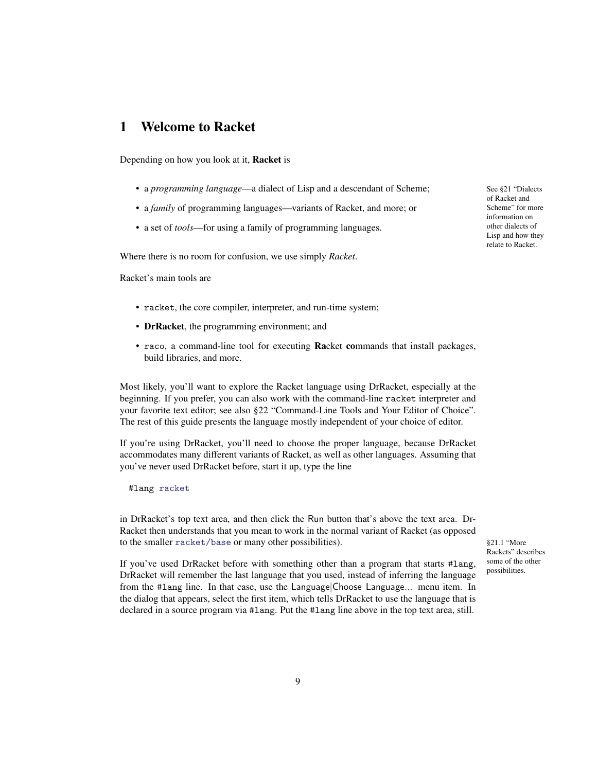# 1 Welcome to Racket

Depending on how you look at it, **Racket** is

- a *programming language*—a dialect of Lisp and a descendant of Scheme;
- a *family* of programming languages—variants of Racket, and more; or
- a set of *tools*—for using a family of programming languages.

See §21 "Dialects of Racket and Scheme" for more information on other dialects of Lisp and how they relate to Racket.

Where there is no room for confusion, we use simply *Racket*.

Racket's main tools are

- `racket`, the core compiler, interpreter, and run-time system;
- **DrRacket**, the programming environment; and
- `raco`, a command-line tool for executing **Ra**cket **co**mmands that install packages, build libraries, and more.

Most likely, you'll want to explore the Racket language using DrRacket, especially at the beginning. If you prefer, you can also work with the command-line `racket` interpreter and your favorite text editor; see also §22 "Command-Line Tools and Your Editor of Choice". The rest of this guide presents the language mostly independent of your choice of editor.

If you're using DrRacket, you'll need to choose the proper language, because DrRacket accommodates many different variants of Racket, as well as other languages. Assuming that you've never used DrRacket before, start it up, type the line

```
#lang racket
```

in DrRacket's top text area, and then click the Run button that's above the text area. DrRacket then understands that you mean to work in the normal variant of Racket (as opposed to the smaller `racket/base` or many other possibilities).

§21.1 "More Rackets" describes some of the other possibilities.

If you've used DrRacket before with something other than a program that starts `#lang`, DrRacket will remember the last language that you used, instead of inferring the language from the `#lang` line. In that case, use the Language|Choose Language... menu item. In the dialog that appears, select the first item, which tells DrRacket to use the language that is declared in a source program via `#lang`. Put the `#lang` line above in the top text area, still.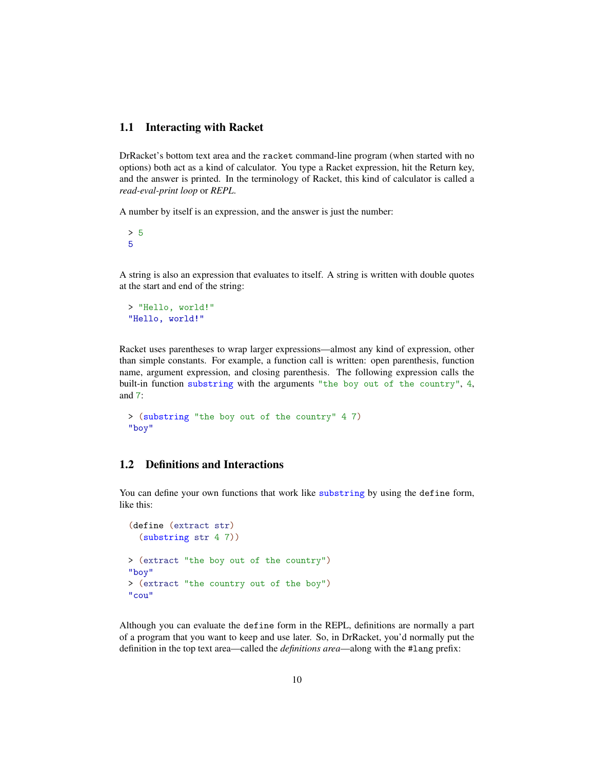## 1.1 Interacting with Racket

DrRacket's bottom text area and the `racket` command-line program (when started with no options) both act as a kind of calculator. You type a Racket expression, hit the Return key, and the answer is printed. In the terminology of Racket, this kind of calculator is called a *read-eval-print loop* or *REPL*.

A number by itself is an expression, and the answer is just the number:

```
> 5
5
```

A string is also an expression that evaluates to itself. A string is written with double quotes at the start and end of the string:

```
> "Hello, world!"
"Hello, world!"
```

Racket uses parentheses to wrap larger expressions—almost any kind of expression, other than simple constants. For example, a function call is written: open parenthesis, function name, argument expression, and closing parenthesis. The following expression calls the built-in function `substring` with the arguments `"the boy out of the country"`, `4`, and `7`:

```
> (substring "the boy out of the country" 4 7)
"boy"
```

## 1.2 Definitions and Interactions

You can define your own functions that work like `substring` by using the `define` form, like this:

```
(define (extract str)
  (substring str 4 7))

> (extract "the boy out of the country")
"boy"
> (extract "the country out of the boy")
"cou"
```

Although you can evaluate the `define` form in the REPL, definitions are normally a part of a program that you want to keep and use later. So, in DrRacket, you'd normally put the definition in the top text area—called the *definitions area*—along with the `#lang` prefix: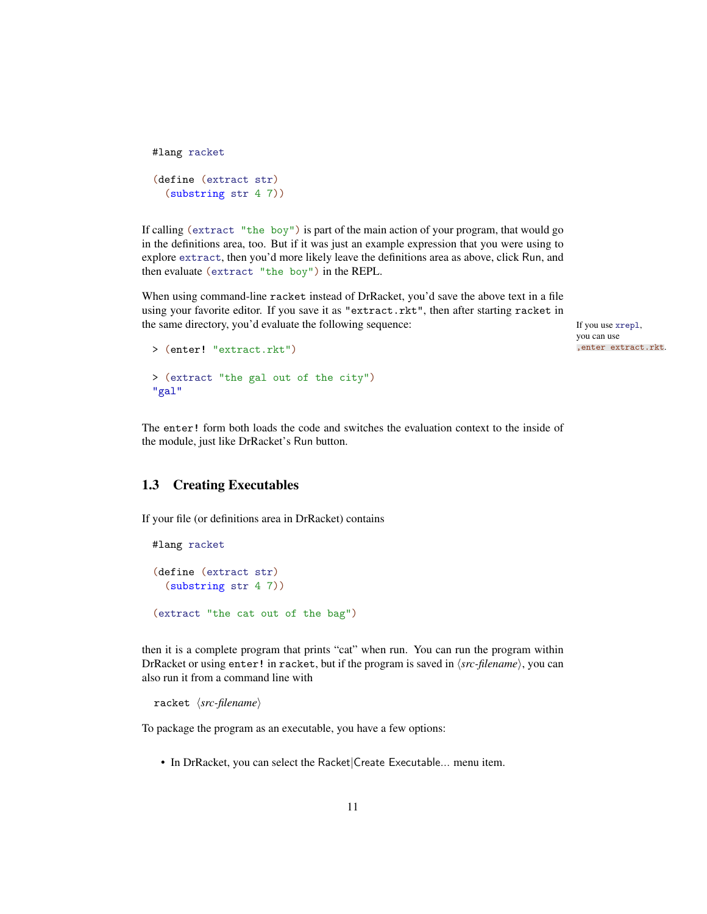```
#lang racket

(define (extract str)
  (substring str 4 7))
```

If calling `(extract "the boy")` is part of the main action of your program, that would go in the definitions area, too. But if it was just an example expression that you were using to explore `extract`, then you'd more likely leave the definitions area as above, click Run, and then evaluate `(extract "the boy")` in the REPL.

When using command-line `racket` instead of DrRacket, you'd save the above text in a file using your favorite editor. If you save it as `"extract.rkt"`, then after starting `racket` in the same directory, you'd evaluate the following sequence:

If you use `xrepl`, you can use `,enter extract.rkt`.

```
> (enter! "extract.rkt")

> (extract "the gal out of the city")
"gal"
```

The `enter!` form both loads the code and switches the evaluation context to the inside of the module, just like DrRacket's Run button.

## 1.3 Creating Executables

If your file (or definitions area in DrRacket) contains

```
#lang racket

(define (extract str)
  (substring str 4 7))

(extract "the cat out of the bag")
```

then it is a complete program that prints "cat" when run. You can run the program within DrRacket or using `enter!` in `racket`, but if the program is saved in ⟨*src-filename*⟩, you can also run it from a command line with

```
racket ⟨src-filename⟩
```

To package the program as an executable, you have a few options:

- In DrRacket, you can select the Racket|Create Executable... menu item.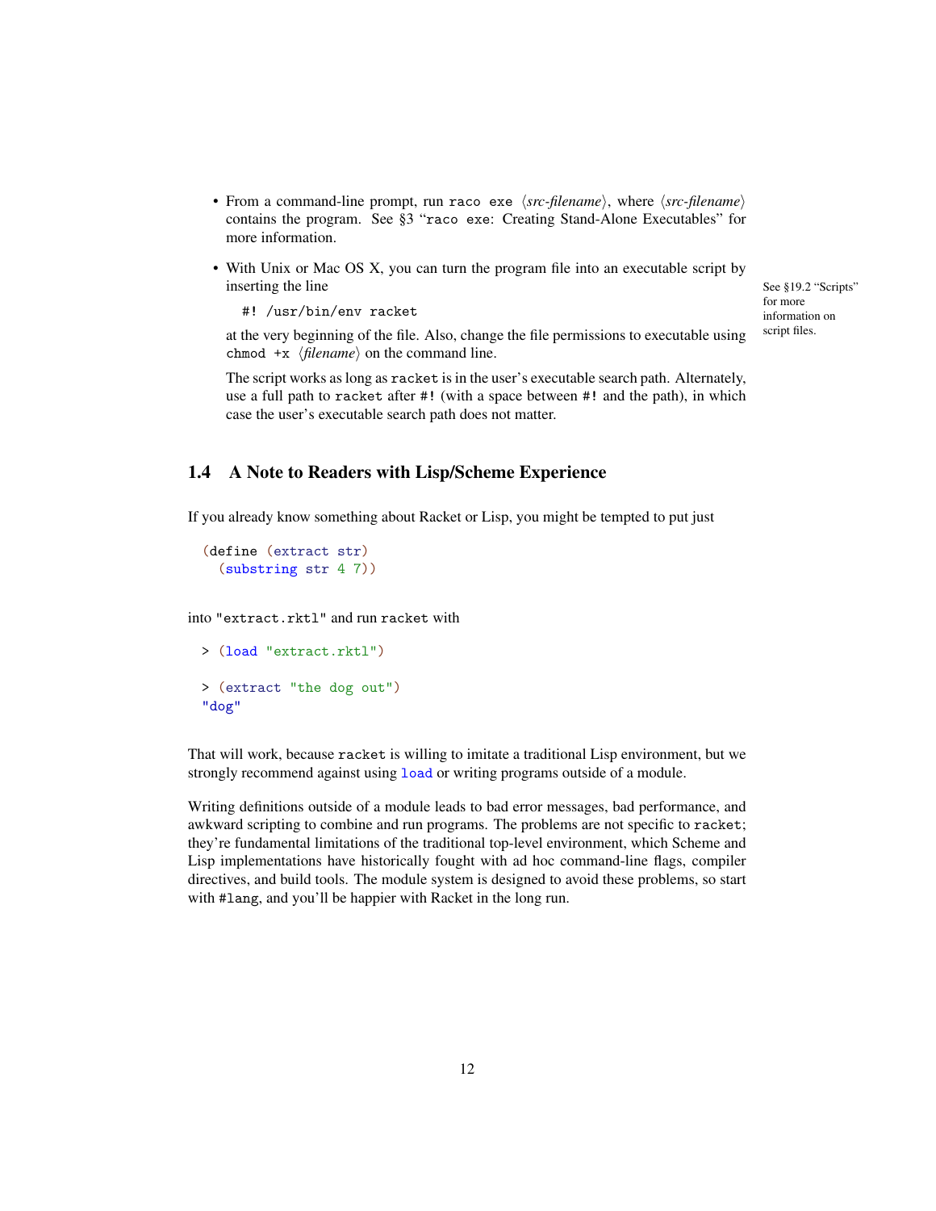- From a command-line prompt, run `raco exe` ⟨*src-filename*⟩, where ⟨*src-filename*⟩ contains the program. See §3 "`raco exe`: Creating Stand-Alone Executables" for more information.

- With Unix or Mac OS X, you can turn the program file into an executable script by inserting the line

  ```
  #! /usr/bin/env racket
  ```

  at the very beginning of the file. Also, change the file permissions to executable using `chmod +x` ⟨*filename*⟩ on the command line.

  The script works as long as `racket` is in the user's executable search path. Alternately, use a full path to `racket` after `#!` (with a space between `#!` and the path), in which case the user's executable search path does not matter.

See §19.2 "Scripts" for more information on script files.

## 1.4 A Note to Readers with Lisp/Scheme Experience

If you already know something about Racket or Lisp, you might be tempted to put just

```
(define (extract str)
  (substring str 4 7))
```

into `"extract.rktl"` and run `racket` with

```
> (load "extract.rktl")

> (extract "the dog out")
"dog"
```

That will work, because `racket` is willing to imitate a traditional Lisp environment, but we strongly recommend against using `load` or writing programs outside of a module.

Writing definitions outside of a module leads to bad error messages, bad performance, and awkward scripting to combine and run programs. The problems are not specific to `racket`; they're fundamental limitations of the traditional top-level environment, which Scheme and Lisp implementations have historically fought with ad hoc command-line flags, compiler directives, and build tools. The module system is designed to avoid these problems, so start with `#lang`, and you'll be happier with Racket in the long run.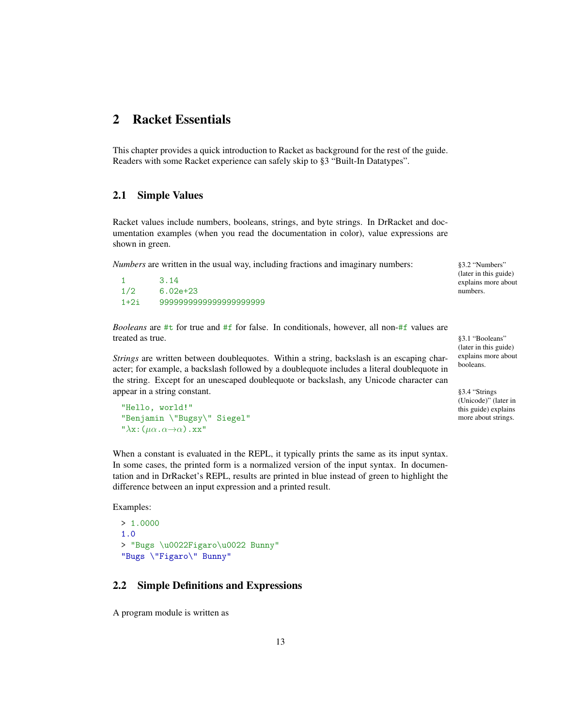# 2 Racket Essentials

This chapter provides a quick introduction to Racket as background for the rest of the guide. Readers with some Racket experience can safely skip to §3 "Built-In Datatypes".

## 2.1 Simple Values

Racket values include numbers, booleans, strings, and byte strings. In DrRacket and documentation examples (when you read the documentation in color), value expressions are shown in green.

*Numbers* are written in the usual way, including fractions and imaginary numbers:

§3.2 "Numbers" (later in this guide) explains more about numbers.

```
1         3.14
1/2       6.02e+23
1+2i      9999999999999999999999
```

*Booleans* are #t for true and #f for false. In conditionals, however, all non-#f values are treated as true.

§3.1 "Booleans" (later in this guide) explains more about booleans.

*Strings* are written between doublequotes. Within a string, backslash is an escaping character; for example, a backslash followed by a doublequote includes a literal doublequote in the string. Except for an unescaped doublequote or backslash, any Unicode character can appear in a string constant.

§3.4 "Strings (Unicode)" (later in this guide) explains more about strings.

```
"Hello, world!"
"Benjamin \"Bugsy\" Siegel"
"λx:(μα.α→α).xx"
```

When a constant is evaluated in the REPL, it typically prints the same as its input syntax. In some cases, the printed form is a normalized version of the input syntax. In documentation and in DrRacket's REPL, results are printed in blue instead of green to highlight the difference between an input expression and a printed result.

Examples:

```
> 1.0000
1.0
> "Bugs \u0022Figaro\u0022 Bunny"
"Bugs \"Figaro\" Bunny"
```

## 2.2 Simple Definitions and Expressions

A program module is written as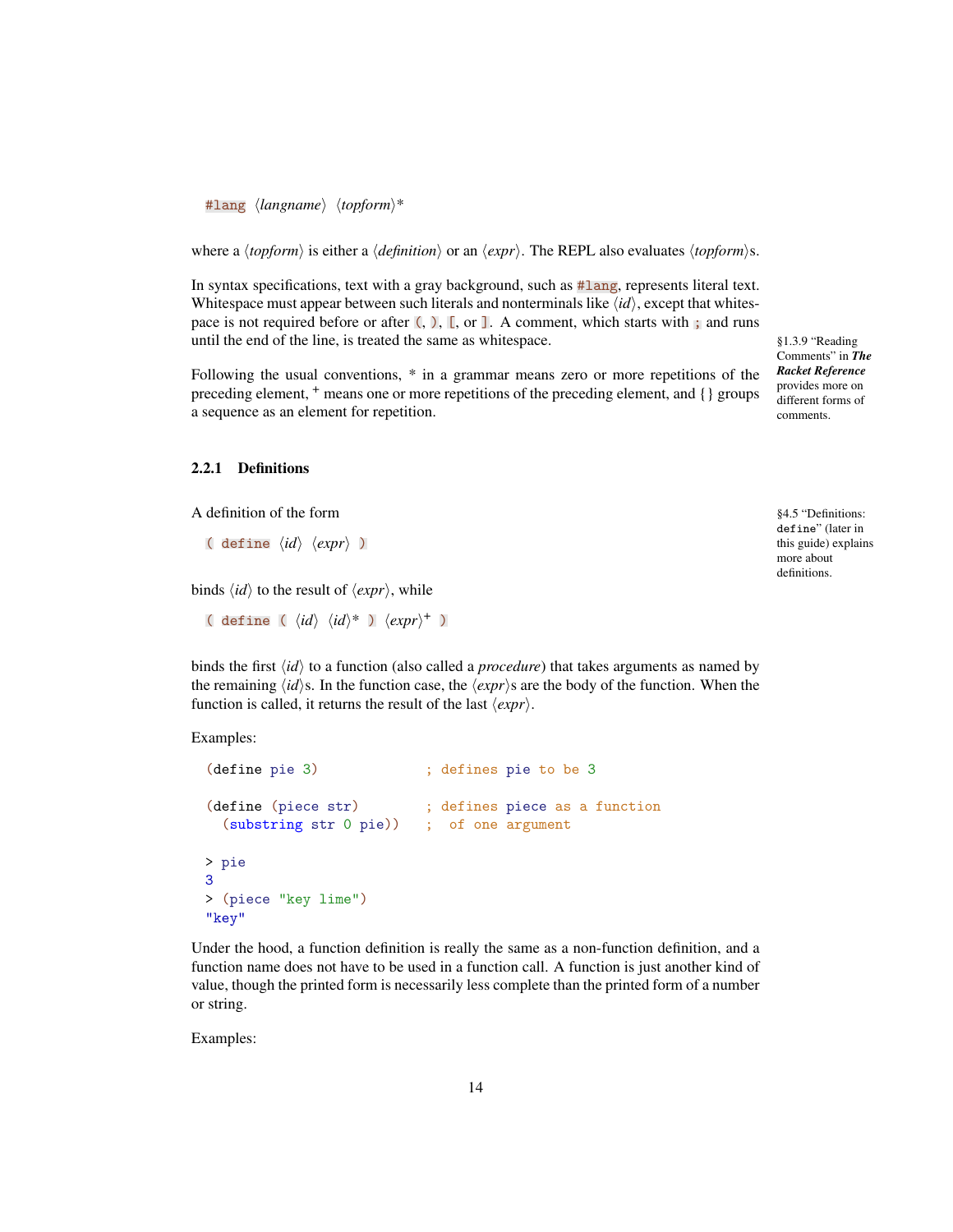```
#lang ⟨langname⟩ ⟨topform⟩*
```

where a ⟨*topform*⟩ is either a ⟨*definition*⟩ or an ⟨*expr*⟩. The REPL also evaluates ⟨*topform*⟩s.

In syntax specifications, text with a gray background, such as `#lang`, represents literal text. Whitespace must appear between such literals and nonterminals like ⟨*id*⟩, except that whitespace is not required before or after `(`, `)`, `[`, or `]`. A comment, which starts with `;` and runs until the end of the line, is treated the same as whitespace.

§1.3.9 "Reading Comments" in ***The Racket Reference*** provides more on different forms of comments.

Following the usual conventions, * in a grammar means zero or more repetitions of the preceding element, + means one or more repetitions of the preceding element, and {} groups a sequence as an element for repetition.

### 2.2.1 Definitions

A definition of the form

§4.5 "Definitions: `define`" (later in this guide) explains more about definitions.

```
( define ⟨id⟩ ⟨expr⟩ )
```

binds ⟨*id*⟩ to the result of ⟨*expr*⟩, while

```
( define ( ⟨id⟩ ⟨id⟩* ) ⟨expr⟩+ )
```

binds the first ⟨*id*⟩ to a function (also called a *procedure*) that takes arguments as named by the remaining ⟨*id*⟩s. In the function case, the ⟨*expr*⟩s are the body of the function. When the function is called, it returns the result of the last ⟨*expr*⟩.

Examples:

```
(define pie 3)             ; defines pie to be 3

(define (piece str)        ; defines piece as a function
  (substring str 0 pie))   ;  of one argument

> pie
3
> (piece "key lime")
"key"
```

Under the hood, a function definition is really the same as a non-function definition, and a function name does not have to be used in a function call. A function is just another kind of value, though the printed form is necessarily less complete than the printed form of a number or string.

Examples: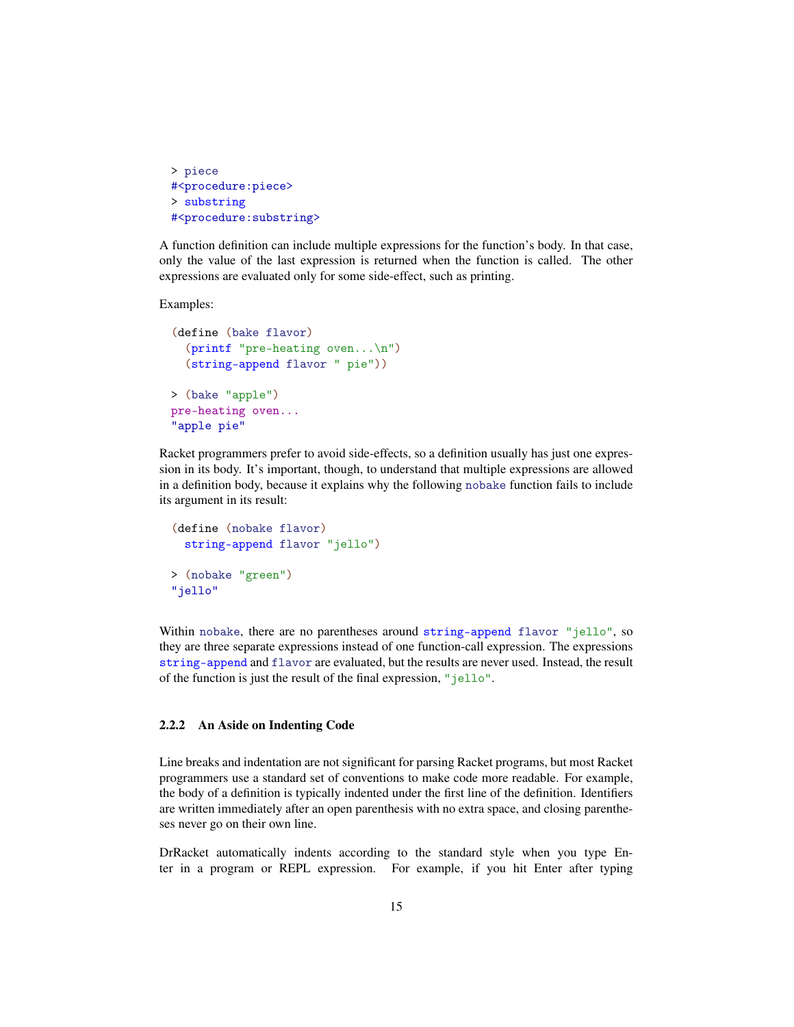```
> piece
#<procedure:piece>
> substring
#<procedure:substring>
```

A function definition can include multiple expressions for the function's body. In that case, only the value of the last expression is returned when the function is called. The other expressions are evaluated only for some side-effect, such as printing.

Examples:

```
(define (bake flavor)
  (printf "pre-heating oven...\n")
  (string-append flavor " pie"))
```

```
> (bake "apple")
pre-heating oven...
"apple pie"
```

Racket programmers prefer to avoid side-effects, so a definition usually has just one expression in its body. It's important, though, to understand that multiple expressions are allowed in a definition body, because it explains why the following `nobake` function fails to include its argument in its result:

```
(define (nobake flavor)
  string-append flavor "jello")
```

```
> (nobake "green")
"jello"
```

Within `nobake`, there are no parentheses around `string-append flavor "jello"`, so they are three separate expressions instead of one function-call expression. The expressions `string-append` and `flavor` are evaluated, but the results are never used. Instead, the result of the function is just the result of the final expression, `"jello"`.

### 2.2.2 An Aside on Indenting Code

Line breaks and indentation are not significant for parsing Racket programs, but most Racket programmers use a standard set of conventions to make code more readable. For example, the body of a definition is typically indented under the first line of the definition. Identifiers are written immediately after an open parenthesis with no extra space, and closing parentheses never go on their own line.

DrRacket automatically indents according to the standard style when you type Enter in a program or REPL expression. For example, if you hit Enter after typing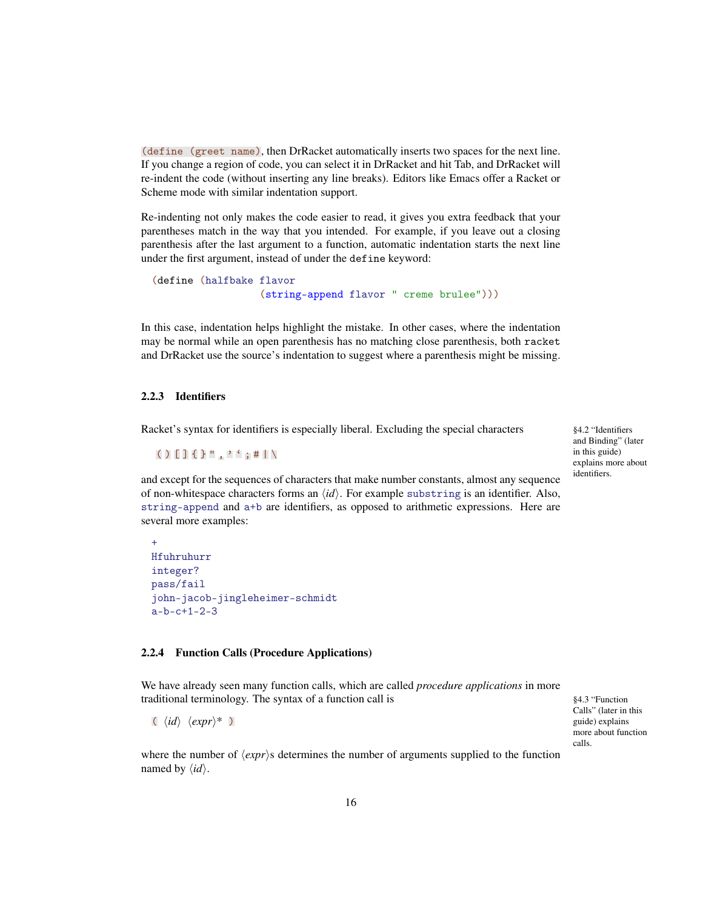`(define (greet name)`, then DrRacket automatically inserts two spaces for the next line. If you change a region of code, you can select it in DrRacket and hit Tab, and DrRacket will re-indent the code (without inserting any line breaks). Editors like Emacs offer a Racket or Scheme mode with similar indentation support.

Re-indenting not only makes the code easier to read, it gives you extra feedback that your parentheses match in the way that you intended. For example, if you leave out a closing parenthesis after the last argument to a function, automatic indentation starts the next line under the first argument, instead of under the `define` keyword:

```
(define (halfbake flavor
                  (string-append flavor " creme brulee")))
```

In this case, indentation helps highlight the mistake. In other cases, where the indentation may be normal while an open parenthesis has no matching close parenthesis, both `racket` and DrRacket use the source's indentation to suggest where a parenthesis might be missing.

### 2.2.3 Identifiers

Racket's syntax for identifiers is especially liberal. Excluding the special characters

§4.2 "Identifiers and Binding" (later in this guide) explains more about identifiers.

```
( ) [ ] { } " , ' ` ; # | \
```

and except for the sequences of characters that make number constants, almost any sequence of non-whitespace characters forms an ⟨*id*⟩. For example `substring` is an identifier. Also, `string-append` and `a+b` are identifiers, as opposed to arithmetic expressions. Here are several more examples:

```
+
Hfuhruhurr
integer?
pass/fail
john-jacob-jingleheimer-schmidt
a-b-c+1-2-3
```

### 2.2.4 Function Calls (Procedure Applications)

We have already seen many function calls, which are called *procedure applications* in more traditional terminology. The syntax of a function call is

§4.3 "Function Calls" (later in this guide) explains more about function calls.

```
( ⟨id⟩ ⟨expr⟩* )
```

where the number of ⟨*expr*⟩s determines the number of arguments supplied to the function named by ⟨*id*⟩.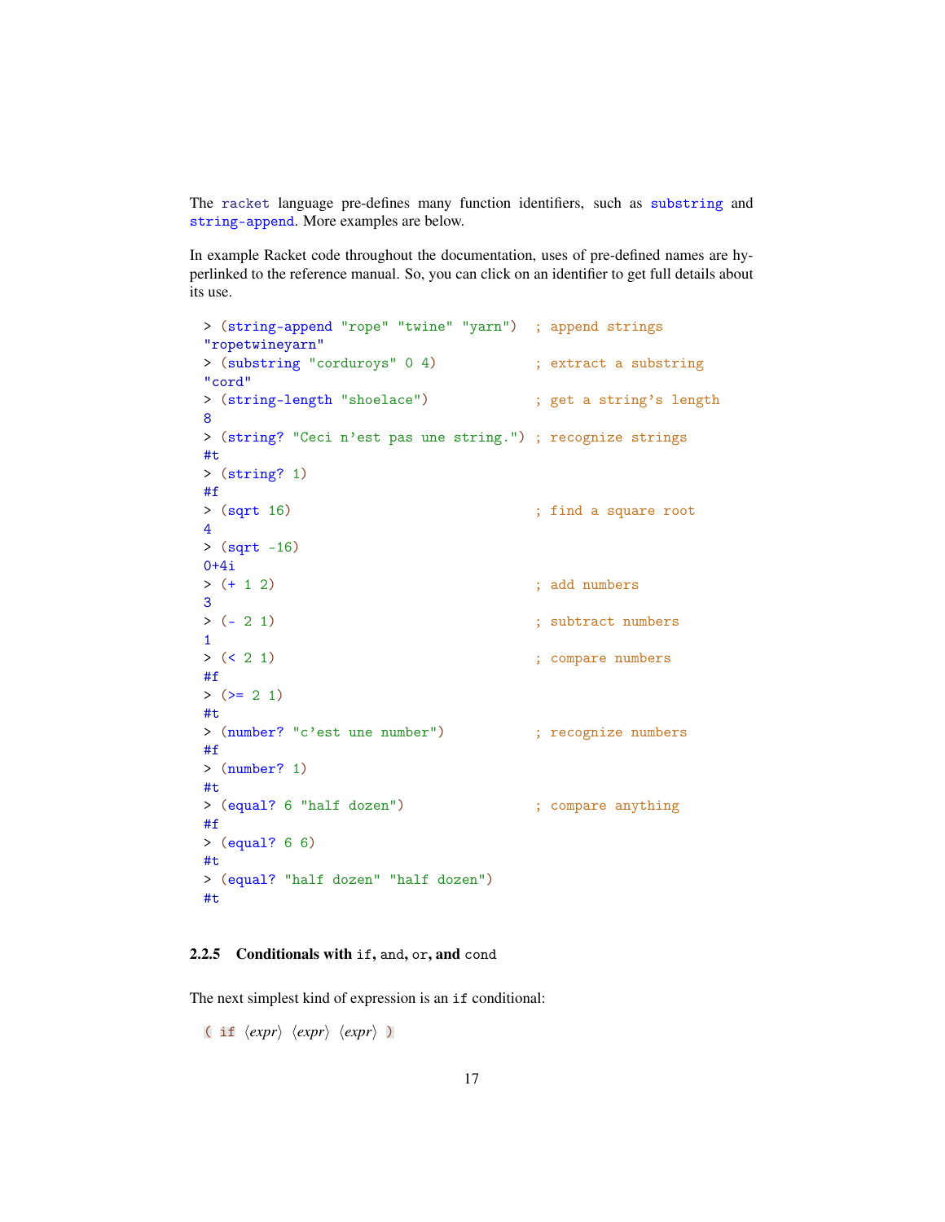The `racket` language pre-defines many function identifiers, such as `substring` and `string-append`. More examples are below.

In example Racket code throughout the documentation, uses of pre-defined names are hyperlinked to the reference manual. So, you can click on an identifier to get full details about its use.

```
> (string-append "rope" "twine" "yarn")  ; append strings
"ropetwineyarn"
> (substring "corduroys" 0 4)            ; extract a substring
"cord"
> (string-length "shoelace")             ; get a string's length
8
> (string? "Ceci n'est pas une string.") ; recognize strings
#t
> (string? 1)
#f
> (sqrt 16)                              ; find a square root
4
> (sqrt -16)
0+4i
> (+ 1 2)                                ; add numbers
3
> (- 2 1)                                ; subtract numbers
1
> (< 2 1)                                ; compare numbers
#f
> (>= 2 1)
#t
> (number? "c'est une number")           ; recognize numbers
#f
> (number? 1)
#t
> (equal? 6 "half dozen")                ; compare anything
#f
> (equal? 6 6)
#t
> (equal? "half dozen" "half dozen")
#t
```

### 2.2.5 Conditionals with `if`, `and`, `or`, and `cond`

The next simplest kind of expression is an `if` conditional:

```
( if ⟨expr⟩ ⟨expr⟩ ⟨expr⟩ )
```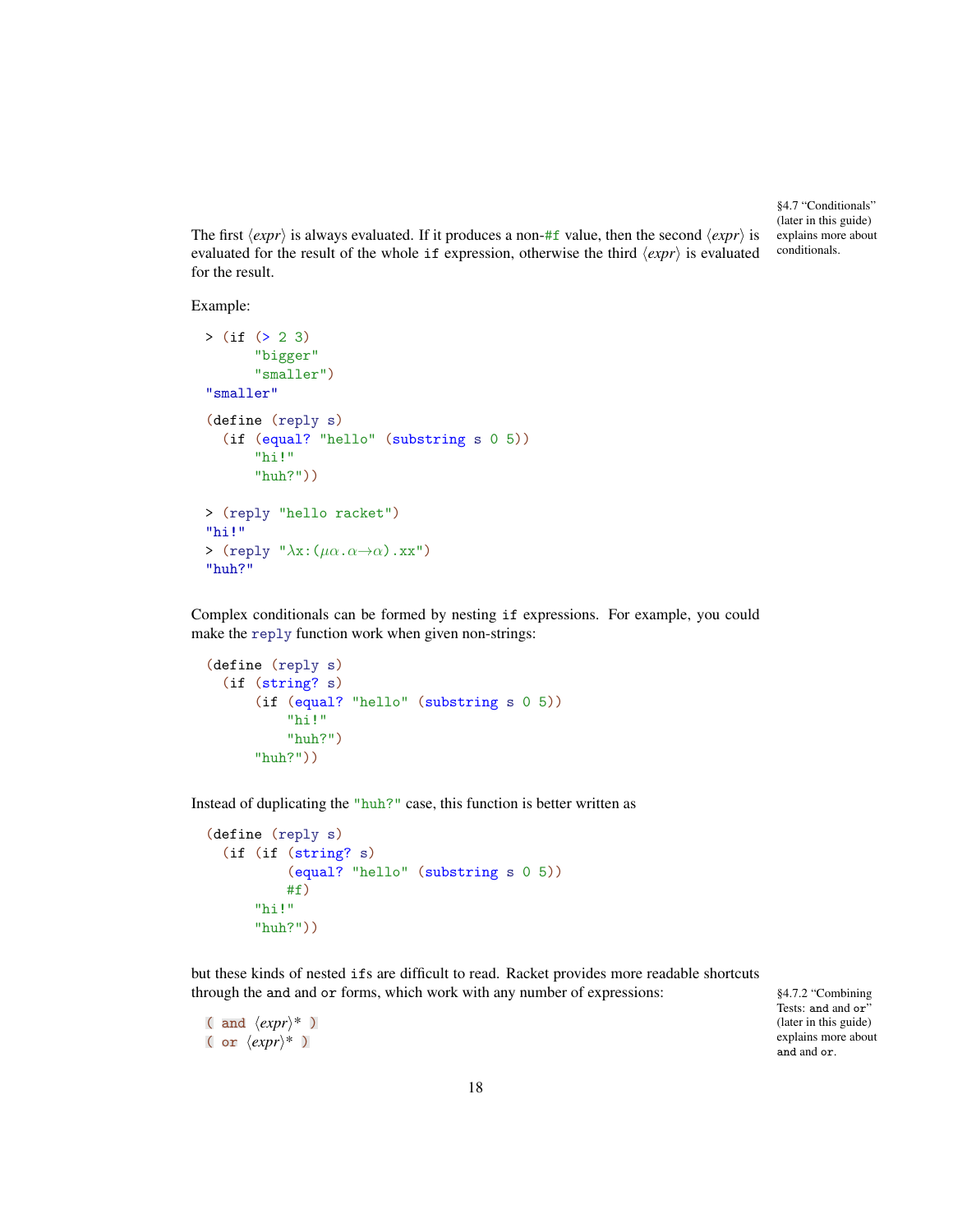The first ⟨*expr*⟩ is always evaluated. If it produces a non-`#f` value, then the second ⟨*expr*⟩ is evaluated for the result of the whole `if` expression, otherwise the third ⟨*expr*⟩ is evaluated for the result.

§4.7 "Conditionals" (later in this guide) explains more about conditionals.

Example:

```
> (if (> 2 3)
      "bigger"
      "smaller")
"smaller"
```

```
(define (reply s)
  (if (equal? "hello" (substring s 0 5))
      "hi!"
      "huh?"))
```

```
> (reply "hello racket")
"hi!"
> (reply "λx:(μα.α→α).xx")
"huh?"
```

Complex conditionals can be formed by nesting `if` expressions. For example, you could make the `reply` function work when given non-strings:

```
(define (reply s)
  (if (string? s)
      (if (equal? "hello" (substring s 0 5))
          "hi!"
          "huh?")
      "huh?"))
```

Instead of duplicating the `"huh?"` case, this function is better written as

```
(define (reply s)
  (if (if (string? s)
          (equal? "hello" (substring s 0 5))
          #f)
      "hi!"
      "huh?"))
```

but these kinds of nested `if`s are difficult to read. Racket provides more readable shortcuts through the `and` and `or` forms, which work with any number of expressions:

§4.7.2 "Combining Tests: `and` and `or`" (later in this guide) explains more about `and` and `or`.

```
( and ⟨expr⟩* )
( or ⟨expr⟩* )
```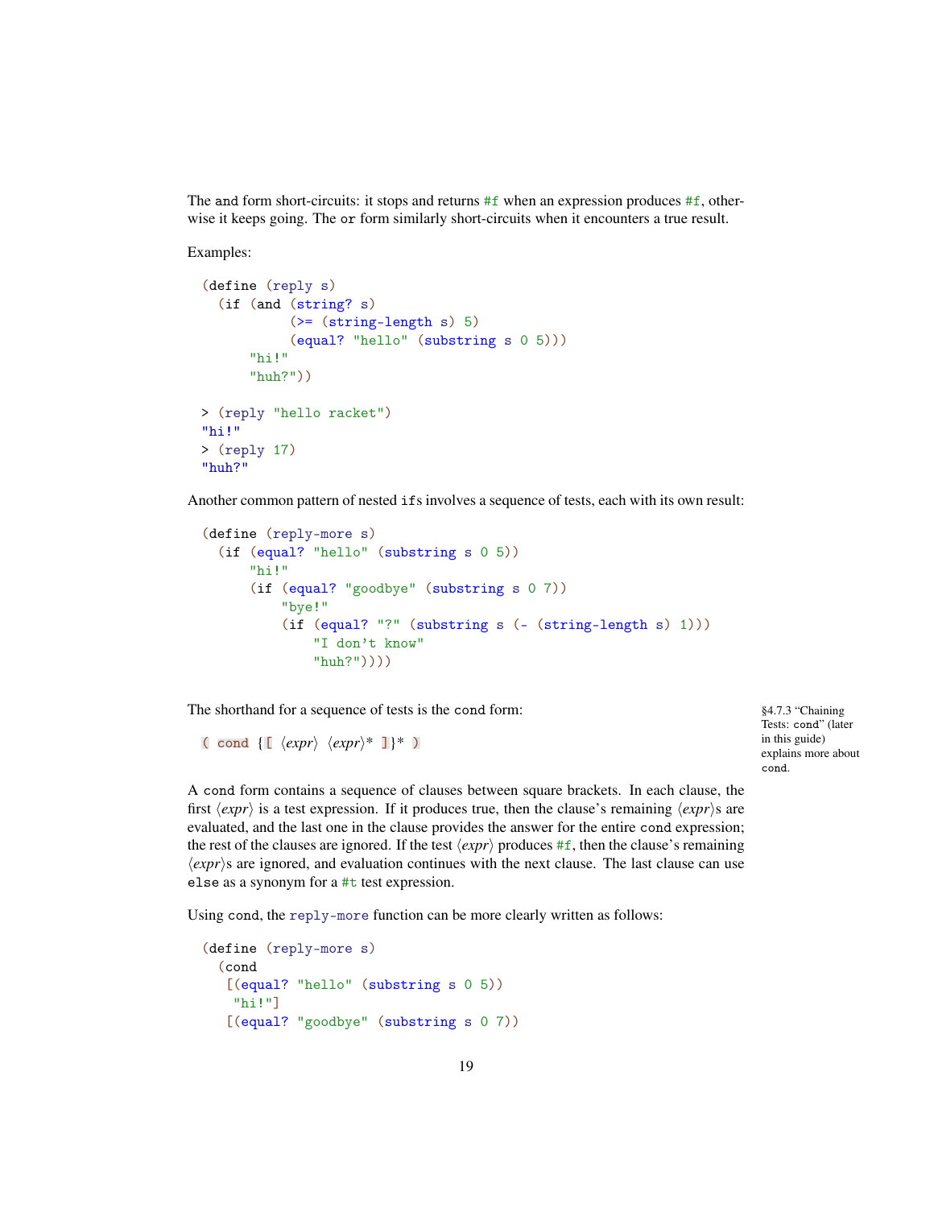The `and` form short-circuits: it stops and returns `#f` when an expression produces `#f`, otherwise it keeps going. The `or` form similarly short-circuits when it encounters a true result.

Examples:

```
(define (reply s)
  (if (and (string? s)
           (>= (string-length s) 5)
           (equal? "hello" (substring s 0 5)))
      "hi!"
      "huh?"))

> (reply "hello racket")
"hi!"
> (reply 17)
"huh?"
```

Another common pattern of nested `if`s involves a sequence of tests, each with its own result:

```
(define (reply-more s)
  (if (equal? "hello" (substring s 0 5))
      "hi!"
      (if (equal? "goodbye" (substring s 0 7))
          "bye!"
          (if (equal? "?" (substring s (- (string-length s) 1)))
              "I don't know"
              "huh?"))))
```

The shorthand for a sequence of tests is the `cond` form:

§4.7.3 "Chaining Tests: cond" (later in this guide) explains more about cond.

```
( cond {[ ⟨expr⟩ ⟨expr⟩* ]}* )
```

A `cond` form contains a sequence of clauses between square brackets. In each clause, the first ⟨*expr*⟩ is a test expression. If it produces true, then the clause's remaining ⟨*expr*⟩s are evaluated, and the last one in the clause provides the answer for the entire `cond` expression; the rest of the clauses are ignored. If the test ⟨*expr*⟩ produces `#f`, then the clause's remaining ⟨*expr*⟩s are ignored, and evaluation continues with the next clause. The last clause can use `else` as a synonym for a `#t` test expression.

Using `cond`, the `reply-more` function can be more clearly written as follows:

```
(define (reply-more s)
  (cond
   [(equal? "hello" (substring s 0 5))
    "hi!"]
   [(equal? "goodbye" (substring s 0 7))
```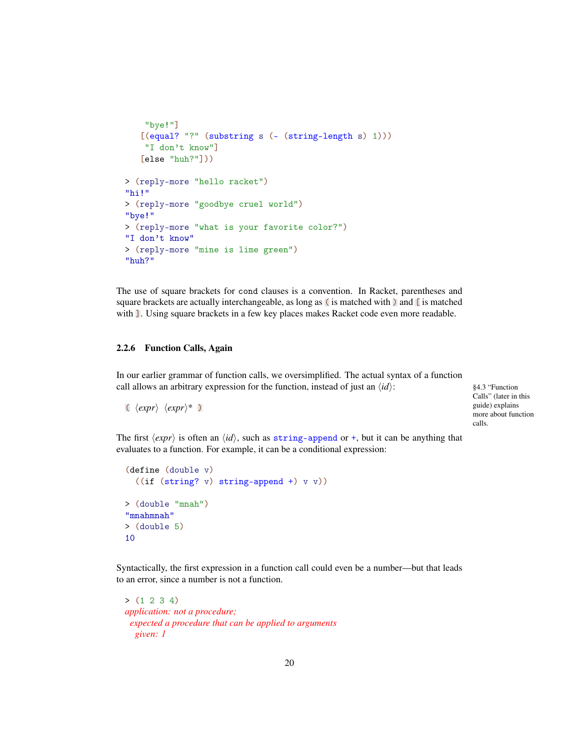```
     "bye!"]
    [(equal? "?" (substring s (- (string-length s) 1)))
     "I don't know"]
    [else "huh?"]))

> (reply-more "hello racket")
"hi!"
> (reply-more "goodbye cruel world")
"bye!"
> (reply-more "what is your favorite color?")
"I don't know"
> (reply-more "mine is lime green")
"huh?"
```

The use of square brackets for `cond` clauses is a convention. In Racket, parentheses and square brackets are actually interchangeable, as long as `(` is matched with `)` and `[` is matched with `]`. Using square brackets in a few key places makes Racket code even more readable.

### 2.2.6 Function Calls, Again

In our earlier grammar of function calls, we oversimplified. The actual syntax of a function call allows an arbitrary expression for the function, instead of just an ⟨*id*⟩:

§4.3 "Function Calls" (later in this guide) explains more about function calls.

```
( ⟨expr⟩ ⟨expr⟩* )
```

The first ⟨*expr*⟩ is often an ⟨*id*⟩, such as `string-append` or `+`, but it can be anything that evaluates to a function. For example, it can be a conditional expression:

```
(define (double v)
  ((if (string? v) string-append +) v v))

> (double "mnah")
"mnahmnah"
> (double 5)
10
```

Syntactically, the first expression in a function call could even be a number—but that leads to an error, since a number is not a function.

```
> (1 2 3 4)
application: not a procedure;
 expected a procedure that can be applied to arguments
  given: 1
```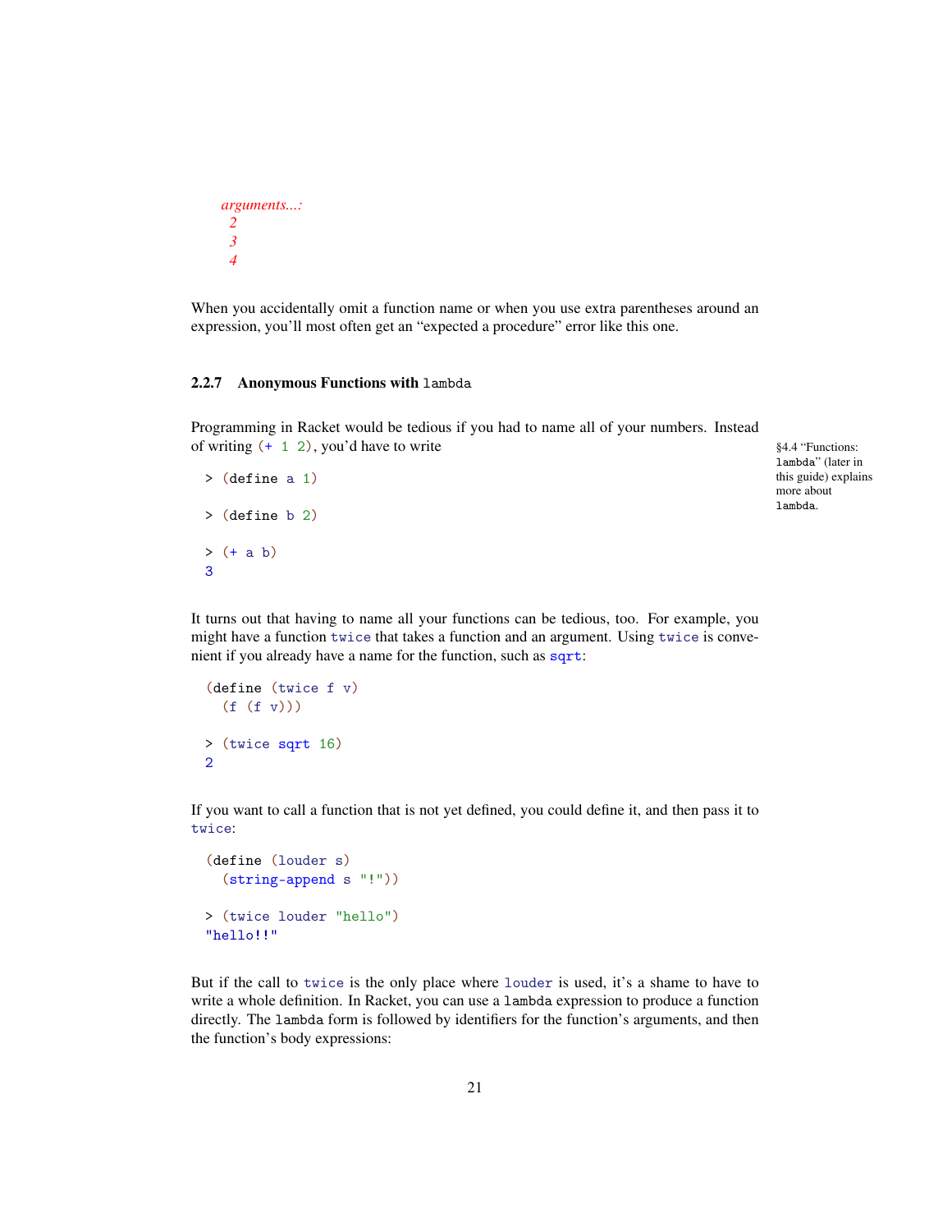```
  arguments...:
   2
   3
   4
```

When you accidentally omit a function name or when you use extra parentheses around an expression, you'll most often get an "expected a procedure" error like this one.

### 2.2.7 Anonymous Functions with `lambda`

Programming in Racket would be tedious if you had to name all of your numbers. Instead of writing `(+ 1 2)`, you'd have to write

> §4.4 "Functions: `lambda`" (later in this guide) explains more about `lambda`.

```
> (define a 1)

> (define b 2)

> (+ a b)
3
```

It turns out that having to name all your functions can be tedious, too. For example, you might have a function `twice` that takes a function and an argument. Using `twice` is convenient if you already have a name for the function, such as `sqrt`:

```
(define (twice f v)
  (f (f v)))

> (twice sqrt 16)
2
```

If you want to call a function that is not yet defined, you could define it, and then pass it to `twice`:

```
(define (louder s)
  (string-append s "!"))

> (twice louder "hello")
"hello!!"
```

But if the call to `twice` is the only place where `louder` is used, it's a shame to have to write a whole definition. In Racket, you can use a `lambda` expression to produce a function directly. The `lambda` form is followed by identifiers for the function's arguments, and then the function's body expressions: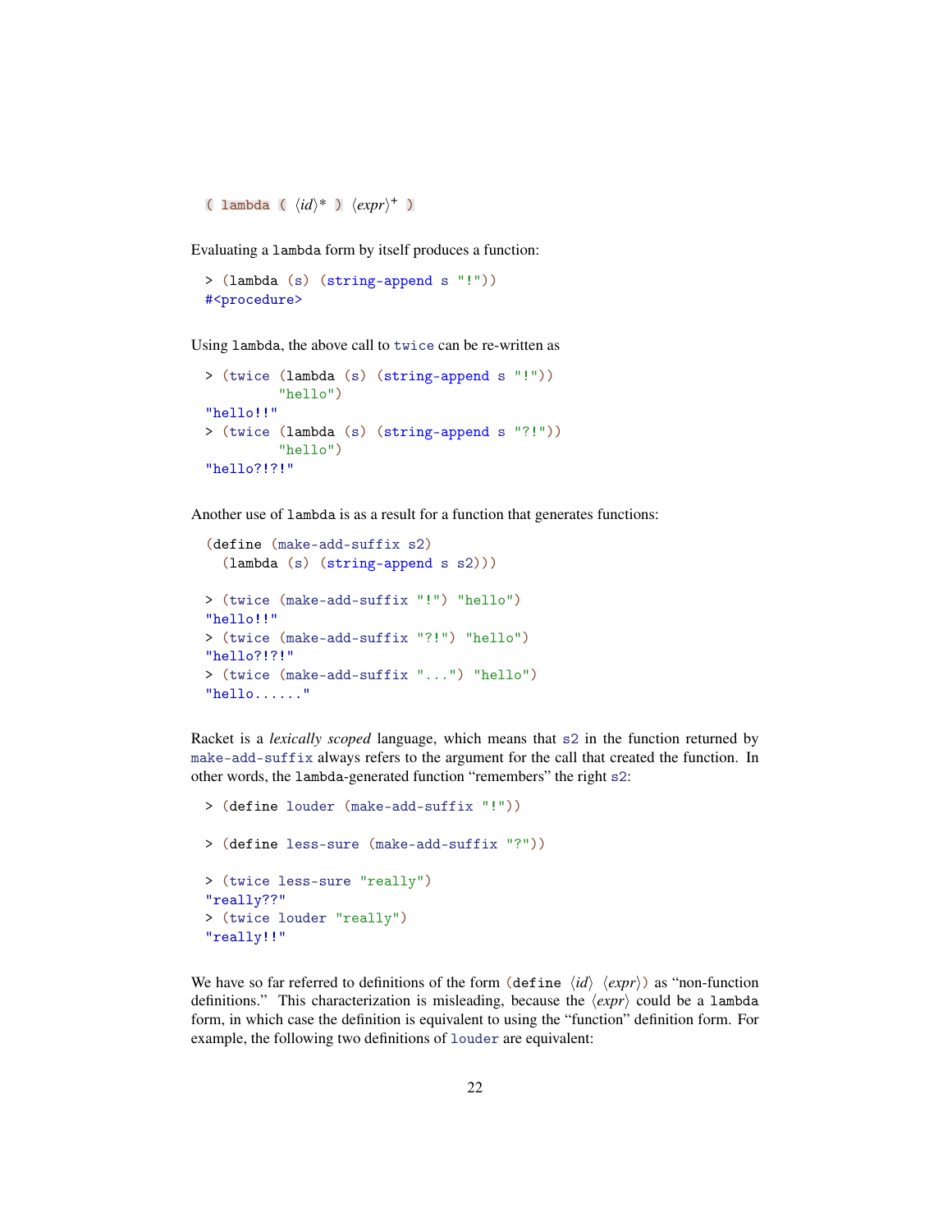```
( lambda ( ⟨id⟩* ) ⟨expr⟩+ )
```

Evaluating a `lambda` form by itself produces a function:

```
> (lambda (s) (string-append s "!"))
#<procedure>
```

Using `lambda`, the above call to `twice` can be re-written as

```
> (twice (lambda (s) (string-append s "!"))
         "hello")
"hello!!"
> (twice (lambda (s) (string-append s "?!"))
         "hello")
"hello?!?!"
```

Another use of `lambda` is as a result for a function that generates functions:

```
(define (make-add-suffix s2)
  (lambda (s) (string-append s s2)))

> (twice (make-add-suffix "!") "hello")
"hello!!"
> (twice (make-add-suffix "?!") "hello")
"hello?!?!"
> (twice (make-add-suffix "...") "hello")
"hello......"
```

Racket is a *lexically scoped* language, which means that `s2` in the function returned by `make-add-suffix` always refers to the argument for the call that created the function. In other words, the `lambda`-generated function "remembers" the right `s2`:

```
> (define louder (make-add-suffix "!"))

> (define less-sure (make-add-suffix "?"))

> (twice less-sure "really")
"really??"
> (twice louder "really")
"really!!"
```

We have so far referred to definitions of the form `(define ⟨id⟩ ⟨expr⟩)` as "non-function definitions." This characterization is misleading, because the ⟨*expr*⟩ could be a `lambda` form, in which case the definition is equivalent to using the "function" definition form. For example, the following two definitions of `louder` are equivalent: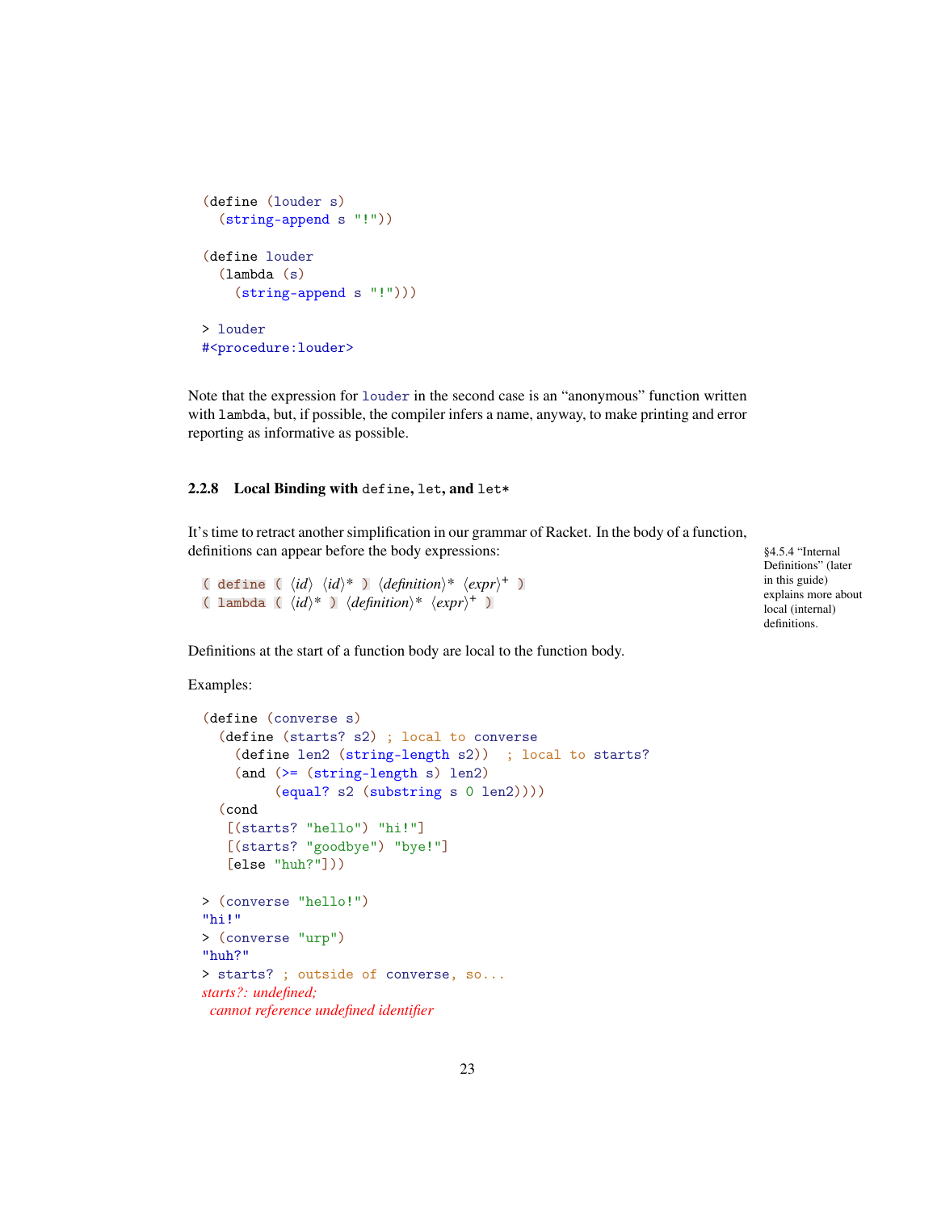```racket
(define (louder s)
  (string-append s "!"))

(define louder
  (lambda (s)
    (string-append s "!")))

> louder
#<procedure:louder>
```

Note that the expression for `louder` in the second case is an "anonymous" function written with `lambda`, but, if possible, the compiler infers a name, anyway, to make printing and error reporting as informative as possible.

### 2.2.8 Local Binding with `define`, `let`, and `let*`

It's time to retract another simplification in our grammar of Racket. In the body of a function, definitions can appear before the body expressions:

§4.5.4 "Internal Definitions" (later in this guide) explains more about local (internal) definitions.

```
( define ( ⟨id⟩ ⟨id⟩* ) ⟨definition⟩* ⟨expr⟩+ )
( lambda ( ⟨id⟩* ) ⟨definition⟩* ⟨expr⟩+ )
```

Definitions at the start of a function body are local to the function body.

Examples:

```racket
(define (converse s)
  (define (starts? s2) ; local to converse
    (define len2 (string-length s2))  ; local to starts?
    (and (>= (string-length s) len2)
         (equal? s2 (substring s 0 len2))))
  (cond
   [(starts? "hello") "hi!"]
   [(starts? "goodbye") "bye!"]
   [else "huh?"]))

> (converse "hello!")
"hi!"
> (converse "urp")
"huh?"
> starts? ; outside of converse, so...
starts?: undefined;
 cannot reference undefined identifier
```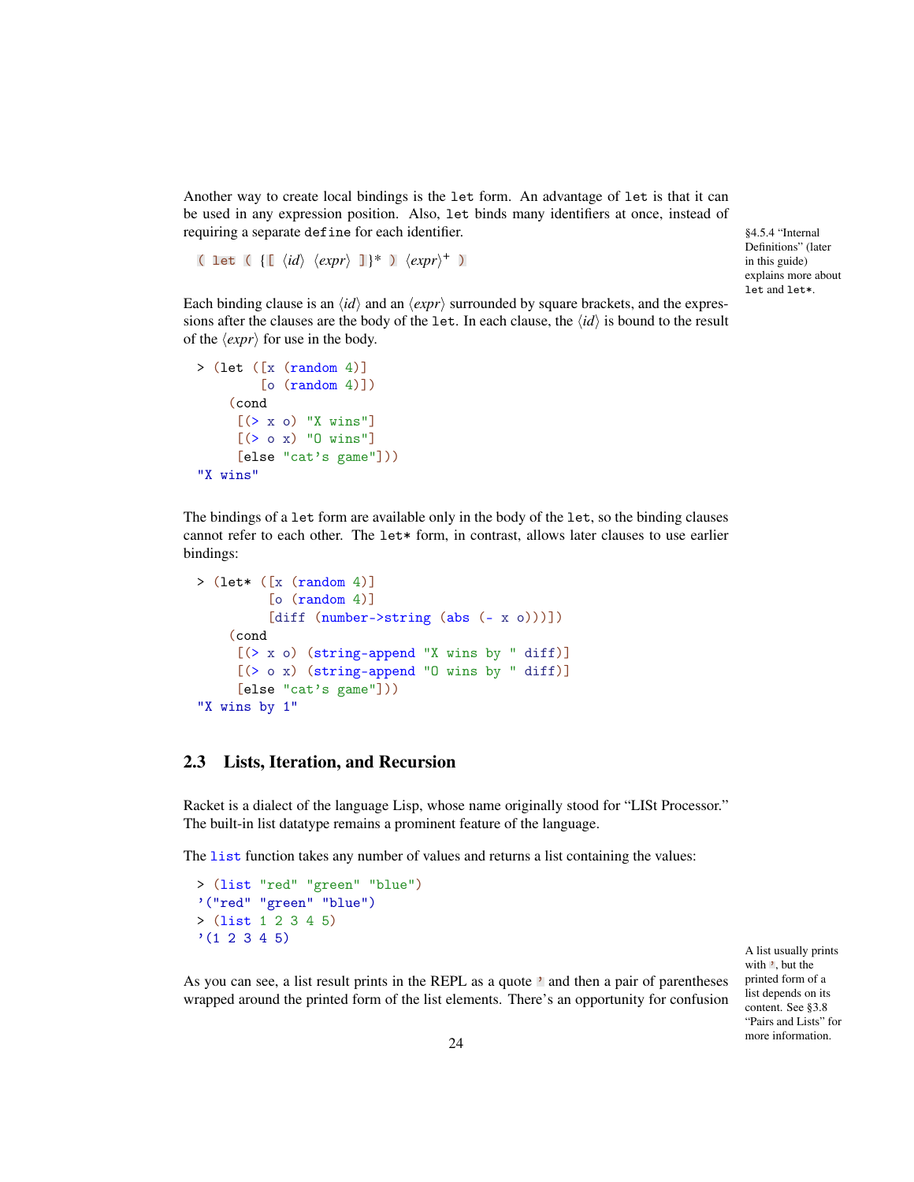Another way to create local bindings is the `let` form. An advantage of `let` is that it can be used in any expression position. Also, `let` binds many identifiers at once, instead of requiring a separate `define` for each identifier.

§4.5.4 "Internal Definitions" (later in this guide) explains more about `let` and `let*`.

```
( let ( {[ ‹id› ‹expr› ]}* ) ‹expr›+ )
```

Each binding clause is an ‹id› and an ‹expr› surrounded by square brackets, and the expressions after the clauses are the body of the `let`. In each clause, the ‹id› is bound to the result of the ‹expr› for use in the body.

```
> (let ([x (random 4)]
        [o (random 4)])
    (cond
     [(> x o) "X wins"]
     [(> o x) "O wins"]
     [else "cat's game"]))
"X wins"
```

The bindings of a `let` form are available only in the body of the `let`, so the binding clauses cannot refer to each other. The `let*` form, in contrast, allows later clauses to use earlier bindings:

```
> (let* ([x (random 4)]
         [o (random 4)]
         [diff (number->string (abs (- x o)))])
    (cond
     [(> x o) (string-append "X wins by " diff)]
     [(> o x) (string-append "O wins by " diff)]
     [else "cat's game"]))
"X wins by 1"
```

## 2.3 Lists, Iteration, and Recursion

Racket is a dialect of the language Lisp, whose name originally stood for "LISt Processor." The built-in list datatype remains a prominent feature of the language.

The `list` function takes any number of values and returns a list containing the values:

```
> (list "red" "green" "blue")
'("red" "green" "blue")
> (list 1 2 3 4 5)
'(1 2 3 4 5)
```

A list usually prints with `'`, but the printed form of a list depends on its content. See §3.8 "Pairs and Lists" for more information.

As you can see, a list result prints in the REPL as a quote `'` and then a pair of parentheses wrapped around the printed form of the list elements. There's an opportunity for confusion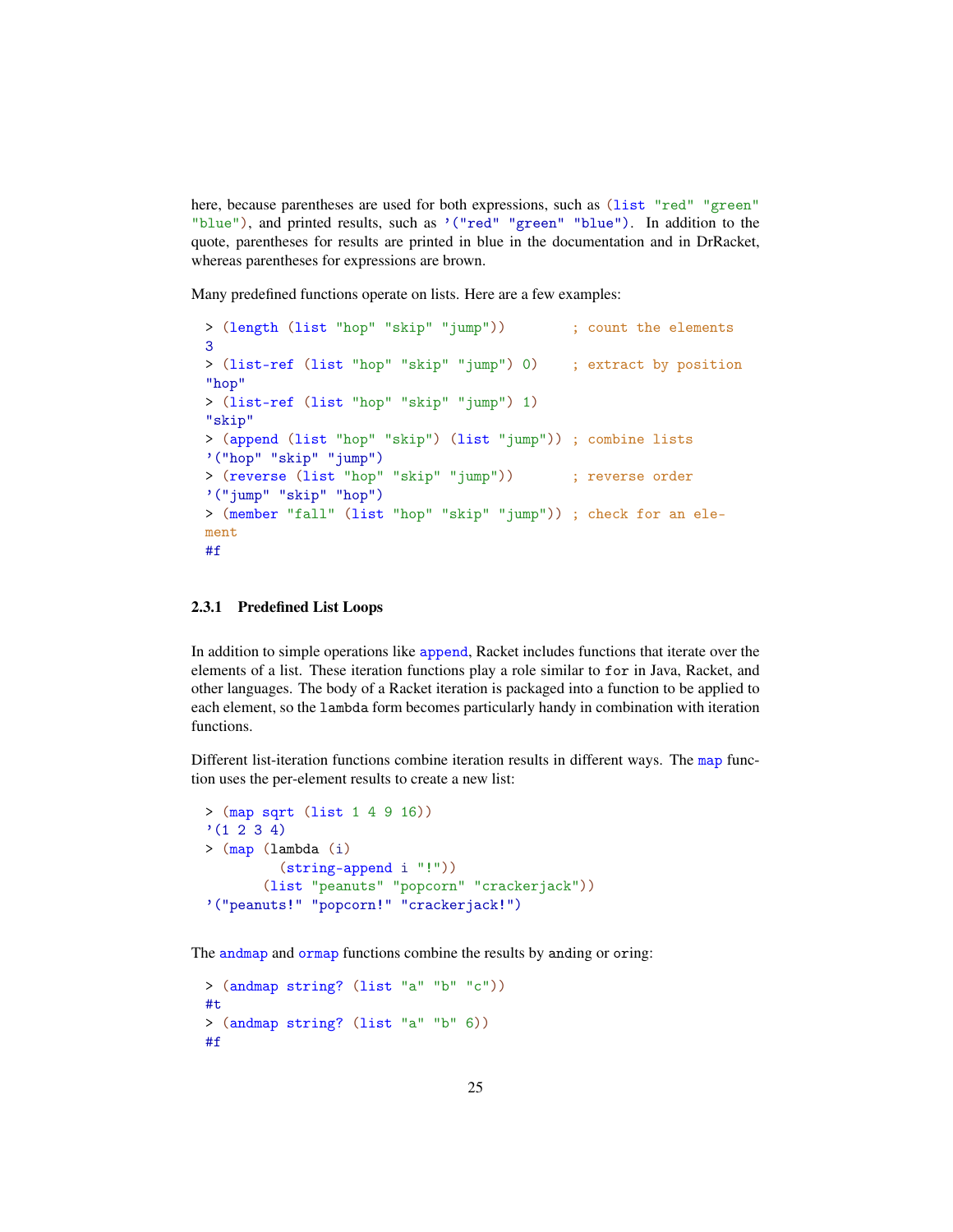here, because parentheses are used for both expressions, such as `(list "red" "green" "blue")`, and printed results, such as `'("red" "green" "blue")`. In addition to the quote, parentheses for results are printed in blue in the documentation and in DrRacket, whereas parentheses for expressions are brown.

Many predefined functions operate on lists. Here are a few examples:

```
> (length (list "hop" "skip" "jump"))        ; count the elements
3
> (list-ref (list "hop" "skip" "jump") 0)    ; extract by position
"hop"
> (list-ref (list "hop" "skip" "jump") 1)
"skip"
> (append (list "hop" "skip") (list "jump")) ; combine lists
'("hop" "skip" "jump")
> (reverse (list "hop" "skip" "jump"))       ; reverse order
'("jump" "skip" "hop")
> (member "fall" (list "hop" "skip" "jump")) ; check for an ele-
ment
#f
```

### 2.3.1 Predefined List Loops

In addition to simple operations like `append`, Racket includes functions that iterate over the elements of a list. These iteration functions play a role similar to `for` in Java, Racket, and other languages. The body of a Racket iteration is packaged into a function to be applied to each element, so the `lambda` form becomes particularly handy in combination with iteration functions.

Different list-iteration functions combine iteration results in different ways. The `map` function uses the per-element results to create a new list:

```
> (map sqrt (list 1 4 9 16))
'(1 2 3 4)
> (map (lambda (i)
         (string-append i "!"))
       (list "peanuts" "popcorn" "crackerjack"))
'("peanuts!" "popcorn!" "crackerjack!")
```

The `andmap` and `ormap` functions combine the results by `and`ing or `or`ing:

```
> (andmap string? (list "a" "b" "c"))
#t
> (andmap string? (list "a" "b" 6))
#f
```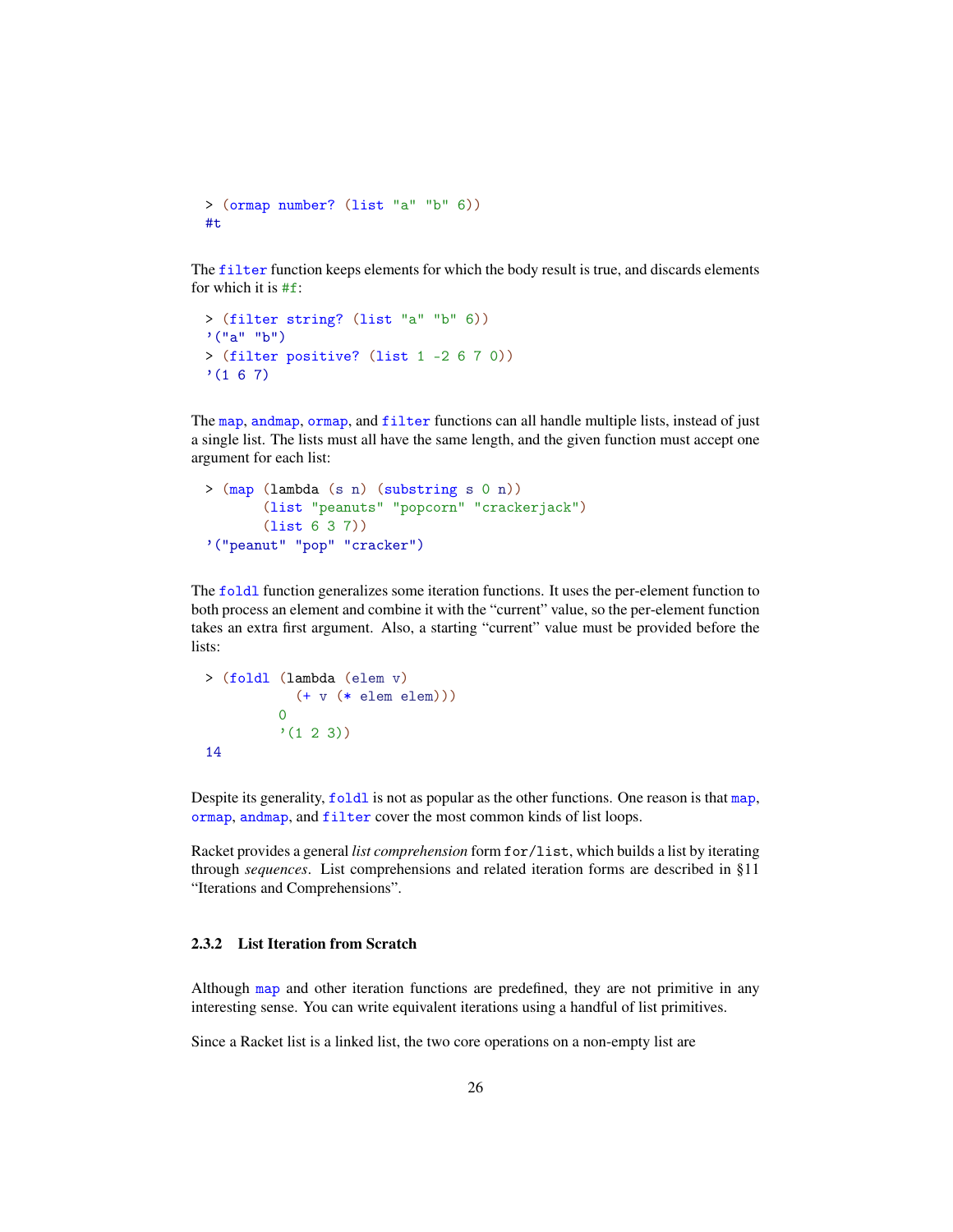```
> (ormap number? (list "a" "b" 6))
#t
```

The filter function keeps elements for which the body result is true, and discards elements for which it is #f:

```
> (filter string? (list "a" "b" 6))
'("a" "b")
> (filter positive? (list 1 -2 6 7 0))
'(1 6 7)
```

The map, andmap, ormap, and filter functions can all handle multiple lists, instead of just a single list. The lists must all have the same length, and the given function must accept one argument for each list:

```
> (map (lambda (s n) (substring s 0 n))
       (list "peanuts" "popcorn" "crackerjack")
       (list 6 3 7))
'("peanut" "pop" "cracker")
```

The foldl function generalizes some iteration functions. It uses the per-element function to both process an element and combine it with the "current" value, so the per-element function takes an extra first argument. Also, a starting "current" value must be provided before the lists:

```
> (foldl (lambda (elem v)
           (+ v (* elem elem)))
         0
         '(1 2 3))
14
```

Despite its generality, foldl is not as popular as the other functions. One reason is that map, ormap, andmap, and filter cover the most common kinds of list loops.

Racket provides a general *list comprehension* form for/list, which builds a list by iterating through *sequences*. List comprehensions and related iteration forms are described in §11 "Iterations and Comprehensions".

### 2.3.2 List Iteration from Scratch

Although map and other iteration functions are predefined, they are not primitive in any interesting sense. You can write equivalent iterations using a handful of list primitives.

Since a Racket list is a linked list, the two core operations on a non-empty list are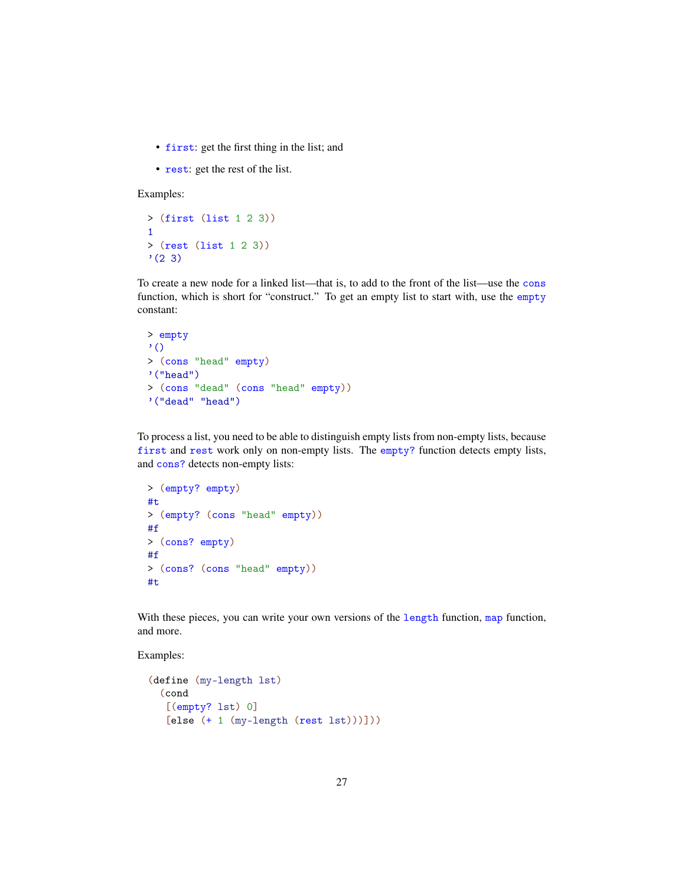- `first`: get the first thing in the list; and
- `rest`: get the rest of the list.

Examples:

```
> (first (list 1 2 3))
1
> (rest (list 1 2 3))
'(2 3)
```

To create a new node for a linked list—that is, to add to the front of the list—use the `cons` function, which is short for "construct." To get an empty list to start with, use the `empty` constant:

```
> empty
'()
> (cons "head" empty)
'("head")
> (cons "dead" (cons "head" empty))
'("dead" "head")
```

To process a list, you need to be able to distinguish empty lists from non-empty lists, because `first` and `rest` work only on non-empty lists. The `empty?` function detects empty lists, and `cons?` detects non-empty lists:

```
> (empty? empty)
#t
> (empty? (cons "head" empty))
#f
> (cons? empty)
#f
> (cons? (cons "head" empty))
#t
```

With these pieces, you can write your own versions of the `length` function, `map` function, and more.

Examples:

```
(define (my-length lst)
  (cond
   [(empty? lst) 0]
   [else (+ 1 (my-length (rest lst)))]))
```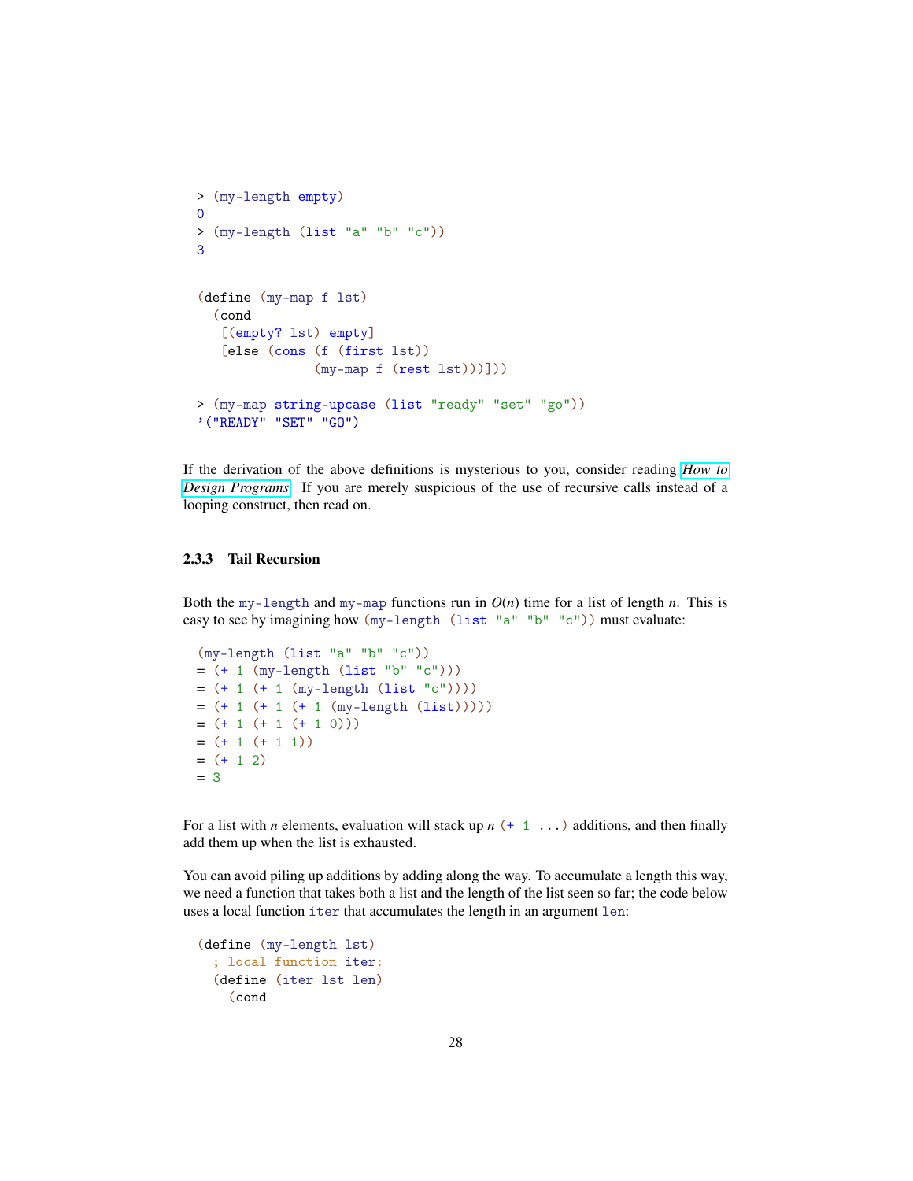```
> (my-length empty)
0
> (my-length (list "a" "b" "c"))
3
```

```
(define (my-map f lst)
  (cond
   [(empty? lst) empty]
   [else (cons (f (first lst))
               (my-map f (rest lst)))]))
```

```
> (my-map string-upcase (list "ready" "set" "go"))
'("READY" "SET" "GO")
```

If the derivation of the above definitions is mysterious to you, consider reading *How to Design Programs*. If you are merely suspicious of the use of recursive calls instead of a looping construct, then read on.

### 2.3.3 Tail Recursion

Both the `my-length` and `my-map` functions run in $O(n)$ time for a list of length $n$. This is easy to see by imagining how `(my-length (list "a" "b" "c"))` must evaluate:

```
(my-length (list "a" "b" "c"))
= (+ 1 (my-length (list "b" "c")))
= (+ 1 (+ 1 (my-length (list "c"))))
= (+ 1 (+ 1 (+ 1 (my-length (list)))))
= (+ 1 (+ 1 (+ 1 0)))
= (+ 1 (+ 1 1))
= (+ 1 2)
= 3
```

For a list with $n$ elements, evaluation will stack up $n$ `(+ 1 ...)` additions, and then finally add them up when the list is exhausted.

You can avoid piling up additions by adding along the way. To accumulate a length this way, we need a function that takes both a list and the length of the list seen so far; the code below uses a local function `iter` that accumulates the length in an argument `len`:

```
(define (my-length lst)
  ; local function iter:
  (define (iter lst len)
    (cond
```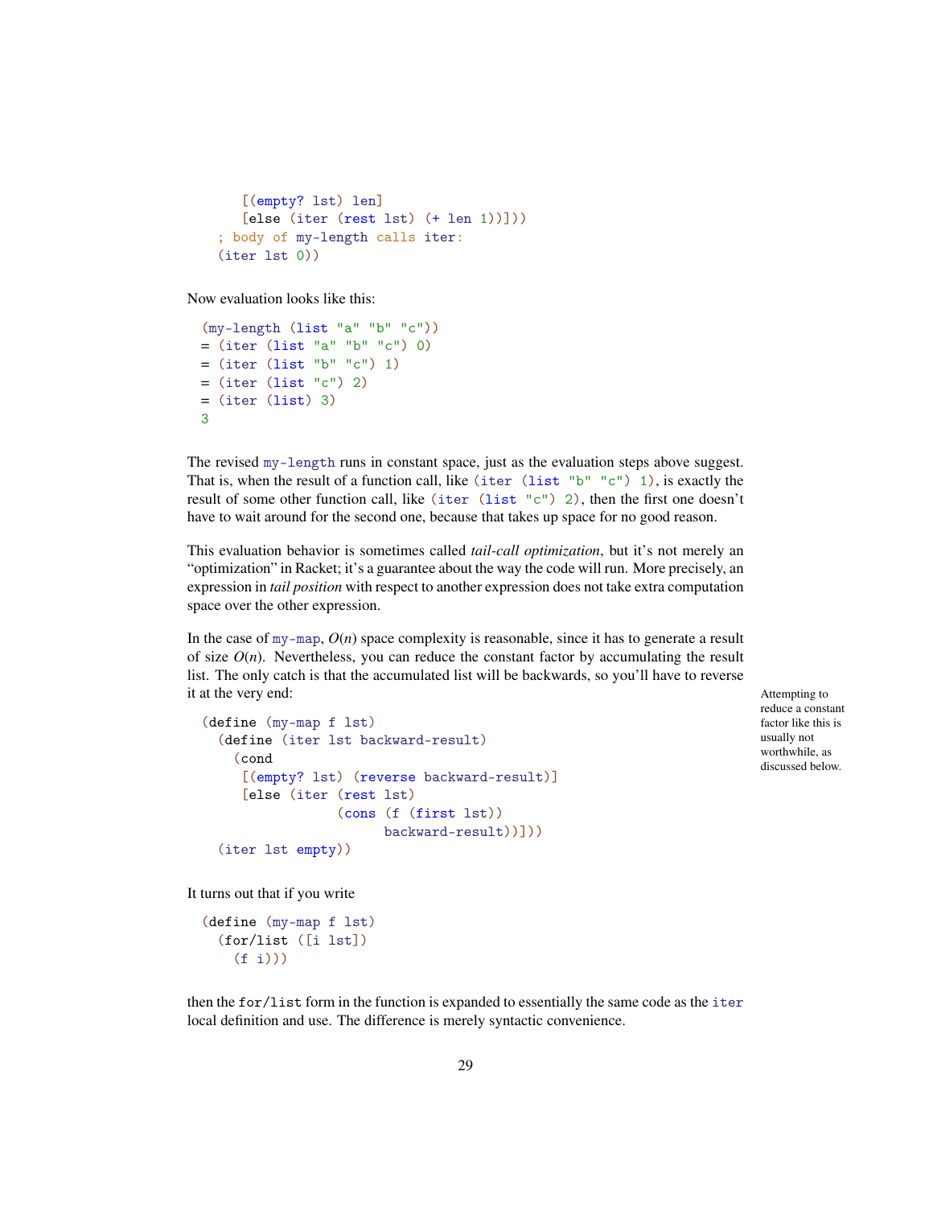```
      [(empty? lst) len]
      [else (iter (rest lst) (+ len 1))]))
  ; body of my-length calls iter:
  (iter lst 0))
```

Now evaluation looks like this:

```
(my-length (list "a" "b" "c"))
= (iter (list "a" "b" "c") 0)
= (iter (list "b" "c") 1)
= (iter (list "c") 2)
= (iter (list) 3)
3
```

The revised `my-length` runs in constant space, just as the evaluation steps above suggest. That is, when the result of a function call, like `(iter (list "b" "c") 1)`, is exactly the result of some other function call, like `(iter (list "c") 2)`, then the first one doesn't have to wait around for the second one, because that takes up space for no good reason.

This evaluation behavior is sometimes called *tail-call optimization*, but it's not merely an "optimization" in Racket; it's a guarantee about the way the code will run. More precisely, an expression in *tail position* with respect to another expression does not take extra computation space over the other expression.

In the case of `my-map`, $O(n)$ space complexity is reasonable, since it has to generate a result of size $O(n)$. Nevertheless, you can reduce the constant factor by accumulating the result list. The only catch is that the accumulated list will be backwards, so you'll have to reverse it at the very end:

Attempting to reduce a constant factor like this is usually not worthwhile, as discussed below.

```
(define (my-map f lst)
  (define (iter lst backward-result)
    (cond
     [(empty? lst) (reverse backward-result)]
     [else (iter (rest lst)
                 (cons (f (first lst))
                       backward-result))]))
  (iter lst empty))
```

It turns out that if you write

```
(define (my-map f lst)
  (for/list ([i lst])
    (f i)))
```

then the `for/list` form in the function is expanded to essentially the same code as the `iter` local definition and use. The difference is merely syntactic convenience.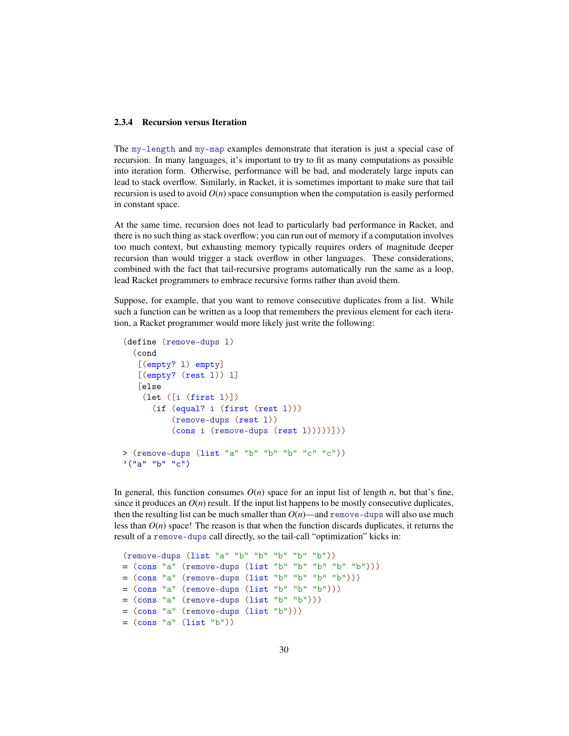### 2.3.4 Recursion versus Iteration

The `my-length` and `my-map` examples demonstrate that iteration is just a special case of recursion. In many languages, it's important to try to fit as many computations as possible into iteration form. Otherwise, performance will be bad, and moderately large inputs can lead to stack overflow. Similarly, in Racket, it is sometimes important to make sure that tail recursion is used to avoid $O(n)$ space consumption when the computation is easily performed in constant space.

At the same time, recursion does not lead to particularly bad performance in Racket, and there is no such thing as stack overflow; you can run out of memory if a computation involves too much context, but exhausting memory typically requires orders of magnitude deeper recursion than would trigger a stack overflow in other languages. These considerations, combined with the fact that tail-recursive programs automatically run the same as a loop, lead Racket programmers to embrace recursive forms rather than avoid them.

Suppose, for example, that you want to remove consecutive duplicates from a list. While such a function can be written as a loop that remembers the previous element for each iteration, a Racket programmer would more likely just write the following:

```
(define (remove-dups l)
  (cond
   [(empty? l) empty]
   [(empty? (rest l)) l]
   [else
    (let ([i (first l)])
      (if (equal? i (first (rest l)))
          (remove-dups (rest l))
          (cons i (remove-dups (rest l)))))]))

> (remove-dups (list "a" "b" "b" "b" "c" "c"))
'("a" "b" "c")
```

In general, this function consumes $O(n)$ space for an input list of length $n$, but that's fine, since it produces an $O(n)$ result. If the input list happens to be mostly consecutive duplicates, then the resulting list can be much smaller than $O(n)$—and `remove-dups` will also use much less than $O(n)$ space! The reason is that when the function discards duplicates, it returns the result of a `remove-dups` call directly, so the tail-call "optimization" kicks in:

```
(remove-dups (list "a" "b" "b" "b" "b" "b"))
= (cons "a" (remove-dups (list "b" "b" "b" "b" "b")))
= (cons "a" (remove-dups (list "b" "b" "b" "b")))
= (cons "a" (remove-dups (list "b" "b" "b")))
= (cons "a" (remove-dups (list "b" "b")))
= (cons "a" (remove-dups (list "b")))
= (cons "a" (list "b"))
```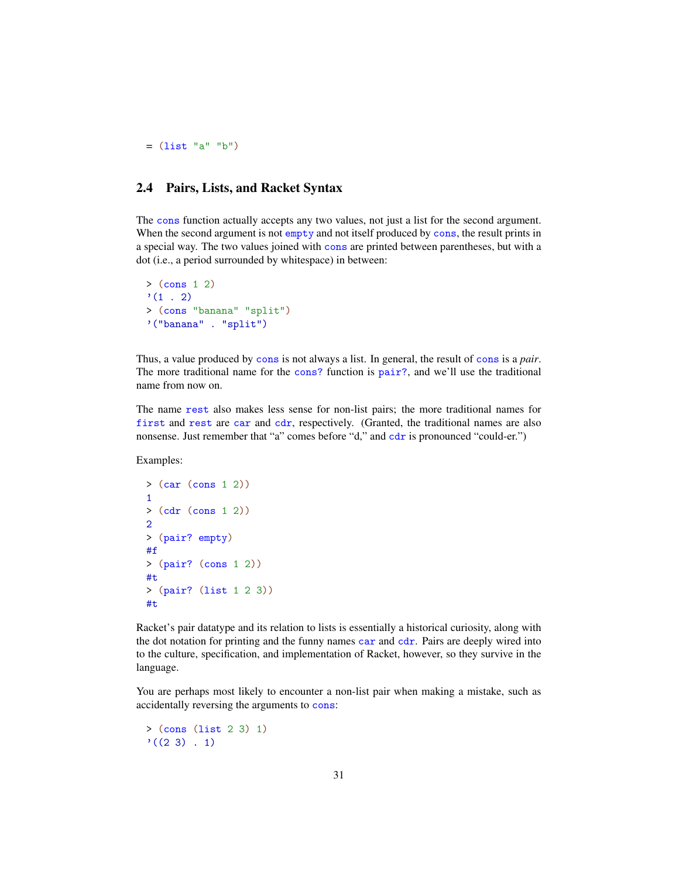```
= (list "a" "b")
```

## 2.4 Pairs, Lists, and Racket Syntax

The `cons` function actually accepts any two values, not just a list for the second argument. When the second argument is not `empty` and not itself produced by `cons`, the result prints in a special way. The two values joined with `cons` are printed between parentheses, but with a dot (i.e., a period surrounded by whitespace) in between:

```
> (cons 1 2)
'(1 . 2)
> (cons "banana" "split")
'("banana" . "split")
```

Thus, a value produced by `cons` is not always a list. In general, the result of `cons` is a *pair*. The more traditional name for the `cons?` function is `pair?`, and we'll use the traditional name from now on.

The name `rest` also makes less sense for non-list pairs; the more traditional names for `first` and `rest` are `car` and `cdr`, respectively. (Granted, the traditional names are also nonsense. Just remember that "a" comes before "d," and `cdr` is pronounced "could-er.")

Examples:

```
> (car (cons 1 2))
1
> (cdr (cons 1 2))
2
> (pair? empty)
#f
> (pair? (cons 1 2))
#t
> (pair? (list 1 2 3))
#t
```

Racket's pair datatype and its relation to lists is essentially a historical curiosity, along with the dot notation for printing and the funny names `car` and `cdr`. Pairs are deeply wired into to the culture, specification, and implementation of Racket, however, so they survive in the language.

You are perhaps most likely to encounter a non-list pair when making a mistake, such as accidentally reversing the arguments to `cons`:

```
> (cons (list 2 3) 1)
'((2 3) . 1)
```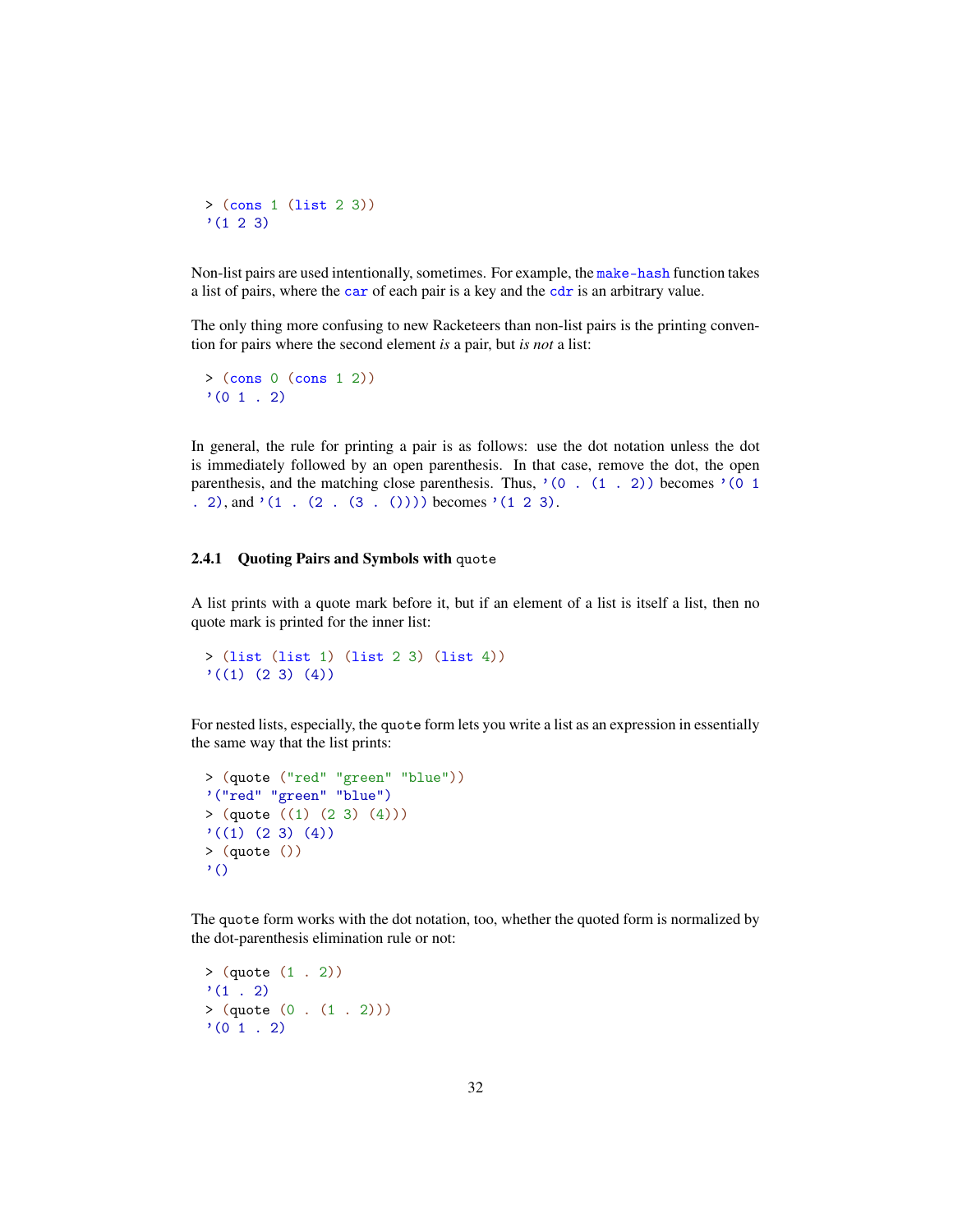```
> (cons 1 (list 2 3))
'(1 2 3)
```

Non-list pairs are used intentionally, sometimes. For example, the `make-hash` function takes a list of pairs, where the `car` of each pair is a key and the `cdr` is an arbitrary value.

The only thing more confusing to new Racketeers than non-list pairs is the printing convention for pairs where the second element *is* a pair, but *is not* a list:

```
> (cons 0 (cons 1 2))
'(0 1 . 2)
```

In general, the rule for printing a pair is as follows: use the dot notation unless the dot is immediately followed by an open parenthesis. In that case, remove the dot, the open parenthesis, and the matching close parenthesis. Thus, `'(0 . (1 . 2))` becomes `'(0 1 . 2)`, and `'(1 . (2 . (3 . ())))` becomes `'(1 2 3)`.

### 2.4.1 Quoting Pairs and Symbols with `quote`

A list prints with a quote mark before it, but if an element of a list is itself a list, then no quote mark is printed for the inner list:

```
> (list (list 1) (list 2 3) (list 4))
'((1) (2 3) (4))
```

For nested lists, especially, the `quote` form lets you write a list as an expression in essentially the same way that the list prints:

```
> (quote ("red" "green" "blue"))
'("red" "green" "blue")
> (quote ((1) (2 3) (4)))
'((1) (2 3) (4))
> (quote ())
'()
```

The `quote` form works with the dot notation, too, whether the quoted form is normalized by the dot-parenthesis elimination rule or not:

```
> (quote (1 . 2))
'(1 . 2)
> (quote (0 . (1 . 2)))
'(0 1 . 2)
```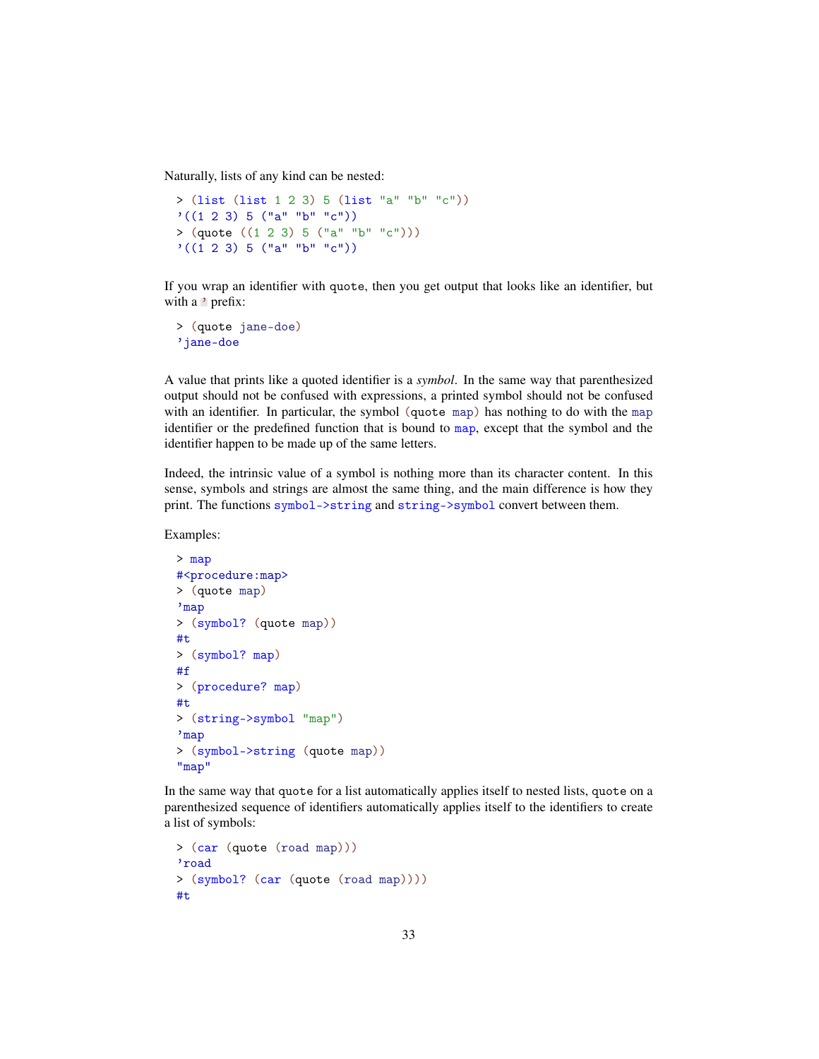Naturally, lists of any kind can be nested:

```
> (list (list 1 2 3) 5 (list "a" "b" "c"))
'((1 2 3) 5 ("a" "b" "c"))
> (quote ((1 2 3) 5 ("a" "b" "c")))
'((1 2 3) 5 ("a" "b" "c"))
```

If you wrap an identifier with `quote`, then you get output that looks like an identifier, but with a `'` prefix:

```
> (quote jane-doe)
'jane-doe
```

A value that prints like a quoted identifier is a *symbol*. In the same way that parenthesized output should not be confused with expressions, a printed symbol should not be confused with an identifier. In particular, the symbol `(quote map)` has nothing to do with the `map` identifier or the predefined function that is bound to `map`, except that the symbol and the identifier happen to be made up of the same letters.

Indeed, the intrinsic value of a symbol is nothing more than its character content. In this sense, symbols and strings are almost the same thing, and the main difference is how they print. The functions `symbol->string` and `string->symbol` convert between them.

Examples:

```
> map
#<procedure:map>
> (quote map)
'map
> (symbol? (quote map))
#t
> (symbol? map)
#f
> (procedure? map)
#t
> (string->symbol "map")
'map
> (symbol->string (quote map))
"map"
```

In the same way that `quote` for a list automatically applies itself to nested lists, `quote` on a parenthesized sequence of identifiers automatically applies itself to the identifiers to create a list of symbols:

```
> (car (quote (road map)))
'road
> (symbol? (car (quote (road map))))
#t
```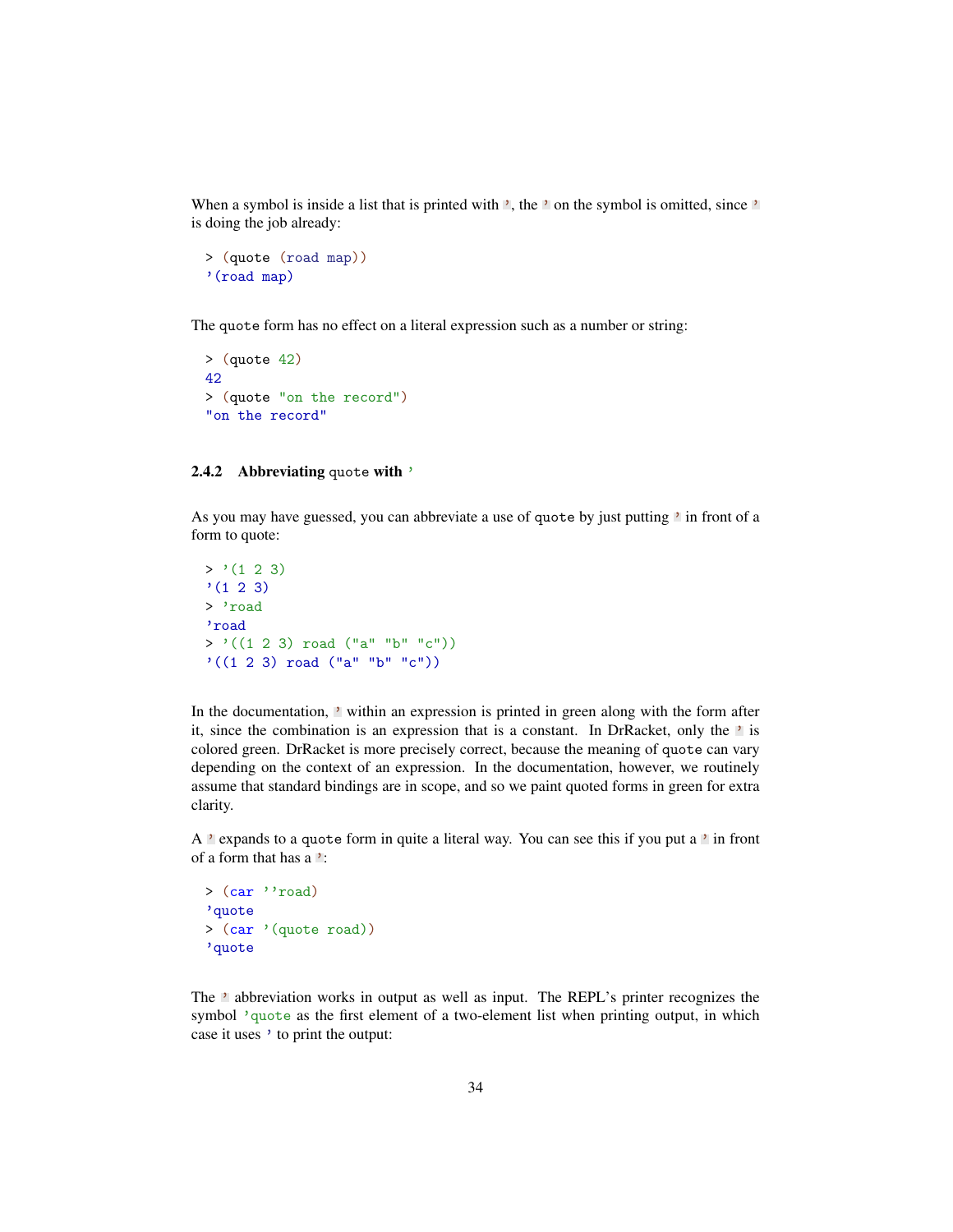When a symbol is inside a list that is printed with `'`, the `'` on the symbol is omitted, since `'` is doing the job already:

```
> (quote (road map))
'(road map)
```

The `quote` form has no effect on a literal expression such as a number or string:

```
> (quote 42)
42
> (quote "on the record")
"on the record"
```

### 2.4.2 Abbreviating `quote` with `'`

As you may have guessed, you can abbreviate a use of `quote` by just putting `'` in front of a form to quote:

```
> '(1 2 3)
'(1 2 3)
> 'road
'road
> '((1 2 3) road ("a" "b" "c"))
'((1 2 3) road ("a" "b" "c"))
```

In the documentation, `'` within an expression is printed in green along with the form after it, since the combination is an expression that is a constant. In DrRacket, only the `'` is colored green. DrRacket is more precisely correct, because the meaning of `quote` can vary depending on the context of an expression. In the documentation, however, we routinely assume that standard bindings are in scope, and so we paint quoted forms in green for extra clarity.

A `'` expands to a `quote` form in quite a literal way. You can see this if you put a `'` in front of a form that has a `'`:

```
> (car ''road)
'quote
> (car '(quote road))
'quote
```

The `'` abbreviation works in output as well as input. The REPL's printer recognizes the symbol `'quote` as the first element of a two-element list when printing output, in which case it uses `'` to print the output: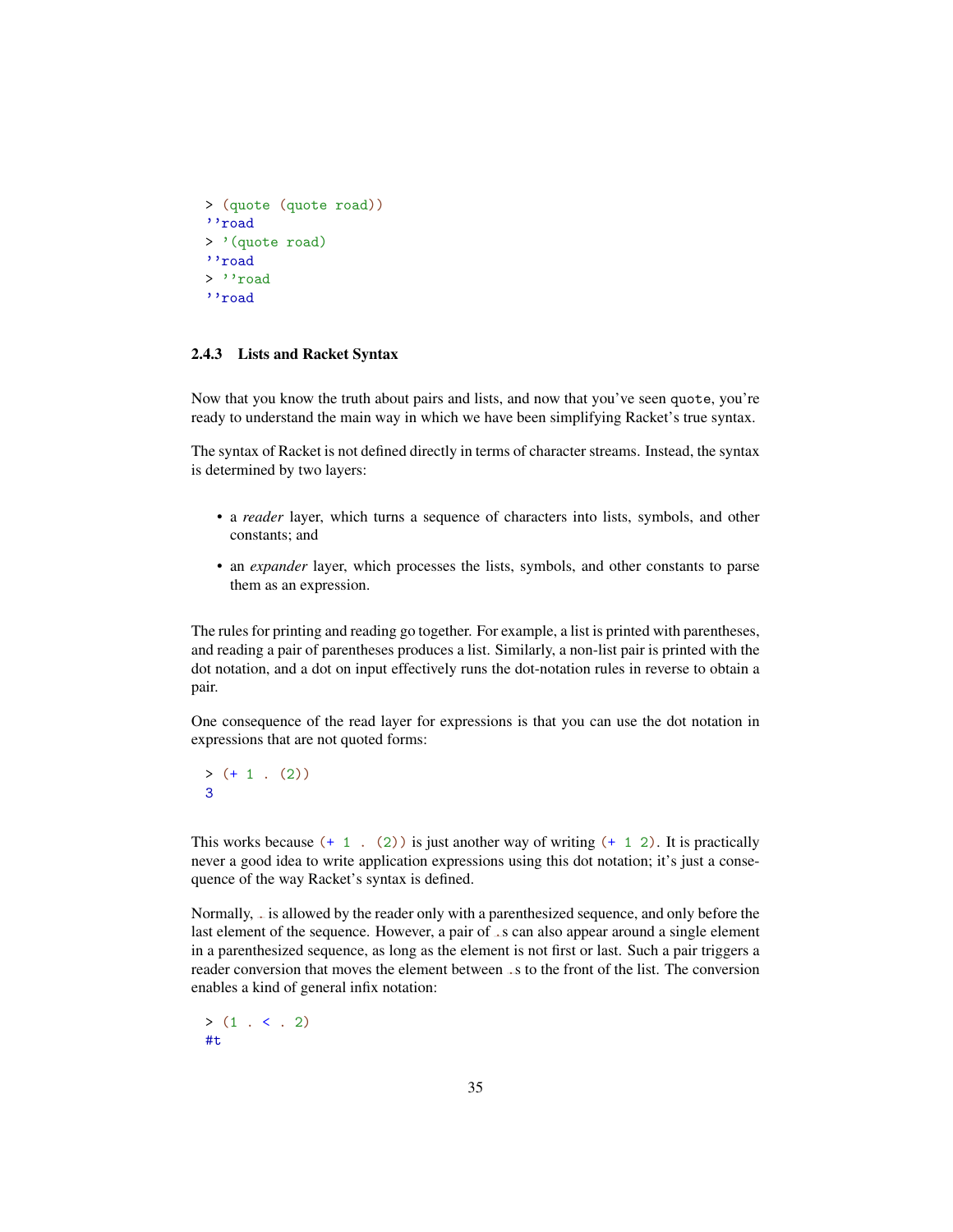```
> (quote (quote road))
''road
> '(quote road)
''road
> ''road
''road
```

### 2.4.3 Lists and Racket Syntax

Now that you know the truth about pairs and lists, and now that you've seen `quote`, you're ready to understand the main way in which we have been simplifying Racket's true syntax.

The syntax of Racket is not defined directly in terms of character streams. Instead, the syntax is determined by two layers:

- a *reader* layer, which turns a sequence of characters into lists, symbols, and other constants; and
- an *expander* layer, which processes the lists, symbols, and other constants to parse them as an expression.

The rules for printing and reading go together. For example, a list is printed with parentheses, and reading a pair of parentheses produces a list. Similarly, a non-list pair is printed with the dot notation, and a dot on input effectively runs the dot-notation rules in reverse to obtain a pair.

One consequence of the read layer for expressions is that you can use the dot notation in expressions that are not quoted forms:

```
> (+ 1 . (2))
3
```

This works because `(+ 1 . (2))` is just another way of writing `(+ 1 2)`. It is practically never a good idea to write application expressions using this dot notation; it's just a consequence of the way Racket's syntax is defined.

Normally, `.` is allowed by the reader only with a parenthesized sequence, and only before the last element of the sequence. However, a pair of `.`s can also appear around a single element in a parenthesized sequence, as long as the element is not first or last. Such a pair triggers a reader conversion that moves the element between `.`s to the front of the list. The conversion enables a kind of general infix notation:

```
> (1 . < . 2)
#t
```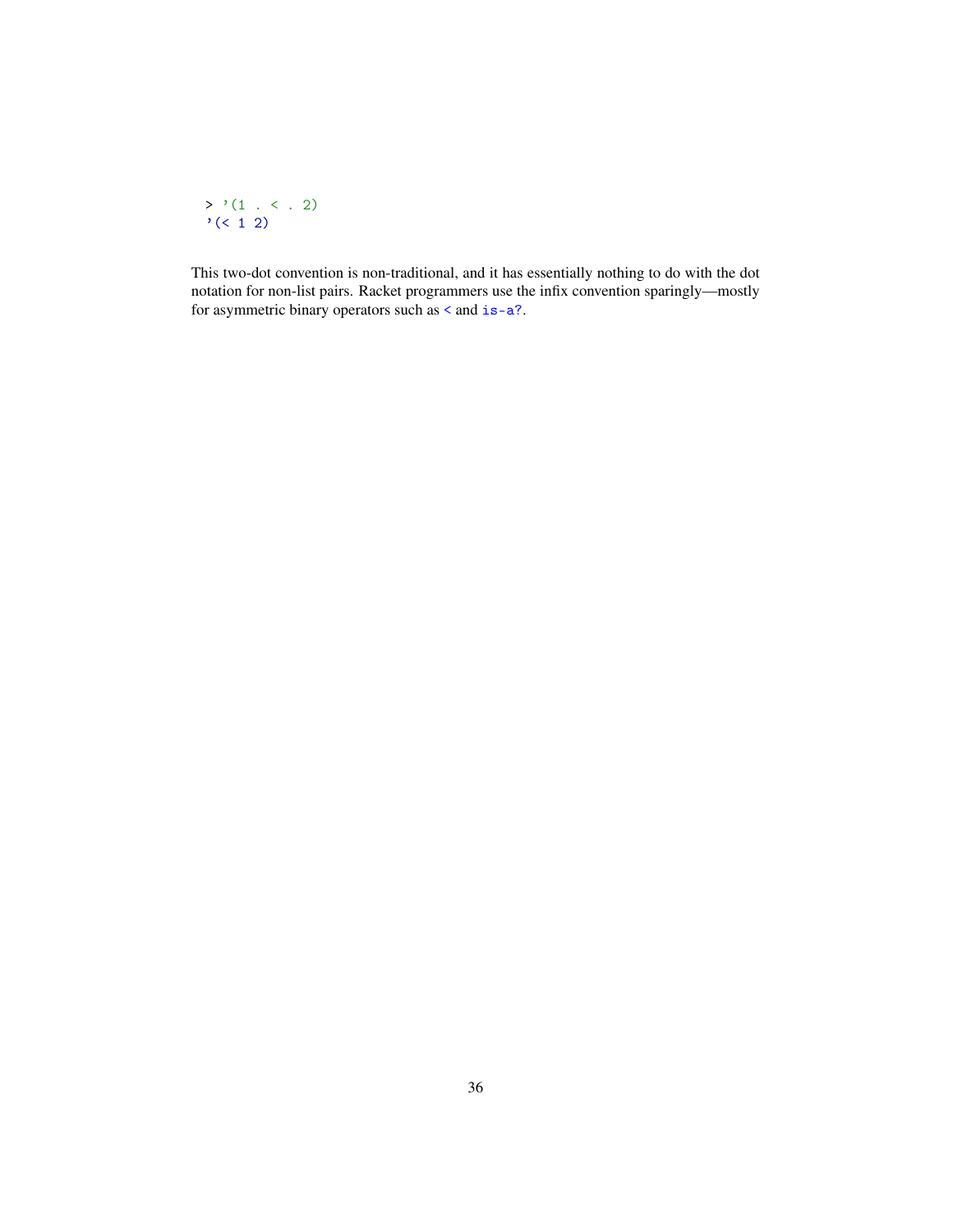```
> '(1 . < . 2)
'(< 1 2)
```

This two-dot convention is non-traditional, and it has essentially nothing to do with the dot notation for non-list pairs. Racket programmers use the infix convention sparingly—mostly for asymmetric binary operators such as `<` and `is-a?`.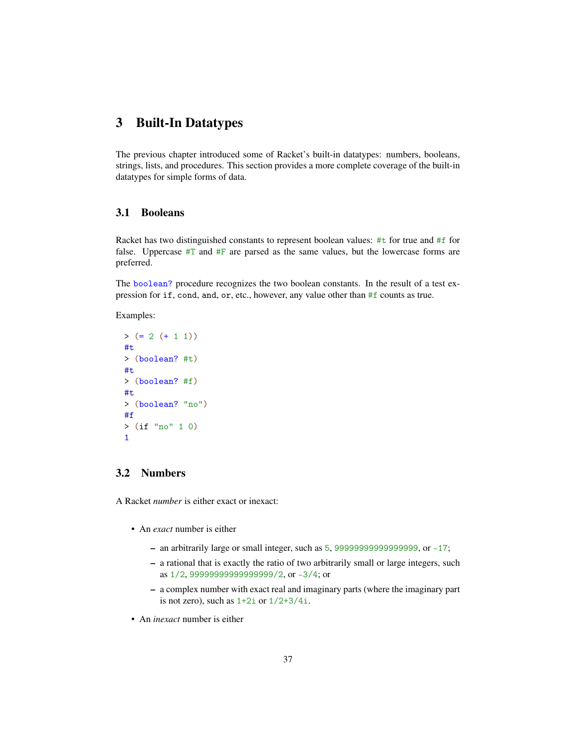# 3 Built-In Datatypes

The previous chapter introduced some of Racket's built-in datatypes: numbers, booleans, strings, lists, and procedures. This section provides a more complete coverage of the built-in datatypes for simple forms of data.

## 3.1 Booleans

Racket has two distinguished constants to represent boolean values: `#t` for true and `#f` for false. Uppercase `#T` and `#F` are parsed as the same values, but the lowercase forms are preferred.

The `boolean?` procedure recognizes the two boolean constants. In the result of a test expression for `if`, `cond`, `and`, `or`, etc., however, any value other than `#f` counts as true.

Examples:

```
> (= 2 (+ 1 1))
#t
> (boolean? #t)
#t
> (boolean? #f)
#t
> (boolean? "no")
#f
> (if "no" 1 0)
1
```

## 3.2 Numbers

A Racket *number* is either exact or inexact:

- An *exact* number is either
  - an arbitrarily large or small integer, such as `5`, `99999999999999999`, or `-17`;
  - a rational that is exactly the ratio of two arbitrarily small or large integers, such as `1/2`, `99999999999999999/2`, or `-3/4`; or
  - a complex number with exact real and imaginary parts (where the imaginary part is not zero), such as `1+2i` or `1/2+3/4i`.
- An *inexact* number is either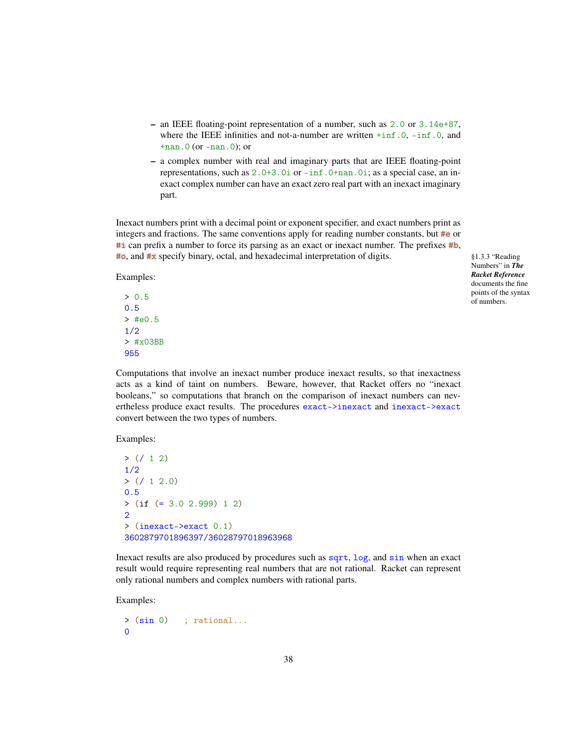- an IEEE floating-point representation of a number, such as `2.0` or `3.14e+87`, where the IEEE infinities and not-a-number are written `+inf.0`, `-inf.0`, and `+nan.0` (or `-nan.0`); or
- a complex number with real and imaginary parts that are IEEE floating-point representations, such as `2.0+3.0i` or `-inf.0+nan.0i`; as a special case, an inexact complex number can have an exact zero real part with an inexact imaginary part.

Inexact numbers print with a decimal point or exponent specifier, and exact numbers print as integers and fractions. The same conventions apply for reading number constants, but `#e` or `#i` can prefix a number to force its parsing as an exact or inexact number. The prefixes `#b`, `#o`, and `#x` specify binary, octal, and hexadecimal interpretation of digits.

§1.3.3 "Reading Numbers" in ***The Racket Reference*** documents the fine points of the syntax of numbers.

Examples:

```
> 0.5
0.5
> #e0.5
1/2
> #x03BB
955
```

Computations that involve an inexact number produce inexact results, so that inexactness acts as a kind of taint on numbers. Beware, however, that Racket offers no "inexact booleans," so computations that branch on the comparison of inexact numbers can nevertheless produce exact results. The procedures `exact->inexact` and `inexact->exact` convert between the two types of numbers.

Examples:

```
> (/ 1 2)
1/2
> (/ 1 2.0)
0.5
> (if (= 3.0 2.999) 1 2)
2
> (inexact->exact 0.1)
3602879701896397/36028797018963968
```

Inexact results are also produced by procedures such as `sqrt`, `log`, and `sin` when an exact result would require representing real numbers that are not rational. Racket can represent only rational numbers and complex numbers with rational parts.

Examples:

```
> (sin 0)   ; rational...
0
```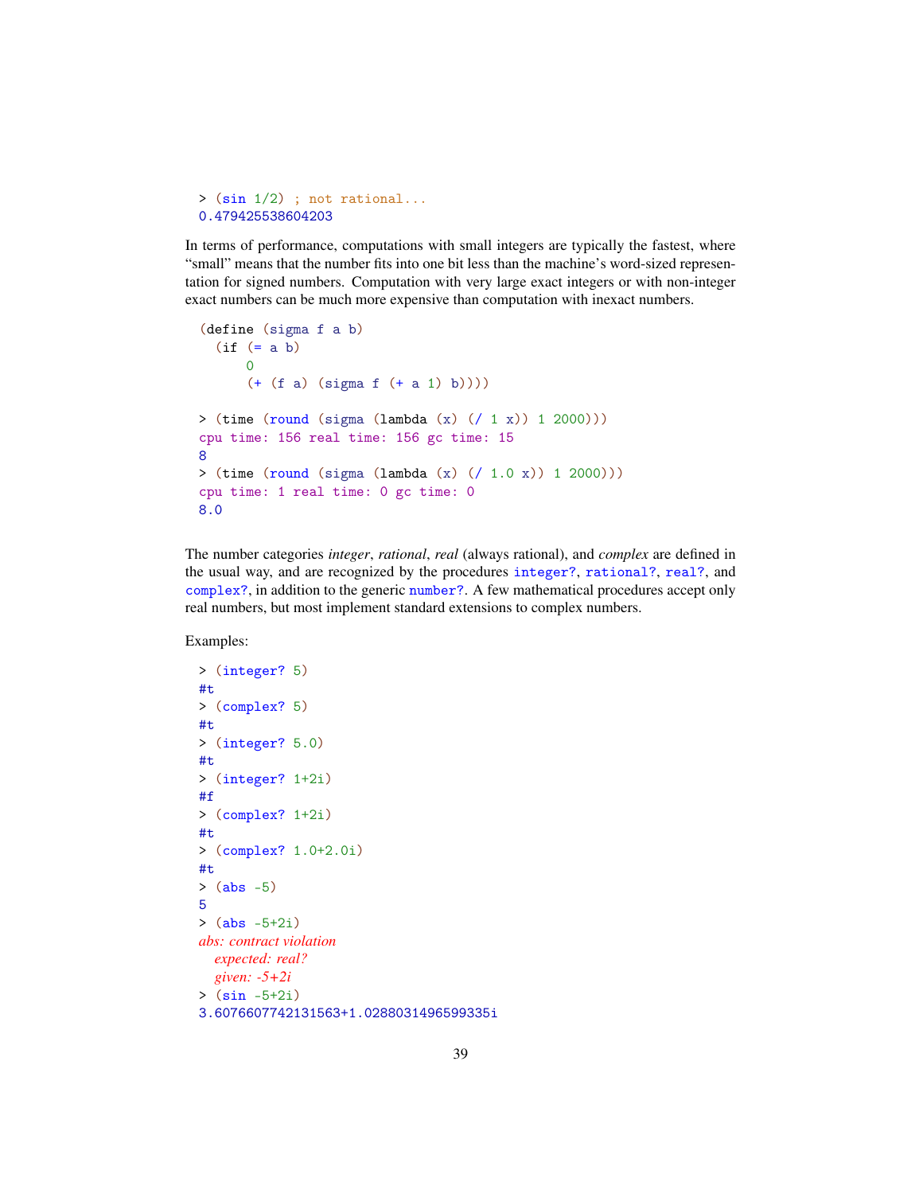```
> (sin 1/2) ; not rational...
0.479425538604203
```

In terms of performance, computations with small integers are typically the fastest, where "small" means that the number fits into one bit less than the machine's word-sized representation for signed numbers. Computation with very large exact integers or with non-integer exact numbers can be much more expensive than computation with inexact numbers.

```
(define (sigma f a b)
  (if (= a b)
      0
      (+ (f a) (sigma f (+ a 1) b))))

> (time (round (sigma (lambda (x) (/ 1 x)) 1 2000)))
cpu time: 156 real time: 156 gc time: 15
8
> (time (round (sigma (lambda (x) (/ 1.0 x)) 1 2000)))
cpu time: 1 real time: 0 gc time: 0
8.0
```

The number categories *integer*, *rational*, *real* (always rational), and *complex* are defined in the usual way, and are recognized by the procedures `integer?`, `rational?`, `real?`, and `complex?`, in addition to the generic `number?`. A few mathematical procedures accept only real numbers, but most implement standard extensions to complex numbers.

Examples:

```
> (integer? 5)
#t
> (complex? 5)
#t
> (integer? 5.0)
#t
> (integer? 1+2i)
#f
> (complex? 1+2i)
#t
> (complex? 1.0+2.0i)
#t
> (abs -5)
5
> (abs -5+2i)
abs: contract violation
  expected: real?
  given: -5+2i
> (sin -5+2i)
3.6076607742131563+1.0288031496599335i
```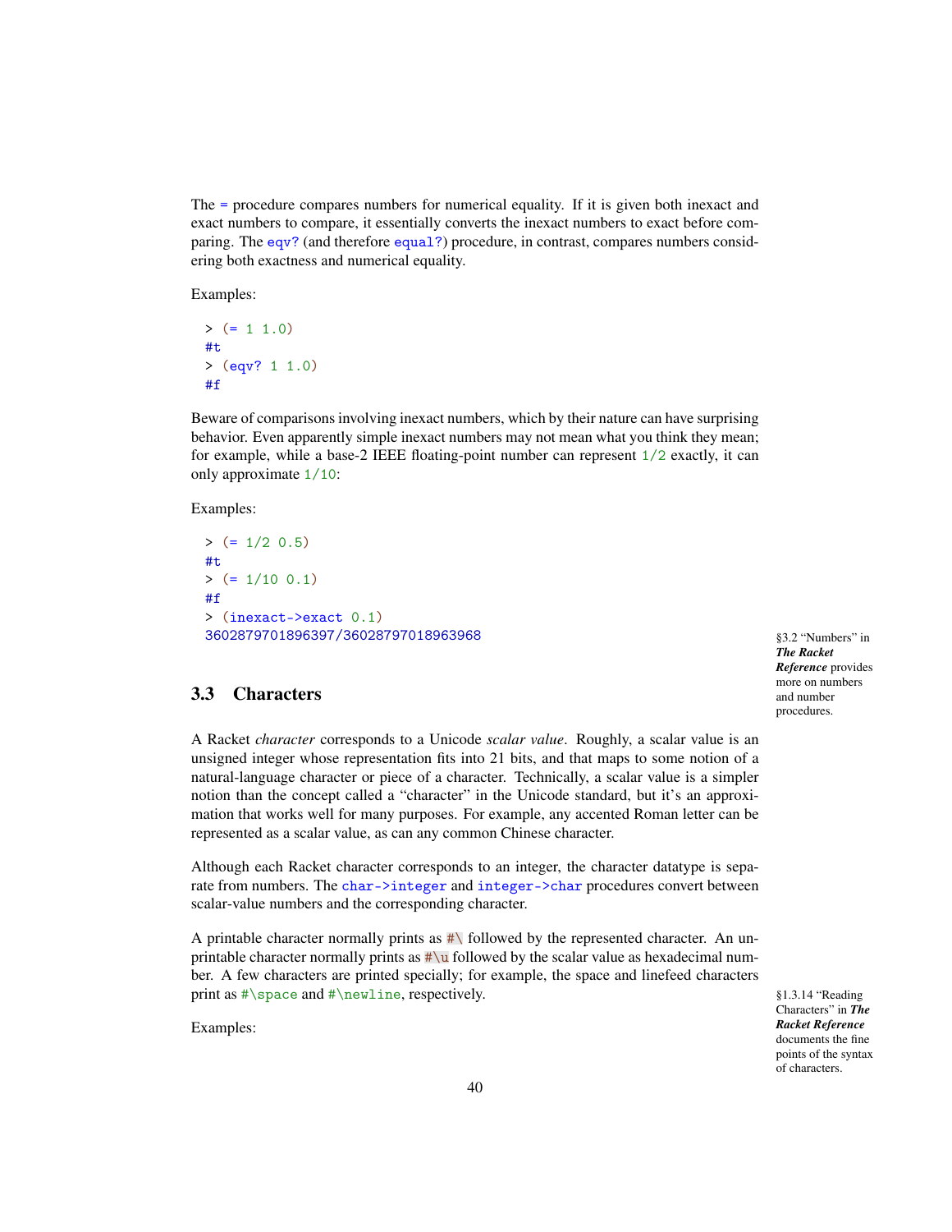The `=` procedure compares numbers for numerical equality. If it is given both inexact and exact numbers to compare, it essentially converts the inexact numbers to exact before comparing. The `eqv?` (and therefore `equal?`) procedure, in contrast, compares numbers considering both exactness and numerical equality.

Examples:

```
> (= 1 1.0)
#t
> (eqv? 1 1.0)
#f
```

Beware of comparisons involving inexact numbers, which by their nature can have surprising behavior. Even apparently simple inexact numbers may not mean what you think they mean; for example, while a base-2 IEEE floating-point number can represent `1/2` exactly, it can only approximate `1/10`:

Examples:

```
> (= 1/2 0.5)
#t
> (= 1/10 0.1)
#f
> (inexact->exact 0.1)
3602879701896397/36028797018963968
```

§3.2 "Numbers" in ***The Racket Reference*** provides more on numbers and number procedures.

## 3.3 Characters

A Racket *character* corresponds to a Unicode *scalar value*. Roughly, a scalar value is an unsigned integer whose representation fits into 21 bits, and that maps to some notion of a natural-language character or piece of a character. Technically, a scalar value is a simpler notion than the concept called a "character" in the Unicode standard, but it's an approximation that works well for many purposes. For example, any accented Roman letter can be represented as a scalar value, as can any common Chinese character.

Although each Racket character corresponds to an integer, the character datatype is separate from numbers. The `char->integer` and `integer->char` procedures convert between scalar-value numbers and the corresponding character.

A printable character normally prints as `#\` followed by the represented character. An unprintable character normally prints as `#\u` followed by the scalar value as hexadecimal number. A few characters are printed specially; for example, the space and linefeed characters print as `#\space` and `#\newline`, respectively.

§1.3.14 "Reading Characters" in ***The Racket Reference*** documents the fine points of the syntax of characters.

Examples: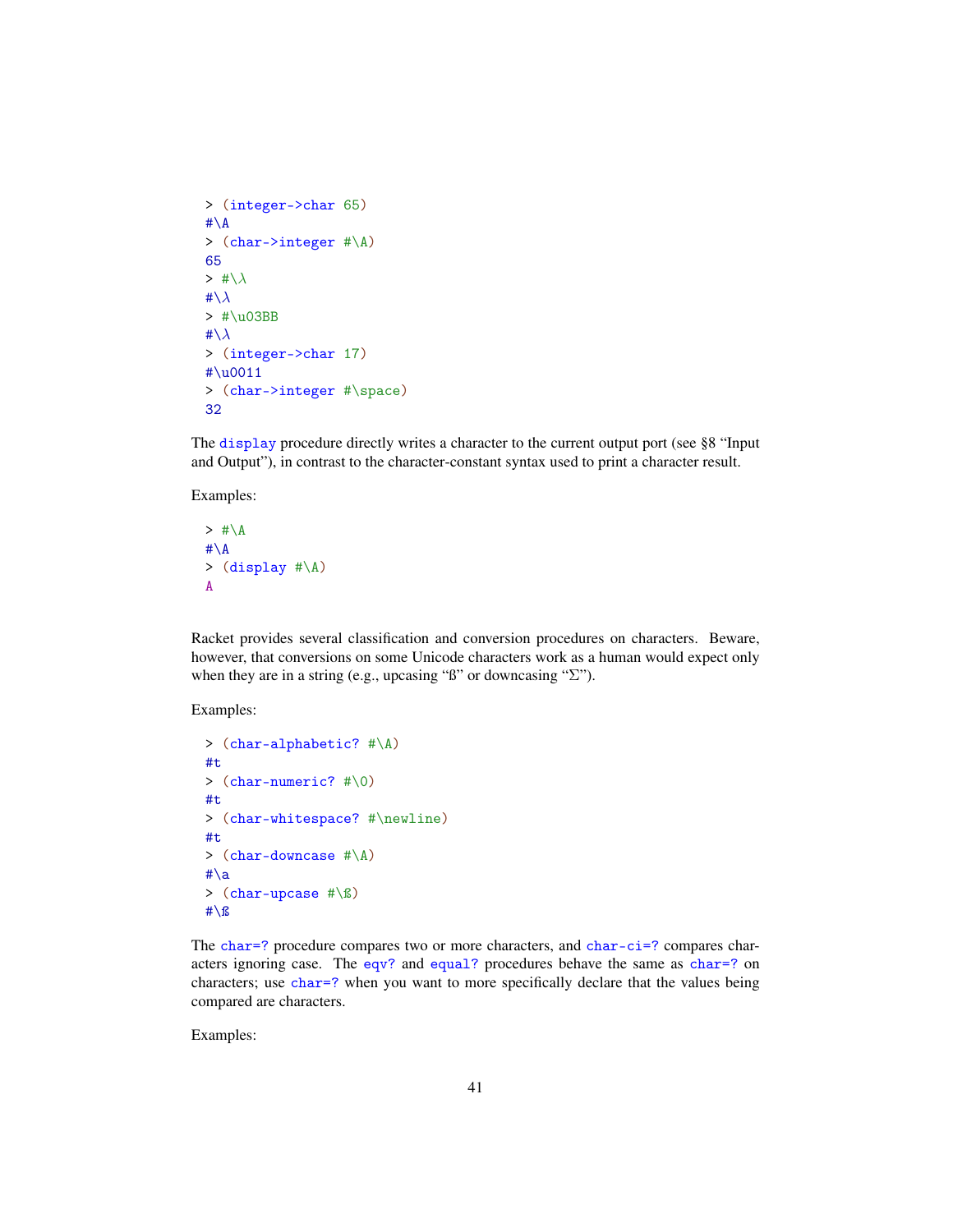```
> (integer->char 65)
#\A
> (char->integer #\A)
65
> #\λ
#\λ
> #\u03BB
#\λ
> (integer->char 17)
#\u0011
> (char->integer #\space)
32
```

The `display` procedure directly writes a character to the current output port (see §8 "Input and Output"), in contrast to the character-constant syntax used to print a character result.

Examples:

```
> #\A
#\A
> (display #\A)
A
```

Racket provides several classification and conversion procedures on characters. Beware, however, that conversions on some Unicode characters work as a human would expect only when they are in a string (e.g., upcasing "ß" or downcasing "Σ").

Examples:

```
> (char-alphabetic? #\A)
#t
> (char-numeric? #\0)
#t
> (char-whitespace? #\newline)
#t
> (char-downcase #\A)
#\a
> (char-upcase #\ß)
#\ß
```

The `char=?` procedure compares two or more characters, and `char-ci=?` compares characters ignoring case. The `eqv?` and `equal?` procedures behave the same as `char=?` on characters; use `char=?` when you want to more specifically declare that the values being compared are characters.

Examples: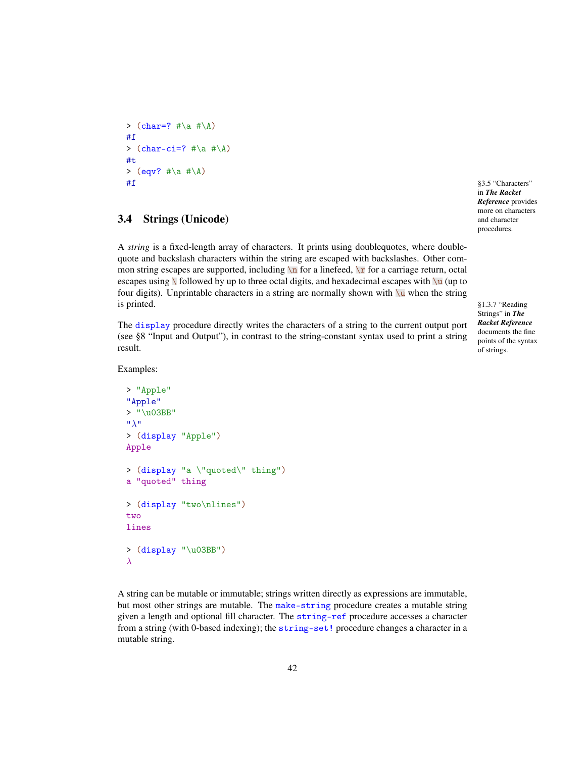```
> (char=? #\a #\A)
#f
> (char-ci=? #\a #\A)
#t
> (eqv? #\a #\A)
#f
```

## 3.4 Strings (Unicode)

§3.5 "Characters" in ***The Racket Reference*** provides more on characters and character procedures.

A *string* is a fixed-length array of characters. It prints using doublequotes, where doublequote and backslash characters within the string are escaped with backslashes. Other common string escapes are supported, including `\n` for a linefeed, `\r` for a carriage return, octal escapes using `\` followed by up to three octal digits, and hexadecimal escapes with `\u` (up to four digits). Unprintable characters in a string are normally shown with `\u` when the string is printed.

§1.3.7 "Reading Strings" in ***The Racket Reference*** documents the fine points of the syntax of strings.

The `display` procedure directly writes the characters of a string to the current output port (see §8 "Input and Output"), in contrast to the string-constant syntax used to print a string result.

Examples:

```
> "Apple"
"Apple"
> "\u03BB"
"λ"
> (display "Apple")
Apple

> (display "a \"quoted\" thing")
a "quoted" thing

> (display "two\nlines")
two
lines

> (display "\u03BB")
λ
```

A string can be mutable or immutable; strings written directly as expressions are immutable, but most other strings are mutable. The `make-string` procedure creates a mutable string given a length and optional fill character. The `string-ref` procedure accesses a character from a string (with 0-based indexing); the `string-set!` procedure changes a character in a mutable string.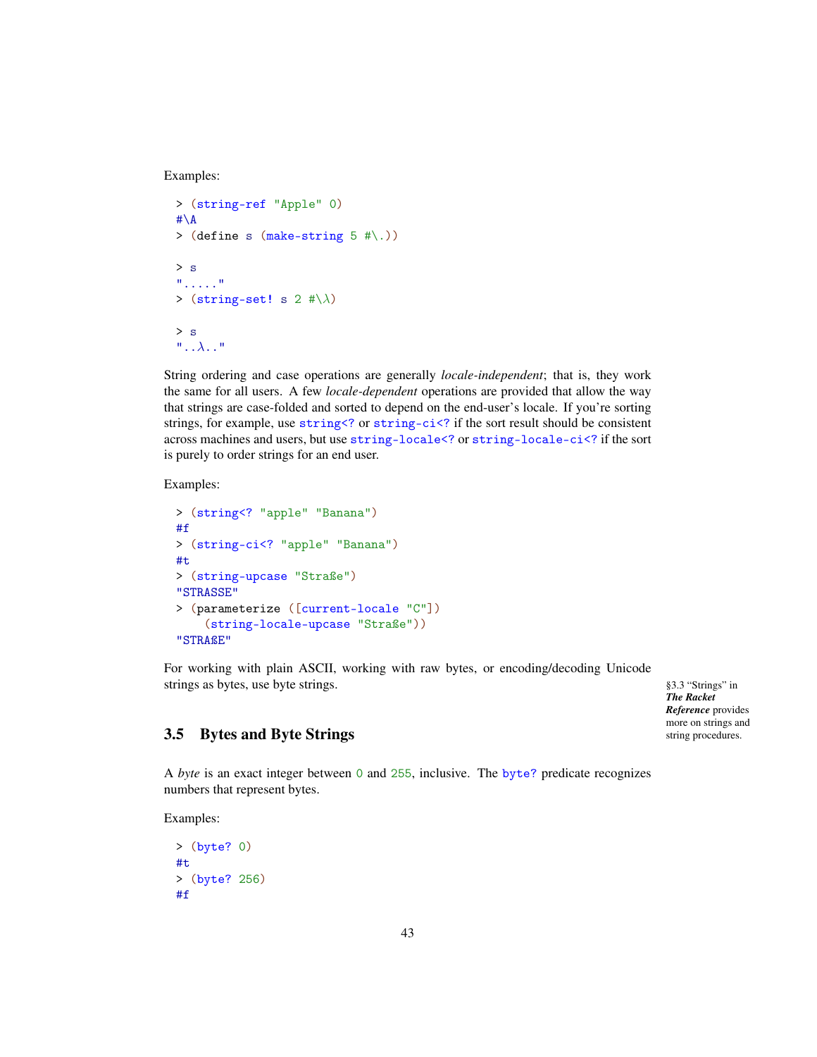Examples:

```
> (string-ref "Apple" 0)
#\A
> (define s (make-string 5 #\.))

> s
"....."
> (string-set! s 2 #\λ)

> s
"..λ.."
```

String ordering and case operations are generally *locale-independent*; that is, they work the same for all users. A few *locale-dependent* operations are provided that allow the way that strings are case-folded and sorted to depend on the end-user's locale. If you're sorting strings, for example, use `string<?` or `string-ci<?` if the sort result should be consistent across machines and users, but use `string-locale<?` or `string-locale-ci<?` if the sort is purely to order strings for an end user.

Examples:

```
> (string<? "apple" "Banana")
#f
> (string-ci<? "apple" "Banana")
#t
> (string-upcase "Straße")
"STRASSE"
> (parameterize ([current-locale "C"])
    (string-locale-upcase "Straße"))
"STRAßE"
```

For working with plain ASCII, working with raw bytes, or encoding/decoding Unicode strings as bytes, use byte strings.

§3.3 "Strings" in ***The Racket Reference*** provides more on strings and string procedures.

## 3.5 Bytes and Byte Strings

A *byte* is an exact integer between 0 and 255, inclusive. The `byte?` predicate recognizes numbers that represent bytes.

Examples:

```
> (byte? 0)
#t
> (byte? 256)
#f
```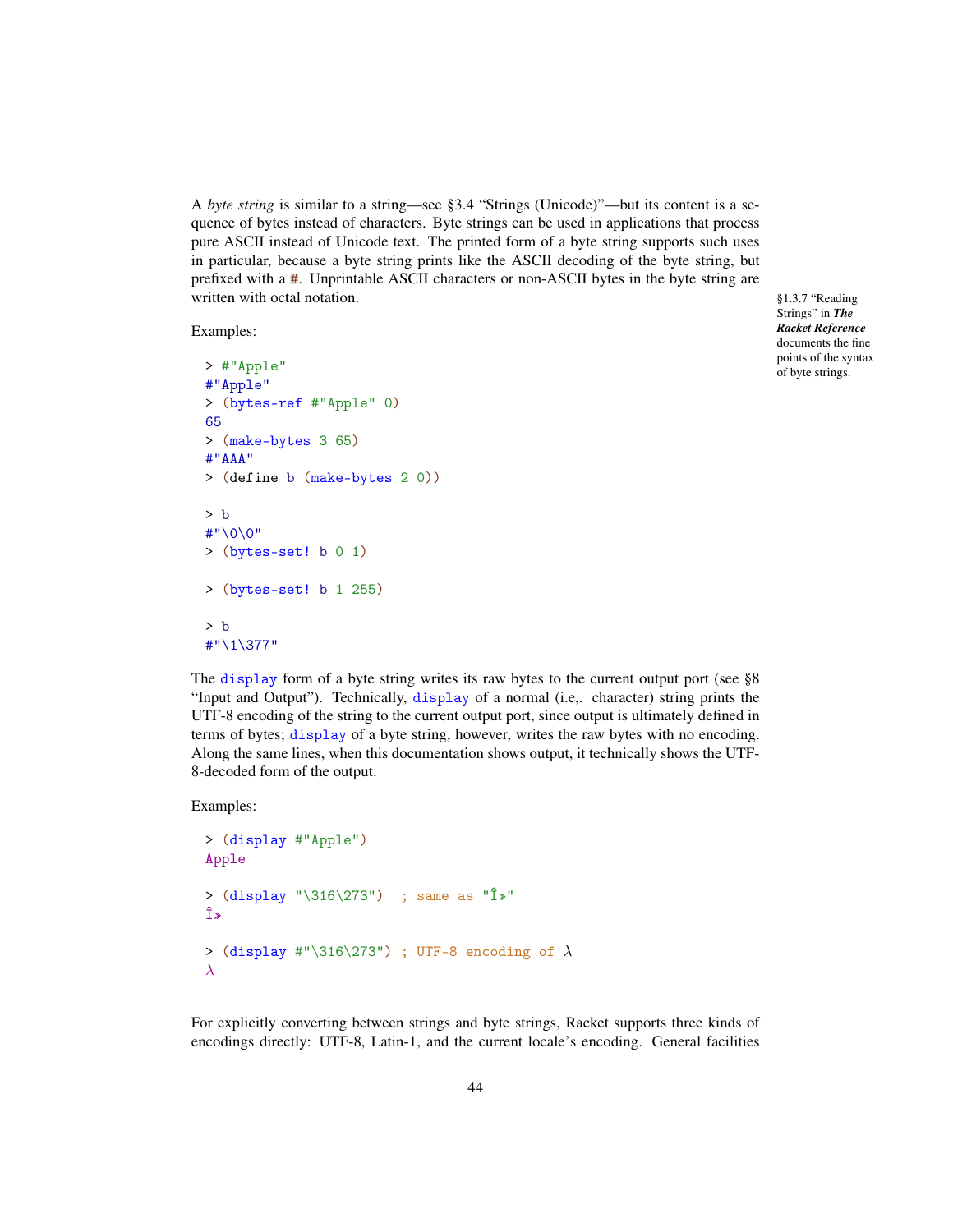A *byte string* is similar to a string—see §3.4 "Strings (Unicode)"—but its content is a sequence of bytes instead of characters. Byte strings can be used in applications that process pure ASCII instead of Unicode text. The printed form of a byte string supports such uses in particular, because a byte string prints like the ASCII decoding of the byte string, but prefixed with a #. Unprintable ASCII characters or non-ASCII bytes in the byte string are written with octal notation.

§1.3.7 "Reading Strings" in ***The Racket Reference*** documents the fine points of the syntax of byte strings.

Examples:

```
> #"Apple"
#"Apple"
> (bytes-ref #"Apple" 0)
65
> (make-bytes 3 65)
#"AAA"
> (define b (make-bytes 2 0))

> b
#"\0\0"
> (bytes-set! b 0 1)

> (bytes-set! b 1 255)

> b
#"\1\377"
```

The display form of a byte string writes its raw bytes to the current output port (see §8 "Input and Output"). Technically, display of a normal (i.e,. character) string prints the UTF-8 encoding of the string to the current output port, since output is ultimately defined in terms of bytes; display of a byte string, however, writes the raw bytes with no encoding. Along the same lines, when this documentation shows output, it technically shows the UTF-8-decoded form of the output.

Examples:

```
> (display #"Apple")
Apple

> (display "\316\273")  ; same as "Î»"
Î»

> (display #"\316\273") ; UTF-8 encoding of λ
λ
```

For explicitly converting between strings and byte strings, Racket supports three kinds of encodings directly: UTF-8, Latin-1, and the current locale's encoding. General facilities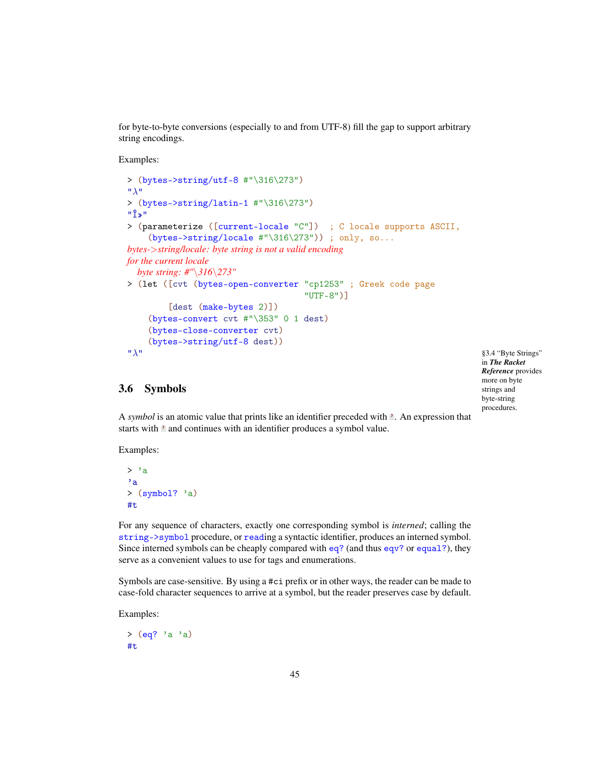for byte-to-byte conversions (especially to and from UTF-8) fill the gap to support arbitrary string encodings.

Examples:

```
> (bytes->string/utf-8 #"\316\273")
"λ"
> (bytes->string/latin-1 #"\316\273")
"Î»"
> (parameterize ([current-locale "C"])  ; C locale supports ASCII,
    (bytes->string/locale #"\316\273")) ; only, so...
bytes->string/locale: byte string is not a valid encoding
for the current locale
   byte string: #"\316\273"
> (let ([cvt (bytes-open-converter "cp1253" ; Greek code page
                                   "UTF-8")]
        [dest (make-bytes 2)])
    (bytes-convert cvt #"\353" 0 1 dest)
    (bytes-close-converter cvt)
    (bytes->string/utf-8 dest))
"λ"
```

§3.4 "Byte Strings" in ***The Racket Reference*** provides more on byte strings and byte-string procedures.

## 3.6 Symbols

A *symbol* is an atomic value that prints like an identifier preceded with '. An expression that starts with ' and continues with an identifier produces a symbol value.

Examples:

```
> 'a
'a
> (symbol? 'a)
#t
```

For any sequence of characters, exactly one corresponding symbol is *interned*; calling the `string->symbol` procedure, or `read`ing a syntactic identifier, produces an interned symbol. Since interned symbols can be cheaply compared with `eq?` (and thus `eqv?` or `equal?`), they serve as a convenient values to use for tags and enumerations.

Symbols are case-sensitive. By using a `#ci` prefix or in other ways, the reader can be made to case-fold character sequences to arrive at a symbol, but the reader preserves case by default.

Examples:

```
> (eq? 'a 'a)
#t
```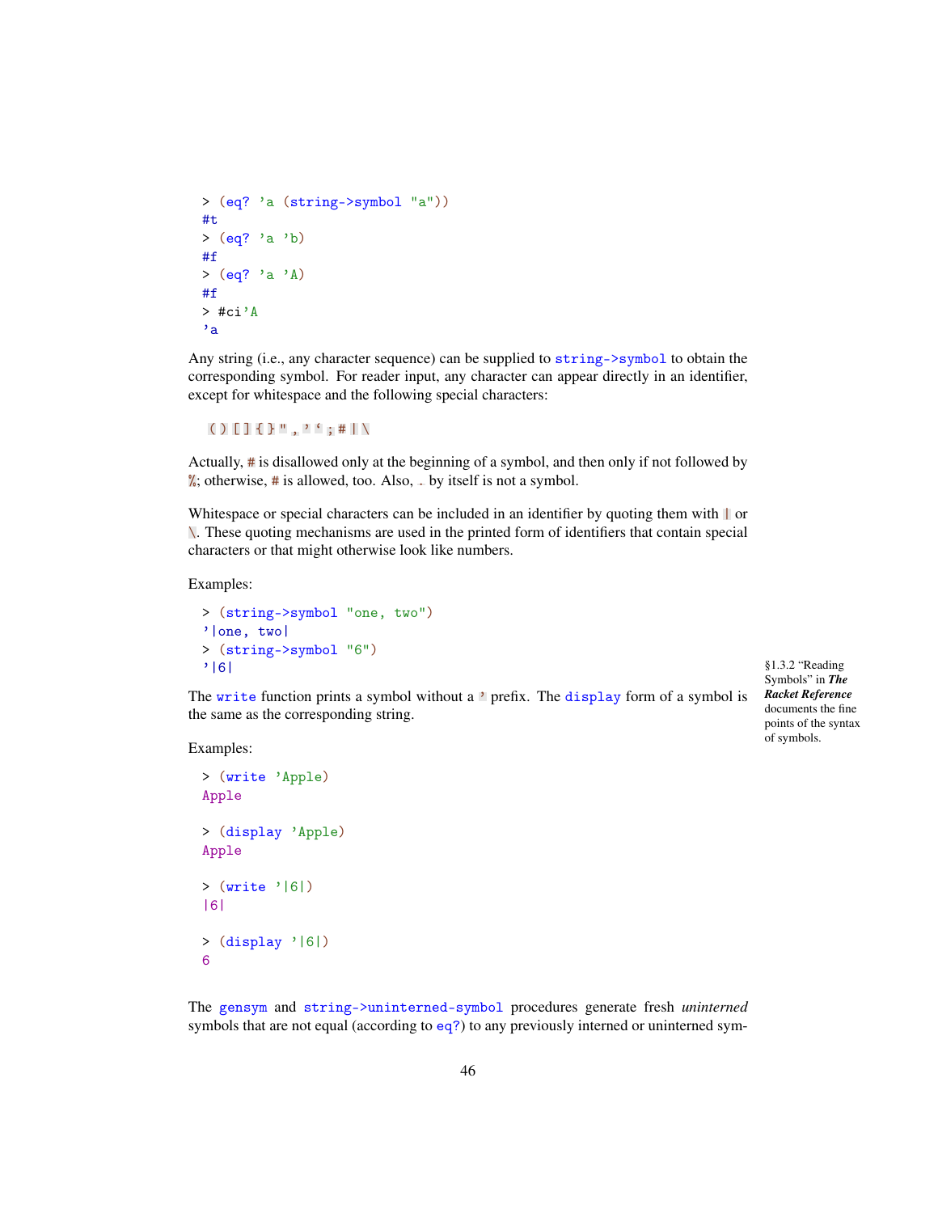```
> (eq? 'a (string->symbol "a"))
#t
> (eq? 'a 'b)
#f
> (eq? 'a 'A)
#f
> #ci'A
'a
```

Any string (i.e., any character sequence) can be supplied to `string->symbol` to obtain the corresponding symbol. For reader input, any character can appear directly in an identifier, except for whitespace and the following special characters:

`( ) [ ] { } " , ' ` ; # | \`

Actually, `#` is disallowed only at the beginning of a symbol, and then only if not followed by `%`; otherwise, `#` is allowed, too. Also, `.` by itself is not a symbol.

Whitespace or special characters can be included in an identifier by quoting them with `|` or `\`. These quoting mechanisms are used in the printed form of identifiers that contain special characters or that might otherwise look like numbers.

Examples:

```
> (string->symbol "one, two")
'|one, two|
> (string->symbol "6")
'|6|
```

§1.3.2 "Reading Symbols" in ***The Racket Reference*** documents the fine points of the syntax of symbols.

The `write` function prints a symbol without a `'` prefix. The `display` form of a symbol is the same as the corresponding string.

Examples:

```
> (write 'Apple)
Apple

> (display 'Apple)
Apple

> (write '|6|)
|6|

> (display '|6|)
6
```

The `gensym` and `string->uninterned-symbol` procedures generate fresh *uninterned* symbols that are not equal (according to `eq?`) to any previously interned or uninterned sym-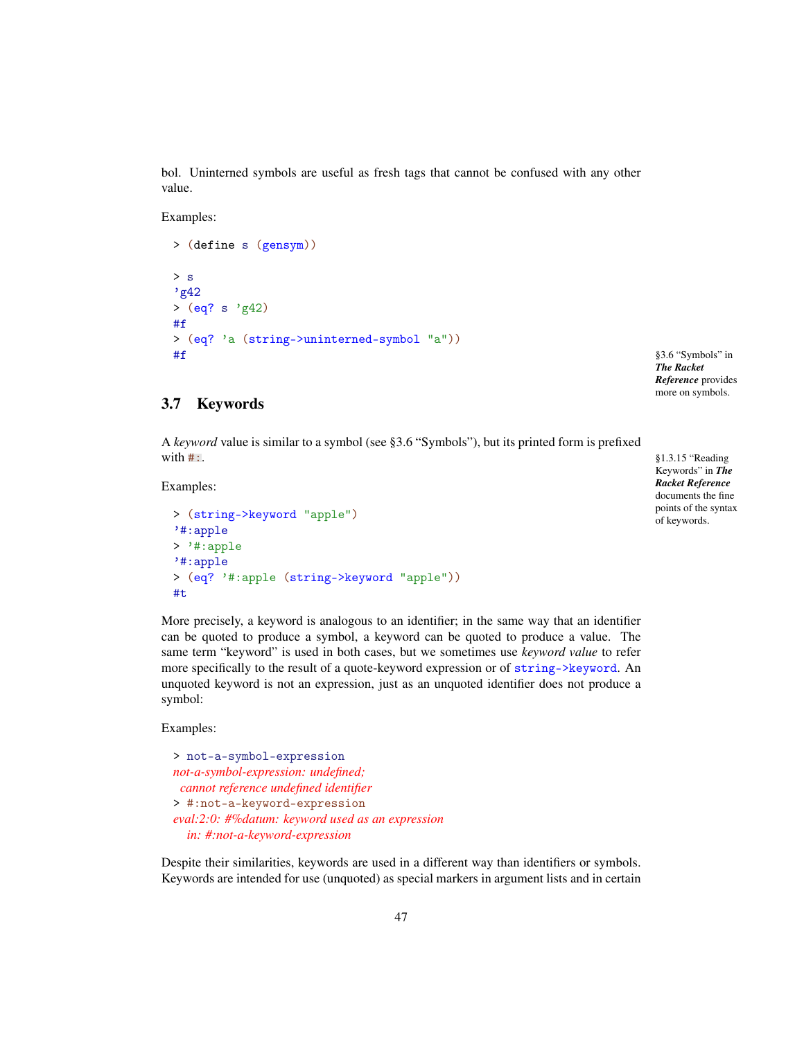bol. Uninterned symbols are useful as fresh tags that cannot be confused with any other value.

Examples:

```
> (define s (gensym))

> s
'g42
> (eq? s 'g42)
#f
> (eq? 'a (string->uninterned-symbol "a"))
#f
```

§3.6 "Symbols" in ***The Racket Reference*** provides more on symbols.

## 3.7 Keywords

A *keyword* value is similar to a symbol (see §3.6 "Symbols"), but its printed form is prefixed with `#:`.

§1.3.15 "Reading Keywords" in ***The Racket Reference*** documents the fine points of the syntax of keywords.

Examples:

```
> (string->keyword "apple")
'#:apple
> '#:apple
'#:apple
> (eq? '#:apple (string->keyword "apple"))
#t
```

More precisely, a keyword is analogous to an identifier; in the same way that an identifier can be quoted to produce a symbol, a keyword can be quoted to produce a value. The same term "keyword" is used in both cases, but we sometimes use *keyword value* to refer more specifically to the result of a quote-keyword expression or of `string->keyword`. An unquoted keyword is not an expression, just as an unquoted identifier does not produce a symbol:

Examples:

```
> not-a-symbol-expression
not-a-symbol-expression: undefined;
  cannot reference undefined identifier
> #:not-a-keyword-expression
eval:2:0: #%datum: keyword used as an expression
   in: #:not-a-keyword-expression
```

Despite their similarities, keywords are used in a different way than identifiers or symbols. Keywords are intended for use (unquoted) as special markers in argument lists and in certain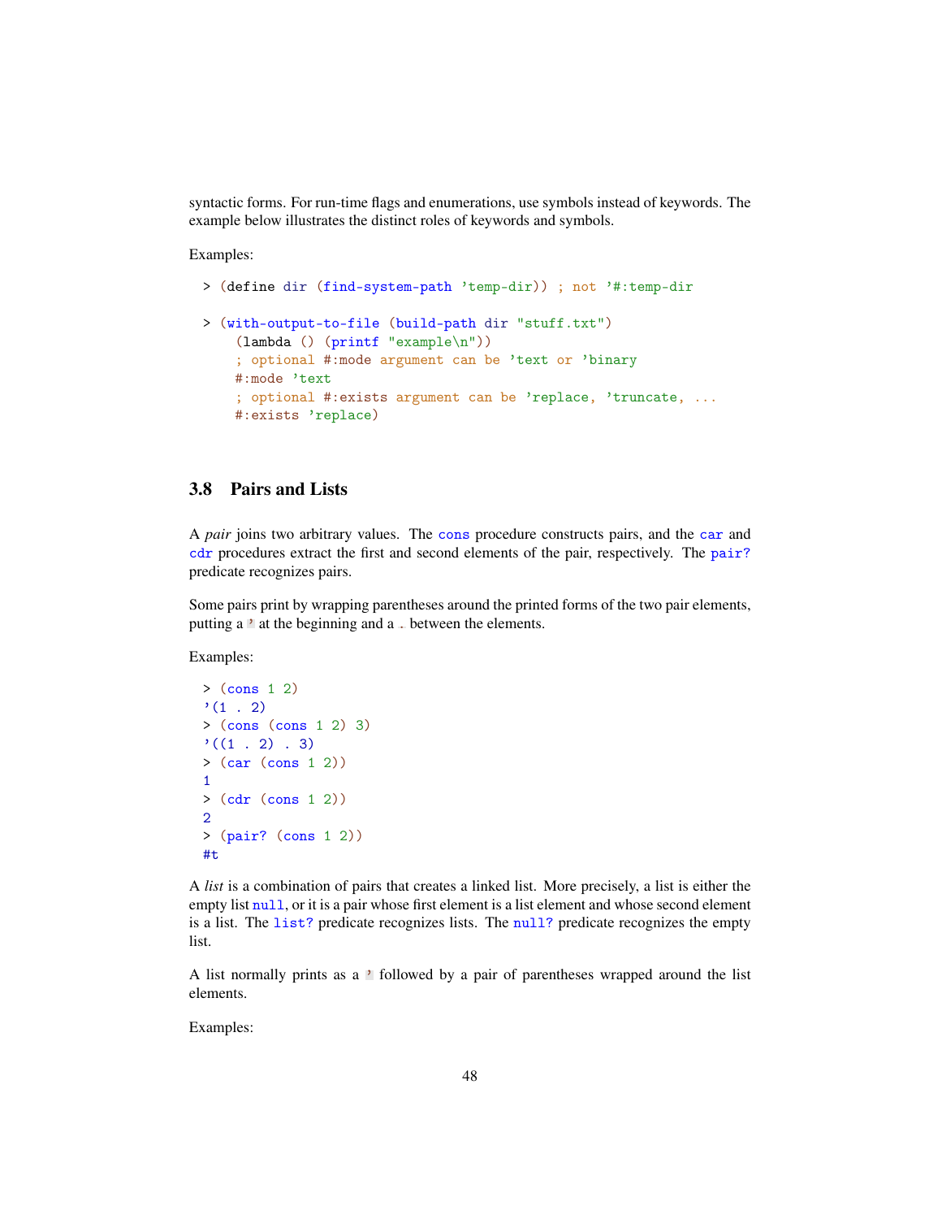syntactic forms. For run-time flags and enumerations, use symbols instead of keywords. The example below illustrates the distinct roles of keywords and symbols.

Examples:

```
> (define dir (find-system-path 'temp-dir)) ; not '#:temp-dir

> (with-output-to-file (build-path dir "stuff.txt")
    (lambda () (printf "example\n"))
    ; optional #:mode argument can be 'text or 'binary
    #:mode 'text
    ; optional #:exists argument can be 'replace, 'truncate, ...
    #:exists 'replace)
```

## 3.8 Pairs and Lists

A *pair* joins two arbitrary values. The `cons` procedure constructs pairs, and the `car` and `cdr` procedures extract the first and second elements of the pair, respectively. The `pair?` predicate recognizes pairs.

Some pairs print by wrapping parentheses around the printed forms of the two pair elements, putting a `'` at the beginning and a `.` between the elements.

Examples:

```
> (cons 1 2)
'(1 . 2)
> (cons (cons 1 2) 3)
'((1 . 2) . 3)
> (car (cons 1 2))
1
> (cdr (cons 1 2))
2
> (pair? (cons 1 2))
#t
```

A *list* is a combination of pairs that creates a linked list. More precisely, a list is either the empty list `null`, or it is a pair whose first element is a list element and whose second element is a list. The `list?` predicate recognizes lists. The `null?` predicate recognizes the empty list.

A list normally prints as a `'` followed by a pair of parentheses wrapped around the list elements.

Examples: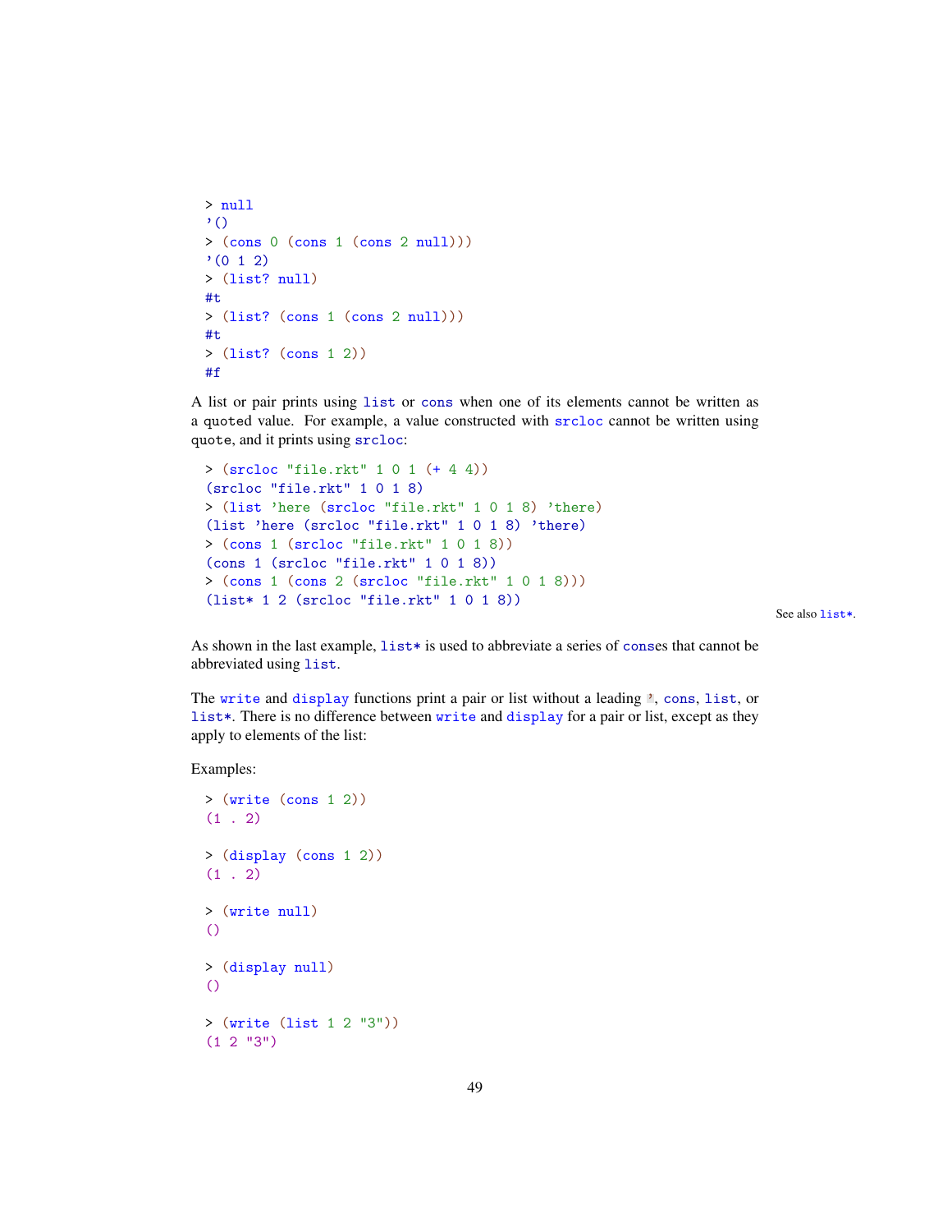```
> null
'()
> (cons 0 (cons 1 (cons 2 null)))
'(0 1 2)
> (list? null)
#t
> (list? (cons 1 (cons 2 null)))
#t
> (list? (cons 1 2))
#f
```

A list or pair prints using `list` or `cons` when one of its elements cannot be written as a quoted value. For example, a value constructed with `srcloc` cannot be written using `quote`, and it prints using `srcloc`:

```
> (srcloc "file.rkt" 1 0 1 (+ 4 4))
(srcloc "file.rkt" 1 0 1 8)
> (list 'here (srcloc "file.rkt" 1 0 1 8) 'there)
(list 'here (srcloc "file.rkt" 1 0 1 8) 'there)
> (cons 1 (srcloc "file.rkt" 1 0 1 8))
(cons 1 (srcloc "file.rkt" 1 0 1 8))
> (cons 1 (cons 2 (srcloc "file.rkt" 1 0 1 8)))
(list* 1 2 (srcloc "file.rkt" 1 0 1 8))
```

See also `list*`.

As shown in the last example, `list*` is used to abbreviate a series of `cons`es that cannot be abbreviated using `list`.

The `write` and `display` functions print a pair or list without a leading `'`, `cons`, `list`, or `list*`. There is no difference between `write` and `display` for a pair or list, except as they apply to elements of the list:

Examples:

```
> (write (cons 1 2))
(1 . 2)

> (display (cons 1 2))
(1 . 2)

> (write null)
()

> (display null)
()

> (write (list 1 2 "3"))
(1 2 "3")
```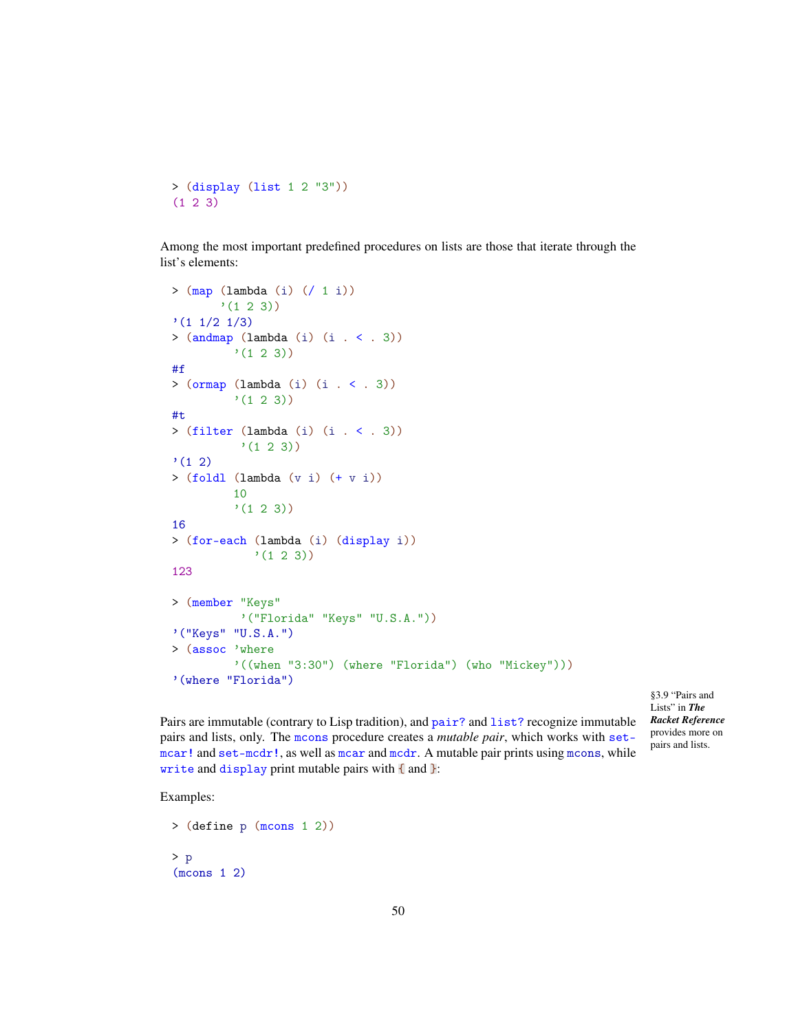```
> (display (list 1 2 "3"))
(1 2 3)
```

Among the most important predefined procedures on lists are those that iterate through the list's elements:

```
> (map (lambda (i) (/ 1 i))
       '(1 2 3))
'(1 1/2 1/3)
> (andmap (lambda (i) (i . < . 3))
          '(1 2 3))
#f
> (ormap (lambda (i) (i . < . 3))
         '(1 2 3))
#t
> (filter (lambda (i) (i . < . 3))
          '(1 2 3))
'(1 2)
> (foldl (lambda (v i) (+ v i))
         10
         '(1 2 3))
16
> (for-each (lambda (i) (display i))
            '(1 2 3))
123
```

```
> (member "Keys"
          '("Florida" "Keys" "U.S.A."))
'("Keys" "U.S.A.")
> (assoc 'where
         '((when "3:30") (where "Florida") (who "Mickey")))
'(where "Florida")
```

§3.9 "Pairs and Lists" in ***The Racket Reference*** provides more on pairs and lists.

Pairs are immutable (contrary to Lisp tradition), and `pair?` and `list?` recognize immutable pairs and lists, only. The `mcons` procedure creates a *mutable pair*, which works with `set-mcar!` and `set-mcdr!`, as well as `mcar` and `mcdr`. A mutable pair prints using `mcons`, while `write` and `display` print mutable pairs with `{` and `}`:

Examples:

```
> (define p (mcons 1 2))

> p
(mcons 1 2)
```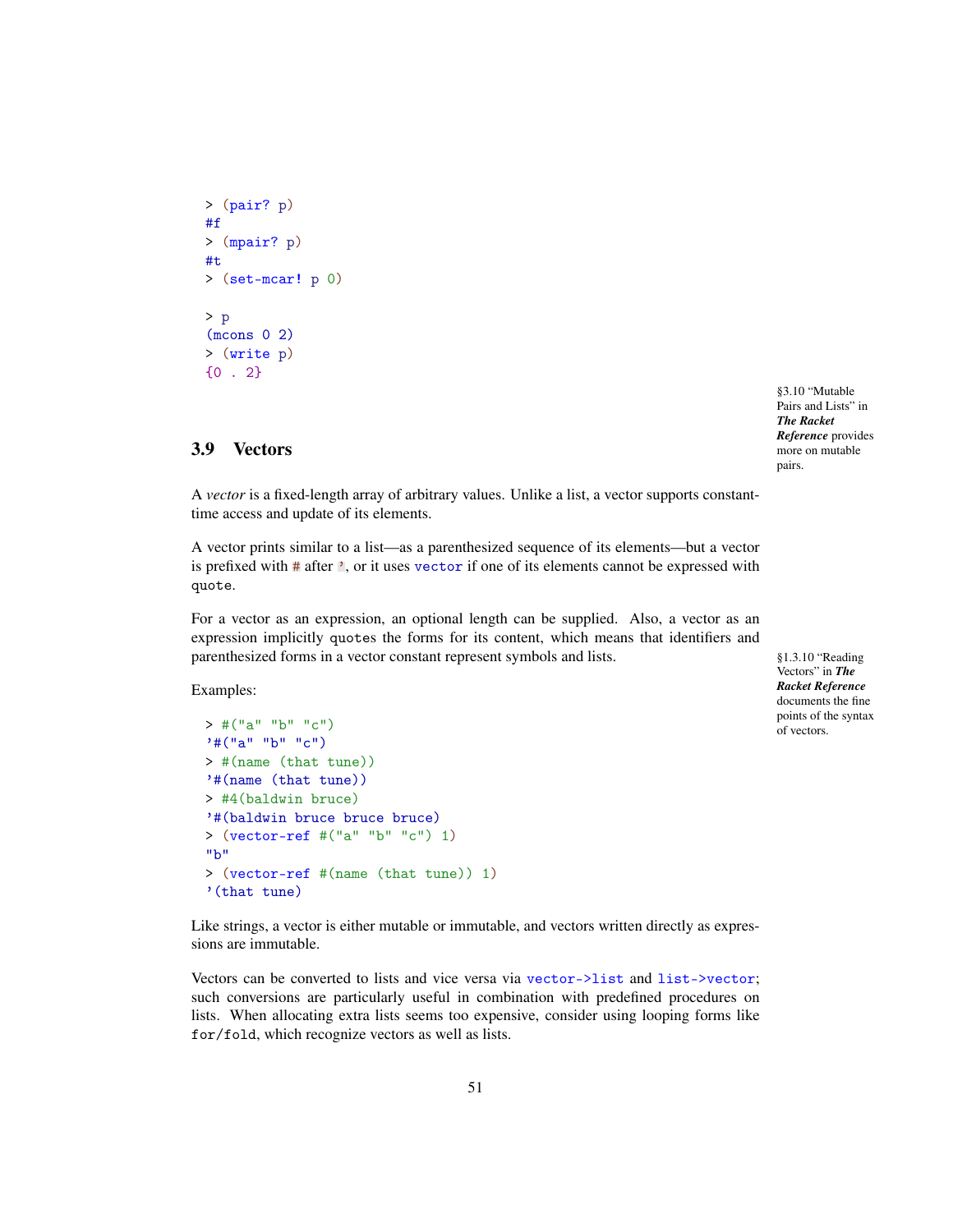```
> (pair? p)
#f
> (mpair? p)
#t
> (set-mcar! p 0)

> p
(mcons 0 2)
> (write p)
{0 . 2}
```

§3.10 "Mutable Pairs and Lists" in ***The Racket Reference*** provides more on mutable pairs.

## 3.9 Vectors

A *vector* is a fixed-length array of arbitrary values. Unlike a list, a vector supports constant-time access and update of its elements.

A vector prints similar to a list—as a parenthesized sequence of its elements—but a vector is prefixed with # after ', or it uses vector if one of its elements cannot be expressed with quote.

For a vector as an expression, an optional length can be supplied. Also, a vector as an expression implicitly quotes the forms for its content, which means that identifiers and parenthesized forms in a vector constant represent symbols and lists.

§1.3.10 "Reading Vectors" in ***The Racket Reference*** documents the fine points of the syntax of vectors.

Examples:

```
> #("a" "b" "c")
'#("a" "b" "c")
> #(name (that tune))
'#(name (that tune))
> #4(baldwin bruce)
'#(baldwin bruce bruce bruce)
> (vector-ref #("a" "b" "c") 1)
"b"
> (vector-ref #(name (that tune)) 1)
'(that tune)
```

Like strings, a vector is either mutable or immutable, and vectors written directly as expressions are immutable.

Vectors can be converted to lists and vice versa via vector->list and list->vector; such conversions are particularly useful in combination with predefined procedures on lists. When allocating extra lists seems too expensive, consider using looping forms like for/fold, which recognize vectors as well as lists.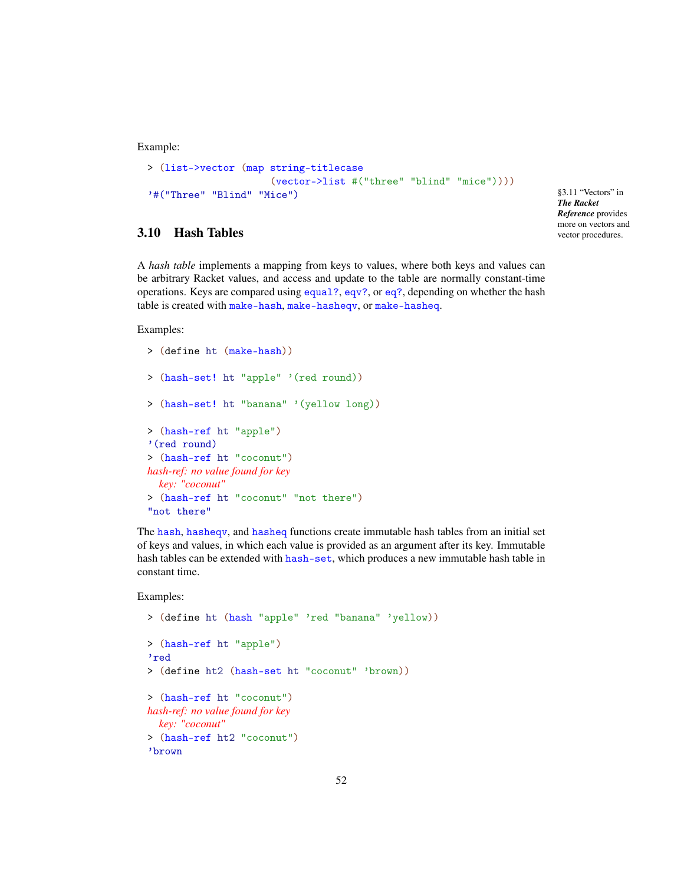Example:

```
> (list->vector (map string-titlecase
                     (vector->list #("three" "blind" "mice"))))
'#("Three" "Blind" "Mice")
```

§3.11 "Vectors" in ***The Racket Reference*** provides more on vectors and vector procedures.

### 3.10 Hash Tables

A *hash table* implements a mapping from keys to values, where both keys and values can be arbitrary Racket values, and access and update to the table are normally constant-time operations. Keys are compared using `equal?`, `eqv?`, or `eq?`, depending on whether the hash table is created with `make-hash`, `make-hasheqv`, or `make-hasheq`.

Examples:

```
> (define ht (make-hash))

> (hash-set! ht "apple" '(red round))

> (hash-set! ht "banana" '(yellow long))

> (hash-ref ht "apple")
'(red round)
> (hash-ref ht "coconut")
hash-ref: no value found for key
  key: "coconut"
> (hash-ref ht "coconut" "not there")
"not there"
```

The `hash`, `hasheqv`, and `hasheq` functions create immutable hash tables from an initial set of keys and values, in which each value is provided as an argument after its key. Immutable hash tables can be extended with `hash-set`, which produces a new immutable hash table in constant time.

Examples:

```
> (define ht (hash "apple" 'red "banana" 'yellow))

> (hash-ref ht "apple")
'red
> (define ht2 (hash-set ht "coconut" 'brown))

> (hash-ref ht "coconut")
hash-ref: no value found for key
  key: "coconut"
> (hash-ref ht2 "coconut")
'brown
```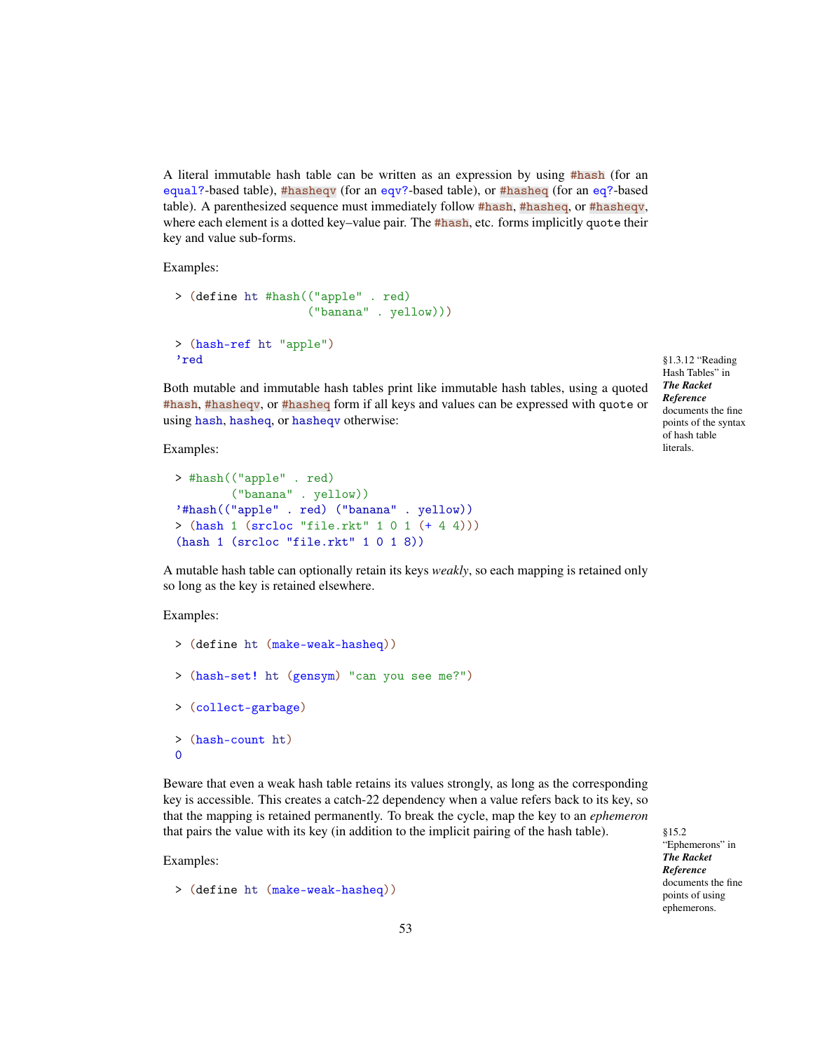A literal immutable hash table can be written as an expression by using `#hash` (for an `equal?`-based table), `#hasheqv` (for an `eqv?`-based table), or `#hasheq` (for an `eq?`-based table). A parenthesized sequence must immediately follow `#hash`, `#hasheq`, or `#hasheqv`, where each element is a dotted key–value pair. The `#hash`, etc. forms implicitly `quote` their key and value sub-forms.

Examples:

```
> (define ht #hash(("apple" . red)
                   ("banana" . yellow)))

> (hash-ref ht "apple")
'red
```

§1.3.12 "Reading Hash Tables" in ***The Racket Reference*** documents the fine points of the syntax of hash table literals.

Both mutable and immutable hash tables print like immutable hash tables, using a quoted `#hash`, `#hasheqv`, or `#hasheq` form if all keys and values can be expressed with `quote` or using `hash`, `hasheq`, or `hasheqv` otherwise:

Examples:

```
> #hash(("apple" . red)
        ("banana" . yellow))
'#hash(("apple" . red) ("banana" . yellow))
> (hash 1 (srcloc "file.rkt" 1 0 1 (+ 4 4)))
(hash 1 (srcloc "file.rkt" 1 0 1 8))
```

A mutable hash table can optionally retain its keys *weakly*, so each mapping is retained only so long as the key is retained elsewhere.

Examples:

```
> (define ht (make-weak-hasheq))

> (hash-set! ht (gensym) "can you see me?")

> (collect-garbage)

> (hash-count ht)
0
```

Beware that even a weak hash table retains its values strongly, as long as the corresponding key is accessible. This creates a catch-22 dependency when a value refers back to its key, so that the mapping is retained permanently. To break the cycle, map the key to an *ephemeron* that pairs the value with its key (in addition to the implicit pairing of the hash table).

§15.2 "Ephemerons" in ***The Racket Reference*** documents the fine points of using ephemerons.

Examples:

```
> (define ht (make-weak-hasheq))
```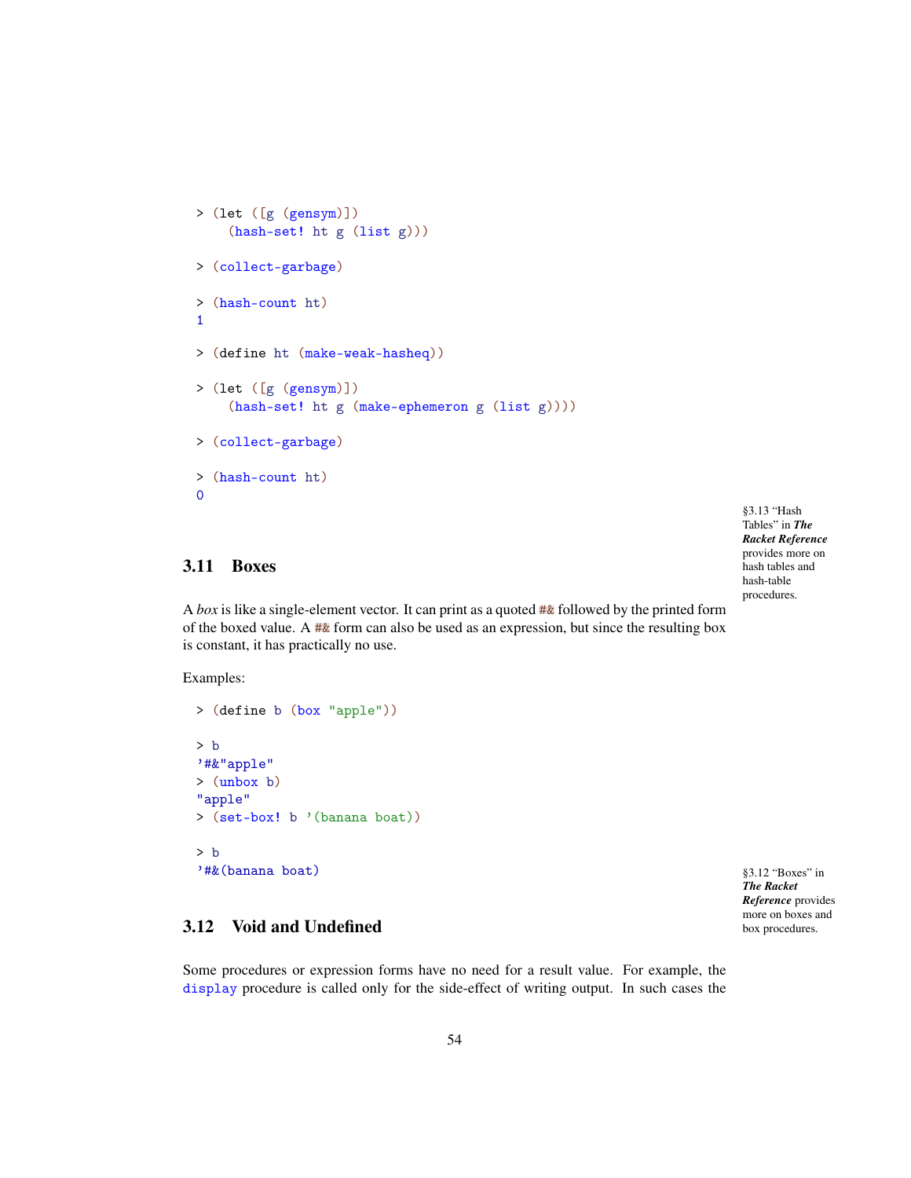```
> (let ([g (gensym)])
    (hash-set! ht g (list g)))

> (collect-garbage)

> (hash-count ht)
1

> (define ht (make-weak-hasheq))

> (let ([g (gensym)])
    (hash-set! ht g (make-ephemeron g (list g))))

> (collect-garbage)

> (hash-count ht)
0
```

§3.13 "Hash Tables" in ***The Racket Reference*** provides more on hash tables and hash-table procedures.

## 3.11 Boxes

A *box* is like a single-element vector. It can print as a quoted `#&` followed by the printed form of the boxed value. A `#&` form can also be used as an expression, but since the resulting box is constant, it has practically no use.

Examples:

```
> (define b (box "apple"))

> b
'#&"apple"
> (unbox b)
"apple"
> (set-box! b '(banana boat))

> b
'#&(banana boat)
```

§3.12 "Boxes" in ***The Racket Reference*** provides more on boxes and box procedures.

## 3.12 Void and Undefined

Some procedures or expression forms have no need for a result value. For example, the `display` procedure is called only for the side-effect of writing output. In such cases the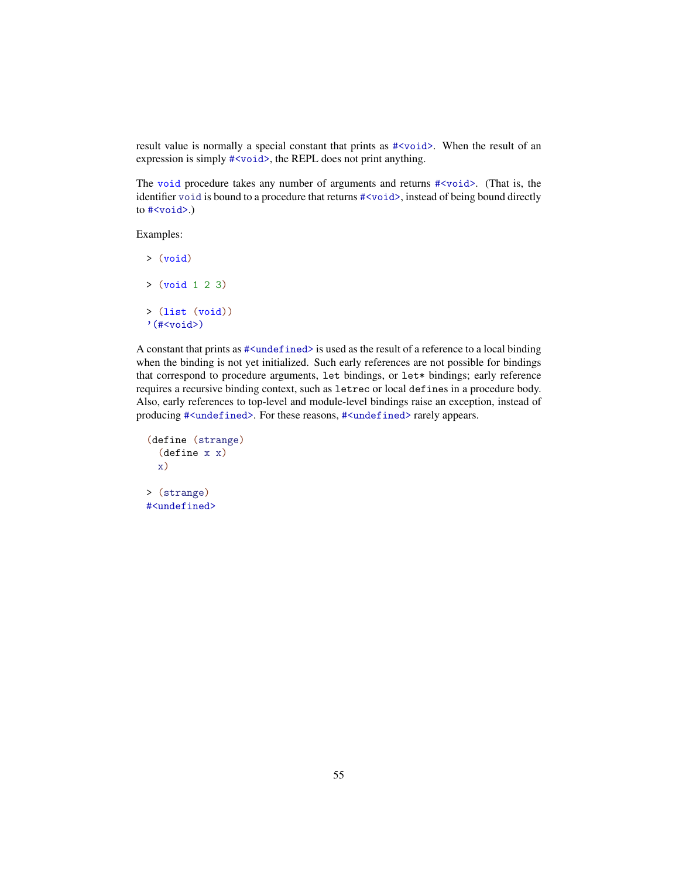result value is normally a special constant that prints as `#<void>`. When the result of an expression is simply `#<void>`, the REPL does not print anything.

The `void` procedure takes any number of arguments and returns `#<void>`. (That is, the identifier `void` is bound to a procedure that returns `#<void>`, instead of being bound directly to `#<void>`.)

Examples:

```
> (void)

> (void 1 2 3)

> (list (void))
'(#<void>)
```

A constant that prints as `#<undefined>` is used as the result of a reference to a local binding when the binding is not yet initialized. Such early references are not possible for bindings that correspond to procedure arguments, `let` bindings, or `let*` bindings; early reference requires a recursive binding context, such as `letrec` or local `define`s in a procedure body. Also, early references to top-level and module-level bindings raise an exception, instead of producing `#<undefined>`. For these reasons, `#<undefined>` rarely appears.

```
(define (strange)
  (define x x)
  x)

> (strange)
#<undefined>
```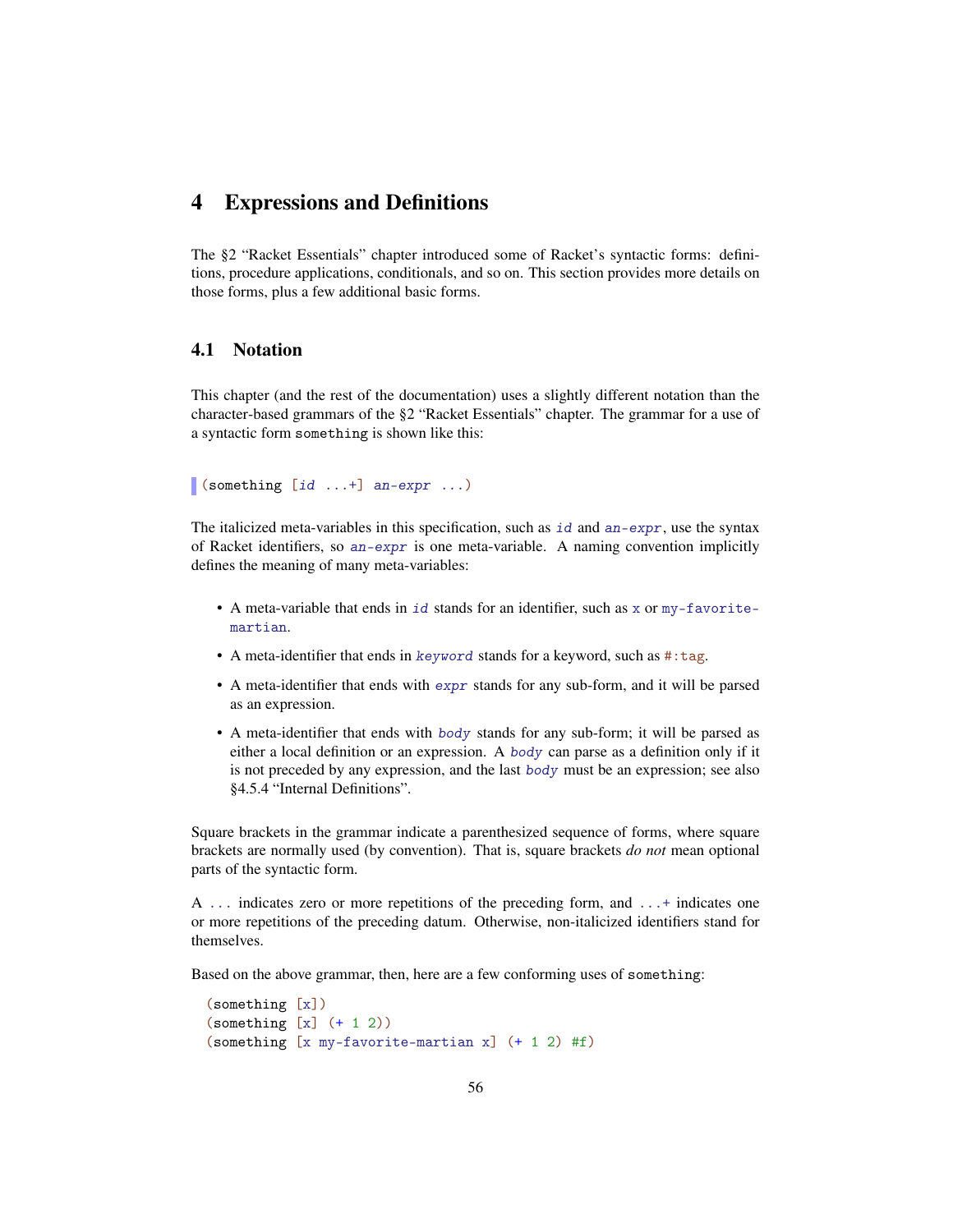# 4 Expressions and Definitions

The §2 "Racket Essentials" chapter introduced some of Racket's syntactic forms: definitions, procedure applications, conditionals, and so on. This section provides more details on those forms, plus a few additional basic forms.

## 4.1 Notation

This chapter (and the rest of the documentation) uses a slightly different notation than the character-based grammars of the §2 "Racket Essentials" chapter. The grammar for a use of a syntactic form `something` is shown like this:

```
(something [id ...+] an-expr ...)
```

The italicized meta-variables in this specification, such as *`id`* and *`an-expr`*, use the syntax of Racket identifiers, so *`an-expr`* is one meta-variable. A naming convention implicitly defines the meaning of many meta-variables:

- A meta-variable that ends in *`id`* stands for an identifier, such as `x` or `my-favorite-martian`.
- A meta-identifier that ends in *`keyword`* stands for a keyword, such as `#:tag`.
- A meta-identifier that ends with *`expr`* stands for any sub-form, and it will be parsed as an expression.
- A meta-identifier that ends with *`body`* stands for any sub-form; it will be parsed as either a local definition or an expression. A *`body`* can parse as a definition only if it is not preceded by any expression, and the last *`body`* must be an expression; see also §4.5.4 "Internal Definitions".

Square brackets in the grammar indicate a parenthesized sequence of forms, where square brackets are normally used (by convention). That is, square brackets *do not* mean optional parts of the syntactic form.

A `...` indicates zero or more repetitions of the preceding form, and `...+` indicates one or more repetitions of the preceding datum. Otherwise, non-italicized identifiers stand for themselves.

Based on the above grammar, then, here are a few conforming uses of `something`:

```
(something [x])
(something [x] (+ 1 2))
(something [x my-favorite-martian x] (+ 1 2) #f)
```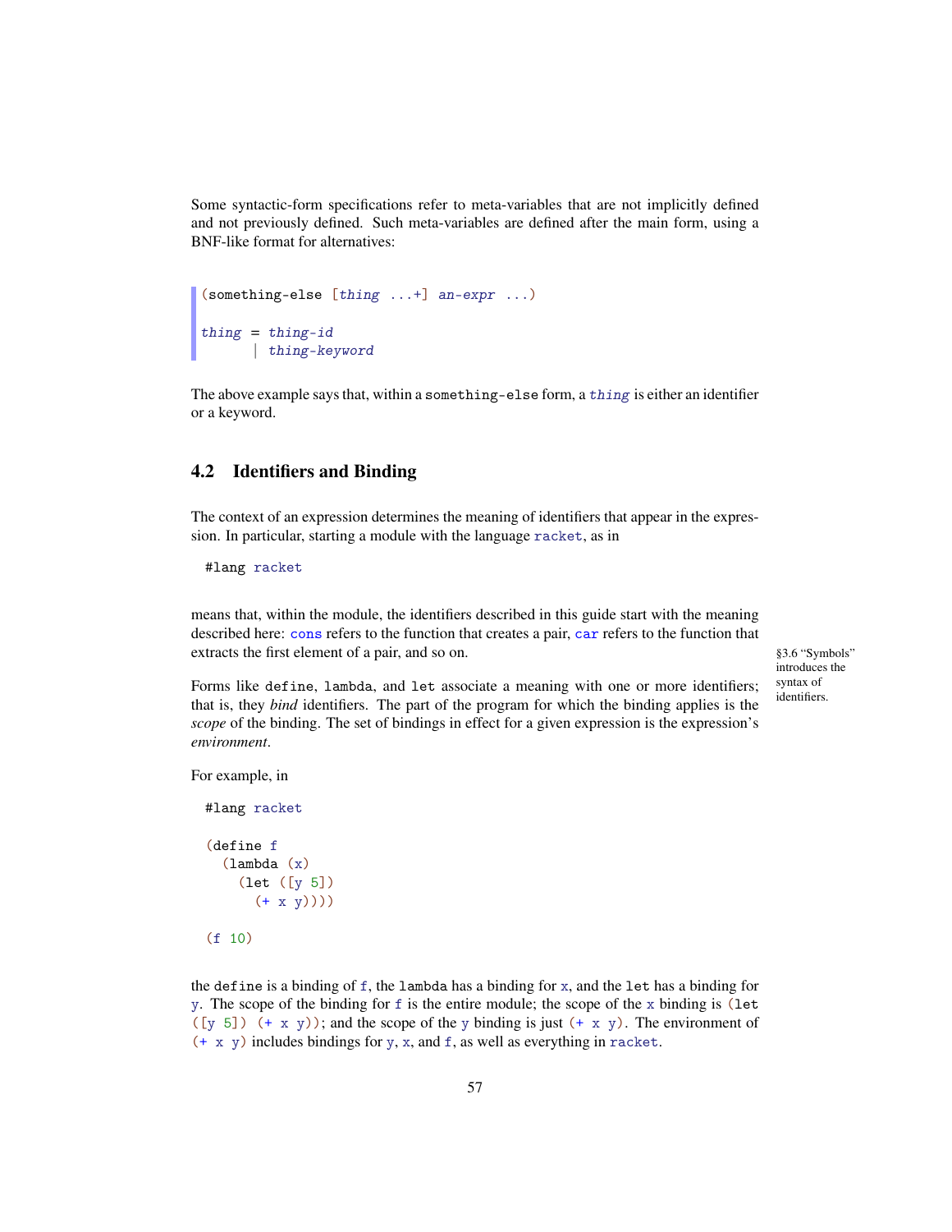Some syntactic-form specifications refer to meta-variables that are not implicitly defined and not previously defined. Such meta-variables are defined after the main form, using a BNF-like format for alternatives:

```
(something-else [thing ...+] an-expr ...)

thing = thing-id
      | thing-keyword
```

The above example says that, within a `something-else` form, a *thing* is either an identifier or a keyword.

## 4.2 Identifiers and Binding

The context of an expression determines the meaning of identifiers that appear in the expression. In particular, starting a module with the language `racket`, as in

```
#lang racket
```

means that, within the module, the identifiers described in this guide start with the meaning described here: `cons` refers to the function that creates a pair, `car` refers to the function that extracts the first element of a pair, and so on.

§3.6 "Symbols" introduces the syntax of identifiers.

Forms like `define`, `lambda`, and `let` associate a meaning with one or more identifiers; that is, they *bind* identifiers. The part of the program for which the binding applies is the *scope* of the binding. The set of bindings in effect for a given expression is the expression's *environment*.

For example, in

```
#lang racket

(define f
  (lambda (x)
    (let ([y 5])
      (+ x y))))

(f 10)
```

the `define` is a binding of `f`, the `lambda` has a binding for `x`, and the `let` has a binding for `y`. The scope of the binding for `f` is the entire module; the scope of the `x` binding is `(let ([y 5]) (+ x y))`; and the scope of the `y` binding is just `(+ x y)`. The environment of `(+ x y)` includes bindings for `y`, `x`, and `f`, as well as everything in `racket`.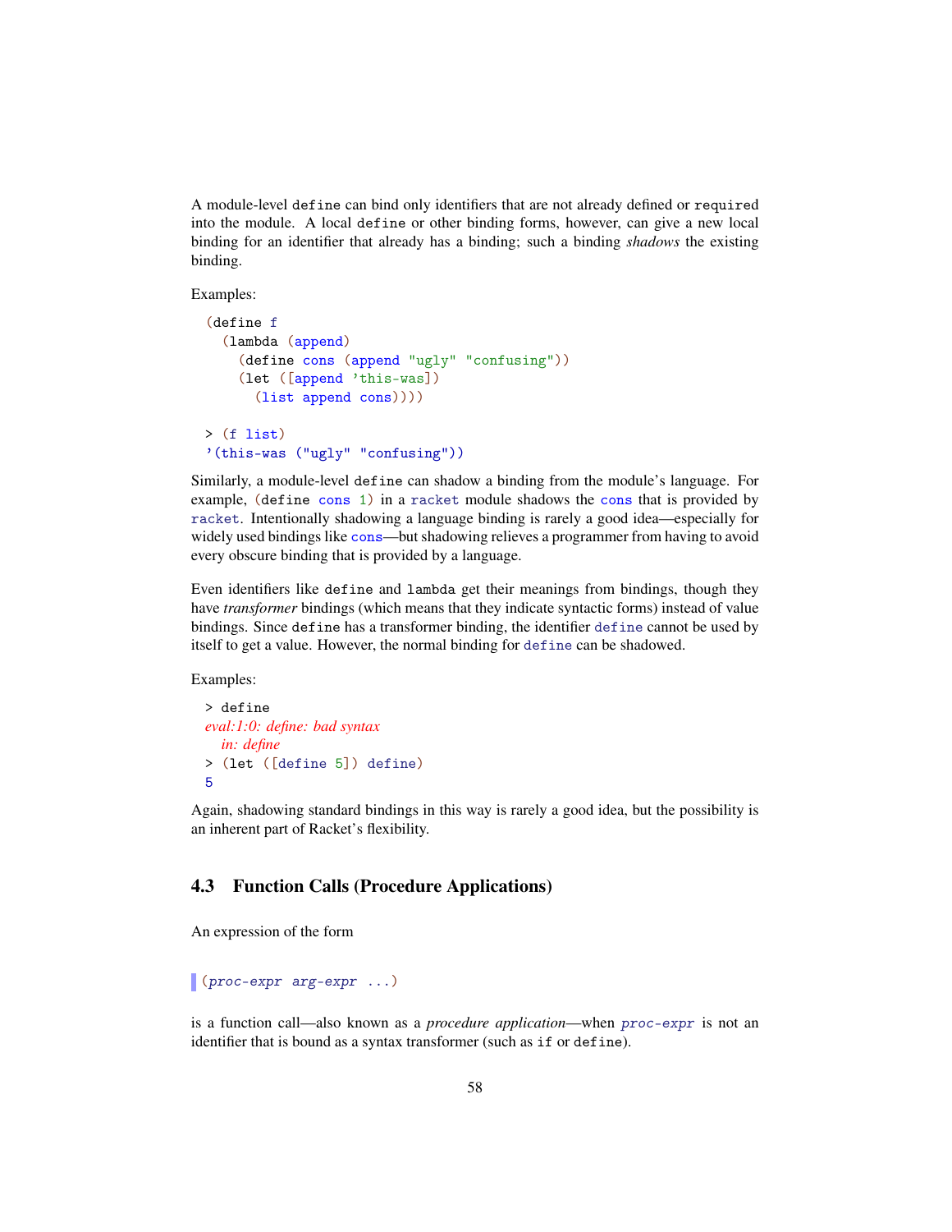A module-level `define` can bind only identifiers that are not already defined or `required` into the module. A local `define` or other binding forms, however, can give a new local binding for an identifier that already has a binding; such a binding *shadows* the existing binding.

Examples:

```
(define f
  (lambda (append)
    (define cons (append "ugly" "confusing"))
    (let ([append 'this-was])
      (list append cons))))

> (f list)
'(this-was ("ugly" "confusing"))
```

Similarly, a module-level `define` can shadow a binding from the module's language. For example, `(define cons 1)` in a `racket` module shadows the `cons` that is provided by `racket`. Intentionally shadowing a language binding is rarely a good idea—especially for widely used bindings like `cons`—but shadowing relieves a programmer from having to avoid every obscure binding that is provided by a language.

Even identifiers like `define` and `lambda` get their meanings from bindings, though they have *transformer* bindings (which means that they indicate syntactic forms) instead of value bindings. Since `define` has a transformer binding, the identifier `define` cannot be used by itself to get a value. However, the normal binding for `define` can be shadowed.

Examples:

```
> define
eval:1:0: define: bad syntax
  in: define
> (let ([define 5]) define)
5
```

Again, shadowing standard bindings in this way is rarely a good idea, but the possibility is an inherent part of Racket's flexibility.

## 4.3 Function Calls (Procedure Applications)

An expression of the form

```
(proc-expr arg-expr ...)
```

is a function call—also known as a *procedure application*—when `proc-expr` is not an identifier that is bound as a syntax transformer (such as `if` or `define`).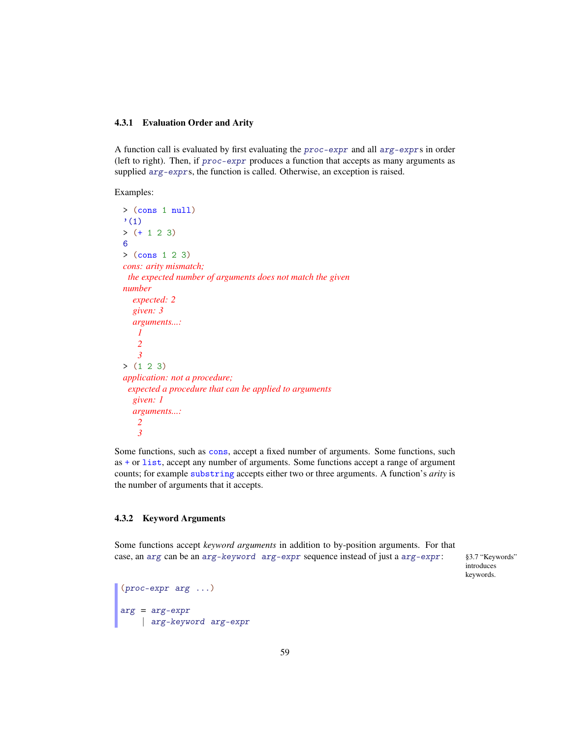### 4.3.1 Evaluation Order and Arity

A function call is evaluated by first evaluating the `proc-expr` and all `arg-expr`s in order (left to right). Then, if `proc-expr` produces a function that accepts as many arguments as supplied `arg-expr`s, the function is called. Otherwise, an exception is raised.

Examples:

```
> (cons 1 null)
'(1)
> (+ 1 2 3)
6
> (cons 1 2 3)
cons: arity mismatch;
 the expected number of arguments does not match the given
number
  expected: 2
  given: 3
  arguments...:
   1
   2
   3
> (1 2 3)
application: not a procedure;
 expected a procedure that can be applied to arguments
  given: 1
  arguments...:
   2
   3
```

Some functions, such as `cons`, accept a fixed number of arguments. Some functions, such as `+` or `list`, accept any number of arguments. Some functions accept a range of argument counts; for example `substring` accepts either two or three arguments. A function's *arity* is the number of arguments that it accepts.

### 4.3.2 Keyword Arguments

Some functions accept *keyword arguments* in addition to by-position arguments. For that case, an `arg` can be an `arg-keyword arg-expr` sequence instead of just a `arg-expr`:

§3.7 "Keywords" introduces keywords.

```
(proc-expr arg ...)

arg = arg-expr
    | arg-keyword arg-expr
```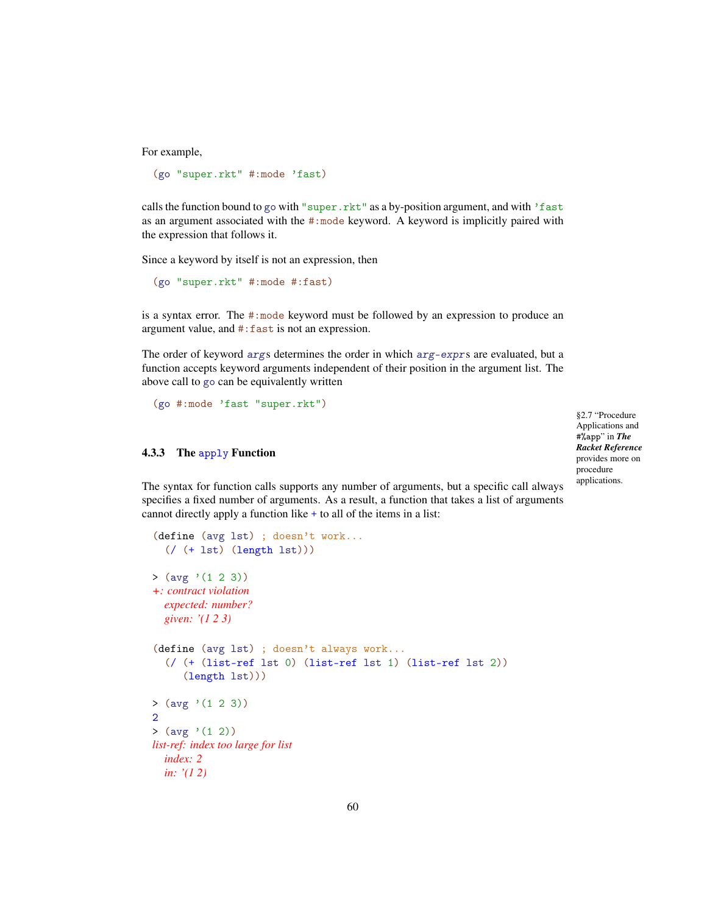For example,

```
(go "super.rkt" #:mode 'fast)
```

calls the function bound to `go` with `"super.rkt"` as a by-position argument, and with `'fast` as an argument associated with the `#:mode` keyword. A keyword is implicitly paired with the expression that follows it.

Since a keyword by itself is not an expression, then

```
(go "super.rkt" #:mode #:fast)
```

is a syntax error. The `#:mode` keyword must be followed by an expression to produce an argument value, and `#:fast` is not an expression.

The order of keyword *arg*s determines the order in which *arg-expr*s are evaluated, but a function accepts keyword arguments independent of their position in the argument list. The above call to `go` can be equivalently written

```
(go #:mode 'fast "super.rkt")
```

§2.7 "Procedure Applications and #%app" in ***The Racket Reference*** provides more on procedure applications.

### 4.3.3 The `apply` Function

The syntax for function calls supports any number of arguments, but a specific call always specifies a fixed number of arguments. As a result, a function that takes a list of arguments cannot directly apply a function like `+` to all of the items in a list:

```
(define (avg lst) ; doesn't work...
  (/ (+ lst) (length lst)))

> (avg '(1 2 3))
+: contract violation
  expected: number?
  given: '(1 2 3)

(define (avg lst) ; doesn't always work...
  (/ (+ (list-ref lst 0) (list-ref lst 1) (list-ref lst 2))
     (length lst)))

> (avg '(1 2 3))
2
> (avg '(1 2))
list-ref: index too large for list
  index: 2
  in: '(1 2)
```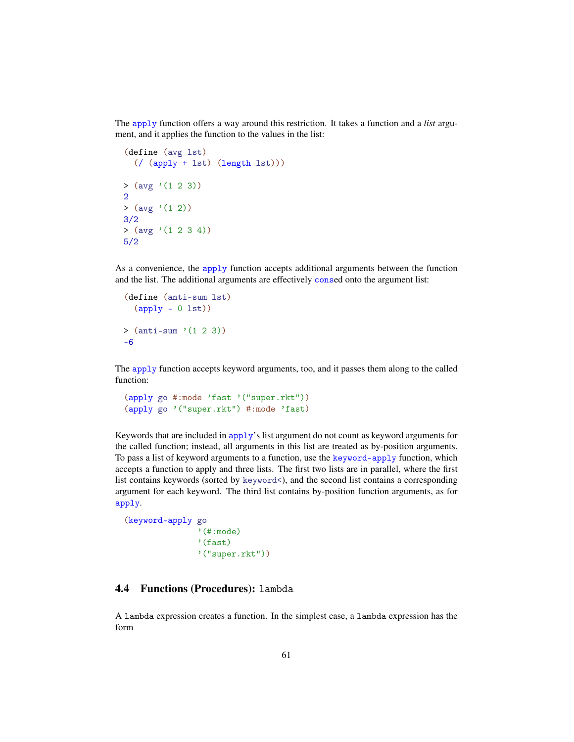The `apply` function offers a way around this restriction. It takes a function and a *list* argument, and it applies the function to the values in the list:

```
(define (avg lst)
  (/ (apply + lst) (length lst)))

> (avg '(1 2 3))
2
> (avg '(1 2))
3/2
> (avg '(1 2 3 4))
5/2
```

As a convenience, the `apply` function accepts additional arguments between the function and the list. The additional arguments are effectively `cons`ed onto the argument list:

```
(define (anti-sum lst)
  (apply - 0 lst))

> (anti-sum '(1 2 3))
-6
```

The `apply` function accepts keyword arguments, too, and it passes them along to the called function:

```
(apply go #:mode 'fast '("super.rkt"))
(apply go '("super.rkt") #:mode 'fast)
```

Keywords that are included in `apply`'s list argument do not count as keyword arguments for the called function; instead, all arguments in this list are treated as by-position arguments. To pass a list of keyword arguments to a function, use the `keyword-apply` function, which accepts a function to apply and three lists. The first two lists are in parallel, where the first list contains keywords (sorted by `keyword<`), and the second list contains a corresponding argument for each keyword. The third list contains by-position function arguments, as for `apply`.

```
(keyword-apply go
               '(#:mode)
               '(fast)
               '("super.rkt"))
```

## 4.4 Functions (Procedures): `lambda`

A `lambda` expression creates a function. In the simplest case, a `lambda` expression has the form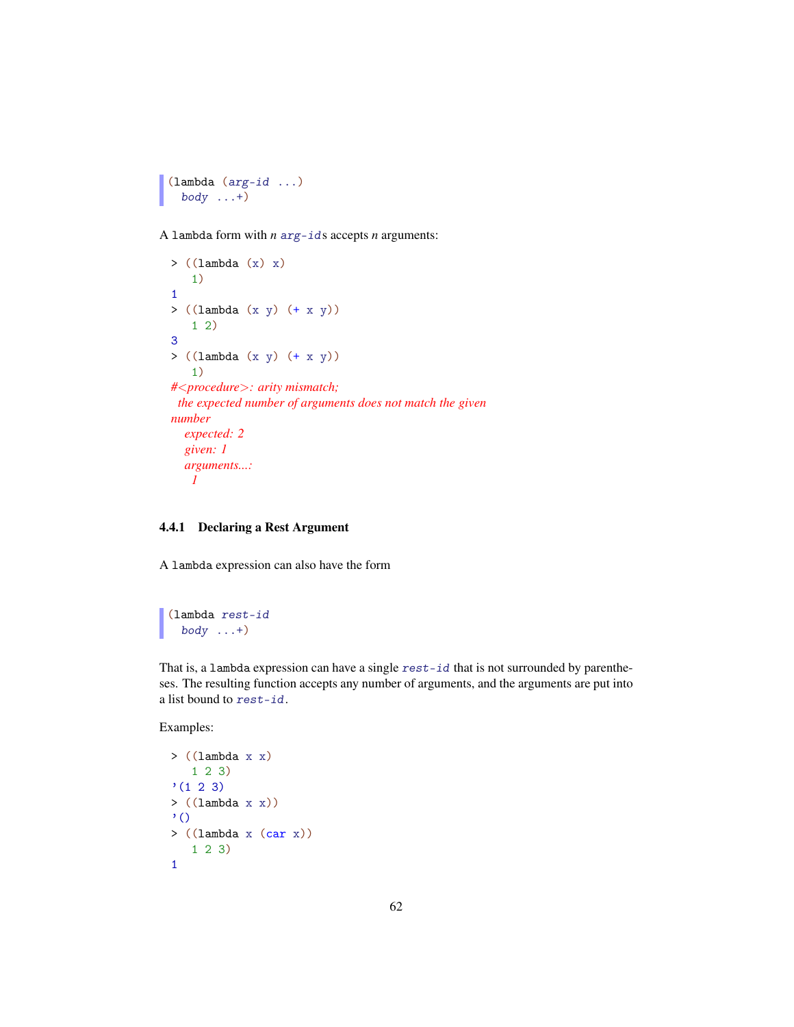```
(lambda (arg-id ...)
  body ...+)
```

A `lambda` form with *n* *arg-id*s accepts *n* arguments:

```
> ((lambda (x) x)
   1)
1
> ((lambda (x y) (+ x y))
   1 2)
3
> ((lambda (x y) (+ x y))
   1)
#<procedure>: arity mismatch;
 the expected number of arguments does not match the given
number
  expected: 2
  given: 1
  arguments...:
   1
```

### 4.4.1 Declaring a Rest Argument

A `lambda` expression can also have the form

```
(lambda rest-id
  body ...+)
```

That is, a `lambda` expression can have a single *rest-id* that is not surrounded by parentheses. The resulting function accepts any number of arguments, and the arguments are put into a list bound to *rest-id*.

Examples:

```
> ((lambda x x)
   1 2 3)
'(1 2 3)
> ((lambda x x))
'()
> ((lambda x (car x))
   1 2 3)
1
```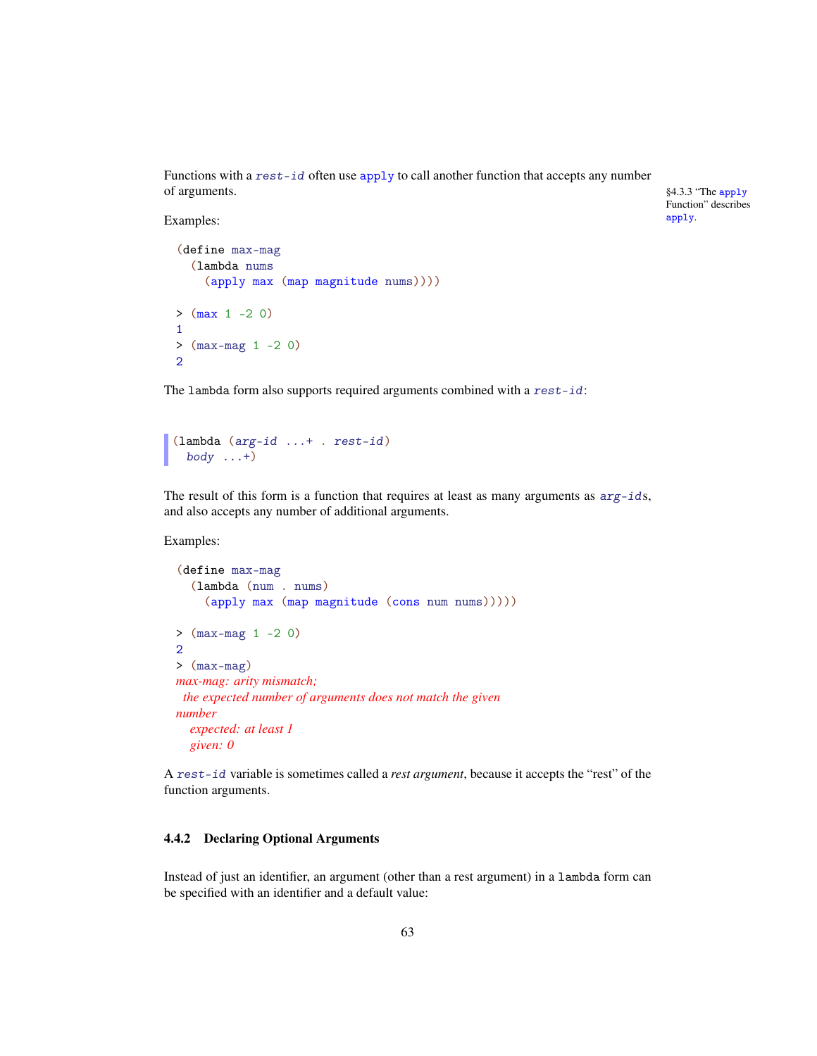Functions with a *rest-id* often use apply to call another function that accepts any number of arguments.

§4.3.3 "The apply Function" describes apply.

Examples:

```
(define max-mag
  (lambda nums
    (apply max (map magnitude nums))))

> (max 1 -2 0)
1
> (max-mag 1 -2 0)
2
```

The lambda form also supports required arguments combined with a *rest-id*:

```
(lambda (arg-id ...+ . rest-id)
  body ...+)
```

The result of this form is a function that requires at least as many arguments as *arg-id*s, and also accepts any number of additional arguments.

Examples:

```
(define max-mag
  (lambda (num . nums)
    (apply max (map magnitude (cons num nums)))))

> (max-mag 1 -2 0)
2
> (max-mag)
max-mag: arity mismatch;
 the expected number of arguments does not match the given
number
  expected: at least 1
  given: 0
```

A *rest-id* variable is sometimes called a *rest argument*, because it accepts the "rest" of the function arguments.

### 4.4.2 Declaring Optional Arguments

Instead of just an identifier, an argument (other than a rest argument) in a lambda form can be specified with an identifier and a default value: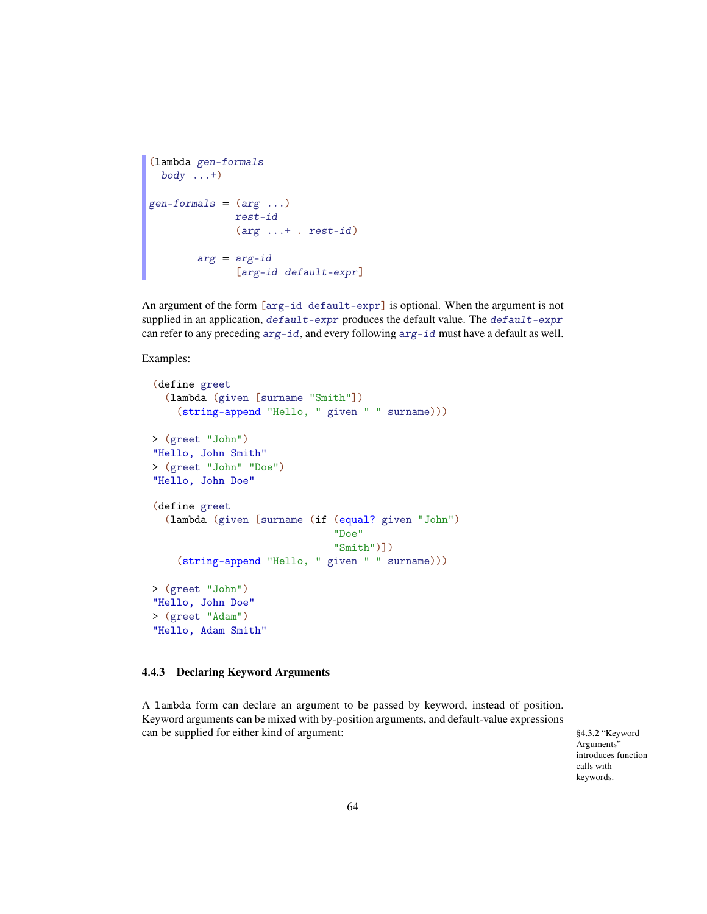```
(lambda gen-formals
  body ...+)

gen-formals = (arg ...)
            | rest-id
            | (arg ...+ . rest-id)

        arg = arg-id
            | [arg-id default-expr]
```

An argument of the form `[arg-id default-expr]` is optional. When the argument is not supplied in an application, *default-expr* produces the default value. The *default-expr* can refer to any preceding *arg-id*, and every following *arg-id* must have a default as well.

Examples:

```
(define greet
  (lambda (given [surname "Smith"])
    (string-append "Hello, " given " " surname)))

> (greet "John")
"Hello, John Smith"
> (greet "John" "Doe")
"Hello, John Doe"

(define greet
  (lambda (given [surname (if (equal? given "John")
                              "Doe"
                              "Smith")])
    (string-append "Hello, " given " " surname)))

> (greet "John")
"Hello, John Doe"
> (greet "Adam")
"Hello, Adam Smith"
```

### 4.4.3 Declaring Keyword Arguments

A `lambda` form can declare an argument to be passed by keyword, instead of position. Keyword arguments can be mixed with by-position arguments, and default-value expressions can be supplied for either kind of argument:

§4.3.2 "Keyword Arguments" introduces function calls with keywords.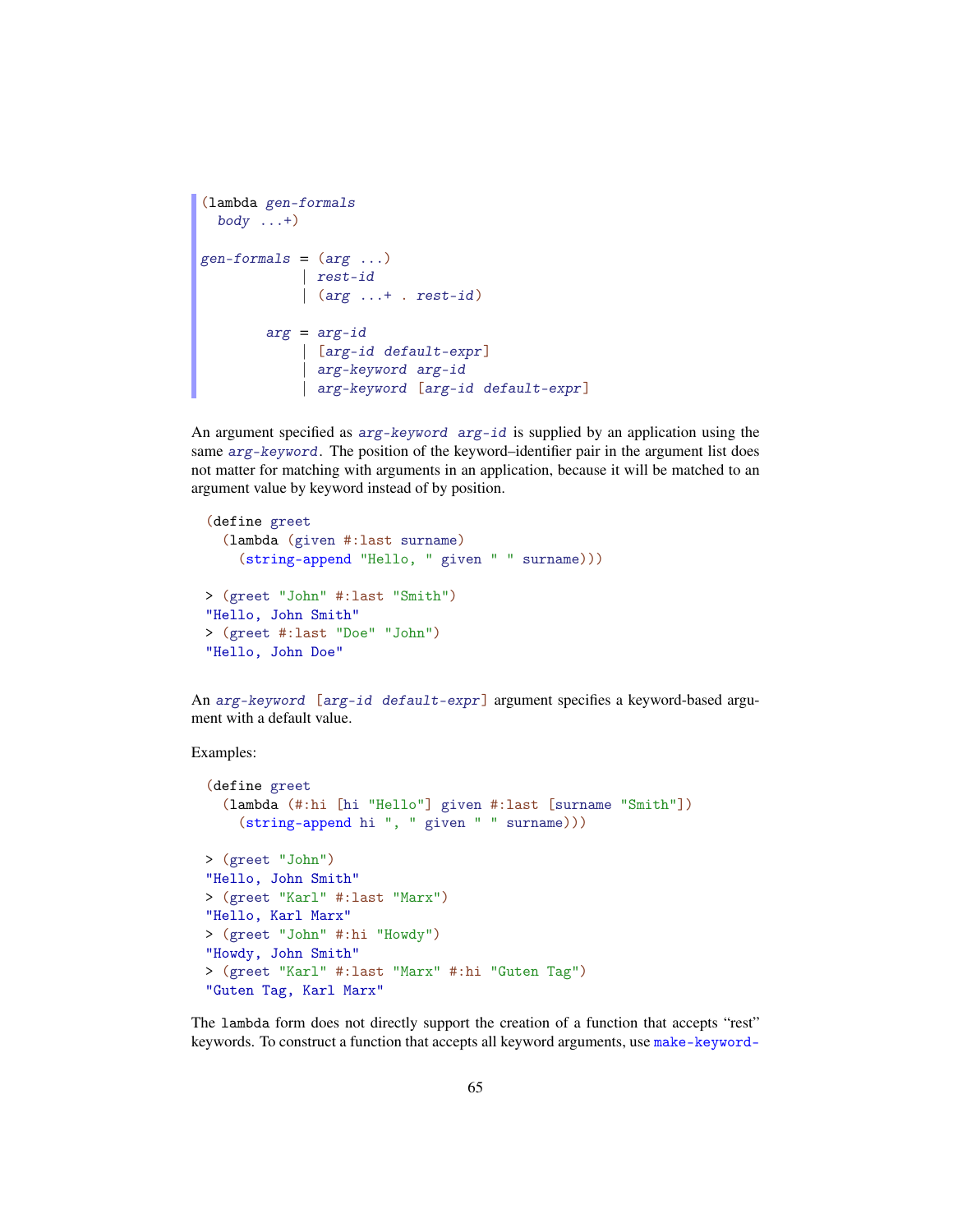```
(lambda gen-formals
  body ...+)

gen-formals = (arg ...)
            | rest-id
            | (arg ...+ . rest-id)

        arg = arg-id
            | [arg-id default-expr]
            | arg-keyword arg-id
            | arg-keyword [arg-id default-expr]
```

An argument specified as `arg-keyword arg-id` is supplied by an application using the same `arg-keyword`. The position of the keyword–identifier pair in the argument list does not matter for matching with arguments in an application, because it will be matched to an argument value by keyword instead of by position.

```
(define greet
  (lambda (given #:last surname)
    (string-append "Hello, " given " " surname)))

> (greet "John" #:last "Smith")
"Hello, John Smith"
> (greet #:last "Doe" "John")
"Hello, John Doe"
```

An `arg-keyword [arg-id default-expr]` argument specifies a keyword-based argument with a default value.

Examples:

```
(define greet
  (lambda (#:hi [hi "Hello"] given #:last [surname "Smith"])
    (string-append hi ", " given " " surname)))

> (greet "John")
"Hello, John Smith"
> (greet "Karl" #:last "Marx")
"Hello, Karl Marx"
> (greet "John" #:hi "Howdy")
"Howdy, John Smith"
> (greet "Karl" #:last "Marx" #:hi "Guten Tag")
"Guten Tag, Karl Marx"
```

The `lambda` form does not directly support the creation of a function that accepts "rest" keywords. To construct a function that accepts all keyword arguments, use `make-keyword-`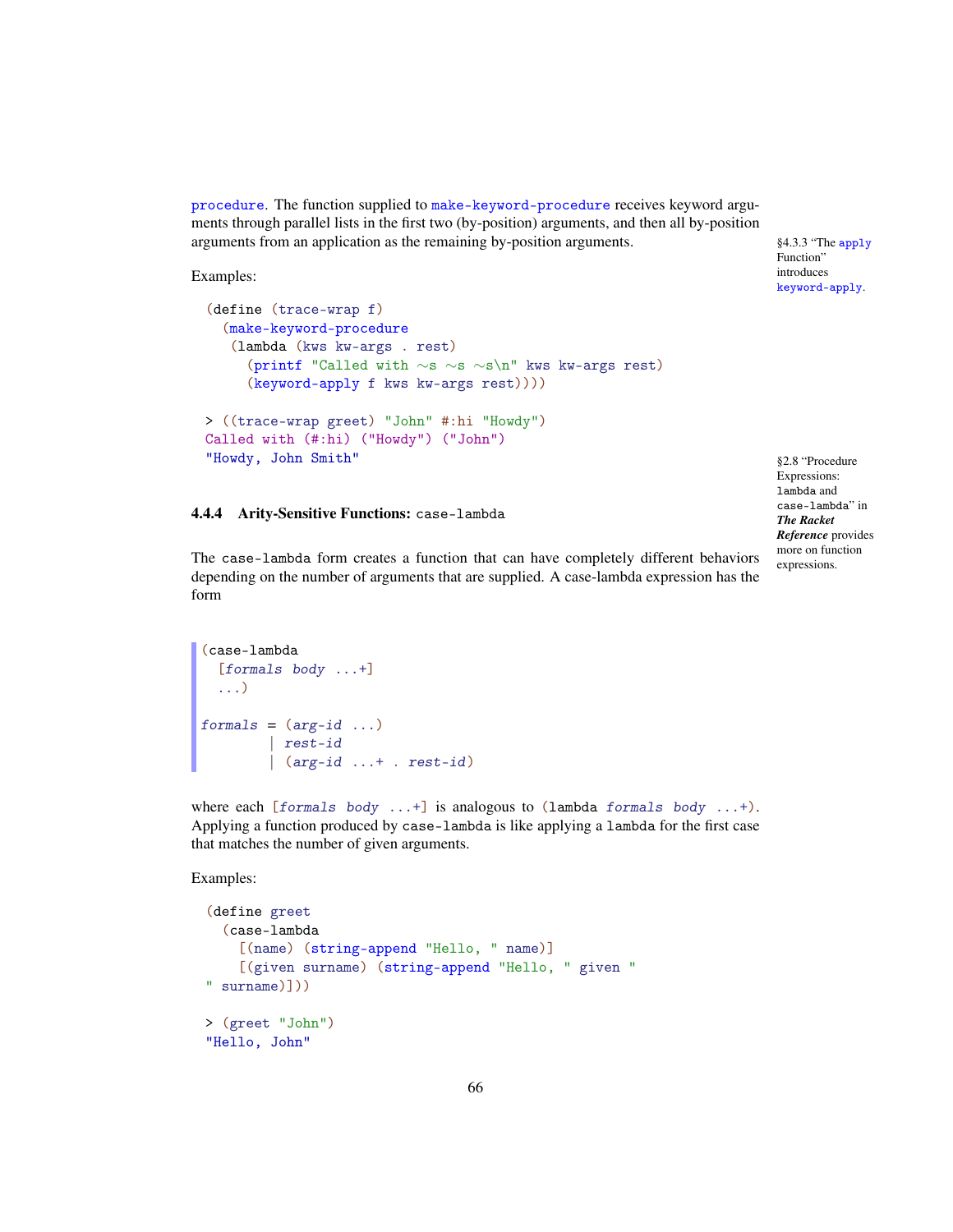procedure. The function supplied to make-keyword-procedure receives keyword arguments through parallel lists in the first two (by-position) arguments, and then all by-position arguments from an application as the remaining by-position arguments.

§4.3.3 "The apply Function" introduces keyword-apply.

Examples:

```
(define (trace-wrap f)
  (make-keyword-procedure
   (lambda (kws kw-args . rest)
     (printf "Called with ~s ~s ~s\n" kws kw-args rest)
     (keyword-apply f kws kw-args rest))))

> ((trace-wrap greet) "John" #:hi "Howdy")
Called with (#:hi) ("Howdy") ("John")
"Howdy, John Smith"
```

### 4.4.4 Arity-Sensitive Functions: case-lambda

§2.8 "Procedure Expressions: lambda and case-lambda" in ***The Racket Reference*** provides more on function expressions.

The case-lambda form creates a function that can have completely different behaviors depending on the number of arguments that are supplied. A case-lambda expression has the form

```
(case-lambda
  [formals body ...+]
  ...)

formals = (arg-id ...)
        | rest-id
        | (arg-id ...+ . rest-id)
```

where each [*formals* *body* ...+] is analogous to (lambda *formals* *body* ...+). Applying a function produced by case-lambda is like applying a lambda for the first case that matches the number of given arguments.

Examples:

```
(define greet
  (case-lambda
    [(name) (string-append "Hello, " name)]
    [(given surname) (string-append "Hello, " given "
" surname)]))

> (greet "John")
"Hello, John"
```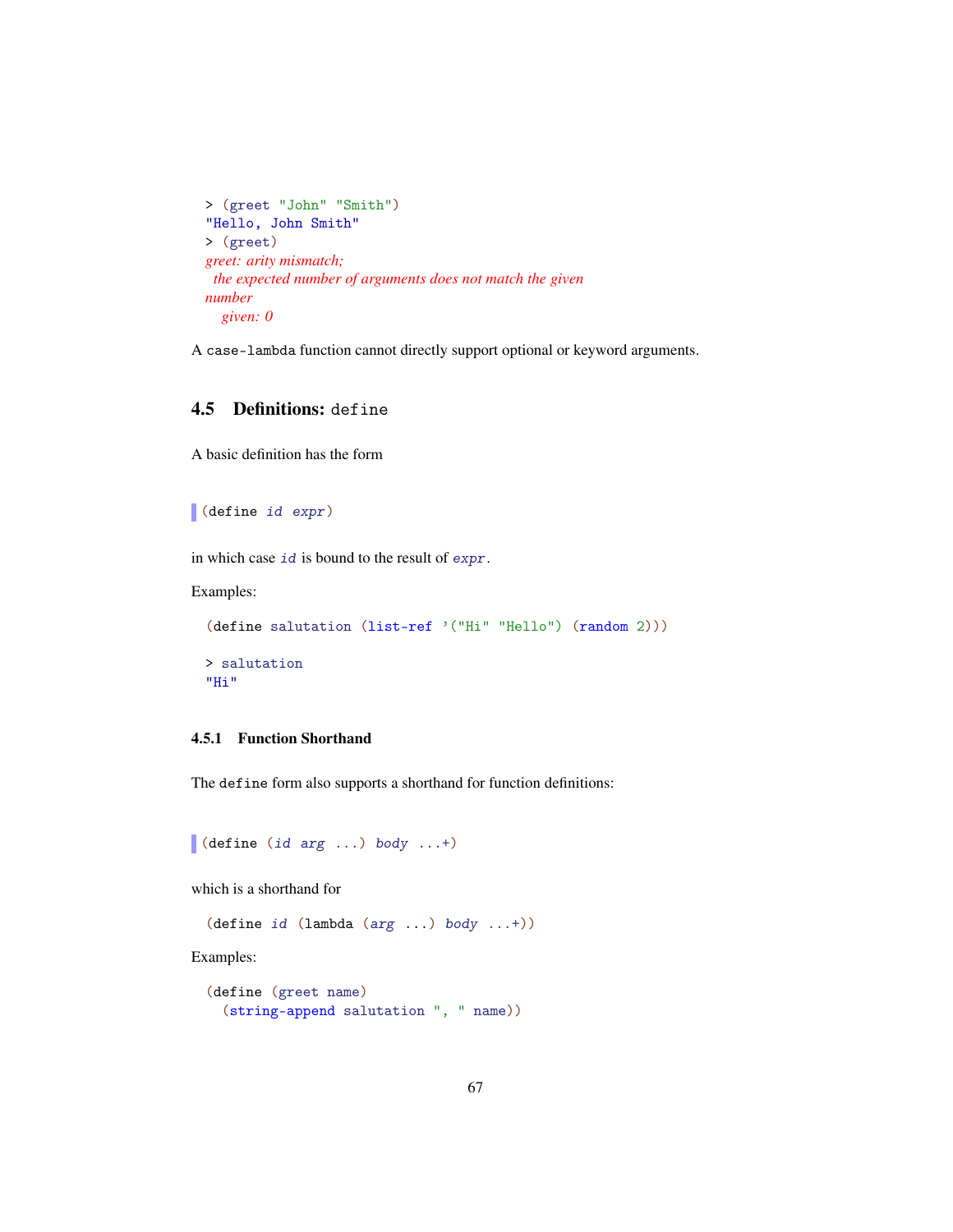```
> (greet "John" "Smith")
"Hello, John Smith"
> (greet)
greet: arity mismatch;
 the expected number of arguments does not match the given
number
   given: 0
```

A `case-lambda` function cannot directly support optional or keyword arguments.

## 4.5 Definitions: `define`

A basic definition has the form

```
(define id expr)
```

in which case *`id`* is bound to the result of *`expr`*.

Examples:

```
(define salutation (list-ref '("Hi" "Hello") (random 2)))

> salutation
"Hi"
```

### 4.5.1 Function Shorthand

The `define` form also supports a shorthand for function definitions:

```
(define (id arg ...) body ...+)
```

which is a shorthand for

```
(define id (lambda (arg ...) body ...+))
```

Examples:

```
(define (greet name)
  (string-append salutation ", " name))
```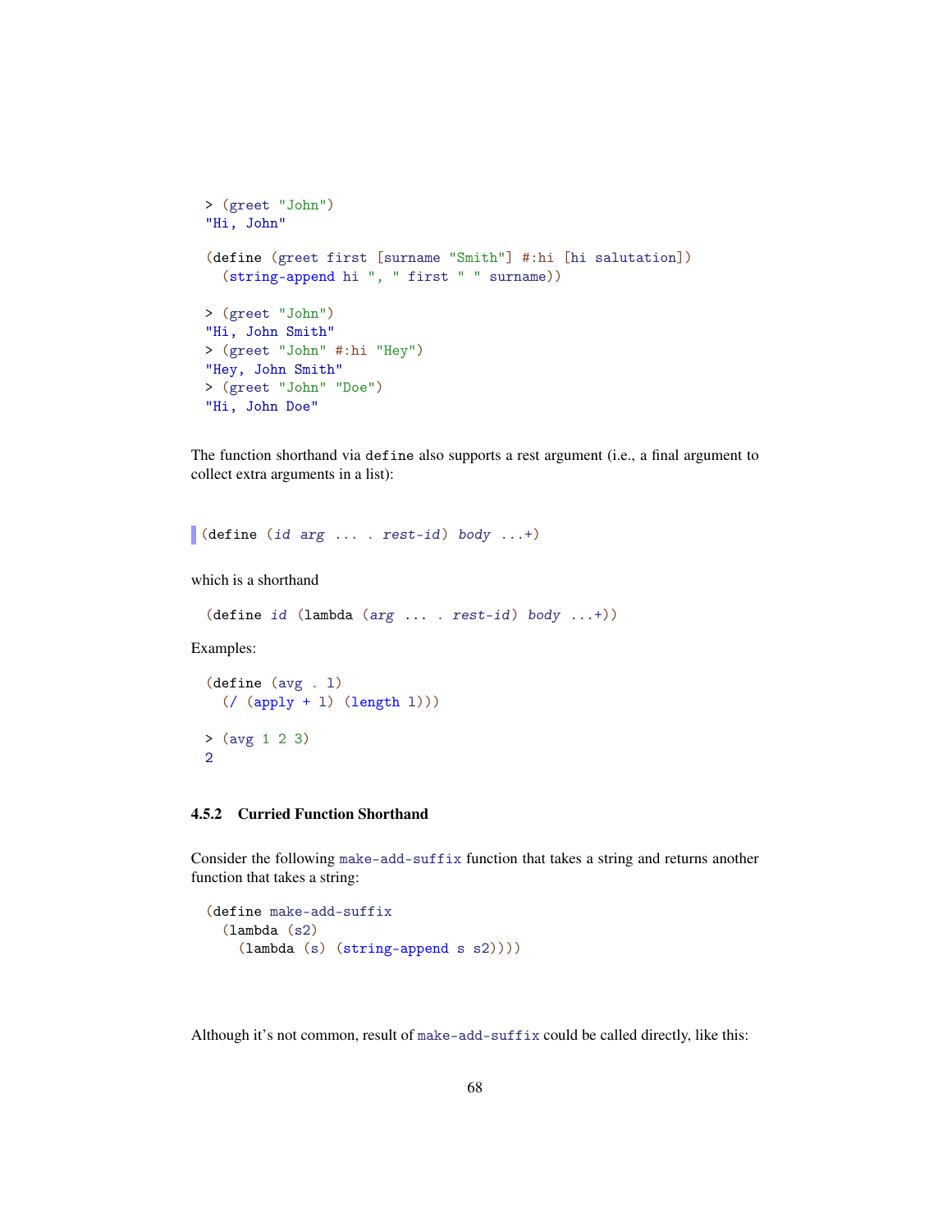```
> (greet "John")
"Hi, John"
```

```
(define (greet first [surname "Smith"] #:hi [hi salutation])
  (string-append hi ", " first " " surname))
```

```
> (greet "John")
"Hi, John Smith"
> (greet "John" #:hi "Hey")
"Hey, John Smith"
> (greet "John" "Doe")
"Hi, John Doe"
```

The function shorthand via `define` also supports a rest argument (i.e., a final argument to collect extra arguments in a list):

```
(define (id arg ... . rest-id) body ...+)
```

which is a shorthand

```
(define id (lambda (arg ... . rest-id) body ...+))
```

Examples:

```
(define (avg . l)
  (/ (apply + l) (length l)))
```

```
> (avg 1 2 3)
2
```

### 4.5.2 Curried Function Shorthand

Consider the following `make-add-suffix` function that takes a string and returns another function that takes a string:

```
(define make-add-suffix
  (lambda (s2)
    (lambda (s) (string-append s s2))))
```

Although it's not common, result of `make-add-suffix` could be called directly, like this: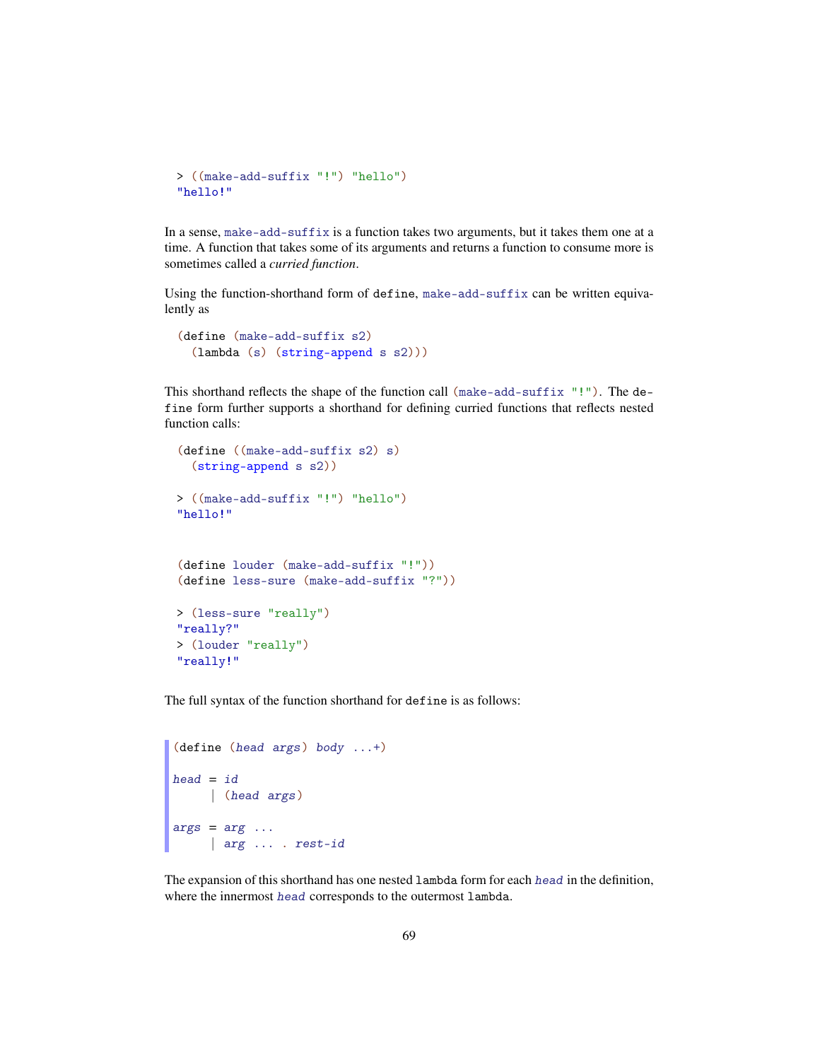```
> ((make-add-suffix "!") "hello")
"hello!"
```

In a sense, `make-add-suffix` is a function takes two arguments, but it takes them one at a time. A function that takes some of its arguments and returns a function to consume more is sometimes called a *curried function*.

Using the function-shorthand form of `define`, `make-add-suffix` can be written equivalently as

```
(define (make-add-suffix s2)
  (lambda (s) (string-append s s2)))
```

This shorthand reflects the shape of the function call `(make-add-suffix "!")`. The `define` form further supports a shorthand for defining curried functions that reflects nested function calls:

```
(define ((make-add-suffix s2) s)
  (string-append s s2))

> ((make-add-suffix "!") "hello")
"hello!"
```

```
(define louder (make-add-suffix "!"))
(define less-sure (make-add-suffix "?"))

> (less-sure "really")
"really?"
> (louder "really")
"really!"
```

The full syntax of the function shorthand for `define` is as follows:

```
(define (head args) body ...+)

head = id
     | (head args)

args = arg ...
     | arg ... . rest-id
```

The expansion of this shorthand has one nested `lambda` form for each *head* in the definition, where the innermost *head* corresponds to the outermost `lambda`.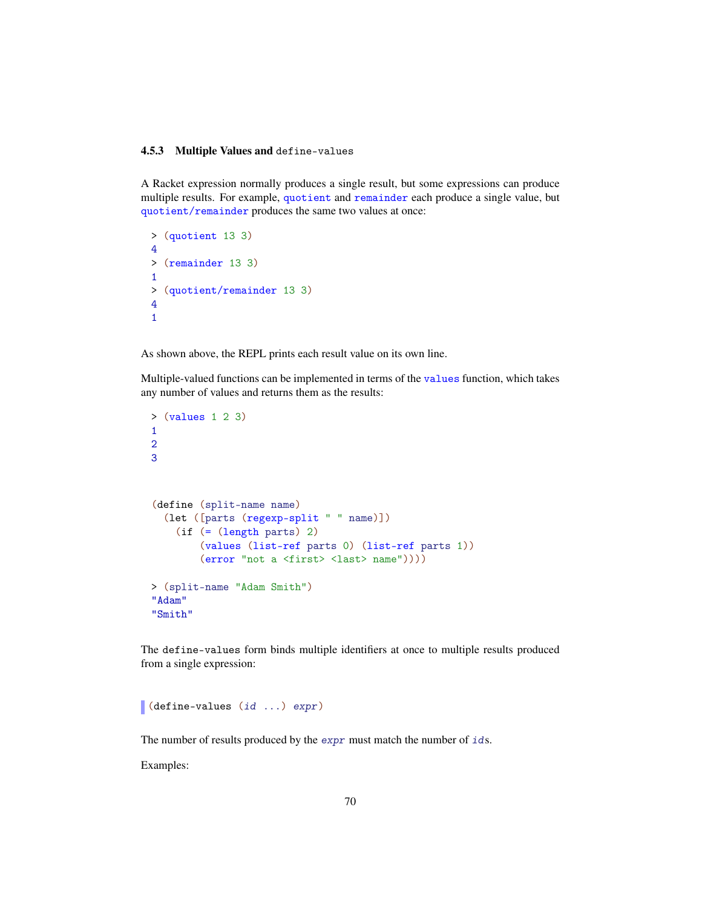### 4.5.3 Multiple Values and `define-values`

A Racket expression normally produces a single result, but some expressions can produce multiple results. For example, `quotient` and `remainder` each produce a single value, but `quotient/remainder` produces the same two values at once:

```
> (quotient 13 3)
4
> (remainder 13 3)
1
> (quotient/remainder 13 3)
4
1
```

As shown above, the REPL prints each result value on its own line.

Multiple-valued functions can be implemented in terms of the `values` function, which takes any number of values and returns them as the results:

```
> (values 1 2 3)
1
2
3
```

```
(define (split-name name)
  (let ([parts (regexp-split " " name)])
    (if (= (length parts) 2)
        (values (list-ref parts 0) (list-ref parts 1))
        (error "not a <first> <last> name"))))
```

```
> (split-name "Adam Smith")
"Adam"
"Smith"
```

The `define-values` form binds multiple identifiers at once to multiple results produced from a single expression:

```
(define-values (id ...) expr)
```

The number of results produced by the *`expr`* must match the number of *`id`*s.

Examples: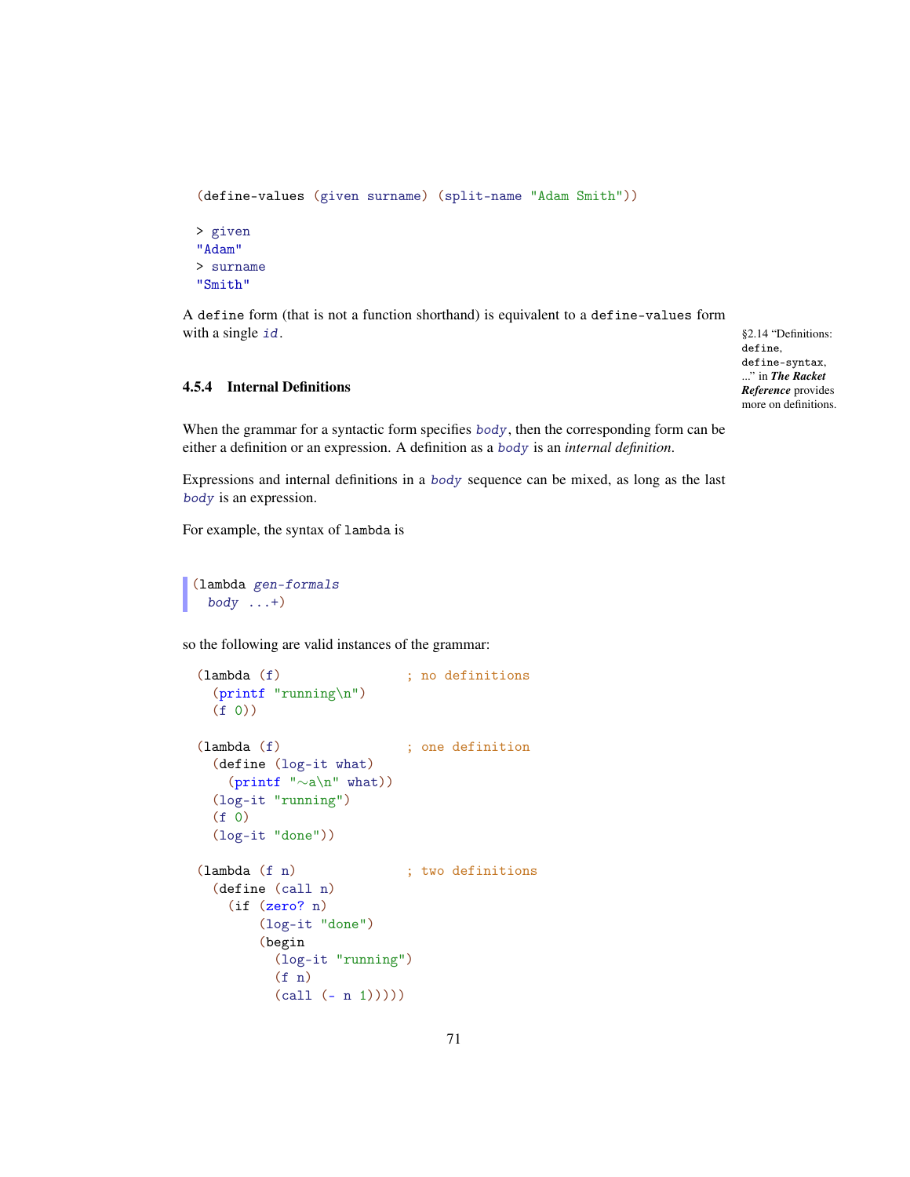```
(define-values (given surname) (split-name "Adam Smith"))

> given
"Adam"
> surname
"Smith"
```

A `define` form (that is not a function shorthand) is equivalent to a `define-values` form with a single *id*.

§2.14 "Definitions: `define`, `define-syntax`, ..." in ***The Racket Reference*** provides more on definitions.

### 4.5.4 Internal Definitions

When the grammar for a syntactic form specifies *body*, then the corresponding form can be either a definition or an expression. A definition as a *body* is an *internal definition*.

Expressions and internal definitions in a *body* sequence can be mixed, as long as the last *body* is an expression.

For example, the syntax of `lambda` is

```
(lambda gen-formals
  body ...+)
```

so the following are valid instances of the grammar:

```
(lambda (f)                ; no definitions
  (printf "running\n")
  (f 0))

(lambda (f)                ; one definition
  (define (log-it what)
    (printf "~a\n" what))
  (log-it "running")
  (f 0)
  (log-it "done"))

(lambda (f n)              ; two definitions
  (define (call n)
    (if (zero? n)
        (log-it "done")
        (begin
          (log-it "running")
          (f n)
          (call (- n 1)))))
```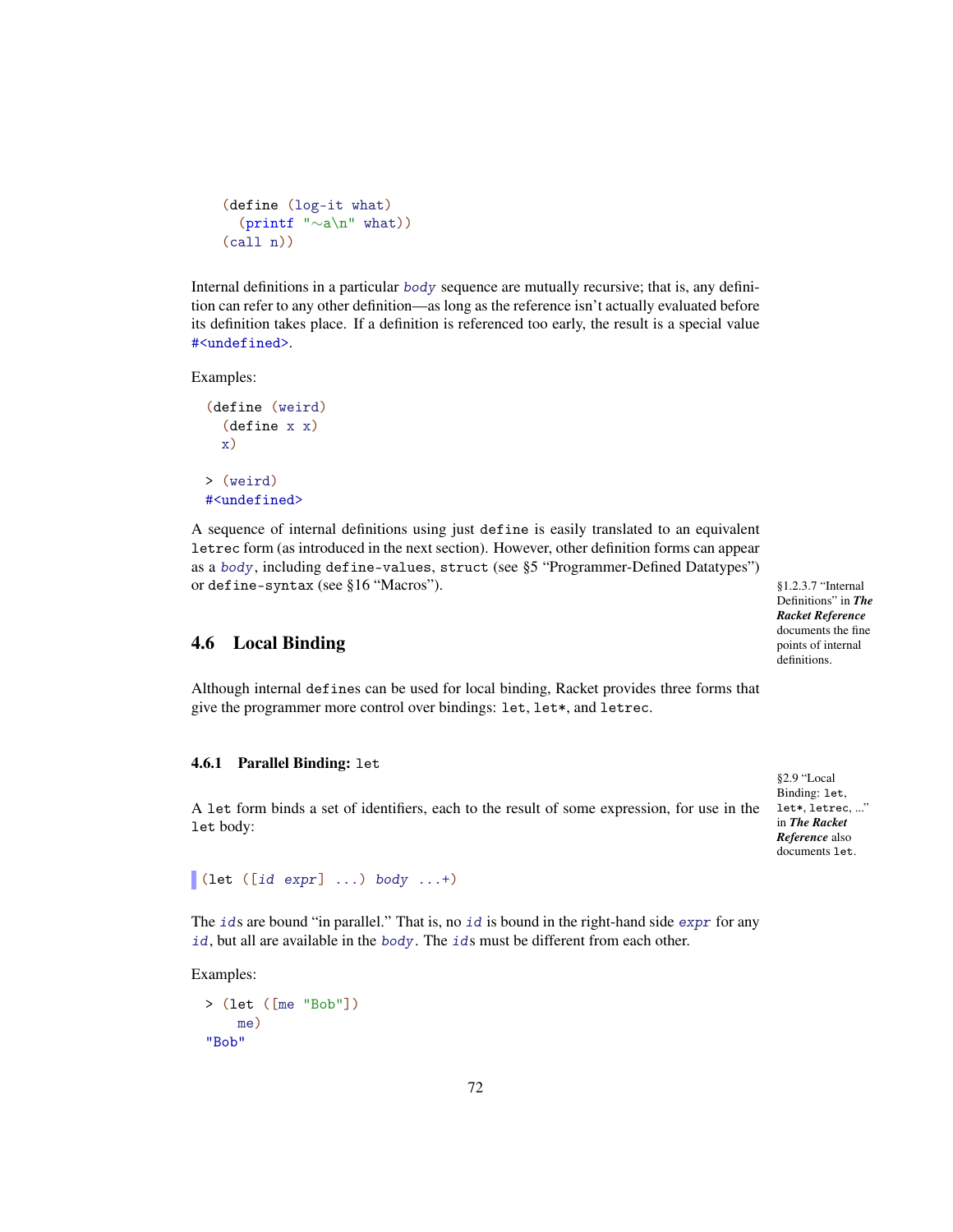```
(define (log-it what)
  (printf "~a\n" what))
(call n))
```

Internal definitions in a particular *body* sequence are mutually recursive; that is, any definition can refer to any other definition—as long as the reference isn't actually evaluated before its definition takes place. If a definition is referenced too early, the result is a special value `#<undefined>`.

Examples:

```
(define (weird)
  (define x x)
  x)

> (weird)
#<undefined>
```

A sequence of internal definitions using just `define` is easily translated to an equivalent `letrec` form (as introduced in the next section). However, other definition forms can appear as a *body*, including `define-values`, `struct` (see §5 "Programmer-Defined Datatypes") or `define-syntax` (see §16 "Macros").

§1.2.3.7 "Internal Definitions" in ***The Racket Reference*** documents the fine points of internal definitions.

## 4.6 Local Binding

Although internal `define`s can be used for local binding, Racket provides three forms that give the programmer more control over bindings: `let`, `let*`, and `letrec`.

### 4.6.1 Parallel Binding: `let`

§2.9 "Local Binding: `let`, `let*`, `letrec`, ..." in ***The Racket Reference*** also documents `let`.

A `let` form binds a set of identifiers, each to the result of some expression, for use in the `let` body:

```
(let ([id expr] ...) body ...+)
```

The *id*s are bound "in parallel." That is, no *id* is bound in the right-hand side *expr* for any *id*, but all are available in the *body*. The *id*s must be different from each other.

Examples:

```
> (let ([me "Bob"])
    me)
"Bob"
```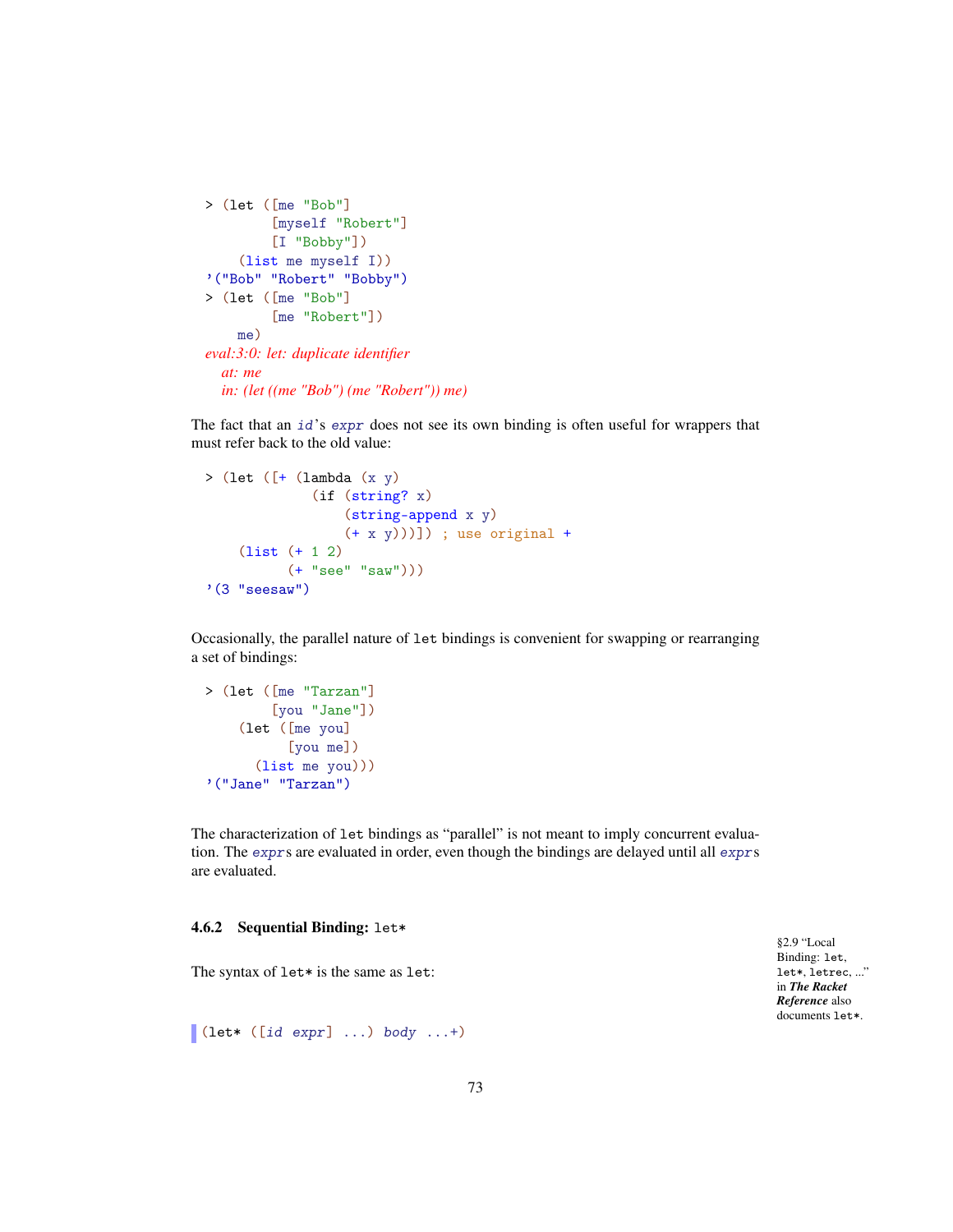```
> (let ([me "Bob"]
        [myself "Robert"]
        [I "Bobby"])
    (list me myself I))
'("Bob" "Robert" "Bobby")
> (let ([me "Bob"]
        [me "Robert"])
    me)
eval:3:0: let: duplicate identifier
  at: me
  in: (let ((me "Bob") (me "Robert")) me)
```

The fact that an *id*'s *expr* does not see its own binding is often useful for wrappers that must refer back to the old value:

```
> (let ([+ (lambda (x y)
             (if (string? x)
                 (string-append x y)
                 (+ x y)))]) ; use original +
    (list (+ 1 2)
          (+ "see" "saw")))
'(3 "seesaw")
```

Occasionally, the parallel nature of `let` bindings is convenient for swapping or rearranging a set of bindings:

```
> (let ([me "Tarzan"]
        [you "Jane"])
    (let ([me you]
          [you me])
      (list me you)))
'("Jane" "Tarzan")
```

The characterization of `let` bindings as "parallel" is not meant to imply concurrent evaluation. The *expr*s are evaluated in order, even though the bindings are delayed until all *expr*s are evaluated.

### 4.6.2 Sequential Binding: `let*`

§2.9 "Local Binding: `let`, `let*`, `letrec`, ..." in ***The Racket Reference*** also documents `let*`.

The syntax of `let*` is the same as `let`:

```
(let* ([id expr] ...) body ...+)
```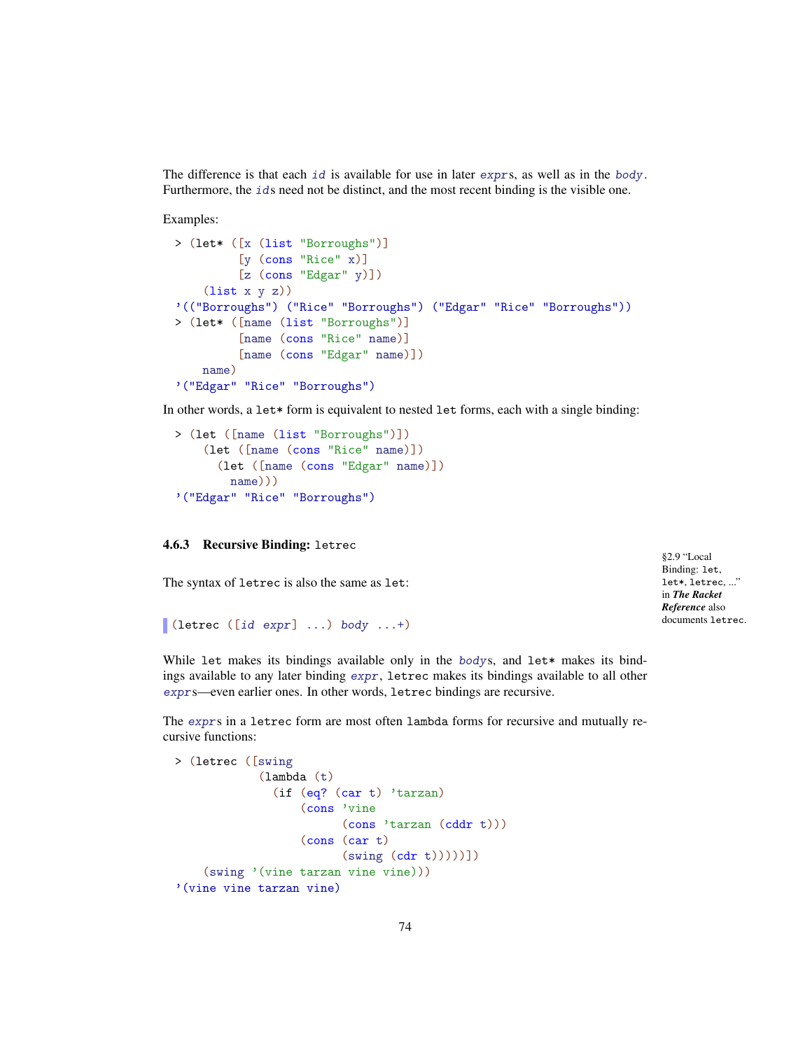The difference is that each *id* is available for use in later *expr*s, as well as in the *body*. Furthermore, the *id*s need not be distinct, and the most recent binding is the visible one.

Examples:

```
> (let* ([x (list "Borroughs")]
         [y (cons "Rice" x)]
         [z (cons "Edgar" y)])
    (list x y z))
'(("Borroughs") ("Rice" "Borroughs") ("Edgar" "Rice" "Borroughs"))
> (let* ([name (list "Borroughs")]
         [name (cons "Rice" name)]
         [name (cons "Edgar" name)])
    name)
'("Edgar" "Rice" "Borroughs")
```

In other words, a `let*` form is equivalent to nested `let` forms, each with a single binding:

```
> (let ([name (list "Borroughs")])
    (let ([name (cons "Rice" name)])
      (let ([name (cons "Edgar" name)])
        name)))
'("Edgar" "Rice" "Borroughs")
```

### 4.6.3 Recursive Binding: `letrec`

§2.9 "Local Binding: `let`, `let*`, `letrec`, ..." in ***The Racket Reference*** also documents `letrec`.

The syntax of `letrec` is also the same as `let`:

```
(letrec ([id expr] ...) body ...+)
```

While `let` makes its bindings available only in the *body*s, and `let*` makes its bindings available to any later binding *expr*, `letrec` makes its bindings available to all other *expr*s—even earlier ones. In other words, `letrec` bindings are recursive.

The *expr*s in a `letrec` form are most often `lambda` forms for recursive and mutually recursive functions:

```
> (letrec ([swing
            (lambda (t)
              (if (eq? (car t) 'tarzan)
                  (cons 'vine
                        (cons 'tarzan (cddr t)))
                  (cons (car t)
                        (swing (cdr t)))))])
    (swing '(vine tarzan vine vine)))
'(vine vine tarzan vine)
```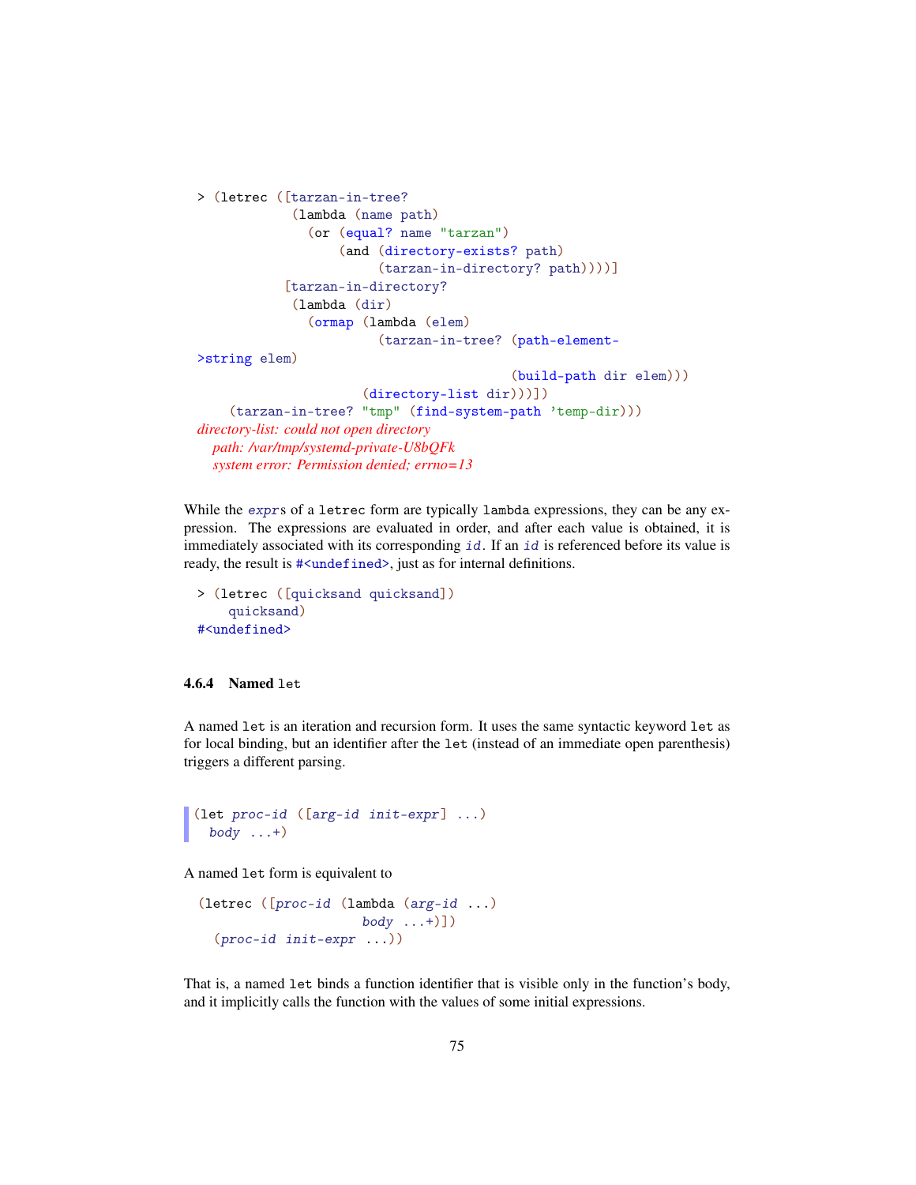```
> (letrec ([tarzan-in-tree?
            (lambda (name path)
              (or (equal? name "tarzan")
                  (and (directory-exists? path)
                       (tarzan-in-directory? path))))]
           [tarzan-in-directory?
            (lambda (dir)
              (ormap (lambda (elem)
                       (tarzan-in-tree? (path-element-
>string elem)
                                        (build-path dir elem)))
                     (directory-list dir)))])
    (tarzan-in-tree? "tmp" (find-system-path 'temp-dir)))
directory-list: could not open directory
  path: /var/tmp/systemd-private-U8bQFk
  system error: Permission denied; errno=13
```

While the *expr*s of a `letrec` form are typically `lambda` expressions, they can be any expression. The expressions are evaluated in order, and after each value is obtained, it is immediately associated with its corresponding *id*. If an *id* is referenced before its value is ready, the result is `#<undefined>`, just as for internal definitions.

```
> (letrec ([quicksand quicksand])
    quicksand)
#<undefined>
```

### 4.6.4 Named `let`

A named `let` is an iteration and recursion form. It uses the same syntactic keyword `let` as for local binding, but an identifier after the `let` (instead of an immediate open parenthesis) triggers a different parsing.

```
(let proc-id ([arg-id init-expr] ...)
  body ...+)
```

A named `let` form is equivalent to

```
(letrec ([proc-id (lambda (arg-id ...)
                     body ...+)])
  (proc-id init-expr ...))
```

That is, a named `let` binds a function identifier that is visible only in the function's body, and it implicitly calls the function with the values of some initial expressions.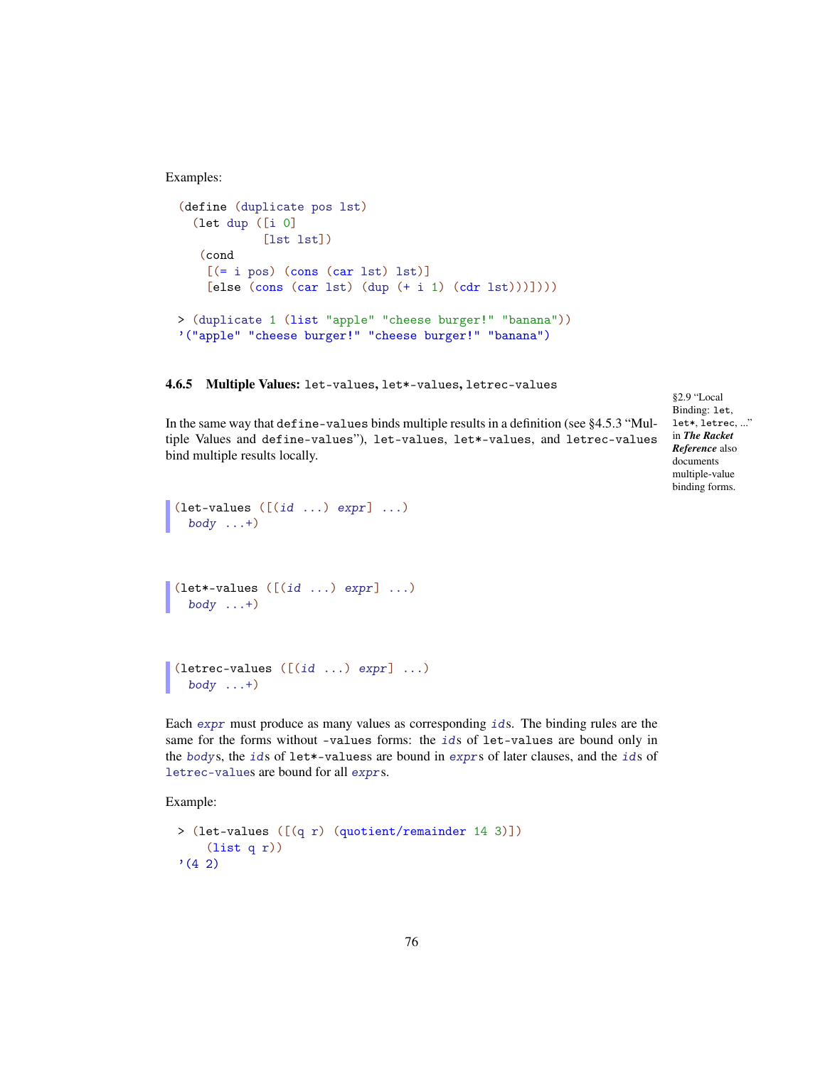Examples:

```
(define (duplicate pos lst)
  (let dup ([i 0]
            [lst lst])
   (cond
    [(= i pos) (cons (car lst) lst)]
    [else (cons (car lst) (dup (+ i 1) (cdr lst)))])))
```

```
> (duplicate 1 (list "apple" "cheese burger!" "banana"))
'("apple" "cheese burger!" "cheese burger!" "banana")
```

### 4.6.5 Multiple Values: let-values, let*-values, letrec-values

§2.9 "Local Binding: let, let*, letrec, ..." in *The Racket Reference* also documents multiple-value binding forms.

In the same way that define-values binds multiple results in a definition (see §4.5.3 "Multiple Values and define-values"), let-values, let*-values, and letrec-values bind multiple results locally.

```
(let-values ([(id ...) expr] ...)
  body ...+)
```

```
(let*-values ([(id ...) expr] ...)
  body ...+)
```

```
(letrec-values ([(id ...) expr] ...)
  body ...+)
```

Each *expr* must produce as many values as corresponding *id*s. The binding rules are the same for the forms without -values forms: the *id*s of let-values are bound only in the *body*s, the *id*s of let*-valuess are bound in *expr*s of later clauses, and the *id*s of letrec-values are bound for all *expr*s.

Example:

```
> (let-values ([(q r) (quotient/remainder 14 3)])
    (list q r))
'(4 2)
```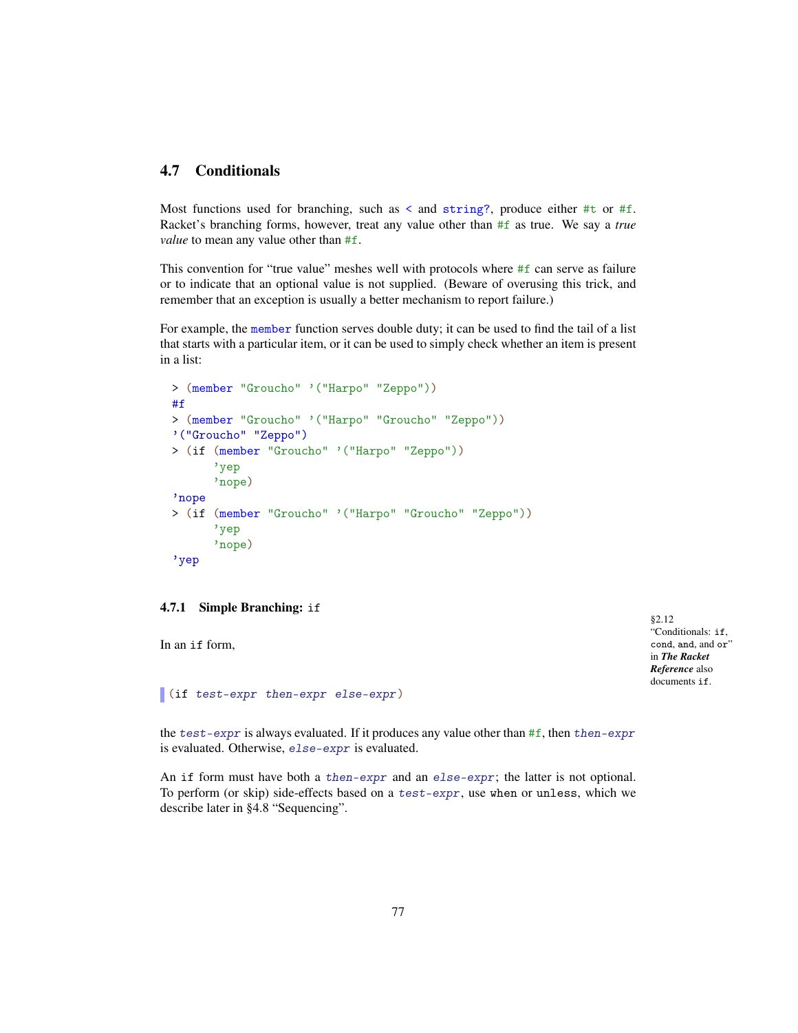## 4.7 Conditionals

Most functions used for branching, such as `<` and `string?`, produce either `#t` or `#f`. Racket's branching forms, however, treat any value other than `#f` as true. We say a *true value* to mean any value other than `#f`.

This convention for "true value" meshes well with protocols where `#f` can serve as failure or to indicate that an optional value is not supplied. (Beware of overusing this trick, and remember that an exception is usually a better mechanism to report failure.)

For example, the `member` function serves double duty; it can be used to find the tail of a list that starts with a particular item, or it can be used to simply check whether an item is present in a list:

```
> (member "Groucho" '("Harpo" "Zeppo"))
#f
> (member "Groucho" '("Harpo" "Groucho" "Zeppo"))
'("Groucho" "Zeppo")
> (if (member "Groucho" '("Harpo" "Zeppo"))
      'yep
      'nope)
'nope
> (if (member "Groucho" '("Harpo" "Groucho" "Zeppo"))
      'yep
      'nope)
'yep
```

### 4.7.1 Simple Branching: `if`

§2.12 "Conditionals: `if`, `cond`, `and`, and `or`" in ***The Racket Reference*** also documents `if`.

In an `if` form,

```
(if test-expr then-expr else-expr)
```

the *test-expr* is always evaluated. If it produces any value other than `#f`, then *then-expr* is evaluated. Otherwise, *else-expr* is evaluated.

An `if` form must have both a *then-expr* and an *else-expr*; the latter is not optional. To perform (or skip) side-effects based on a *test-expr*, use `when` or `unless`, which we describe later in §4.8 "Sequencing".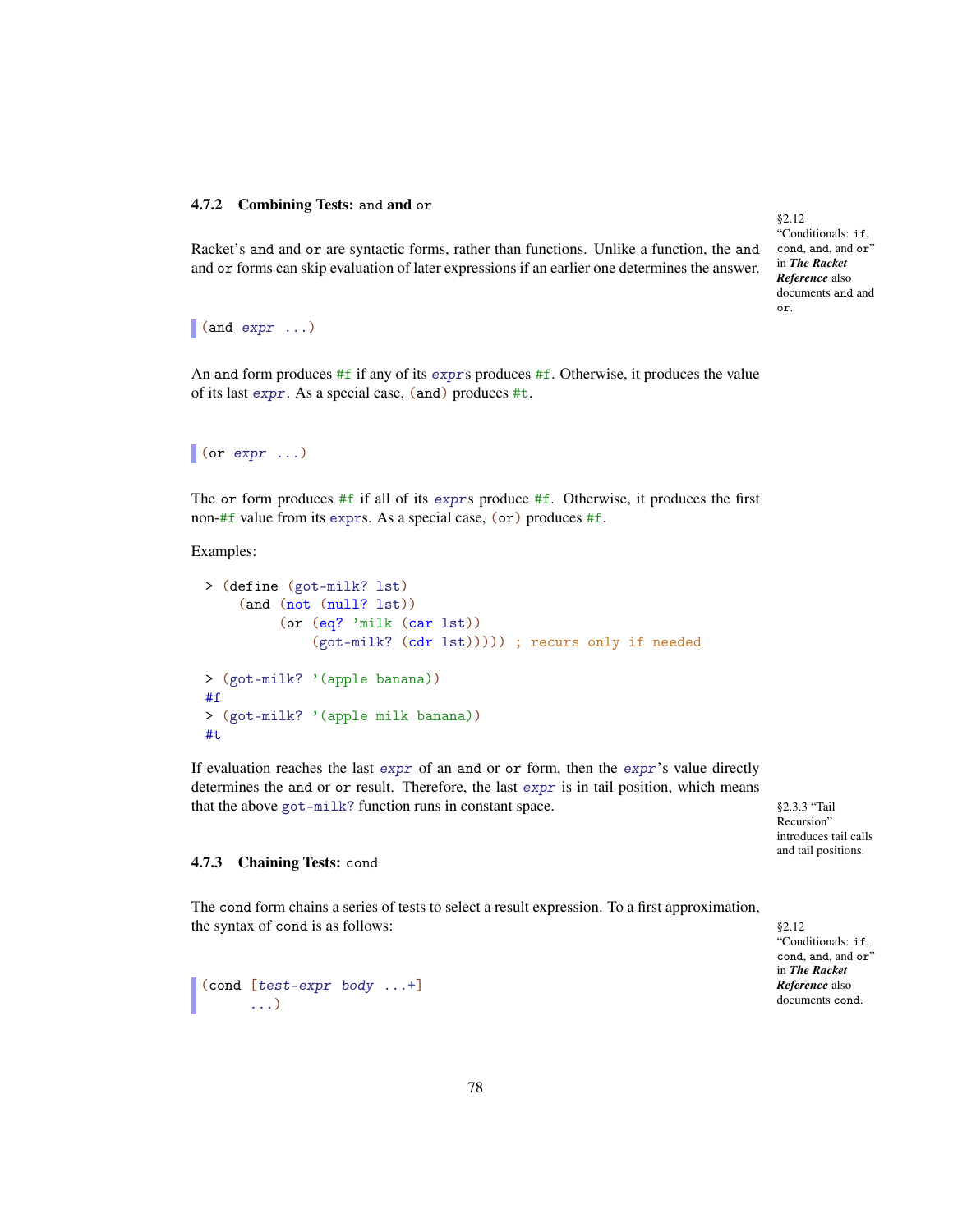### 4.7.2 Combining Tests: and and or

> §2.12 "Conditionals: if, cond, and, and or" in *The Racket Reference* also documents and and or.

Racket's and and or are syntactic forms, rather than functions. Unlike a function, the and and or forms can skip evaluation of later expressions if an earlier one determines the answer.

```
(and expr ...)
```

An and form produces #f if any of its *expr*s produces #f. Otherwise, it produces the value of its last *expr*. As a special case, (and) produces #t.

```
(or expr ...)
```

The or form produces #f if all of its *expr*s produce #f. Otherwise, it produces the first non-#f value from its exprs. As a special case, (or) produces #f.

Examples:

```
> (define (got-milk? lst)
    (and (not (null? lst))
         (or (eq? 'milk (car lst))
             (got-milk? (cdr lst))))) ; recurs only if needed

> (got-milk? '(apple banana))
#f
> (got-milk? '(apple milk banana))
#t
```

If evaluation reaches the last *expr* of an and or or form, then the *expr*'s value directly determines the and or or result. Therefore, the last *expr* is in tail position, which means that the above got-milk? function runs in constant space.

> §2.3.3 "Tail Recursion" introduces tail calls and tail positions.

### 4.7.3 Chaining Tests: cond

The cond form chains a series of tests to select a result expression. To a first approximation, the syntax of cond is as follows:

> §2.12 "Conditionals: if, cond, and, and or" in *The Racket Reference* also documents cond.

```
(cond [test-expr body ...+]
      ...)
```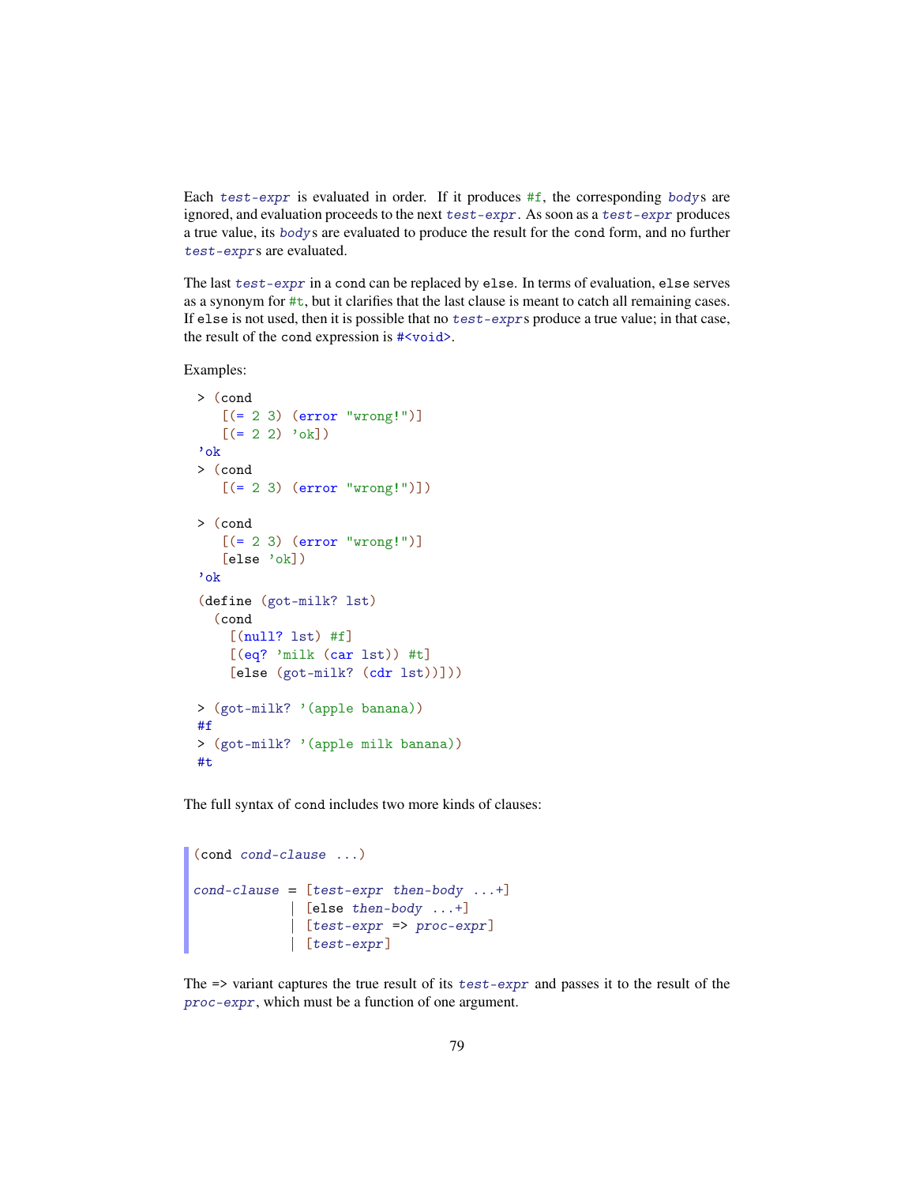Each *test-expr* is evaluated in order. If it produces `#f`, the corresponding *body*s are ignored, and evaluation proceeds to the next *test-expr*. As soon as a *test-expr* produces a true value, its *body*s are evaluated to produce the result for the `cond` form, and no further *test-expr*s are evaluated.

The last *test-expr* in a `cond` can be replaced by `else`. In terms of evaluation, `else` serves as a synonym for `#t`, but it clarifies that the last clause is meant to catch all remaining cases. If `else` is not used, then it is possible that no *test-expr*s produce a true value; in that case, the result of the `cond` expression is `#<void>`.

Examples:

```
> (cond
   [(= 2 3) (error "wrong!")]
   [(= 2 2) 'ok])
'ok
> (cond
   [(= 2 3) (error "wrong!")])

> (cond
   [(= 2 3) (error "wrong!")]
   [else 'ok])
'ok
(define (got-milk? lst)
  (cond
    [(null? lst) #f]
    [(eq? 'milk (car lst)) #t]
    [else (got-milk? (cdr lst))]))

> (got-milk? '(apple banana))
#f
> (got-milk? '(apple milk banana))
#t
```

The full syntax of `cond` includes two more kinds of clauses:

```
(cond cond-clause ...)

cond-clause = [test-expr then-body ...+]
            | [else then-body ...+]
            | [test-expr => proc-expr]
            | [test-expr]
```

The `=>` variant captures the true result of its *test-expr* and passes it to the result of the *proc-expr*, which must be a function of one argument.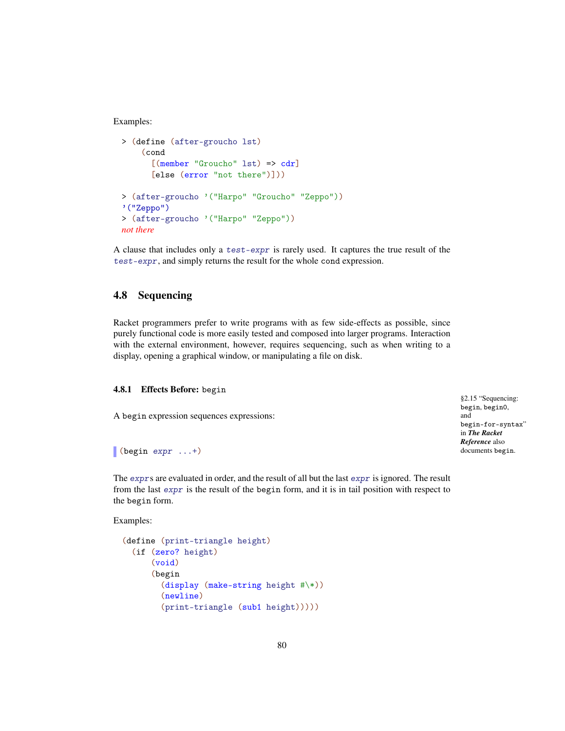Examples:

```
> (define (after-groucho lst)
    (cond
      [(member "Groucho" lst) => cdr]
      [else (error "not there")]))

> (after-groucho '("Harpo" "Groucho" "Zeppo"))
'("Zeppo")
> (after-groucho '("Harpo" "Zeppo"))
not there
```

A clause that includes only a *test-expr* is rarely used. It captures the true result of the *test-expr*, and simply returns the result for the whole `cond` expression.

## 4.8 Sequencing

Racket programmers prefer to write programs with as few side-effects as possible, since purely functional code is more easily tested and composed into larger programs. Interaction with the external environment, however, requires sequencing, such as when writing to a display, opening a graphical window, or manipulating a file on disk.

### 4.8.1 Effects Before: `begin`

§2.15 "Sequencing: `begin`, `begin0`, and `begin-for-syntax`" in ***The Racket Reference*** also documents `begin`.

A `begin` expression sequences expressions:

```
(begin expr ...+)
```

The *expr*s are evaluated in order, and the result of all but the last *expr* is ignored. The result from the last *expr* is the result of the `begin` form, and it is in tail position with respect to the `begin` form.

Examples:

```
(define (print-triangle height)
  (if (zero? height)
      (void)
      (begin
        (display (make-string height #\*))
        (newline)
        (print-triangle (sub1 height)))))
```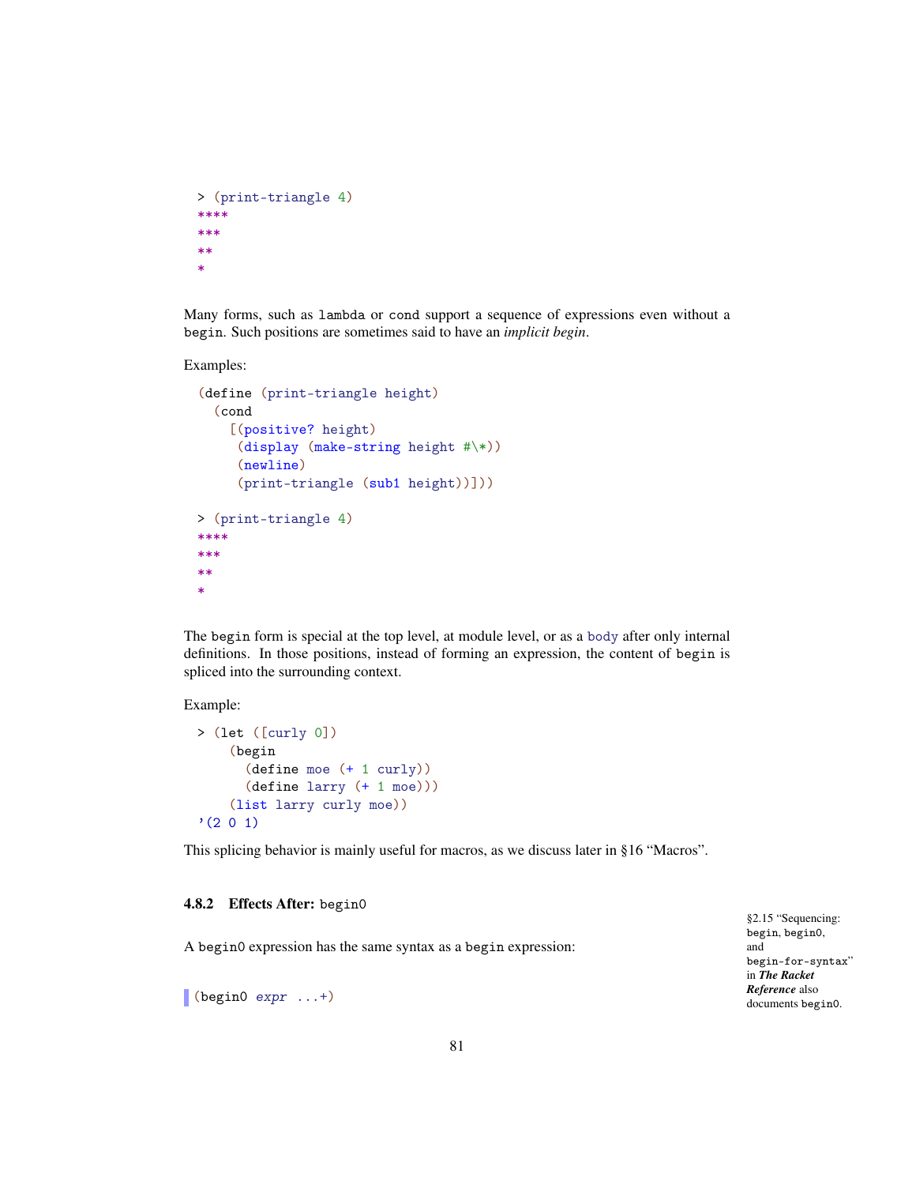```
> (print-triangle 4)
****
***
**
*
```

Many forms, such as `lambda` or `cond` support a sequence of expressions even without a `begin`. Such positions are sometimes said to have an *implicit begin*.

Examples:

```
(define (print-triangle height)
  (cond
    [(positive? height)
     (display (make-string height #\*))
     (newline)
     (print-triangle (sub1 height))]))

> (print-triangle 4)
****
***
**
*
```

The `begin` form is special at the top level, at module level, or as a `body` after only internal definitions. In those positions, instead of forming an expression, the content of `begin` is spliced into the surrounding context.

Example:

```
> (let ([curly 0])
    (begin
      (define moe (+ 1 curly))
      (define larry (+ 1 moe)))
    (list larry curly moe))
'(2 0 1)
```

This splicing behavior is mainly useful for macros, as we discuss later in §16 "Macros".

### 4.8.2 Effects After: `begin0`

§2.15 "Sequencing: `begin`, `begin0`, and `begin-for-syntax`" in ***The Racket Reference*** also documents `begin0`.

A `begin0` expression has the same syntax as a `begin` expression:

```
(begin0 expr ...+)
```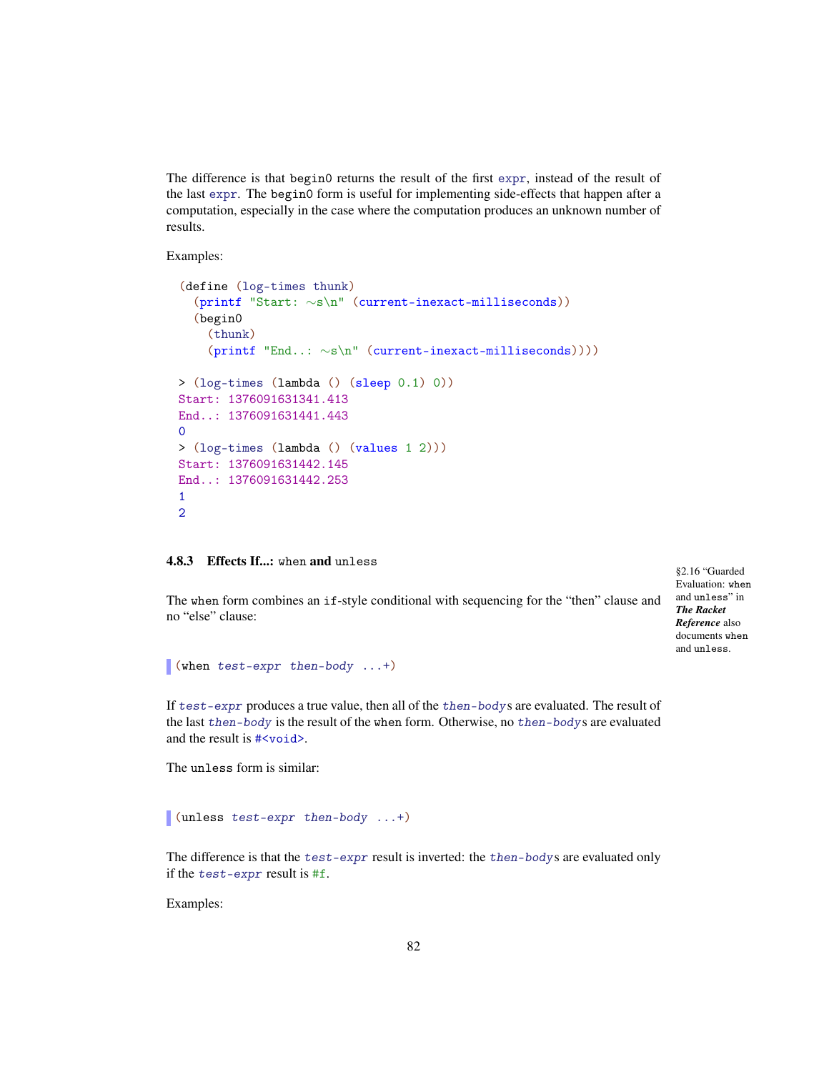The difference is that `begin0` returns the result of the first `expr`, instead of the result of the last `expr`. The `begin0` form is useful for implementing side-effects that happen after a computation, especially in the case where the computation produces an unknown number of results.

Examples:

```
(define (log-times thunk)
  (printf "Start: ~s\n" (current-inexact-milliseconds))
  (begin0
    (thunk)
    (printf "End..: ~s\n" (current-inexact-milliseconds))))

> (log-times (lambda () (sleep 0.1) 0))
Start: 1376091631341.413
End..: 1376091631441.443
0
> (log-times (lambda () (values 1 2)))
Start: 1376091631442.145
End..: 1376091631442.253
1
2
```

### 4.8.3 Effects If...: `when` and `unless`

§2.16 "Guarded Evaluation: `when` and `unless`" in ***The Racket Reference*** also documents `when` and `unless`.

The `when` form combines an `if`-style conditional with sequencing for the "then" clause and no "else" clause:

```
(when test-expr then-body ...+)
```

If *test-expr* produces a true value, then all of the *then-body*s are evaluated. The result of the last *then-body* is the result of the `when` form. Otherwise, no *then-body*s are evaluated and the result is `#<void>`.

The `unless` form is similar:

```
(unless test-expr then-body ...+)
```

The difference is that the *test-expr* result is inverted: the *then-body*s are evaluated only if the *test-expr* result is `#f`.

Examples: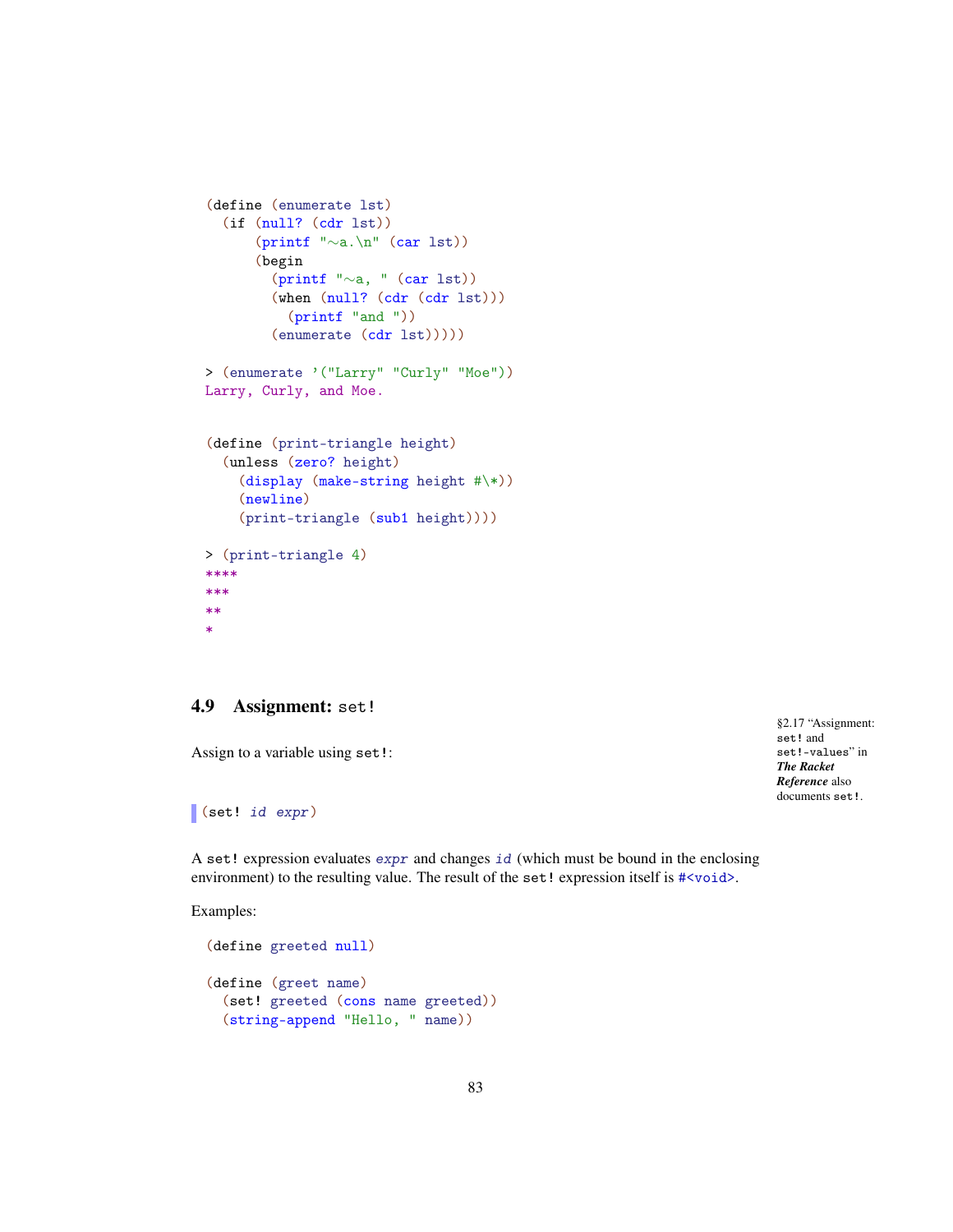```racket
(define (enumerate lst)
  (if (null? (cdr lst))
      (printf "~a.\n" (car lst))
      (begin
        (printf "~a, " (car lst))
        (when (null? (cdr (cdr lst)))
          (printf "and "))
        (enumerate (cdr lst)))))
```

```racket
> (enumerate '("Larry" "Curly" "Moe"))
Larry, Curly, and Moe.
```

```racket
(define (print-triangle height)
  (unless (zero? height)
    (display (make-string height #\*))
    (newline)
    (print-triangle (sub1 height))))
```

```racket
> (print-triangle 4)
****
***
**
*
```

## 4.9 Assignment: `set!`

> §2.17 "Assignment: `set!` and `set!-values`" in ***The Racket Reference*** also documents `set!`.

Assign to a variable using `set!`:

```racket
(set! id expr)
```

A `set!` expression evaluates *`expr`* and changes *`id`* (which must be bound in the enclosing environment) to the resulting value. The result of the `set!` expression itself is `#<void>`.

Examples:

```racket
(define greeted null)

(define (greet name)
  (set! greeted (cons name greeted))
  (string-append "Hello, " name))
```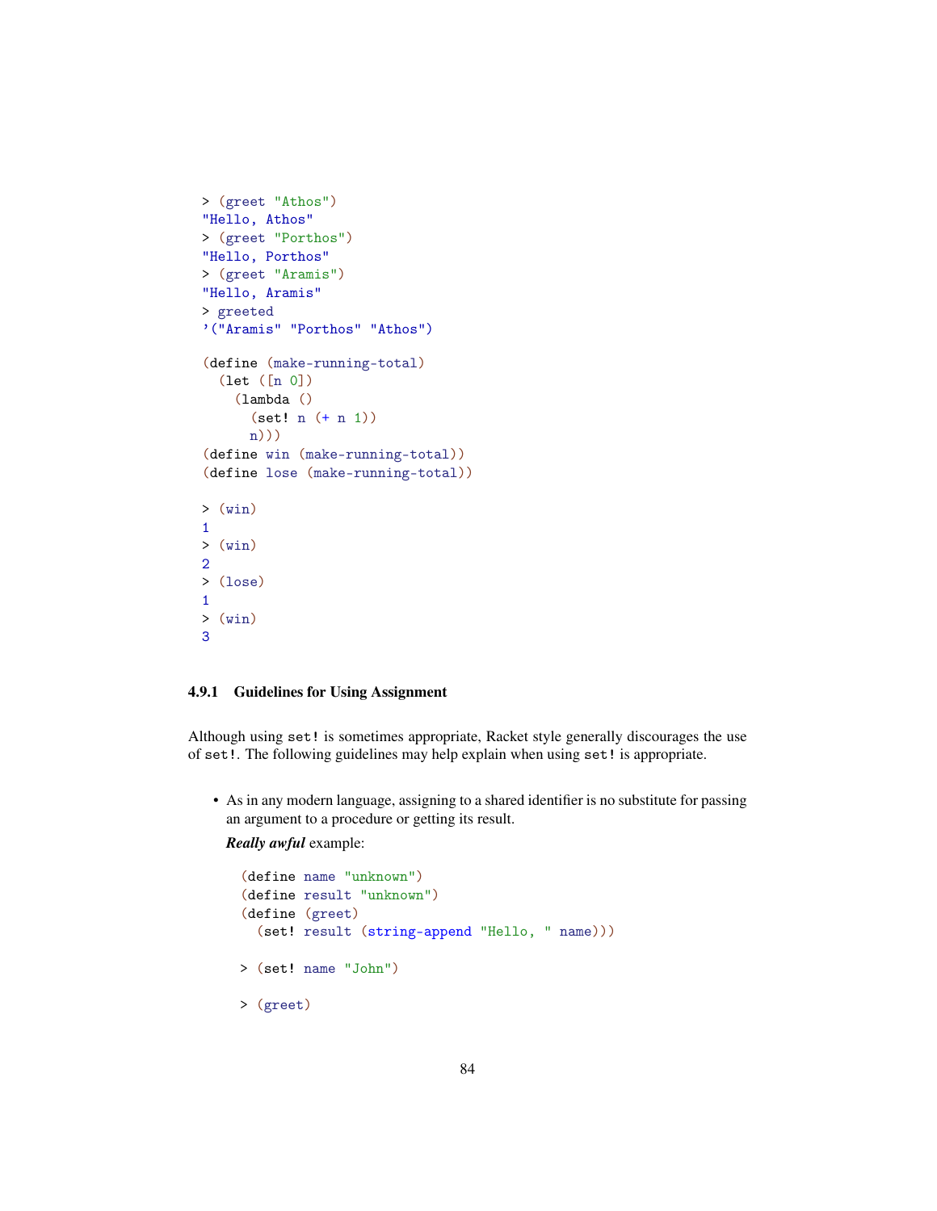```
> (greet "Athos")
"Hello, Athos"
> (greet "Porthos")
"Hello, Porthos"
> (greet "Aramis")
"Hello, Aramis"
> greeted
'("Aramis" "Porthos" "Athos")
```

```
(define (make-running-total)
  (let ([n 0])
    (lambda ()
      (set! n (+ n 1))
      n)))
(define win (make-running-total))
(define lose (make-running-total))
```

```
> (win)
1
> (win)
2
> (lose)
1
> (win)
3
```

### 4.9.1 Guidelines for Using Assignment

Although using `set!` is sometimes appropriate, Racket style generally discourages the use of `set!`. The following guidelines may help explain when using `set!` is appropriate.

- As in any modern language, assigning to a shared identifier is no substitute for passing an argument to a procedure or getting its result.

  ***Really awful*** example:

  ```
  (define name "unknown")
  (define result "unknown")
  (define (greet)
    (set! result (string-append "Hello, " name)))
  ```

  ```
  > (set! name "John")
  ```

  ```
  > (greet)
  ```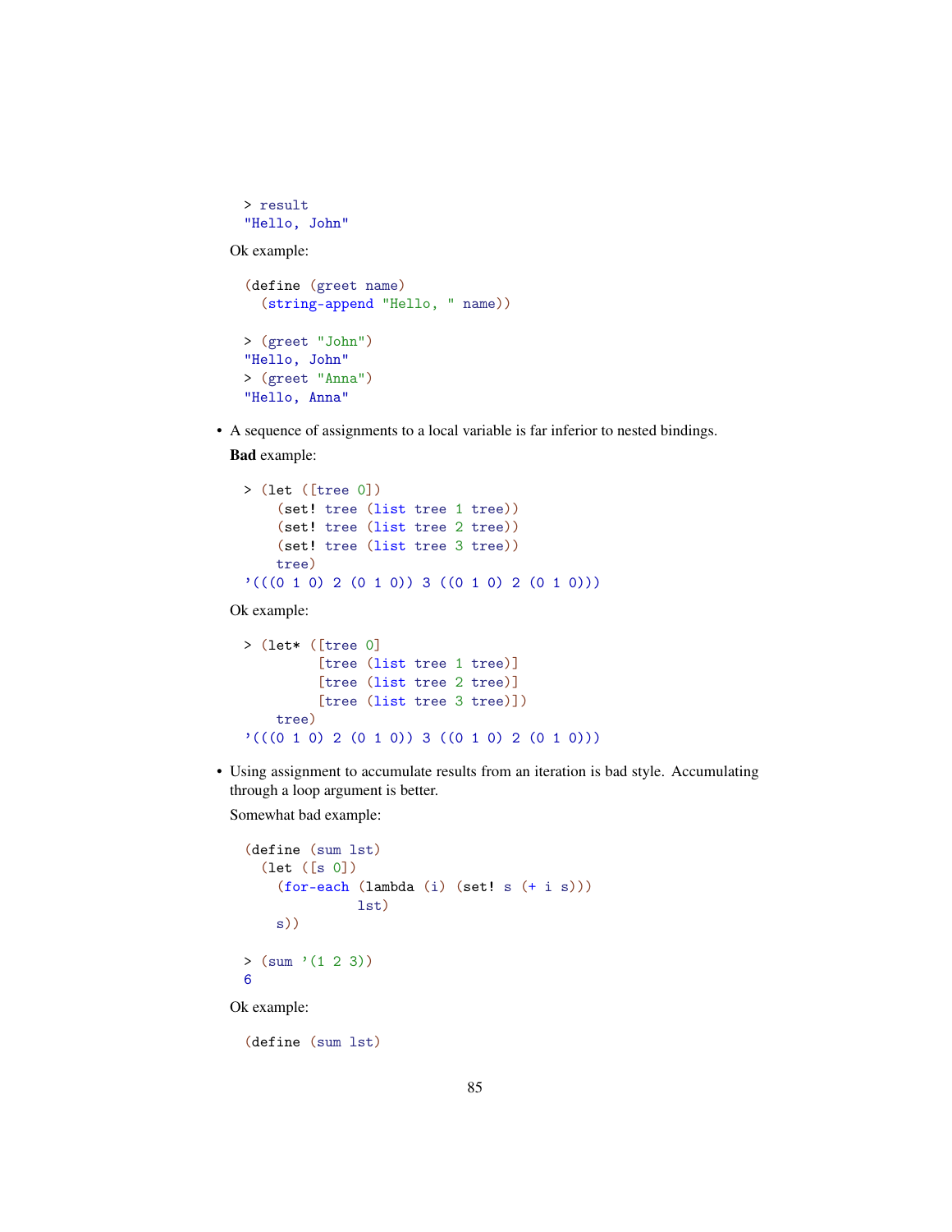```
> result
"Hello, John"
```

Ok example:

```
(define (greet name)
  (string-append "Hello, " name))

> (greet "John")
"Hello, John"
> (greet "Anna")
"Hello, Anna"
```

- A sequence of assignments to a local variable is far inferior to nested bindings.

  **Bad** example:

  ```
  > (let ([tree 0])
      (set! tree (list tree 1 tree))
      (set! tree (list tree 2 tree))
      (set! tree (list tree 3 tree))
      tree)
  '(((0 1 0) 2 (0 1 0)) 3 ((0 1 0) 2 (0 1 0)))
  ```

  Ok example:

  ```
  > (let* ([tree 0]
           [tree (list tree 1 tree)]
           [tree (list tree 2 tree)]
           [tree (list tree 3 tree)])
      tree)
  '(((0 1 0) 2 (0 1 0)) 3 ((0 1 0) 2 (0 1 0)))
  ```

- Using assignment to accumulate results from an iteration is bad style. Accumulating through a loop argument is better.

  Somewhat bad example:

  ```
  (define (sum lst)
    (let ([s 0])
      (for-each (lambda (i) (set! s (+ i s)))
                lst)
      s))

  > (sum '(1 2 3))
  6
  ```

  Ok example:

  ```
  (define (sum lst)
  ```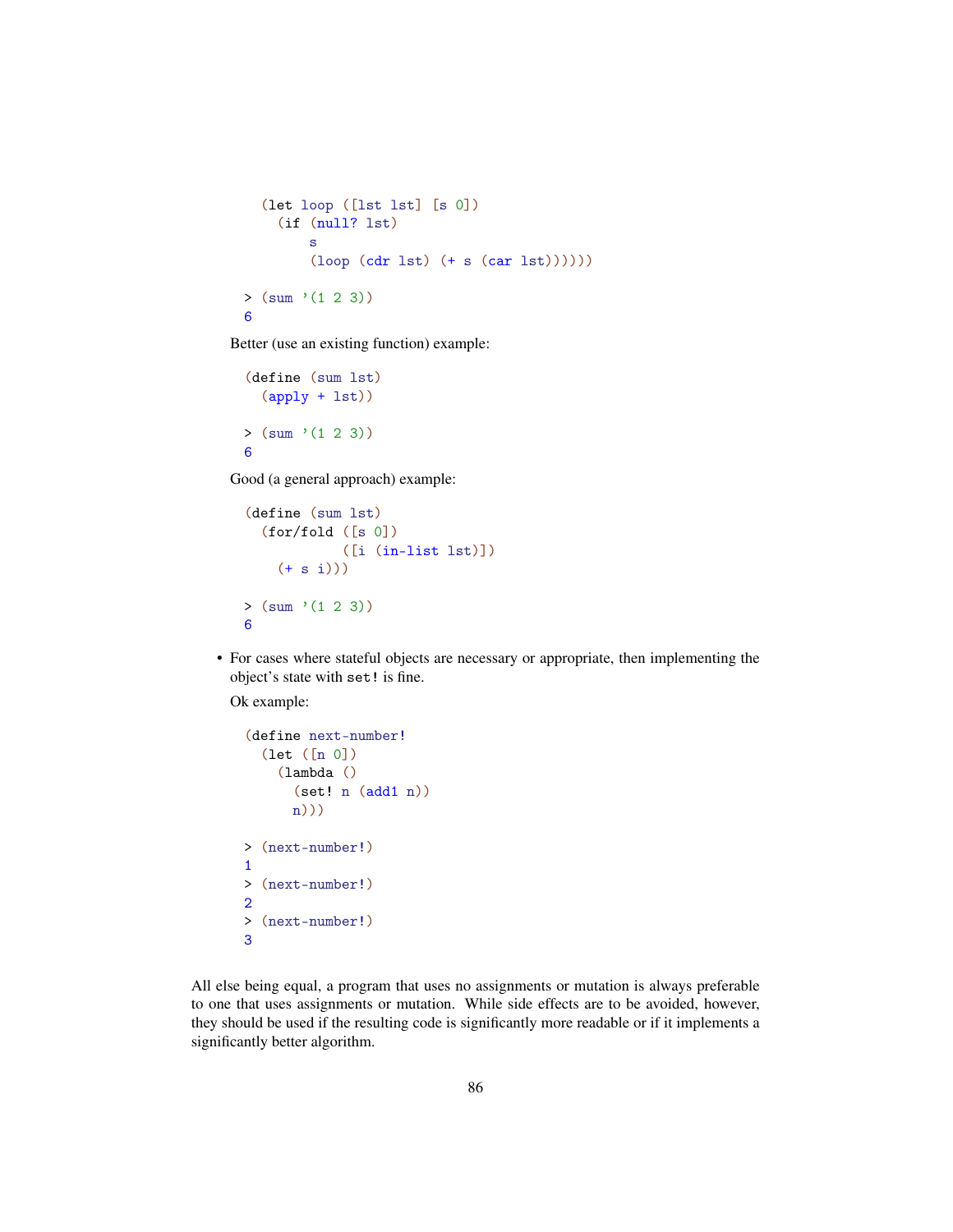```
  (let loop ([lst lst] [s 0])
    (if (null? lst)
        s
        (loop (cdr lst) (+ s (car lst))))))

> (sum '(1 2 3))
6
```

Better (use an existing function) example:

```
(define (sum lst)
  (apply + lst))

> (sum '(1 2 3))
6
```

Good (a general approach) example:

```
(define (sum lst)
  (for/fold ([s 0])
            ([i (in-list lst)])
    (+ s i)))

> (sum '(1 2 3))
6
```

- For cases where stateful objects are necessary or appropriate, then implementing the object's state with `set!` is fine.

  Ok example:

```
(define next-number!
  (let ([n 0])
    (lambda ()
      (set! n (add1 n))
      n)))

> (next-number!)
1
> (next-number!)
2
> (next-number!)
3
```

All else being equal, a program that uses no assignments or mutation is always preferable to one that uses assignments or mutation. While side effects are to be avoided, however, they should be used if the resulting code is significantly more readable or if it implements a significantly better algorithm.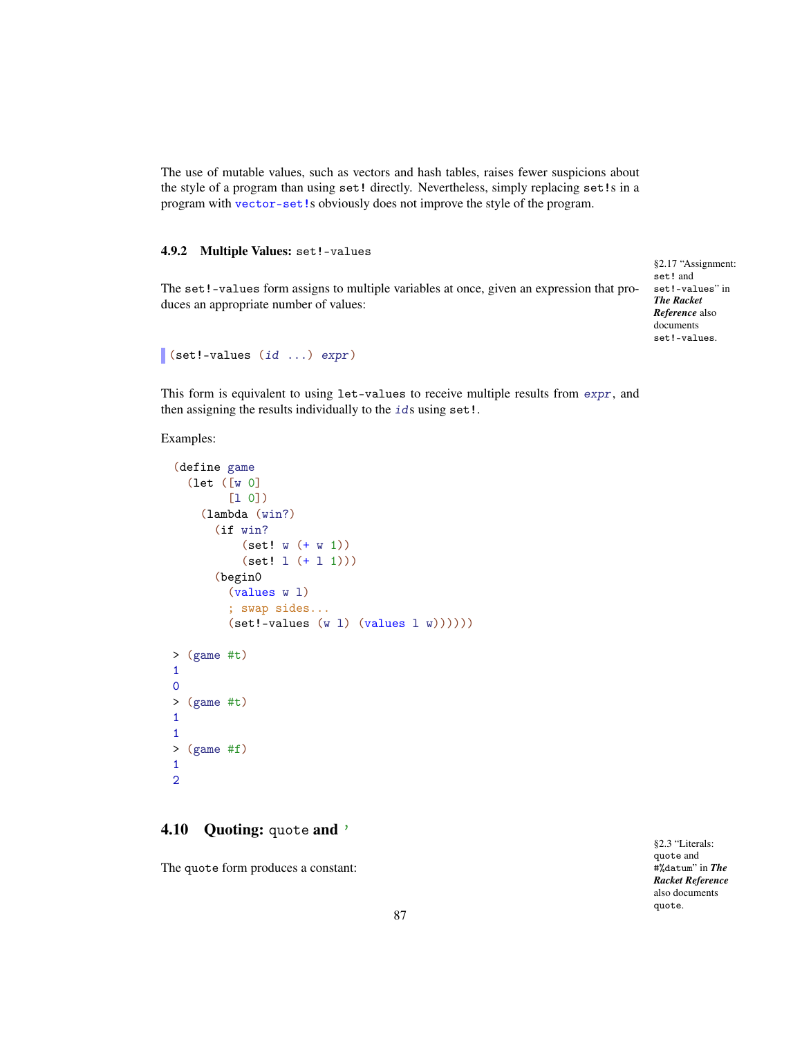The use of mutable values, such as vectors and hash tables, raises fewer suspicions about the style of a program than using `set!` directly. Nevertheless, simply replacing `set!`s in a program with `vector-set!`s obviously does not improve the style of the program.

### 4.9.2 Multiple Values: `set!-values`

§2.17 "Assignment: `set!` and `set!-values`" in ***The Racket Reference*** also documents `set!-values`.

The `set!-values` form assigns to multiple variables at once, given an expression that produces an appropriate number of values:

```
(set!-values (id ...) expr)
```

This form is equivalent to using `let-values` to receive multiple results from *`expr`*, and then assigning the results individually to the *`id`*s using `set!`.

Examples:

```
(define game
  (let ([w 0]
        [l 0])
    (lambda (win?)
      (if win?
          (set! w (+ w 1))
          (set! l (+ l 1)))
      (begin0
        (values w l)
        ; swap sides...
        (set!-values (w l) (values l w))))))
```

```
> (game #t)
1
0
> (game #t)
1
1
> (game #f)
1
2
```

## 4.10 Quoting: `quote` and `'`

§2.3 "Literals: `quote` and `#%datum`" in ***The Racket Reference*** also documents `quote`.

The `quote` form produces a constant: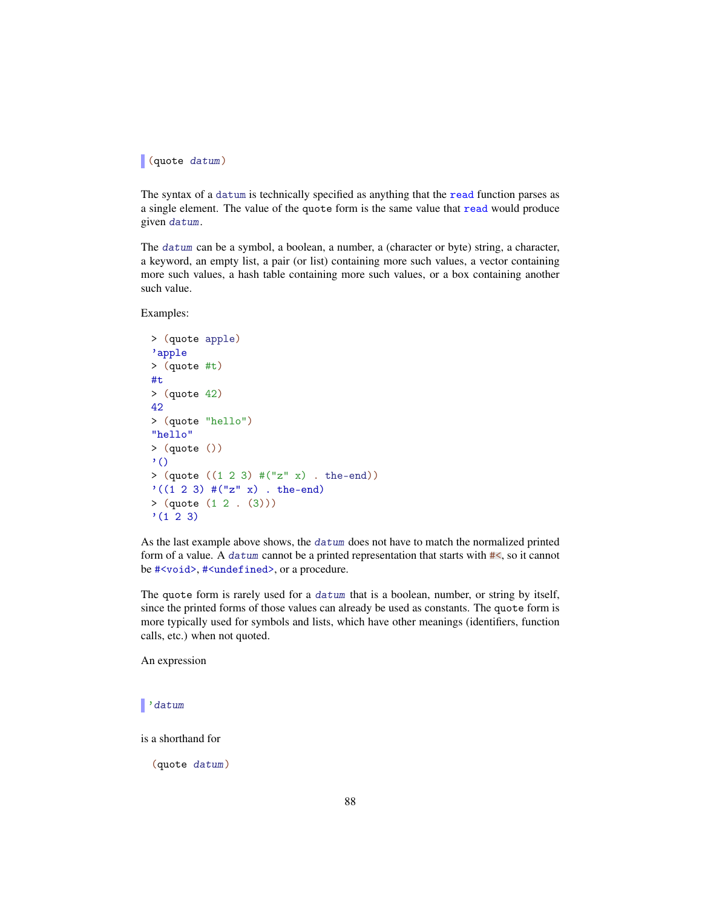```
(quote datum)
```

The syntax of a `datum` is technically specified as anything that the `read` function parses as a single element. The value of the `quote` form is the same value that `read` would produce given *`datum`*.

The *`datum`* can be a symbol, a boolean, a number, a (character or byte) string, a character, a keyword, an empty list, a pair (or list) containing more such values, a vector containing more such values, a hash table containing more such values, or a box containing another such value.

Examples:

```
> (quote apple)
'apple
> (quote #t)
#t
> (quote 42)
42
> (quote "hello")
"hello"
> (quote ())
'()
> (quote ((1 2 3) #("z" x) . the-end))
'((1 2 3) #("z" x) . the-end)
> (quote (1 2 . (3)))
'(1 2 3)
```

As the last example above shows, the *`datum`* does not have to match the normalized printed form of a value. A *`datum`* cannot be a printed representation that starts with `#<`, so it cannot be `#<void>`, `#<undefined>`, or a procedure.

The `quote` form is rarely used for a *`datum`* that is a boolean, number, or string by itself, since the printed forms of those values can already be used as constants. The `quote` form is more typically used for symbols and lists, which have other meanings (identifiers, function calls, etc.) when not quoted.

An expression

```
'datum
```

is a shorthand for

```
(quote datum)
```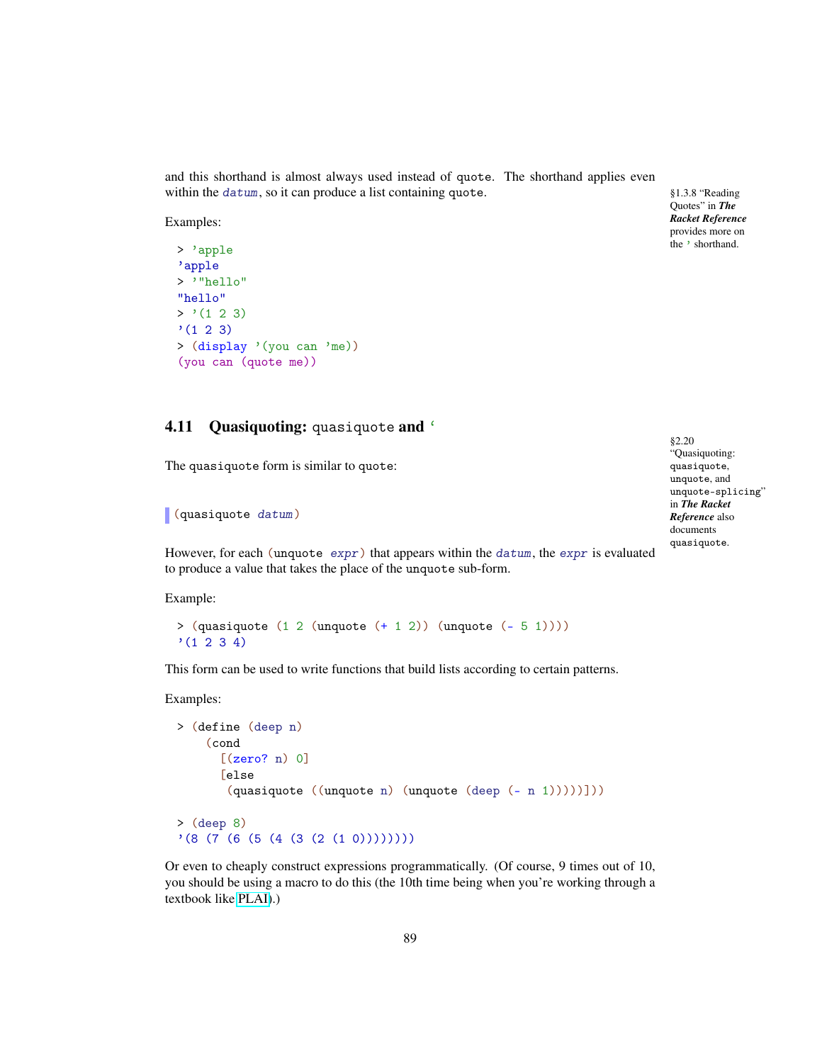and this shorthand is almost always used instead of quote. The shorthand applies even within the *datum*, so it can produce a list containing quote.

§1.3.8 “Reading Quotes” in ***The Racket Reference*** provides more on the ' shorthand.

Examples:

```
> 'apple
'apple
> '"hello"
"hello"
> '(1 2 3)
'(1 2 3)
> (display '(you can 'me))
(you can (quote me))
```

## 4.11 Quasiquoting: quasiquote and `

§2.20 “Quasiquoting: quasiquote, unquote, and unquote-splicing” in ***The Racket Reference*** also documents quasiquote.

The quasiquote form is similar to quote:

```
(quasiquote datum)
```

However, for each (unquote *expr*) that appears within the *datum*, the *expr* is evaluated to produce a value that takes the place of the unquote sub-form.

Example:

```
> (quasiquote (1 2 (unquote (+ 1 2)) (unquote (- 5 1))))
'(1 2 3 4)
```

This form can be used to write functions that build lists according to certain patterns.

Examples:

```
> (define (deep n)
    (cond
      [(zero? n) 0]
      [else
       (quasiquote ((unquote n) (unquote (deep (- n 1)))))]))
> (deep 8)
'(8 (7 (6 (5 (4 (3 (2 (1 0))))))))
```

Or even to cheaply construct expressions programmatically. (Of course, 9 times out of 10, you should be using a macro to do this (the 10th time being when you're working through a textbook like PLAI).)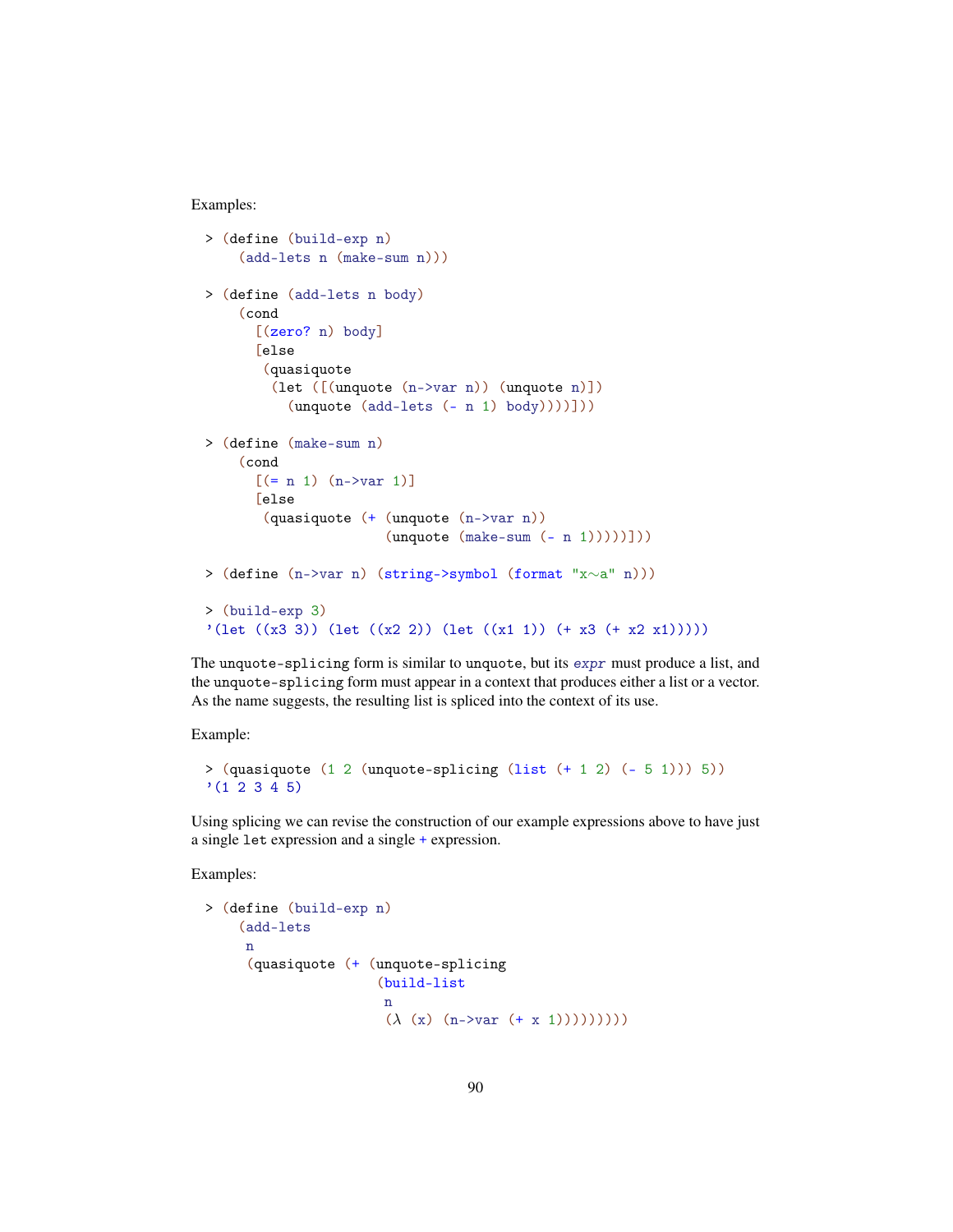Examples:

```
> (define (build-exp n)
    (add-lets n (make-sum n)))

> (define (add-lets n body)
    (cond
      [(zero? n) body]
      [else
       (quasiquote
        (let ([(unquote (n->var n)) (unquote n)])
          (unquote (add-lets (- n 1) body))))]))

> (define (make-sum n)
    (cond
      [(= n 1) (n->var 1)]
      [else
       (quasiquote (+ (unquote (n->var n))
                      (unquote (make-sum (- n 1)))))]))

> (define (n->var n) (string->symbol (format "x~a" n)))

> (build-exp 3)
'(let ((x3 3)) (let ((x2 2)) (let ((x1 1)) (+ x3 (+ x2 x1)))))
```

The `unquote-splicing` form is similar to `unquote`, but its *expr* must produce a list, and the `unquote-splicing` form must appear in a context that produces either a list or a vector. As the name suggests, the resulting list is spliced into the context of its use.

Example:

```
> (quasiquote (1 2 (unquote-splicing (list (+ 1 2) (- 5 1))) 5))
'(1 2 3 4 5)
```

Using splicing we can revise the construction of our example expressions above to have just a single `let` expression and a single `+` expression.

Examples:

```
> (define (build-exp n)
    (add-lets
     n
     (quasiquote (+ (unquote-splicing
                     (build-list
                      n
                      (λ (x) (n->var (+ x 1)))))))))
```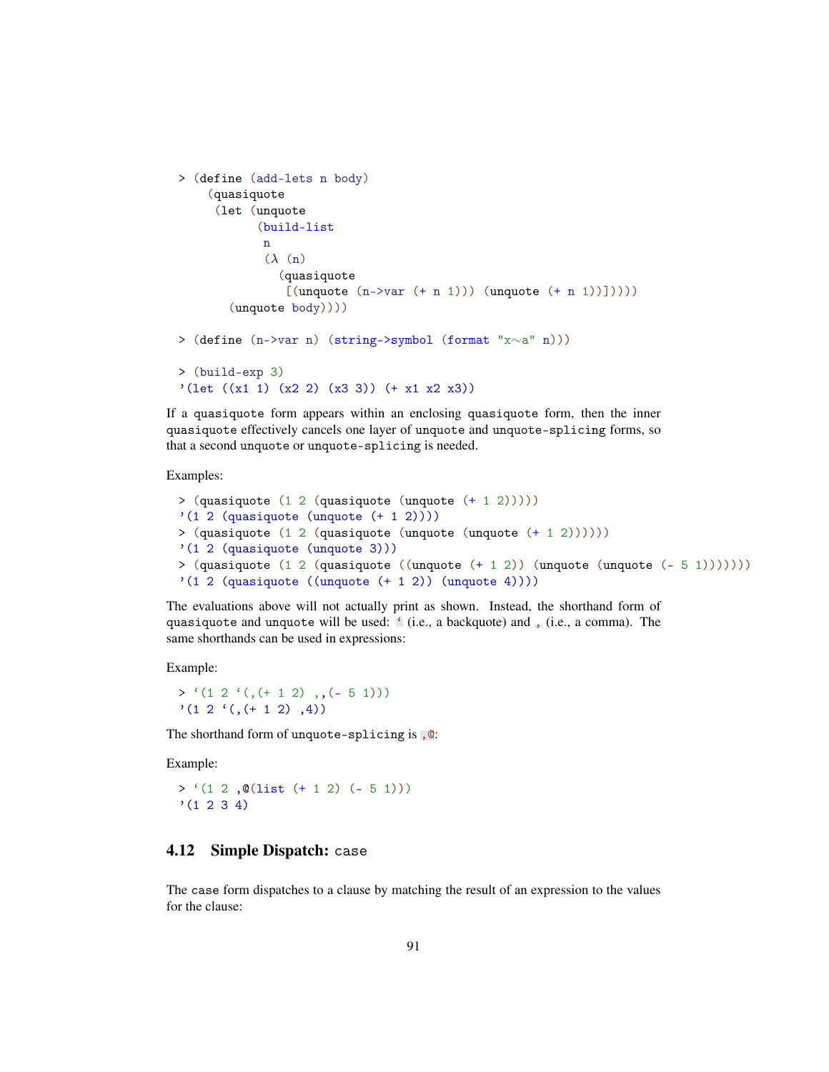```
> (define (add-lets n body)
    (quasiquote
     (let (unquote
           (build-list
            n
            (λ (n)
              (quasiquote
               [(unquote (n->var (+ n 1))) (unquote (+ n 1))]))))
       (unquote body))))

> (define (n->var n) (string->symbol (format "x~a" n)))

> (build-exp 3)
'(let ((x1 1) (x2 2) (x3 3)) (+ x1 x2 x3))
```

If a `quasiquote` form appears within an enclosing `quasiquote` form, then the inner `quasiquote` effectively cancels one layer of `unquote` and `unquote-splicing` forms, so that a second `unquote` or `unquote-splicing` is needed.

Examples:

```
> (quasiquote (1 2 (quasiquote (unquote (+ 1 2)))))
'(1 2 (quasiquote (unquote (+ 1 2))))
> (quasiquote (1 2 (quasiquote (unquote (unquote (+ 1 2))))))
'(1 2 (quasiquote (unquote 3)))
> (quasiquote (1 2 (quasiquote ((unquote (+ 1 2)) (unquote (unquote (- 5 1)))))))
'(1 2 (quasiquote ((unquote (+ 1 2)) (unquote 4))))
```

The evaluations above will not actually print as shown. Instead, the shorthand form of `quasiquote` and `unquote` will be used: ` (i.e., a backquote) and , (i.e., a comma). The same shorthands can be used in expressions:

Example:

```
> `(1 2 `(,(+ 1 2) ,,(- 5 1)))
'(1 2 `(,(+ 1 2) ,4))
```

The shorthand form of `unquote-splicing` is `,@`:

Example:

```
> `(1 2 ,@(list (+ 1 2) (- 5 1)))
'(1 2 3 4)
```

## 4.12 Simple Dispatch: `case`

The `case` form dispatches to a clause by matching the result of an expression to the values for the clause: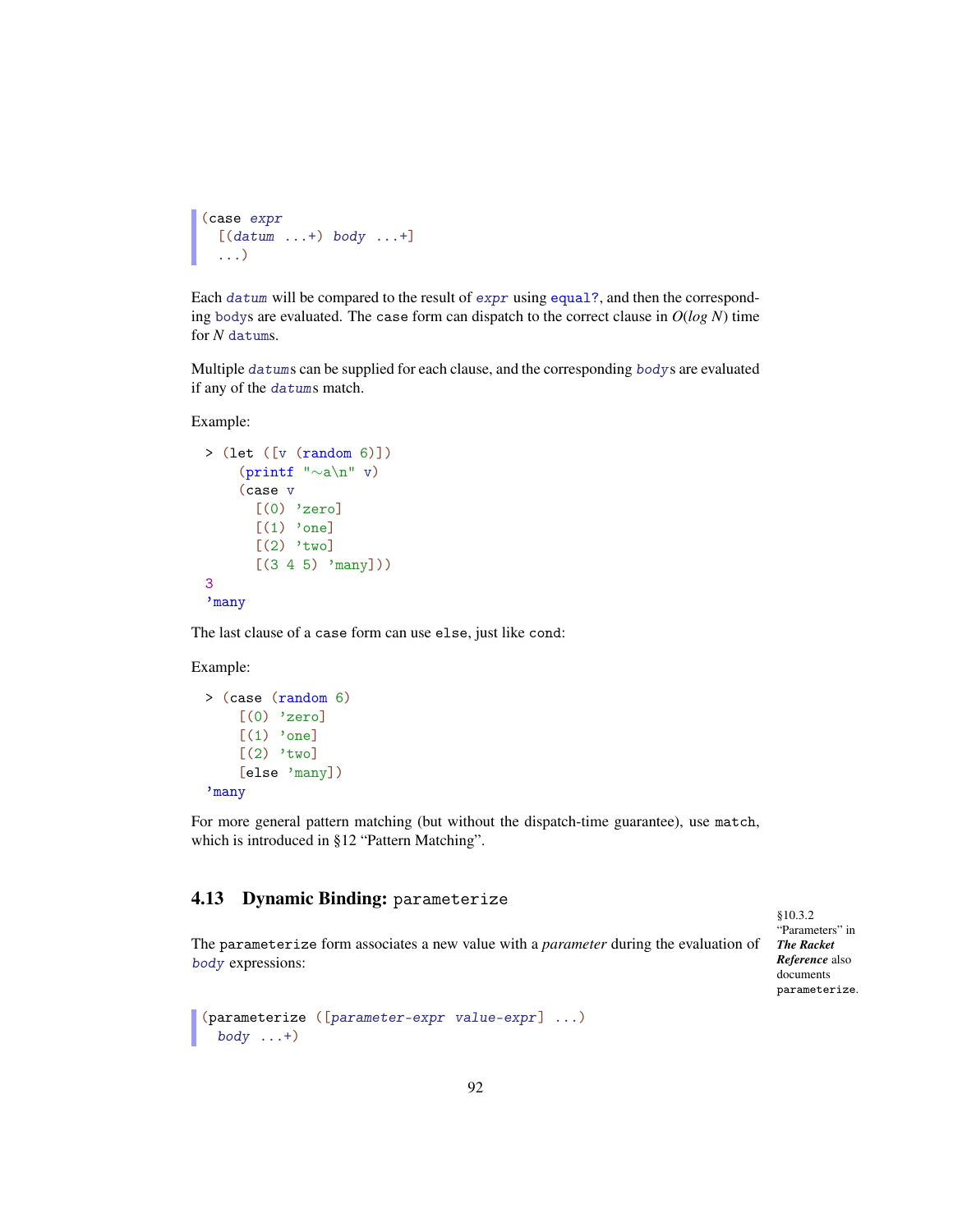```
(case expr
  [(datum ...+) body ...+]
  ...)
```

Each `datum` will be compared to the result of `expr` using `equal?`, and then the corresponding `body`s are evaluated. The `case` form can dispatch to the correct clause in $O(log\ N)$ time for $N$ `datum`s.

Multiple `datum`s can be supplied for each clause, and the corresponding `body`s are evaluated if any of the `datum`s match.

Example:

```
> (let ([v (random 6)])
    (printf "~a\n" v)
    (case v
      [(0) 'zero]
      [(1) 'one]
      [(2) 'two]
      [(3 4 5) 'many]))
3
'many
```

The last clause of a `case` form can use `else`, just like `cond`:

Example:

```
> (case (random 6)
    [(0) 'zero]
    [(1) 'one]
    [(2) 'two]
    [else 'many])
'many
```

For more general pattern matching (but without the dispatch-time guarantee), use `match`, which is introduced in §12 “Pattern Matching”.

## 4.13 Dynamic Binding: `parameterize`

§10.3.2 “Parameters” in ***The Racket Reference*** also documents `parameterize`.

The `parameterize` form associates a new value with a *parameter* during the evaluation of `body` expressions:

```
(parameterize ([parameter-expr value-expr] ...)
  body ...+)
```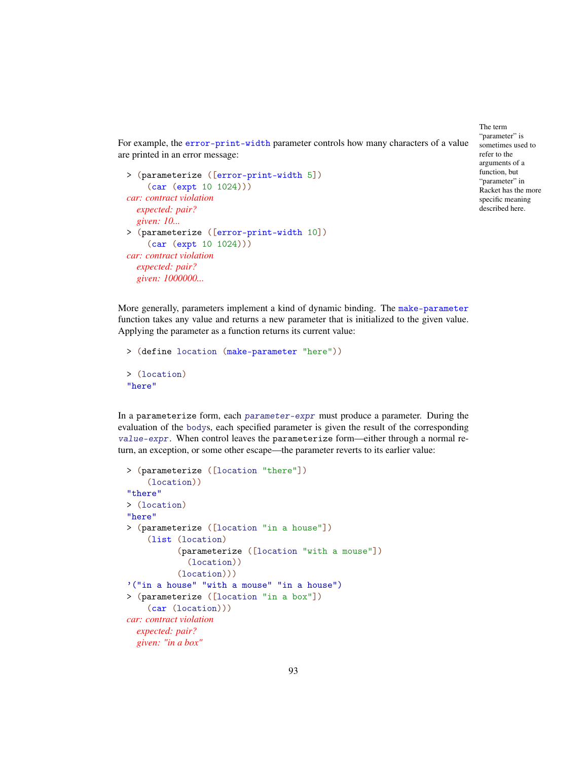For example, the `error-print-width` parameter controls how many characters of a value are printed in an error message:

> The term "parameter" is sometimes used to refer to the arguments of a function, but "parameter" in Racket has the more specific meaning described here.

```
> (parameterize ([error-print-width 5])
    (car (expt 10 1024)))
car: contract violation
  expected: pair?
  given: 10...
> (parameterize ([error-print-width 10])
    (car (expt 10 1024)))
car: contract violation
  expected: pair?
  given: 1000000...
```

More generally, parameters implement a kind of dynamic binding. The `make-parameter` function takes any value and returns a new parameter that is initialized to the given value. Applying the parameter as a function returns its current value:

```
> (define location (make-parameter "here"))

> (location)
"here"
```

In a `parameterize` form, each *`parameter-expr`* must produce a parameter. During the evaluation of the `body`s, each specified parameter is given the result of the corresponding *`value-expr`*. When control leaves the `parameterize` form—either through a normal return, an exception, or some other escape—the parameter reverts to its earlier value:

```
> (parameterize ([location "there"])
    (location))
"there"
> (location)
"here"
> (parameterize ([location "in a house"])
    (list (location)
          (parameterize ([location "with a mouse"])
            (location))
          (location)))
'("in a house" "with a mouse" "in a house")
> (parameterize ([location "in a box"])
    (car (location)))
car: contract violation
  expected: pair?
  given: "in a box"
```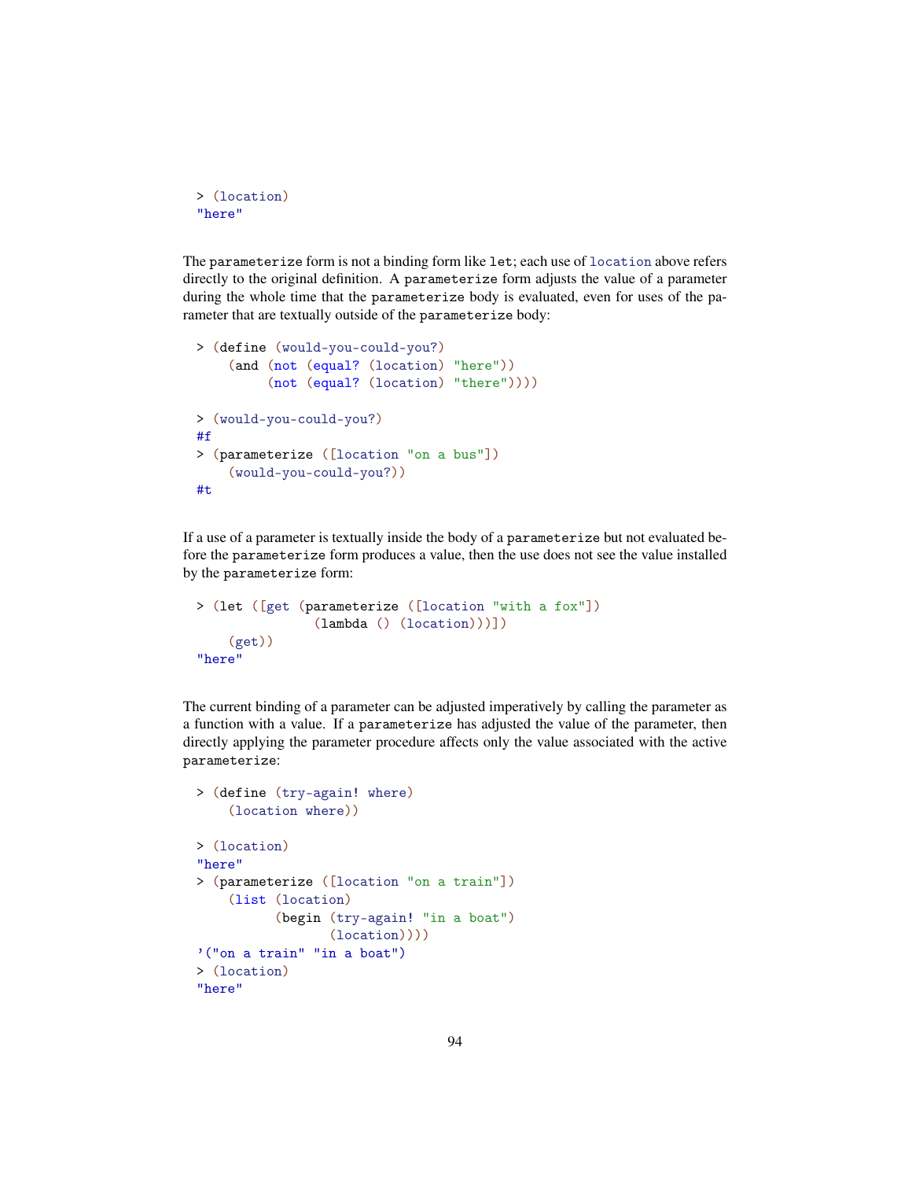```
> (location)
"here"
```

The `parameterize` form is not a binding form like `let`; each use of `location` above refers directly to the original definition. A `parameterize` form adjusts the value of a parameter during the whole time that the `parameterize` body is evaluated, even for uses of the parameter that are textually outside of the `parameterize` body:

```
> (define (would-you-could-you?)
    (and (not (equal? (location) "here"))
         (not (equal? (location) "there"))))

> (would-you-could-you?)
#f
> (parameterize ([location "on a bus"])
    (would-you-could-you?))
#t
```

If a use of a parameter is textually inside the body of a `parameterize` but not evaluated before the `parameterize` form produces a value, then the use does not see the value installed by the `parameterize` form:

```
> (let ([get (parameterize ([location "with a fox"])
               (lambda () (location)))])
    (get))
"here"
```

The current binding of a parameter can be adjusted imperatively by calling the parameter as a function with a value. If a `parameterize` has adjusted the value of the parameter, then directly applying the parameter procedure affects only the value associated with the active `parameterize`:

```
> (define (try-again! where)
    (location where))

> (location)
"here"
> (parameterize ([location "on a train"])
    (list (location)
          (begin (try-again! "in a boat")
                 (location))))
'("on a train" "in a boat")
> (location)
"here"
```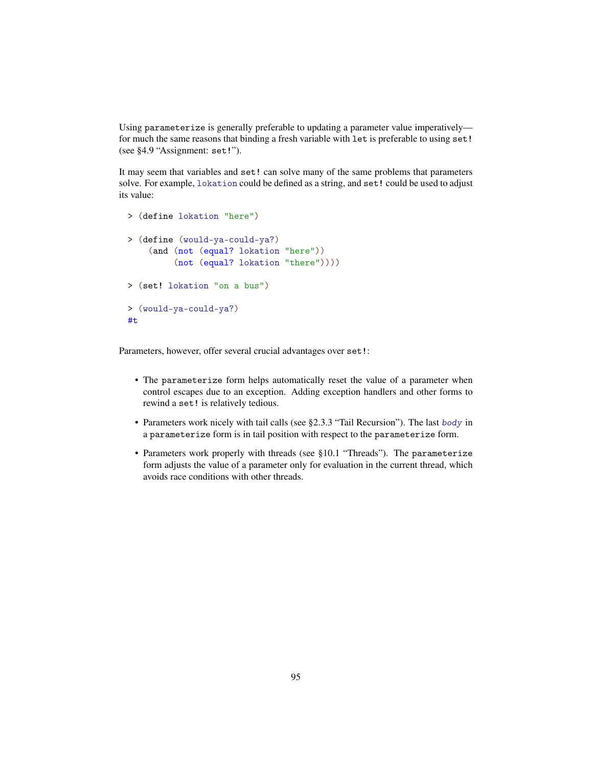Using `parameterize` is generally preferable to updating a parameter value imperatively—for much the same reasons that binding a fresh variable with `let` is preferable to using `set!` (see §4.9 "Assignment: `set!`").

It may seem that variables and `set!` can solve many of the same problems that parameters solve. For example, `lokation` could be defined as a string, and `set!` could be used to adjust its value:

```
> (define lokation "here")

> (define (would-ya-could-ya?)
    (and (not (equal? lokation "here"))
         (not (equal? lokation "there"))))

> (set! lokation "on a bus")

> (would-ya-could-ya?)
#t
```

Parameters, however, offer several crucial advantages over `set!`:

- The `parameterize` form helps automatically reset the value of a parameter when control escapes due to an exception. Adding exception handlers and other forms to rewind a `set!` is relatively tedious.
- Parameters work nicely with tail calls (see §2.3.3 "Tail Recursion"). The last *body* in a `parameterize` form is in tail position with respect to the `parameterize` form.
- Parameters work properly with threads (see §10.1 "Threads"). The `parameterize` form adjusts the value of a parameter only for evaluation in the current thread, which avoids race conditions with other threads.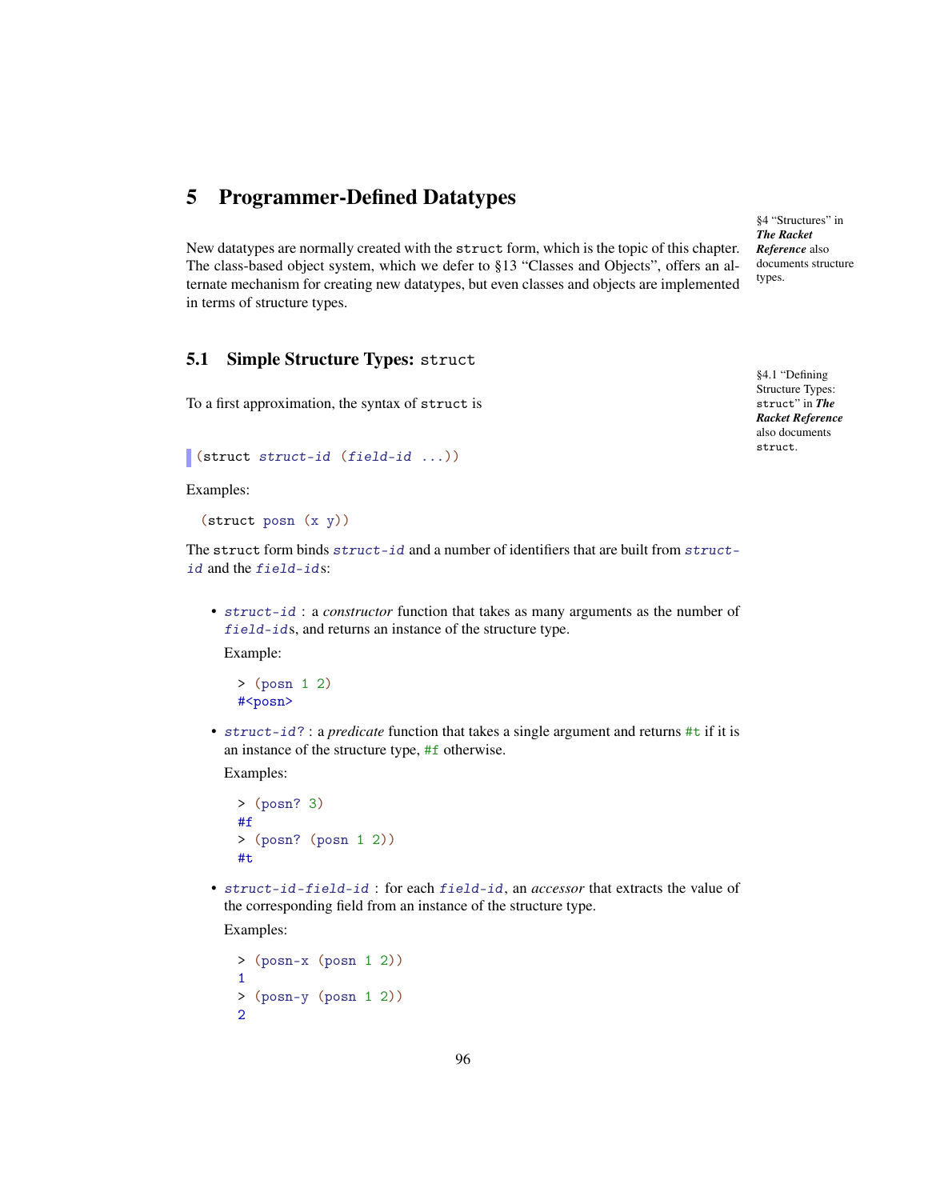# 5 Programmer-Defined Datatypes

§4 "Structures" in ***The Racket Reference*** also documents structure types.

New datatypes are normally created with the `struct` form, which is the topic of this chapter. The class-based object system, which we defer to §13 "Classes and Objects", offers an alternate mechanism for creating new datatypes, but even classes and objects are implemented in terms of structure types.

## 5.1 Simple Structure Types: `struct`

§4.1 "Defining Structure Types: `struct`" in ***The Racket Reference*** also documents `struct`.

To a first approximation, the syntax of `struct` is

```
(struct struct-id (field-id ...))
```

Examples:

```
(struct posn (x y))
```

The `struct` form binds *`struct-id`* and a number of identifiers that are built from *`struct-id`* and the *`field-id`*s:

- *`struct-id`* : a *constructor* function that takes as many arguments as the number of *`field-id`*s, and returns an instance of the structure type.

  Example:

  ```
  > (posn 1 2)
  #<posn>
  ```

- *`struct-id?`* : a *predicate* function that takes a single argument and returns `#t` if it is an instance of the structure type, `#f` otherwise.

  Examples:

  ```
  > (posn? 3)
  #f
  > (posn? (posn 1 2))
  #t
  ```

- *`struct-id-field-id`* : for each *`field-id`*, an *accessor* that extracts the value of the corresponding field from an instance of the structure type.

  Examples:

  ```
  > (posn-x (posn 1 2))
  1
  > (posn-y (posn 1 2))
  2
  ```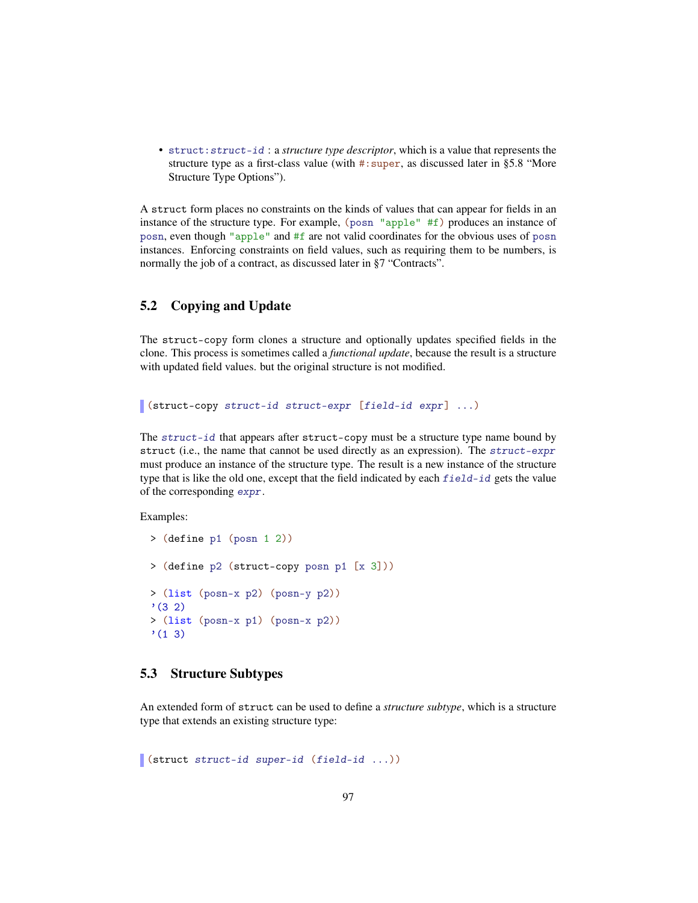- `struct:struct-id` : a *structure type descriptor*, which is a value that represents the structure type as a first-class value (with `#:super`, as discussed later in §5.8 "More Structure Type Options").

A `struct` form places no constraints on the kinds of values that can appear for fields in an instance of the structure type. For example, `(posn "apple" #f)` produces an instance of `posn`, even though `"apple"` and `#f` are not valid coordinates for the obvious uses of `posn` instances. Enforcing constraints on field values, such as requiring them to be numbers, is normally the job of a contract, as discussed later in §7 "Contracts".

## 5.2 Copying and Update

The `struct-copy` form clones a structure and optionally updates specified fields in the clone. This process is sometimes called a *functional update*, because the result is a structure with updated field values. but the original structure is not modified.

```
(struct-copy struct-id struct-expr [field-id expr] ...)
```

The `struct-id` that appears after `struct-copy` must be a structure type name bound by `struct` (i.e., the name that cannot be used directly as an expression). The `struct-expr` must produce an instance of the structure type. The result is a new instance of the structure type that is like the old one, except that the field indicated by each `field-id` gets the value of the corresponding `expr`.

Examples:

```
> (define p1 (posn 1 2))

> (define p2 (struct-copy posn p1 [x 3]))

> (list (posn-x p2) (posn-y p2))
'(3 2)
> (list (posn-x p1) (posn-x p2))
'(1 3)
```

## 5.3 Structure Subtypes

An extended form of `struct` can be used to define a *structure subtype*, which is a structure type that extends an existing structure type:

```
(struct struct-id super-id (field-id ...))
```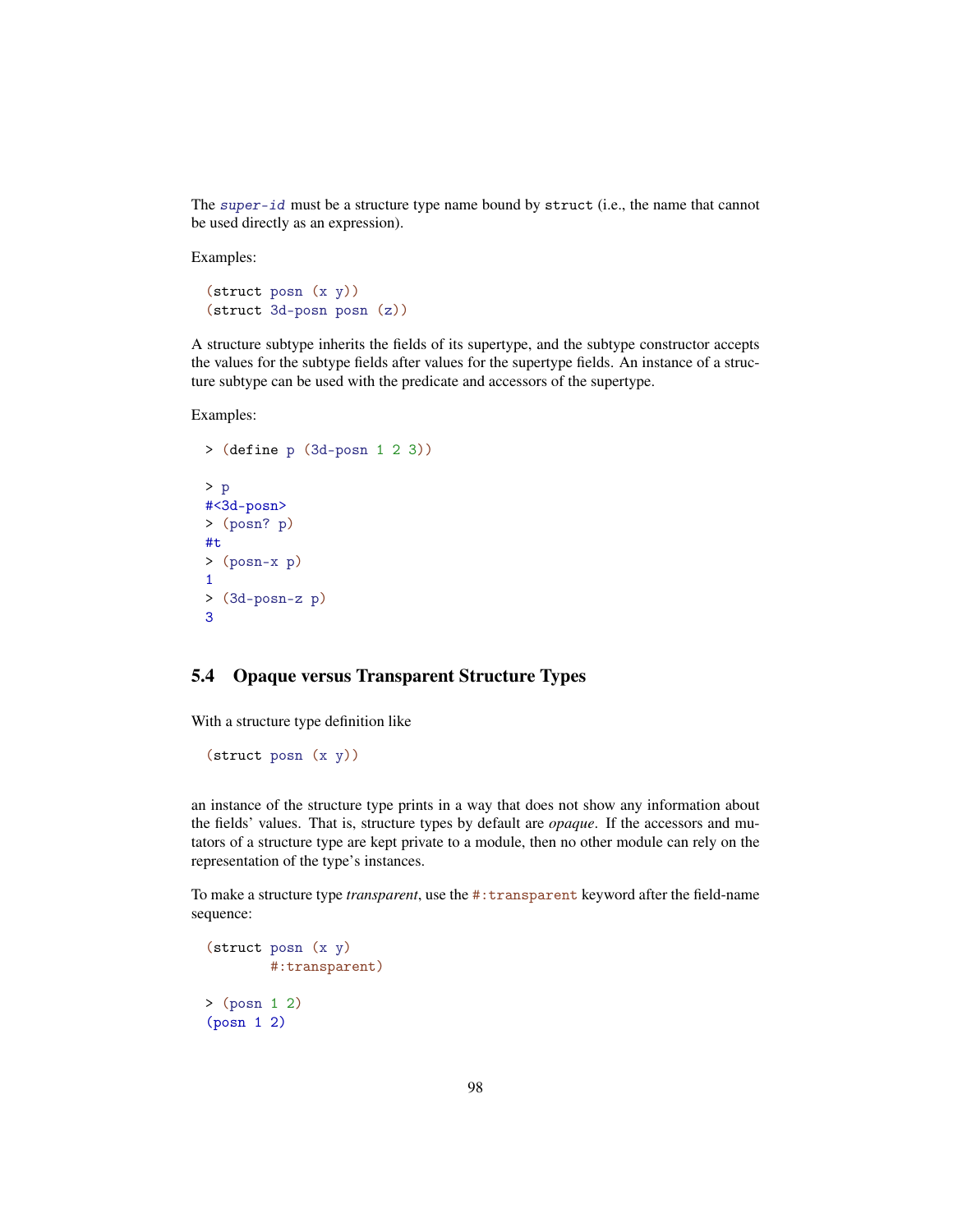The *super-id* must be a structure type name bound by `struct` (i.e., the name that cannot be used directly as an expression).

Examples:

```
(struct posn (x y))
(struct 3d-posn posn (z))
```

A structure subtype inherits the fields of its supertype, and the subtype constructor accepts the values for the subtype fields after values for the supertype fields. An instance of a structure subtype can be used with the predicate and accessors of the supertype.

Examples:

```
> (define p (3d-posn 1 2 3))

> p
#<3d-posn>
> (posn? p)
#t
> (posn-x p)
1
> (3d-posn-z p)
3
```

## 5.4 Opaque versus Transparent Structure Types

With a structure type definition like

```
(struct posn (x y))
```

an instance of the structure type prints in a way that does not show any information about the fields' values. That is, structure types by default are *opaque*. If the accessors and mutators of a structure type are kept private to a module, then no other module can rely on the representation of the type's instances.

To make a structure type *transparent*, use the `#:transparent` keyword after the field-name sequence:

```
(struct posn (x y)
        #:transparent)

> (posn 1 2)
(posn 1 2)
```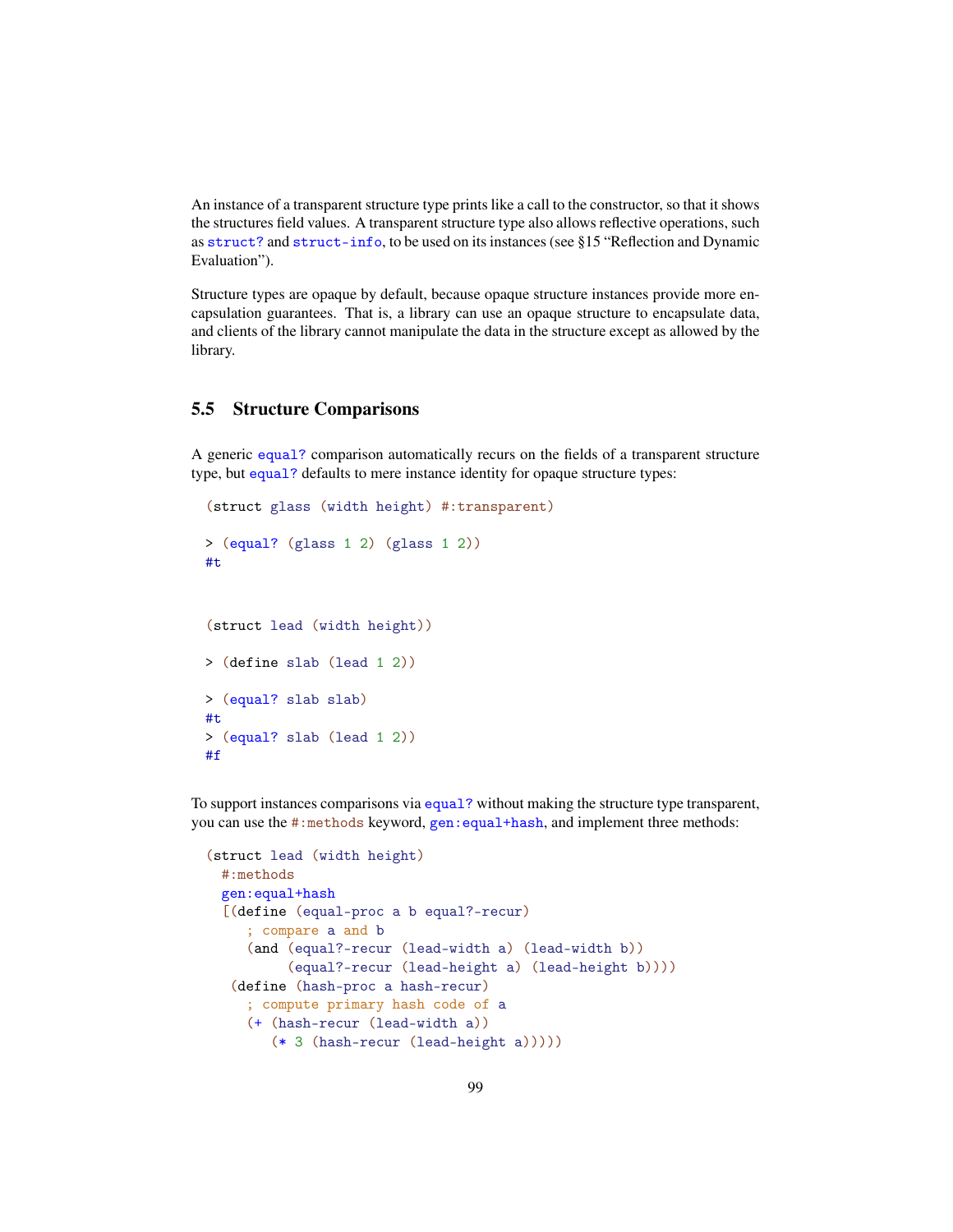An instance of a transparent structure type prints like a call to the constructor, so that it shows the structures field values. A transparent structure type also allows reflective operations, such as `struct?` and `struct-info`, to be used on its instances (see §15 "Reflection and Dynamic Evaluation").

Structure types are opaque by default, because opaque structure instances provide more encapsulation guarantees. That is, a library can use an opaque structure to encapsulate data, and clients of the library cannot manipulate the data in the structure except as allowed by the library.

## 5.5 Structure Comparisons

A generic `equal?` comparison automatically recurs on the fields of a transparent structure type, but `equal?` defaults to mere instance identity for opaque structure types:

```
(struct glass (width height) #:transparent)

> (equal? (glass 1 2) (glass 1 2))
#t
```

```
(struct lead (width height))

> (define slab (lead 1 2))

> (equal? slab slab)
#t
> (equal? slab (lead 1 2))
#f
```

To support instances comparisons via `equal?` without making the structure type transparent, you can use the `#:methods` keyword, `gen:equal+hash`, and implement three methods:

```
(struct lead (width height)
  #:methods
  gen:equal+hash
  [(define (equal-proc a b equal?-recur)
     ; compare a and b
     (and (equal?-recur (lead-width a) (lead-width b))
          (equal?-recur (lead-height a) (lead-height b))))
   (define (hash-proc a hash-recur)
     ; compute primary hash code of a
     (+ (hash-recur (lead-width a))
        (* 3 (hash-recur (lead-height a)))))
```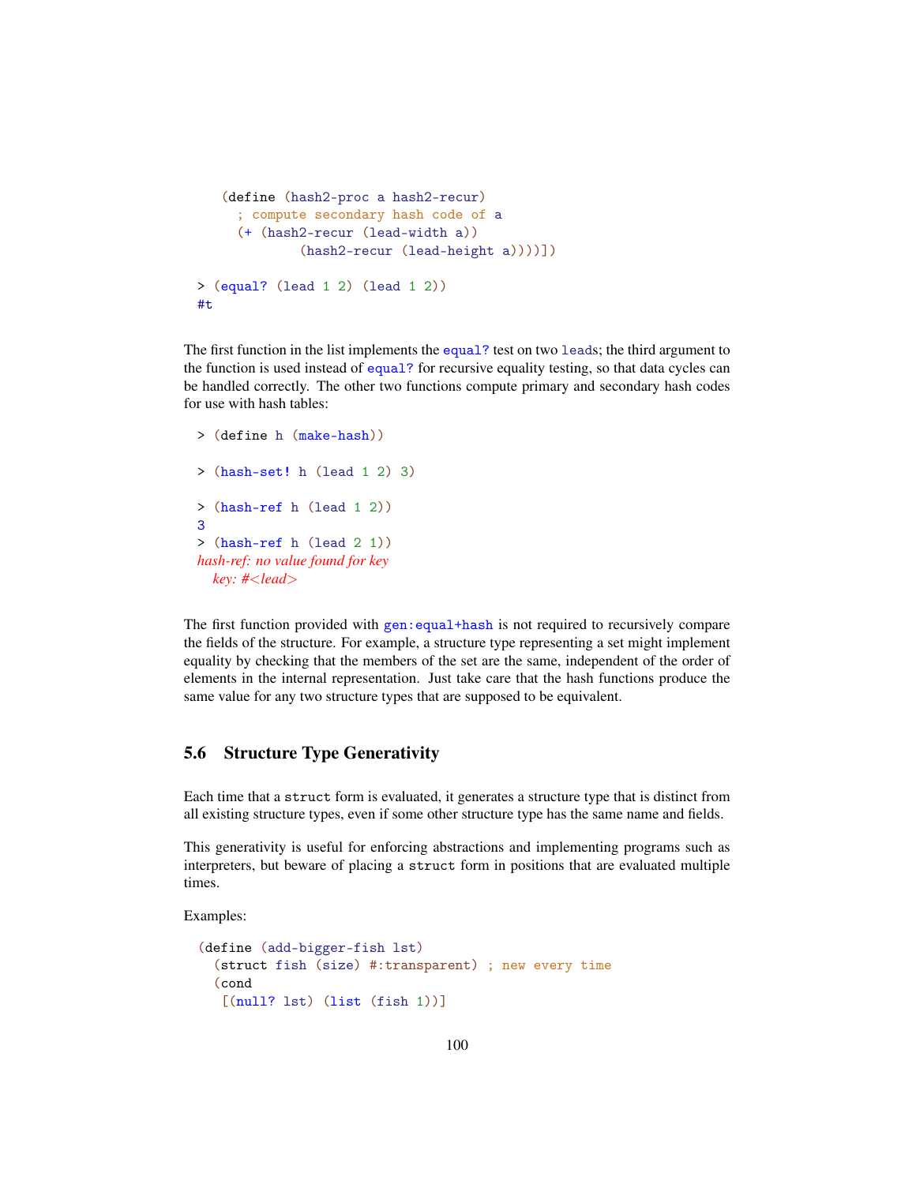```
   (define (hash2-proc a hash2-recur)
     ; compute secondary hash code of a
     (+ (hash2-recur (lead-width a))
             (hash2-recur (lead-height a))))])

> (equal? (lead 1 2) (lead 1 2))
#t
```

The first function in the list implements the `equal?` test on two `lead`s; the third argument to the function is used instead of `equal?` for recursive equality testing, so that data cycles can be handled correctly. The other two functions compute primary and secondary hash codes for use with hash tables:

```
> (define h (make-hash))

> (hash-set! h (lead 1 2) 3)

> (hash-ref h (lead 1 2))
3
> (hash-ref h (lead 2 1))
hash-ref: no value found for key
  key: #<lead>
```

The first function provided with `gen:equal+hash` is not required to recursively compare the fields of the structure. For example, a structure type representing a set might implement equality by checking that the members of the set are the same, independent of the order of elements in the internal representation. Just take care that the hash functions produce the same value for any two structure types that are supposed to be equivalent.

## 5.6 Structure Type Generativity

Each time that a `struct` form is evaluated, it generates a structure type that is distinct from all existing structure types, even if some other structure type has the same name and fields.

This generativity is useful for enforcing abstractions and implementing programs such as interpreters, but beware of placing a `struct` form in positions that are evaluated multiple times.

Examples:

```
(define (add-bigger-fish lst)
  (struct fish (size) #:transparent) ; new every time
  (cond
   [(null? lst) (list (fish 1))]
```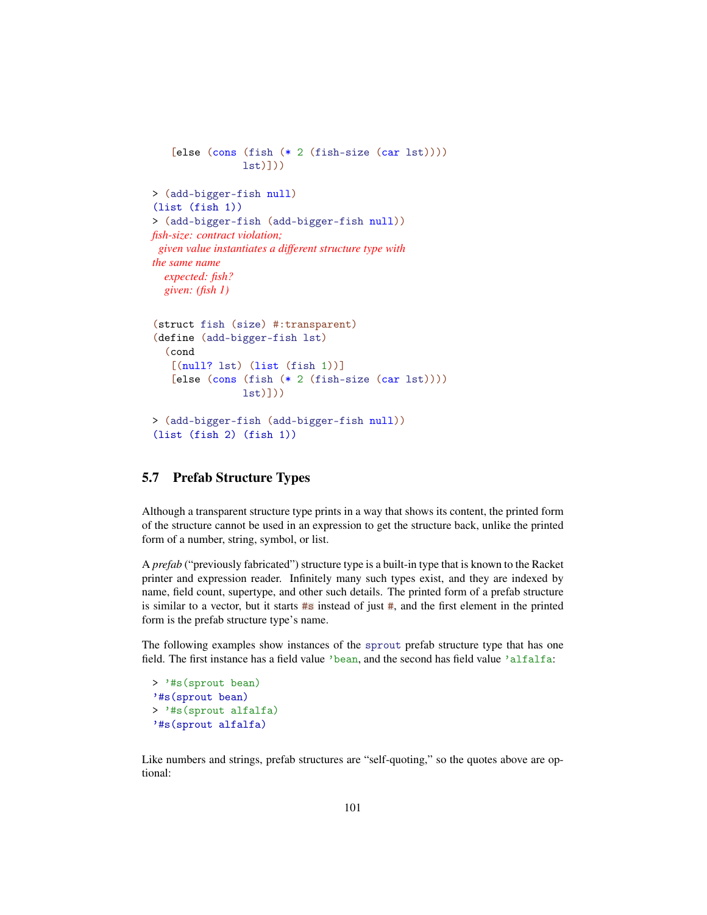```
    [else (cons (fish (* 2 (fish-size (car lst))))
                lst)]))
```

```
> (add-bigger-fish null)
(list (fish 1))
> (add-bigger-fish (add-bigger-fish null))
fish-size: contract violation;
  given value instantiates a different structure type with
the same name
    expected: fish?
    given: (fish 1)
```

```
(struct fish (size) #:transparent)
(define (add-bigger-fish lst)
  (cond
   [(null? lst) (list (fish 1))]
   [else (cons (fish (* 2 (fish-size (car lst))))
               lst)]))
```

```
> (add-bigger-fish (add-bigger-fish null))
(list (fish 2) (fish 1))
```

## 5.7 Prefab Structure Types

Although a transparent structure type prints in a way that shows its content, the printed form of the structure cannot be used in an expression to get the structure back, unlike the printed form of a number, string, symbol, or list.

A *prefab* ("previously fabricated") structure type is a built-in type that is known to the Racket printer and expression reader. Infinitely many such types exist, and they are indexed by name, field count, supertype, and other such details. The printed form of a prefab structure is similar to a vector, but it starts `#s` instead of just `#`, and the first element in the printed form is the prefab structure type's name.

The following examples show instances of the `sprout` prefab structure type that has one field. The first instance has a field value `'bean`, and the second has field value `'alfalfa`:

```
> '#s(sprout bean)
'#s(sprout bean)
> '#s(sprout alfalfa)
'#s(sprout alfalfa)
```

Like numbers and strings, prefab structures are "self-quoting," so the quotes above are optional: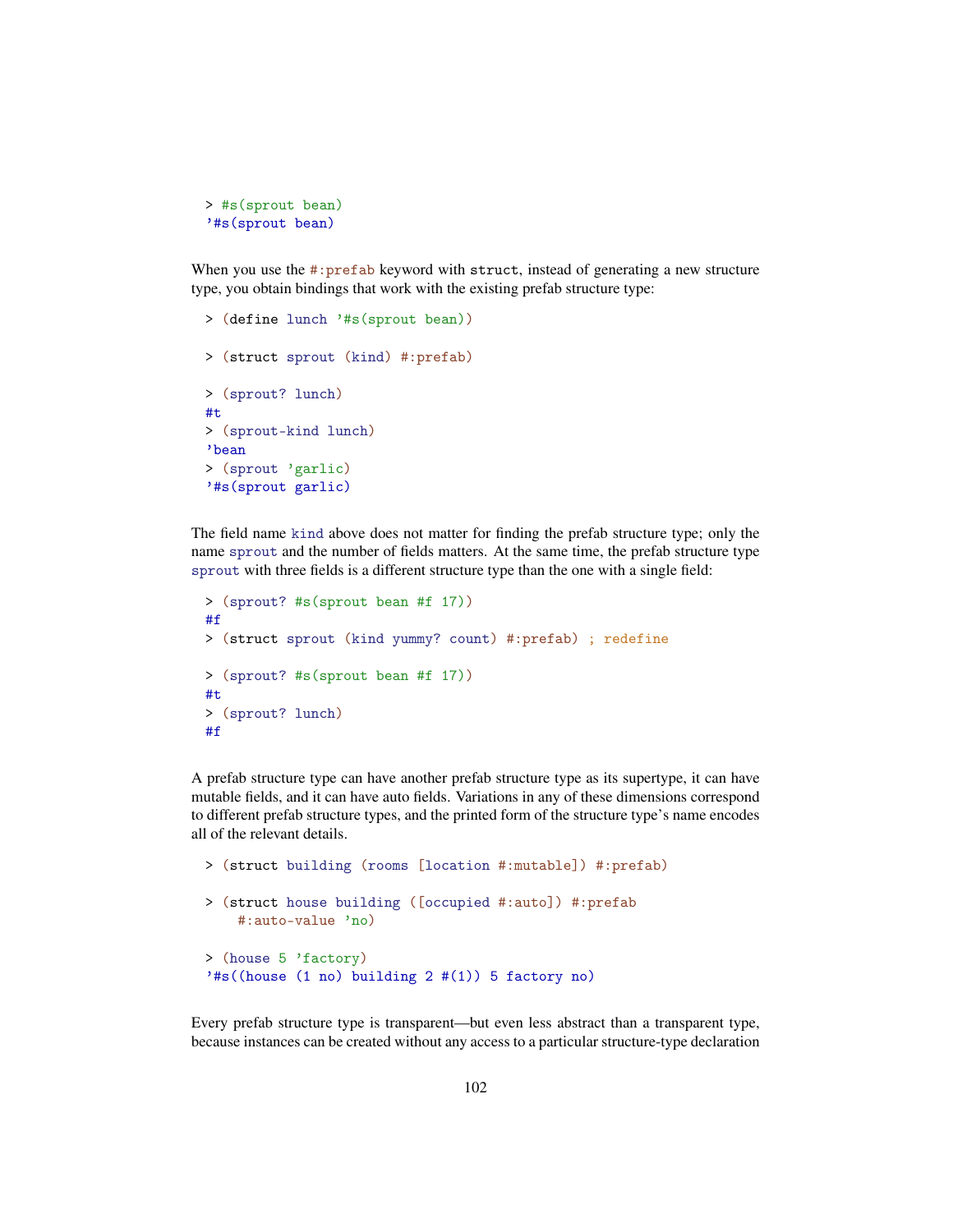```
> #s(sprout bean)
'#s(sprout bean)
```

When you use the `#:prefab` keyword with `struct`, instead of generating a new structure type, you obtain bindings that work with the existing prefab structure type:

```
> (define lunch '#s(sprout bean))

> (struct sprout (kind) #:prefab)

> (sprout? lunch)
#t
> (sprout-kind lunch)
'bean
> (sprout 'garlic)
'#s(sprout garlic)
```

The field name `kind` above does not matter for finding the prefab structure type; only the name `sprout` and the number of fields matters. At the same time, the prefab structure type `sprout` with three fields is a different structure type than the one with a single field:

```
> (sprout? #s(sprout bean #f 17))
#f
> (struct sprout (kind yummy? count) #:prefab) ; redefine

> (sprout? #s(sprout bean #f 17))
#t
> (sprout? lunch)
#f
```

A prefab structure type can have another prefab structure type as its supertype, it can have mutable fields, and it can have auto fields. Variations in any of these dimensions correspond to different prefab structure types, and the printed form of the structure type's name encodes all of the relevant details.

```
> (struct building (rooms [location #:mutable]) #:prefab)

> (struct house building ([occupied #:auto]) #:prefab
    #:auto-value 'no)

> (house 5 'factory)
'#s((house (1 no) building 2 #(1)) 5 factory no)
```

Every prefab structure type is transparent—but even less abstract than a transparent type, because instances can be created without any access to a particular structure-type declaration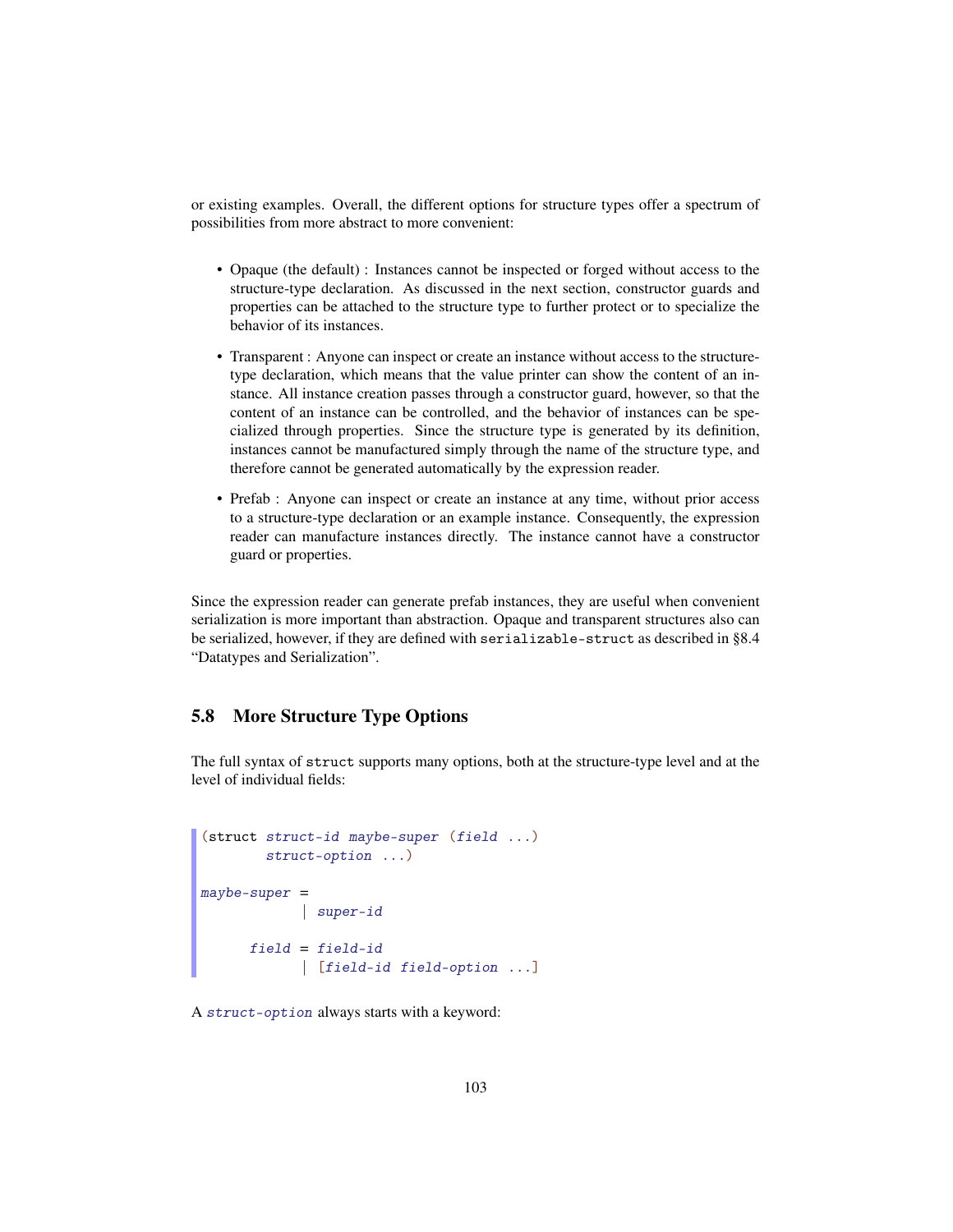or existing examples. Overall, the different options for structure types offer a spectrum of possibilities from more abstract to more convenient:

- Opaque (the default) : Instances cannot be inspected or forged without access to the structure-type declaration. As discussed in the next section, constructor guards and properties can be attached to the structure type to further protect or to specialize the behavior of its instances.
- Transparent : Anyone can inspect or create an instance without access to the structure-type declaration, which means that the value printer can show the content of an instance. All instance creation passes through a constructor guard, however, so that the content of an instance can be controlled, and the behavior of instances can be specialized through properties. Since the structure type is generated by its definition, instances cannot be manufactured simply through the name of the structure type, and therefore cannot be generated automatically by the expression reader.
- Prefab : Anyone can inspect or create an instance at any time, without prior access to a structure-type declaration or an example instance. Consequently, the expression reader can manufacture instances directly. The instance cannot have a constructor guard or properties.

Since the expression reader can generate prefab instances, they are useful when convenient serialization is more important than abstraction. Opaque and transparent structures also can be serialized, however, if they are defined with `serializable-struct` as described in §8.4 "Datatypes and Serialization".

## 5.8 More Structure Type Options

The full syntax of `struct` supports many options, both at the structure-type level and at the level of individual fields:

```
(struct struct-id maybe-super (field ...)
        struct-option ...)

maybe-super =
            | super-id

      field = field-id
            | [field-id field-option ...]
```

A *struct-option* always starts with a keyword: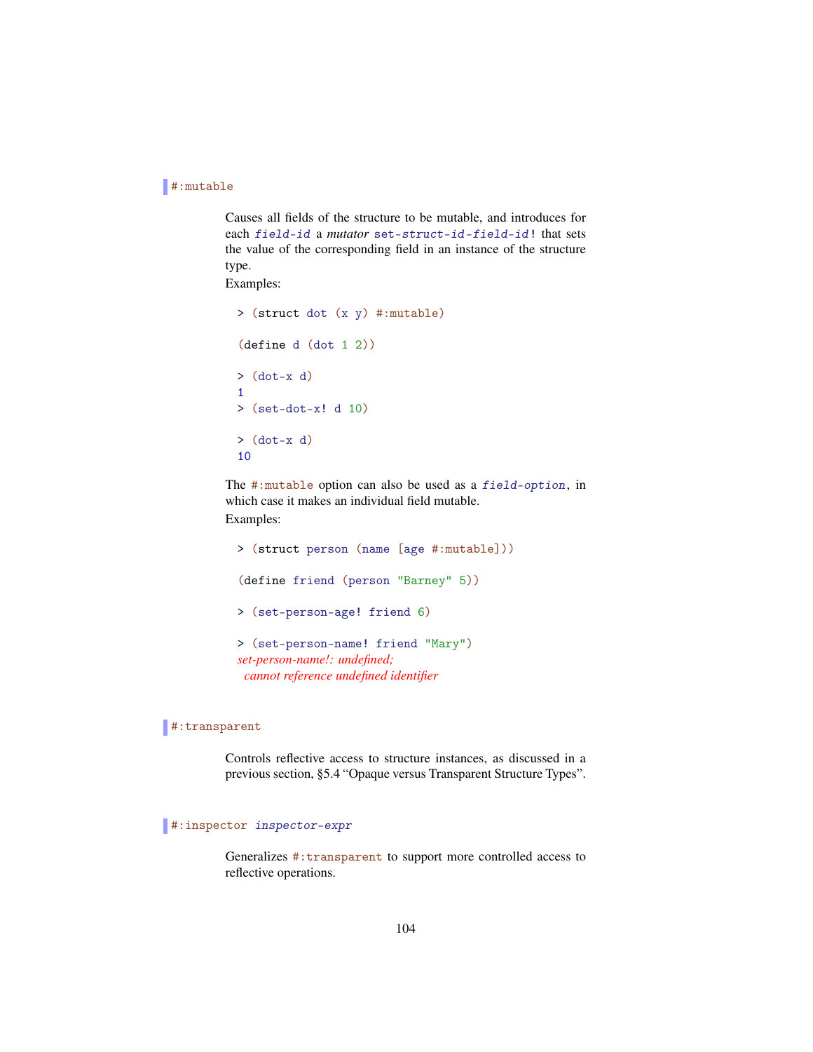`#:mutable`

Causes all fields of the structure to be mutable, and introduces for each *`field-id`* a *mutator* `set-struct-id-field-id!` that sets the value of the corresponding field in an instance of the structure type.

Examples:

```
> (struct dot (x y) #:mutable)

(define d (dot 1 2))

> (dot-x d)
1
> (set-dot-x! d 10)

> (dot-x d)
10
```

The `#:mutable` option can also be used as a *`field-option`*, in which case it makes an individual field mutable.

Examples:

```
> (struct person (name [age #:mutable]))

(define friend (person "Barney" 5))

> (set-person-age! friend 6)

> (set-person-name! friend "Mary")
set-person-name!: undefined;
 cannot reference undefined identifier
```

`#:transparent`

Controls reflective access to structure instances, as discussed in a previous section, §5.4 "Opaque versus Transparent Structure Types".

`#:inspector` *`inspector-expr`*

Generalizes `#:transparent` to support more controlled access to reflective operations.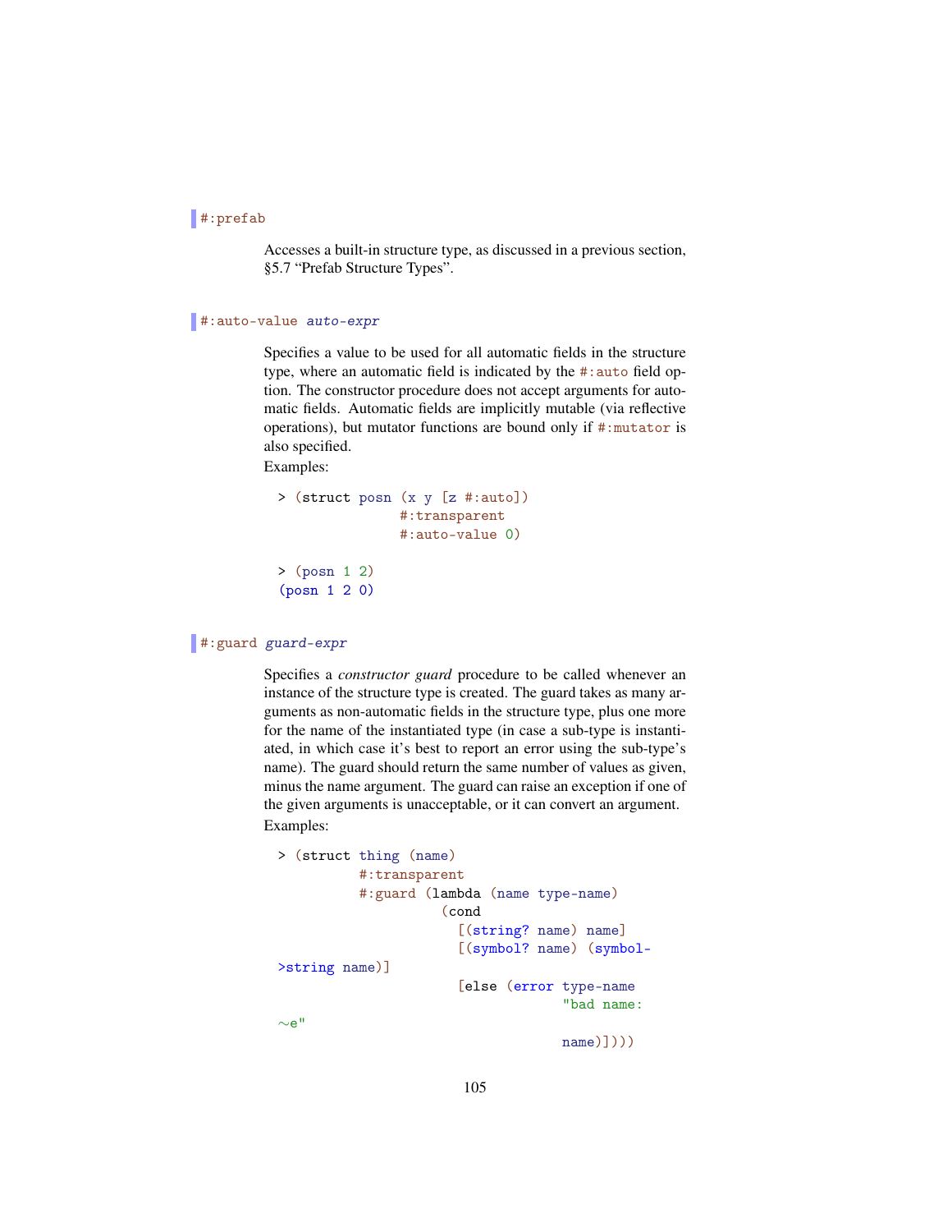`#:prefab`

Accesses a built-in structure type, as discussed in a previous section, §5.7 "Prefab Structure Types".

`#:auto-value auto-expr`

Specifies a value to be used for all automatic fields in the structure type, where an automatic field is indicated by the `#:auto` field option. The constructor procedure does not accept arguments for automatic fields. Automatic fields are implicitly mutable (via reflective operations), but mutator functions are bound only if `#:mutator` is also specified.

Examples:

```
> (struct posn (x y [z #:auto])
               #:transparent
               #:auto-value 0)

> (posn 1 2)
(posn 1 2 0)
```

`#:guard guard-expr`

Specifies a *constructor guard* procedure to be called whenever an instance of the structure type is created. The guard takes as many arguments as non-automatic fields in the structure type, plus one more for the name of the instantiated type (in case a sub-type is instantiated, in which case it's best to report an error using the sub-type's name). The guard should return the same number of values as given, minus the name argument. The guard can raise an exception if one of the given arguments is unacceptable, or it can convert an argument.

Examples:

```
> (struct thing (name)
          #:transparent
          #:guard (lambda (name type-name)
                    (cond
                      [(string? name) name]
                      [(symbol? name) (symbol->string name)]
                      [else (error type-name
                                   "bad name: ~e"
                                   name)])))
```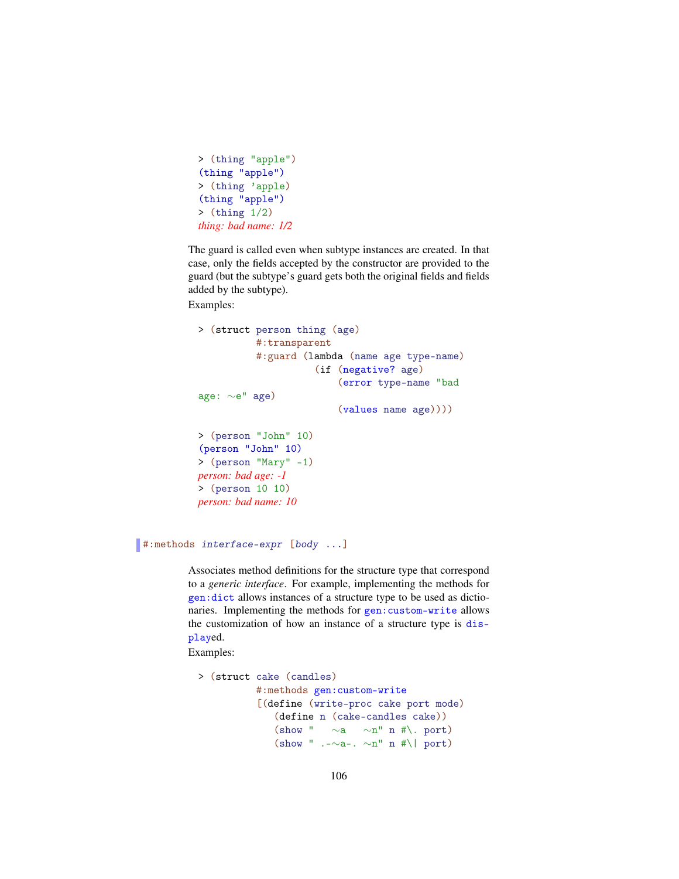```
> (thing "apple")
(thing "apple")
> (thing 'apple)
(thing "apple")
> (thing 1/2)
thing: bad name: 1/2
```

The guard is called even when subtype instances are created. In that case, only the fields accepted by the constructor are provided to the guard (but the subtype's guard gets both the original fields and fields added by the subtype).

Examples:

```
> (struct person thing (age)
          #:transparent
          #:guard (lambda (name age type-name)
                    (if (negative? age)
                        (error type-name "bad
age: ~e" age)
                        (values name age))))

> (person "John" 10)
(person "John" 10)
> (person "Mary" -1)
person: bad age: -1
> (person 10 10)
person: bad name: 10
```

```
#:methods interface-expr [body ...]
```

Associates method definitions for the structure type that correspond to a *generic interface*. For example, implementing the methods for gen:dict allows instances of a structure type to be used as dictionaries. Implementing the methods for gen:custom-write allows the customization of how an instance of a structure type is displayed.

Examples:

```
> (struct cake (candles)
          #:methods gen:custom-write
          [(define (write-proc cake port mode)
             (define n (cake-candles cake))
             (show "   ~a   ~n" n #\. port)
             (show " .-~a-. ~n" n #\| port)
```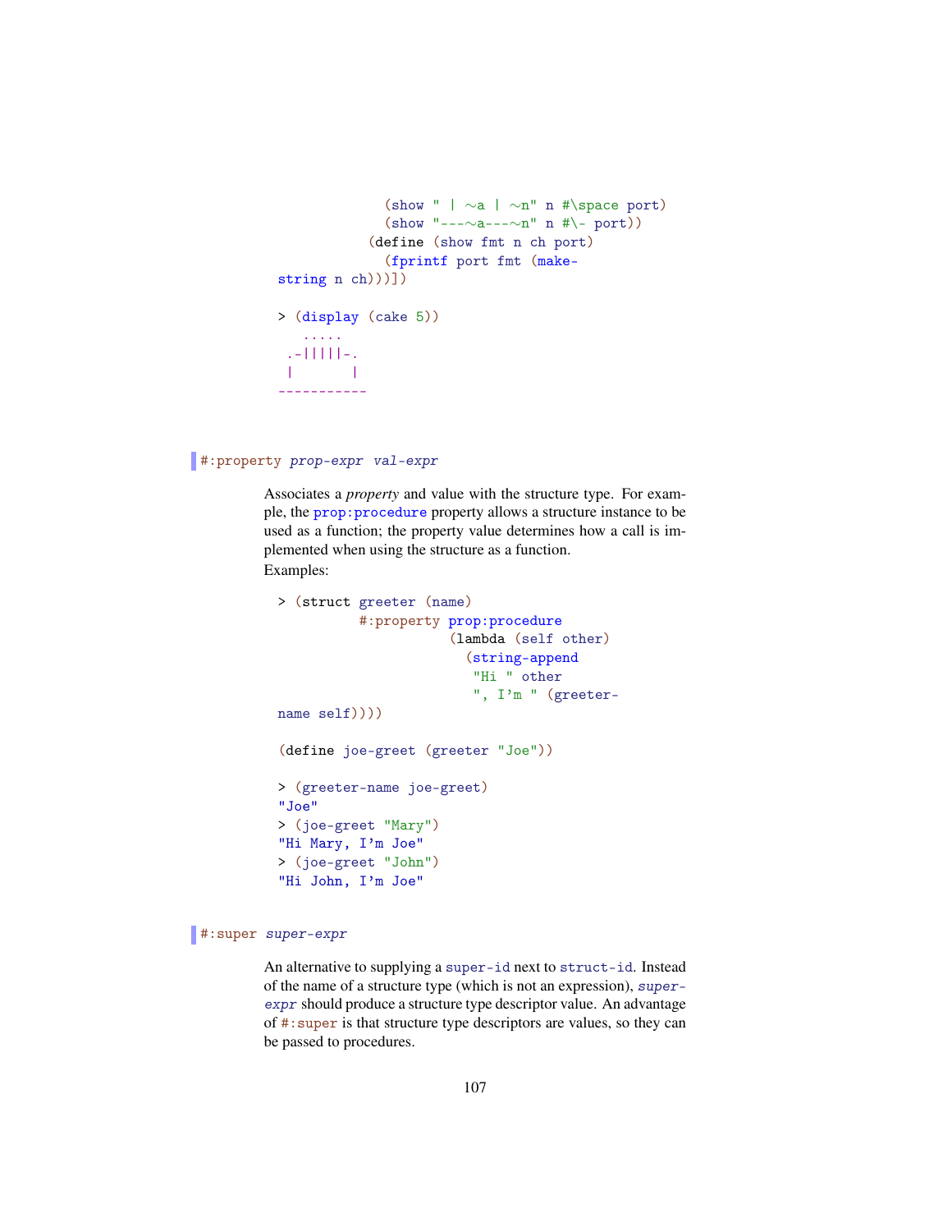```
              (show " | ~a | ~n" n #\space port)
              (show "---~a---~n" n #\- port))
            (define (show fmt n ch port)
              (fprintf port fmt (make-
string n ch)))])

> (display (cake 5))
   .....
 .-|||||-.
 |       |
-----------
```

**#:property** *prop-expr val-expr*

Associates a *property* and value with the structure type. For example, the `prop:procedure` property allows a structure instance to be used as a function; the property value determines how a call is implemented when using the structure as a function.

Examples:

```
> (struct greeter (name)
          #:property prop:procedure
                     (lambda (self other)
                       (string-append
                        "Hi " other
                        ", I'm " (greeter-
name self))))

(define joe-greet (greeter "Joe"))

> (greeter-name joe-greet)
"Joe"
> (joe-greet "Mary")
"Hi Mary, I'm Joe"
> (joe-greet "John")
"Hi John, I'm Joe"
```

**#:super** *super-expr*

An alternative to supplying a `super-id` next to `struct-id`. Instead of the name of a structure type (which is not an expression), *super-expr* should produce a structure type descriptor value. An advantage of `#:super` is that structure type descriptors are values, so they can be passed to procedures.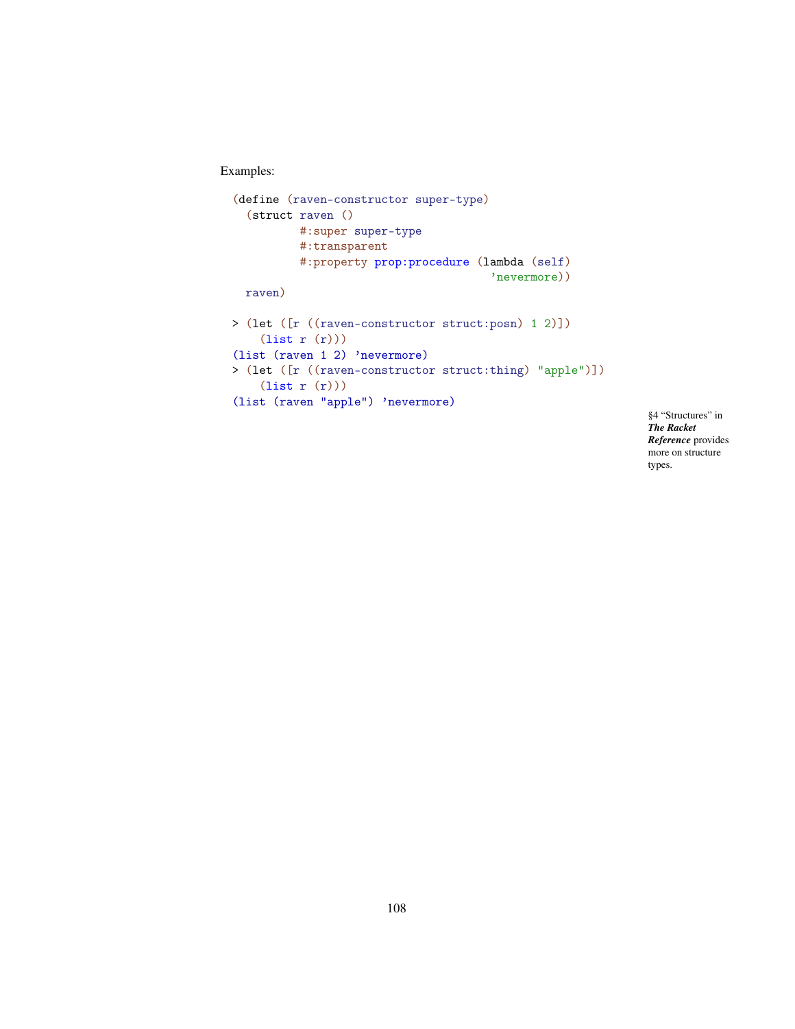Examples:

```
(define (raven-constructor super-type)
  (struct raven ()
          #:super super-type
          #:transparent
          #:property prop:procedure (lambda (self)
                                      'nevermore))
  raven)

> (let ([r ((raven-constructor struct:posn) 1 2)])
    (list r (r)))
(list (raven 1 2) 'nevermore)
> (let ([r ((raven-constructor struct:thing) "apple")])
    (list r (r)))
(list (raven "apple") 'nevermore)
```

§4 "Structures" in ***The Racket Reference*** provides more on structure types.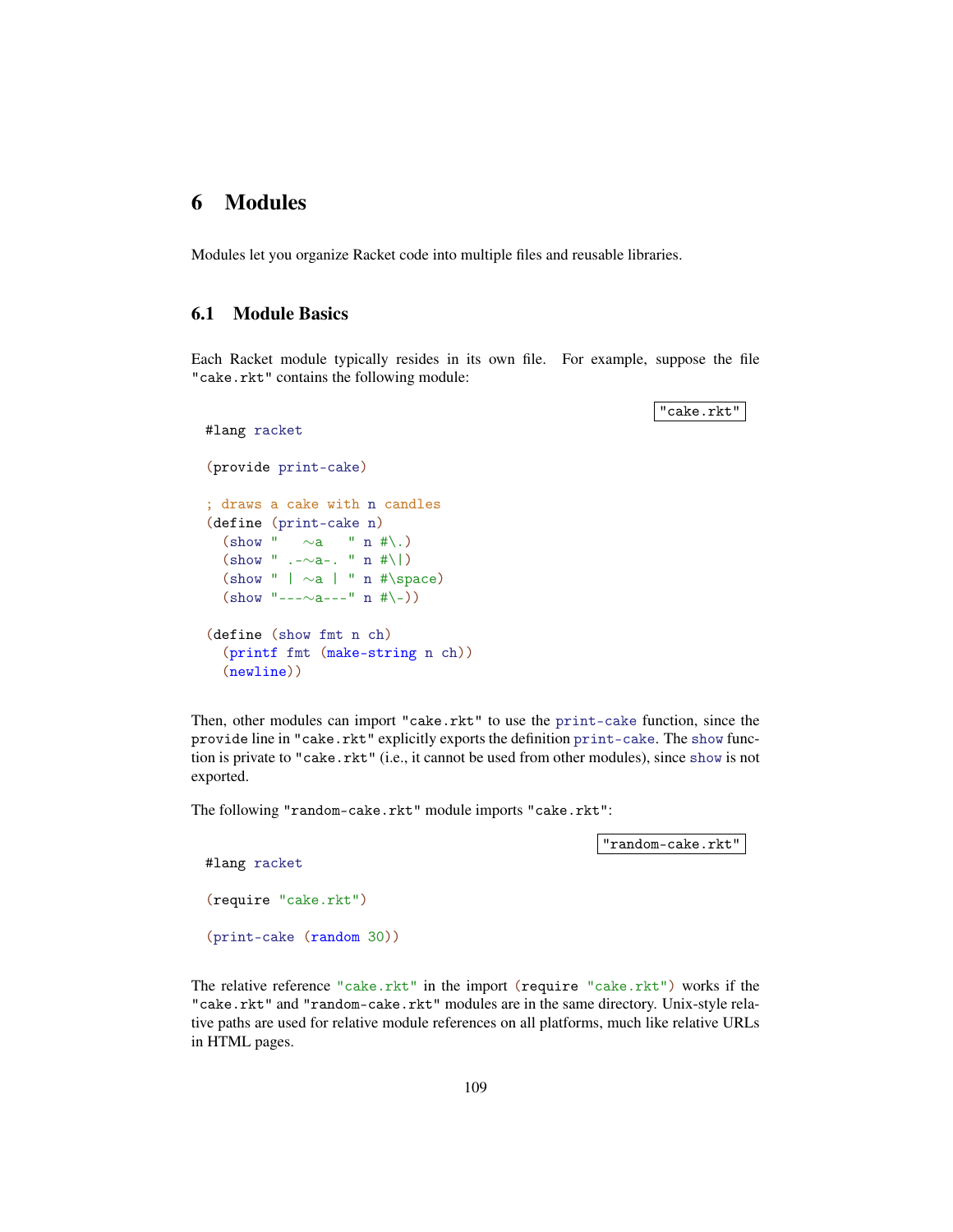# 6 Modules

Modules let you organize Racket code into multiple files and reusable libraries.

## 6.1 Module Basics

Each Racket module typically resides in its own file. For example, suppose the file "cake.rkt" contains the following module:

"cake.rkt"

```
#lang racket

(provide print-cake)

; draws a cake with n candles
(define (print-cake n)
  (show "   ~a   " n #\.)
  (show " .-~a-. " n #\|)
  (show " | ~a | " n #\space)
  (show "---~a---" n #\-))

(define (show fmt n ch)
  (printf fmt (make-string n ch))
  (newline))
```

Then, other modules can import "cake.rkt" to use the print-cake function, since the provide line in "cake.rkt" explicitly exports the definition print-cake. The show function is private to "cake.rkt" (i.e., it cannot be used from other modules), since show is not exported.

The following "random-cake.rkt" module imports "cake.rkt":

"random-cake.rkt"

```
#lang racket

(require "cake.rkt")

(print-cake (random 30))
```

The relative reference "cake.rkt" in the import (require "cake.rkt") works if the "cake.rkt" and "random-cake.rkt" modules are in the same directory. Unix-style relative paths are used for relative module references on all platforms, much like relative URLs in HTML pages.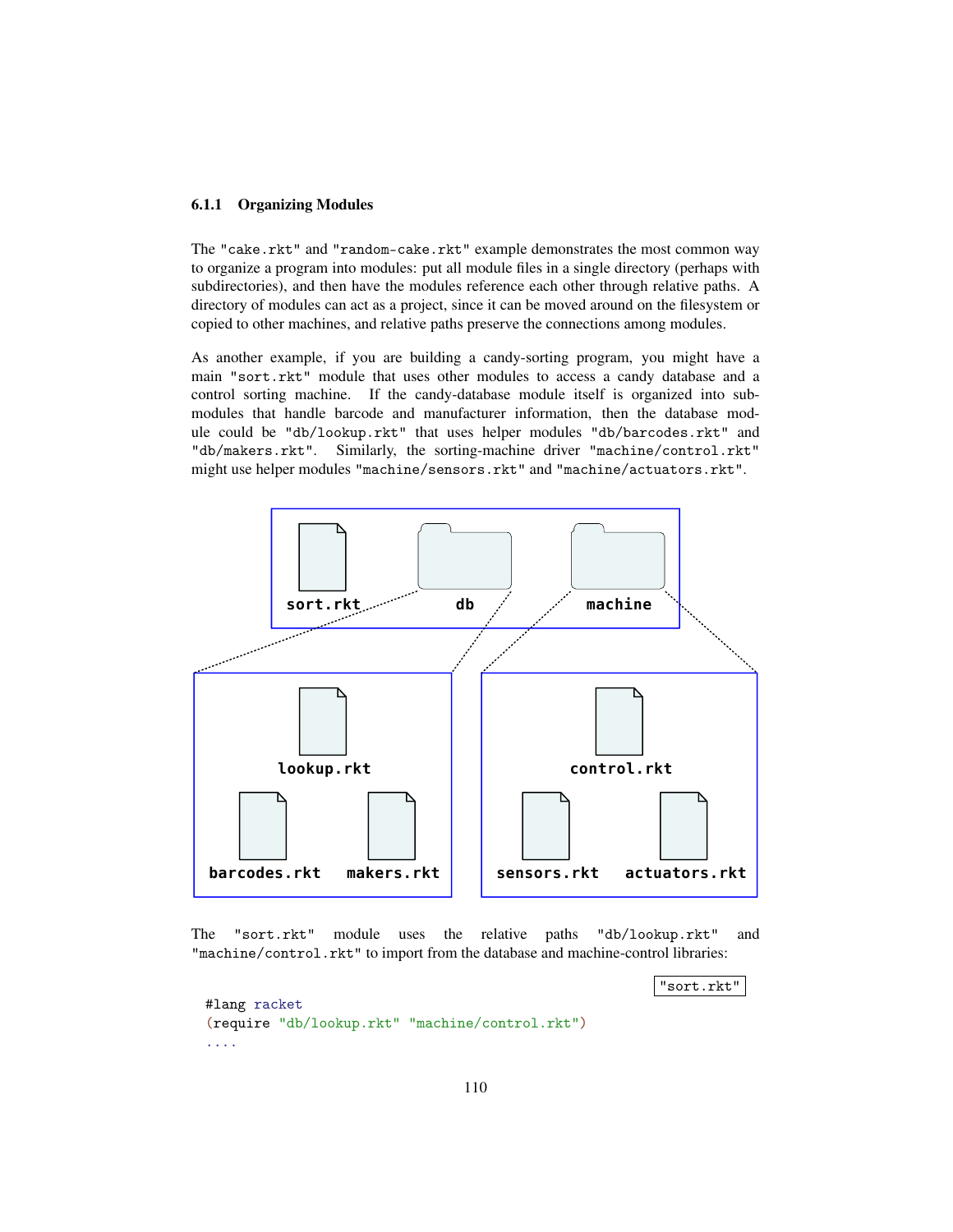### 6.1.1 Organizing Modules

The "cake.rkt" and "random-cake.rkt" example demonstrates the most common way to organize a program into modules: put all module files in a single directory (perhaps with subdirectories), and then have the modules reference each other through relative paths. A directory of modules can act as a project, since it can be moved around on the filesystem or copied to other machines, and relative paths preserve the connections among modules.

As another example, if you are building a candy-sorting program, you might have a main "sort.rkt" module that uses other modules to access a candy database and a control sorting machine. If the candy-database module itself is organized into sub-modules that handle barcode and manufacturer information, then the database module could be "db/lookup.rkt" that uses helper modules "db/barcodes.rkt" and "db/makers.rkt". Similarly, the sorting-machine driver "machine/control.rkt" might use helper modules "machine/sensors.rkt" and "machine/actuators.rkt".

sort.rkt db machine

lookup.rkt barcodes.rkt makers.rkt

control.rkt sensors.rkt actuators.rkt

The "sort.rkt" module uses the relative paths "db/lookup.rkt" and "machine/control.rkt" to import from the database and machine-control libraries:

"sort.rkt"

```
#lang racket
(require "db/lookup.rkt" "machine/control.rkt")
....
```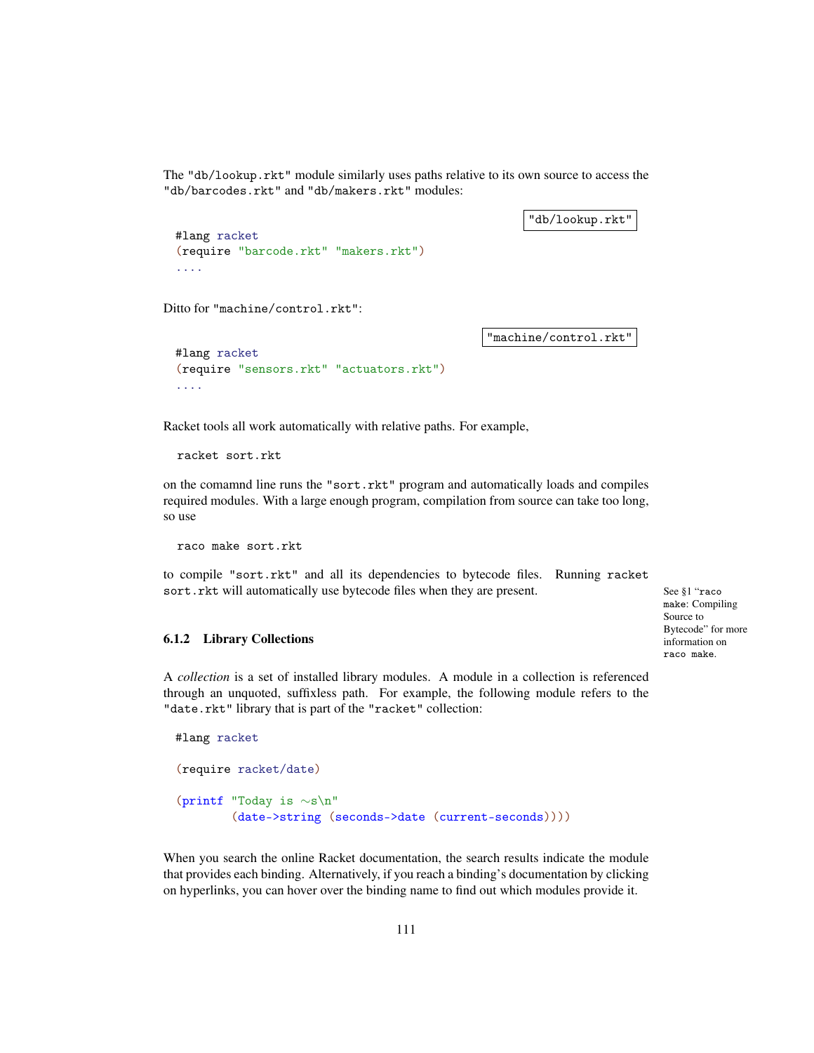The "db/lookup.rkt" module similarly uses paths relative to its own source to access the "db/barcodes.rkt" and "db/makers.rkt" modules:

"db/lookup.rkt"

```
#lang racket
(require "barcode.rkt" "makers.rkt")
....
```

Ditto for "machine/control.rkt":

"machine/control.rkt"

```
#lang racket
(require "sensors.rkt" "actuators.rkt")
....
```

Racket tools all work automatically with relative paths. For example,

```
racket sort.rkt
```

on the comamnd line runs the "sort.rkt" program and automatically loads and compiles required modules. With a large enough program, compilation from source can take too long, so use

```
raco make sort.rkt
```

to compile "sort.rkt" and all its dependencies to bytecode files. Running `racket sort.rkt` will automatically use bytecode files when they are present.

See §1 "`raco make`: Compiling Source to Bytecode" for more information on `raco make`.

### 6.1.2 Library Collections

A *collection* is a set of installed library modules. A module in a collection is referenced through an unquoted, suffixless path. For example, the following module refers to the "date.rkt" library that is part of the "racket" collection:

```
#lang racket

(require racket/date)

(printf "Today is ~s\n"
        (date->string (seconds->date (current-seconds))))
```

When you search the online Racket documentation, the search results indicate the module that provides each binding. Alternatively, if you reach a binding's documentation by clicking on hyperlinks, you can hover over the binding name to find out which modules provide it.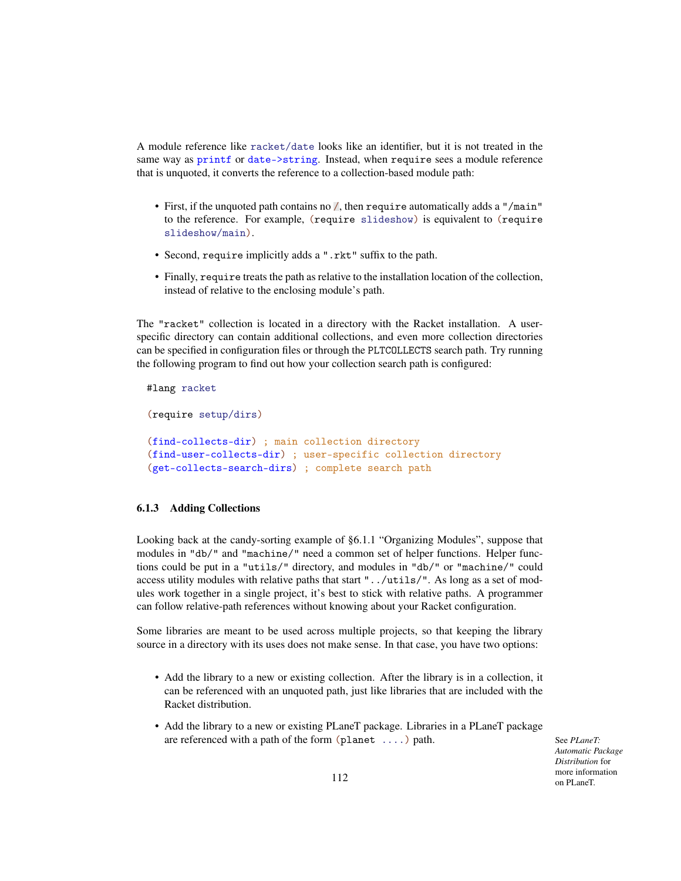A module reference like `racket/date` looks like an identifier, but it is not treated in the same way as `printf` or `date->string`. Instead, when `require` sees a module reference that is unquoted, it converts the reference to a collection-based module path:

- First, if the unquoted path contains no `/`, then `require` automatically adds a `"/main"` to the reference. For example, `(require slideshow)` is equivalent to `(require slideshow/main)`.
- Second, `require` implicitly adds a `".rkt"` suffix to the path.
- Finally, `require` treats the path as relative to the installation location of the collection, instead of relative to the enclosing module's path.

The `"racket"` collection is located in a directory with the Racket installation. A user-specific directory can contain additional collections, and even more collection directories can be specified in configuration files or through the `PLTCOLLECTS` search path. Try running the following program to find out how your collection search path is configured:

```
#lang racket

(require setup/dirs)

(find-collects-dir) ; main collection directory
(find-user-collects-dir) ; user-specific collection directory
(get-collects-search-dirs) ; complete search path
```

### 6.1.3 Adding Collections

Looking back at the candy-sorting example of §6.1.1 "Organizing Modules", suppose that modules in `"db/"` and `"machine/"` need a common set of helper functions. Helper functions could be put in a `"utils/"` directory, and modules in `"db/"` or `"machine/"` could access utility modules with relative paths that start `"../utils/"`. As long as a set of modules work together in a single project, it's best to stick with relative paths. A programmer can follow relative-path references without knowing about your Racket configuration.

Some libraries are meant to be used across multiple projects, so that keeping the library source in a directory with its uses does not make sense. In that case, you have two options:

- Add the library to a new or existing collection. After the library is in a collection, it can be referenced with an unquoted path, just like libraries that are included with the Racket distribution.
- Add the library to a new or existing PLaneT package. Libraries in a PLaneT package are referenced with a path of the form `(planet ....)` path.

See *PLaneT: Automatic Package Distribution* for more information on PLaneT.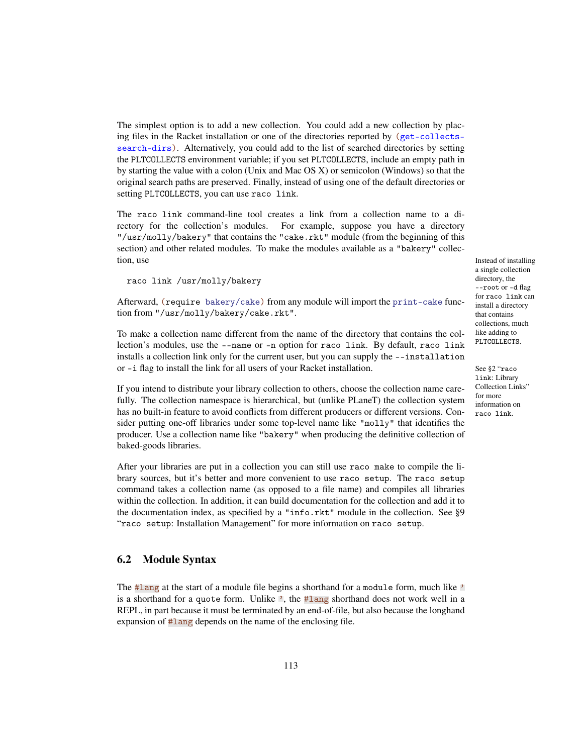The simplest option is to add a new collection. You could add a new collection by placing files in the Racket installation or one of the directories reported by `(get-collects-search-dirs)`. Alternatively, you could add to the list of searched directories by setting the `PLTCOLLECTS` environment variable; if you set `PLTCOLLECTS`, include an empty path in by starting the value with a colon (Unix and Mac OS X) or semicolon (Windows) so that the original search paths are preserved. Finally, instead of using one of the default directories or setting `PLTCOLLECTS`, you can use `raco link`.

The `raco link` command-line tool creates a link from a collection name to a directory for the collection's modules. For example, suppose you have a directory `"/usr/molly/bakery"` that contains the `"cake.rkt"` module (from the beginning of this section) and other related modules. To make the modules available as a `"bakery"` collection, use

```
raco link /usr/molly/bakery
```

Instead of installing a single collection directory, the `--root` or `-d` flag for `raco link` can install a directory that contains collections, much like adding to `PLTCOLLECTS`.

Afterward, `(require bakery/cake)` from any module will import the `print-cake` function from `"/usr/molly/bakery/cake.rkt"`.

To make a collection name different from the name of the directory that contains the collection's modules, use the `--name` or `-n` option for `raco link`. By default, `raco link` installs a collection link only for the current user, but you can supply the `--installation` or `-i` flag to install the link for all users of your Racket installation.

See §2 "`raco link`: Library Collection Links" for more information on `raco link`.

If you intend to distribute your library collection to others, choose the collection name carefully. The collection namespace is hierarchical, but (unlike PLaneT) the collection system has no built-in feature to avoid conflicts from different producers or different versions. Consider putting one-off libraries under some top-level name like `"molly"` that identifies the producer. Use a collection name like `"bakery"` when producing the definitive collection of baked-goods libraries.

After your libraries are put in a collection you can still use `raco make` to compile the library sources, but it's better and more convenient to use `raco setup`. The `raco setup` command takes a collection name (as opposed to a file name) and compiles all libraries within the collection. In addition, it can build documentation for the collection and add it to the documentation index, as specified by a `"info.rkt"` module in the collection. See §9 "`raco setup`: Installation Management" for more information on `raco setup`.

## 6.2 Module Syntax

The `#lang` at the start of a module file begins a shorthand for a `module` form, much like `'` is a shorthand for a `quote` form. Unlike `'`, the `#lang` shorthand does not work well in a REPL, in part because it must be terminated by an end-of-file, but also because the longhand expansion of `#lang` depends on the name of the enclosing file.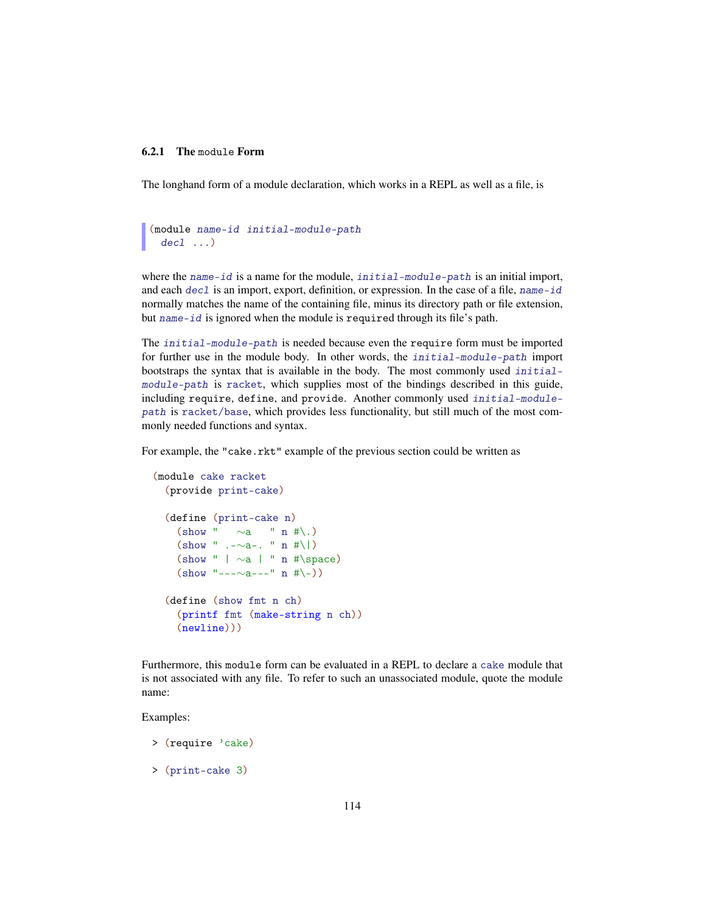### 6.2.1 The module Form

The longhand form of a module declaration, which works in a REPL as well as a file, is

```
(module name-id initial-module-path
  decl ...)
```

where the *name-id* is a name for the module, *initial-module-path* is an initial import, and each *decl* is an import, export, definition, or expression. In the case of a file, *name-id* normally matches the name of the containing file, minus its directory path or file extension, but *name-id* is ignored when the module is `require`d through its file's path.

The *initial-module-path* is needed because even the `require` form must be imported for further use in the module body. In other words, the *initial-module-path* import bootstraps the syntax that is available in the body. The most commonly used *initial-module-path* is `racket`, which supplies most of the bindings described in this guide, including `require`, `define`, and `provide`. Another commonly used *initial-module-path* is `racket/base`, which provides less functionality, but still much of the most commonly needed functions and syntax.

For example, the `"cake.rkt"` example of the previous section could be written as

```
(module cake racket
  (provide print-cake)

  (define (print-cake n)
    (show "   ~a   " n #\.)
    (show " .-~a-. " n #\|)
    (show " | ~a | " n #\space)
    (show "---~a---" n #\-))

  (define (show fmt n ch)
    (printf fmt (make-string n ch))
    (newline)))
```

Furthermore, this `module` form can be evaluated in a REPL to declare a `cake` module that is not associated with any file. To refer to such an unassociated module, quote the module name:

Examples:

```
> (require 'cake)

> (print-cake 3)
```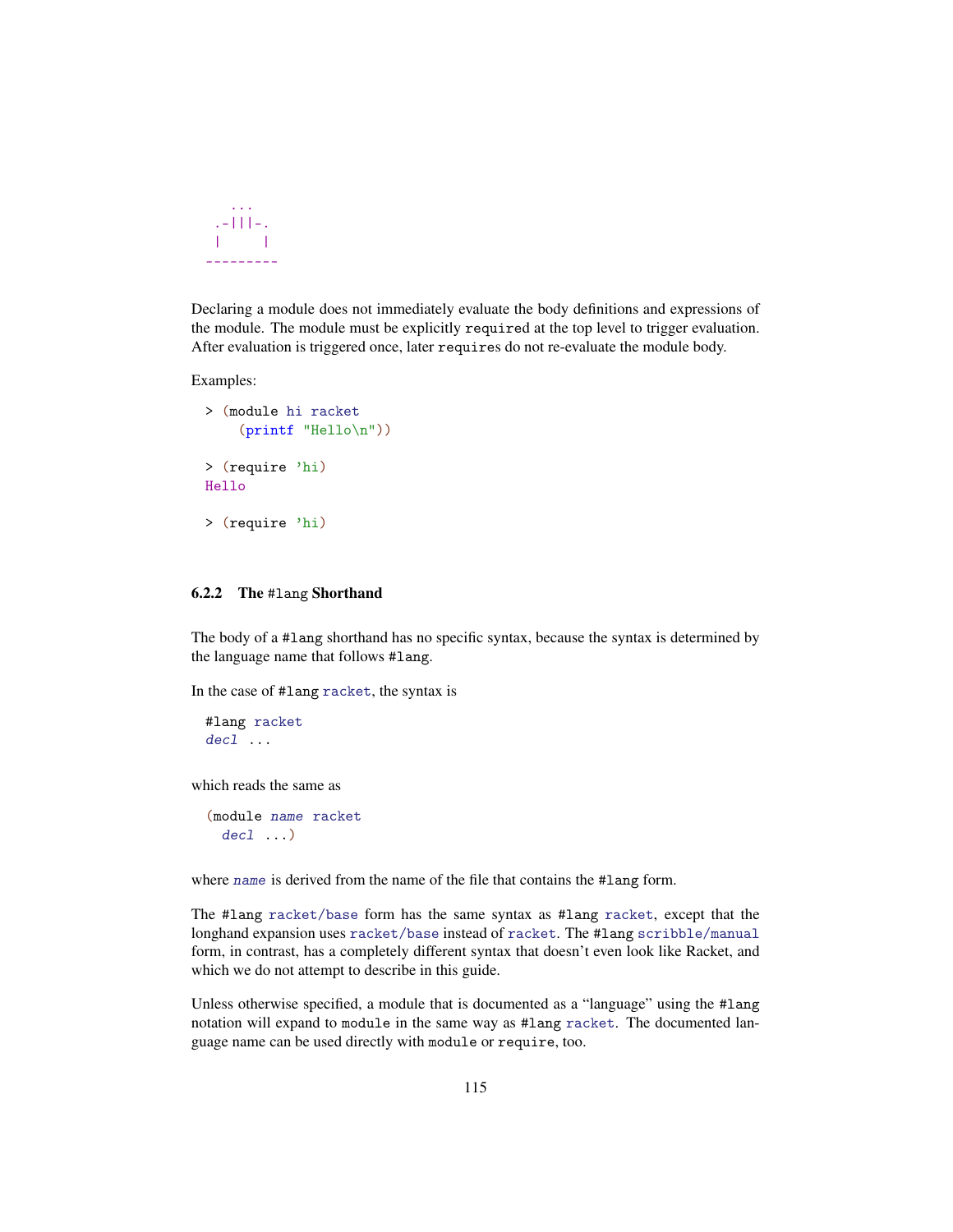```
    ...
  .-|||-.
  |     |
 ---------
```

Declaring a module does not immediately evaluate the body definitions and expressions of the module. The module must be explicitly `require`d at the top level to trigger evaluation. After evaluation is triggered once, later `require`s do not re-evaluate the module body.

Examples:

```
> (module hi racket
    (printf "Hello\n"))

> (require 'hi)
Hello

> (require 'hi)
```

### 6.2.2 The `#lang` Shorthand

The body of a `#lang` shorthand has no specific syntax, because the syntax is determined by the language name that follows `#lang`.

In the case of `#lang racket`, the syntax is

```
#lang racket
decl ...
```

which reads the same as

```
(module name racket
  decl ...)
```

where *name* is derived from the name of the file that contains the `#lang` form.

The `#lang racket/base` form has the same syntax as `#lang racket`, except that the longhand expansion uses `racket/base` instead of `racket`. The `#lang scribble/manual` form, in contrast, has a completely different syntax that doesn't even look like Racket, and which we do not attempt to describe in this guide.

Unless otherwise specified, a module that is documented as a "language" using the `#lang` notation will expand to `module` in the same way as `#lang racket`. The documented language name can be used directly with `module` or `require`, too.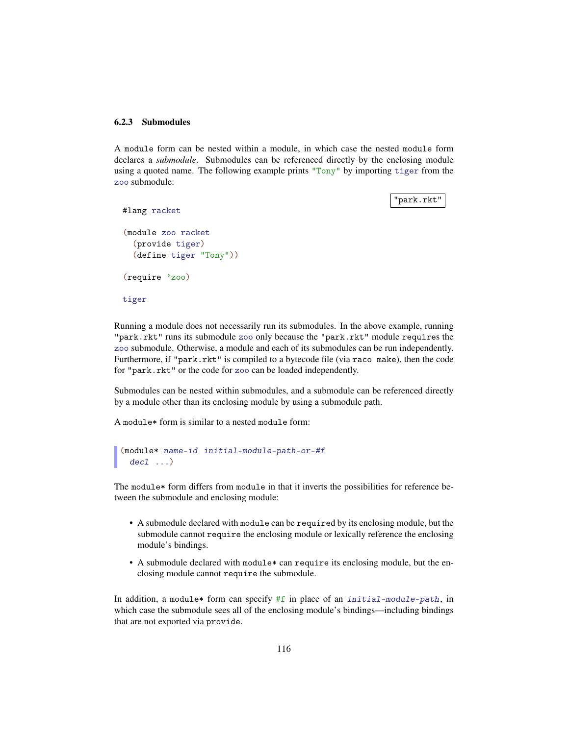### 6.2.3 Submodules

A `module` form can be nested within a module, in which case the nested `module` form declares a *submodule*. Submodules can be referenced directly by the enclosing module using a quoted name. The following example prints `"Tony"` by importing `tiger` from the `zoo` submodule:

"park.rkt"

```
#lang racket

(module zoo racket
  (provide tiger)
  (define tiger "Tony"))

(require 'zoo)

tiger
```

Running a module does not necessarily run its submodules. In the above example, running `"park.rkt"` runs its submodule `zoo` only because the `"park.rkt"` module `require`s the `zoo` submodule. Otherwise, a module and each of its submodules can be run independently. Furthermore, if `"park.rkt"` is compiled to a bytecode file (via `raco make`), then the code for `"park.rkt"` or the code for `zoo` can be loaded independently.

Submodules can be nested within submodules, and a submodule can be referenced directly by a module other than its enclosing module by using a submodule path.

A `module*` form is similar to a nested `module` form:

```
(module* name-id initial-module-path-or-#f
  decl ...)
```

The `module*` form differs from `module` in that it inverts the possibilities for reference between the submodule and enclosing module:

- A submodule declared with `module` can be `require`d by its enclosing module, but the submodule cannot `require` the enclosing module or lexically reference the enclosing module's bindings.
- A submodule declared with `module*` can `require` its enclosing module, but the enclosing module cannot `require` the submodule.

In addition, a `module*` form can specify `#f` in place of an *`initial-module-path`*, in which case the submodule sees all of the enclosing module's bindings—including bindings that are not exported via `provide`.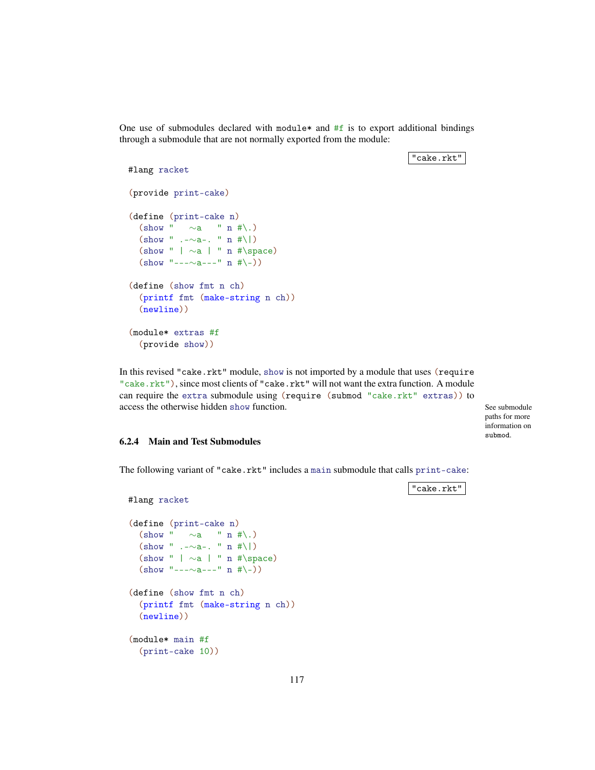One use of submodules declared with `module*` and `#f` is to export additional bindings through a submodule that are not normally exported from the module:

"cake.rkt"

```
#lang racket

(provide print-cake)

(define (print-cake n)
  (show "   ~a   " n #\.)
  (show " .-~a-. " n #\|)
  (show " | ~a | " n #\space)
  (show "---~a---" n #\-))

(define (show fmt n ch)
  (printf fmt (make-string n ch))
  (newline))

(module* extras #f
  (provide show))
```

In this revised "cake.rkt" module, `show` is not imported by a module that uses `(require "cake.rkt")`, since most clients of "cake.rkt" will not want the extra function. A module can require the `extra` submodule using `(require (submod "cake.rkt" extras))` to access the otherwise hidden `show` function.

See submodule paths for more information on `submod`.

### 6.2.4 Main and Test Submodules

The following variant of "cake.rkt" includes a `main` submodule that calls `print-cake`:

"cake.rkt"

```
#lang racket

(define (print-cake n)
  (show "   ~a   " n #\.)
  (show " .-~a-. " n #\|)
  (show " | ~a | " n #\space)
  (show "---~a---" n #\-))

(define (show fmt n ch)
  (printf fmt (make-string n ch))
  (newline))

(module* main #f
  (print-cake 10))
```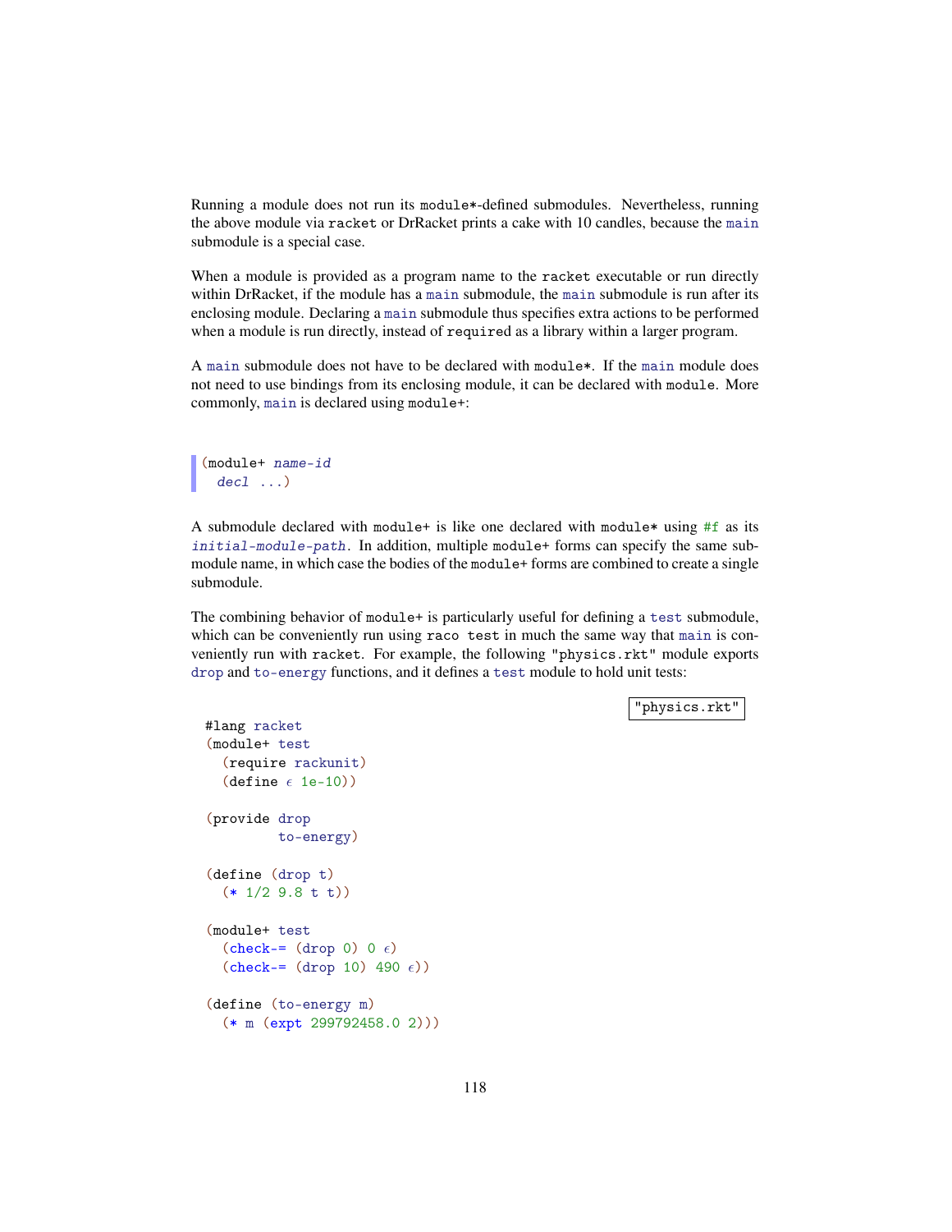Running a module does not run its `module*`-defined submodules. Nevertheless, running the above module via `racket` or DrRacket prints a cake with 10 candles, because the `main` submodule is a special case.

When a module is provided as a program name to the `racket` executable or run directly within DrRacket, if the module has a `main` submodule, the `main` submodule is run after its enclosing module. Declaring a `main` submodule thus specifies extra actions to be performed when a module is run directly, instead of `required` as a library within a larger program.

A `main` submodule does not have to be declared with `module*`. If the `main` module does not need to use bindings from its enclosing module, it can be declared with `module`. More commonly, `main` is declared using `module+`:

```
(module+ name-id
  decl ...)
```

A submodule declared with `module+` is like one declared with `module*` using `#f` as its *`initial-module-path`*. In addition, multiple `module+` forms can specify the same submodule name, in which case the bodies of the `module+` forms are combined to create a single submodule.

The combining behavior of `module+` is particularly useful for defining a `test` submodule, which can be conveniently run using `raco test` in much the same way that `main` is conveniently run with `racket`. For example, the following `"physics.rkt"` module exports `drop` and `to-energy` functions, and it defines a `test` module to hold unit tests:

"physics.rkt"

```
#lang racket
(module+ test
  (require rackunit)
  (define ϵ 1e-10))

(provide drop
         to-energy)

(define (drop t)
  (* 1/2 9.8 t t))

(module+ test
  (check-= (drop 0) 0 ϵ)
  (check-= (drop 10) 490 ϵ))

(define (to-energy m)
  (* m (expt 299792458.0 2)))
```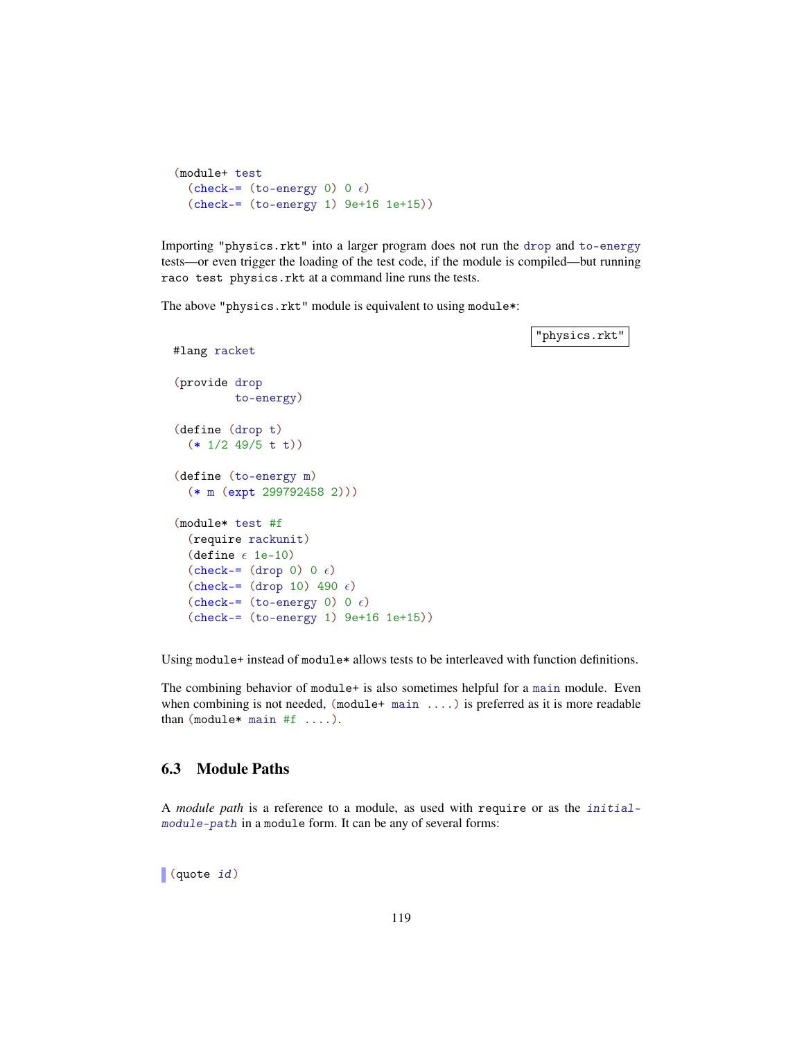```racket
(module+ test
  (check-= (to-energy 0) 0 ϵ)
  (check-= (to-energy 1) 9e+16 1e+15))
```

Importing "physics.rkt" into a larger program does not run the drop and to-energy tests—or even trigger the loading of the test code, if the module is compiled—but running `raco test physics.rkt` at a command line runs the tests.

The above "physics.rkt" module is equivalent to using module*:

"physics.rkt"

```racket
#lang racket

(provide drop
         to-energy)

(define (drop t)
  (* 1/2 49/5 t t))

(define (to-energy m)
  (* m (expt 299792458 2)))

(module* test #f
  (require rackunit)
  (define ϵ 1e-10)
  (check-= (drop 0) 0 ϵ)
  (check-= (drop 10) 490 ϵ)
  (check-= (to-energy 0) 0 ϵ)
  (check-= (to-energy 1) 9e+16 1e+15))
```

Using module+ instead of module* allows tests to be interleaved with function definitions.

The combining behavior of module+ is also sometimes helpful for a main module. Even when combining is not needed, (module+ main ....) is preferred as it is more readable than (module* main #f ....).

## 6.3 Module Paths

A *module path* is a reference to a module, as used with require or as the *initial-module-path* in a module form. It can be any of several forms:

```racket
(quote id)
```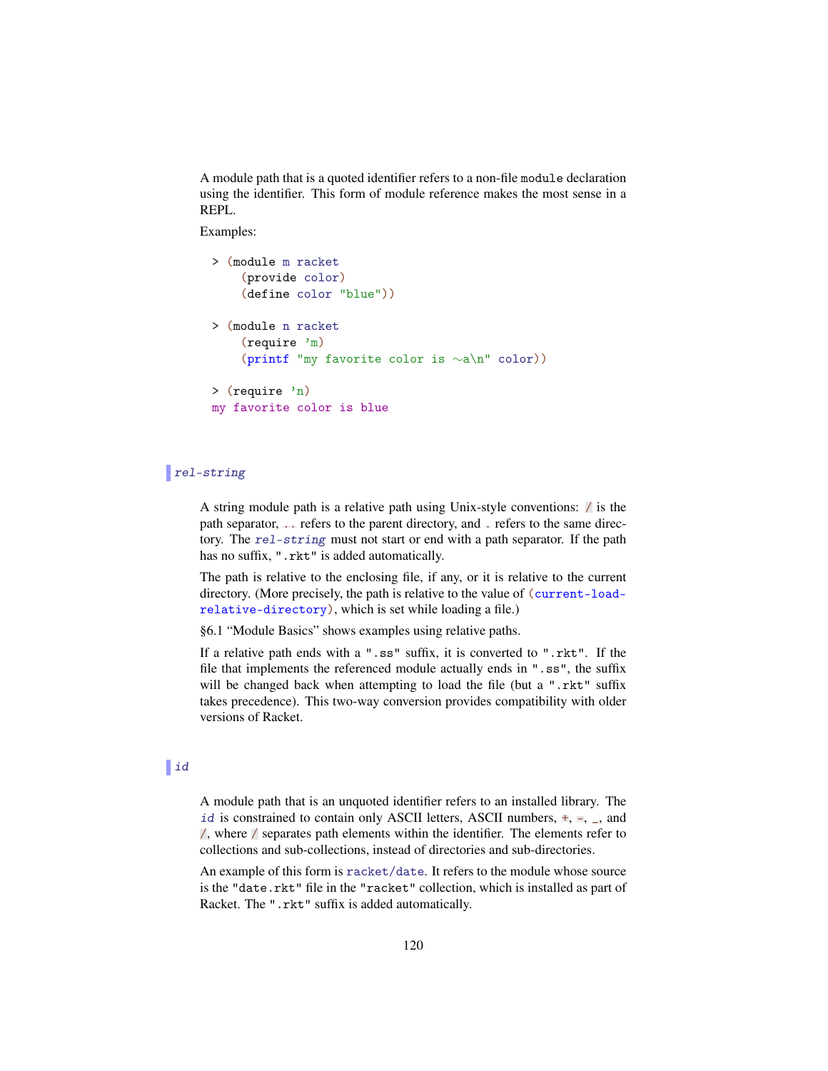A module path that is a quoted identifier refers to a non-file `module` declaration using the identifier. This form of module reference makes the most sense in a REPL.

Examples:

```
> (module m racket
    (provide color)
    (define color "blue"))

> (module n racket
    (require 'm)
    (printf "my favorite color is ~a\n" color))

> (require 'n)
my favorite color is blue
```

### *rel-string*

A string module path is a relative path using Unix-style conventions: `/` is the path separator, `..` refers to the parent directory, and `.` refers to the same directory. The *rel-string* must not start or end with a path separator. If the path has no suffix, `".rkt"` is added automatically.

The path is relative to the enclosing file, if any, or it is relative to the current directory. (More precisely, the path is relative to the value of `(current-load-relative-directory)`, which is set while loading a file.)

§6.1 "Module Basics" shows examples using relative paths.

If a relative path ends with a `".ss"` suffix, it is converted to `".rkt"`. If the file that implements the referenced module actually ends in `".ss"`, the suffix will be changed back when attempting to load the file (but a `".rkt"` suffix takes precedence). This two-way conversion provides compatibility with older versions of Racket.

### *id*

A module path that is an unquoted identifier refers to an installed library. The *id* is constrained to contain only ASCII letters, ASCII numbers, `+`, `-`, `_`, and `/`, where `/` separates path elements within the identifier. The elements refer to collections and sub-collections, instead of directories and sub-directories.

An example of this form is `racket/date`. It refers to the module whose source is the `"date.rkt"` file in the `"racket"` collection, which is installed as part of Racket. The `".rkt"` suffix is added automatically.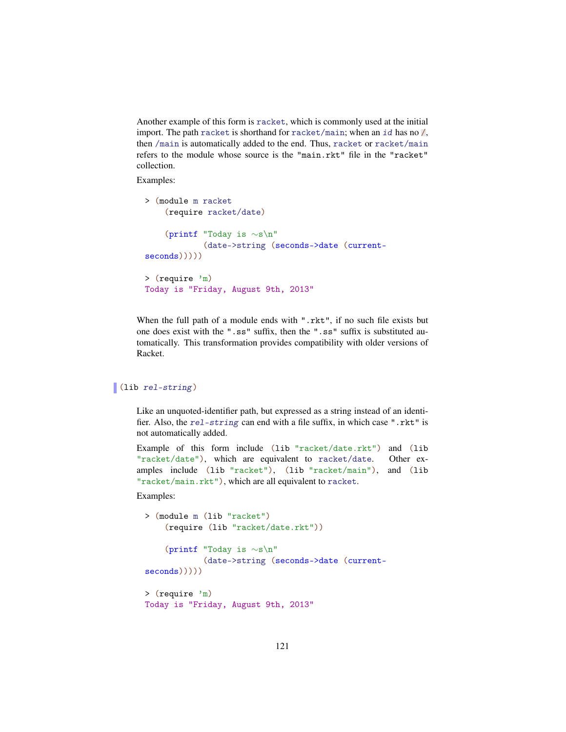Another example of this form is `racket`, which is commonly used at the initial import. The path `racket` is shorthand for `racket/main`; when an *id* has no `/`, then `/main` is automatically added to the end. Thus, `racket` or `racket/main` refers to the module whose source is the `"main.rkt"` file in the `"racket"` collection.

Examples:

```
> (module m racket
    (require racket/date)

    (printf "Today is ~s\n"
            (date->string (seconds->date (current-seconds)))))

> (require 'm)
Today is "Friday, August 9th, 2013"
```

When the full path of a module ends with `".rkt"`, if no such file exists but one does exist with the `".ss"` suffix, then the `".ss"` suffix is substituted automatically. This transformation provides compatibility with older versions of Racket.

`(lib rel-string)`

Like an unquoted-identifier path, but expressed as a string instead of an identifier. Also, the *rel-string* can end with a file suffix, in which case `".rkt"` is not automatically added.

Example of this form include `(lib "racket/date.rkt")` and `(lib "racket/date")`, which are equivalent to `racket/date`. Other examples include `(lib "racket")`, `(lib "racket/main")`, and `(lib "racket/main.rkt")`, which are all equivalent to `racket`.

Examples:

```
> (module m (lib "racket")
    (require (lib "racket/date.rkt"))

    (printf "Today is ~s\n"
            (date->string (seconds->date (current-seconds)))))

> (require 'm)
Today is "Friday, August 9th, 2013"
```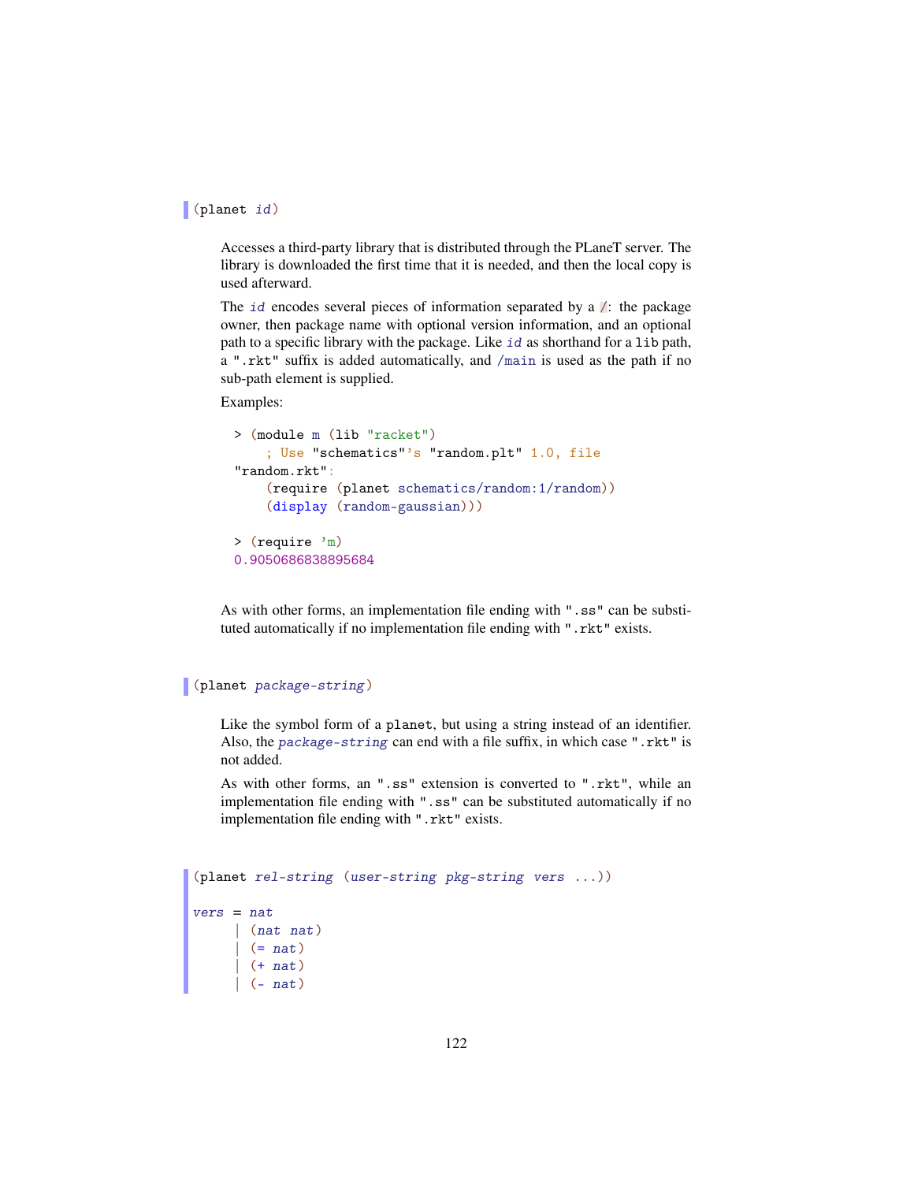```
(planet id)
```

Accesses a third-party library that is distributed through the PLaneT server. The library is downloaded the first time that it is needed, and then the local copy is used afterward.

The *id* encodes several pieces of information separated by a `/`: the package owner, then package name with optional version information, and an optional path to a specific library with the package. Like *id* as shorthand for a `lib` path, a `".rkt"` suffix is added automatically, and `/main` is used as the path if no sub-path element is supplied.

Examples:

```
> (module m (lib "racket")
    ; Use "schematics"'s "random.plt" 1.0, file
"random.rkt":
    (require (planet schematics/random:1/random))
    (display (random-gaussian)))

> (require 'm)
0.9050686838895684
```

As with other forms, an implementation file ending with `".ss"` can be substituted automatically if no implementation file ending with `".rkt"` exists.

```
(planet package-string)
```

Like the symbol form of a `planet`, but using a string instead of an identifier. Also, the *package-string* can end with a file suffix, in which case `".rkt"` is not added.

As with other forms, an `".ss"` extension is converted to `".rkt"`, while an implementation file ending with `".ss"` can be substituted automatically if no implementation file ending with `".rkt"` exists.

```
(planet rel-string (user-string pkg-string vers ...))

vers = nat
     | (nat nat)
     | (= nat)
     | (+ nat)
     | (- nat)
```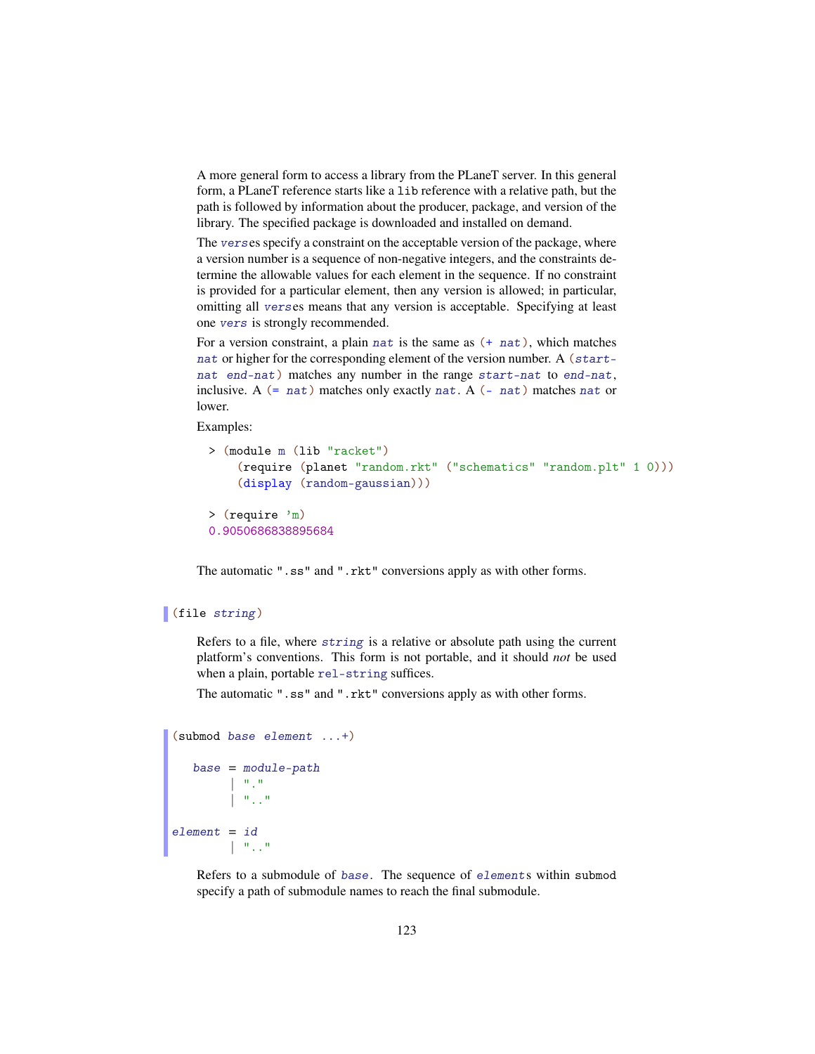A more general form to access a library from the PLaneT server. In this general form, a PLaneT reference starts like a `lib` reference with a relative path, but the path is followed by information about the producer, package, and version of the library. The specified package is downloaded and installed on demand.

The *vers*es specify a constraint on the acceptable version of the package, where a version number is a sequence of non-negative integers, and the constraints determine the allowable values for each element in the sequence. If no constraint is provided for a particular element, then any version is allowed; in particular, omitting all *vers*es means that any version is acceptable. Specifying at least one *vers* is strongly recommended.

For a version constraint, a plain *nat* is the same as `(+ nat)`, which matches *nat* or higher for the corresponding element of the version number. A `(start-nat end-nat)` matches any number in the range *start-nat* to *end-nat*, inclusive. A `(= nat)` matches only exactly *nat*. A `(- nat)` matches *nat* or lower.

Examples:

```
> (module m (lib "racket")
    (require (planet "random.rkt" ("schematics" "random.plt" 1 0)))
    (display (random-gaussian)))

> (require 'm)
0.9050686838895684
```

The automatic `".ss"` and `".rkt"` conversions apply as with other forms.

```
(file string)
```

Refers to a file, where *string* is a relative or absolute path using the current platform's conventions. This form is not portable, and it should *not* be used when a plain, portable `rel-string` suffices.

The automatic `".ss"` and `".rkt"` conversions apply as with other forms.

```
(submod base element ...+)

   base = module-path
        | "."
        | ".."

element = id
        | ".."
```

Refers to a submodule of *base*. The sequence of *element*s within `submod` specify a path of submodule names to reach the final submodule.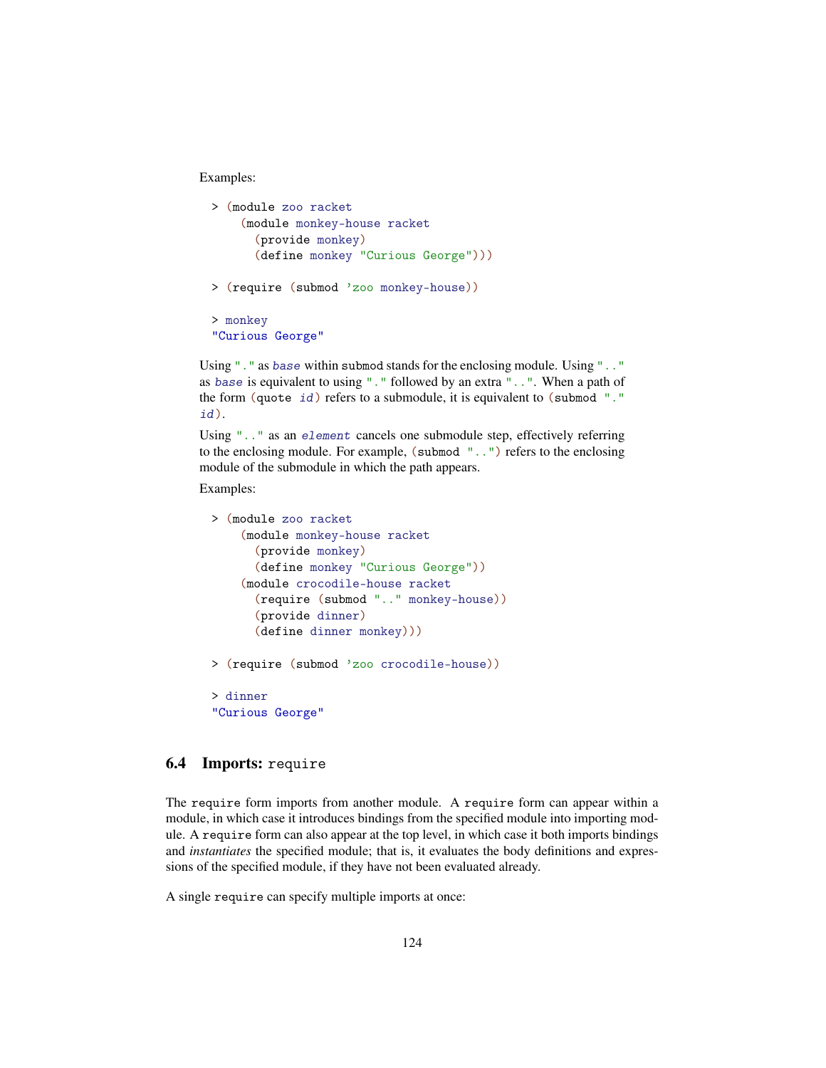Examples:

```
> (module zoo racket
    (module monkey-house racket
      (provide monkey)
      (define monkey "Curious George")))

> (require (submod 'zoo monkey-house))

> monkey
"Curious George"
```

Using `"."` as *base* within `submod` stands for the enclosing module. Using `".."` as *base* is equivalent to using `"."` followed by an extra `".."`. When a path of the form `(quote id)` refers to a submodule, it is equivalent to `(submod "." id)`.

Using `".."` as an *element* cancels one submodule step, effectively referring to the enclosing module. For example, `(submod "..")` refers to the enclosing module of the submodule in which the path appears.

Examples:

```
> (module zoo racket
    (module monkey-house racket
      (provide monkey)
      (define monkey "Curious George"))
    (module crocodile-house racket
      (require (submod ".." monkey-house))
      (provide dinner)
      (define dinner monkey)))

> (require (submod 'zoo crocodile-house))

> dinner
"Curious George"
```

## 6.4 Imports: `require`

The `require` form imports from another module. A `require` form can appear within a module, in which case it introduces bindings from the specified module into importing module. A `require` form can also appear at the top level, in which case it both imports bindings and *instantiates* the specified module; that is, it evaluates the body definitions and expressions of the specified module, if they have not been evaluated already.

A single `require` can specify multiple imports at once: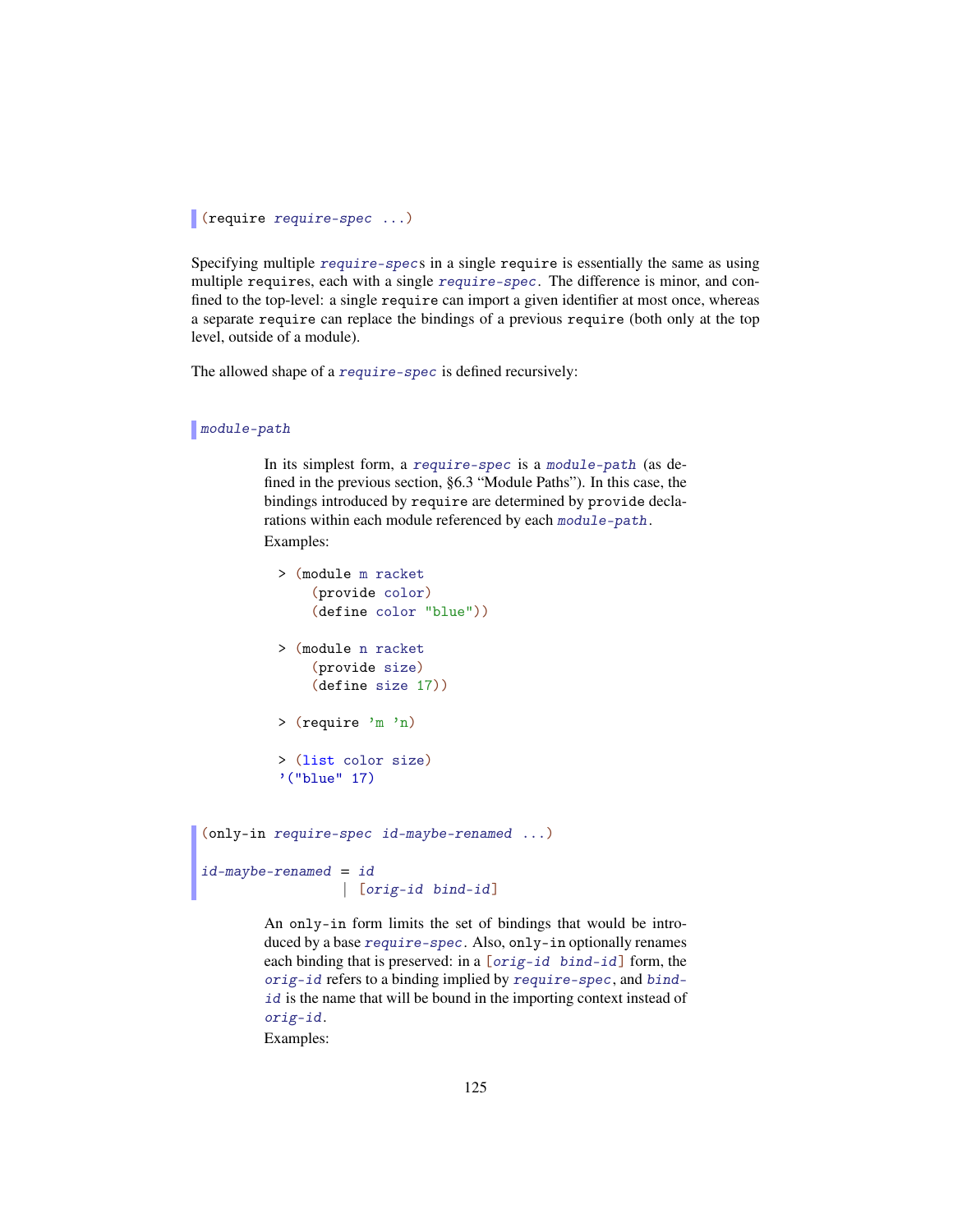```
(require require-spec ...)
```

Specifying multiple *require-spec*s in a single `require` is essentially the same as using multiple `require`s, each with a single *require-spec*. The difference is minor, and confined to the top-level: a single `require` can import a given identifier at most once, whereas a separate `require` can replace the bindings of a previous `require` (both only at the top level, outside of a module).

The allowed shape of a *require-spec* is defined recursively:

```
module-path
```

In its simplest form, a *require-spec* is a *module-path* (as defined in the previous section, §6.3 "Module Paths"). In this case, the bindings introduced by `require` are determined by `provide` declarations within each module referenced by each *module-path*.

Examples:

```
> (module m racket
    (provide color)
    (define color "blue"))

> (module n racket
    (provide size)
    (define size 17))

> (require 'm 'n)

> (list color size)
'("blue" 17)
```

```
(only-in require-spec id-maybe-renamed ...)

id-maybe-renamed = id
                 | [orig-id bind-id]
```

An `only-in` form limits the set of bindings that would be introduced by a base *require-spec*. Also, `only-in` optionally renames each binding that is preserved: in a `[orig-id bind-id]` form, the *orig-id* refers to a binding implied by *require-spec*, and *bind-id* is the name that will be bound in the importing context instead of *orig-id*.

Examples: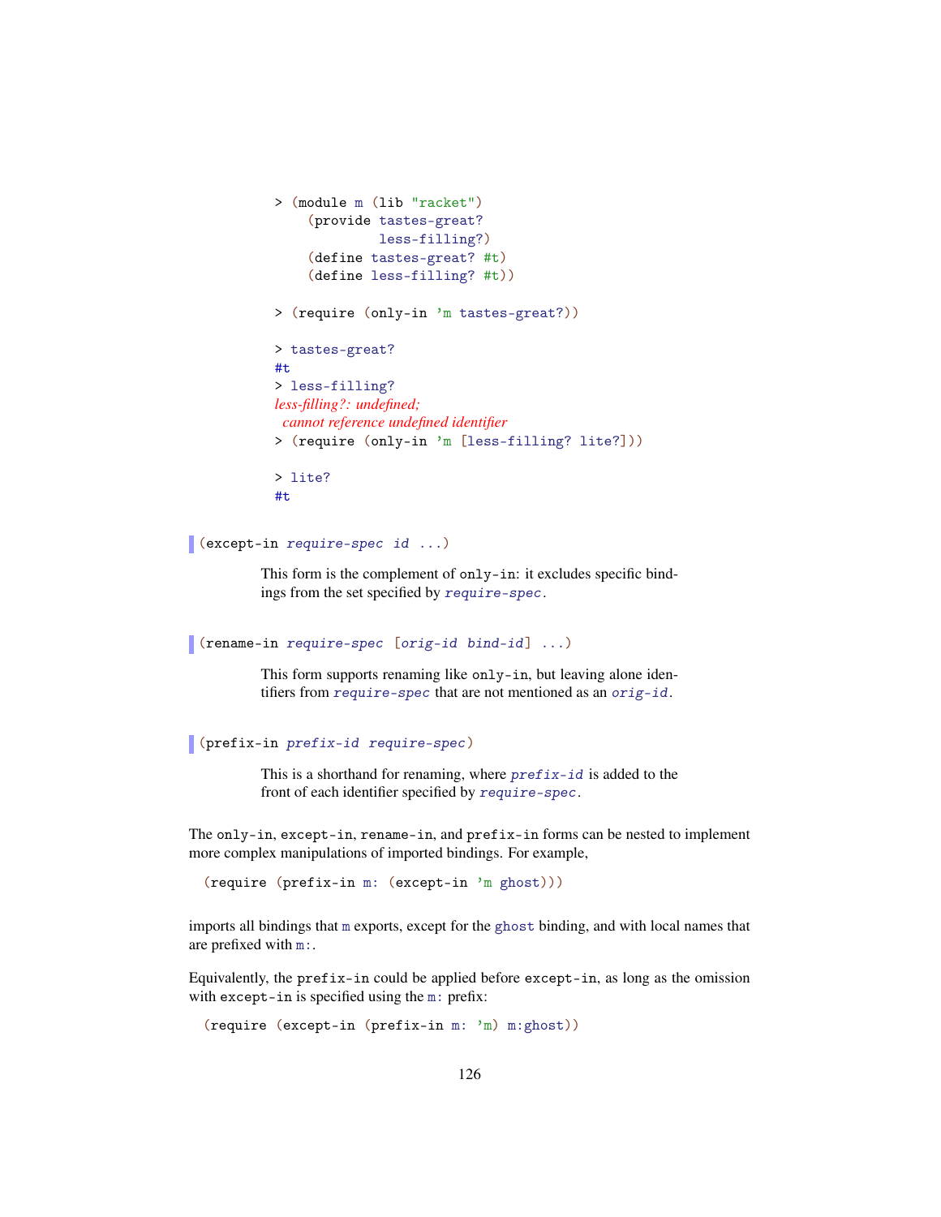```
> (module m (lib "racket")
    (provide tastes-great?
             less-filling?)
    (define tastes-great? #t)
    (define less-filling? #t))

> (require (only-in 'm tastes-great?))

> tastes-great?
#t
> less-filling?
less-filling?: undefined;
 cannot reference undefined identifier
> (require (only-in 'm [less-filling? lite?]))

> lite?
#t
```

```
(except-in require-spec id ...)
```

This form is the complement of `only-in`: it excludes specific bindings from the set specified by *require-spec*.

```
(rename-in require-spec [orig-id bind-id] ...)
```

This form supports renaming like `only-in`, but leaving alone identifiers from *require-spec* that are not mentioned as an *orig-id*.

```
(prefix-in prefix-id require-spec)
```

This is a shorthand for renaming, where *prefix-id* is added to the front of each identifier specified by *require-spec*.

The `only-in`, `except-in`, `rename-in`, and `prefix-in` forms can be nested to implement more complex manipulations of imported bindings. For example,

```
(require (prefix-in m: (except-in 'm ghost)))
```

imports all bindings that `m` exports, except for the `ghost` binding, and with local names that are prefixed with `m:`.

Equivalently, the `prefix-in` could be applied before `except-in`, as long as the omission with `except-in` is specified using the `m:` prefix:

```
(require (except-in (prefix-in m: 'm) m:ghost))
```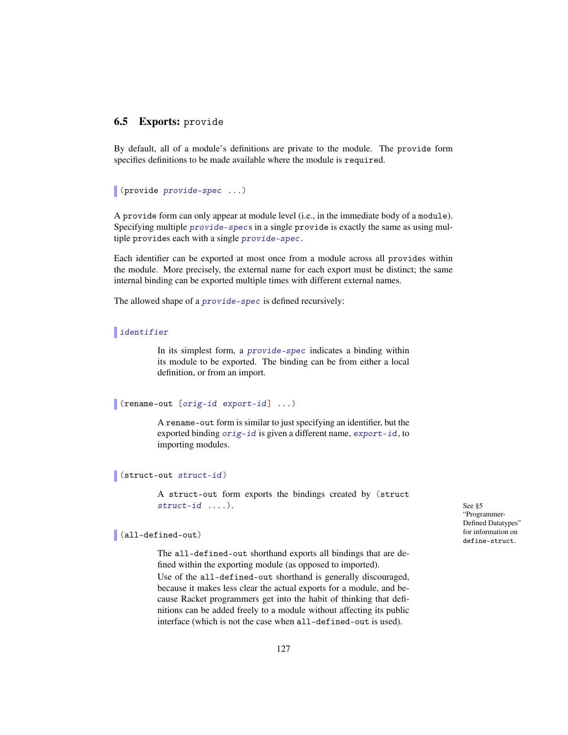## 6.5 Exports: `provide`

By default, all of a module's definitions are private to the module. The `provide` form specifies definitions to be made available where the module is `require`d.

```
(provide provide-spec ...)
```

A `provide` form can only appear at module level (i.e., in the immediate body of a `module`). Specifying multiple *`provide-spec`*s in a single `provide` is exactly the same as using multiple `provide`s each with a single *`provide-spec`*.

Each identifier can be exported at most once from a module across all `provide`s within the module. More precisely, the external name for each export must be distinct; the same internal binding can be exported multiple times with different external names.

The allowed shape of a *`provide-spec`* is defined recursively:

```
identifier
```

In its simplest form, a *`provide-spec`* indicates a binding within its module to be exported. The binding can be from either a local definition, or from an import.

```
(rename-out [orig-id export-id] ...)
```

A `rename-out` form is similar to just specifying an identifier, but the exported binding *`orig-id`* is given a different name, *`export-id`*, to importing modules.

```
(struct-out struct-id)
```

A `struct-out` form exports the bindings created by `(struct struct-id ....)`.

See §5 "Programmer-Defined Datatypes" for information on `define-struct`.

```
(all-defined-out)
```

The `all-defined-out` shorthand exports all bindings that are defined within the exporting module (as opposed to imported).

Use of the `all-defined-out` shorthand is generally discouraged, because it makes less clear the actual exports for a module, and because Racket programmers get into the habit of thinking that definitions can be added freely to a module without affecting its public interface (which is not the case when `all-defined-out` is used).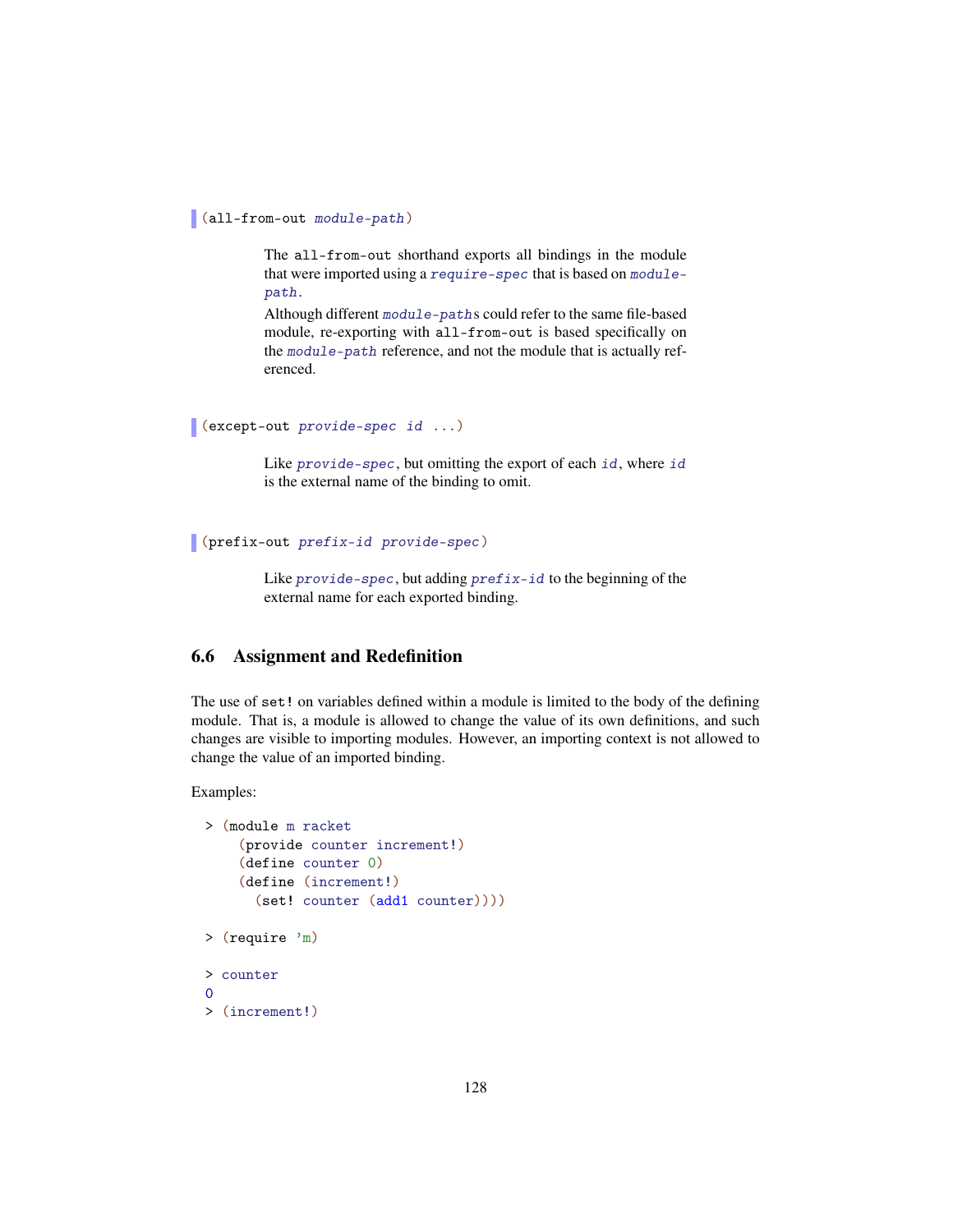```
(all-from-out module-path)
```

The `all-from-out` shorthand exports all bindings in the module that were imported using a *require-spec* that is based on *module-path*.

Although different *module-path*s could refer to the same file-based module, re-exporting with `all-from-out` is based specifically on the *module-path* reference, and not the module that is actually referenced.

```
(except-out provide-spec id ...)
```

Like *provide-spec*, but omitting the export of each *id*, where *id* is the external name of the binding to omit.

```
(prefix-out prefix-id provide-spec)
```

Like *provide-spec*, but adding *prefix-id* to the beginning of the external name for each exported binding.

## 6.6 Assignment and Redefinition

The use of `set!` on variables defined within a module is limited to the body of the defining module. That is, a module is allowed to change the value of its own definitions, and such changes are visible to importing modules. However, an importing context is not allowed to change the value of an imported binding.

Examples:

```
> (module m racket
    (provide counter increment!)
    (define counter 0)
    (define (increment!)
      (set! counter (add1 counter))))

> (require 'm)

> counter
0
> (increment!)
```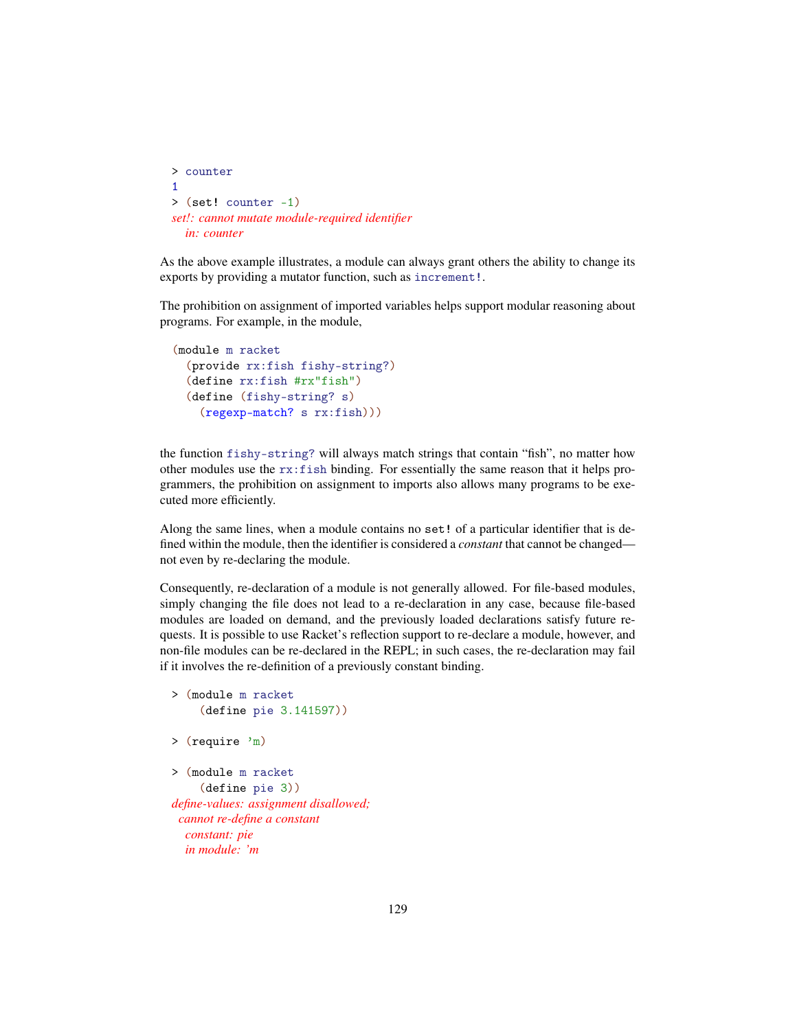```
> counter
1
> (set! counter -1)
set!: cannot mutate module-required identifier
  in: counter
```

As the above example illustrates, a module can always grant others the ability to change its exports by providing a mutator function, such as `increment!`.

The prohibition on assignment of imported variables helps support modular reasoning about programs. For example, in the module,

```
(module m racket
  (provide rx:fish fishy-string?)
  (define rx:fish #rx"fish")
  (define (fishy-string? s)
    (regexp-match? s rx:fish)))
```

the function `fishy-string?` will always match strings that contain "fish", no matter how other modules use the `rx:fish` binding. For essentially the same reason that it helps programmers, the prohibition on assignment to imports also allows many programs to be executed more efficiently.

Along the same lines, when a module contains no `set!` of a particular identifier that is defined within the module, then the identifier is considered a *constant* that cannot be changed—not even by re-declaring the module.

Consequently, re-declaration of a module is not generally allowed. For file-based modules, simply changing the file does not lead to a re-declaration in any case, because file-based modules are loaded on demand, and the previously loaded declarations satisfy future requests. It is possible to use Racket's reflection support to re-declare a module, however, and non-file modules can be re-declared in the REPL; in such cases, the re-declaration may fail if it involves the re-definition of a previously constant binding.

```
> (module m racket
    (define pie 3.141597))

> (require 'm)

> (module m racket
    (define pie 3))
define-values: assignment disallowed;
 cannot re-define a constant
  constant: pie
  in module: 'm
```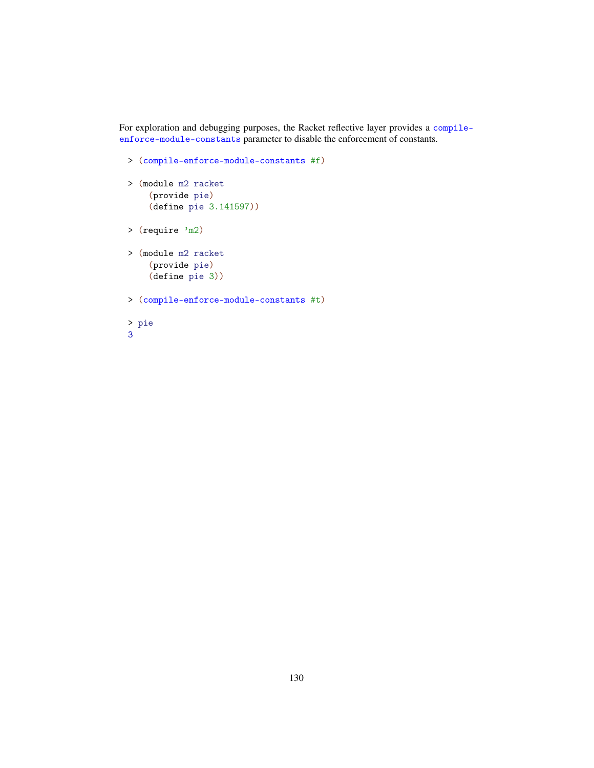For exploration and debugging purposes, the Racket reflective layer provides a `compile-enforce-module-constants` parameter to disable the enforcement of constants.

```
> (compile-enforce-module-constants #f)

> (module m2 racket
    (provide pie)
    (define pie 3.141597))

> (require 'm2)

> (module m2 racket
    (provide pie)
    (define pie 3))

> (compile-enforce-module-constants #t)

> pie
3
```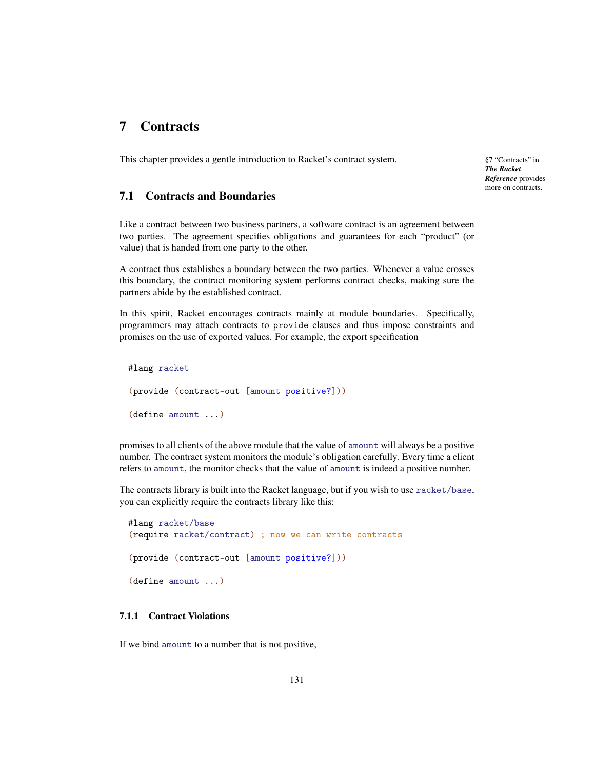# 7 Contracts

This chapter provides a gentle introduction to Racket's contract system.

§7 "Contracts" in ***The Racket Reference*** provides more on contracts.

## 7.1 Contracts and Boundaries

Like a contract between two business partners, a software contract is an agreement between two parties. The agreement specifies obligations and guarantees for each "product" (or value) that is handed from one party to the other.

A contract thus establishes a boundary between the two parties. Whenever a value crosses this boundary, the contract monitoring system performs contract checks, making sure the partners abide by the established contract.

In this spirit, Racket encourages contracts mainly at module boundaries. Specifically, programmers may attach contracts to `provide` clauses and thus impose constraints and promises on the use of exported values. For example, the export specification

```
#lang racket

(provide (contract-out [amount positive?]))

(define amount ...)
```

promises to all clients of the above module that the value of `amount` will always be a positive number. The contract system monitors the module's obligation carefully. Every time a client refers to `amount`, the monitor checks that the value of `amount` is indeed a positive number.

The contracts library is built into the Racket language, but if you wish to use `racket/base`, you can explicitly require the contracts library like this:

```
#lang racket/base
(require racket/contract) ; now we can write contracts

(provide (contract-out [amount positive?]))

(define amount ...)
```

### 7.1.1 Contract Violations

If we bind `amount` to a number that is not positive,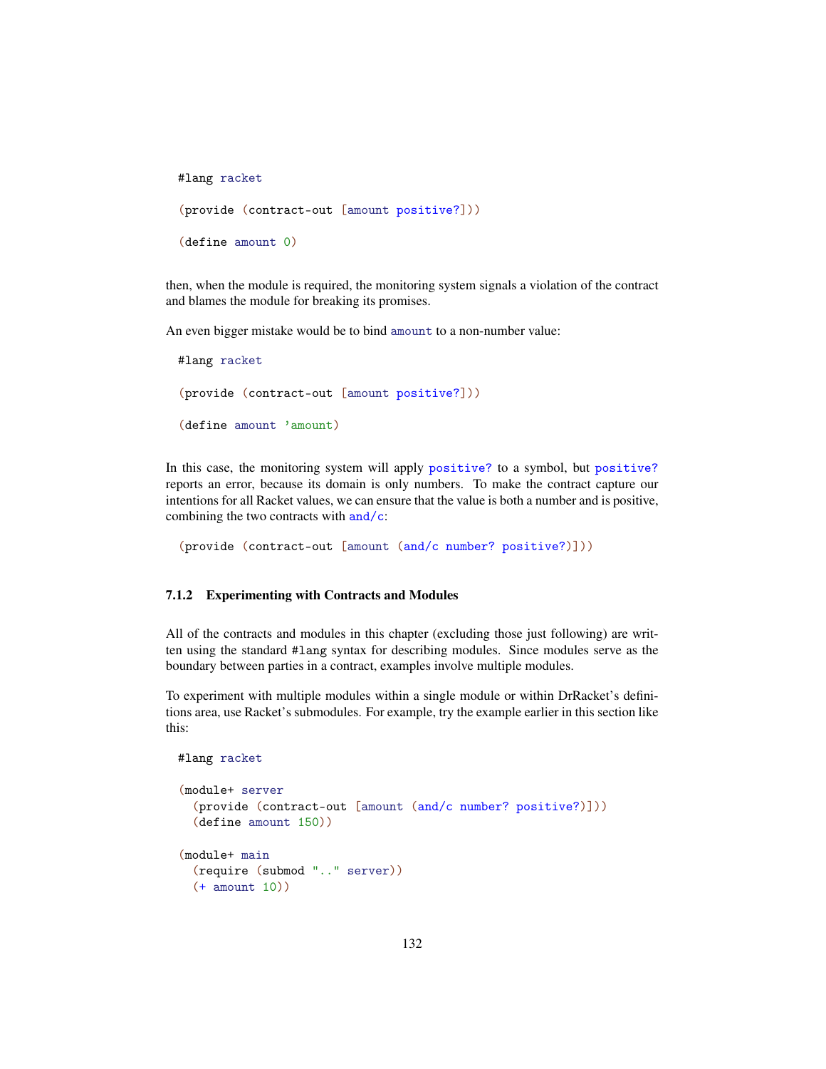```racket
#lang racket

(provide (contract-out [amount positive?]))

(define amount 0)
```

then, when the module is required, the monitoring system signals a violation of the contract and blames the module for breaking its promises.

An even bigger mistake would be to bind `amount` to a non-number value:

```racket
#lang racket

(provide (contract-out [amount positive?]))

(define amount 'amount)
```

In this case, the monitoring system will apply `positive?` to a symbol, but `positive?` reports an error, because its domain is only numbers. To make the contract capture our intentions for all Racket values, we can ensure that the value is both a number and is positive, combining the two contracts with `and/c`:

```racket
(provide (contract-out [amount (and/c number? positive?)]))
```

### 7.1.2 Experimenting with Contracts and Modules

All of the contracts and modules in this chapter (excluding those just following) are written using the standard `#lang` syntax for describing modules. Since modules serve as the boundary between parties in a contract, examples involve multiple modules.

To experiment with multiple modules within a single module or within DrRacket's definitions area, use Racket's submodules. For example, try the example earlier in this section like this:

```racket
#lang racket

(module+ server
  (provide (contract-out [amount (and/c number? positive?)]))
  (define amount 150))

(module+ main
  (require (submod ".." server))
  (+ amount 10))
```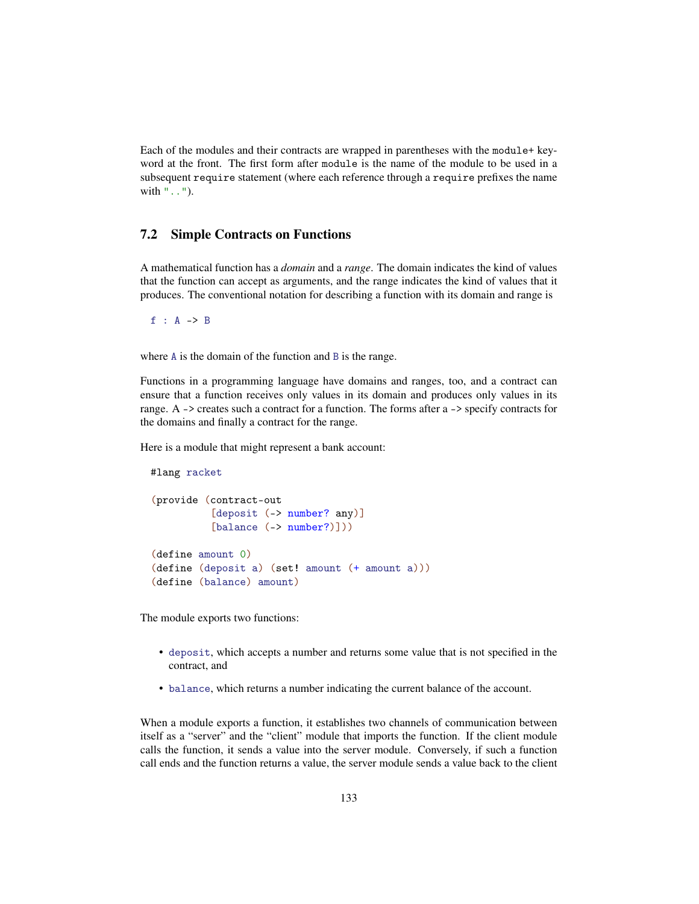Each of the modules and their contracts are wrapped in parentheses with the `module+` keyword at the front. The first form after `module` is the name of the module to be used in a subsequent `require` statement (where each reference through a `require` prefixes the name with `".."`).

## 7.2 Simple Contracts on Functions

A mathematical function has a *domain* and a *range*. The domain indicates the kind of values that the function can accept as arguments, and the range indicates the kind of values that it produces. The conventional notation for describing a function with its domain and range is

```
f : A -> B
```

where `A` is the domain of the function and `B` is the range.

Functions in a programming language have domains and ranges, too, and a contract can ensure that a function receives only values in its domain and produces only values in its range. A `->` creates such a contract for a function. The forms after a `->` specify contracts for the domains and finally a contract for the range.

Here is a module that might represent a bank account:

```
#lang racket

(provide (contract-out
          [deposit (-> number? any)]
          [balance (-> number?)]))

(define amount 0)
(define (deposit a) (set! amount (+ amount a)))
(define (balance) amount)
```

The module exports two functions:

- `deposit`, which accepts a number and returns some value that is not specified in the contract, and
- `balance`, which returns a number indicating the current balance of the account.

When a module exports a function, it establishes two channels of communication between itself as a "server" and the "client" module that imports the function. If the client module calls the function, it sends a value into the server module. Conversely, if such a function call ends and the function returns a value, the server module sends a value back to the client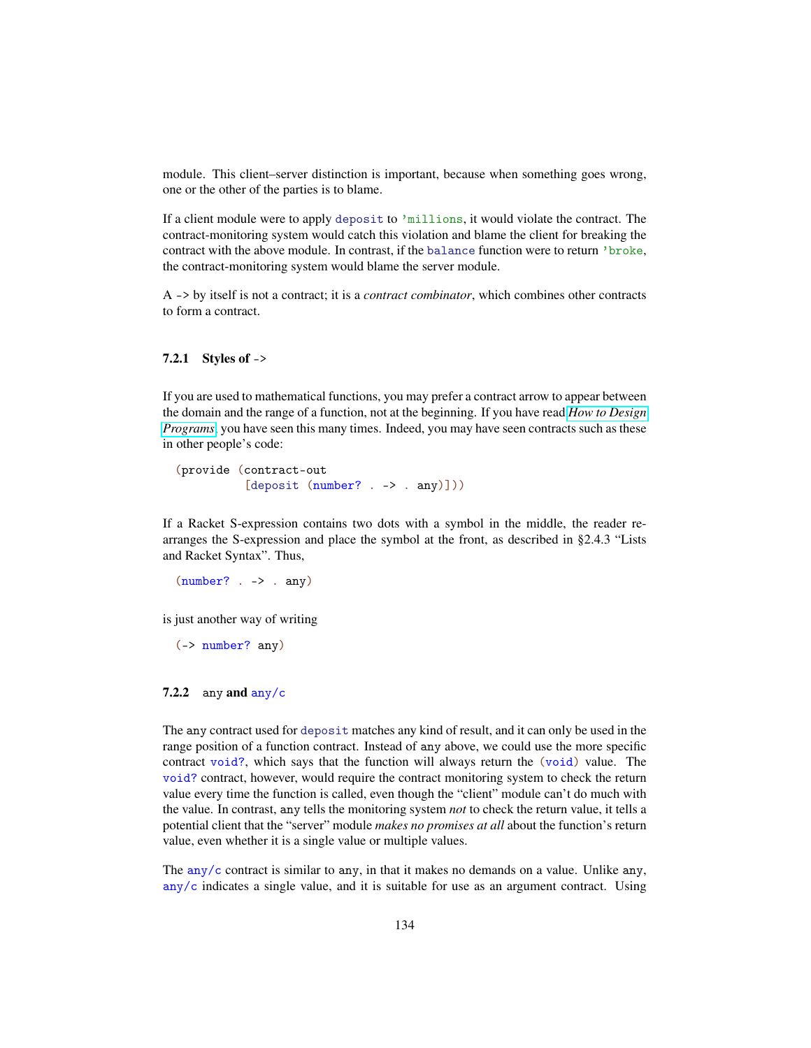module. This client–server distinction is important, because when something goes wrong, one or the other of the parties is to blame.

If a client module were to apply `deposit` to `'millions`, it would violate the contract. The contract-monitoring system would catch this violation and blame the client for breaking the contract with the above module. In contrast, if the `balance` function were to return `'broke`, the contract-monitoring system would blame the server module.

A `->` by itself is not a contract; it is a *contract combinator*, which combines other contracts to form a contract.

### 7.2.1 Styles of `->`

If you are used to mathematical functions, you may prefer a contract arrow to appear between the domain and the range of a function, not at the beginning. If you have read *How to Design Programs*, you have seen this many times. Indeed, you may have seen contracts such as these in other people's code:

```
(provide (contract-out
          [deposit (number? . -> . any)]))
```

If a Racket S-expression contains two dots with a symbol in the middle, the reader rearranges the S-expression and place the symbol at the front, as described in §2.4.3 "Lists and Racket Syntax". Thus,

```
(number? . -> . any)
```

is just another way of writing

```
(-> number? any)
```

### 7.2.2 `any` and `any/c`

The `any` contract used for `deposit` matches any kind of result, and it can only be used in the range position of a function contract. Instead of `any` above, we could use the more specific contract `void?`, which says that the function will always return the `(void)` value. The `void?` contract, however, would require the contract monitoring system to check the return value every time the function is called, even though the "client" module can't do much with the value. In contrast, `any` tells the monitoring system *not* to check the return value, it tells a potential client that the "server" module *makes no promises at all* about the function's return value, even whether it is a single value or multiple values.

The `any/c` contract is similar to `any`, in that it makes no demands on a value. Unlike `any`, `any/c` indicates a single value, and it is suitable for use as an argument contract. Using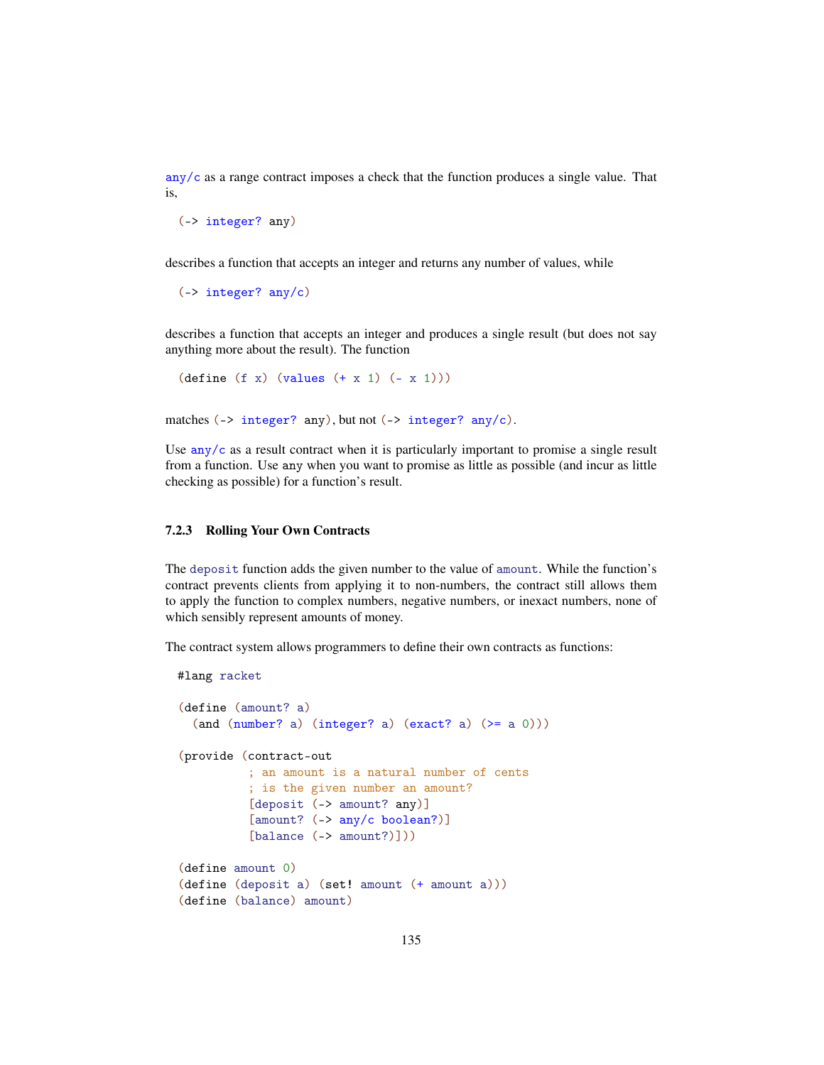`any/c` as a range contract imposes a check that the function produces a single value. That is,

```
(-> integer? any)
```

describes a function that accepts an integer and returns any number of values, while

```
(-> integer? any/c)
```

describes a function that accepts an integer and produces a single result (but does not say anything more about the result). The function

```
(define (f x) (values (+ x 1) (- x 1)))
```

matches `(-> integer? any)`, but not `(-> integer? any/c)`.

Use `any/c` as a result contract when it is particularly important to promise a single result from a function. Use `any` when you want to promise as little as possible (and incur as little checking as possible) for a function's result.

### 7.2.3 Rolling Your Own Contracts

The `deposit` function adds the given number to the value of `amount`. While the function's contract prevents clients from applying it to non-numbers, the contract still allows them to apply the function to complex numbers, negative numbers, or inexact numbers, none of which sensibly represent amounts of money.

The contract system allows programmers to define their own contracts as functions:

```
#lang racket

(define (amount? a)
  (and (number? a) (integer? a) (exact? a) (>= a 0)))

(provide (contract-out
          ; an amount is a natural number of cents
          ; is the given number an amount?
          [deposit (-> amount? any)]
          [amount? (-> any/c boolean?)]
          [balance (-> amount?)]))

(define amount 0)
(define (deposit a) (set! amount (+ amount a)))
(define (balance) amount)
```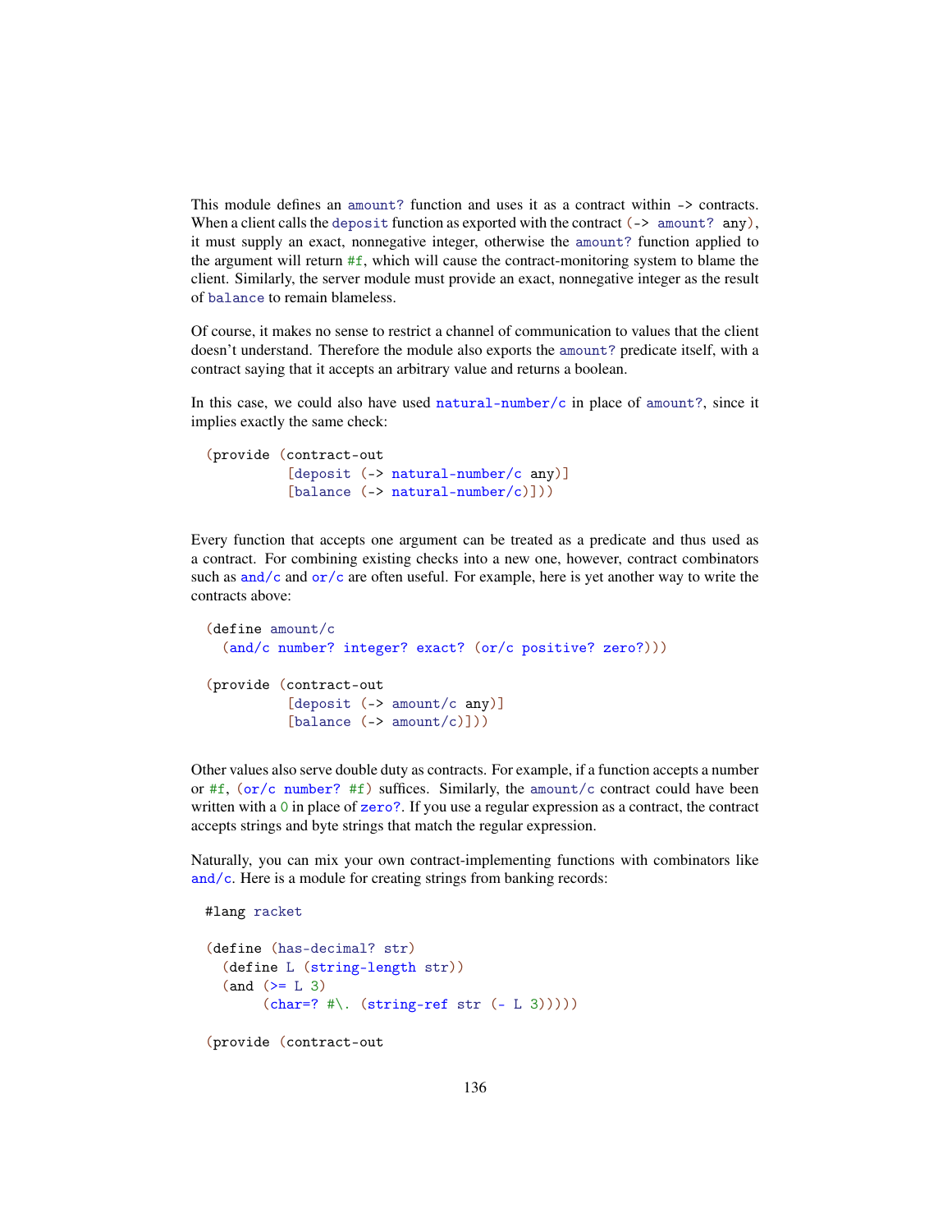This module defines an `amount?` function and uses it as a contract within `->` contracts. When a client calls the `deposit` function as exported with the contract `(-> amount? any)`, it must supply an exact, nonnegative integer, otherwise the `amount?` function applied to the argument will return `#f`, which will cause the contract-monitoring system to blame the client. Similarly, the server module must provide an exact, nonnegative integer as the result of `balance` to remain blameless.

Of course, it makes no sense to restrict a channel of communication to values that the client doesn't understand. Therefore the module also exports the `amount?` predicate itself, with a contract saying that it accepts an arbitrary value and returns a boolean.

In this case, we could also have used `natural-number/c` in place of `amount?`, since it implies exactly the same check:

```
(provide (contract-out
          [deposit (-> natural-number/c any)]
          [balance (-> natural-number/c)]))
```

Every function that accepts one argument can be treated as a predicate and thus used as a contract. For combining existing checks into a new one, however, contract combinators such as `and/c` and `or/c` are often useful. For example, here is yet another way to write the contracts above:

```
(define amount/c
  (and/c number? integer? exact? (or/c positive? zero?)))

(provide (contract-out
          [deposit (-> amount/c any)]
          [balance (-> amount/c)]))
```

Other values also serve double duty as contracts. For example, if a function accepts a number or `#f`, `(or/c number? #f)` suffices. Similarly, the `amount/c` contract could have been written with a `0` in place of `zero?`. If you use a regular expression as a contract, the contract accepts strings and byte strings that match the regular expression.

Naturally, you can mix your own contract-implementing functions with combinators like `and/c`. Here is a module for creating strings from banking records:

```
#lang racket

(define (has-decimal? str)
  (define L (string-length str))
  (and (>= L 3)
       (char=? #\. (string-ref str (- L 3)))))

(provide (contract-out
```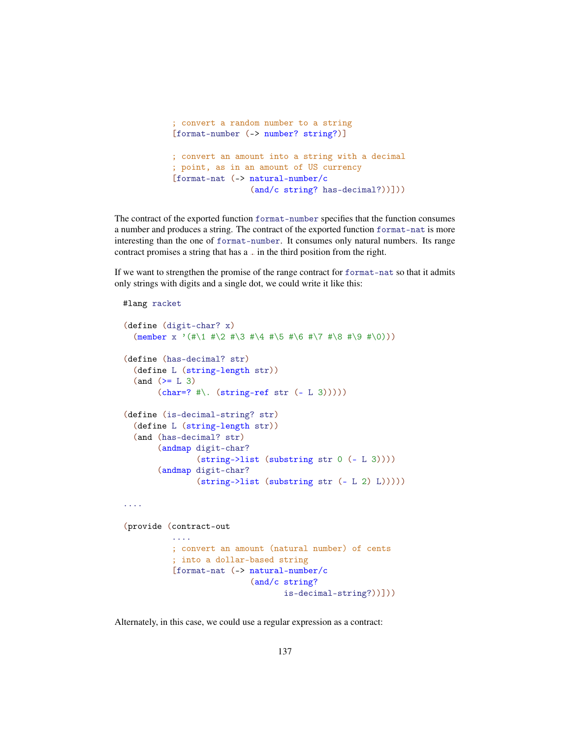```
         ; convert a random number to a string
         [format-number (-> number? string?)]

         ; convert an amount into a string with a decimal
         ; point, as in an amount of US currency
         [format-nat (-> natural-number/c
                         (and/c string? has-decimal?))]))
```

The contract of the exported function `format-number` specifies that the function consumes a number and produces a string. The contract of the exported function `format-nat` is more interesting than the one of `format-number`. It consumes only natural numbers. Its range contract promises a string that has a `.` in the third position from the right.

If we want to strengthen the promise of the range contract for `format-nat` so that it admits only strings with digits and a single dot, we could write it like this:

```
#lang racket

(define (digit-char? x)
  (member x '(#\1 #\2 #\3 #\4 #\5 #\6 #\7 #\8 #\9 #\0)))

(define (has-decimal? str)
  (define L (string-length str))
  (and (>= L 3)
       (char=? #\. (string-ref str (- L 3)))))

(define (is-decimal-string? str)
  (define L (string-length str))
  (and (has-decimal? str)
       (andmap digit-char?
               (string->list (substring str 0 (- L 3))))
       (andmap digit-char?
               (string->list (substring str (- L 2) L)))))

....

(provide (contract-out
          ....
          ; convert an amount (natural number) of cents
          ; into a dollar-based string
          [format-nat (-> natural-number/c
                          (and/c string?
                                 is-decimal-string?))]))
```

Alternately, in this case, we could use a regular expression as a contract: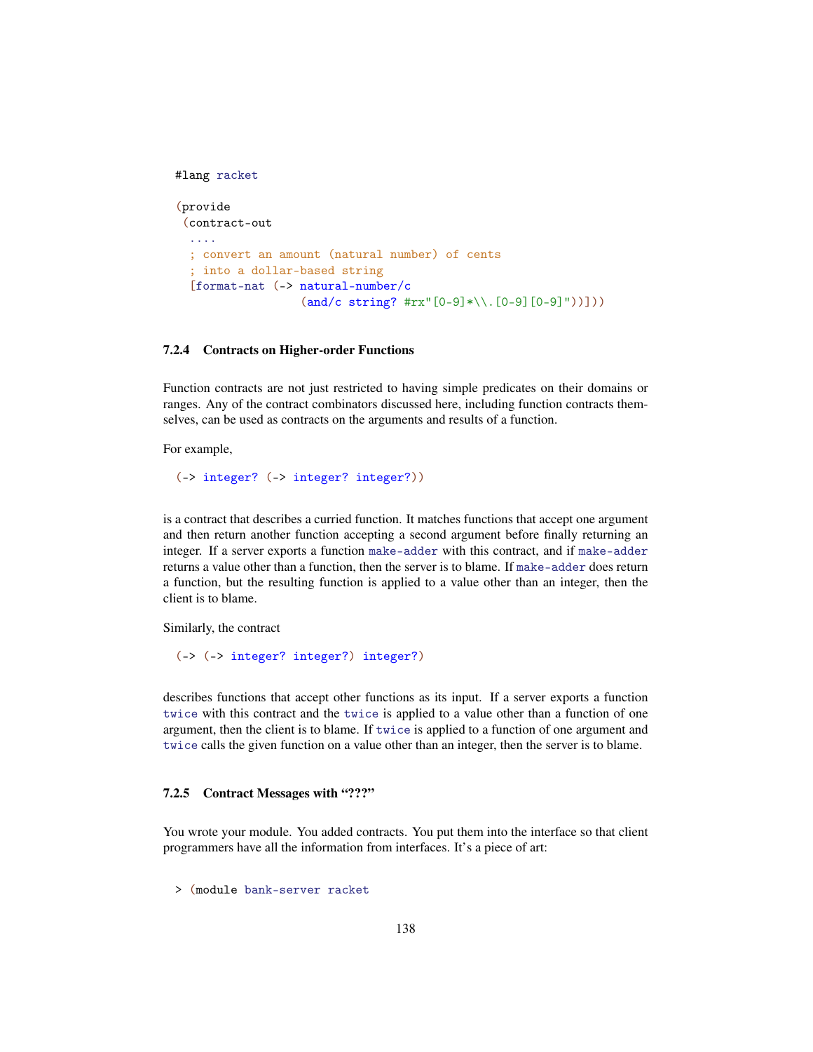```racket
#lang racket

(provide
 (contract-out
  ....
  ; convert an amount (natural number) of cents
  ; into a dollar-based string
  [format-nat (-> natural-number/c
                  (and/c string? #rx"[0-9]*\\.[0-9][0-9]"))]))
```

### 7.2.4 Contracts on Higher-order Functions

Function contracts are not just restricted to having simple predicates on their domains or ranges. Any of the contract combinators discussed here, including function contracts themselves, can be used as contracts on the arguments and results of a function.

For example,

```racket
(-> integer? (-> integer? integer?))
```

is a contract that describes a curried function. It matches functions that accept one argument and then return another function accepting a second argument before finally returning an integer. If a server exports a function `make-adder` with this contract, and if `make-adder` returns a value other than a function, then the server is to blame. If `make-adder` does return a function, but the resulting function is applied to a value other than an integer, then the client is to blame.

Similarly, the contract

```racket
(-> (-> integer? integer?) integer?)
```

describes functions that accept other functions as its input. If a server exports a function `twice` with this contract and the `twice` is applied to a value other than a function of one argument, then the client is to blame. If `twice` is applied to a function of one argument and `twice` calls the given function on a value other than an integer, then the server is to blame.

### 7.2.5 Contract Messages with "???"

You wrote your module. You added contracts. You put them into the interface so that client programmers have all the information from interfaces. It's a piece of art:

```racket
> (module bank-server racket
```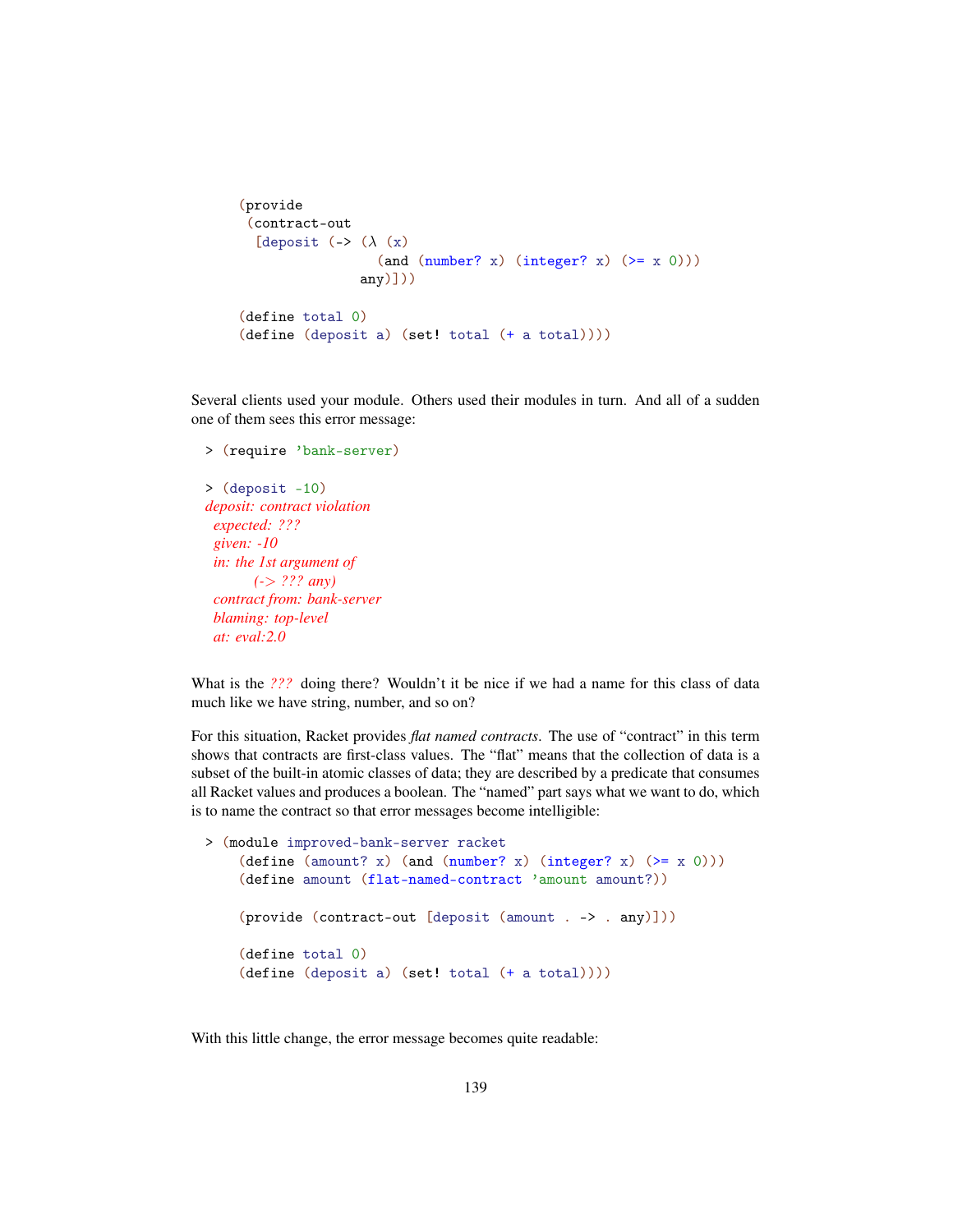```
(provide
 (contract-out
  [deposit (-> (λ (x)
                 (and (number? x) (integer? x) (>= x 0)))
               any)]))

(define total 0)
(define (deposit a) (set! total (+ a total)))
```

Several clients used your module. Others used their modules in turn. And all of a sudden one of them sees this error message:

```
> (require 'bank-server)

> (deposit -10)
deposit: contract violation
  expected: ???
  given: -10
  in: the 1st argument of
        (-> ??? any)
  contract from: bank-server
  blaming: top-level
  at: eval:2.0
```

What is the *???* doing there? Wouldn't it be nice if we had a name for this class of data much like we have string, number, and so on?

For this situation, Racket provides *flat named contracts*. The use of "contract" in this term shows that contracts are first-class values. The "flat" means that the collection of data is a subset of the built-in atomic classes of data; they are described by a predicate that consumes all Racket values and produces a boolean. The "named" part says what we want to do, which is to name the contract so that error messages become intelligible:

```
> (module improved-bank-server racket
    (define (amount? x) (and (number? x) (integer? x) (>= x 0)))
    (define amount (flat-named-contract 'amount amount?))

    (provide (contract-out [deposit (amount . -> . any)]))

    (define total 0)
    (define (deposit a) (set! total (+ a total))))
```

With this little change, the error message becomes quite readable: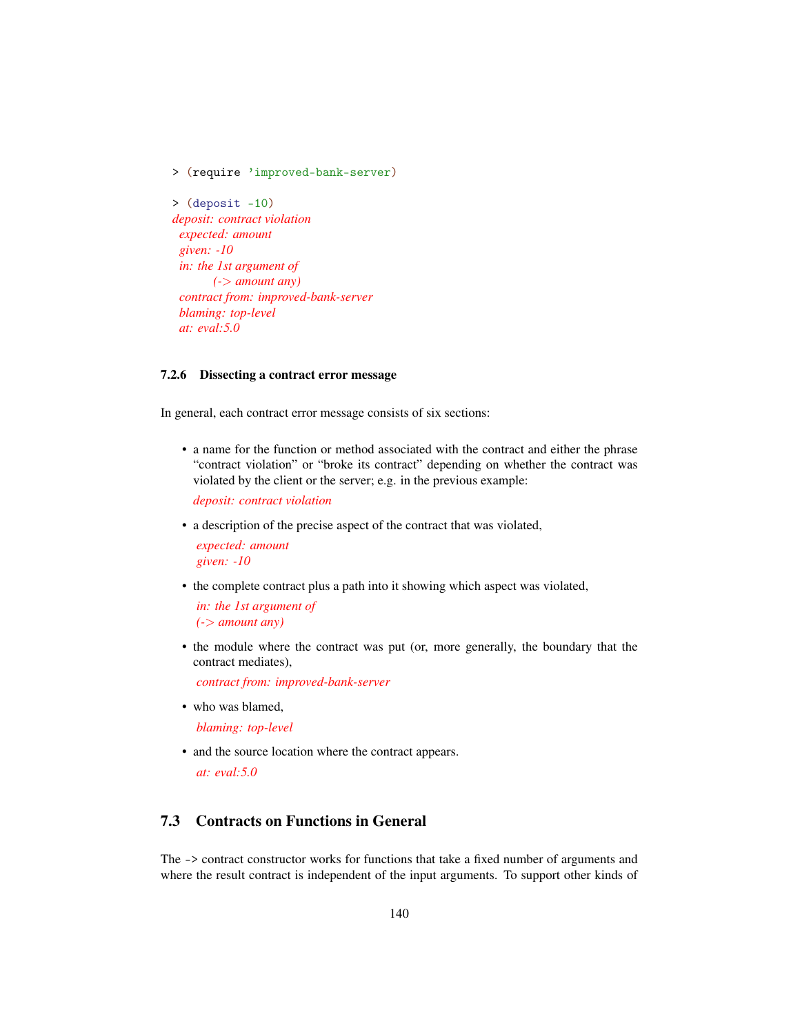```
> (require 'improved-bank-server)

> (deposit -10)
deposit: contract violation
  expected: amount
  given: -10
  in: the 1st argument of
        (-> amount any)
  contract from: improved-bank-server
  blaming: top-level
  at: eval:5.0
```

### 7.2.6 Dissecting a contract error message

In general, each contract error message consists of six sections:

- a name for the function or method associated with the contract and either the phrase "contract violation" or "broke its contract" depending on whether the contract was violated by the client or the server; e.g. in the previous example:

  *deposit: contract violation*

- a description of the precise aspect of the contract that was violated,

  *expected: amount*
  *given: -10*

- the complete contract plus a path into it showing which aspect was violated,

  *in: the 1st argument of*
  *(-> amount any)*

- the module where the contract was put (or, more generally, the boundary that the contract mediates),

  *contract from: improved-bank-server*

- who was blamed,

  *blaming: top-level*

- and the source location where the contract appears.

  *at: eval:5.0*

## 7.3 Contracts on Functions in General

The `->` contract constructor works for functions that take a fixed number of arguments and where the result contract is independent of the input arguments. To support other kinds of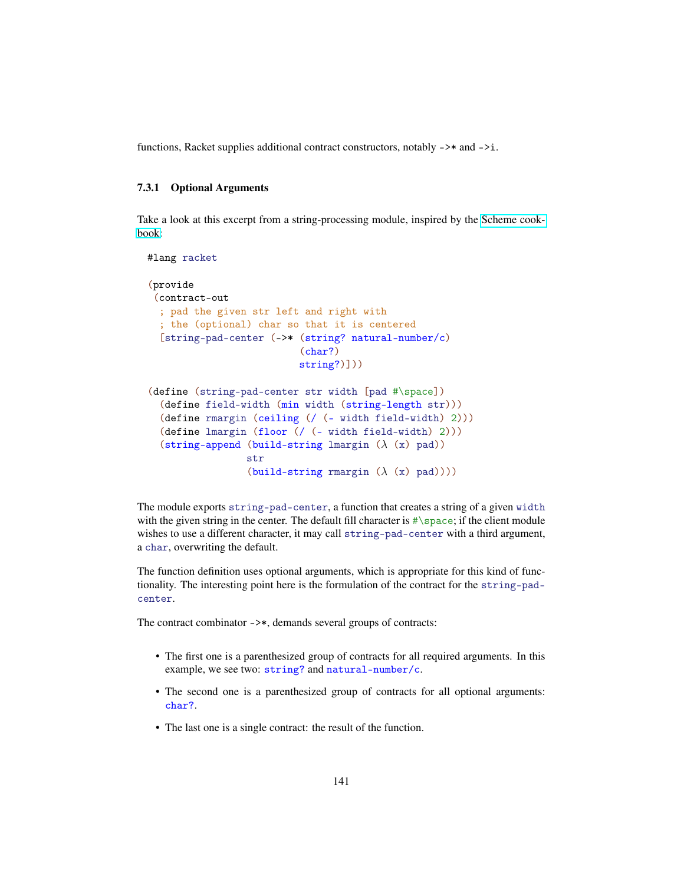functions, Racket supplies additional contract constructors, notably `->*` and `->i`.

### 7.3.1 Optional Arguments

Take a look at this excerpt from a string-processing module, inspired by the Scheme cookbook:

```
#lang racket

(provide
 (contract-out
  ; pad the given str left and right with
  ; the (optional) char so that it is centered
  [string-pad-center (->* (string? natural-number/c)
                          (char?)
                          string?)]))

(define (string-pad-center str width [pad #\space])
  (define field-width (min width (string-length str)))
  (define rmargin (ceiling (/ (- width field-width) 2)))
  (define lmargin (floor (/ (- width field-width) 2)))
  (string-append (build-string lmargin (λ (x) pad))
                 str
                 (build-string rmargin (λ (x) pad))))
```

The module exports `string-pad-center`, a function that creates a string of a given `width` with the given string in the center. The default fill character is `#\space`; if the client module wishes to use a different character, it may call `string-pad-center` with a third argument, a `char`, overwriting the default.

The function definition uses optional arguments, which is appropriate for this kind of functionality. The interesting point here is the formulation of the contract for the `string-pad-center`.

The contract combinator `->*`, demands several groups of contracts:

- The first one is a parenthesized group of contracts for all required arguments. In this example, we see two: `string?` and `natural-number/c`.
- The second one is a parenthesized group of contracts for all optional arguments: `char?`.
- The last one is a single contract: the result of the function.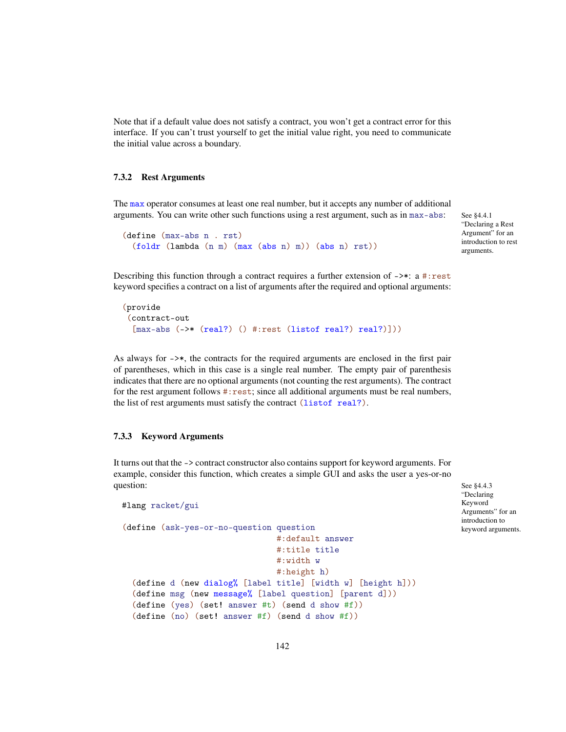Note that if a default value does not satisfy a contract, you won't get a contract error for this interface. If you can't trust yourself to get the initial value right, you need to communicate the initial value across a boundary.

### 7.3.2 Rest Arguments

The `max` operator consumes at least one real number, but it accepts any number of additional arguments. You can write other such functions using a rest argument, such as in `max-abs`:

See §4.4.1 "Declaring a Rest Argument" for an introduction to rest arguments.

```
(define (max-abs n . rst)
  (foldr (lambda (n m) (max (abs n) m)) (abs n) rst))
```

Describing this function through a contract requires a further extension of `->*`: a `#:rest` keyword specifies a contract on a list of arguments after the required and optional arguments:

```
(provide
 (contract-out
  [max-abs (->* (real?) () #:rest (listof real?) real?)]))
```

As always for `->*`, the contracts for the required arguments are enclosed in the first pair of parentheses, which in this case is a single real number. The empty pair of parenthesis indicates that there are no optional arguments (not counting the rest arguments). The contract for the rest argument follows `#:rest`; since all additional arguments must be real numbers, the list of rest arguments must satisfy the contract `(listof real?)`.

### 7.3.3 Keyword Arguments

It turns out that the `->` contract constructor also contains support for keyword arguments. For example, consider this function, which creates a simple GUI and asks the user a yes-or-no question:

See §4.4.3 "Declaring Keyword Arguments" for an introduction to keyword arguments.

```
#lang racket/gui

(define (ask-yes-or-no-question question
                                #:default answer
                                #:title title
                                #:width w
                                #:height h)
  (define d (new dialog% [label title] [width w] [height h]))
  (define msg (new message% [label question] [parent d]))
  (define (yes) (set! answer #t) (send d show #f))
  (define (no) (set! answer #f) (send d show #f))
```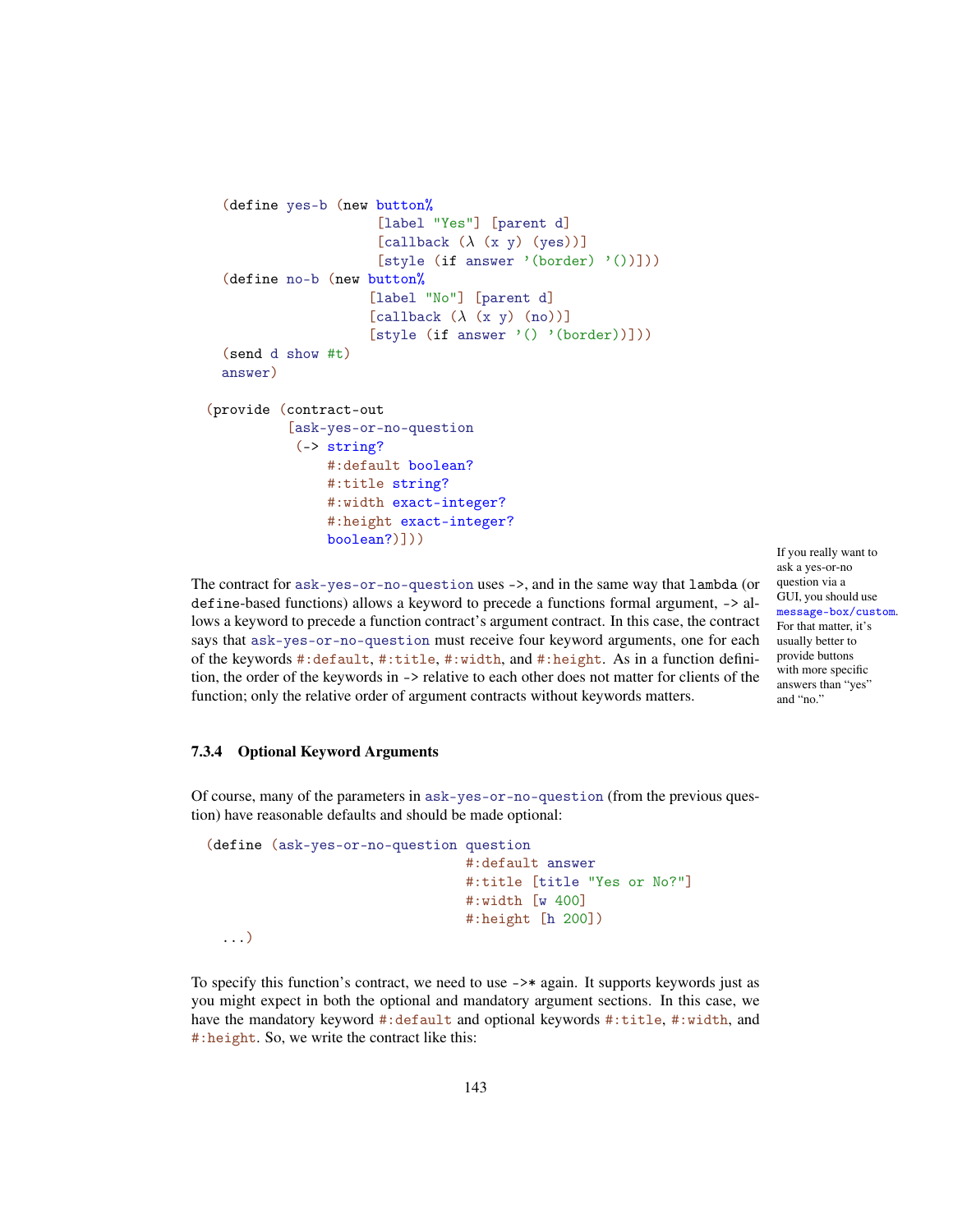```
  (define yes-b (new button%
                     [label "Yes"] [parent d]
                     [callback (λ (x y) (yes))]
                     [style (if answer '(border) '())]))
  (define no-b (new button%
                    [label "No"] [parent d]
                    [callback (λ (x y) (no))]
                    [style (if answer '() '(border))]))
  (send d show #t)
  answer)

(provide (contract-out
          [ask-yes-or-no-question
           (-> string?
               #:default boolean?
               #:title string?
               #:width exact-integer?
               #:height exact-integer?
               boolean?)]))
```

The contract for `ask-yes-or-no-question` uses `->`, and in the same way that `lambda` (or `define`-based functions) allows a keyword to precede a functions formal argument, `->` allows a keyword to precede a function contract's argument contract. In this case, the contract says that `ask-yes-or-no-question` must receive four keyword arguments, one for each of the keywords `#:default`, `#:title`, `#:width`, and `#:height`. As in a function definition, the order of the keywords in `->` relative to each other does not matter for clients of the function; only the relative order of argument contracts without keywords matters.

If you really want to ask a yes-or-no question via a GUI, you should use `message-box/custom`. For that matter, it's usually better to provide buttons with more specific answers than "yes" and "no."

### 7.3.4 Optional Keyword Arguments

Of course, many of the parameters in `ask-yes-or-no-question` (from the previous question) have reasonable defaults and should be made optional:

```
(define (ask-yes-or-no-question question
                                #:default answer
                                #:title [title "Yes or No?"]
                                #:width [w 400]
                                #:height [h 200])
  ...)
```

To specify this function's contract, we need to use `->*` again. It supports keywords just as you might expect in both the optional and mandatory argument sections. In this case, we have the mandatory keyword `#:default` and optional keywords `#:title`, `#:width`, and `#:height`. So, we write the contract like this: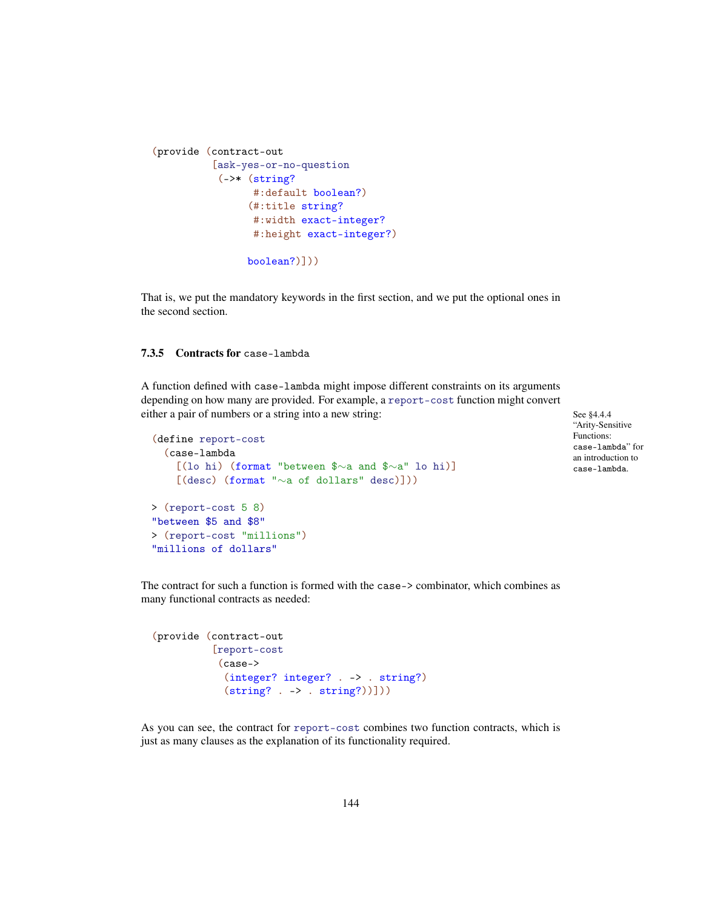```
(provide (contract-out
          [ask-yes-or-no-question
           (->* (string?
                 #:default boolean?)
                (#:title string?
                 #:width exact-integer?
                 #:height exact-integer?)

                boolean?)]))
```

That is, we put the mandatory keywords in the first section, and we put the optional ones in the second section.

### 7.3.5 Contracts for `case-lambda`

A function defined with `case-lambda` might impose different constraints on its arguments depending on how many are provided. For example, a `report-cost` function might convert either a pair of numbers or a string into a new string:

See §4.4.4 "Arity-Sensitive Functions: `case-lambda`" for an introduction to `case-lambda`.

```
(define report-cost
  (case-lambda
    [(lo hi) (format "between $~a and $~a" lo hi)]
    [(desc) (format "~a of dollars" desc)]))

> (report-cost 5 8)
"between $5 and $8"
> (report-cost "millions")
"millions of dollars"
```

The contract for such a function is formed with the `case->` combinator, which combines as many functional contracts as needed:

```
(provide (contract-out
          [report-cost
           (case->
            (integer? integer? . -> . string?)
            (string? . -> . string?))]))
```

As you can see, the contract for `report-cost` combines two function contracts, which is just as many clauses as the explanation of its functionality required.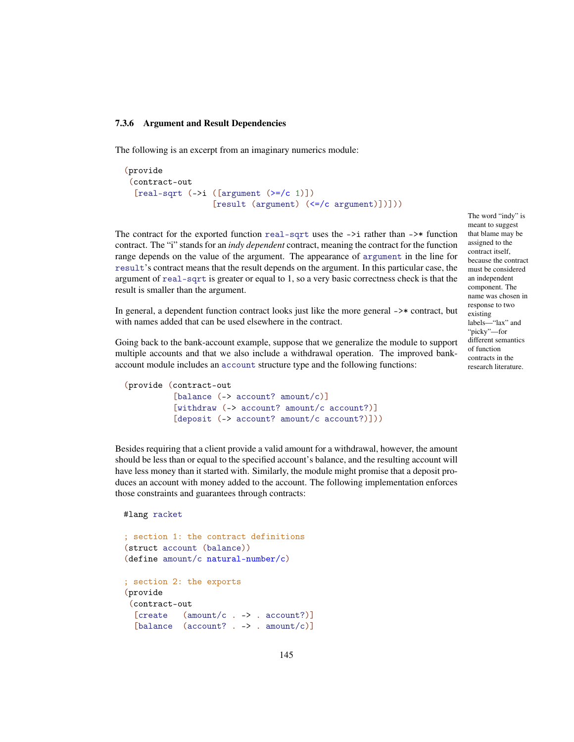### 7.3.6 Argument and Result Dependencies

The following is an excerpt from an imaginary numerics module:

```
(provide
 (contract-out
  [real-sqrt (->i ([argument (>=/c 1)])
                  [result (argument) (<=/c argument)])]))
```

The contract for the exported function `real-sqrt` uses the `->i` rather than `->*` function contract. The "i" stands for an *indy dependent* contract, meaning the contract for the function range depends on the value of the argument. The appearance of `argument` in the line for `result`'s contract means that the result depends on the argument. In this particular case, the argument of `real-sqrt` is greater or equal to 1, so a very basic correctness check is that the result is smaller than the argument.

The word "indy" is meant to suggest that blame may be assigned to the contract itself, because the contract must be considered an independent component. The name was chosen in response to two existing labels—"lax" and "picky"—for different semantics of function contracts in the research literature.

In general, a dependent function contract looks just like the more general `->*` contract, but with names added that can be used elsewhere in the contract.

Going back to the bank-account example, suppose that we generalize the module to support multiple accounts and that we also include a withdrawal operation. The improved bank-account module includes an `account` structure type and the following functions:

```
(provide (contract-out
          [balance (-> account? amount/c)]
          [withdraw (-> account? amount/c account?)]
          [deposit (-> account? amount/c account?)]))
```

Besides requiring that a client provide a valid amount for a withdrawal, however, the amount should be less than or equal to the specified account's balance, and the resulting account will have less money than it started with. Similarly, the module might promise that a deposit produces an account with money added to the account. The following implementation enforces those constraints and guarantees through contracts:

```
#lang racket

; section 1: the contract definitions
(struct account (balance))
(define amount/c natural-number/c)

; section 2: the exports
(provide
 (contract-out
  [create   (amount/c . -> . account?)]
  [balance  (account? . -> . amount/c)]
```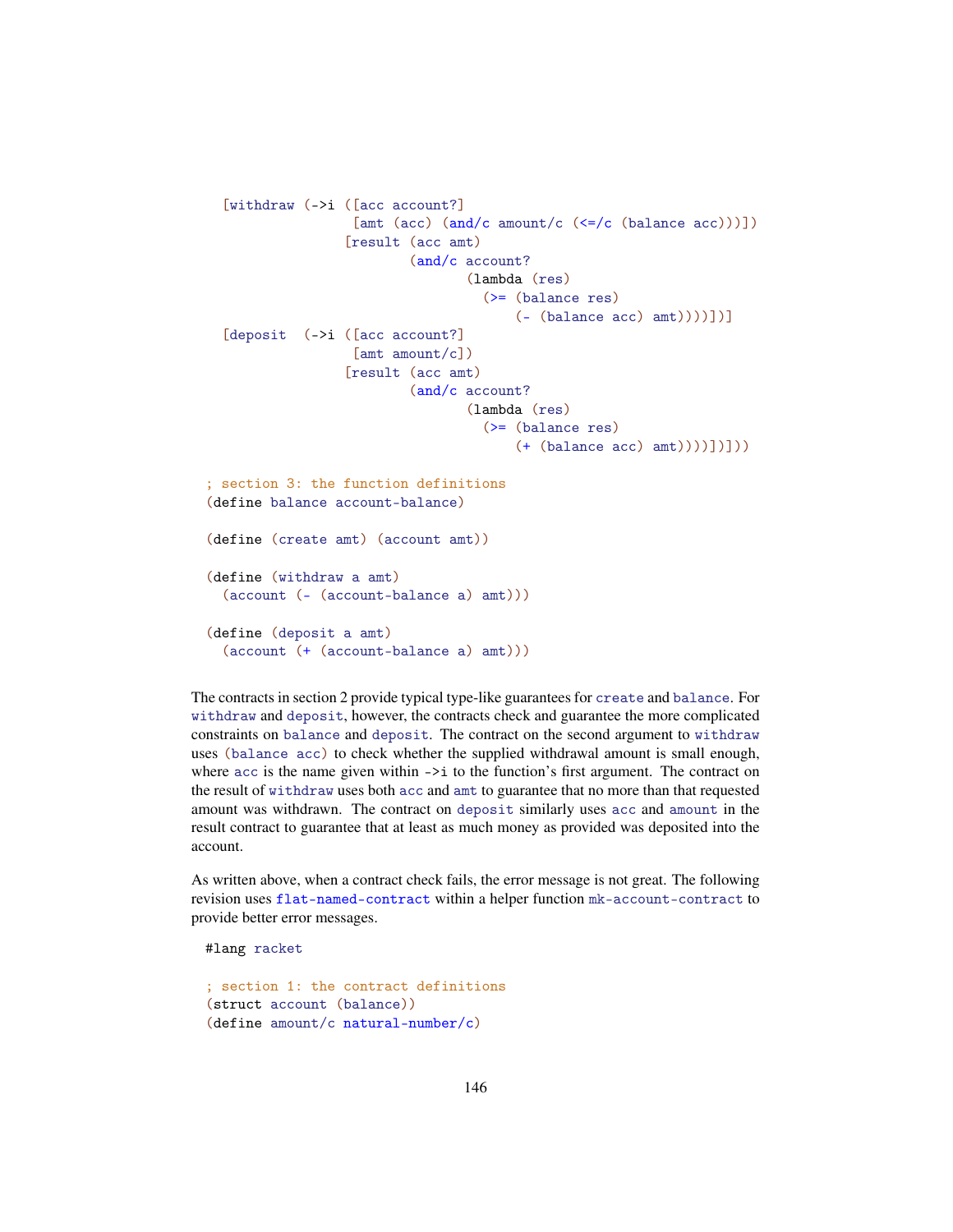```
  [withdraw (->i ([acc account?]
                  [amt (acc) (and/c amount/c (<=/c (balance acc)))])
                 [result (acc amt)
                         (and/c account?
                                (lambda (res)
                                  (>= (balance res)
                                      (- (balance acc) amt))))])]
  [deposit  (->i ([acc account?]
                  [amt amount/c])
                 [result (acc amt)
                         (and/c account?
                                (lambda (res)
                                  (>= (balance res)
                                      (+ (balance acc) amt))))])]))

; section 3: the function definitions
(define balance account-balance)

(define (create amt) (account amt))

(define (withdraw a amt)
  (account (- (account-balance a) amt)))

(define (deposit a amt)
  (account (+ (account-balance a) amt)))
```

The contracts in section 2 provide typical type-like guarantees for `create` and `balance`. For `withdraw` and `deposit`, however, the contracts check and guarantee the more complicated constraints on `balance` and `deposit`. The contract on the second argument to `withdraw` uses `(balance acc)` to check whether the supplied withdrawal amount is small enough, where `acc` is the name given within `->i` to the function's first argument. The contract on the result of `withdraw` uses both `acc` and `amt` to guarantee that no more than that requested amount was withdrawn. The contract on `deposit` similarly uses `acc` and `amount` in the result contract to guarantee that at least as much money as provided was deposited into the account.

As written above, when a contract check fails, the error message is not great. The following revision uses `flat-named-contract` within a helper function `mk-account-contract` to provide better error messages.

```
#lang racket

; section 1: the contract definitions
(struct account (balance))
(define amount/c natural-number/c)
```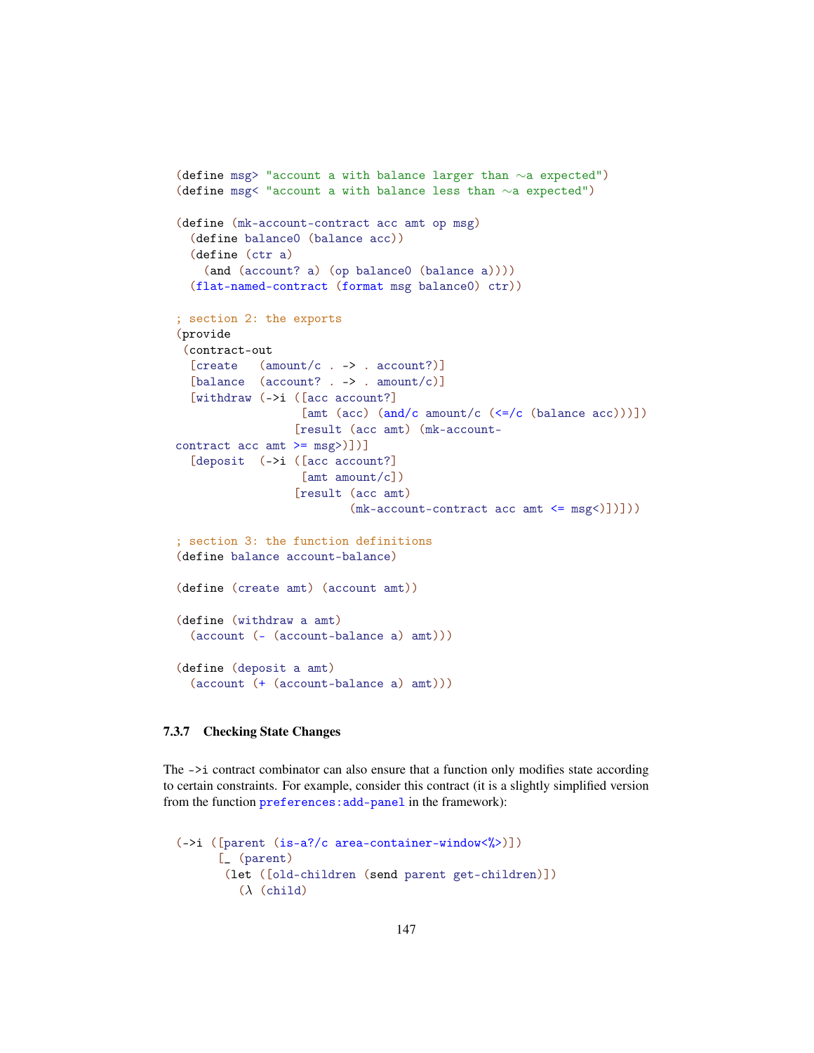```
(define msg> "account a with balance larger than ~a expected")
(define msg< "account a with balance less than ~a expected")

(define (mk-account-contract acc amt op msg)
  (define balance0 (balance acc))
  (define (ctr a)
    (and (account? a) (op balance0 (balance a))))
  (flat-named-contract (format msg balance0) ctr))

; section 2: the exports
(provide
 (contract-out
  [create   (amount/c . -> . account?)]
  [balance  (account? . -> . amount/c)]
  [withdraw (->i ([acc account?]
                  [amt (acc) (and/c amount/c (<=/c (balance acc)))])
                 [result (acc amt) (mk-account-
contract acc amt >= msg>)])]
  [deposit  (->i ([acc account?]
                  [amt amount/c])
                 [result (acc amt)
                         (mk-account-contract acc amt <= msg<)])]))

; section 3: the function definitions
(define balance account-balance)

(define (create amt) (account amt))

(define (withdraw a amt)
  (account (- (account-balance a) amt)))

(define (deposit a amt)
  (account (+ (account-balance a) amt)))
```

### 7.3.7 Checking State Changes

The `->i` contract combinator can also ensure that a function only modifies state according to certain constraints. For example, consider this contract (it is a slightly simplified version from the function `preferences:add-panel` in the framework):

```
(->i ([parent (is-a?/c area-container-window<%>)])
      [_ (parent)
       (let ([old-children (send parent get-children)])
         (λ (child)
```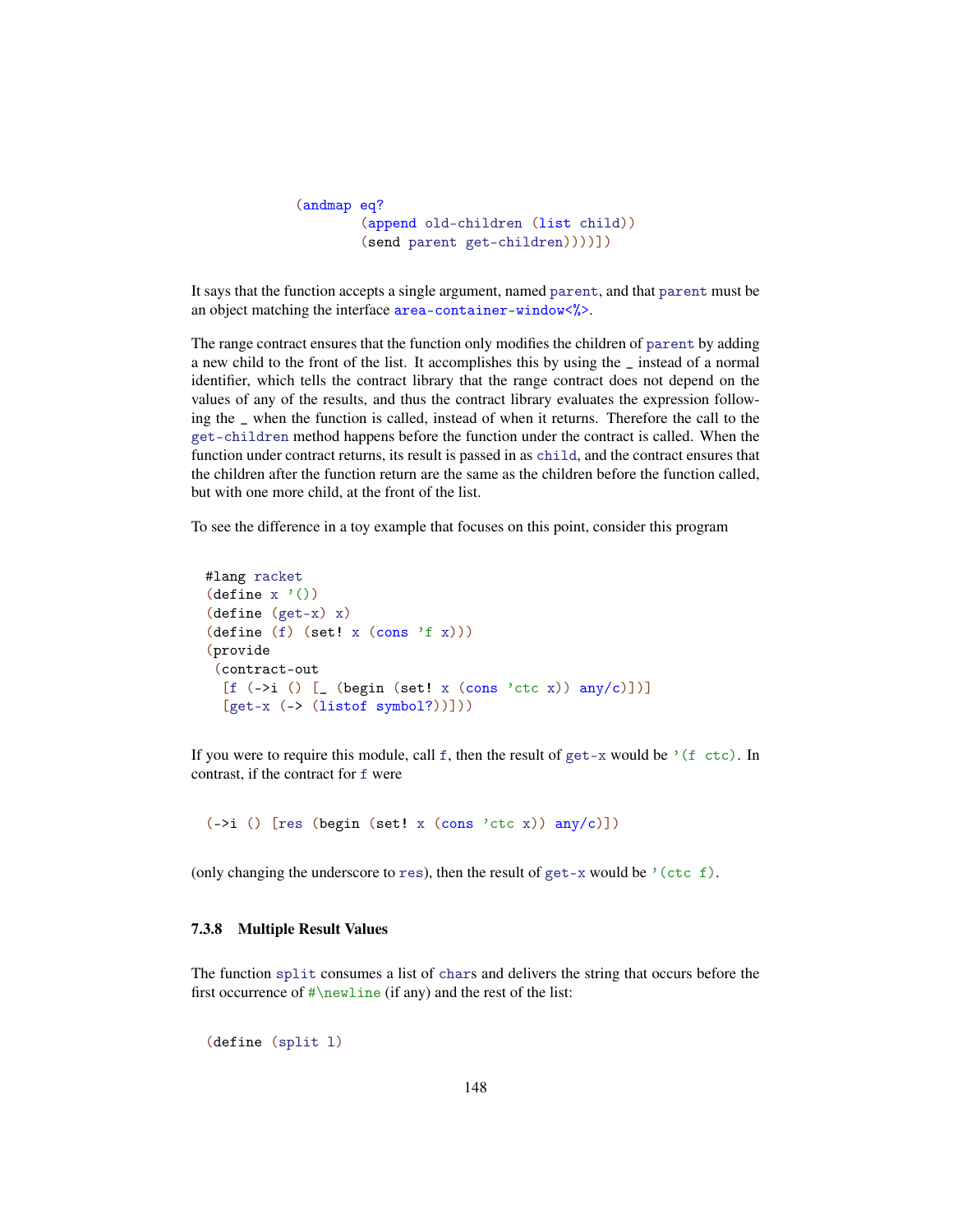```
(andmap eq?
        (append old-children (list child))
        (send parent get-children))))])
```

It says that the function accepts a single argument, named `parent`, and that `parent` must be an object matching the interface `area-container-window<%>`.

The range contract ensures that the function only modifies the children of `parent` by adding a new child to the front of the list. It accomplishes this by using the `_` instead of a normal identifier, which tells the contract library that the range contract does not depend on the values of any of the results, and thus the contract library evaluates the expression following the `_` when the function is called, instead of when it returns. Therefore the call to the `get-children` method happens before the function under the contract is called. When the function under contract returns, its result is passed in as `child`, and the contract ensures that the children after the function return are the same as the children before the function called, but with one more child, at the front of the list.

To see the difference in a toy example that focuses on this point, consider this program

```
#lang racket
(define x '())
(define (get-x) x)
(define (f) (set! x (cons 'f x)))
(provide
 (contract-out
  [f (->i () [_ (begin (set! x (cons 'ctc x)) any/c)])]
  [get-x (-> (listof symbol?))]))
```

If you were to require this module, call `f`, then the result of `get-x` would be `'(f ctc)`. In contrast, if the contract for `f` were

```
(->i () [res (begin (set! x (cons 'ctc x)) any/c)])
```

(only changing the underscore to `res`), then the result of `get-x` would be `'(ctc f)`.

### 7.3.8 Multiple Result Values

The function `split` consumes a list of `char`s and delivers the string that occurs before the first occurrence of `#\newline` (if any) and the rest of the list:

```
(define (split l)
```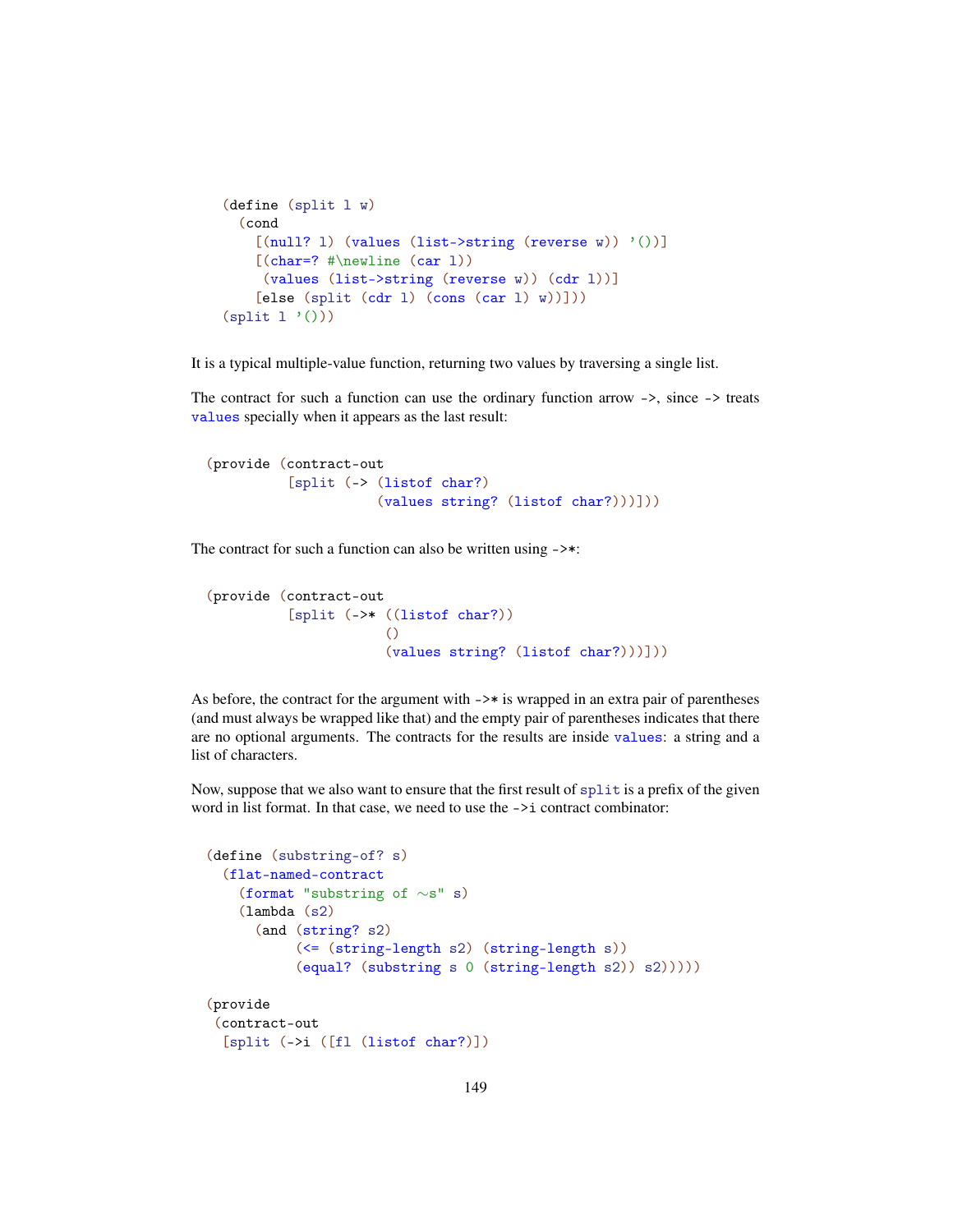```
(define (split l w)
  (cond
    [(null? l) (values (list->string (reverse w)) '())]
    [(char=? #\newline (car l))
     (values (list->string (reverse w)) (cdr l))]
    [else (split (cdr l) (cons (car l) w))]))
(split l '()))
```

It is a typical multiple-value function, returning two values by traversing a single list.

The contract for such a function can use the ordinary function arrow ->, since -> treats values specially when it appears as the last result:

```
(provide (contract-out
          [split (-> (listof char?)
                     (values string? (listof char?)))]))
```

The contract for such a function can also be written using ->*:

```
(provide (contract-out
          [split (->* ((listof char?))
                      ()
                      (values string? (listof char?)))]))
```

As before, the contract for the argument with ->* is wrapped in an extra pair of parentheses (and must always be wrapped like that) and the empty pair of parentheses indicates that there are no optional arguments. The contracts for the results are inside values: a string and a list of characters.

Now, suppose that we also want to ensure that the first result of split is a prefix of the given word in list format. In that case, we need to use the ->i contract combinator:

```
(define (substring-of? s)
  (flat-named-contract
    (format "substring of ~s" s)
    (lambda (s2)
      (and (string? s2)
           (<= (string-length s2) (string-length s))
           (equal? (substring s 0 (string-length s2)) s2)))))

(provide
 (contract-out
  [split (->i ([fl (listof char?)])
```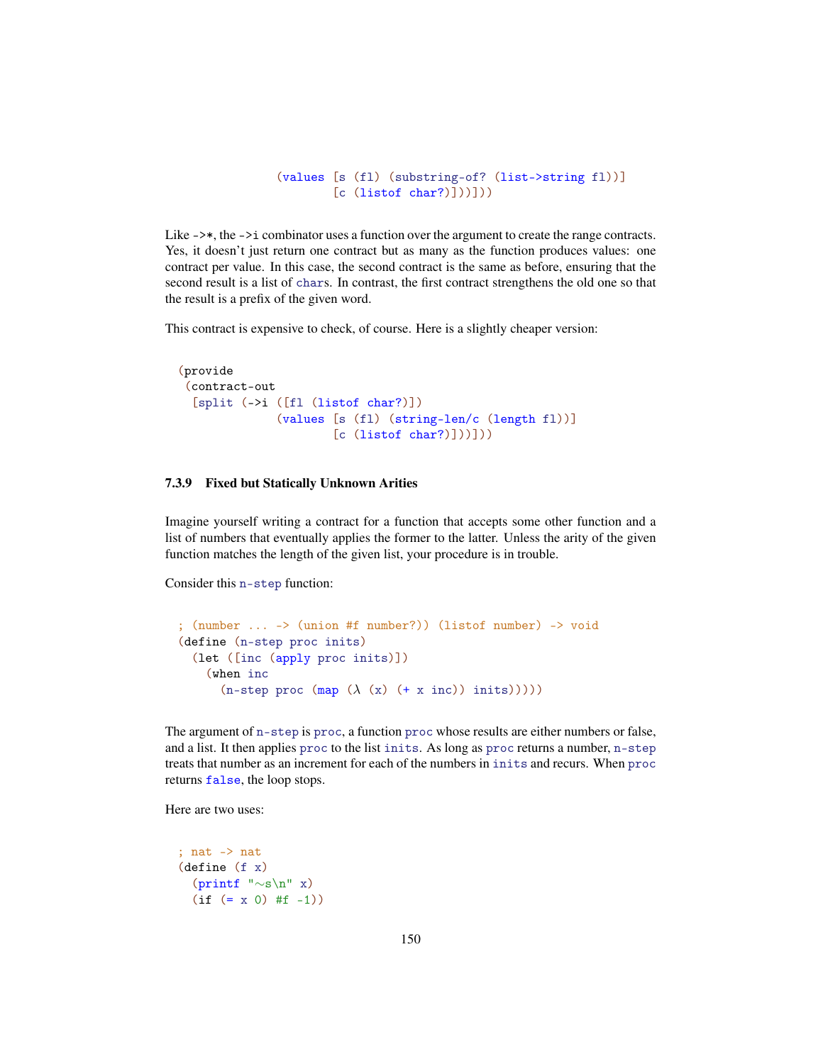```
                (values [s (fl) (substring-of? (list->string fl))]
                        [c (listof char?)])))]))
```

Like `->*`, the `->i` combinator uses a function over the argument to create the range contracts. Yes, it doesn't just return one contract but as many as the function produces values: one contract per value. In this case, the second contract is the same as before, ensuring that the second result is a list of `char`s. In contrast, the first contract strengthens the old one so that the result is a prefix of the given word.

This contract is expensive to check, of course. Here is a slightly cheaper version:

```
(provide
 (contract-out
  [split (->i ([fl (listof char?)])
              (values [s (fl) (string-len/c (length fl))]
                      [c (listof char?)]))]))
```

### 7.3.9 Fixed but Statically Unknown Arities

Imagine yourself writing a contract for a function that accepts some other function and a list of numbers that eventually applies the former to the latter. Unless the arity of the given function matches the length of the given list, your procedure is in trouble.

Consider this `n-step` function:

```
; (number ... -> (union #f number?)) (listof number) -> void
(define (n-step proc inits)
  (let ([inc (apply proc inits)])
    (when inc
      (n-step proc (map (λ (x) (+ x inc)) inits)))))
```

The argument of `n-step` is `proc`, a function `proc` whose results are either numbers or false, and a list. It then applies `proc` to the list `inits`. As long as `proc` returns a number, `n-step` treats that number as an increment for each of the numbers in `inits` and recurs. When `proc` returns `false`, the loop stops.

Here are two uses:

```
; nat -> nat
(define (f x)
  (printf "~s\n" x)
  (if (= x 0) #f -1))
```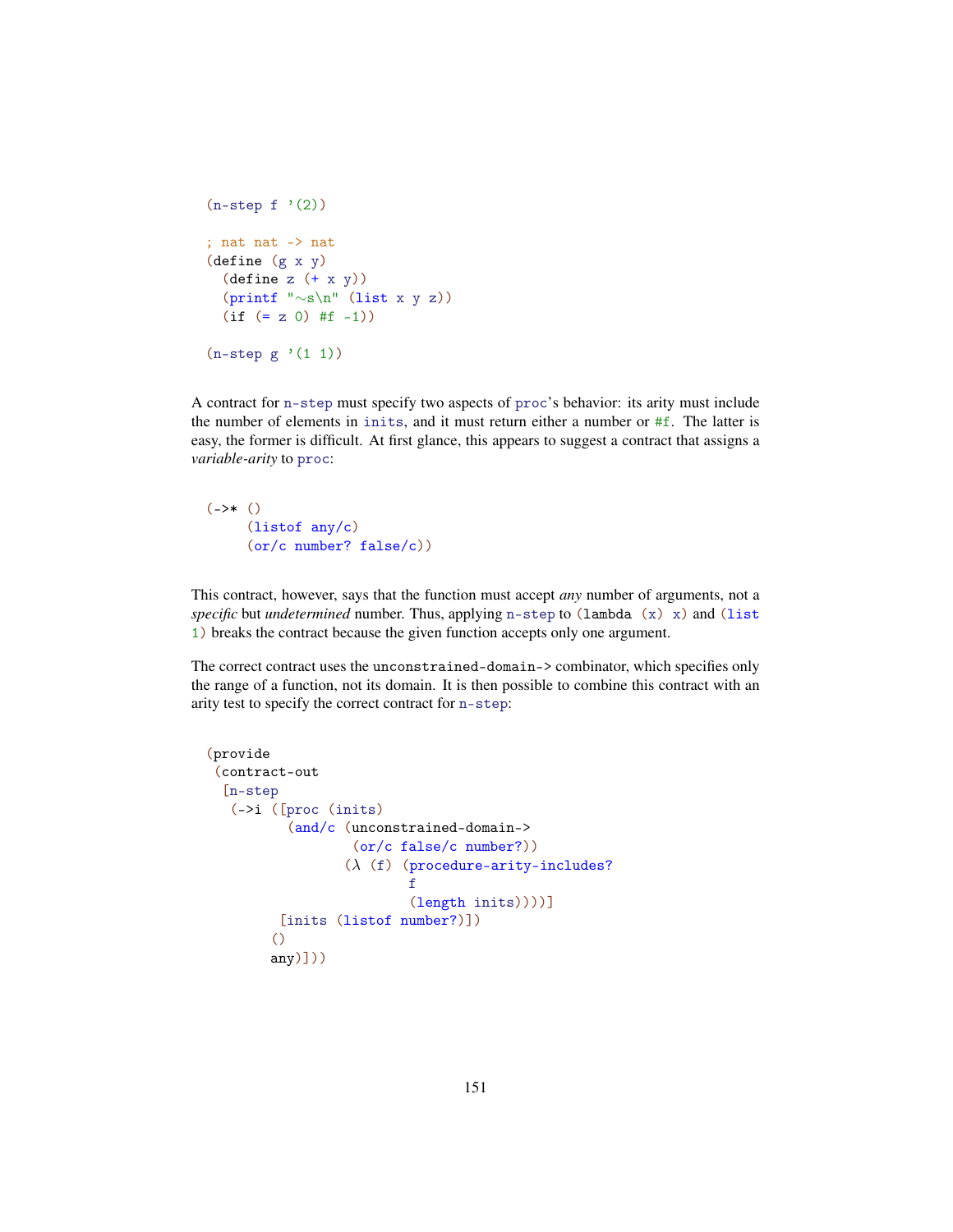```
(n-step f '(2))

; nat nat -> nat
(define (g x y)
  (define z (+ x y))
  (printf "~s\n" (list x y z))
  (if (= z 0) #f -1))

(n-step g '(1 1))
```

A contract for `n-step` must specify two aspects of `proc`'s behavior: its arity must include the number of elements in `inits`, and it must return either a number or `#f`. The latter is easy, the former is difficult. At first glance, this appears to suggest a contract that assigns a *variable-arity* to `proc`:

```
(->* ()
     (listof any/c)
     (or/c number? false/c))
```

This contract, however, says that the function must accept *any* number of arguments, not a *specific* but *undetermined* number. Thus, applying `n-step` to `(lambda (x) x)` and `(list 1)` breaks the contract because the given function accepts only one argument.

The correct contract uses the `unconstrained-domain->` combinator, which specifies only the range of a function, not its domain. It is then possible to combine this contract with an arity test to specify the correct contract for `n-step`:

```
(provide
 (contract-out
  [n-step
   (->i ([proc (inits)
          (and/c (unconstrained-domain->
                  (or/c false/c number?))
                 (λ (f) (procedure-arity-includes?
                         f
                         (length inits))))]
         [inits (listof number?)])
        ()
        any)]))
```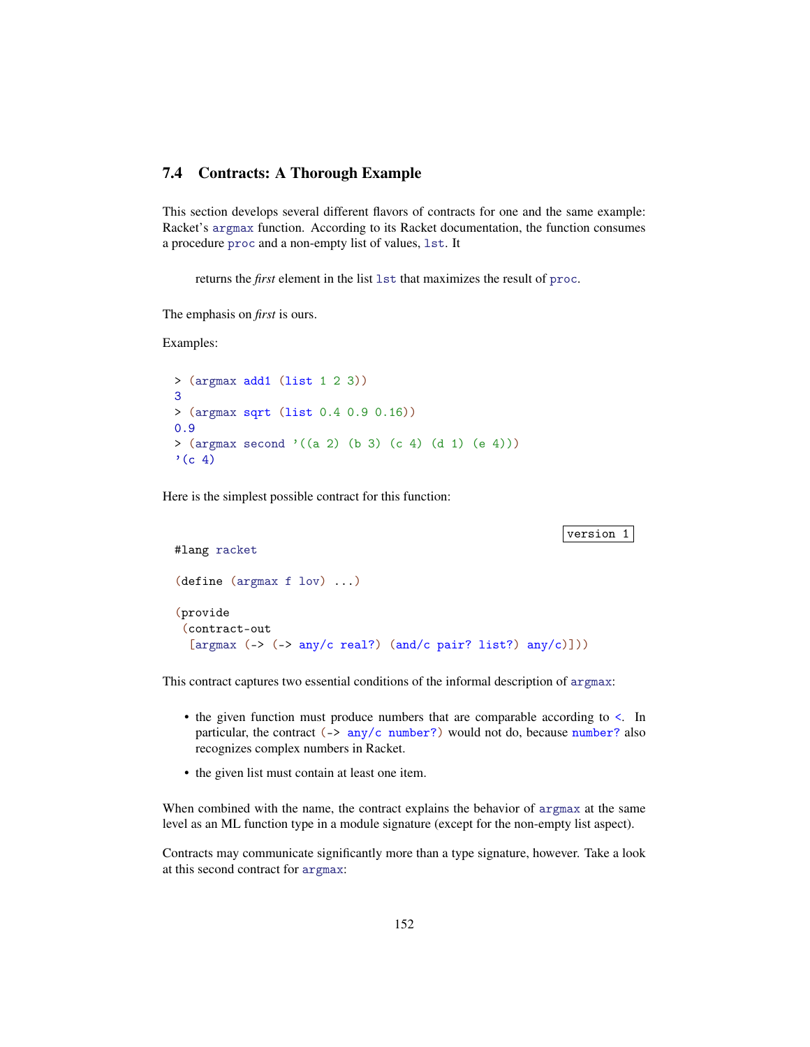### 7.4 Contracts: A Thorough Example

This section develops several different flavors of contracts for one and the same example: Racket's `argmax` function. According to its Racket documentation, the function consumes a procedure `proc` and a non-empty list of values, `lst`. It

> returns the *first* element in the list `lst` that maximizes the result of `proc`.

The emphasis on *first* is ours.

Examples:

```
> (argmax add1 (list 1 2 3))
3
> (argmax sqrt (list 0.4 0.9 0.16))
0.9
> (argmax second '((a 2) (b 3) (c 4) (d 1) (e 4)))
'(c 4)
```

Here is the simplest possible contract for this function:

version 1

```
#lang racket

(define (argmax f lov) ...)

(provide
 (contract-out
  [argmax (-> (-> any/c real?) (and/c pair? list?) any/c)]))
```

This contract captures two essential conditions of the informal description of `argmax`:

- the given function must produce numbers that are comparable according to `<`. In particular, the contract `(-> any/c number?)` would not do, because `number?` also recognizes complex numbers in Racket.
- the given list must contain at least one item.

When combined with the name, the contract explains the behavior of `argmax` at the same level as an ML function type in a module signature (except for the non-empty list aspect).

Contracts may communicate significantly more than a type signature, however. Take a look at this second contract for `argmax`: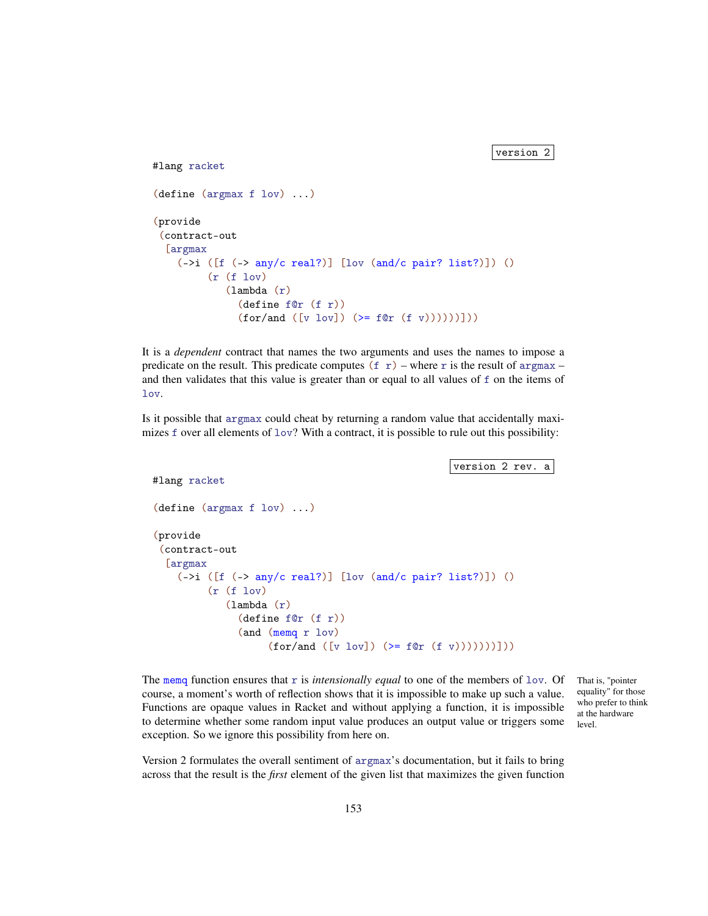version 2

```
#lang racket

(define (argmax f lov) ...)

(provide
 (contract-out
  [argmax
    (->i ([f (-> any/c real?)] [lov (and/c pair? list?)]) ()
         (r (f lov)
            (lambda (r)
              (define f@r (f r))
              (for/and ([v lov]) (>= f@r (f v))))))]))
```

It is a *dependent* contract that names the two arguments and uses the names to impose a predicate on the result. This predicate computes `(f r)` – where `r` is the result of `argmax` – and then validates that this value is greater than or equal to all values of `f` on the items of `lov`.

Is it possible that `argmax` could cheat by returning a random value that accidentally maximizes `f` over all elements of `lov`? With a contract, it is possible to rule out this possibility:

version 2 rev. a

```
#lang racket

(define (argmax f lov) ...)

(provide
 (contract-out
  [argmax
    (->i ([f (-> any/c real?)] [lov (and/c pair? list?)]) ()
         (r (f lov)
            (lambda (r)
              (define f@r (f r))
              (and (memq r lov)
                   (for/and ([v lov]) (>= f@r (f v)))))))]))
```

The `memq` function ensures that `r` is *intensionally equal* to one of the members of `lov`. Of course, a moment's worth of reflection shows that it is impossible to make up such a value. Functions are opaque values in Racket and without applying a function, it is impossible to determine whether some random input value produces an output value or triggers some exception. So we ignore this possibility from here on.

That is, "pointer equality" for those who prefer to think at the hardware level.

Version 2 formulates the overall sentiment of `argmax`'s documentation, but it fails to bring across that the result is the *first* element of the given list that maximizes the given function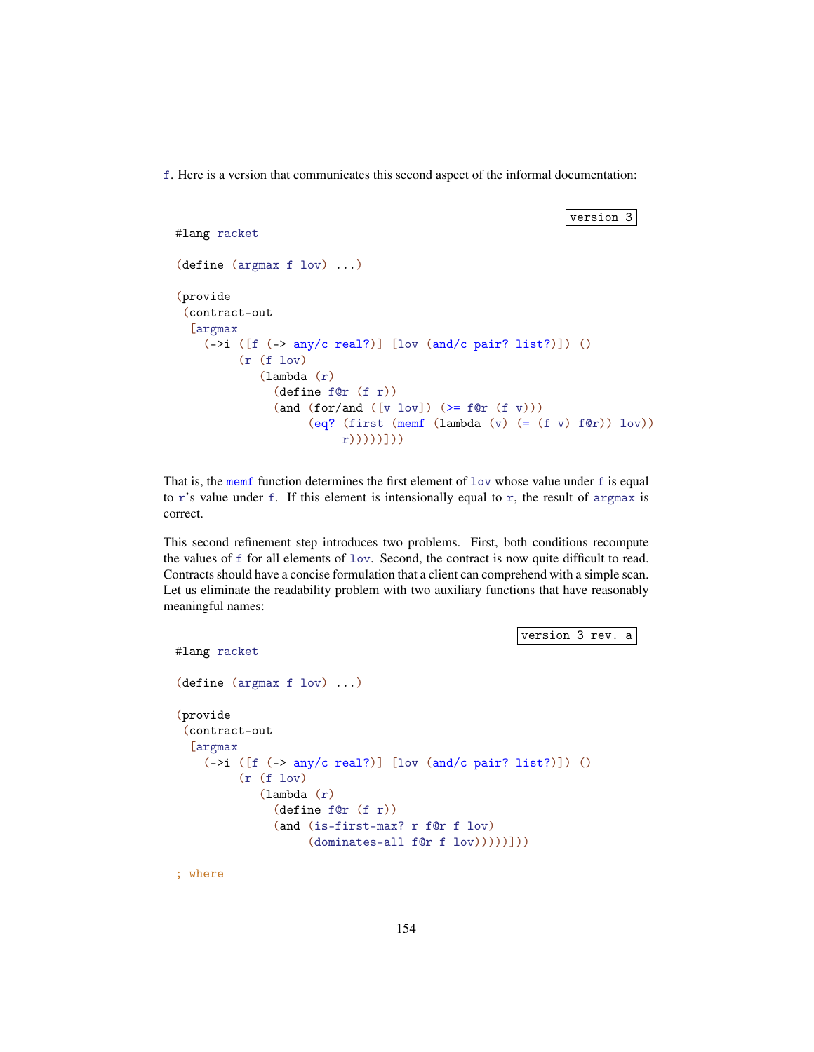f. Here is a version that communicates this second aspect of the informal documentation:

version 3

```
#lang racket

(define (argmax f lov) ...)

(provide
 (contract-out
  [argmax
    (->i ([f (-> any/c real?)] [lov (and/c pair? list?)]) ()
         (r (f lov)
            (lambda (r)
              (define f@r (f r))
              (and (for/and ([v lov]) (>= f@r (f v)))
                   (eq? (first (memf (lambda (v) (= (f v) f@r)) lov))
                        r))))))]))
```

That is, the memf function determines the first element of lov whose value under f is equal to r's value under f. If this element is intensionally equal to r, the result of argmax is correct.

This second refinement step introduces two problems. First, both conditions recompute the values of f for all elements of lov. Second, the contract is now quite difficult to read. Contracts should have a concise formulation that a client can comprehend with a simple scan. Let us eliminate the readability problem with two auxiliary functions that have reasonably meaningful names:

version 3 rev. a

```
#lang racket

(define (argmax f lov) ...)

(provide
 (contract-out
  [argmax
    (->i ([f (-> any/c real?)] [lov (and/c pair? list?)]) ()
         (r (f lov)
            (lambda (r)
              (define f@r (f r))
              (and (is-first-max? r f@r f lov)
                   (dominates-all f@r f lov)))))]))

; where
```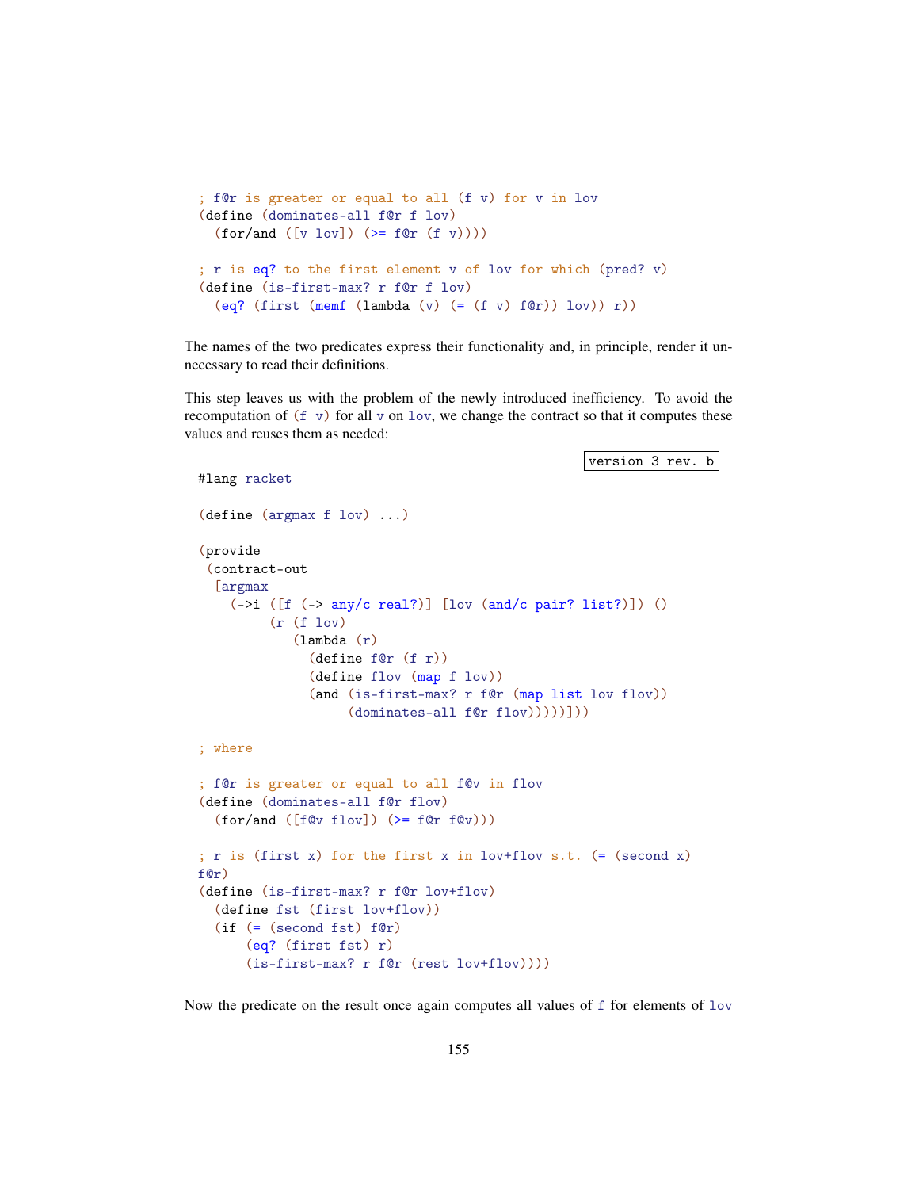```
; f@r is greater or equal to all (f v) for v in lov
(define (dominates-all f@r f lov)
  (for/and ([v lov]) (>= f@r (f v))))

; r is eq? to the first element v of lov for which (pred? v)
(define (is-first-max? r f@r f lov)
  (eq? (first (memf (lambda (v) (= (f v) f@r)) lov)) r))
```

The names of the two predicates express their functionality and, in principle, render it unnecessary to read their definitions.

This step leaves us with the problem of the newly introduced inefficiency. To avoid the recomputation of `(f v)` for all `v` on `lov`, we change the contract so that it computes these values and reuses them as needed:

version 3 rev. b

```
#lang racket

(define (argmax f lov) ...)

(provide
 (contract-out
  [argmax
    (->i ([f (-> any/c real?)] [lov (and/c pair? list?)]) ()
         (r (f lov)
            (lambda (r)
              (define f@r (f r))
              (define flov (map f lov))
              (and (is-first-max? r f@r (map list lov flov))
                   (dominates-all f@r flov)))))]))

; where

; f@r is greater or equal to all f@v in flov
(define (dominates-all f@r flov)
  (for/and ([f@v flov]) (>= f@r f@v)))

; r is (first x) for the first x in lov+flov s.t. (= (second x)
f@r)
(define (is-first-max? r f@r lov+flov)
  (define fst (first lov+flov))
  (if (= (second fst) f@r)
      (eq? (first fst) r)
      (is-first-max? r f@r (rest lov+flov))))
```

Now the predicate on the result once again computes all values of `f` for elements of `lov`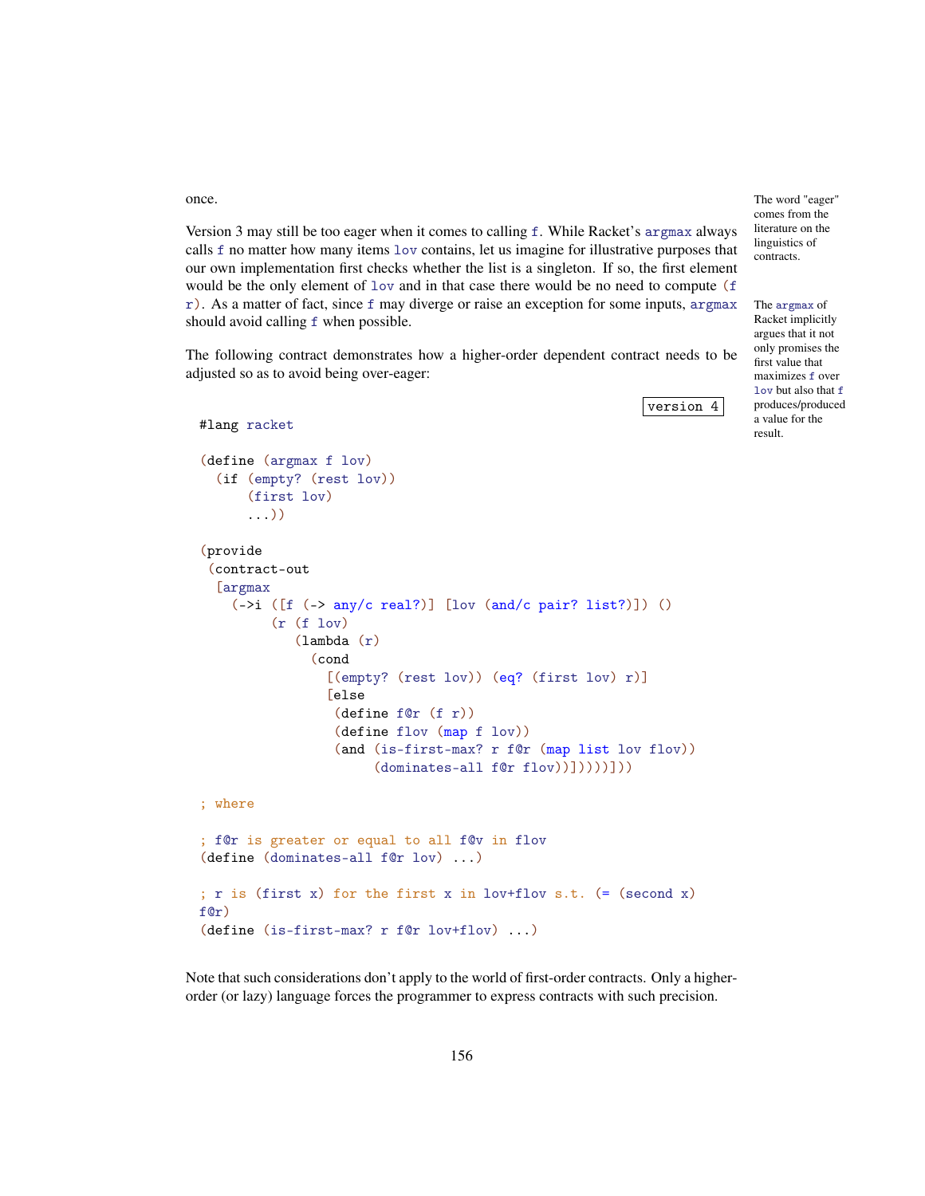once.

Version 3 may still be too eager when it comes to calling `f`. While Racket's `argmax` always calls `f` no matter how many items `lov` contains, let us imagine for illustrative purposes that our own implementation first checks whether the list is a singleton. If so, the first element would be the only element of `lov` and in that case there would be no need to compute `(f r)`. As a matter of fact, since `f` may diverge or raise an exception for some inputs, `argmax` should avoid calling `f` when possible.

The word "eager" comes from the literature on the linguistics of contracts.

The `argmax` of Racket implicitly argues that it not only promises the first value that maximizes `f` over `lov` but also that `f` produces/produced a value for the result.

The following contract demonstrates how a higher-order dependent contract needs to be adjusted so as to avoid being over-eager:

version 4

```
#lang racket

(define (argmax f lov)
  (if (empty? (rest lov))
      (first lov)
      ...))

(provide
 (contract-out
  [argmax
    (->i ([f (-> any/c real?)] [lov (and/c pair? list?)]) ()
         (r (f lov)
            (lambda (r)
              (cond
                [(empty? (rest lov)) (eq? (first lov) r)]
                [else
                 (define f@r (f r))
                 (define flov (map f lov))
                 (and (is-first-max? r f@r (map list lov flov))
                      (dominates-all f@r flov))]))))]))

; where

; f@r is greater or equal to all f@v in flov
(define (dominates-all f@r lov) ...)

; r is (first x) for the first x in lov+flov s.t. (= (second x)
f@r)
(define (is-first-max? r f@r lov+flov) ...)
```

Note that such considerations don't apply to the world of first-order contracts. Only a higher-order (or lazy) language forces the programmer to express contracts with such precision.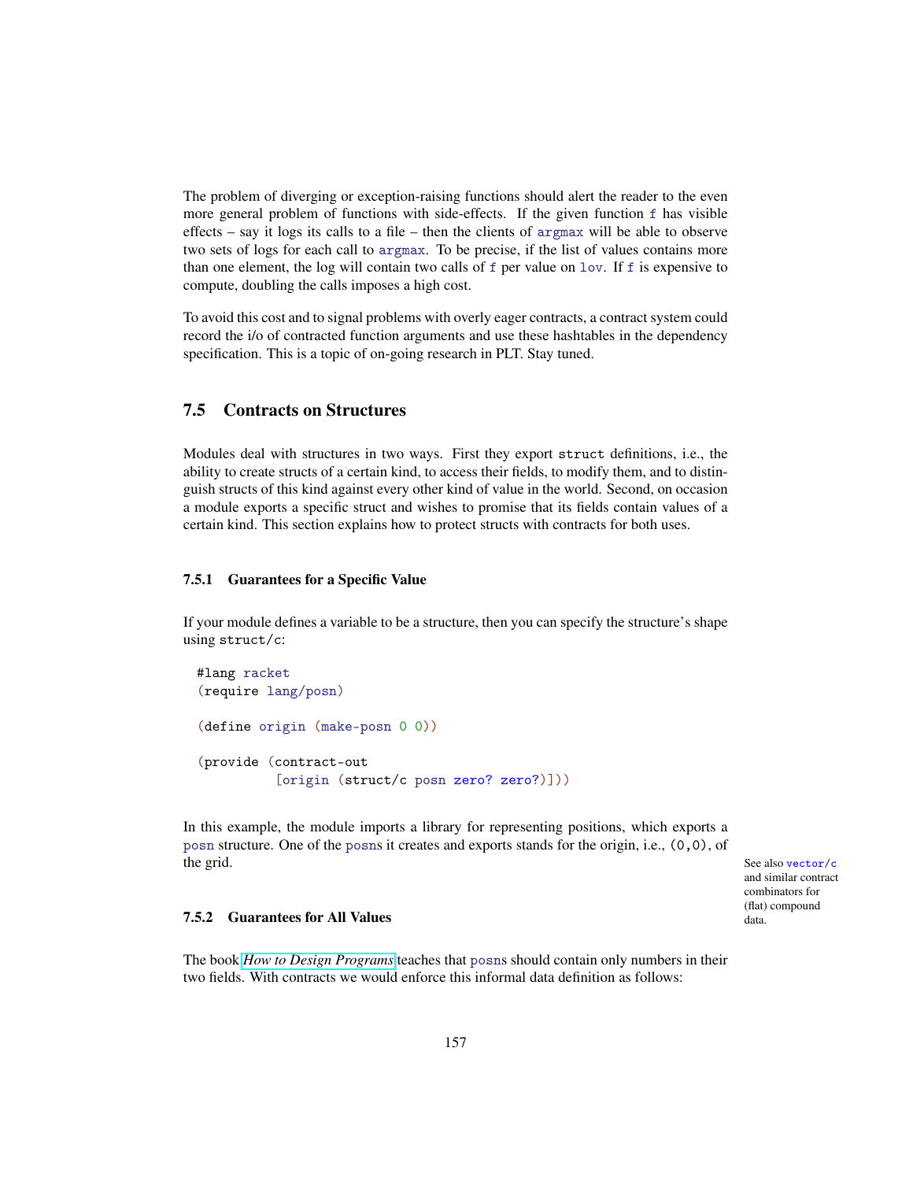The problem of diverging or exception-raising functions should alert the reader to the even more general problem of functions with side-effects. If the given function f has visible effects – say it logs its calls to a file – then the clients of argmax will be able to observe two sets of logs for each call to argmax. To be precise, if the list of values contains more than one element, the log will contain two calls of f per value on lov. If f is expensive to compute, doubling the calls imposes a high cost.

To avoid this cost and to signal problems with overly eager contracts, a contract system could record the i/o of contracted function arguments and use these hashtables in the dependency specification. This is a topic of on-going research in PLT. Stay tuned.

## 7.5 Contracts on Structures

Modules deal with structures in two ways. First they export struct definitions, i.e., the ability to create structs of a certain kind, to access their fields, to modify them, and to distinguish structs of this kind against every other kind of value in the world. Second, on occasion a module exports a specific struct and wishes to promise that its fields contain values of a certain kind. This section explains how to protect structs with contracts for both uses.

### 7.5.1 Guarantees for a Specific Value

If your module defines a variable to be a structure, then you can specify the structure's shape using struct/c:

```
#lang racket
(require lang/posn)

(define origin (make-posn 0 0))

(provide (contract-out
          [origin (struct/c posn zero? zero?)]))
```

In this example, the module imports a library for representing positions, which exports a posn structure. One of the posns it creates and exports stands for the origin, i.e., (0,0), of the grid.

See also vector/c and similar contract combinators for (flat) compound data.

### 7.5.2 Guarantees for All Values

The book *How to Design Programs* teaches that posns should contain only numbers in their two fields. With contracts we would enforce this informal data definition as follows: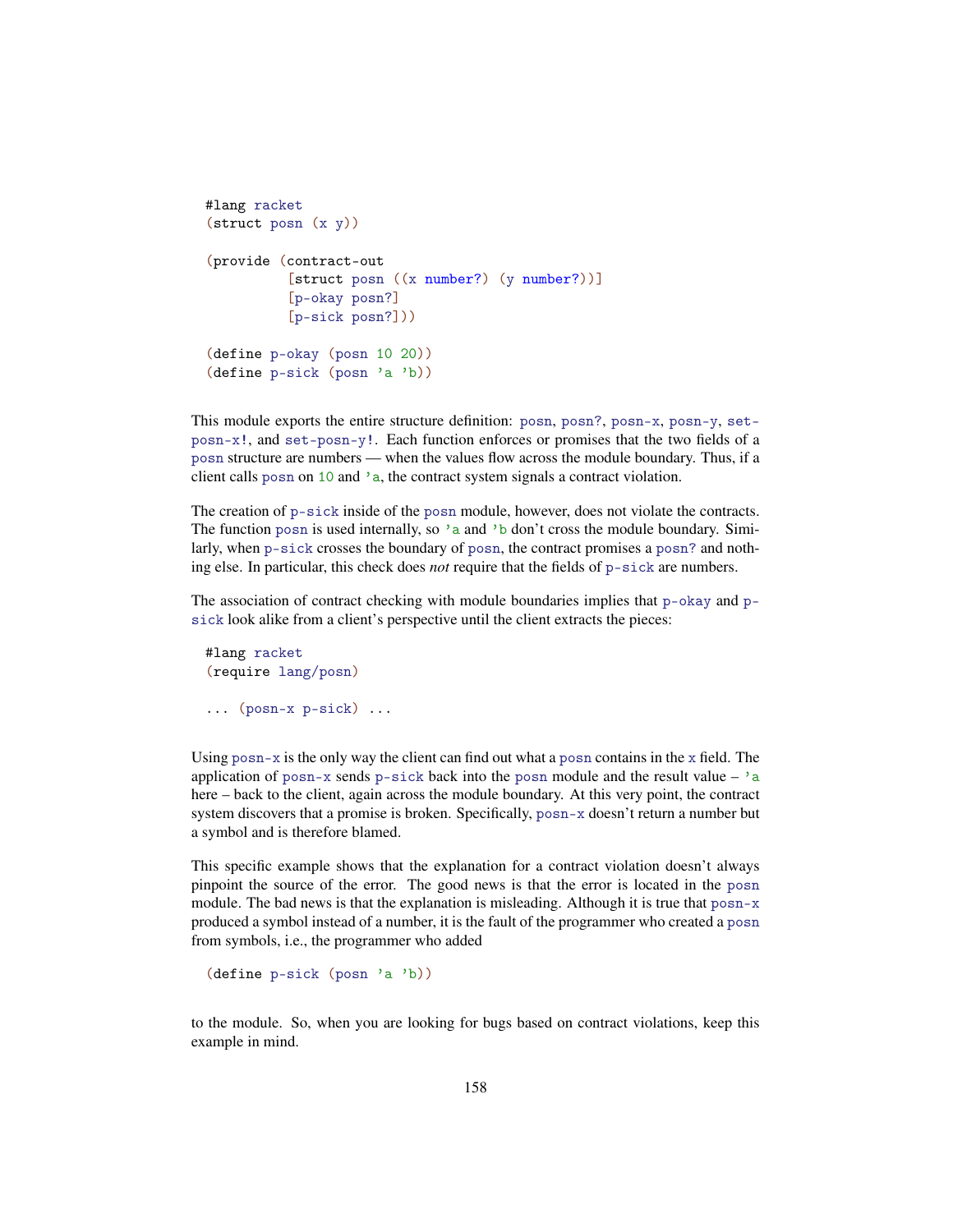```
#lang racket
(struct posn (x y))

(provide (contract-out
          [struct posn ((x number?) (y number?))]
          [p-okay posn?]
          [p-sick posn?]))

(define p-okay (posn 10 20))
(define p-sick (posn 'a 'b))
```

This module exports the entire structure definition: `posn`, `posn?`, `posn-x`, `posn-y`, `set-posn-x!`, and `set-posn-y!`. Each function enforces or promises that the two fields of a `posn` structure are numbers — when the values flow across the module boundary. Thus, if a client calls `posn` on `10` and `'a`, the contract system signals a contract violation.

The creation of `p-sick` inside of the `posn` module, however, does not violate the contracts. The function `posn` is used internally, so `'a` and `'b` don't cross the module boundary. Similarly, when `p-sick` crosses the boundary of `posn`, the contract promises a `posn?` and nothing else. In particular, this check does *not* require that the fields of `p-sick` are numbers.

The association of contract checking with module boundaries implies that `p-okay` and `p-sick` look alike from a client's perspective until the client extracts the pieces:

```
#lang racket
(require lang/posn)

... (posn-x p-sick) ...
```

Using `posn-x` is the only way the client can find out what a `posn` contains in the `x` field. The application of `posn-x` sends `p-sick` back into the `posn` module and the result value – `'a` here – back to the client, again across the module boundary. At this very point, the contract system discovers that a promise is broken. Specifically, `posn-x` doesn't return a number but a symbol and is therefore blamed.

This specific example shows that the explanation for a contract violation doesn't always pinpoint the source of the error. The good news is that the error is located in the `posn` module. The bad news is that the explanation is misleading. Although it is true that `posn-x` produced a symbol instead of a number, it is the fault of the programmer who created a `posn` from symbols, i.e., the programmer who added

```
(define p-sick (posn 'a 'b))
```

to the module. So, when you are looking for bugs based on contract violations, keep this example in mind.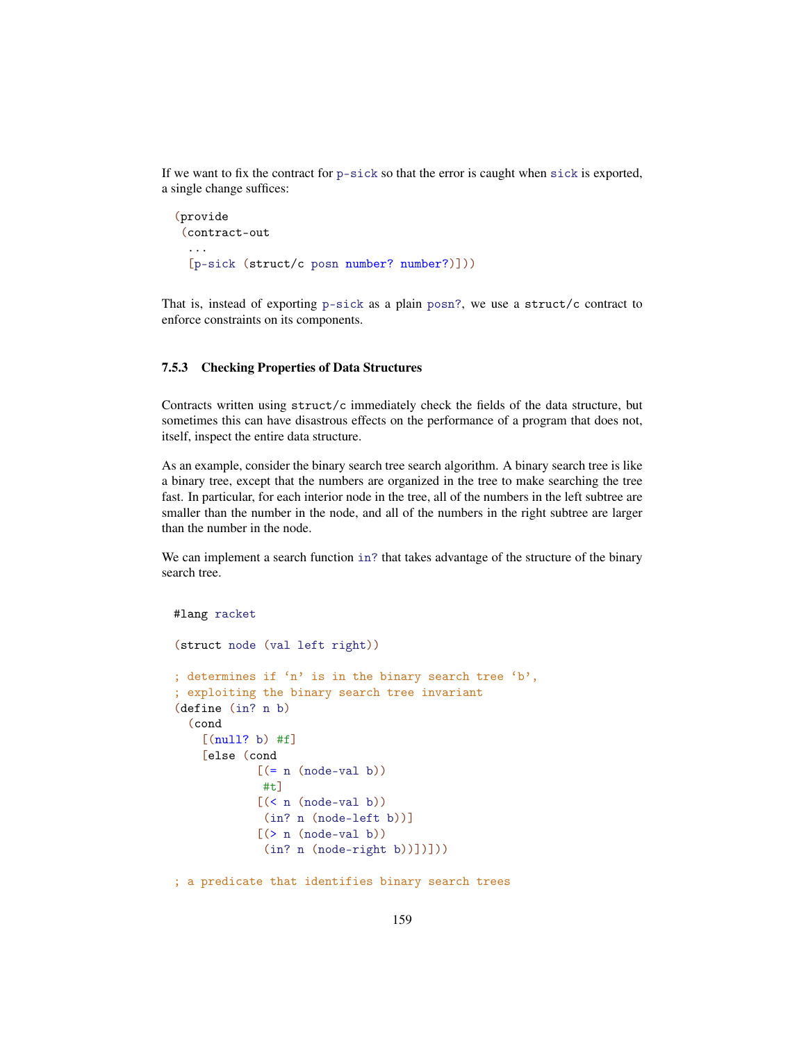If we want to fix the contract for `p-sick` so that the error is caught when `sick` is exported, a single change suffices:

```
(provide
 (contract-out
  ...
  [p-sick (struct/c posn number? number?)]))
```

That is, instead of exporting `p-sick` as a plain `posn?`, we use a `struct/c` contract to enforce constraints on its components.

### 7.5.3 Checking Properties of Data Structures

Contracts written using `struct/c` immediately check the fields of the data structure, but sometimes this can have disastrous effects on the performance of a program that does not, itself, inspect the entire data structure.

As an example, consider the binary search tree search algorithm. A binary search tree is like a binary tree, except that the numbers are organized in the tree to make searching the tree fast. In particular, for each interior node in the tree, all of the numbers in the left subtree are smaller than the number in the node, and all of the numbers in the right subtree are larger than the number in the node.

We can implement a search function `in?` that takes advantage of the structure of the binary search tree.

```
#lang racket

(struct node (val left right))

; determines if `n' is in the binary search tree `b',
; exploiting the binary search tree invariant
(define (in? n b)
  (cond
    [(null? b) #f]
    [else (cond
            [(= n (node-val b))
             #t]
            [(< n (node-val b))
             (in? n (node-left b))]
            [(> n (node-val b))
             (in? n (node-right b))])]))

; a predicate that identifies binary search trees
```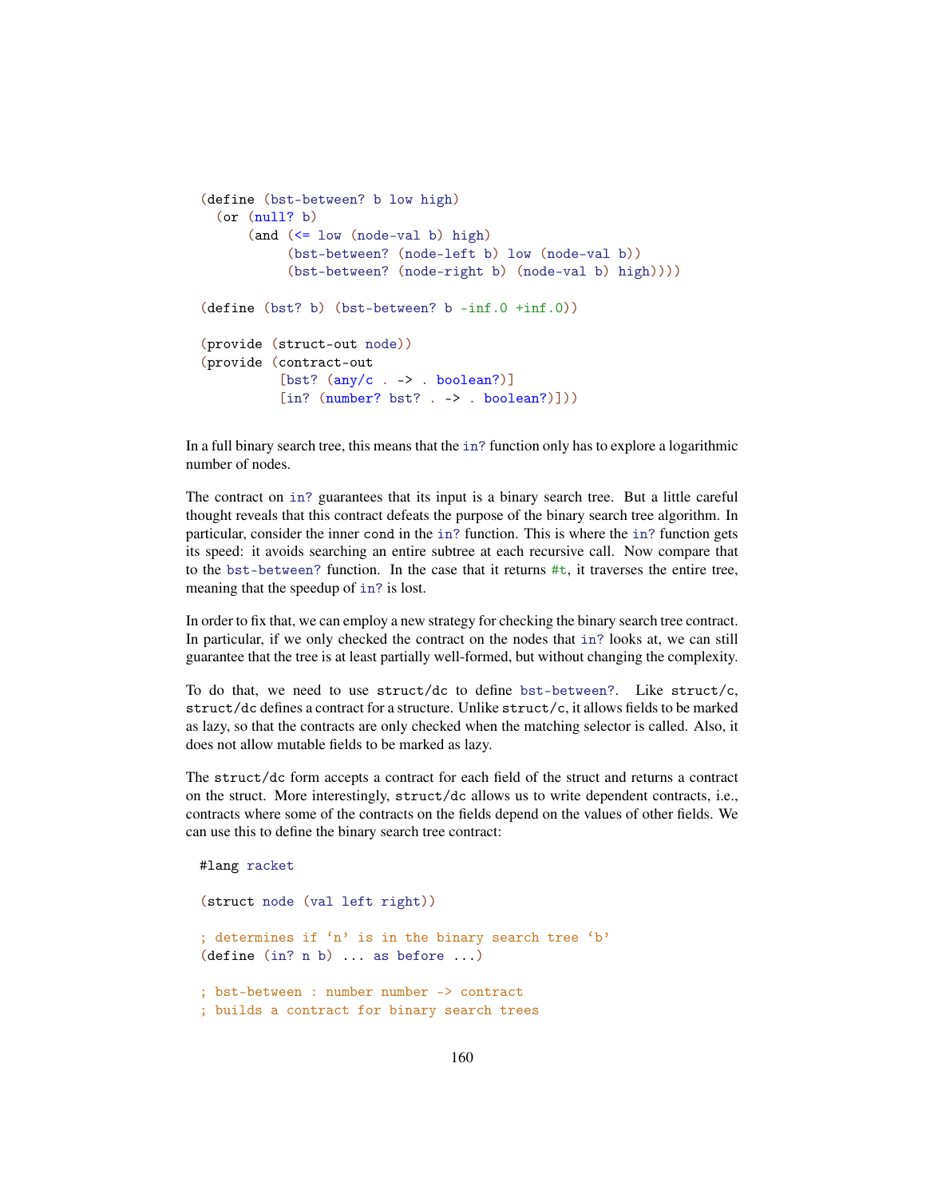```
(define (bst-between? b low high)
  (or (null? b)
      (and (<= low (node-val b) high)
           (bst-between? (node-left b) low (node-val b))
           (bst-between? (node-right b) (node-val b) high))))

(define (bst? b) (bst-between? b -inf.0 +inf.0))

(provide (struct-out node))
(provide (contract-out
          [bst? (any/c . -> . boolean?)]
          [in? (number? bst? . -> . boolean?)]))
```

In a full binary search tree, this means that the `in?` function only has to explore a logarithmic number of nodes.

The contract on `in?` guarantees that its input is a binary search tree. But a little careful thought reveals that this contract defeats the purpose of the binary search tree algorithm. In particular, consider the inner `cond` in the `in?` function. This is where the `in?` function gets its speed: it avoids searching an entire subtree at each recursive call. Now compare that to the `bst-between?` function. In the case that it returns `#t`, it traverses the entire tree, meaning that the speedup of `in?` is lost.

In order to fix that, we can employ a new strategy for checking the binary search tree contract. In particular, if we only checked the contract on the nodes that `in?` looks at, we can still guarantee that the tree is at least partially well-formed, but without changing the complexity.

To do that, we need to use `struct/dc` to define `bst-between?`. Like `struct/c`, `struct/dc` defines a contract for a structure. Unlike `struct/c`, it allows fields to be marked as lazy, so that the contracts are only checked when the matching selector is called. Also, it does not allow mutable fields to be marked as lazy.

The `struct/dc` form accepts a contract for each field of the struct and returns a contract on the struct. More interestingly, `struct/dc` allows us to write dependent contracts, i.e., contracts where some of the contracts on the fields depend on the values of other fields. We can use this to define the binary search tree contract:

```
#lang racket

(struct node (val left right))

; determines if `n' is in the binary search tree `b'
(define (in? n b) ... as before ...)

; bst-between : number number -> contract
; builds a contract for binary search trees
```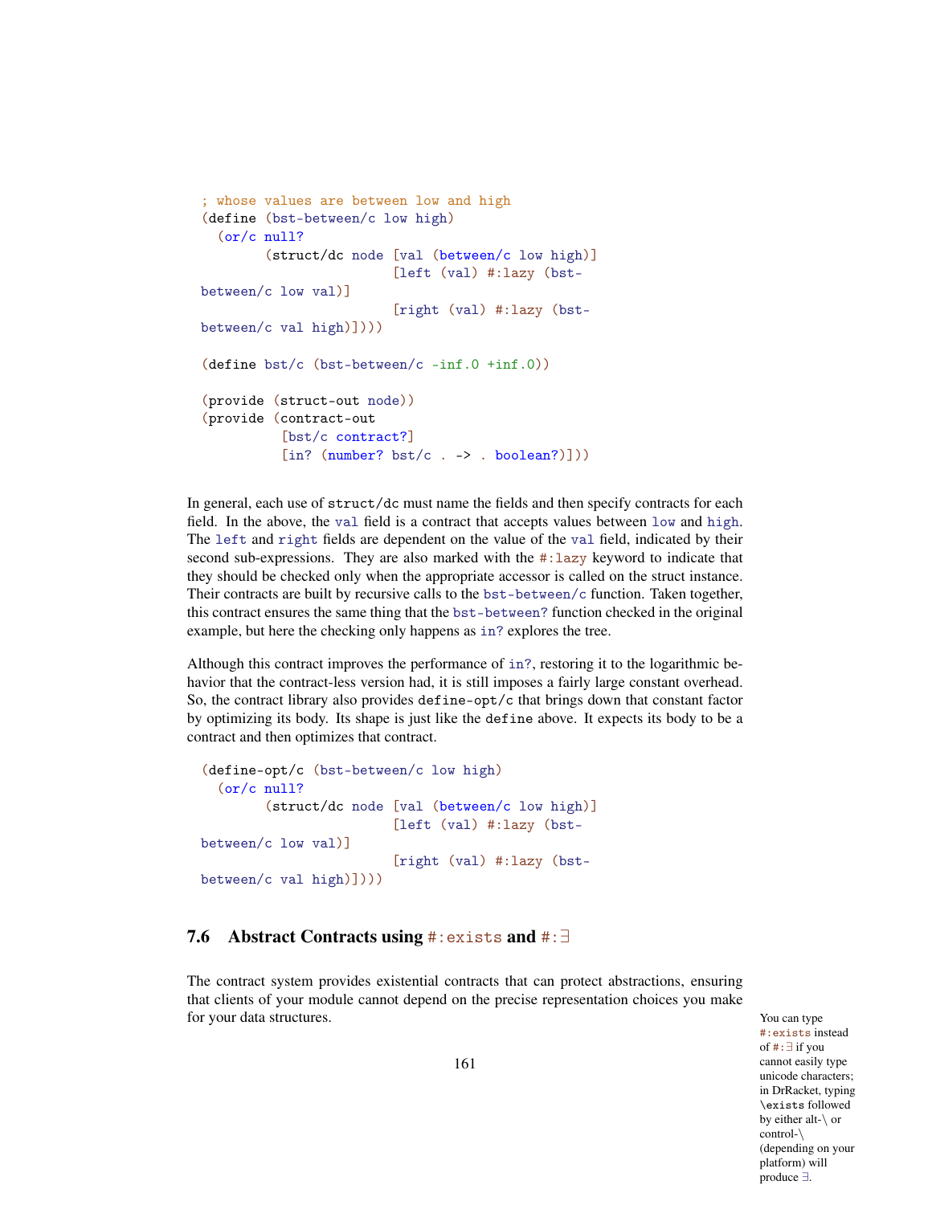```
; whose values are between low and high
(define (bst-between/c low high)
  (or/c null?
        (struct/dc node [val (between/c low high)]
                        [left (val) #:lazy (bst-between/c low val)]
                        [right (val) #:lazy (bst-between/c val high)])))

(define bst/c (bst-between/c -inf.0 +inf.0))

(provide (struct-out node))
(provide (contract-out
          [bst/c contract?]
          [in? (number? bst/c . -> . boolean?)]))
```

In general, each use of `struct/dc` must name the fields and then specify contracts for each field. In the above, the `val` field is a contract that accepts values between `low` and `high`. The `left` and `right` fields are dependent on the value of the `val` field, indicated by their second sub-expressions. They are also marked with the `#:lazy` keyword to indicate that they should be checked only when the appropriate accessor is called on the struct instance. Their contracts are built by recursive calls to the `bst-between/c` function. Taken together, this contract ensures the same thing that the `bst-between?` function checked in the original example, but here the checking only happens as `in?` explores the tree.

Although this contract improves the performance of `in?`, restoring it to the logarithmic behavior that the contract-less version had, it is still imposes a fairly large constant overhead. So, the contract library also provides `define-opt/c` that brings down that constant factor by optimizing its body. Its shape is just like the `define` above. It expects its body to be a contract and then optimizes that contract.

```
(define-opt/c (bst-between/c low high)
  (or/c null?
        (struct/dc node [val (between/c low high)]
                        [left (val) #:lazy (bst-between/c low val)]
                        [right (val) #:lazy (bst-between/c val high)])))
```

## 7.6 Abstract Contracts using `#:exists` and `#:∃`

The contract system provides existential contracts that can protect abstractions, ensuring that clients of your module cannot depend on the precise representation choices you make for your data structures.

You can type `#:exists` instead of `#:∃` if you cannot easily type unicode characters; in DrRacket, typing `\exists` followed by either alt-\ or control-\ (depending on your platform) will produce ∃.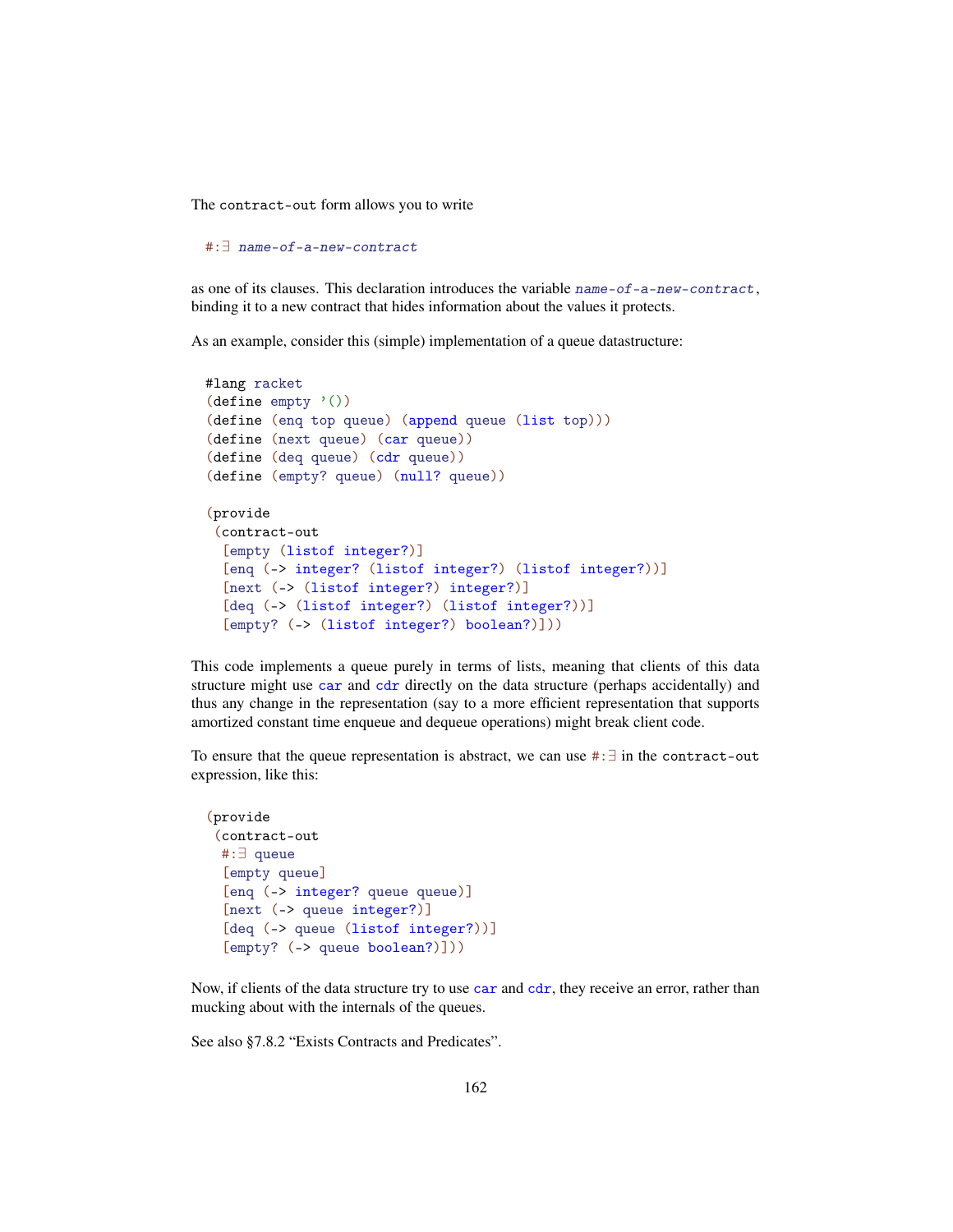The `contract-out` form allows you to write

```
#:∃ name-of-a-new-contract
```

as one of its clauses. This declaration introduces the variable *name-of-a-new-contract*, binding it to a new contract that hides information about the values it protects.

As an example, consider this (simple) implementation of a queue datastructure:

```
#lang racket
(define empty '())
(define (enq top queue) (append queue (list top)))
(define (next queue) (car queue))
(define (deq queue) (cdr queue))
(define (empty? queue) (null? queue))

(provide
 (contract-out
  [empty (listof integer?)]
  [enq (-> integer? (listof integer?) (listof integer?))]
  [next (-> (listof integer?) integer?)]
  [deq (-> (listof integer?) (listof integer?))]
  [empty? (-> (listof integer?) boolean?)]))
```

This code implements a queue purely in terms of lists, meaning that clients of this data structure might use `car` and `cdr` directly on the data structure (perhaps accidentally) and thus any change in the representation (say to a more efficient representation that supports amortized constant time enqueue and dequeue operations) might break client code.

To ensure that the queue representation is abstract, we can use `#:∃` in the `contract-out` expression, like this:

```
(provide
 (contract-out
  #:∃ queue
  [empty queue]
  [enq (-> integer? queue queue)]
  [next (-> queue integer?)]
  [deq (-> queue (listof integer?))]
  [empty? (-> queue boolean?)]))
```

Now, if clients of the data structure try to use `car` and `cdr`, they receive an error, rather than mucking about with the internals of the queues.

See also §7.8.2 "Exists Contracts and Predicates".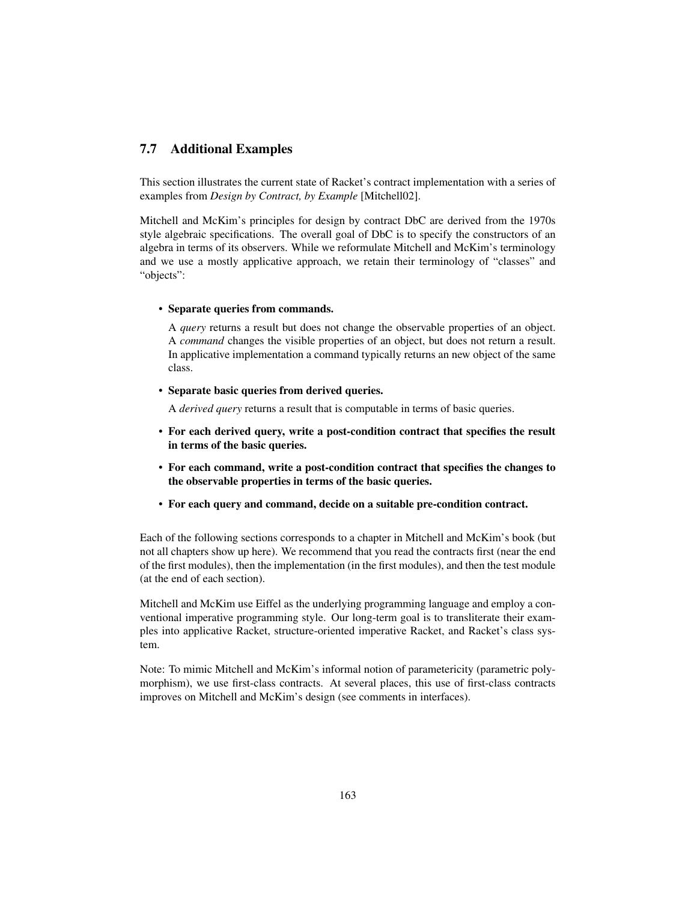## 7.7 Additional Examples

This section illustrates the current state of Racket's contract implementation with a series of examples from *Design by Contract, by Example* [Mitchell02].

Mitchell and McKim's principles for design by contract DbC are derived from the 1970s style algebraic specifications. The overall goal of DbC is to specify the constructors of an algebra in terms of its observers. While we reformulate Mitchell and McKim's terminology and we use a mostly applicative approach, we retain their terminology of "classes" and "objects":

- **Separate queries from commands.**

  A *query* returns a result but does not change the observable properties of an object. A *command* changes the visible properties of an object, but does not return a result. In applicative implementation a command typically returns an new object of the same class.

- **Separate basic queries from derived queries.**

  A *derived query* returns a result that is computable in terms of basic queries.

- **For each derived query, write a post-condition contract that specifies the result in terms of the basic queries.**

- **For each command, write a post-condition contract that specifies the changes to the observable properties in terms of the basic queries.**

- **For each query and command, decide on a suitable pre-condition contract.**

Each of the following sections corresponds to a chapter in Mitchell and McKim's book (but not all chapters show up here). We recommend that you read the contracts first (near the end of the first modules), then the implementation (in the first modules), and then the test module (at the end of each section).

Mitchell and McKim use Eiffel as the underlying programming language and employ a conventional imperative programming style. Our long-term goal is to transliterate their examples into applicative Racket, structure-oriented imperative Racket, and Racket's class system.

Note: To mimic Mitchell and McKim's informal notion of parametericity (parametric polymorphism), we use first-class contracts. At several places, this use of first-class contracts improves on Mitchell and McKim's design (see comments in interfaces).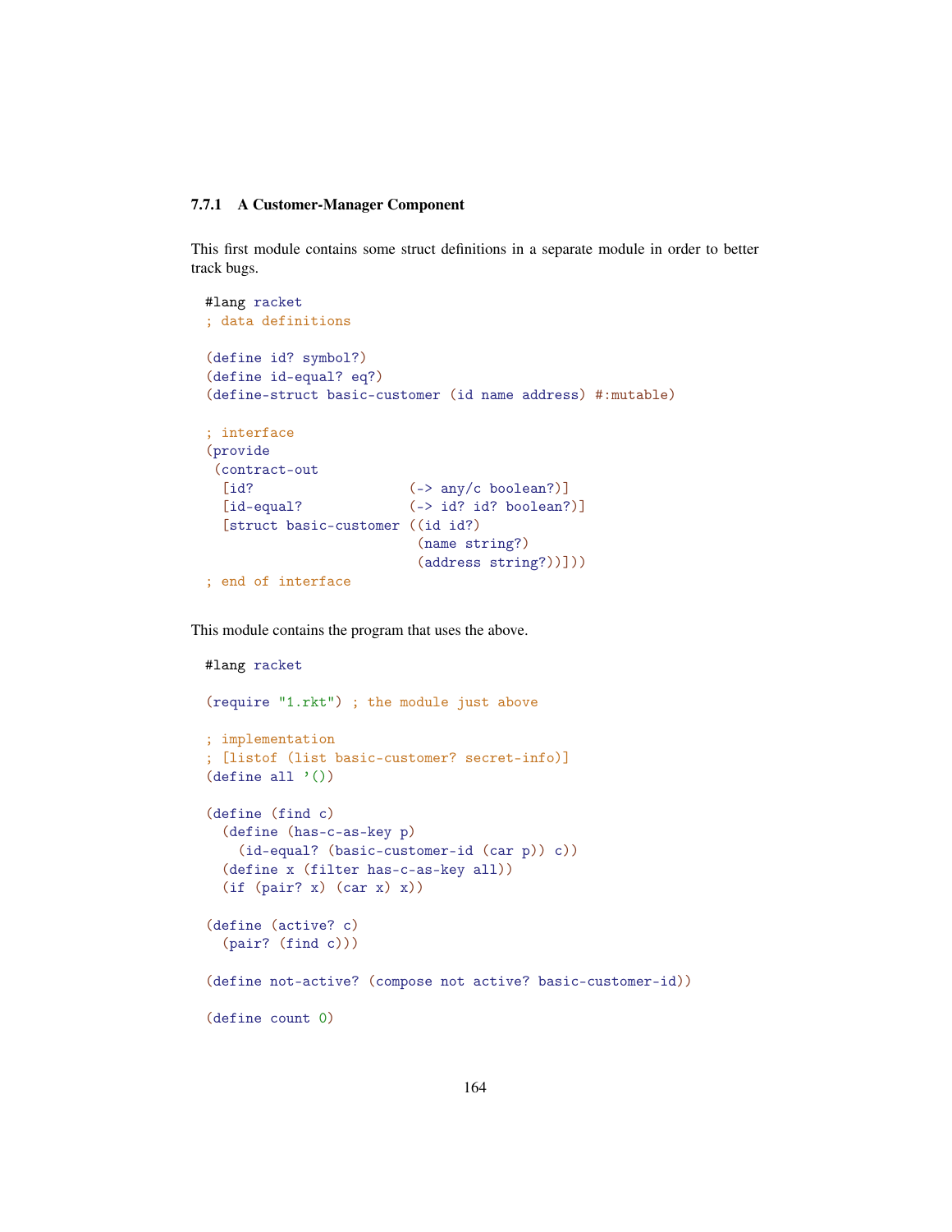### 7.7.1 A Customer-Manager Component

This first module contains some struct definitions in a separate module in order to better track bugs.

```
#lang racket
; data definitions

(define id? symbol?)
(define id-equal? eq?)
(define-struct basic-customer (id name address) #:mutable)

; interface
(provide
 (contract-out
  [id?                   (-> any/c boolean?)]
  [id-equal?             (-> id? id? boolean?)]
  [struct basic-customer ((id id?)
                          (name string?)
                          (address string?))]))
; end of interface
```

This module contains the program that uses the above.

```
#lang racket

(require "1.rkt") ; the module just above

; implementation
; [listof (list basic-customer? secret-info)]
(define all '())

(define (find c)
  (define (has-c-as-key p)
    (id-equal? (basic-customer-id (car p)) c))
  (define x (filter has-c-as-key all))
  (if (pair? x) (car x) x))

(define (active? c)
  (pair? (find c)))

(define not-active? (compose not active? basic-customer-id))

(define count 0)
```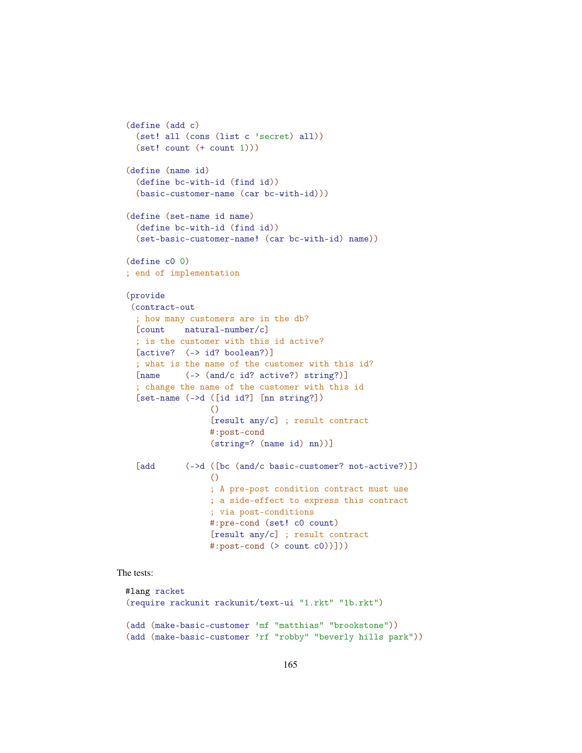```racket
(define (add c)
  (set! all (cons (list c 'secret) all))
  (set! count (+ count 1)))

(define (name id)
  (define bc-with-id (find id))
  (basic-customer-name (car bc-with-id)))

(define (set-name id name)
  (define bc-with-id (find id))
  (set-basic-customer-name! (car bc-with-id) name))

(define c0 0)
; end of implementation

(provide
 (contract-out
  ; how many customers are in the db?
  [count    natural-number/c]
  ; is the customer with this id active?
  [active?  (-> id? boolean?)]
  ; what is the name of the customer with this id?
  [name     (-> (and/c id? active?) string?)]
  ; change the name of the customer with this id
  [set-name (->d ([id id?] [nn string?])
                 ()
                 [result any/c] ; result contract
                 #:post-cond
                 (string=? (name id) nn))]

  [add      (->d ([bc (and/c basic-customer? not-active?)])
                 ()
                 ; A pre-post condition contract must use
                 ; a side-effect to express this contract
                 ; via post-conditions
                 #:pre-cond (set! c0 count)
                 [result any/c] ; result contract
                 #:post-cond (> count c0))]))
```

The tests:

```racket
#lang racket
(require rackunit rackunit/text-ui "1.rkt" "1b.rkt")

(add (make-basic-customer 'mf "matthias" "brookstone"))
(add (make-basic-customer 'rf "robby" "beverly hills park"))
```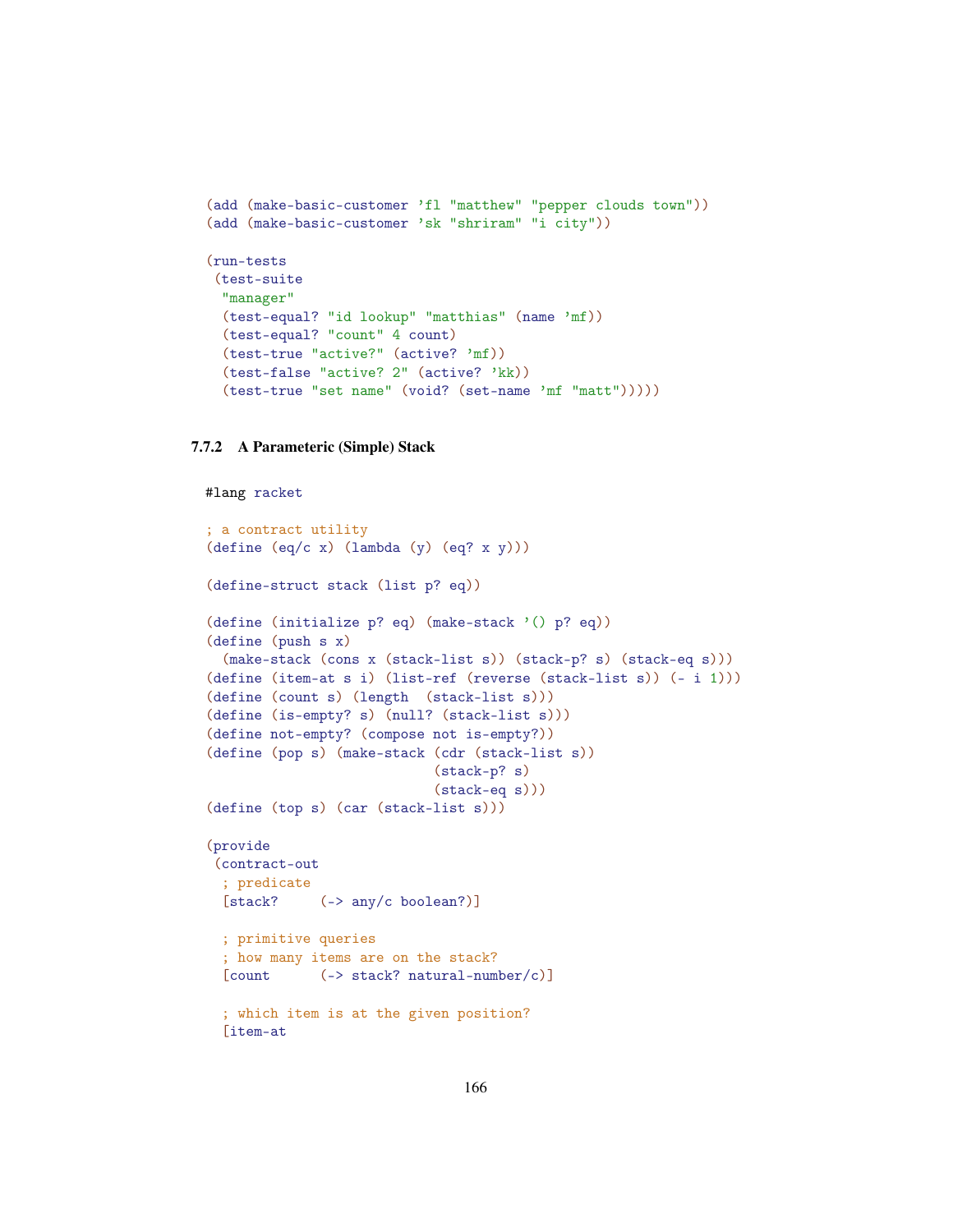```
(add (make-basic-customer 'fl "matthew" "pepper clouds town"))
(add (make-basic-customer 'sk "shriram" "i city"))

(run-tests
 (test-suite
  "manager"
  (test-equal? "id lookup" "matthias" (name 'mf))
  (test-equal? "count" 4 count)
  (test-true "active?" (active? 'mf))
  (test-false "active? 2" (active? 'kk))
  (test-true "set name" (void? (set-name 'mf "matt")))))
```

### 7.7.2 A Parameteric (Simple) Stack

```
#lang racket

; a contract utility
(define (eq/c x) (lambda (y) (eq? x y)))

(define-struct stack (list p? eq))

(define (initialize p? eq) (make-stack '() p? eq))
(define (push s x)
  (make-stack (cons x (stack-list s)) (stack-p? s) (stack-eq s)))
(define (item-at s i) (list-ref (reverse (stack-list s)) (- i 1)))
(define (count s) (length  (stack-list s)))
(define (is-empty? s) (null? (stack-list s)))
(define not-empty? (compose not is-empty?))
(define (pop s) (make-stack (cdr (stack-list s))
                            (stack-p? s)
                            (stack-eq s)))
(define (top s) (car (stack-list s)))

(provide
 (contract-out
  ; predicate
  [stack?     (-> any/c boolean?)]

  ; primitive queries
  ; how many items are on the stack?
  [count      (-> stack? natural-number/c)]

  ; which item is at the given position?
  [item-at
```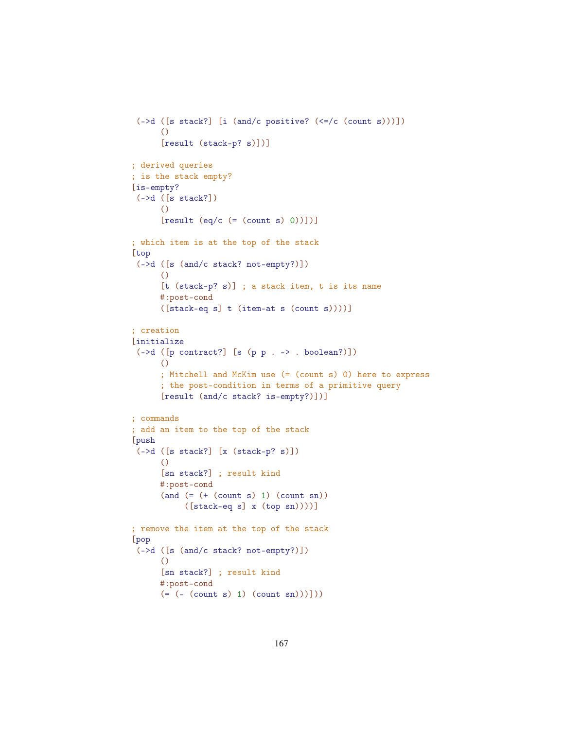```
 (->d ([s stack?] [i (and/c positive? (<=/c (count s)))])
      ()
      [result (stack-p? s)])]

; derived queries
; is the stack empty?
[is-empty?
 (->d ([s stack?])
      ()
      [result (eq/c (= (count s) 0))])]

; which item is at the top of the stack
[top
 (->d ([s (and/c stack? not-empty?)])
      ()
      [t (stack-p? s)] ; a stack item, t is its name
      #:post-cond
      ([stack-eq s] t (item-at s (count s))))]

; creation
[initialize
 (->d ([p contract?] [s (p p . -> . boolean?)])
      ()
      ; Mitchell and McKim use (= (count s) 0) here to express
      ; the post-condition in terms of a primitive query
      [result (and/c stack? is-empty?)])]

; commands
; add an item to the top of the stack
[push
 (->d ([s stack?] [x (stack-p? s)])
      ()
      [sn stack?] ; result kind
      #:post-cond
      (and (= (+ (count s) 1) (count sn))
           ([stack-eq s] x (top sn))))]

; remove the item at the top of the stack
[pop
 (->d ([s (and/c stack? not-empty?)])
      ()
      [sn stack?] ; result kind
      #:post-cond
      (= (- (count s) 1) (count sn)))]))
```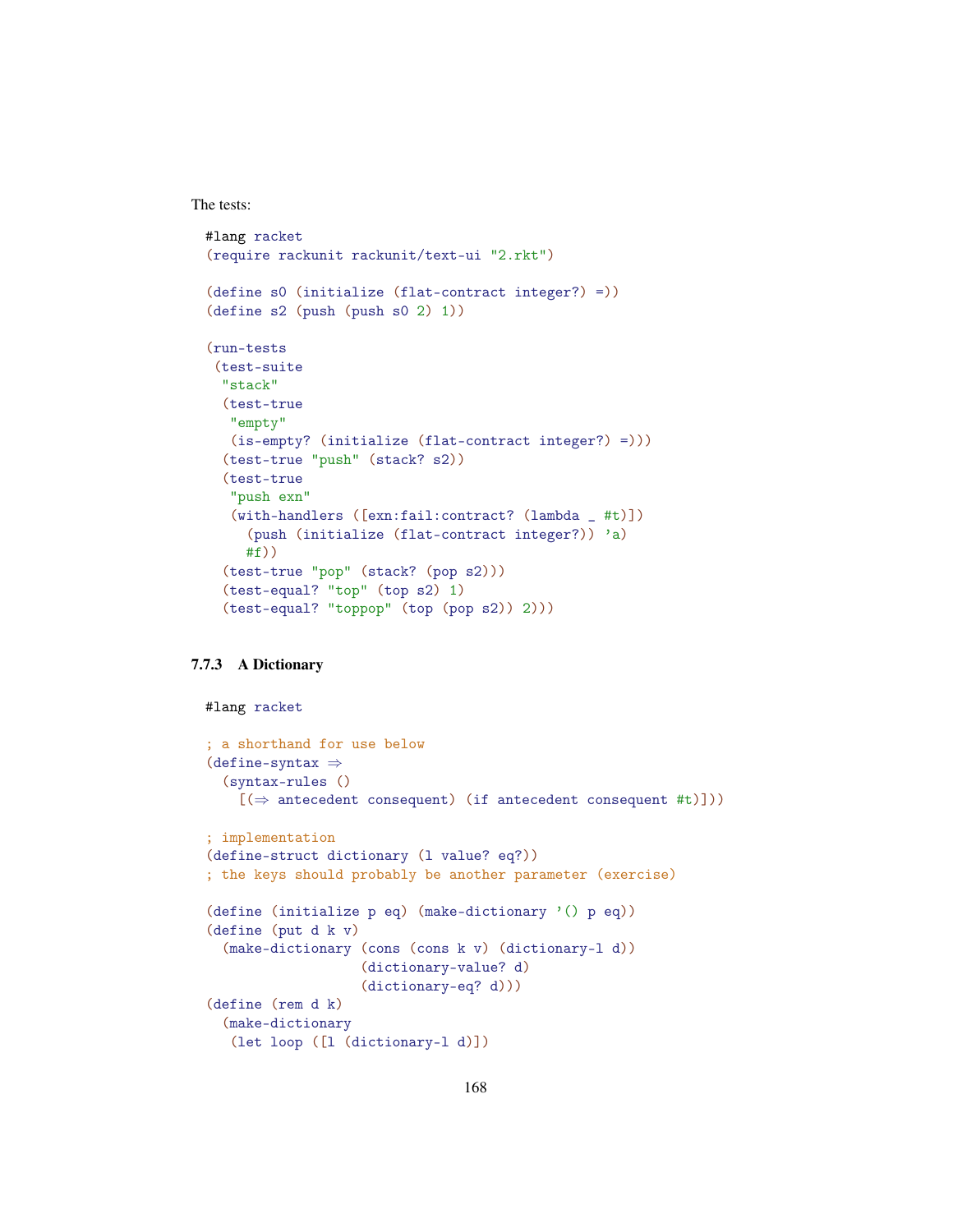The tests:

```
#lang racket
(require rackunit rackunit/text-ui "2.rkt")

(define s0 (initialize (flat-contract integer?) =))
(define s2 (push (push s0 2) 1))

(run-tests
 (test-suite
  "stack"
  (test-true
   "empty"
   (is-empty? (initialize (flat-contract integer?) =)))
  (test-true "push" (stack? s2))
  (test-true
   "push exn"
   (with-handlers ([exn:fail:contract? (lambda _ #t)])
     (push (initialize (flat-contract integer?)) 'a)
     #f))
  (test-true "pop" (stack? (pop s2)))
  (test-equal? "top" (top s2) 1)
  (test-equal? "toppop" (top (pop s2)) 2)))
```

### 7.7.3 A Dictionary

```
#lang racket

; a shorthand for use below
(define-syntax ⇒
  (syntax-rules ()
    [(⇒ antecedent consequent) (if antecedent consequent #t)]))

; implementation
(define-struct dictionary (l value? eq?))
; the keys should probably be another parameter (exercise)

(define (initialize p eq) (make-dictionary '() p eq))
(define (put d k v)
  (make-dictionary (cons (cons k v) (dictionary-l d))
                   (dictionary-value? d)
                   (dictionary-eq? d)))
(define (rem d k)
  (make-dictionary
   (let loop ([l (dictionary-l d)])
```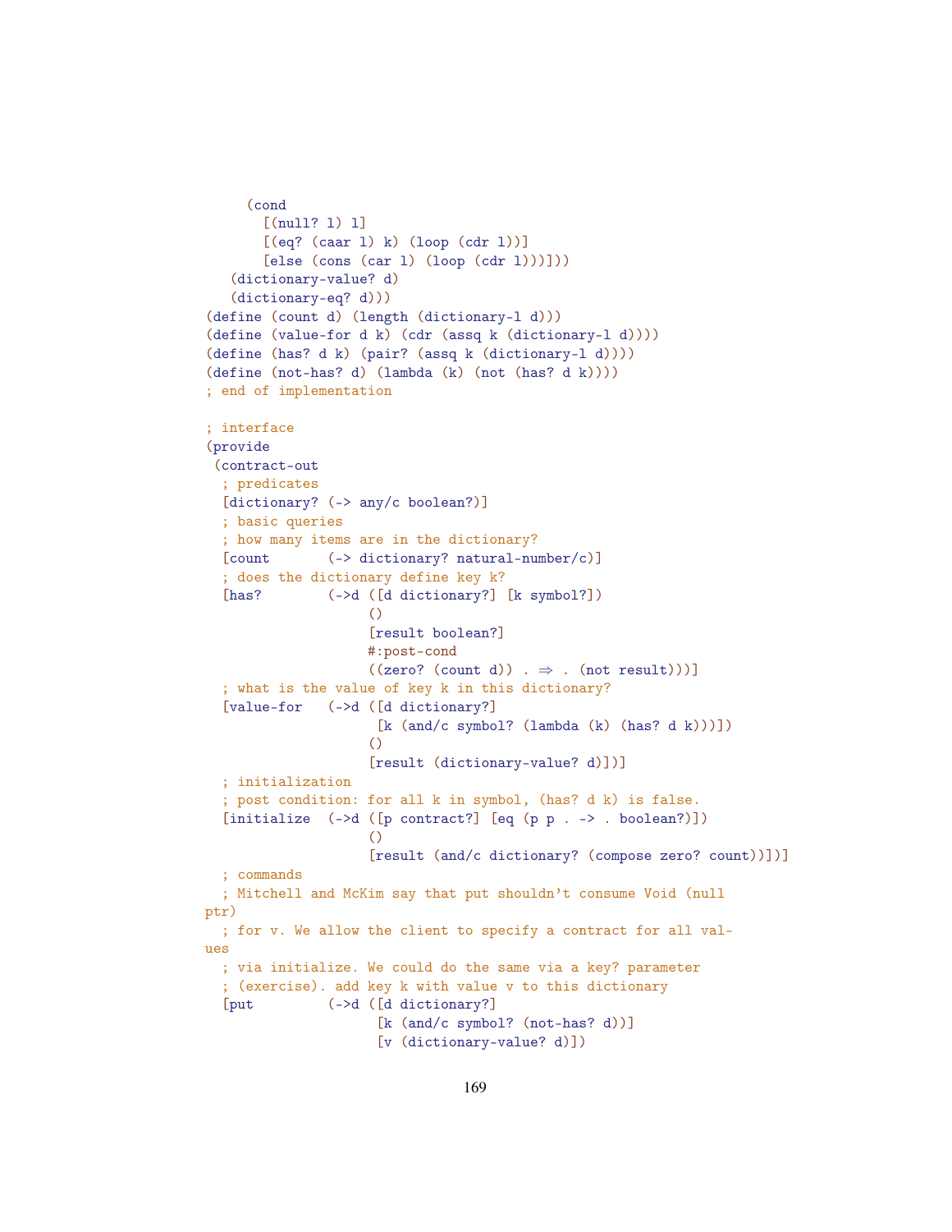```
    (cond
      [(null? l) l]
      [(eq? (caar l) k) (loop (cdr l))]
      [else (cons (car l) (loop (cdr l)))]]))
  (dictionary-value? d)
  (dictionary-eq? d)))
(define (count d) (length (dictionary-l d)))
(define (value-for d k) (cdr (assq k (dictionary-l d))))
(define (has? d k) (pair? (assq k (dictionary-l d))))
(define (not-has? d) (lambda (k) (not (has? d k))))
; end of implementation

; interface
(provide
 (contract-out
  ; predicates
  [dictionary? (-> any/c boolean?)]
  ; basic queries
  ; how many items are in the dictionary?
  [count       (-> dictionary? natural-number/c)]
  ; does the dictionary define key k?
  [has?        (->d ([d dictionary?] [k symbol?])
                    ()
                    [result boolean?]
                    #:post-cond
                    ((zero? (count d)) . ⇒ . (not result)))]
  ; what is the value of key k in this dictionary?
  [value-for   (->d ([d dictionary?]
                     [k (and/c symbol? (lambda (k) (has? d k)))])
                    ()
                    [result (dictionary-value? d)])]
  ; initialization
  ; post condition: for all k in symbol, (has? d k) is false.
  [initialize  (->d ([p contract?] [eq (p p . -> . boolean?)])
                    ()
                    [result (and/c dictionary? (compose zero? count))])]
  ; commands
  ; Mitchell and McKim say that put shouldn't consume Void (null
ptr)
  ; for v. We allow the client to specify a contract for all val-
ues
  ; via initialize. We could do the same via a key? parameter
  ; (exercise). add key k with value v to this dictionary
  [put         (->d ([d dictionary?]
                     [k (and/c symbol? (not-has? d))]
                     [v (dictionary-value? d)])
```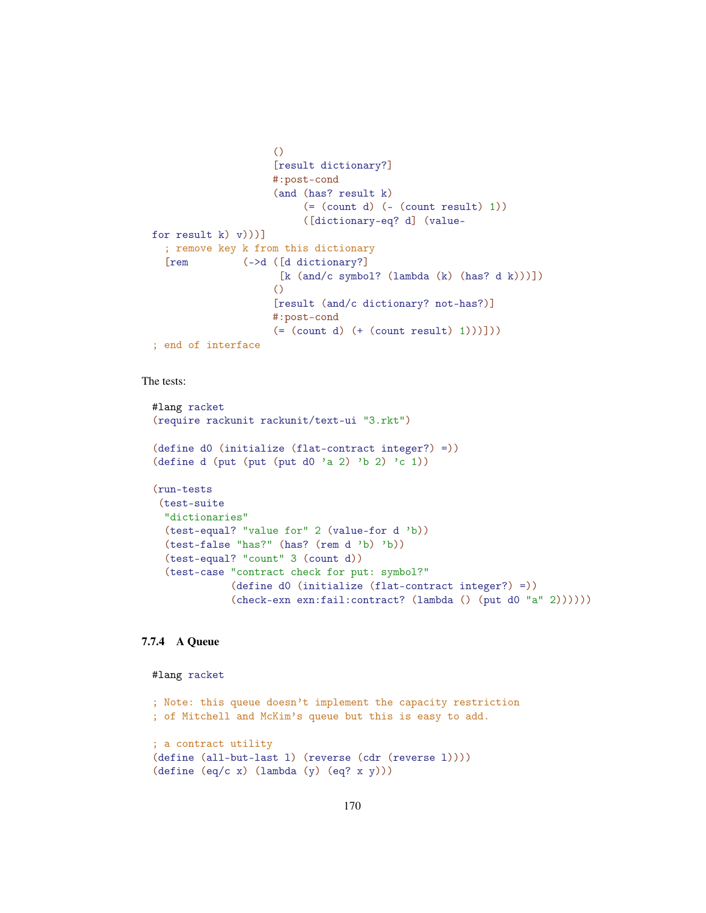```
                    ()
                    [result dictionary?]
                    #:post-cond
                    (and (has? result k)
                         (= (count d) (- (count result) 1))
                         ([dictionary-eq? d] (value-
for result k) v)))]
   ; remove key k from this dictionary
   [rem         (->d ([d dictionary?]
                     [k (and/c symbol? (lambda (k) (has? d k)))])
                    ()
                    [result (and/c dictionary? not-has?)]
                    #:post-cond
                    (= (count d) (+ (count result) 1)))]))
; end of interface
```

The tests:

```
#lang racket
(require rackunit rackunit/text-ui "3.rkt")

(define d0 (initialize (flat-contract integer?) =))
(define d (put (put (put d0 'a 2) 'b 2) 'c 1))

(run-tests
 (test-suite
  "dictionaries"
  (test-equal? "value for" 2 (value-for d 'b))
  (test-false "has?" (has? (rem d 'b) 'b))
  (test-equal? "count" 3 (count d))
  (test-case "contract check for put: symbol?"
             (define d0 (initialize (flat-contract integer?) =))
             (check-exn exn:fail:contract? (lambda () (put d0 "a" 2))))))
```

### 7.7.4 A Queue

```
#lang racket

; Note: this queue doesn't implement the capacity restriction
; of Mitchell and McKim's queue but this is easy to add.

; a contract utility
(define (all-but-last l) (reverse (cdr (reverse l))))
(define (eq/c x) (lambda (y) (eq? x y)))
```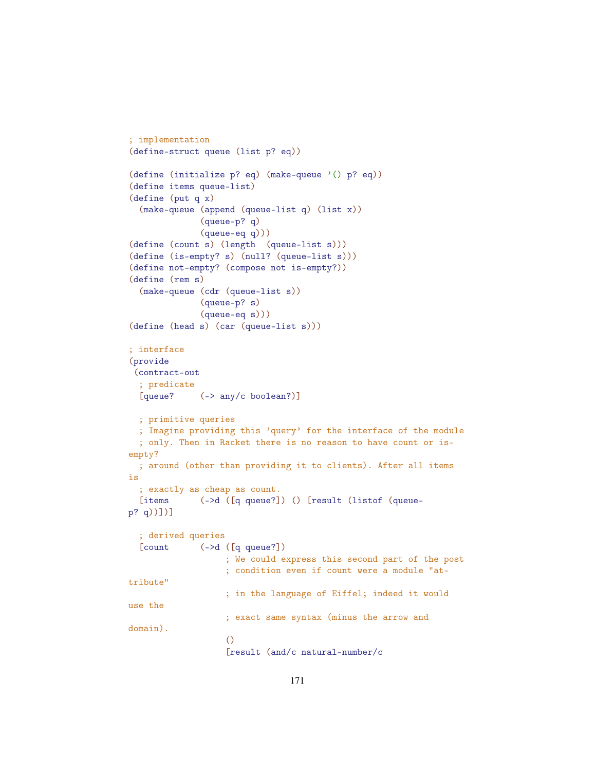```racket
; implementation
(define-struct queue (list p? eq))

(define (initialize p? eq) (make-queue '() p? eq))
(define items queue-list)
(define (put q x)
  (make-queue (append (queue-list q) (list x))
              (queue-p? q)
              (queue-eq q)))
(define (count s) (length  (queue-list s)))
(define (is-empty? s) (null? (queue-list s)))
(define not-empty? (compose not is-empty?))
(define (rem s)
  (make-queue (cdr (queue-list s))
              (queue-p? s)
              (queue-eq s)))
(define (head s) (car (queue-list s)))

; interface
(provide
 (contract-out
  ; predicate
  [queue?     (-> any/c boolean?)]

  ; primitive queries
  ; Imagine providing this 'query' for the interface of the module
  ; only. Then in Racket there is no reason to have count or is-
empty?
  ; around (other than providing it to clients). After all items
is
  ; exactly as cheap as count.
  [items      (->d ([q queue?]) () [result (listof (queue-
p? q))])]

  ; derived queries
  [count      (->d ([q queue?])
                   ; We could express this second part of the post
                   ; condition even if count were a module "at-
tribute"
                   ; in the language of Eiffel; indeed it would
use the
                   ; exact same syntax (minus the arrow and
domain).
                   ()
                   [result (and/c natural-number/c
```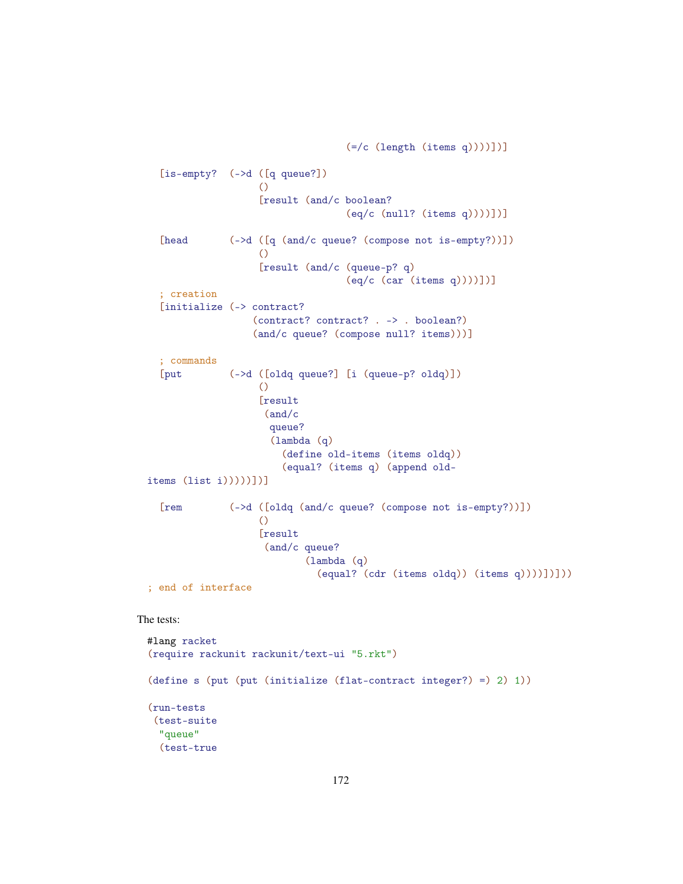```
                                  (=/c (length (items q))))])]

   [is-empty?  (->d ([q queue?])
                    ()
                    [result (and/c boolean?
                                  (eq/c (null? (items q))))])]

   [head       (->d ([q (and/c queue? (compose not is-empty?))])
                    ()
                    [result (and/c (queue-p? q)
                                  (eq/c (car (items q))))])]
   ; creation
   [initialize (-> contract?
                   (contract? contract? . -> . boolean?)
                   (and/c queue? (compose null? items)))]

   ; commands
   [put        (->d ([oldq queue?] [i (queue-p? oldq)])
                    ()
                    [result
                     (and/c
                      queue?
                      (lambda (q)
                        (define old-items (items oldq))
                        (equal? (items q) (append old-
 items (list i)))))])]

   [rem        (->d ([oldq (and/c queue? (compose not is-empty?))])
                    ()
                    [result
                     (and/c queue?
                            (lambda (q)
                              (equal? (cdr (items oldq)) (items q))))])]))
 ; end of interface
```

The tests:

```
#lang racket
(require rackunit rackunit/text-ui "5.rkt")

(define s (put (put (initialize (flat-contract integer?) =) 2) 1))

(run-tests
 (test-suite
  "queue"
  (test-true
```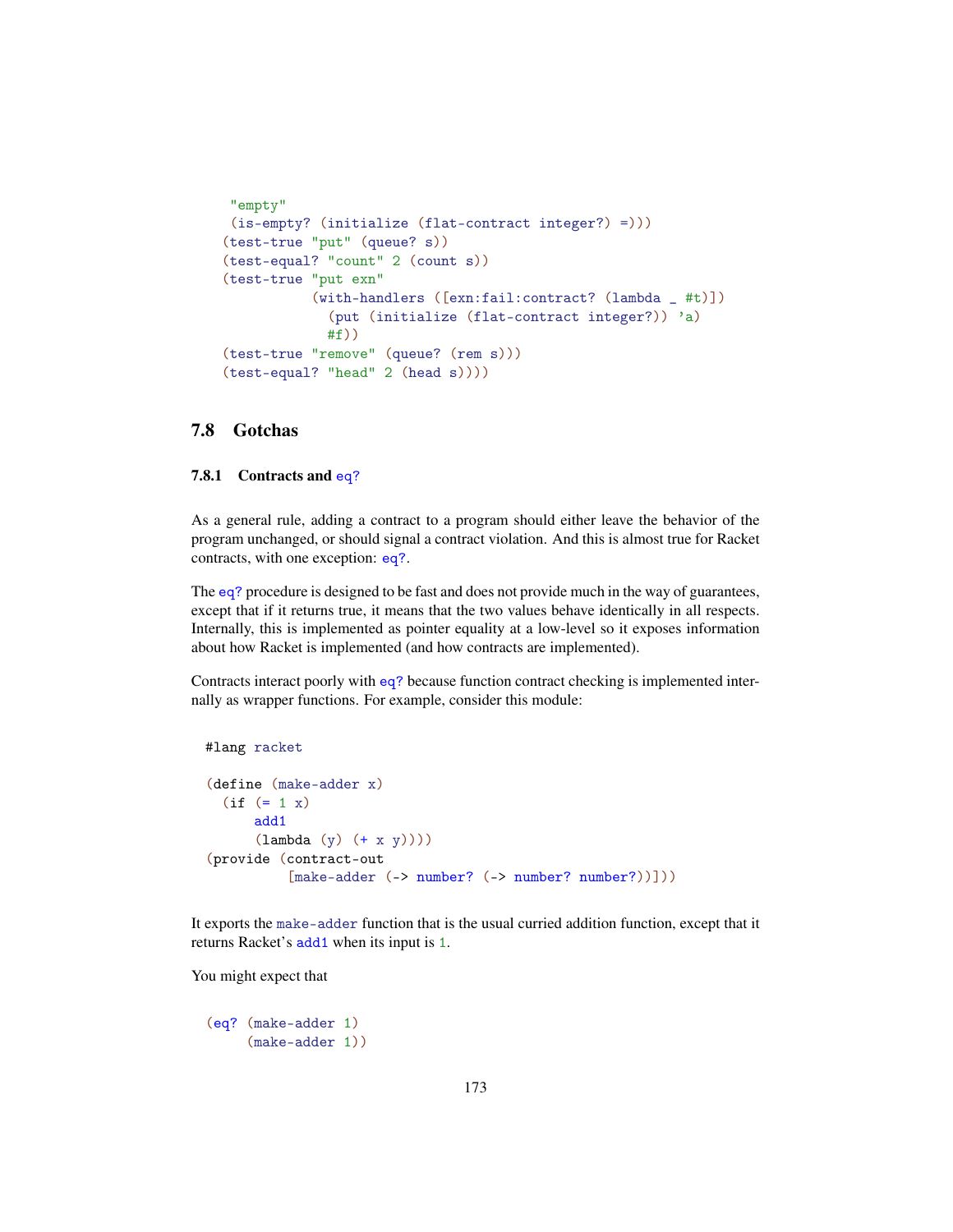```
     "empty"
     (is-empty? (initialize (flat-contract integer?) =)))
    (test-true "put" (queue? s))
    (test-equal? "count" 2 (count s))
    (test-true "put exn"
               (with-handlers ([exn:fail:contract? (lambda _ #t)])
                 (put (initialize (flat-contract integer?)) 'a)
                 #f))
    (test-true "remove" (queue? (rem s)))
    (test-equal? "head" 2 (head s))))
```

## 7.8 Gotchas

### 7.8.1 Contracts and eq?

As a general rule, adding a contract to a program should either leave the behavior of the program unchanged, or should signal a contract violation. And this is almost true for Racket contracts, with one exception: eq?.

The eq? procedure is designed to be fast and does not provide much in the way of guarantees, except that if it returns true, it means that the two values behave identically in all respects. Internally, this is implemented as pointer equality at a low-level so it exposes information about how Racket is implemented (and how contracts are implemented).

Contracts interact poorly with eq? because function contract checking is implemented internally as wrapper functions. For example, consider this module:

```
#lang racket

(define (make-adder x)
  (if (= 1 x)
      add1
      (lambda (y) (+ x y))))
(provide (contract-out
          [make-adder (-> number? (-> number? number?))]))
```

It exports the make-adder function that is the usual curried addition function, except that it returns Racket's add1 when its input is 1.

You might expect that

```
(eq? (make-adder 1)
     (make-adder 1))
```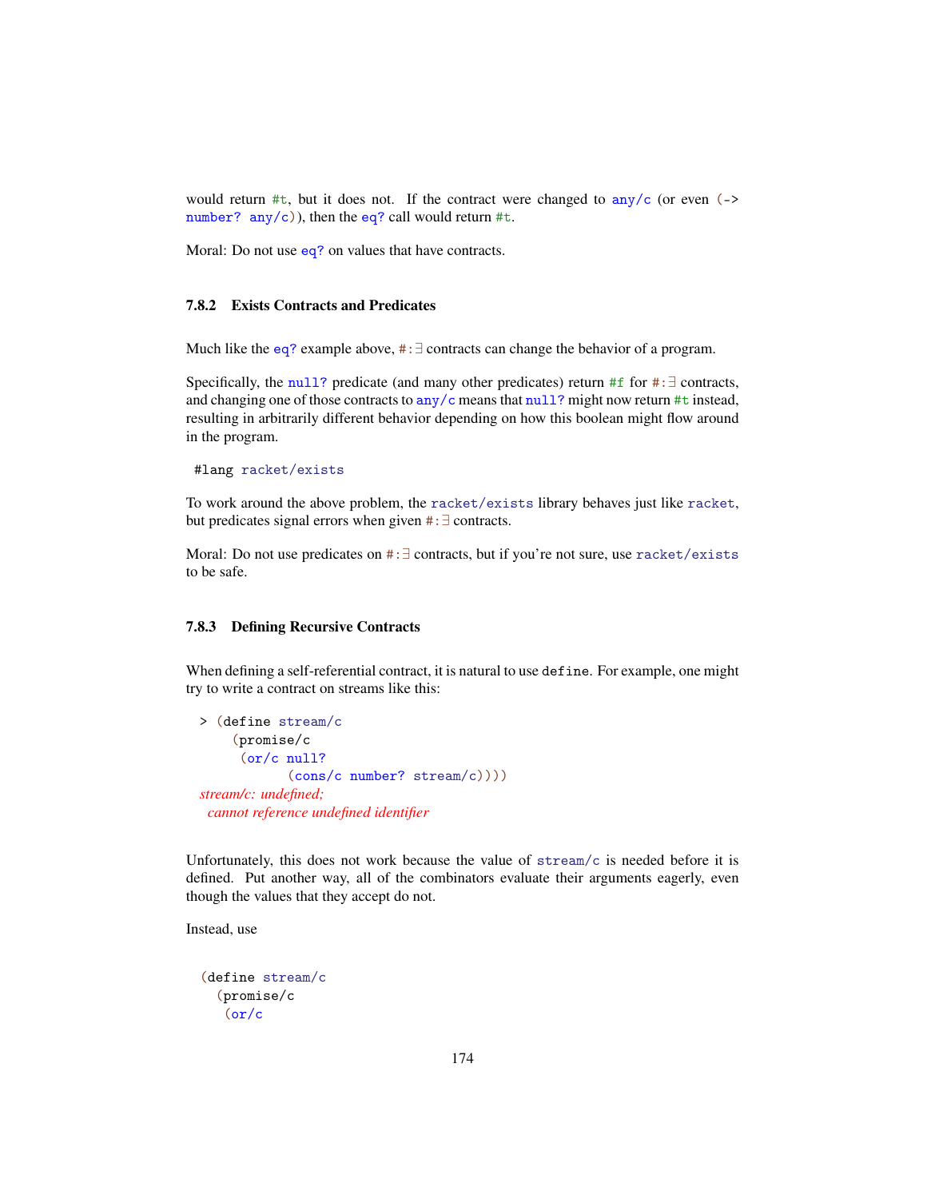would return #t, but it does not. If the contract were changed to any/c (or even (-> number? any/c)), then the eq? call would return #t.

Moral: Do not use eq? on values that have contracts.

### 7.8.2 Exists Contracts and Predicates

Much like the eq? example above, #:∃ contracts can change the behavior of a program.

Specifically, the null? predicate (and many other predicates) return #f for #:∃ contracts, and changing one of those contracts to any/c means that null? might now return #t instead, resulting in arbitrarily different behavior depending on how this boolean might flow around in the program.

```
#lang racket/exists
```

To work around the above problem, the racket/exists library behaves just like racket, but predicates signal errors when given #:∃ contracts.

Moral: Do not use predicates on #:∃ contracts, but if you're not sure, use racket/exists to be safe.

### 7.8.3 Defining Recursive Contracts

When defining a self-referential contract, it is natural to use define. For example, one might try to write a contract on streams like this:

```
> (define stream/c
    (promise/c
     (or/c null?
           (cons/c number? stream/c))))
stream/c: undefined;
 cannot reference undefined identifier
```

Unfortunately, this does not work because the value of stream/c is needed before it is defined. Put another way, all of the combinators evaluate their arguments eagerly, even though the values that they accept do not.

Instead, use

```
(define stream/c
  (promise/c
   (or/c
```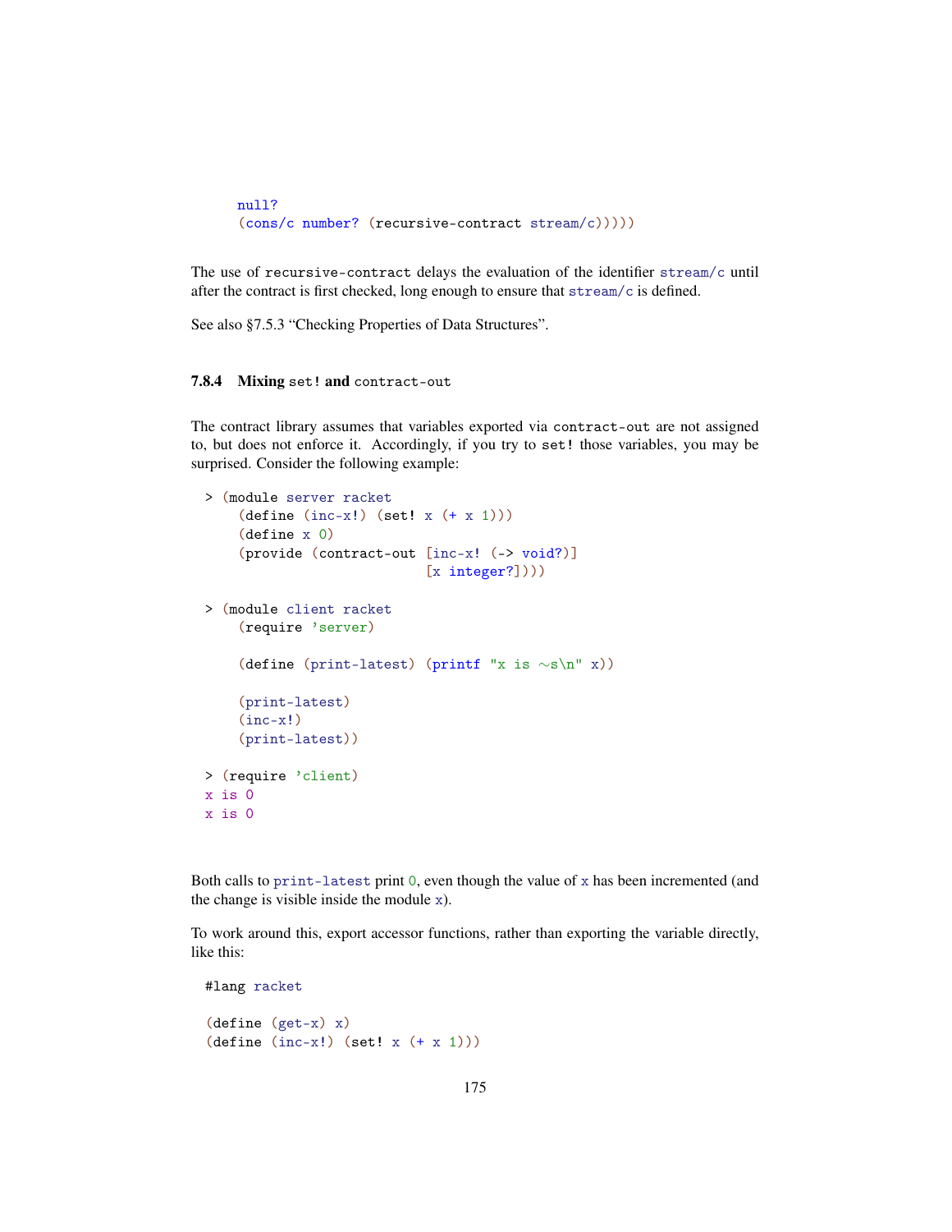```
     null?
     (cons/c number? (recursive-contract stream/c)))))
```

The use of `recursive-contract` delays the evaluation of the identifier `stream/c` until after the contract is first checked, long enough to ensure that `stream/c` is defined.

See also §7.5.3 "Checking Properties of Data Structures".

### 7.8.4 Mixing `set!` and `contract-out`

The contract library assumes that variables exported via `contract-out` are not assigned to, but does not enforce it. Accordingly, if you try to `set!` those variables, you may be surprised. Consider the following example:

```
> (module server racket
    (define (inc-x!) (set! x (+ x 1)))
    (define x 0)
    (provide (contract-out [inc-x! (-> void?)]
                           [x integer?])))

> (module client racket
    (require 'server)

    (define (print-latest) (printf "x is ~s\n" x))

    (print-latest)
    (inc-x!)
    (print-latest))

> (require 'client)
x is 0
x is 0
```

Both calls to `print-latest` print `0`, even though the value of `x` has been incremented (and the change is visible inside the module `x`).

To work around this, export accessor functions, rather than exporting the variable directly, like this:

```
#lang racket

(define (get-x) x)
(define (inc-x!) (set! x (+ x 1)))
```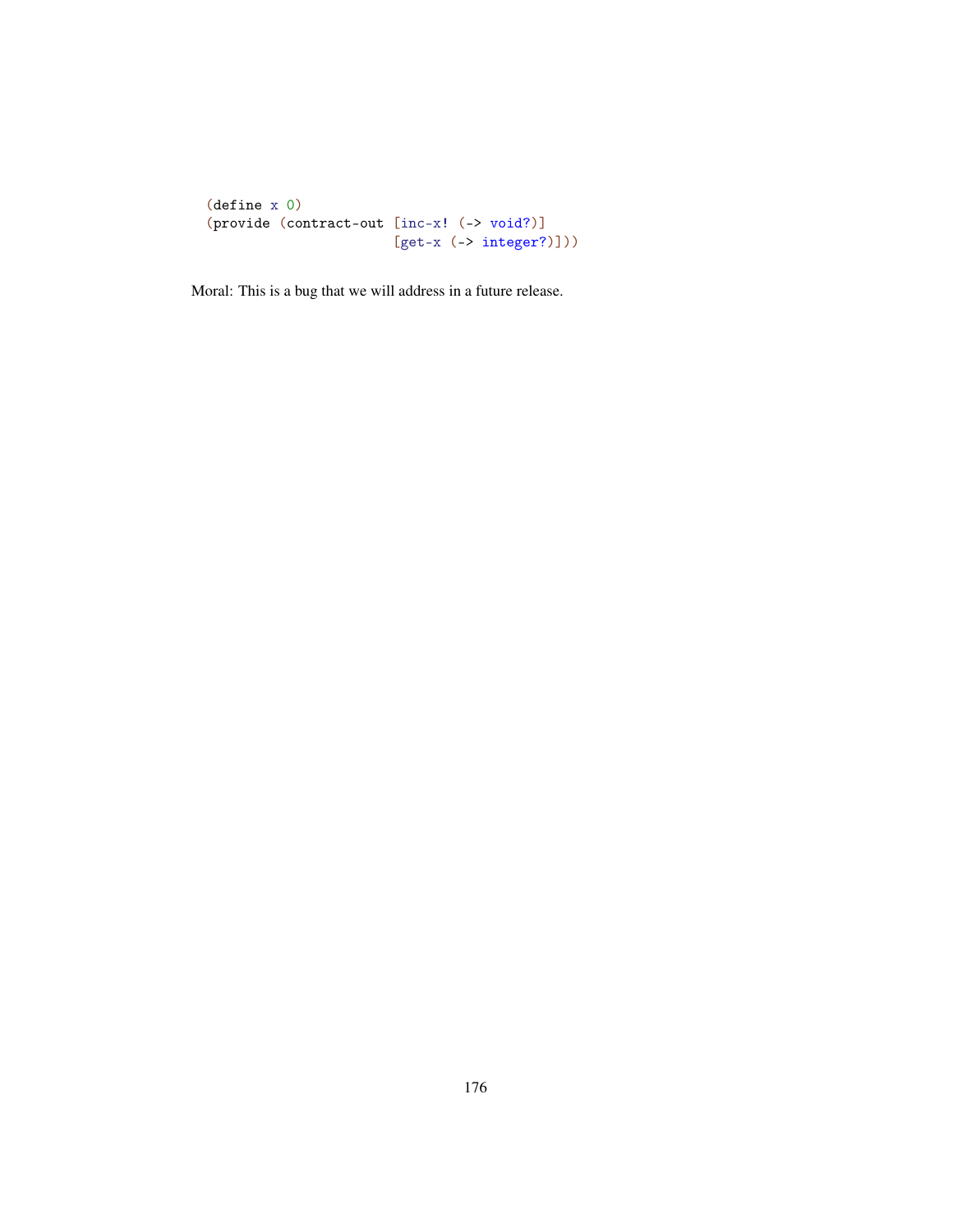```
(define x 0)
(provide (contract-out [inc-x! (-> void?)]
                       [get-x (-> integer?)]))
```

Moral: This is a bug that we will address in a future release.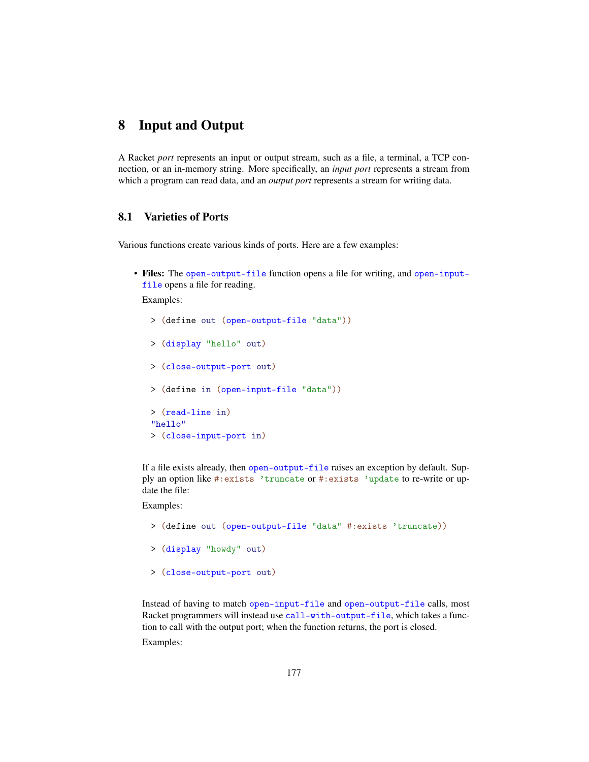# 8 Input and Output

A Racket *port* represents an input or output stream, such as a file, a terminal, a TCP connection, or an in-memory string. More specifically, an *input port* represents a stream from which a program can read data, and an *output port* represents a stream for writing data.

## 8.1 Varieties of Ports

Various functions create various kinds of ports. Here are a few examples:

- **Files:** The `open-output-file` function opens a file for writing, and `open-input-file` opens a file for reading.

  Examples:

  ```
  > (define out (open-output-file "data"))
  > (display "hello" out)
  > (close-output-port out)
  > (define in (open-input-file "data"))
  > (read-line in)
  "hello"
  > (close-input-port in)
  ```

  If a file exists already, then `open-output-file` raises an exception by default. Supply an option like `#:exists 'truncate` or `#:exists 'update` to re-write or update the file:

  Examples:

  ```
  > (define out (open-output-file "data" #:exists 'truncate))
  > (display "howdy" out)
  > (close-output-port out)
  ```

  Instead of having to match `open-input-file` and `open-output-file` calls, most Racket programmers will instead use `call-with-output-file`, which takes a function to call with the output port; when the function returns, the port is closed.

  Examples: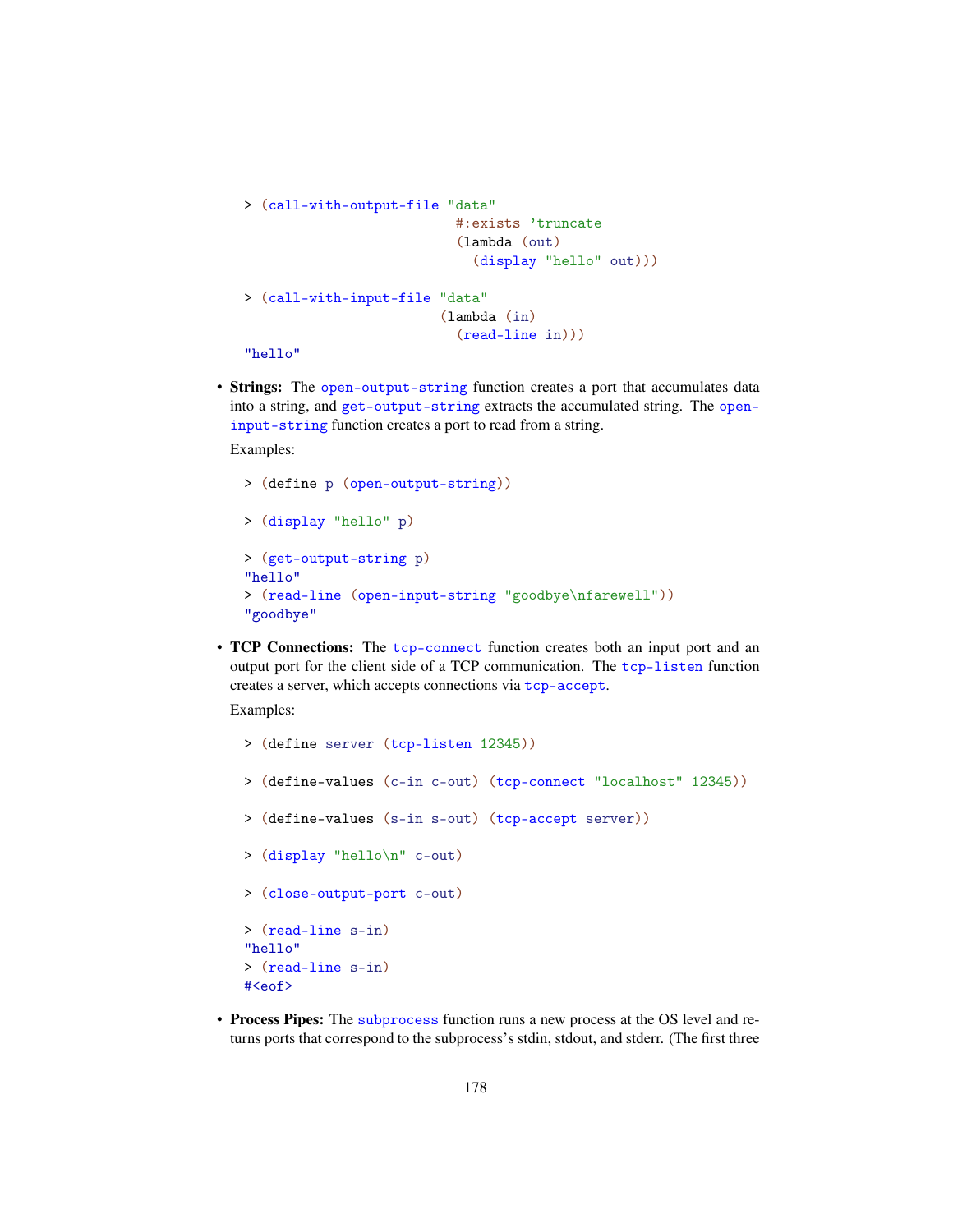```
> (call-with-output-file "data"
                          #:exists 'truncate
                          (lambda (out)
                            (display "hello" out)))

> (call-with-input-file "data"
                         (lambda (in)
                           (read-line in)))
"hello"
```

- **Strings:** The `open-output-string` function creates a port that accumulates data into a string, and `get-output-string` extracts the accumulated string. The `open-input-string` function creates a port to read from a string.

  Examples:

  ```
  > (define p (open-output-string))

  > (display "hello" p)

  > (get-output-string p)
  "hello"
  > (read-line (open-input-string "goodbye\nfarewell"))
  "goodbye"
  ```

- **TCP Connections:** The `tcp-connect` function creates both an input port and an output port for the client side of a TCP communication. The `tcp-listen` function creates a server, which accepts connections via `tcp-accept`.

  Examples:

  ```
  > (define server (tcp-listen 12345))

  > (define-values (c-in c-out) (tcp-connect "localhost" 12345))

  > (define-values (s-in s-out) (tcp-accept server))

  > (display "hello\n" c-out)

  > (close-output-port c-out)

  > (read-line s-in)
  "hello"
  > (read-line s-in)
  #<eof>
  ```

- **Process Pipes:** The `subprocess` function runs a new process at the OS level and returns ports that correspond to the subprocess's stdin, stdout, and stderr. (The first three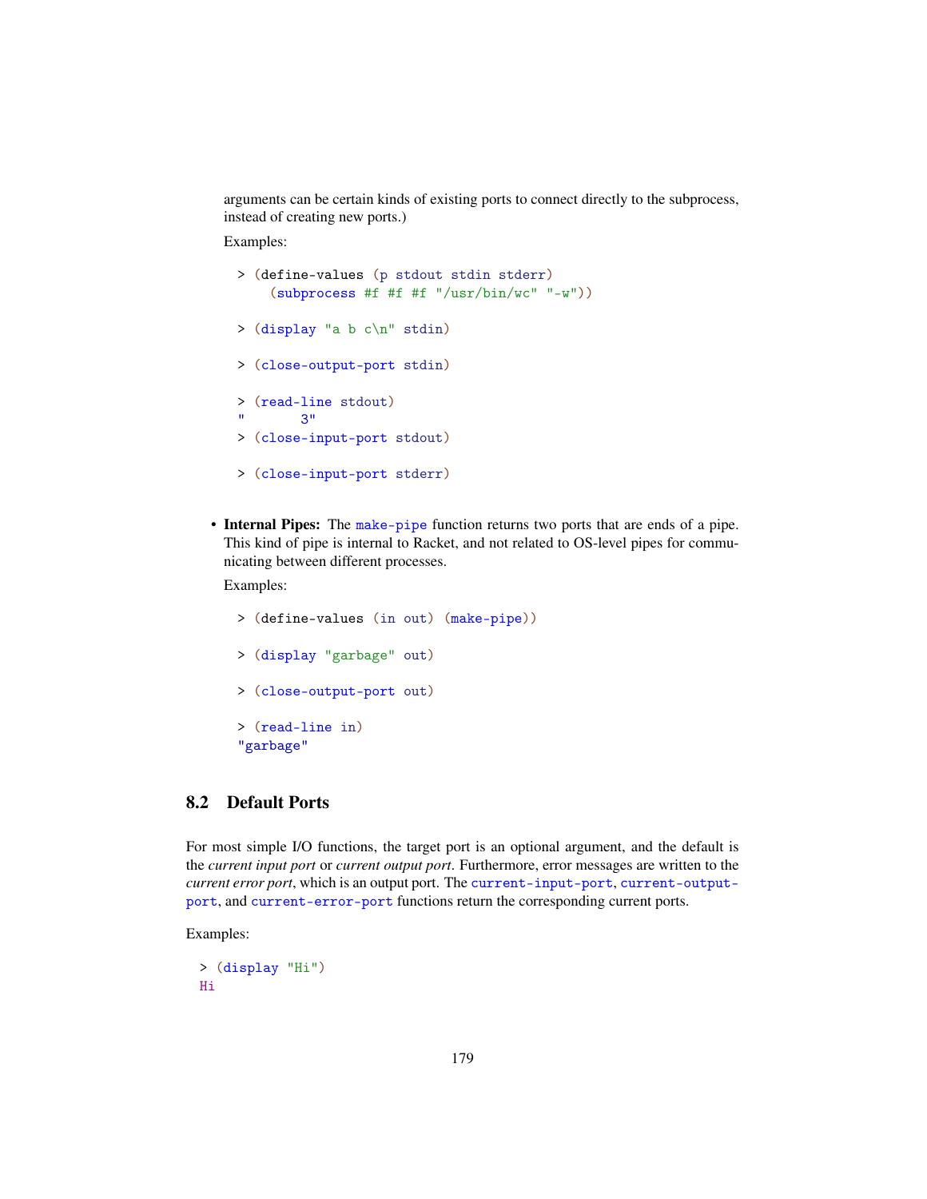arguments can be certain kinds of existing ports to connect directly to the subprocess, instead of creating new ports.)

Examples:

```
> (define-values (p stdout stdin stderr)
    (subprocess #f #f #f "/usr/bin/wc" "-w"))

> (display "a b c\n" stdin)

> (close-output-port stdin)

> (read-line stdout)
"       3"
> (close-input-port stdout)

> (close-input-port stderr)
```

- **Internal Pipes:** The make-pipe function returns two ports that are ends of a pipe. This kind of pipe is internal to Racket, and not related to OS-level pipes for communicating between different processes.

  Examples:

```
> (define-values (in out) (make-pipe))

> (display "garbage" out)

> (close-output-port out)

> (read-line in)
"garbage"
```

## 8.2 Default Ports

For most simple I/O functions, the target port is an optional argument, and the default is the *current input port* or *current output port*. Furthermore, error messages are written to the *current error port*, which is an output port. The current-input-port, current-output-port, and current-error-port functions return the corresponding current ports.

Examples:

```
> (display "Hi")
Hi
```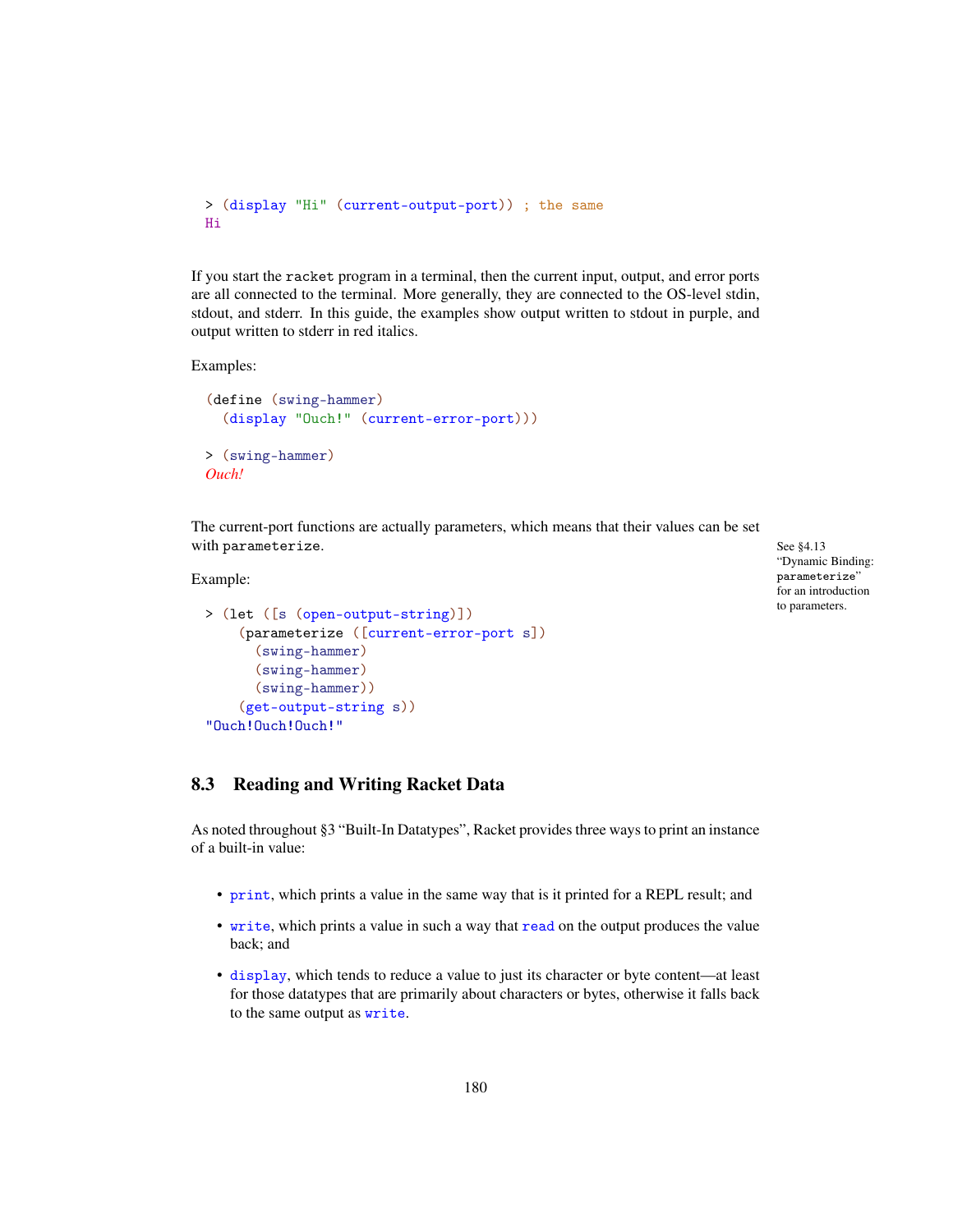```
> (display "Hi" (current-output-port)) ; the same
Hi
```

If you start the `racket` program in a terminal, then the current input, output, and error ports are all connected to the terminal. More generally, they are connected to the OS-level stdin, stdout, and stderr. In this guide, the examples show output written to stdout in purple, and output written to stderr in red italics.

Examples:

```
(define (swing-hammer)
  (display "Ouch!" (current-error-port)))

> (swing-hammer)
Ouch!
```

The current-port functions are actually parameters, which means that their values can be set with `parameterize`.

See §4.13 "Dynamic Binding: `parameterize`" for an introduction to parameters.

Example:

```
> (let ([s (open-output-string)])
    (parameterize ([current-error-port s])
      (swing-hammer)
      (swing-hammer)
      (swing-hammer))
    (get-output-string s))
"Ouch!Ouch!Ouch!"
```

## 8.3 Reading and Writing Racket Data

As noted throughout §3 "Built-In Datatypes", Racket provides three ways to print an instance of a built-in value:

- `print`, which prints a value in the same way that is it printed for a REPL result; and
- `write`, which prints a value in such a way that `read` on the output produces the value back; and
- `display`, which tends to reduce a value to just its character or byte content—at least for those datatypes that are primarily about characters or bytes, otherwise it falls back to the same output as `write`.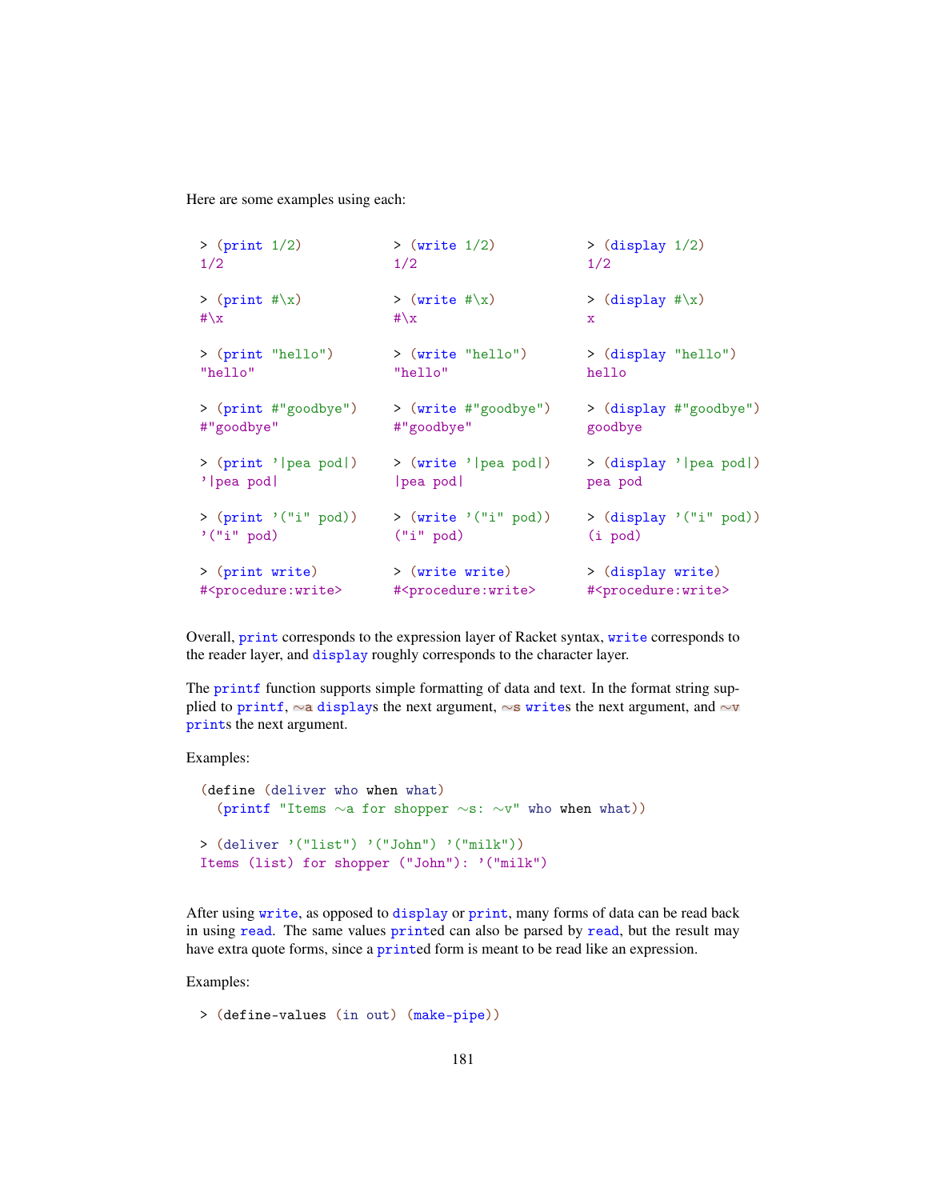Here are some examples using each:

```
> (print 1/2)
1/2

> (print #\x)
#\x

> (print "hello")
"hello"

> (print #"goodbye")
#"goodbye"

> (print '|pea pod|)
'|pea pod|

> (print '("i" pod))
'("i" pod)

> (print write)
#<procedure:write>
```

```
> (write 1/2)
1/2

> (write #\x)
#\x

> (write "hello")
"hello"

> (write #"goodbye")
#"goodbye"

> (write '|pea pod|)
|pea pod|

> (write '("i" pod))
("i" pod)

> (write write)
#<procedure:write>
```

```
> (display 1/2)
1/2

> (display #\x)
x

> (display "hello")
hello

> (display #"goodbye")
goodbye

> (display '|pea pod|)
pea pod

> (display '("i" pod))
(i pod)

> (display write)
#<procedure:write>
```

Overall, print corresponds to the expression layer of Racket syntax, write corresponds to the reader layer, and display roughly corresponds to the character layer.

The printf function supports simple formatting of data and text. In the format string supplied to printf, ~a displays the next argument, ~s writes the next argument, and ~v prints the next argument.

Examples:

```
(define (deliver who when what)
  (printf "Items ~a for shopper ~s: ~v" who when what))

> (deliver '("list") '("John") '("milk"))
Items (list) for shopper ("John"): '("milk")
```

After using write, as opposed to display or print, many forms of data can be read back in using read. The same values printed can also be parsed by read, but the result may have extra quote forms, since a printed form is meant to be read like an expression.

Examples:

```
> (define-values (in out) (make-pipe))
```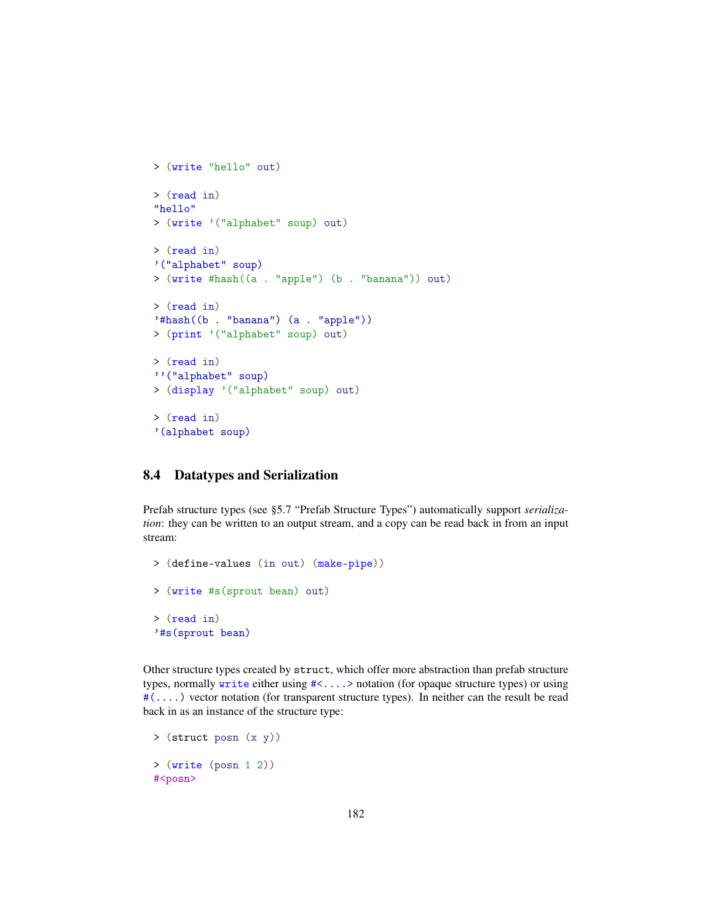```
> (write "hello" out)

> (read in)
"hello"
> (write '("alphabet" soup) out)

> (read in)
'("alphabet" soup)
> (write #hash((a . "apple") (b . "banana")) out)

> (read in)
'#hash((b . "banana") (a . "apple"))
> (print '("alphabet" soup) out)

> (read in)
''("alphabet" soup)
> (display '("alphabet" soup) out)

> (read in)
'(alphabet soup)
```

## 8.4 Datatypes and Serialization

Prefab structure types (see §5.7 "Prefab Structure Types") automatically support *serialization*: they can be written to an output stream, and a copy can be read back in from an input stream:

```
> (define-values (in out) (make-pipe))

> (write #s(sprout bean) out)

> (read in)
'#s(sprout bean)
```

Other structure types created by `struct`, which offer more abstraction than prefab structure types, normally `write` either using `#<....>` notation (for opaque structure types) or using `#(....)` vector notation (for transparent structure types). In neither can the result be read back in as an instance of the structure type:

```
> (struct posn (x y))

> (write (posn 1 2))
#<posn>
```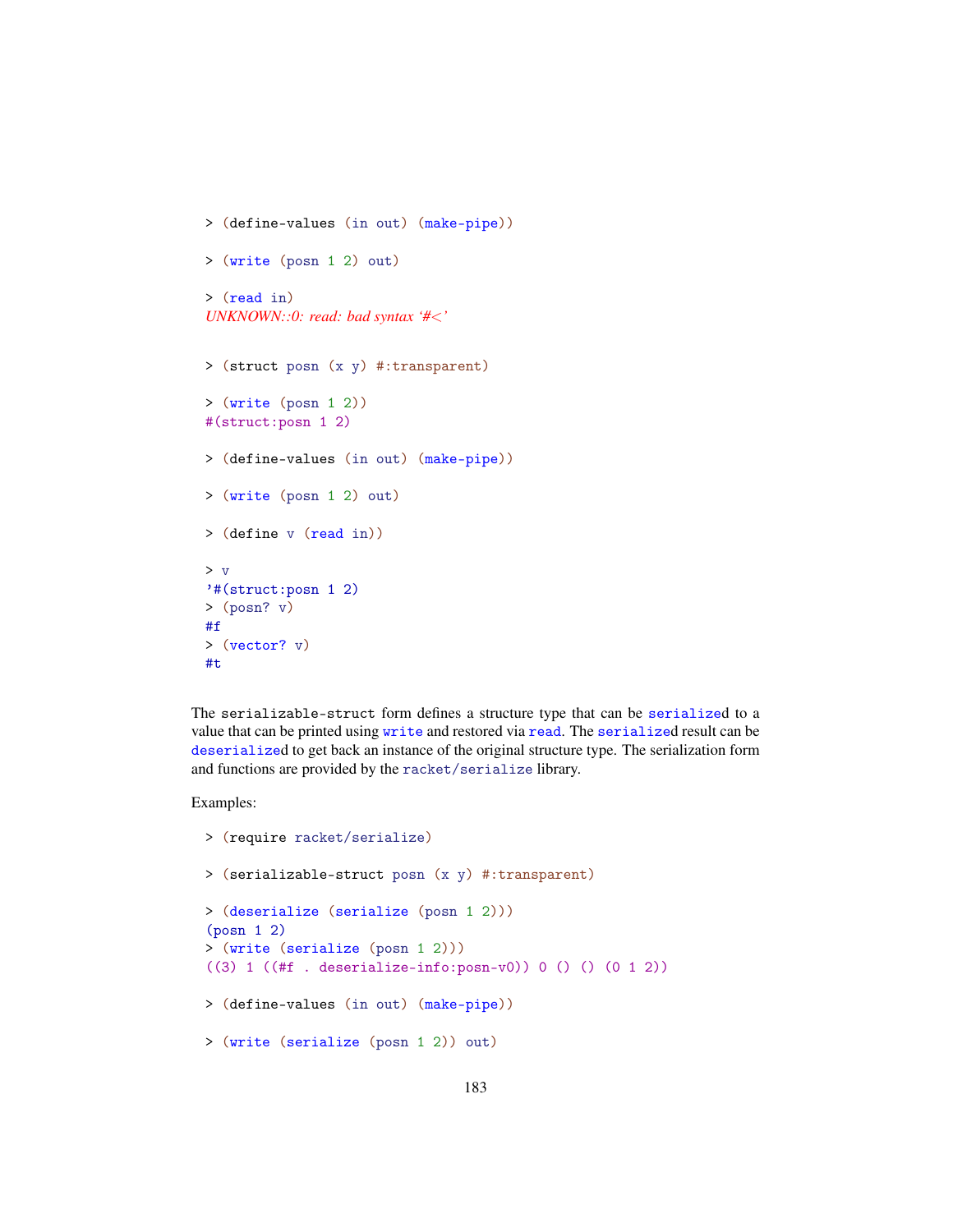```
> (define-values (in out) (make-pipe))

> (write (posn 1 2) out)

> (read in)
UNKNOWN::0: read: bad syntax '#<'
```

```
> (struct posn (x y) #:transparent)

> (write (posn 1 2))
#(struct:posn 1 2)

> (define-values (in out) (make-pipe))

> (write (posn 1 2) out)

> (define v (read in))

> v
'#(struct:posn 1 2)
> (posn? v)
#f
> (vector? v)
#t
```

The `serializable-struct` form defines a structure type that can be `serialize`d to a value that can be printed using `write` and restored via `read`. The `serialize`d result can be `deserialize`d to get back an instance of the original structure type. The serialization form and functions are provided by the `racket/serialize` library.

Examples:

```
> (require racket/serialize)

> (serializable-struct posn (x y) #:transparent)

> (deserialize (serialize (posn 1 2)))
(posn 1 2)
> (write (serialize (posn 1 2)))
((3) 1 ((#f . deserialize-info:posn-v0)) 0 () () (0 1 2))

> (define-values (in out) (make-pipe))

> (write (serialize (posn 1 2)) out)
```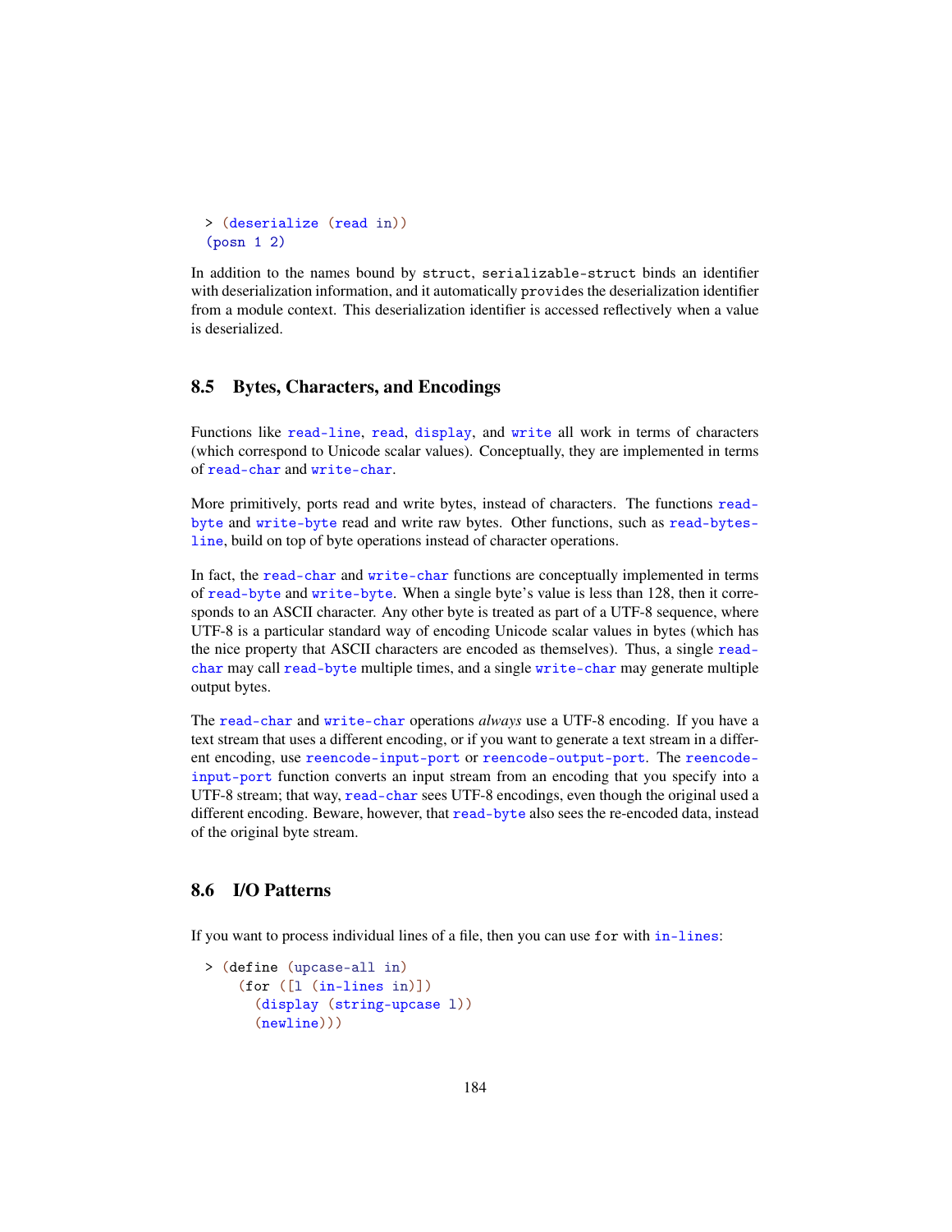```
> (deserialize (read in))
(posn 1 2)
```

In addition to the names bound by struct, serializable-struct binds an identifier with deserialization information, and it automatically provides the deserialization identifier from a module context. This deserialization identifier is accessed reflectively when a value is deserialized.

## 8.5 Bytes, Characters, and Encodings

Functions like read-line, read, display, and write all work in terms of characters (which correspond to Unicode scalar values). Conceptually, they are implemented in terms of read-char and write-char.

More primitively, ports read and write bytes, instead of characters. The functions read-byte and write-byte read and write raw bytes. Other functions, such as read-bytes-line, build on top of byte operations instead of character operations.

In fact, the read-char and write-char functions are conceptually implemented in terms of read-byte and write-byte. When a single byte's value is less than 128, then it corresponds to an ASCII character. Any other byte is treated as part of a UTF-8 sequence, where UTF-8 is a particular standard way of encoding Unicode scalar values in bytes (which has the nice property that ASCII characters are encoded as themselves). Thus, a single read-char may call read-byte multiple times, and a single write-char may generate multiple output bytes.

The read-char and write-char operations *always* use a UTF-8 encoding. If you have a text stream that uses a different encoding, or if you want to generate a text stream in a different encoding, use reencode-input-port or reencode-output-port. The reencode-input-port function converts an input stream from an encoding that you specify into a UTF-8 stream; that way, read-char sees UTF-8 encodings, even though the original used a different encoding. Beware, however, that read-byte also sees the re-encoded data, instead of the original byte stream.

## 8.6 I/O Patterns

If you want to process individual lines of a file, then you can use for with in-lines:

```
> (define (upcase-all in)
    (for ([l (in-lines in)])
      (display (string-upcase l))
      (newline)))
```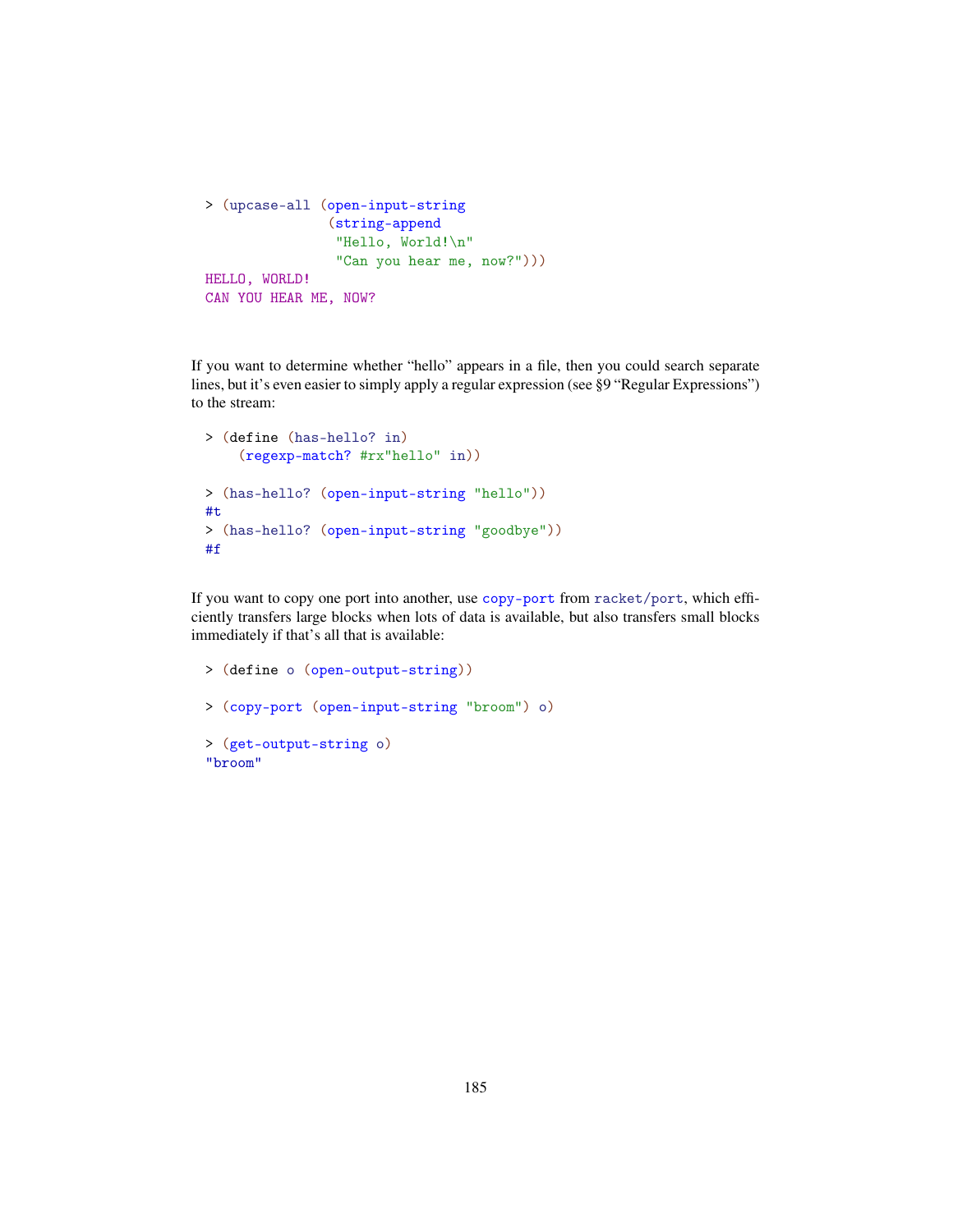```
> (upcase-all (open-input-string
               (string-append
                "Hello, World!\n"
                "Can you hear me, now?")))
HELLO, WORLD!
CAN YOU HEAR ME, NOW?
```

If you want to determine whether "hello" appears in a file, then you could search separate lines, but it's even easier to simply apply a regular expression (see §9 "Regular Expressions") to the stream:

```
> (define (has-hello? in)
    (regexp-match? #rx"hello" in))

> (has-hello? (open-input-string "hello"))
#t
> (has-hello? (open-input-string "goodbye"))
#f
```

If you want to copy one port into another, use `copy-port` from `racket/port`, which efficiently transfers large blocks when lots of data is available, but also transfers small blocks immediately if that's all that is available:

```
> (define o (open-output-string))

> (copy-port (open-input-string "broom") o)

> (get-output-string o)
"broom"
```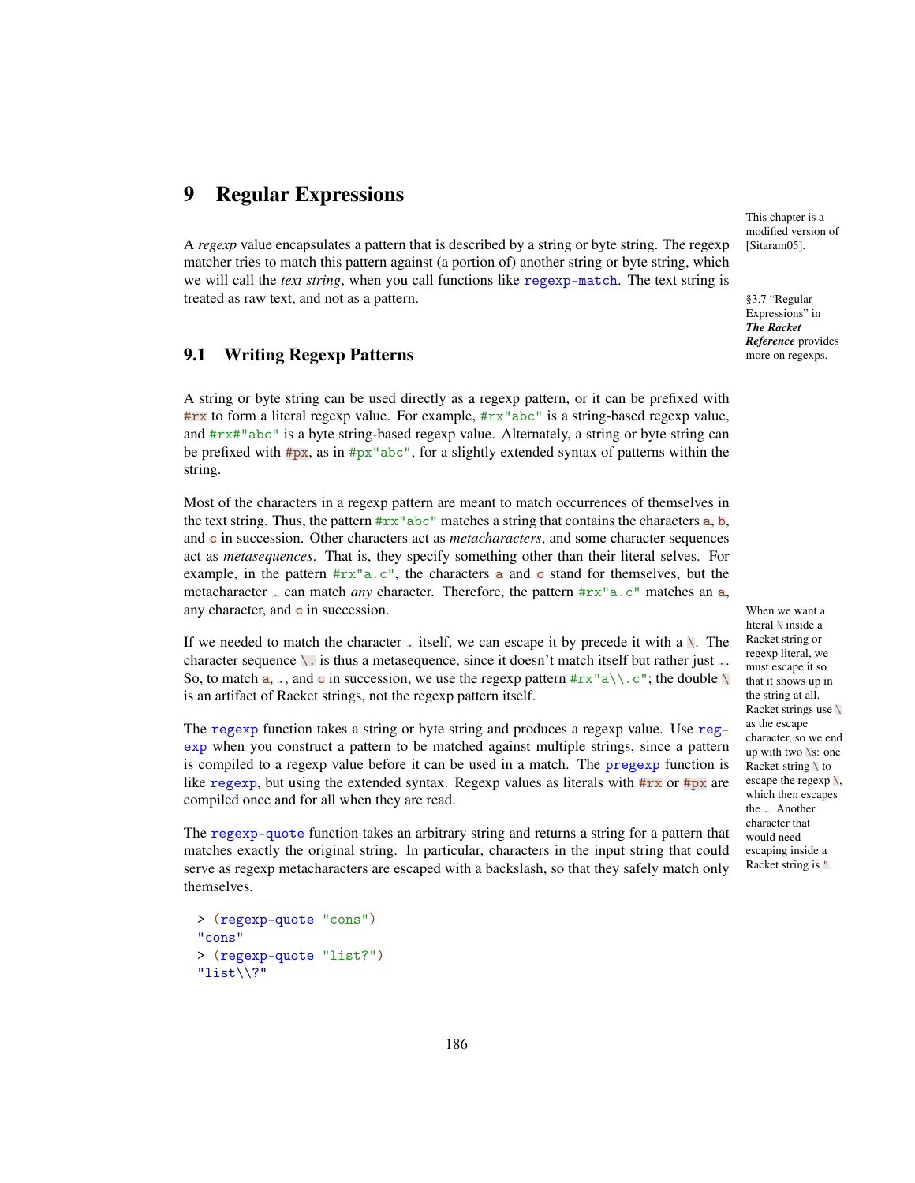# 9 Regular Expressions

This chapter is a modified version of [Sitaram05].

A *regexp* value encapsulates a pattern that is described by a string or byte string. The regexp matcher tries to match this pattern against (a portion of) another string or byte string, which we will call the *text string*, when you call functions like `regexp-match`. The text string is treated as raw text, and not as a pattern.

§3.7 "Regular Expressions" in ***The Racket Reference*** provides more on regexps.

## 9.1 Writing Regexp Patterns

A string or byte string can be used directly as a regexp pattern, or it can be prefixed with `#rx` to form a literal regexp value. For example, `#rx"abc"` is a string-based regexp value, and `#rx#"abc"` is a byte string-based regexp value. Alternately, a string or byte string can be prefixed with `#px`, as in `#px"abc"`, for a slightly extended syntax of patterns within the string.

Most of the characters in a regexp pattern are meant to match occurrences of themselves in the text string. Thus, the pattern `#rx"abc"` matches a string that contains the characters `a`, `b`, and `c` in succession. Other characters act as *metacharacters*, and some character sequences act as *metasequences*. That is, they specify something other than their literal selves. For example, in the pattern `#rx"a.c"`, the characters `a` and `c` stand for themselves, but the metacharacter `.` can match *any* character. Therefore, the pattern `#rx"a.c"` matches an `a`, any character, and `c` in succession.

If we needed to match the character `.` itself, we can escape it by precede it with a `\`. The character sequence `\.` is thus a metasequence, since it doesn't match itself but rather just `.`. So, to match `a`, `.`, and `c` in succession, we use the regexp pattern `#rx"a\\.c"`; the double `\` is an artifact of Racket strings, not the regexp pattern itself.

When we want a literal `\` inside a Racket string or regexp literal, we must escape it so that it shows up in the string at all. Racket strings use `\` as the escape character, so we end up with two `\`s: one Racket-string `\` to escape the regexp `\`, which then escapes the `.`. Another character that would need escaping inside a Racket string is `"`.

The `regexp` function takes a string or byte string and produces a regexp value. Use `regexp` when you construct a pattern to be matched against multiple strings, since a pattern is compiled to a regexp value before it can be used in a match. The `pregexp` function is like `regexp`, but using the extended syntax. Regexp values as literals with `#rx` or `#px` are compiled once and for all when they are read.

The `regexp-quote` function takes an arbitrary string and returns a string for a pattern that matches exactly the original string. In particular, characters in the input string that could serve as regexp metacharacters are escaped with a backslash, so that they safely match only themselves.

```
> (regexp-quote "cons")
"cons"
> (regexp-quote "list?")
"list\\?"
```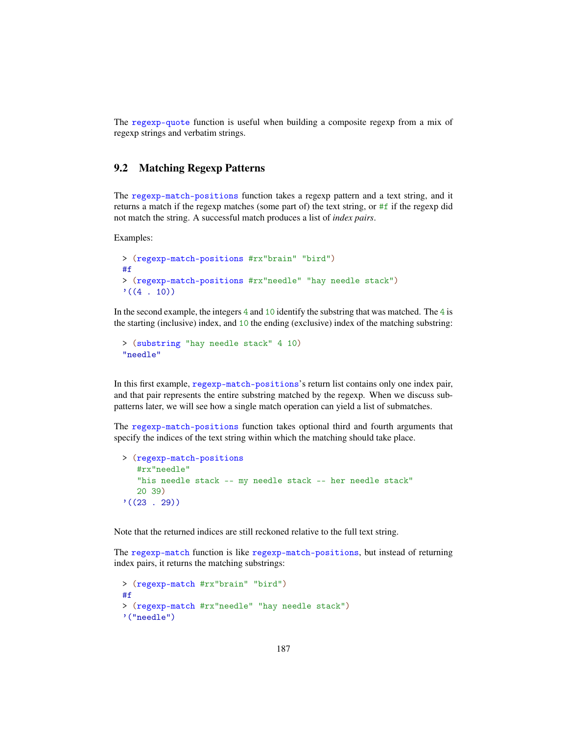The `regexp-quote` function is useful when building a composite regexp from a mix of regexp strings and verbatim strings.

## 9.2 Matching Regexp Patterns

The `regexp-match-positions` function takes a regexp pattern and a text string, and it returns a match if the regexp matches (some part of) the text string, or `#f` if the regexp did not match the string. A successful match produces a list of *index pairs*.

Examples:

```
> (regexp-match-positions #rx"brain" "bird")
#f
> (regexp-match-positions #rx"needle" "hay needle stack")
'((4 . 10))
```

In the second example, the integers `4` and `10` identify the substring that was matched. The `4` is the starting (inclusive) index, and `10` the ending (exclusive) index of the matching substring:

```
> (substring "hay needle stack" 4 10)
"needle"
```

In this first example, `regexp-match-positions`'s return list contains only one index pair, and that pair represents the entire substring matched by the regexp. When we discuss subpatterns later, we will see how a single match operation can yield a list of submatches.

The `regexp-match-positions` function takes optional third and fourth arguments that specify the indices of the text string within which the matching should take place.

```
> (regexp-match-positions
   #rx"needle"
   "his needle stack -- my needle stack -- her needle stack"
   20 39)
'((23 . 29))
```

Note that the returned indices are still reckoned relative to the full text string.

The `regexp-match` function is like `regexp-match-positions`, but instead of returning index pairs, it returns the matching substrings:

```
> (regexp-match #rx"brain" "bird")
#f
> (regexp-match #rx"needle" "hay needle stack")
'("needle")
```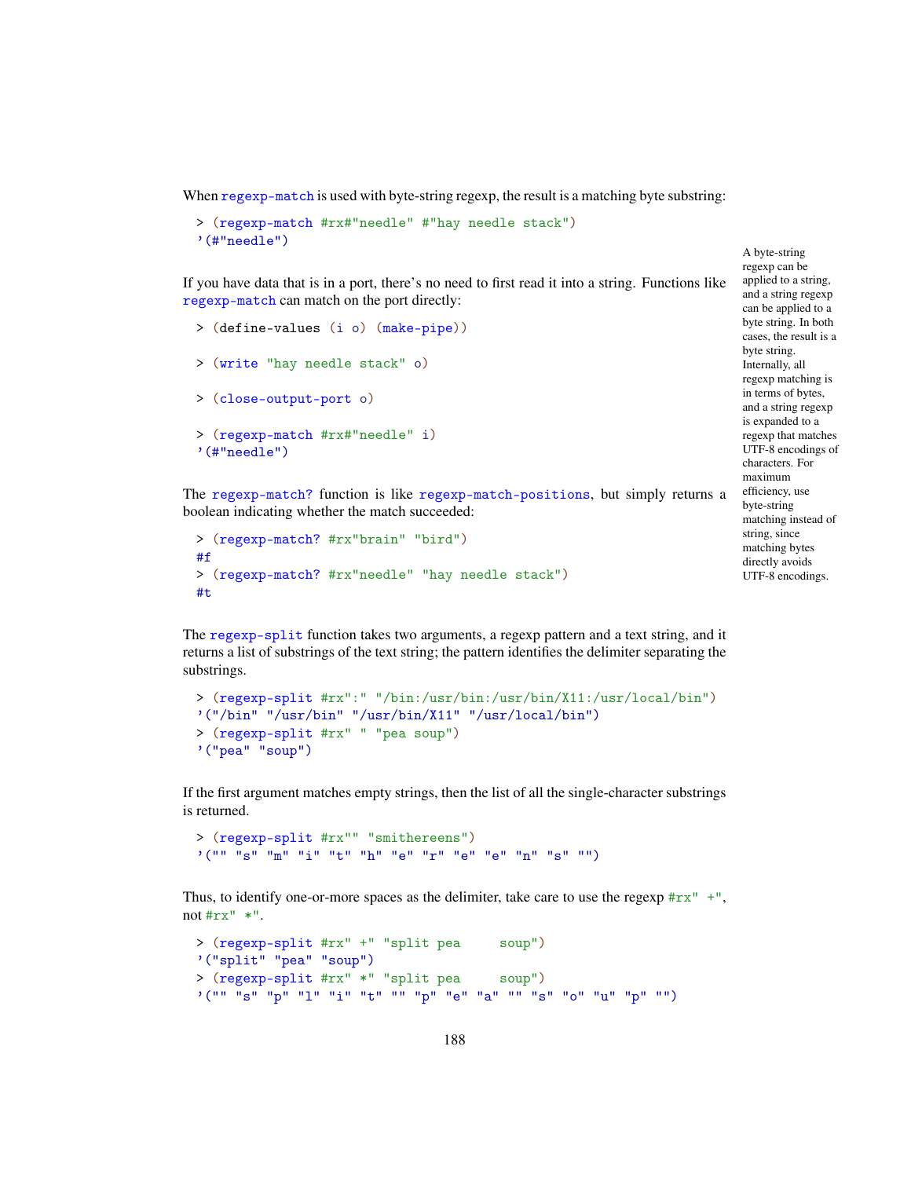When `regexp-match` is used with byte-string regexp, the result is a matching byte substring:

```
> (regexp-match #rx#"needle" #"hay needle stack")
'(#"needle")
```

A byte-string regexp can be applied to a string, and a string regexp can be applied to a byte string. In both cases, the result is a byte string. Internally, all regexp matching is in terms of bytes, and a string regexp is expanded to a regexp that matches UTF-8 encodings of characters. For maximum efficiency, use byte-string matching instead of string, since matching bytes directly avoids UTF-8 encodings.

If you have data that is in a port, there's no need to first read it into a string. Functions like `regexp-match` can match on the port directly:

```
> (define-values (i o) (make-pipe))

> (write "hay needle stack" o)

> (close-output-port o)

> (regexp-match #rx#"needle" i)
'(#"needle")
```

The `regexp-match?` function is like `regexp-match-positions`, but simply returns a boolean indicating whether the match succeeded:

```
> (regexp-match? #rx"brain" "bird")
#f
> (regexp-match? #rx"needle" "hay needle stack")
#t
```

The `regexp-split` function takes two arguments, a regexp pattern and a text string, and it returns a list of substrings of the text string; the pattern identifies the delimiter separating the substrings.

```
> (regexp-split #rx":" "/bin:/usr/bin:/usr/bin/X11:/usr/local/bin")
'("/bin" "/usr/bin" "/usr/bin/X11" "/usr/local/bin")
> (regexp-split #rx" " "pea soup")
'("pea" "soup")
```

If the first argument matches empty strings, then the list of all the single-character substrings is returned.

```
> (regexp-split #rx"" "smithereens")
'("" "s" "m" "i" "t" "h" "e" "r" "e" "e" "n" "s" "")
```

Thus, to identify one-or-more spaces as the delimiter, take care to use the regexp `#rx" +"`, not `#rx" *"`.

```
> (regexp-split #rx" +" "split pea     soup")
'("split" "pea" "soup")
> (regexp-split #rx" *" "split pea     soup")
'("" "s" "p" "l" "i" "t" "" "p" "e" "a" "" "s" "o" "u" "p" "")
```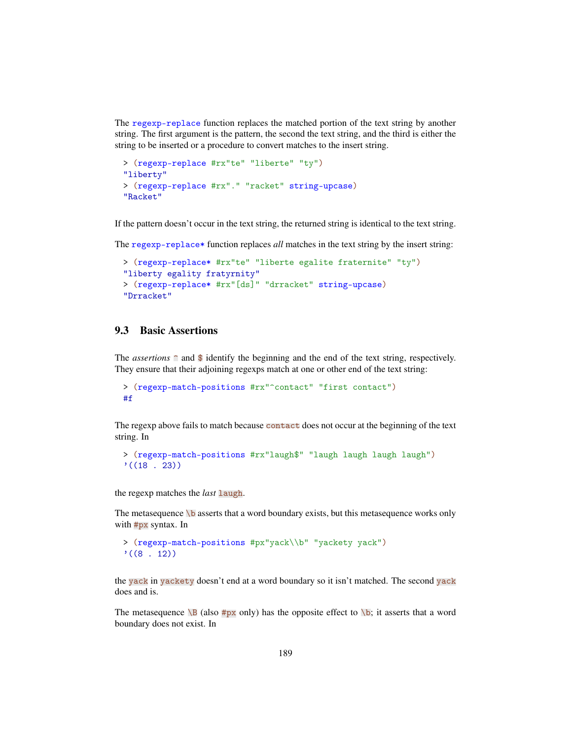The `regexp-replace` function replaces the matched portion of the text string by another string. The first argument is the pattern, the second the text string, and the third is either the string to be inserted or a procedure to convert matches to the insert string.

```
> (regexp-replace #rx"te" "liberte" "ty")
"liberty"
> (regexp-replace #rx"." "racket" string-upcase)
"Racket"
```

If the pattern doesn't occur in the text string, the returned string is identical to the text string.

The `regexp-replace*` function replaces *all* matches in the text string by the insert string:

```
> (regexp-replace* #rx"te" "liberte egalite fraternite" "ty")
"liberty egality fratyrnity"
> (regexp-replace* #rx"[ds]" "drracket" string-upcase)
"Drracket"
```

## 9.3 Basic Assertions

The *assertions* `^` and `$` identify the beginning and the end of the text string, respectively. They ensure that their adjoining regexps match at one or other end of the text string:

```
> (regexp-match-positions #rx"^contact" "first contact")
#f
```

The regexp above fails to match because `contact` does not occur at the beginning of the text string. In

```
> (regexp-match-positions #rx"laugh$" "laugh laugh laugh laugh")
'((18 . 23))
```

the regexp matches the *last* `laugh`.

The metasequence `\b` asserts that a word boundary exists, but this metasequence works only with `#px` syntax. In

```
> (regexp-match-positions #px"yack\\b" "yackety yack")
'((8 . 12))
```

the `yack` in `yackety` doesn't end at a word boundary so it isn't matched. The second `yack` does and is.

The metasequence `\B` (also `#px` only) has the opposite effect to `\b`; it asserts that a word boundary does not exist. In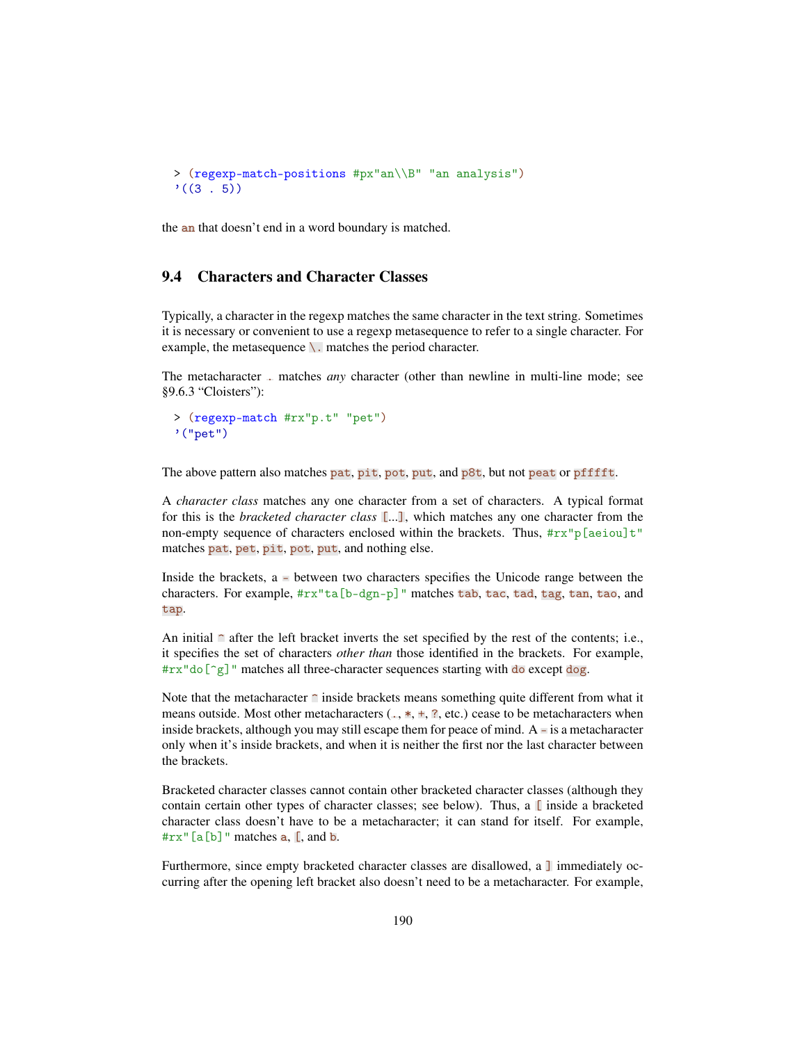```
> (regexp-match-positions #px"an\\B" "an analysis")
'((3 . 5))
```

the `an` that doesn't end in a word boundary is matched.

## 9.4 Characters and Character Classes

Typically, a character in the regexp matches the same character in the text string. Sometimes it is necessary or convenient to use a regexp metasequence to refer to a single character. For example, the metasequence `\.` matches the period character.

The metacharacter `.` matches *any* character (other than newline in multi-line mode; see §9.6.3 "Cloisters"):

```
> (regexp-match #rx"p.t" "pet")
'("pet")
```

The above pattern also matches `pat`, `pit`, `pot`, `put`, and `p8t`, but not `peat` or `pfffft`.

A *character class* matches any one character from a set of characters. A typical format for this is the *bracketed character class* `[...]`, which matches any one character from the non-empty sequence of characters enclosed within the brackets. Thus, `#rx"p[aeiou]t"` matches `pat`, `pet`, `pit`, `pot`, `put`, and nothing else.

Inside the brackets, a `-` between two characters specifies the Unicode range between the characters. For example, `#rx"ta[b-dgn-p]"` matches `tab`, `tac`, `tad`, `tag`, `tan`, `tao`, and `tap`.

An initial `^` after the left bracket inverts the set specified by the rest of the contents; i.e., it specifies the set of characters *other than* those identified in the brackets. For example, `#rx"do[^g]"` matches all three-character sequences starting with `do` except `dog`.

Note that the metacharacter `^` inside brackets means something quite different from what it means outside. Most other metacharacters (`.`, `*`, `+`, `?`, etc.) cease to be metacharacters when inside brackets, although you may still escape them for peace of mind. A `-` is a metacharacter only when it's inside brackets, and when it is neither the first nor the last character between the brackets.

Bracketed character classes cannot contain other bracketed character classes (although they contain certain other types of character classes; see below). Thus, a `[` inside a bracketed character class doesn't have to be a metacharacter; it can stand for itself. For example, `#rx"[a[b]"` matches `a`, `[`, and `b`.

Furthermore, since empty bracketed character classes are disallowed, a `]` immediately occurring after the opening left bracket also doesn't need to be a metacharacter. For example,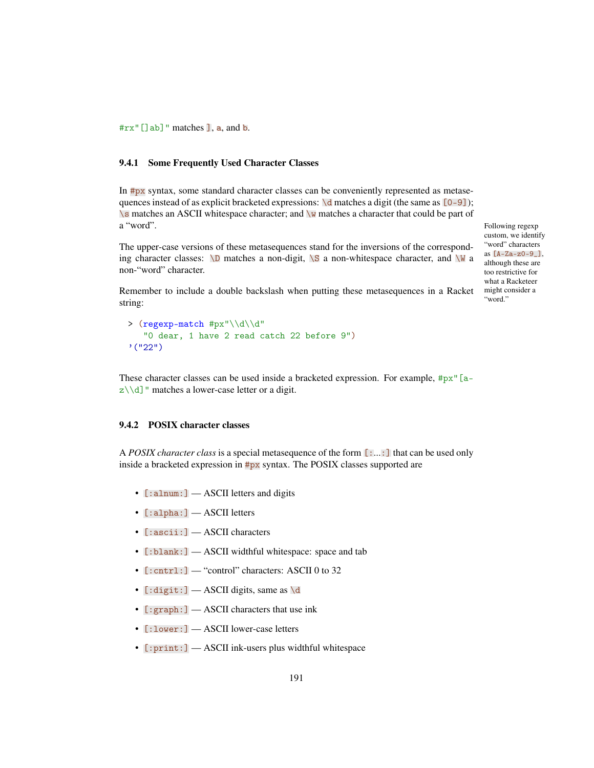`#rx"[]ab]"` matches `]`, `a`, and `b`.

### 9.4.1 Some Frequently Used Character Classes

In `#px` syntax, some standard character classes can be conveniently represented as metasequences instead of as explicit bracketed expressions: `\d` matches a digit (the same as `[0-9]`); `\s` matches an ASCII whitespace character; and `\w` matches a character that could be part of a "word".

Following regexp custom, we identify "word" characters as `[A-Za-z0-9_]`, although these are too restrictive for what a Racketeer might consider a "word."

The upper-case versions of these metasequences stand for the inversions of the corresponding character classes: `\D` matches a non-digit, `\S` a non-whitespace character, and `\W` a non-"word" character.

Remember to include a double backslash when putting these metasequences in a Racket string:

```
> (regexp-match #px"\\d\\d"
   "0 dear, 1 have 2 read catch 22 before 9")
'("22")
```

These character classes can be used inside a bracketed expression. For example, `#px"[a-z\\d]"` matches a lower-case letter or a digit.

### 9.4.2 POSIX character classes

A *POSIX character class* is a special metasequence of the form `[:...:]` that can be used only inside a bracketed expression in `#px` syntax. The POSIX classes supported are

- `[:alnum:]` — ASCII letters and digits
- `[:alpha:]` — ASCII letters
- `[:ascii:]` — ASCII characters
- `[:blank:]` — ASCII widthful whitespace: space and tab
- `[:cntrl:]` — "control" characters: ASCII 0 to 32
- `[:digit:]` — ASCII digits, same as `\d`
- `[:graph:]` — ASCII characters that use ink
- `[:lower:]` — ASCII lower-case letters
- `[:print:]` — ASCII ink-users plus widthful whitespace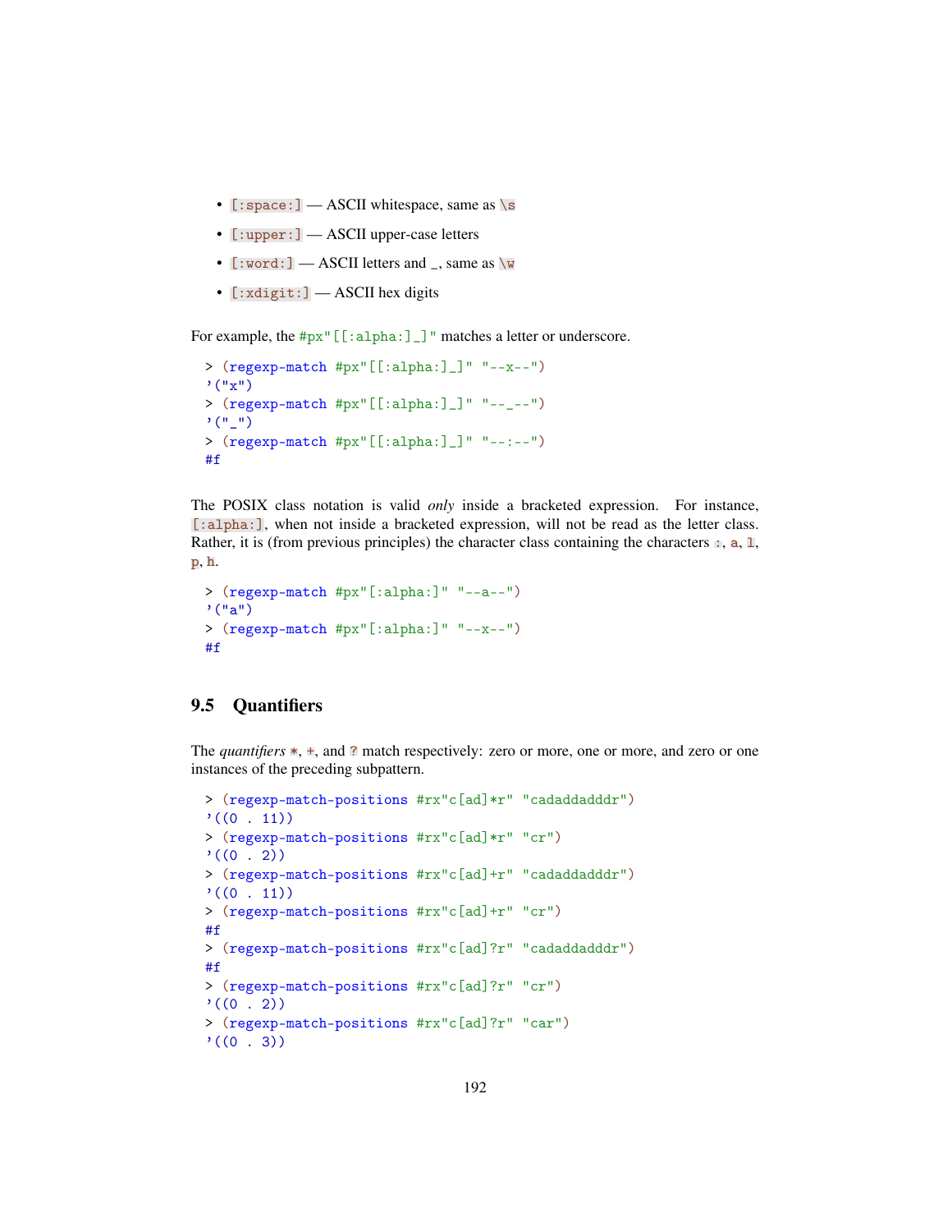- `[:space:]` — ASCII whitespace, same as `\s`
- `[:upper:]` — ASCII upper-case letters
- `[:word:]` — ASCII letters and `_`, same as `\w`
- `[:xdigit:]` — ASCII hex digits

For example, the `#px"[[:alpha:]_]"` matches a letter or underscore.

```
> (regexp-match #px"[[:alpha:]_]" "--x--")
'("x")
> (regexp-match #px"[[:alpha:]_]" "--_--")
'("_")
> (regexp-match #px"[[:alpha:]_]" "--:--")
#f
```

The POSIX class notation is valid *only* inside a bracketed expression. For instance, `[:alpha:]`, when not inside a bracketed expression, will not be read as the letter class. Rather, it is (from previous principles) the character class containing the characters `:`, `a`, `l`, `p`, `h`.

```
> (regexp-match #px"[:alpha:]" "--a--")
'("a")
> (regexp-match #px"[:alpha:]" "--x--")
#f
```

## 9.5 Quantifiers

The *quantifiers* `*`, `+`, and `?` match respectively: zero or more, one or more, and zero or one instances of the preceding subpattern.

```
> (regexp-match-positions #rx"c[ad]*r" "cadaddadddr")
'((0 . 11))
> (regexp-match-positions #rx"c[ad]*r" "cr")
'((0 . 2))
> (regexp-match-positions #rx"c[ad]+r" "cadaddadddr")
'((0 . 11))
> (regexp-match-positions #rx"c[ad]+r" "cr")
#f
> (regexp-match-positions #rx"c[ad]?r" "cadaddadddr")
#f
> (regexp-match-positions #rx"c[ad]?r" "cr")
'((0 . 2))
> (regexp-match-positions #rx"c[ad]?r" "car")
'((0 . 3))
```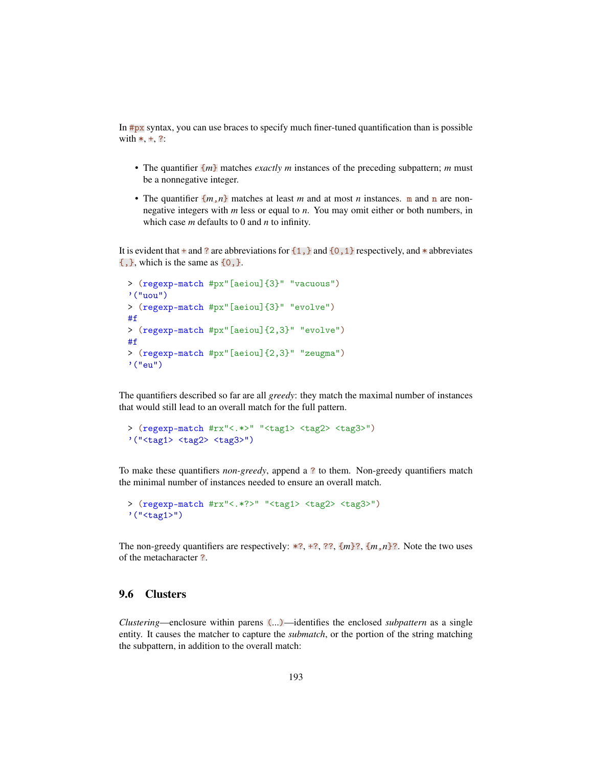In `#px` syntax, you can use braces to specify much finer-tuned quantification than is possible with `*`, `+`, `?`:

- The quantifier `{`*m*`}` matches *exactly* *m* instances of the preceding subpattern; *m* must be a nonnegative integer.
- The quantifier `{`*m*`,`*n*`}` matches at least *m* and at most *n* instances. `m` and `n` are nonnegative integers with *m* less or equal to *n*. You may omit either or both numbers, in which case *m* defaults to 0 and *n* to infinity.

It is evident that `+` and `?` are abbreviations for `{1,}` and `{0,1}` respectively, and `*` abbreviates `{,}`, which is the same as `{0,}`.

```
> (regexp-match #px"[aeiou]{3}" "vacuous")
'("uou")
> (regexp-match #px"[aeiou]{3}" "evolve")
#f
> (regexp-match #px"[aeiou]{2,3}" "evolve")
#f
> (regexp-match #px"[aeiou]{2,3}" "zeugma")
'("eu")
```

The quantifiers described so far are all *greedy*: they match the maximal number of instances that would still lead to an overall match for the full pattern.

```
> (regexp-match #rx"<.*>" "<tag1> <tag2> <tag3>")
'("<tag1> <tag2> <tag3>")
```

To make these quantifiers *non-greedy*, append a `?` to them. Non-greedy quantifiers match the minimal number of instances needed to ensure an overall match.

```
> (regexp-match #rx"<.*?>" "<tag1> <tag2> <tag3>")
'("<tag1>")
```

The non-greedy quantifiers are respectively: `*?`, `+?`, `??`, `{`*m*`}?`, `{`*m*`,`*n*`}?`. Note the two uses of the metacharacter `?`.

## 9.6 Clusters

*Clustering*—enclosure within parens `(...)`—identifies the enclosed *subpattern* as a single entity. It causes the matcher to capture the *submatch*, or the portion of the string matching the subpattern, in addition to the overall match: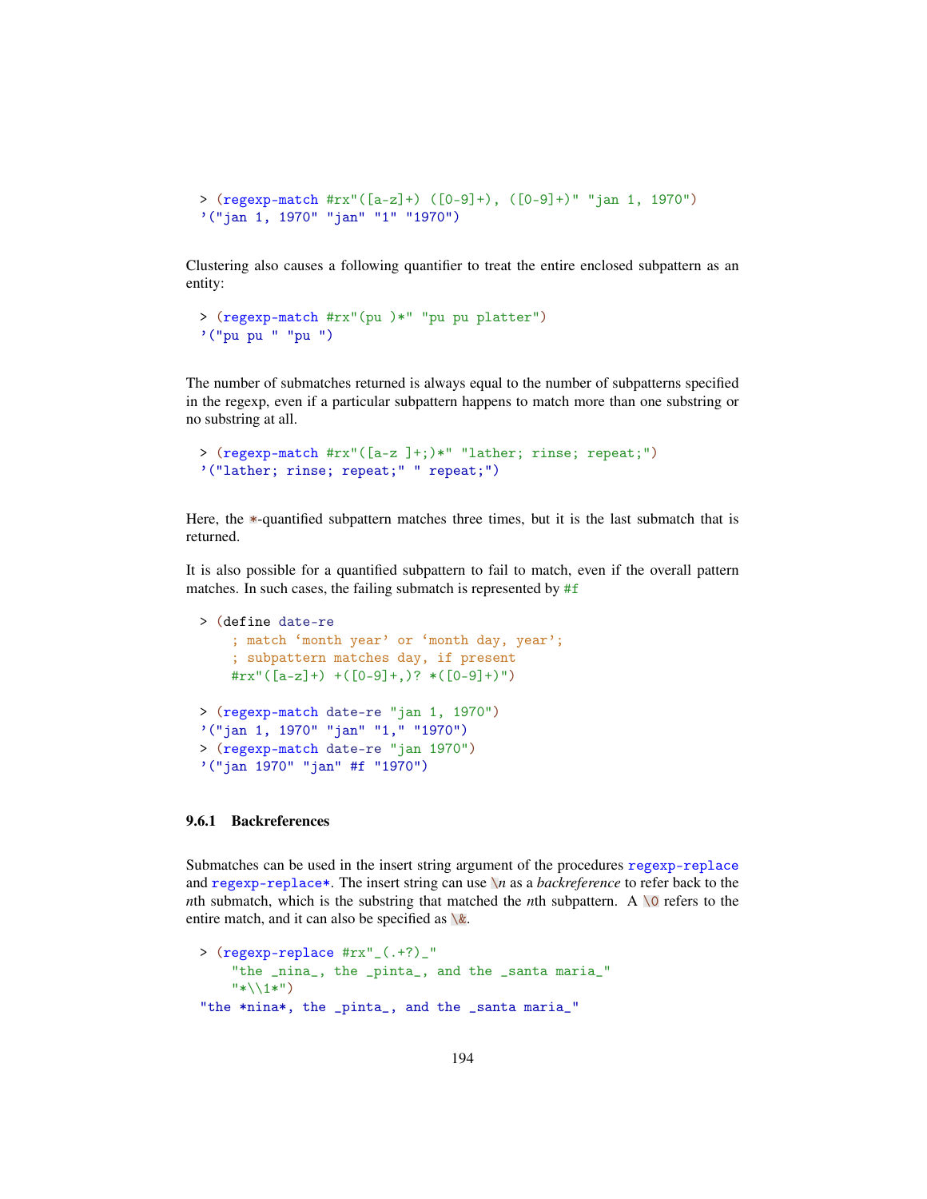```
> (regexp-match #rx"([a-z]+) ([0-9]+), ([0-9]+)" "jan 1, 1970")
'("jan 1, 1970" "jan" "1" "1970")
```

Clustering also causes a following quantifier to treat the entire enclosed subpattern as an entity:

```
> (regexp-match #rx"(pu )*" "pu pu platter")
'("pu pu " "pu ")
```

The number of submatches returned is always equal to the number of subpatterns specified in the regexp, even if a particular subpattern happens to match more than one substring or no substring at all.

```
> (regexp-match #rx"([a-z ]+;)*" "lather; rinse; repeat;")
'("lather; rinse; repeat;" " repeat;")
```

Here, the `*`-quantified subpattern matches three times, but it is the last submatch that is returned.

It is also possible for a quantified subpattern to fail to match, even if the overall pattern matches. In such cases, the failing submatch is represented by `#f`

```
> (define date-re
    ; match ‘month year’ or ‘month day, year’;
    ; subpattern matches day, if present
    #rx"([a-z]+) +([0-9]+,)? *([0-9]+)")

> (regexp-match date-re "jan 1, 1970")
'("jan 1, 1970" "jan" "1," "1970")
> (regexp-match date-re "jan 1970")
'("jan 1970" "jan" #f "1970")
```

### 9.6.1 Backreferences

Submatches can be used in the insert string argument of the procedures `regexp-replace` and `regexp-replace*`. The insert string can use `\n` as a *backreference* to refer back to the *n*th submatch, which is the substring that matched the *n*th subpattern. A `\0` refers to the entire match, and it can also be specified as `\&`.

```
> (regexp-replace #rx"_(.+?)_"
    "the _nina_, the _pinta_, and the _santa maria_"
    "*\\1*")
"the *nina*, the _pinta_, and the _santa maria_"
```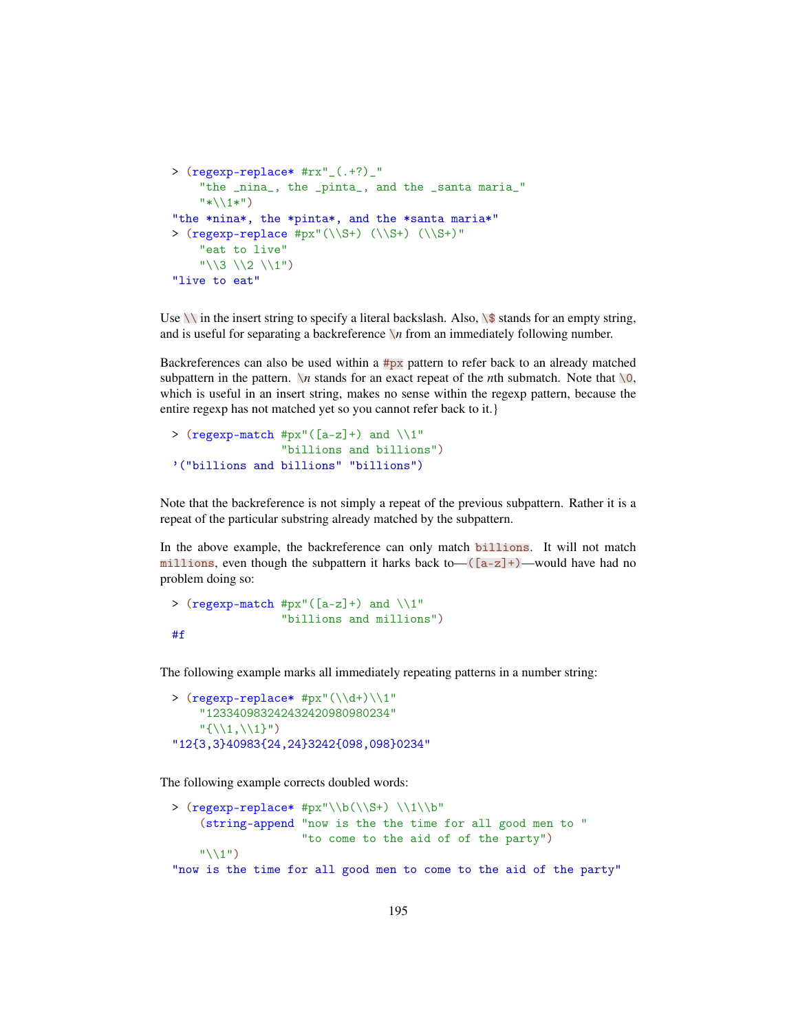```
> (regexp-replace* #rx"_(.+?)_"
    "the _nina_, the _pinta_, and the _santa maria_"
    "*\\1*")
"the *nina*, the *pinta*, and the *santa maria*"
> (regexp-replace #px"(\\S+) (\\S+) (\\S+)"
    "eat to live"
    "\\3 \\2 \\1")
"live to eat"
```

Use `\\` in the insert string to specify a literal backslash. Also, `\$` stands for an empty string, and is useful for separating a backreference `\`*n* from an immediately following number.

Backreferences can also be used within a `#px` pattern to refer back to an already matched subpattern in the pattern. `\`*n* stands for an exact repeat of the *n*th submatch. Note that `\0`, which is useful in an insert string, makes no sense within the regexp pattern, because the entire regexp has not matched yet so you cannot refer back to it.}

```
> (regexp-match #px"([a-z]+) and \\1"
                "billions and billions")
'("billions and billions" "billions")
```

Note that the backreference is not simply a repeat of the previous subpattern. Rather it is a repeat of the particular substring already matched by the subpattern.

In the above example, the backreference can only match `billions`. It will not match `millions`, even though the subpattern it harks back to—`([a-z]+)`—would have had no problem doing so:

```
> (regexp-match #px"([a-z]+) and \\1"
                "billions and millions")
#f
```

The following example marks all immediately repeating patterns in a number string:

```
> (regexp-replace* #px"(\\d+)\\1"
    "123340983242432420980980234"
    "{\\1,\\1}")
"12{3,3}40983{24,24}3242{098,098}0234"
```

The following example corrects doubled words:

```
> (regexp-replace* #px"\\b(\\S+) \\1\\b"
    (string-append "now is the the time for all good men to "
                   "to come to the aid of of the party")
    "\\1")
"now is the time for all good men to come to the aid of the party"
```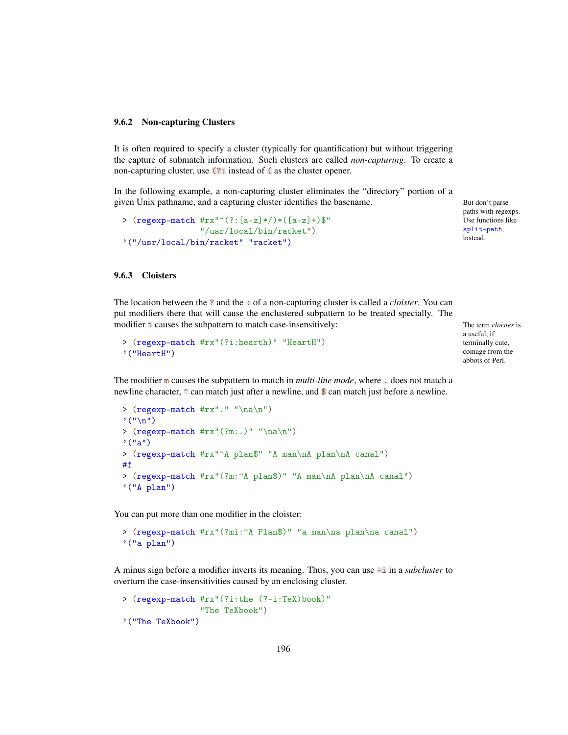### 9.6.2 Non-capturing Clusters

It is often required to specify a cluster (typically for quantification) but without triggering the capture of submatch information. Such clusters are called *non-capturing*. To create a non-capturing cluster, use `(?:` instead of `(` as the cluster opener.

In the following example, a non-capturing cluster eliminates the "directory" portion of a given Unix pathname, and a capturing cluster identifies the basename.

But don't parse paths with regexps. Use functions like `split-path`, instead.

```
> (regexp-match #rx"^(?:[a-z]*/)*([a-z]+)$"
                "/usr/local/bin/racket")
'("/usr/local/bin/racket" "racket")
```

### 9.6.3 Cloisters

The location between the `?` and the `:` of a non-capturing cluster is called a *cloister*. You can put modifiers there that will cause the enclustered subpattern to be treated specially. The modifier `i` causes the subpattern to match case-insensitively:

The term *cloister* is a useful, if terminally cute, coinage from the abbots of Perl.

```
> (regexp-match #rx"(?i:hearth)" "HeartH")
'("HeartH")
```

The modifier `m` causes the subpattern to match in *multi-line mode*, where `.` does not match a newline character, `^` can match just after a newline, and `$` can match just before a newline.

```
> (regexp-match #rx"." "\na\n")
'("\n")
> (regexp-match #rx"(?m:.)" "\na\n")
'("a")
> (regexp-match #rx"^A plan$" "A man\nA plan\nA canal")
#f
> (regexp-match #rx"(?m:^A plan$)" "A man\nA plan\nA canal")
'("A plan")
```

You can put more than one modifier in the cloister:

```
> (regexp-match #rx"(?mi:^A Plan$)" "a man\na plan\na canal")
'("a plan")
```

A minus sign before a modifier inverts its meaning. Thus, you can use `-i` in a *subcluster* to overturn the case-insensitivities caused by an enclosing cluster.

```
> (regexp-match #rx"(?i:the (?-i:TeX)book)"
                "The TeXbook")
'("The TeXbook")
```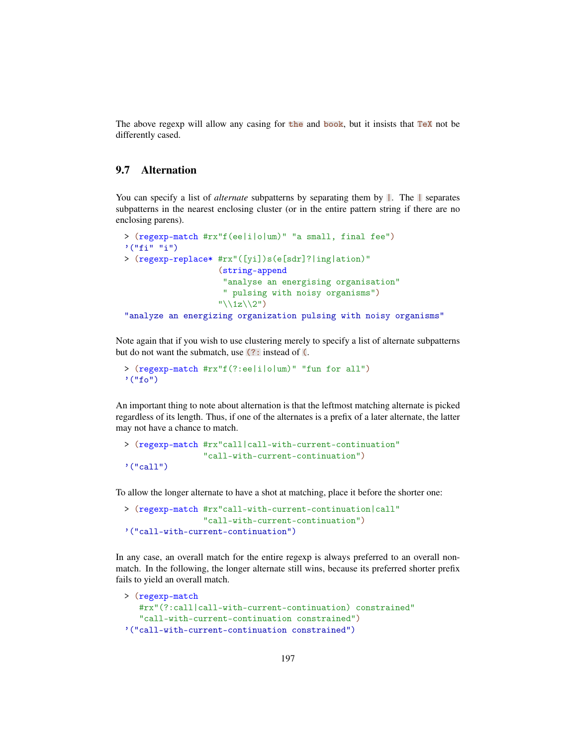The above regexp will allow any casing for `the` and `book`, but it insists that `TeX` not be differently cased.

## 9.7 Alternation

You can specify a list of *alternate* subpatterns by separating them by `|`. The `|` separates subpatterns in the nearest enclosing cluster (or in the entire pattern string if there are no enclosing parens).

```
> (regexp-match #rx"f(ee|i|o|um)" "a small, final fee")
'("fi" "i")
> (regexp-replace* #rx"([yi])s(e[sdr]?|ing|ation)"
                   (string-append
                    "analyse an energising organisation"
                    " pulsing with noisy organisms")
                   "\\1z\\2")
"analyze an energizing organization pulsing with noisy organisms"
```

Note again that if you wish to use clustering merely to specify a list of alternate subpatterns but do not want the submatch, use `(?:` instead of `(`.

```
> (regexp-match #rx"f(?:ee|i|o|um)" "fun for all")
'("fo")
```

An important thing to note about alternation is that the leftmost matching alternate is picked regardless of its length. Thus, if one of the alternates is a prefix of a later alternate, the latter may not have a chance to match.

```
> (regexp-match #rx"call|call-with-current-continuation"
                "call-with-current-continuation")
'("call")
```

To allow the longer alternate to have a shot at matching, place it before the shorter one:

```
> (regexp-match #rx"call-with-current-continuation|call"
                "call-with-current-continuation")
'("call-with-current-continuation")
```

In any case, an overall match for the entire regexp is always preferred to an overall non-match. In the following, the longer alternate still wins, because its preferred shorter prefix fails to yield an overall match.

```
> (regexp-match
   #rx"(?:call|call-with-current-continuation) constrained"
   "call-with-current-continuation constrained")
'("call-with-current-continuation constrained")
```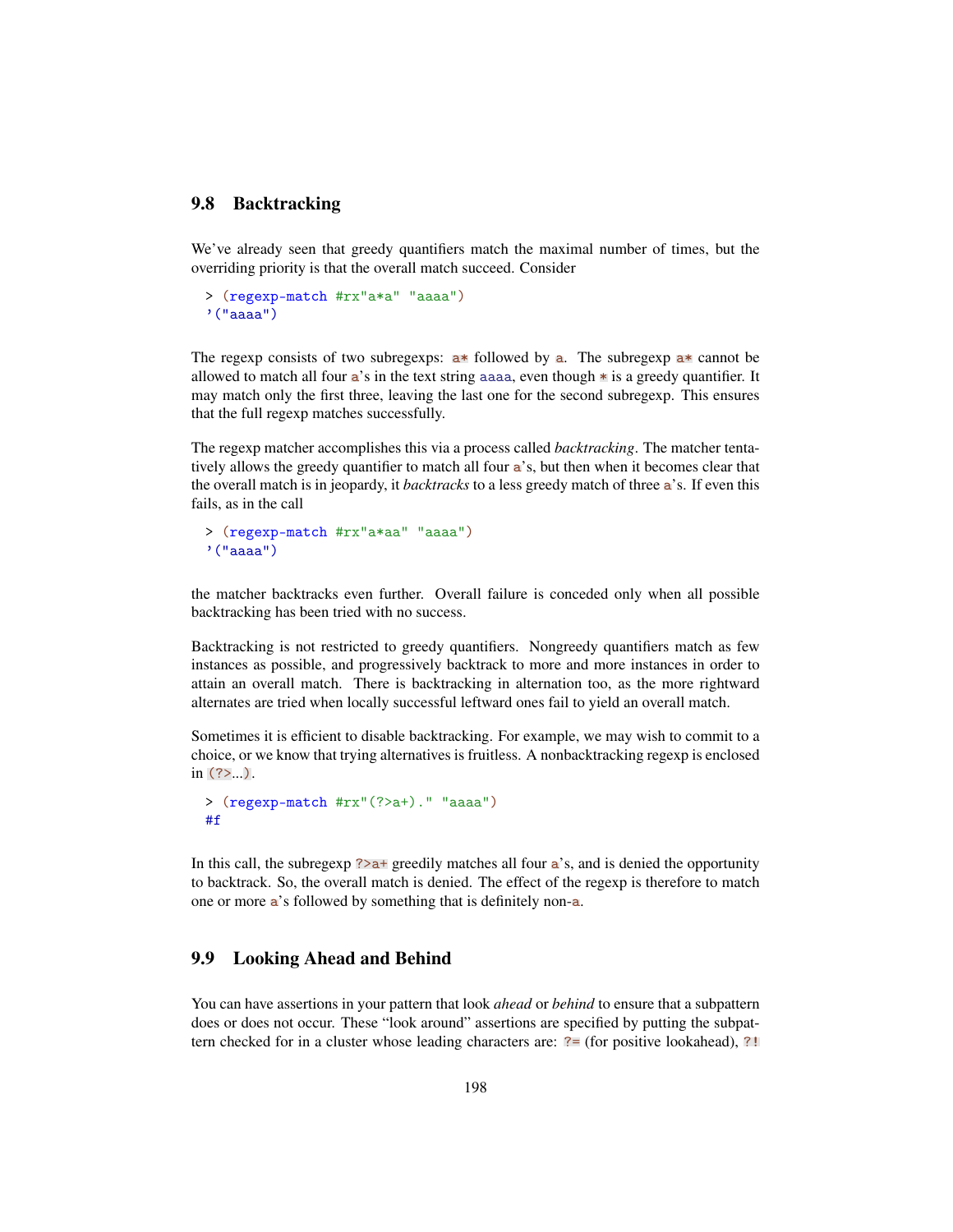## 9.8 Backtracking

We've already seen that greedy quantifiers match the maximal number of times, but the overriding priority is that the overall match succeed. Consider

```
> (regexp-match #rx"a*a" "aaaa")
'("aaaa")
```

The regexp consists of two subregexps: `a*` followed by `a`. The subregexp `a*` cannot be allowed to match all four `a`'s in the text string `aaaa`, even though `*` is a greedy quantifier. It may match only the first three, leaving the last one for the second subregexp. This ensures that the full regexp matches successfully.

The regexp matcher accomplishes this via a process called *backtracking*. The matcher tentatively allows the greedy quantifier to match all four `a`'s, but then when it becomes clear that the overall match is in jeopardy, it *backtracks* to a less greedy match of three `a`'s. If even this fails, as in the call

```
> (regexp-match #rx"a*aa" "aaaa")
'("aaaa")
```

the matcher backtracks even further. Overall failure is conceded only when all possible backtracking has been tried with no success.

Backtracking is not restricted to greedy quantifiers. Nongreedy quantifiers match as few instances as possible, and progressively backtrack to more and more instances in order to attain an overall match. There is backtracking in alternation too, as the more rightward alternates are tried when locally successful leftward ones fail to yield an overall match.

Sometimes it is efficient to disable backtracking. For example, we may wish to commit to a choice, or we know that trying alternatives is fruitless. A nonbacktracking regexp is enclosed in `(?>...)`.

```
> (regexp-match #rx"(?>a+)." "aaaa")
#f
```

In this call, the subregexp `?>a+` greedily matches all four `a`'s, and is denied the opportunity to backtrack. So, the overall match is denied. The effect of the regexp is therefore to match one or more `a`'s followed by something that is definitely non-`a`.

## 9.9 Looking Ahead and Behind

You can have assertions in your pattern that look *ahead* or *behind* to ensure that a subpattern does or does not occur. These "look around" assertions are specified by putting the subpattern checked for in a cluster whose leading characters are: `?=` (for positive lookahead), `?!`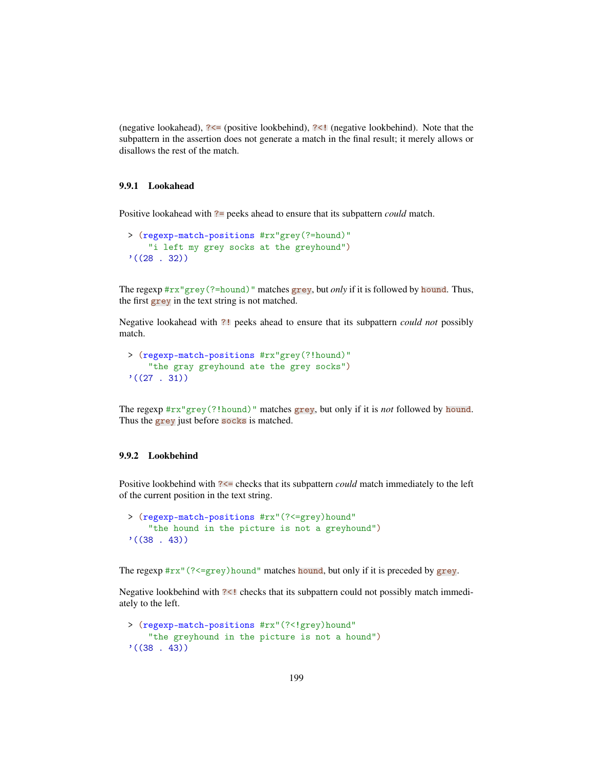(negative lookahead), `?<=` (positive lookbehind), `?<!` (negative lookbehind). Note that the subpattern in the assertion does not generate a match in the final result; it merely allows or disallows the rest of the match.

### 9.9.1 Lookahead

Positive lookahead with `?=` peeks ahead to ensure that its subpattern *could* match.

```
> (regexp-match-positions #rx"grey(?=hound)"
    "i left my grey socks at the greyhound")
'((28 . 32))
```

The regexp `#rx"grey(?=hound)"` matches `grey`, but *only* if it is followed by `hound`. Thus, the first `grey` in the text string is not matched.

Negative lookahead with `?!` peeks ahead to ensure that its subpattern *could not* possibly match.

```
> (regexp-match-positions #rx"grey(?!hound)"
    "the gray greyhound ate the grey socks")
'((27 . 31))
```

The regexp `#rx"grey(?!hound)"` matches `grey`, but only if it is *not* followed by `hound`. Thus the `grey` just before `socks` is matched.

### 9.9.2 Lookbehind

Positive lookbehind with `?<=` checks that its subpattern *could* match immediately to the left of the current position in the text string.

```
> (regexp-match-positions #rx"(?<=grey)hound"
    "the hound in the picture is not a greyhound")
'((38 . 43))
```

The regexp `#rx"(?<=grey)hound"` matches `hound`, but only if it is preceded by `grey`.

Negative lookbehind with `?<!` checks that its subpattern could not possibly match immediately to the left.

```
> (regexp-match-positions #rx"(?<!grey)hound"
    "the greyhound in the picture is not a hound")
'((38 . 43))
```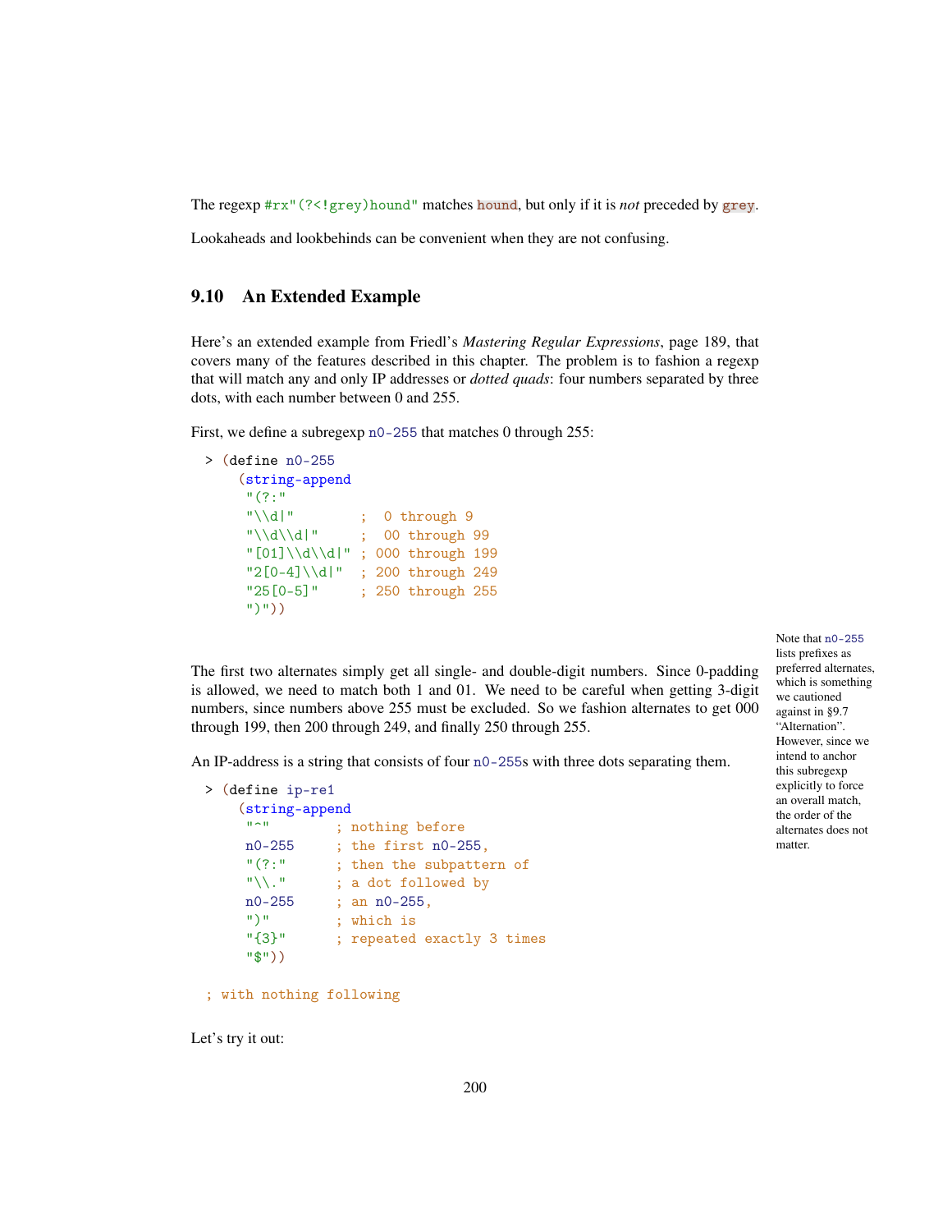The regexp `#rx"(?<!grey)hound"` matches `hound`, but only if it is *not* preceded by `grey`.

Lookaheads and lookbehinds can be convenient when they are not confusing.

## 9.10 An Extended Example

Here's an extended example from Friedl's *Mastering Regular Expressions*, page 189, that covers many of the features described in this chapter. The problem is to fashion a regexp that will match any and only IP addresses or *dotted quads*: four numbers separated by three dots, with each number between 0 and 255.

First, we define a subregexp `n0-255` that matches 0 through 255:

```
> (define n0-255
    (string-append
     "(?:"
     "\\d|"        ;  0 through 9
     "\\d\\d|"     ;  00 through 99
     "[01]\\d\\d|" ; 000 through 199
     "2[0-4]\\d|"  ; 200 through 249
     "25[0-5]"     ; 250 through 255
     ")"))
```

Note that `n0-255` lists prefixes as preferred alternates, which is something we cautioned against in §9.7 "Alternation". However, since we intend to anchor this subregexp explicitly to force an overall match, the order of the alternates does not matter.

The first two alternates simply get all single- and double-digit numbers. Since 0-padding is allowed, we need to match both 1 and 01. We need to be careful when getting 3-digit numbers, since numbers above 255 must be excluded. So we fashion alternates to get 000 through 199, then 200 through 249, and finally 250 through 255.

An IP-address is a string that consists of four `n0-255`s with three dots separating them.

```
> (define ip-re1
    (string-append
     "^"        ; nothing before
     n0-255     ; the first n0-255,
     "(?:"      ; then the subpattern of
     "\\."      ; a dot followed by
     n0-255     ; an n0-255,
     ")"        ; which is
     "{3}"      ; repeated exactly 3 times
     "$"))

  ; with nothing following
```

Let's try it out: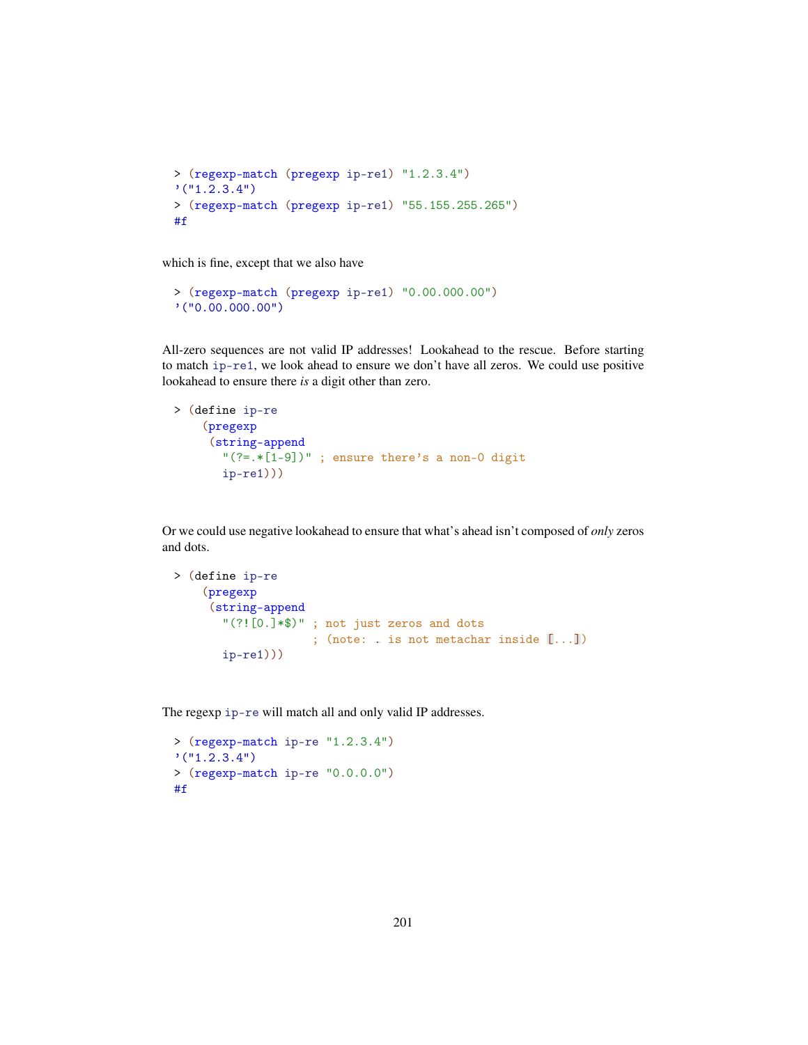```
> (regexp-match (pregexp ip-re1) "1.2.3.4")
'("1.2.3.4")
> (regexp-match (pregexp ip-re1) "55.155.255.265")
#f
```

which is fine, except that we also have

```
> (regexp-match (pregexp ip-re1) "0.00.000.00")
'("0.00.000.00")
```

All-zero sequences are not valid IP addresses! Lookahead to the rescue. Before starting to match `ip-re1`, we look ahead to ensure we don't have all zeros. We could use positive lookahead to ensure there *is* a digit other than zero.

```
> (define ip-re
    (pregexp
     (string-append
       "(?=.*[1-9])" ; ensure there's a non-0 digit
       ip-re1)))
```

Or we could use negative lookahead to ensure that what's ahead isn't composed of *only* zeros and dots.

```
> (define ip-re
    (pregexp
     (string-append
       "(?![0.]*$)" ; not just zeros and dots
                    ; (note: . is not metachar inside [...])
       ip-re1)))
```

The regexp `ip-re` will match all and only valid IP addresses.

```
> (regexp-match ip-re "1.2.3.4")
'("1.2.3.4")
> (regexp-match ip-re "0.0.0.0")
#f
```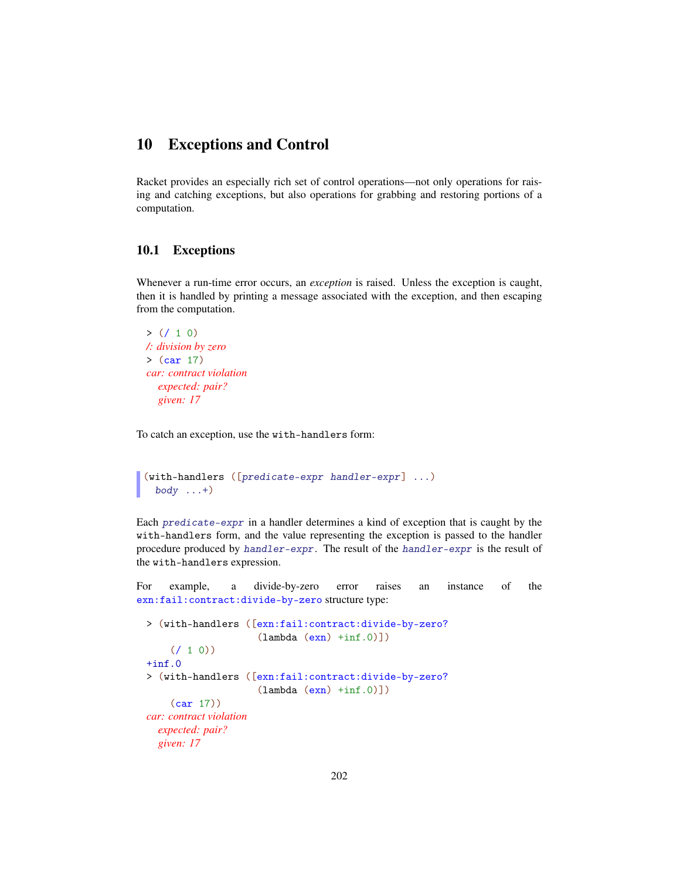# 10 Exceptions and Control

Racket provides an especially rich set of control operations—not only operations for raising and catching exceptions, but also operations for grabbing and restoring portions of a computation.

## 10.1 Exceptions

Whenever a run-time error occurs, an *exception* is raised. Unless the exception is caught, then it is handled by printing a message associated with the exception, and then escaping from the computation.

```
> (/ 1 0)
/: division by zero
> (car 17)
car: contract violation
  expected: pair?
  given: 17
```

To catch an exception, use the `with-handlers` form:

```
(with-handlers ([predicate-expr handler-expr] ...)
  body ...+)
```

Each `predicate-expr` in a handler determines a kind of exception that is caught by the `with-handlers` form, and the value representing the exception is passed to the handler procedure produced by `handler-expr`. The result of the `handler-expr` is the result of the `with-handlers` expression.

For example, a divide-by-zero error raises an instance of the `exn:fail:contract:divide-by-zero` structure type:

```
> (with-handlers ([exn:fail:contract:divide-by-zero?
                   (lambda (exn) +inf.0)])
    (/ 1 0))
+inf.0
> (with-handlers ([exn:fail:contract:divide-by-zero?
                   (lambda (exn) +inf.0)])
    (car 17))
car: contract violation
  expected: pair?
  given: 17
```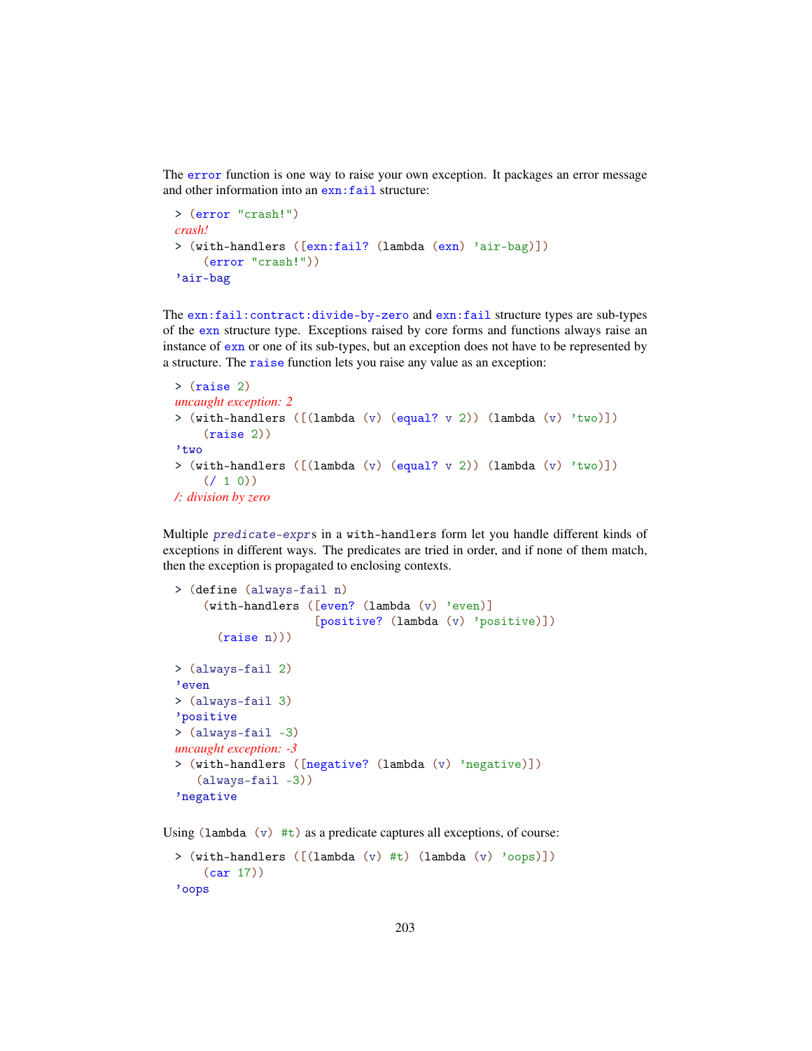The `error` function is one way to raise your own exception. It packages an error message and other information into an `exn:fail` structure:

```
> (error "crash!")
crash!
> (with-handlers ([exn:fail? (lambda (exn) 'air-bag)])
    (error "crash!"))
'air-bag
```

The `exn:fail:contract:divide-by-zero` and `exn:fail` structure types are sub-types of the `exn` structure type. Exceptions raised by core forms and functions always raise an instance of `exn` or one of its sub-types, but an exception does not have to be represented by a structure. The `raise` function lets you raise any value as an exception:

```
> (raise 2)
uncaught exception: 2
> (with-handlers ([(lambda (v) (equal? v 2)) (lambda (v) 'two)])
    (raise 2))
'two
> (with-handlers ([(lambda (v) (equal? v 2)) (lambda (v) 'two)])
    (/ 1 0))
/: division by zero
```

Multiple *predicate-expr*s in a `with-handlers` form let you handle different kinds of exceptions in different ways. The predicates are tried in order, and if none of them match, then the exception is propagated to enclosing contexts.

```
> (define (always-fail n)
    (with-handlers ([even? (lambda (v) 'even)]
                    [positive? (lambda (v) 'positive)])
      (raise n)))

> (always-fail 2)
'even
> (always-fail 3)
'positive
> (always-fail -3)
uncaught exception: -3
> (with-handlers ([negative? (lambda (v) 'negative)])
   (always-fail -3))
'negative
```

Using `(lambda (v) #t)` as a predicate captures all exceptions, of course:

```
> (with-handlers ([(lambda (v) #t) (lambda (v) 'oops)])
    (car 17))
'oops
```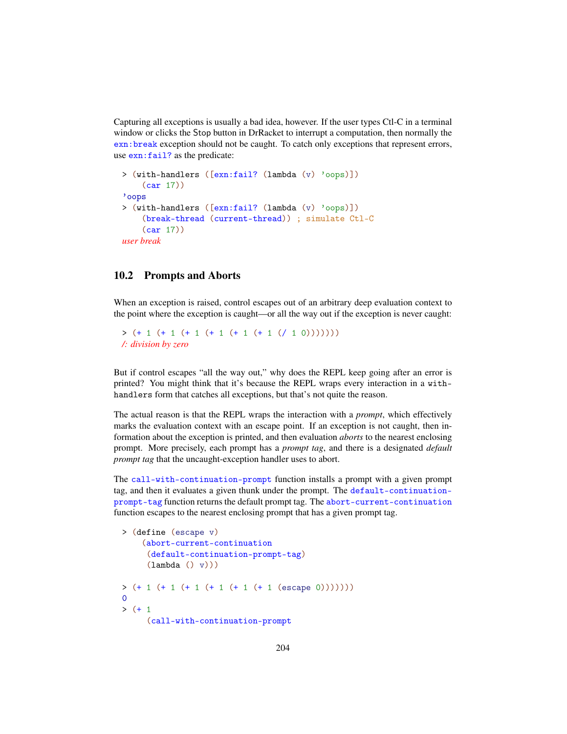Capturing all exceptions is usually a bad idea, however. If the user types Ctl-C in a terminal window or clicks the Stop button in DrRacket to interrupt a computation, then normally the `exn:break` exception should not be caught. To catch only exceptions that represent errors, use `exn:fail?` as the predicate:

```
> (with-handlers ([exn:fail? (lambda (v) 'oops)])
    (car 17))
'oops
> (with-handlers ([exn:fail? (lambda (v) 'oops)])
    (break-thread (current-thread)) ; simulate Ctl-C
    (car 17))
user break
```

## 10.2 Prompts and Aborts

When an exception is raised, control escapes out of an arbitrary deep evaluation context to the point where the exception is caught—or all the way out if the exception is never caught:

```
> (+ 1 (+ 1 (+ 1 (+ 1 (+ 1 (+ 1 (/ 1 0)))))))
/: division by zero
```

But if control escapes "all the way out," why does the REPL keep going after an error is printed? You might think that it's because the REPL wraps every interaction in a `with-handlers` form that catches all exceptions, but that's not quite the reason.

The actual reason is that the REPL wraps the interaction with a *prompt*, which effectively marks the evaluation context with an escape point. If an exception is not caught, then information about the exception is printed, and then evaluation *aborts* to the nearest enclosing prompt. More precisely, each prompt has a *prompt tag*, and there is a designated *default prompt tag* that the uncaught-exception handler uses to abort.

The `call-with-continuation-prompt` function installs a prompt with a given prompt tag, and then it evaluates a given thunk under the prompt. The `default-continuation-prompt-tag` function returns the default prompt tag. The `abort-current-continuation` function escapes to the nearest enclosing prompt that has a given prompt tag.

```
> (define (escape v)
    (abort-current-continuation
     (default-continuation-prompt-tag)
     (lambda () v)))

> (+ 1 (+ 1 (+ 1 (+ 1 (+ 1 (+ 1 (escape 0)))))))
0
> (+ 1
     (call-with-continuation-prompt
```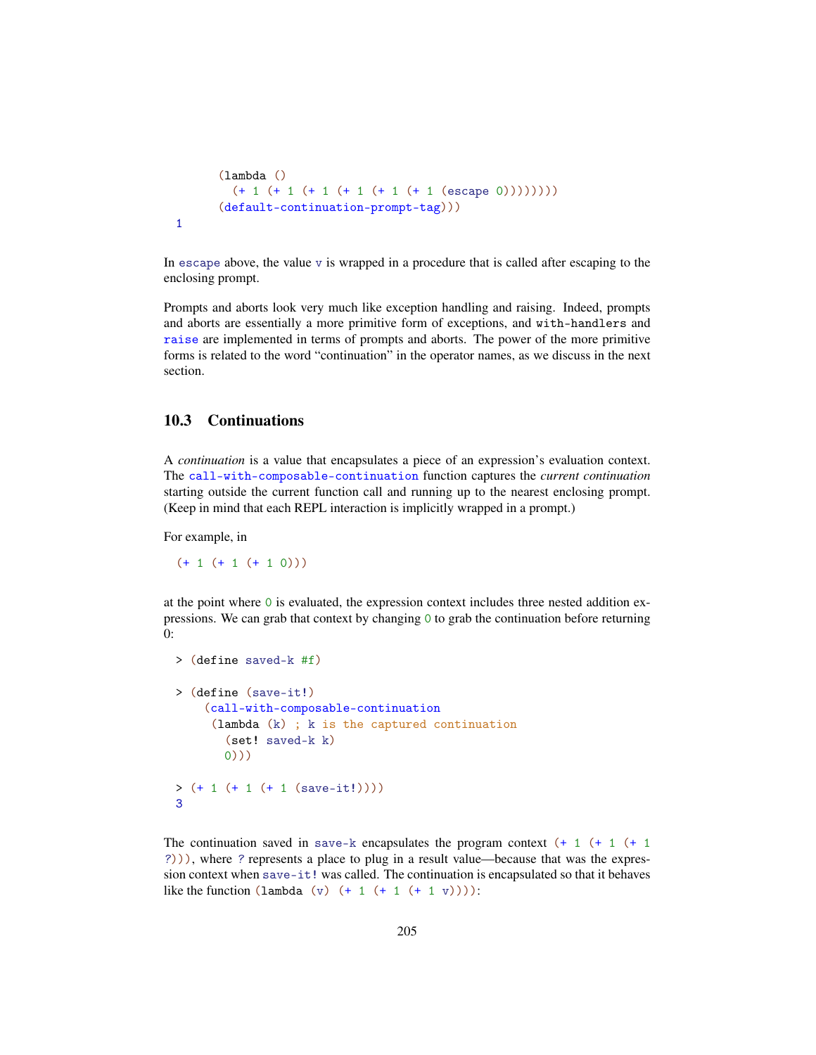```
      (lambda ()
        (+ 1 (+ 1 (+ 1 (+ 1 (+ 1 (+ 1 (escape 0))))))))
      (default-continuation-prompt-tag)))
1
```

In `escape` above, the value `v` is wrapped in a procedure that is called after escaping to the enclosing prompt.

Prompts and aborts look very much like exception handling and raising. Indeed, prompts and aborts are essentially a more primitive form of exceptions, and `with-handlers` and `raise` are implemented in terms of prompts and aborts. The power of the more primitive forms is related to the word "continuation" in the operator names, as we discuss in the next section.

## 10.3 Continuations

A *continuation* is a value that encapsulates a piece of an expression's evaluation context. The `call-with-composable-continuation` function captures the *current continuation* starting outside the current function call and running up to the nearest enclosing prompt. (Keep in mind that each REPL interaction is implicitly wrapped in a prompt.)

For example, in

```
(+ 1 (+ 1 (+ 1 0)))
```

at the point where `0` is evaluated, the expression context includes three nested addition expressions. We can grab that context by changing `0` to grab the continuation before returning 0:

```
> (define saved-k #f)

> (define (save-it!)
    (call-with-composable-continuation
     (lambda (k) ; k is the captured continuation
       (set! saved-k k)
       0)))

> (+ 1 (+ 1 (+ 1 (save-it!))))
3
```

The continuation saved in `save-k` encapsulates the program context `(+ 1 (+ 1 (+ 1 ?)))`, where `?` represents a place to plug in a result value—because that was the expression context when `save-it!` was called. The continuation is encapsulated so that it behaves like the function `(lambda (v) (+ 1 (+ 1 (+ 1 v))))`: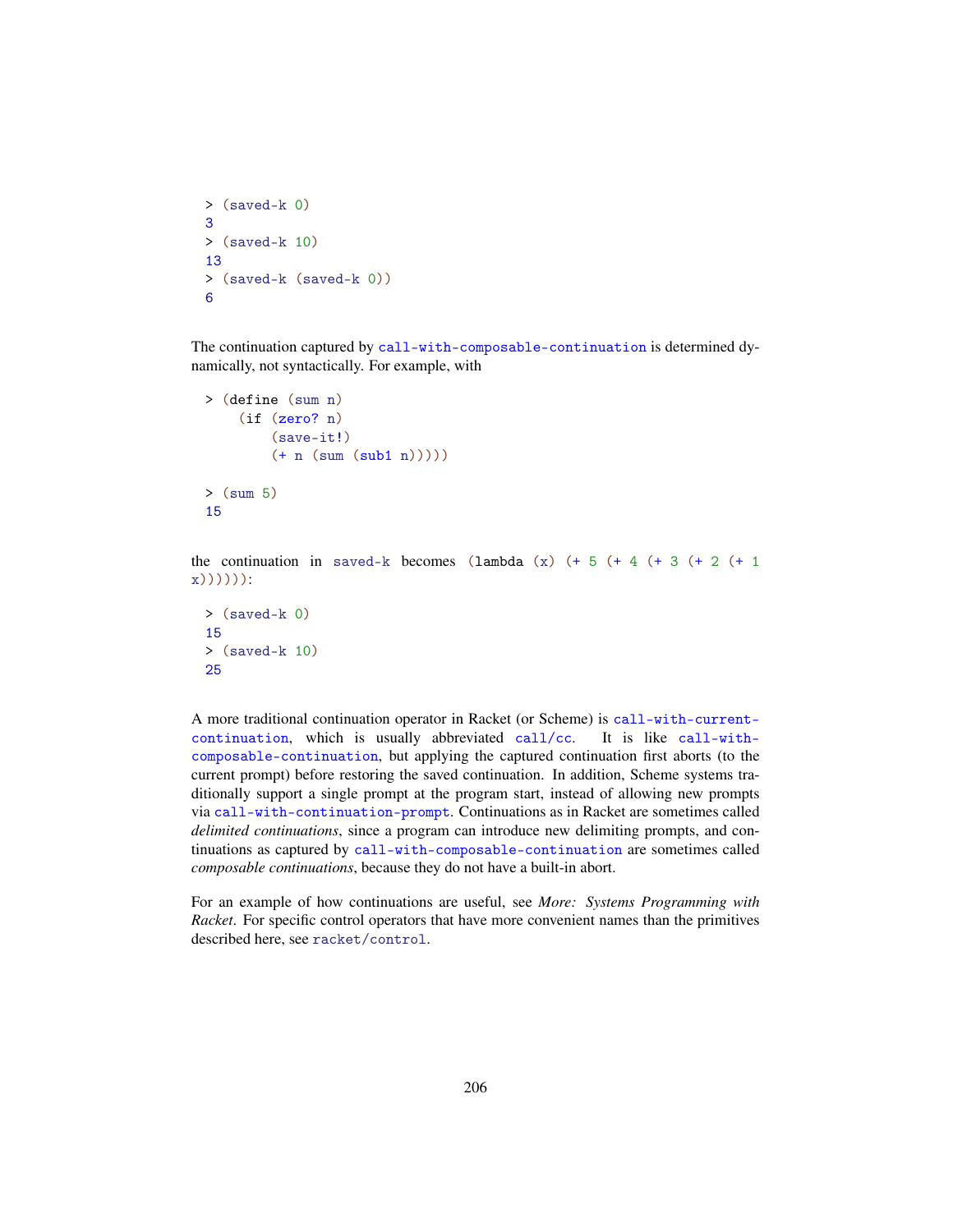```
> (saved-k 0)
3
> (saved-k 10)
13
> (saved-k (saved-k 0))
6
```

The continuation captured by `call-with-composable-continuation` is determined dynamically, not syntactically. For example, with

```
> (define (sum n)
    (if (zero? n)
        (save-it!)
        (+ n (sum (sub1 n)))))

> (sum 5)
15
```

the continuation in `saved-k` becomes `(lambda (x) (+ 5 (+ 4 (+ 3 (+ 2 (+ 1 x))))))`:

```
> (saved-k 0)
15
> (saved-k 10)
25
```

A more traditional continuation operator in Racket (or Scheme) is `call-with-current-continuation`, which is usually abbreviated `call/cc`. It is like `call-with-composable-continuation`, but applying the captured continuation first aborts (to the current prompt) before restoring the saved continuation. In addition, Scheme systems traditionally support a single prompt at the program start, instead of allowing new prompts via `call-with-continuation-prompt`. Continuations as in Racket are sometimes called *delimited continuations*, since a program can introduce new delimiting prompts, and continuations as captured by `call-with-composable-continuation` are sometimes called *composable continuations*, because they do not have a built-in abort.

For an example of how continuations are useful, see *More: Systems Programming with Racket*. For specific control operators that have more convenient names than the primitives described here, see `racket/control`.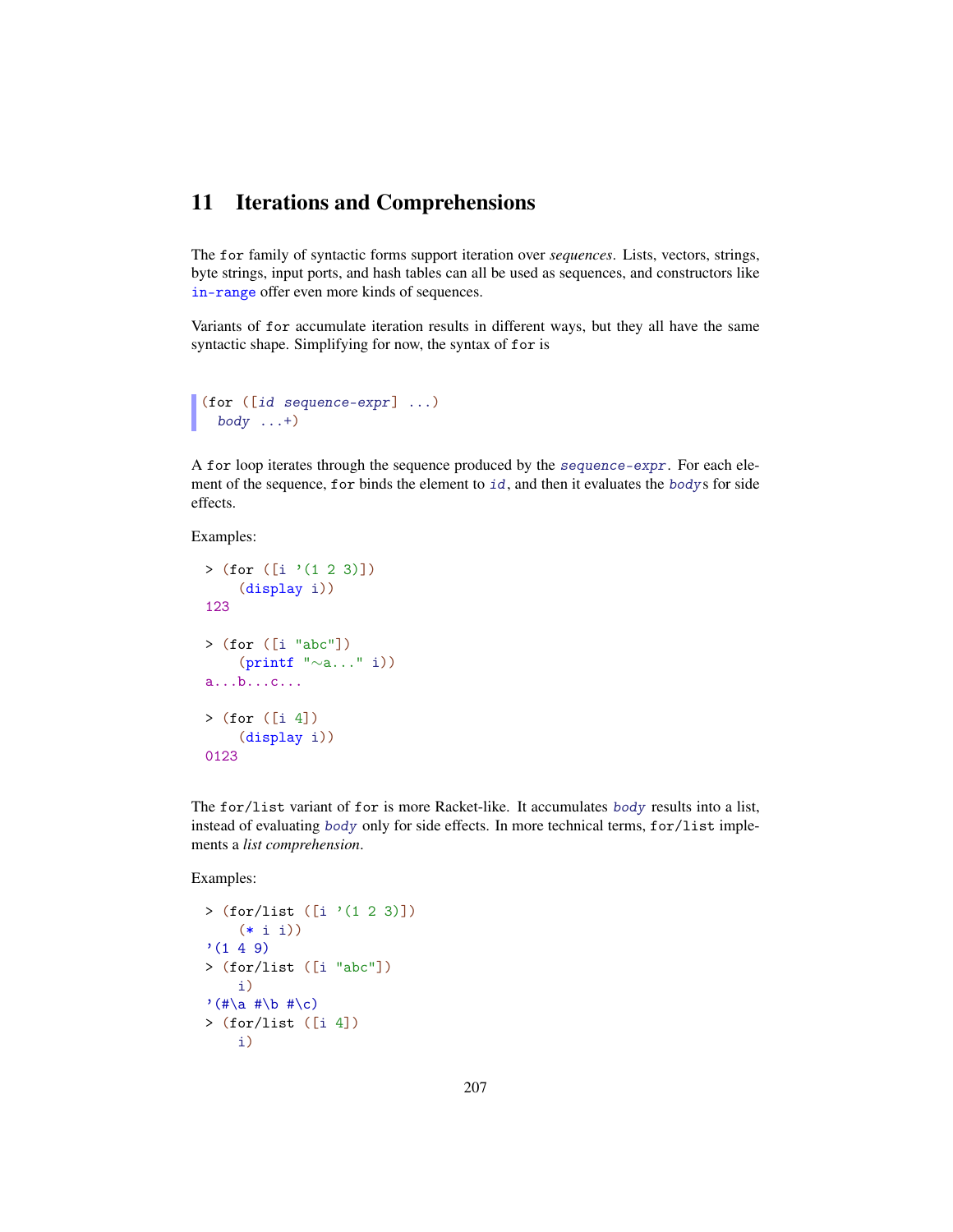# 11 Iterations and Comprehensions

The `for` family of syntactic forms support iteration over *sequences*. Lists, vectors, strings, byte strings, input ports, and hash tables can all be used as sequences, and constructors like `in-range` offer even more kinds of sequences.

Variants of `for` accumulate iteration results in different ways, but they all have the same syntactic shape. Simplifying for now, the syntax of `for` is

```
(for ([id sequence-expr] ...)
  body ...+)
```

A `for` loop iterates through the sequence produced by the `sequence-expr`. For each element of the sequence, `for` binds the element to `id`, and then it evaluates the `body`s for side effects.

Examples:

```
> (for ([i '(1 2 3)])
    (display i))
123

> (for ([i "abc"])
    (printf "~a..." i))
a...b...c...

> (for ([i 4])
    (display i))
0123
```

The `for/list` variant of `for` is more Racket-like. It accumulates `body` results into a list, instead of evaluating `body` only for side effects. In more technical terms, `for/list` implements a *list comprehension*.

Examples:

```
> (for/list ([i '(1 2 3)])
    (* i i))
'(1 4 9)
> (for/list ([i "abc"])
    i)
'(#\a #\b #\c)
> (for/list ([i 4])
    i)
```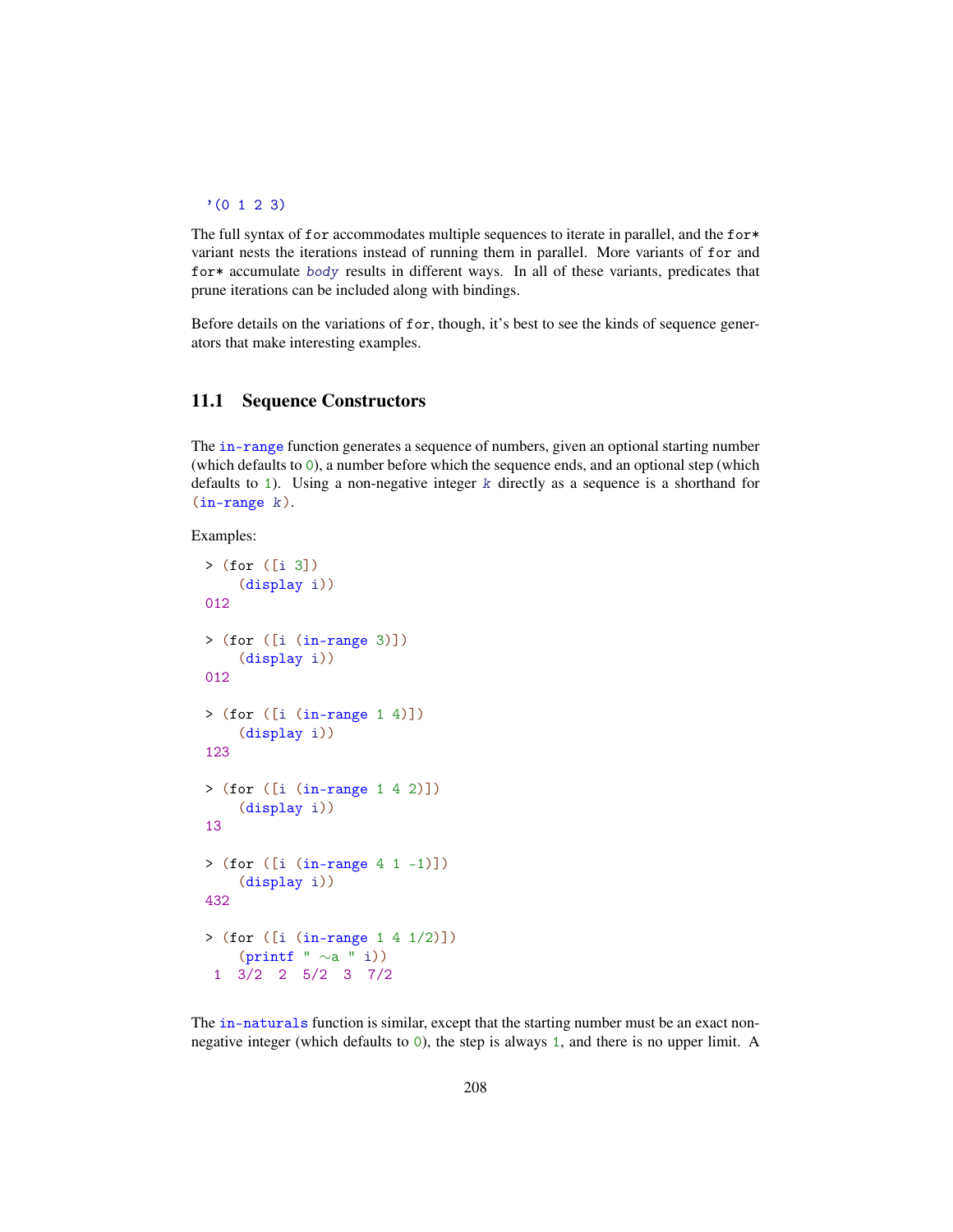```
'(0 1 2 3)
```

The full syntax of `for` accommodates multiple sequences to iterate in parallel, and the `for*` variant nests the iterations instead of running them in parallel. More variants of `for` and `for*` accumulate *body* results in different ways. In all of these variants, predicates that prune iterations can be included along with bindings.

Before details on the variations of `for`, though, it's best to see the kinds of sequence generators that make interesting examples.

## 11.1 Sequence Constructors

The `in-range` function generates a sequence of numbers, given an optional starting number (which defaults to `0`), a number before which the sequence ends, and an optional step (which defaults to `1`). Using a non-negative integer *k* directly as a sequence is a shorthand for `(in-range k)`.

Examples:

```
> (for ([i 3])
    (display i))
012

> (for ([i (in-range 3)])
    (display i))
012

> (for ([i (in-range 1 4)])
    (display i))
123

> (for ([i (in-range 1 4 2)])
    (display i))
13

> (for ([i (in-range 4 1 -1)])
    (display i))
432

> (for ([i (in-range 1 4 1/2)])
    (printf " ~a " i))
 1  3/2  2  5/2  3  7/2
```

The `in-naturals` function is similar, except that the starting number must be an exact non-negative integer (which defaults to `0`), the step is always `1`, and there is no upper limit. A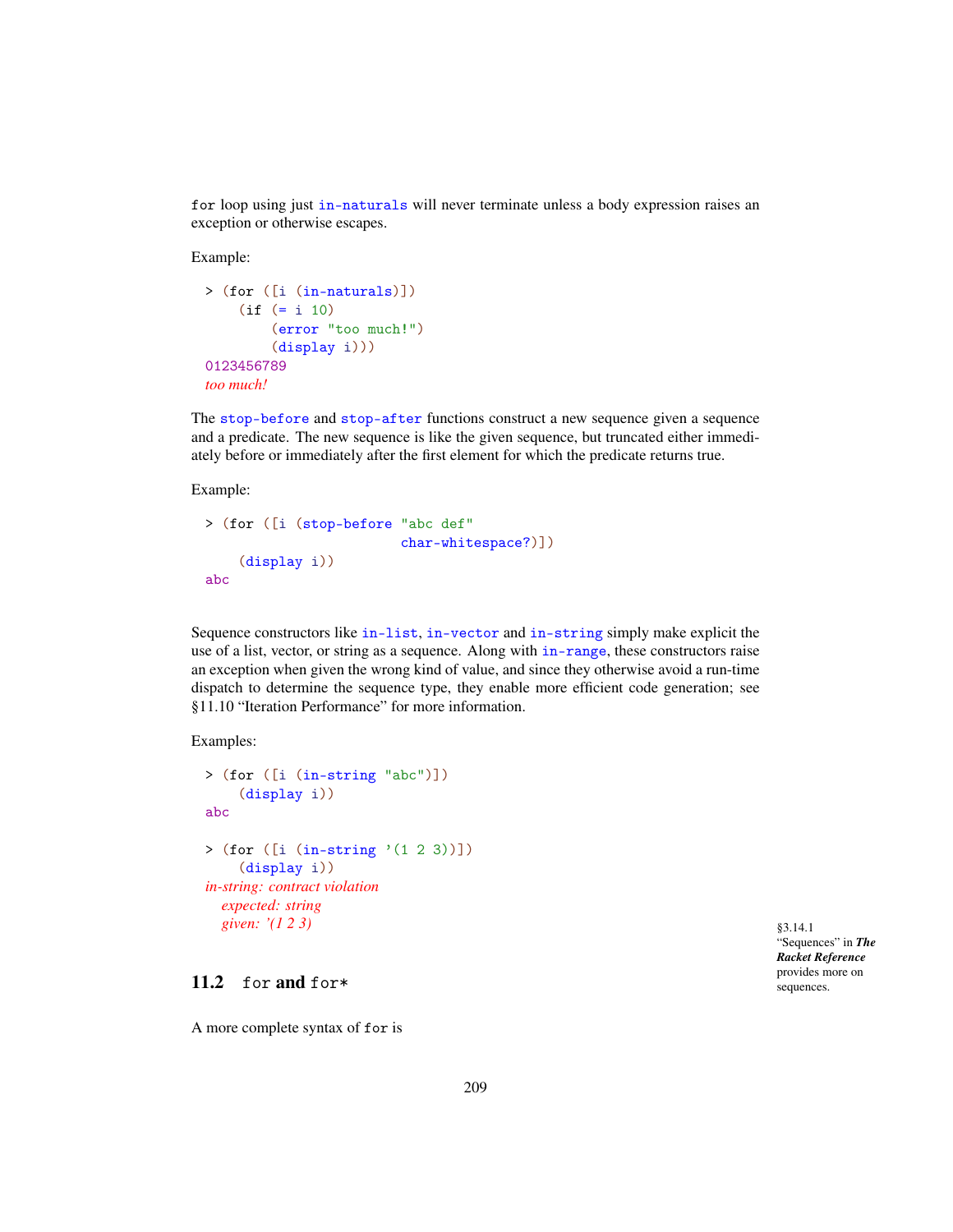for loop using just in-naturals will never terminate unless a body expression raises an exception or otherwise escapes.

Example:

```
> (for ([i (in-naturals)])
    (if (= i 10)
        (error "too much!")
        (display i)))
0123456789
too much!
```

The stop-before and stop-after functions construct a new sequence given a sequence and a predicate. The new sequence is like the given sequence, but truncated either immediately before or immediately after the first element for which the predicate returns true.

Example:

```
> (for ([i (stop-before "abc def"
                        char-whitespace?)])
    (display i))
abc
```

Sequence constructors like in-list, in-vector and in-string simply make explicit the use of a list, vector, or string as a sequence. Along with in-range, these constructors raise an exception when given the wrong kind of value, and since they otherwise avoid a run-time dispatch to determine the sequence type, they enable more efficient code generation; see §11.10 "Iteration Performance" for more information.

Examples:

```
> (for ([i (in-string "abc")])
    (display i))
abc

> (for ([i (in-string '(1 2 3))])
    (display i))
in-string: contract violation
  expected: string
  given: '(1 2 3)
```

§3.14.1 "Sequences" in ***The Racket Reference*** provides more on sequences.

## 11.2 for and for*

A more complete syntax of for is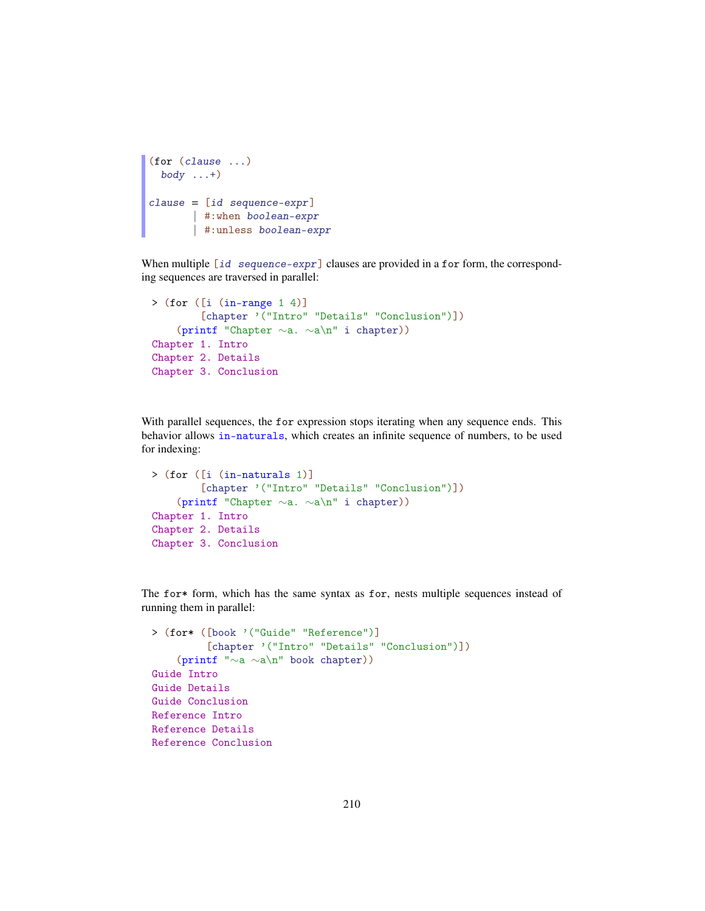```
(for (clause ...)
  body ...+)

clause = [id sequence-expr]
       | #:when boolean-expr
       | #:unless boolean-expr
```

When multiple `[id sequence-expr]` clauses are provided in a `for` form, the corresponding sequences are traversed in parallel:

```
> (for ([i (in-range 1 4)]
        [chapter '("Intro" "Details" "Conclusion")])
    (printf "Chapter ~a. ~a\n" i chapter))
Chapter 1. Intro
Chapter 2. Details
Chapter 3. Conclusion
```

With parallel sequences, the `for` expression stops iterating when any sequence ends. This behavior allows `in-naturals`, which creates an infinite sequence of numbers, to be used for indexing:

```
> (for ([i (in-naturals 1)]
        [chapter '("Intro" "Details" "Conclusion")])
    (printf "Chapter ~a. ~a\n" i chapter))
Chapter 1. Intro
Chapter 2. Details
Chapter 3. Conclusion
```

The `for*` form, which has the same syntax as `for`, nests multiple sequences instead of running them in parallel:

```
> (for* ([book '("Guide" "Reference")]
         [chapter '("Intro" "Details" "Conclusion")])
    (printf "~a ~a\n" book chapter))
Guide Intro
Guide Details
Guide Conclusion
Reference Intro
Reference Details
Reference Conclusion
```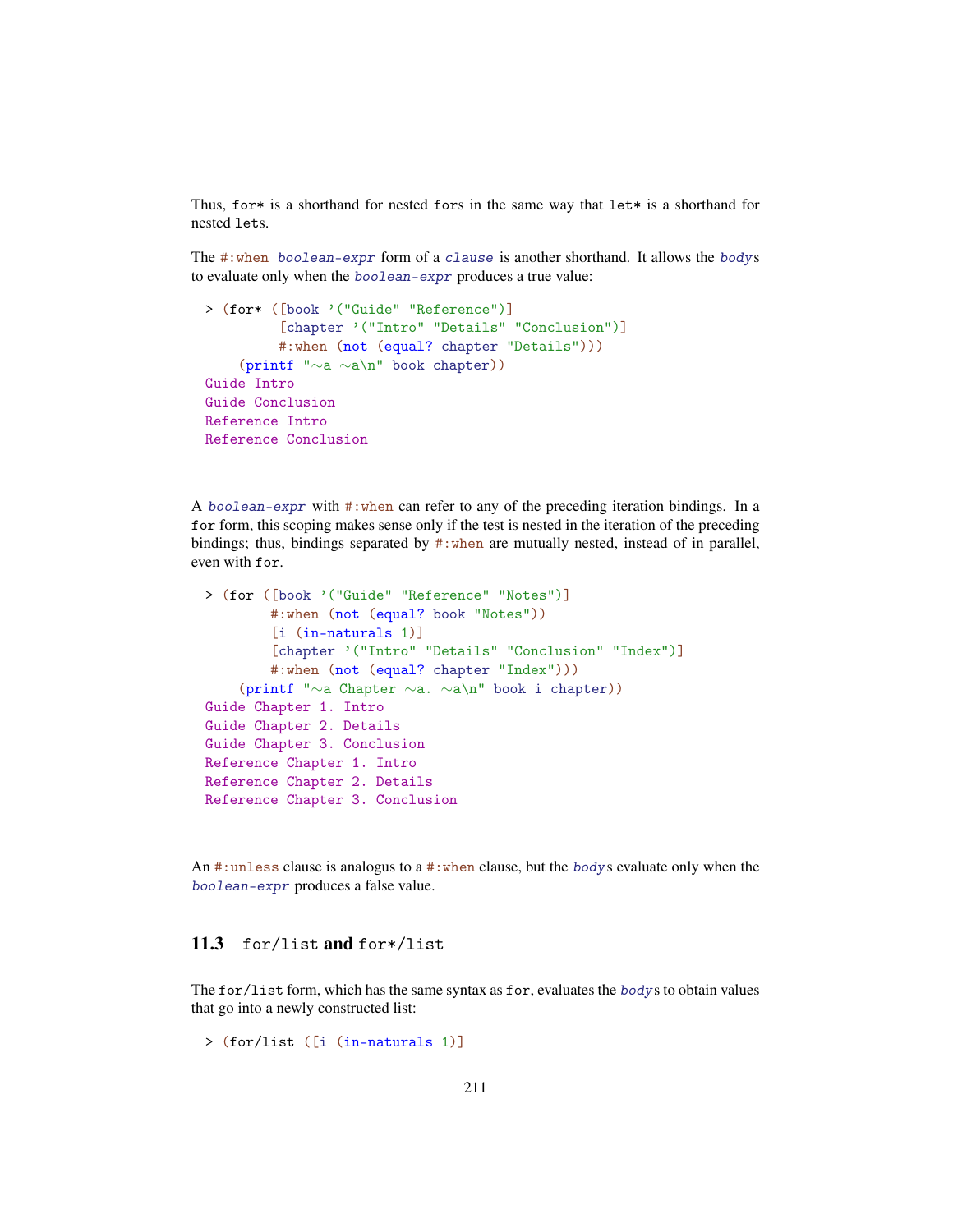Thus, `for*` is a shorthand for nested `for`s in the same way that `let*` is a shorthand for nested `let`s.

The `#:when` *boolean-expr* form of a *clause* is another shorthand. It allows the *body*s to evaluate only when the *boolean-expr* produces a true value:

```
> (for* ([book '("Guide" "Reference")]
         [chapter '("Intro" "Details" "Conclusion")]
         #:when (not (equal? chapter "Details")))
    (printf "~a ~a\n" book chapter))
Guide Intro
Guide Conclusion
Reference Intro
Reference Conclusion
```

A *boolean-expr* with `#:when` can refer to any of the preceding iteration bindings. In a `for` form, this scoping makes sense only if the test is nested in the iteration of the preceding bindings; thus, bindings separated by `#:when` are mutually nested, instead of in parallel, even with `for`.

```
> (for ([book '("Guide" "Reference" "Notes")]
        #:when (not (equal? book "Notes"))
        [i (in-naturals 1)]
        [chapter '("Intro" "Details" "Conclusion" "Index")]
        #:when (not (equal? chapter "Index")))
    (printf "~a Chapter ~a. ~a\n" book i chapter))
Guide Chapter 1. Intro
Guide Chapter 2. Details
Guide Chapter 3. Conclusion
Reference Chapter 1. Intro
Reference Chapter 2. Details
Reference Chapter 3. Conclusion
```

An `#:unless` clause is analogus to a `#:when` clause, but the *body*s evaluate only when the *boolean-expr* produces a false value.

## 11.3 `for/list` and `for*/list`

The `for/list` form, which has the same syntax as `for`, evaluates the *body*s to obtain values that go into a newly constructed list:

```
> (for/list ([i (in-naturals 1)]
```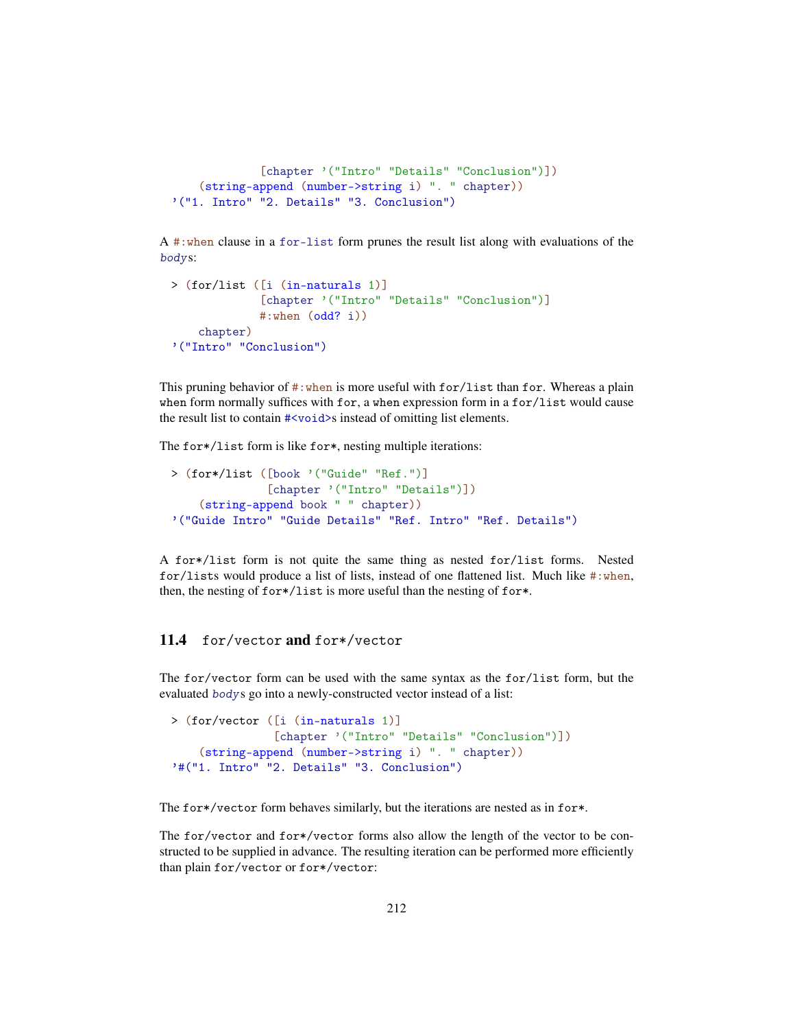```
              [chapter '("Intro" "Details" "Conclusion")])
     (string-append (number->string i) ". " chapter))
'("1. Intro" "2. Details" "3. Conclusion")
```

A `#:when` clause in a `for-list` form prunes the result list along with evaluations of the *body*s:

```
> (for/list ([i (in-naturals 1)]
             [chapter '("Intro" "Details" "Conclusion")]
             #:when (odd? i))
    chapter)
'("Intro" "Conclusion")
```

This pruning behavior of `#:when` is more useful with `for/list` than `for`. Whereas a plain `when` form normally suffices with `for`, a `when` expression form in a `for/list` would cause the result list to contain `#<void>`s instead of omitting list elements.

The `for*/list` form is like `for*`, nesting multiple iterations:

```
> (for*/list ([book '("Guide" "Ref.")]
              [chapter '("Intro" "Details")])
    (string-append book " " chapter))
'("Guide Intro" "Guide Details" "Ref. Intro" "Ref. Details")
```

A `for*/list` form is not quite the same thing as nested `for/list` forms. Nested `for/list`s would produce a list of lists, instead of one flattened list. Much like `#:when`, then, the nesting of `for*/list` is more useful than the nesting of `for*`.

## 11.4 `for/vector` and `for*/vector`

The `for/vector` form can be used with the same syntax as the `for/list` form, but the evaluated *body*s go into a newly-constructed vector instead of a list:

```
> (for/vector ([i (in-naturals 1)]
               [chapter '("Intro" "Details" "Conclusion")])
    (string-append (number->string i) ". " chapter))
'#("1. Intro" "2. Details" "3. Conclusion")
```

The `for*/vector` form behaves similarly, but the iterations are nested as in `for*`.

The `for/vector` and `for*/vector` forms also allow the length of the vector to be constructed to be supplied in advance. The resulting iteration can be performed more efficiently than plain `for/vector` or `for*/vector`: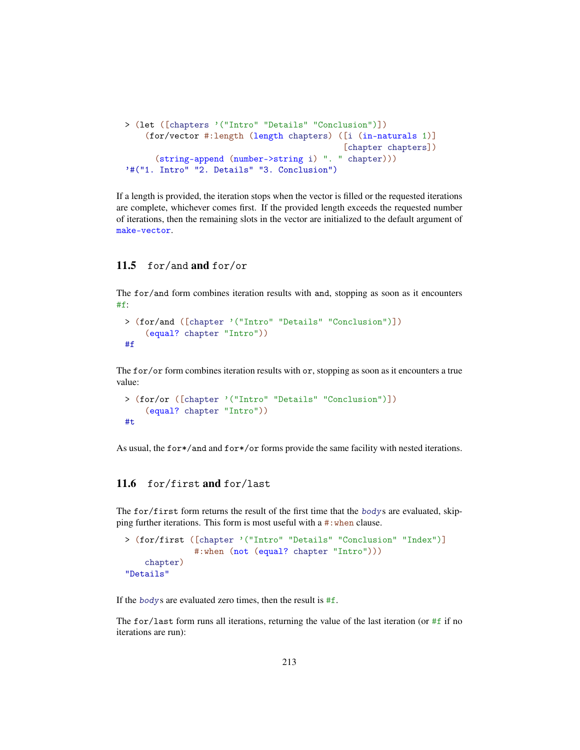```
> (let ([chapters '("Intro" "Details" "Conclusion")])
    (for/vector #:length (length chapters) ([i (in-naturals 1)]
                                            [chapter chapters])
      (string-append (number->string i) ". " chapter)))
'#("1. Intro" "2. Details" "3. Conclusion")
```

If a length is provided, the iteration stops when the vector is filled or the requested iterations are complete, whichever comes first. If the provided length exceeds the requested number of iterations, then the remaining slots in the vector are initialized to the default argument of `make-vector`.

## 11.5 `for/and` and `for/or`

The `for/and` form combines iteration results with `and`, stopping as soon as it encounters `#f`:

```
> (for/and ([chapter '("Intro" "Details" "Conclusion")])
    (equal? chapter "Intro"))
#f
```

The `for/or` form combines iteration results with `or`, stopping as soon as it encounters a true value:

```
> (for/or ([chapter '("Intro" "Details" "Conclusion")])
    (equal? chapter "Intro"))
#t
```

As usual, the `for*/and` and `for*/or` forms provide the same facility with nested iterations.

## 11.6 `for/first` and `for/last`

The `for/first` form returns the result of the first time that the *body*s are evaluated, skipping further iterations. This form is most useful with a `#:when` clause.

```
> (for/first ([chapter '("Intro" "Details" "Conclusion" "Index")]
              #:when (not (equal? chapter "Intro")))
    chapter)
"Details"
```

If the *body*s are evaluated zero times, then the result is `#f`.

The `for/last` form runs all iterations, returning the value of the last iteration (or `#f` if no iterations are run):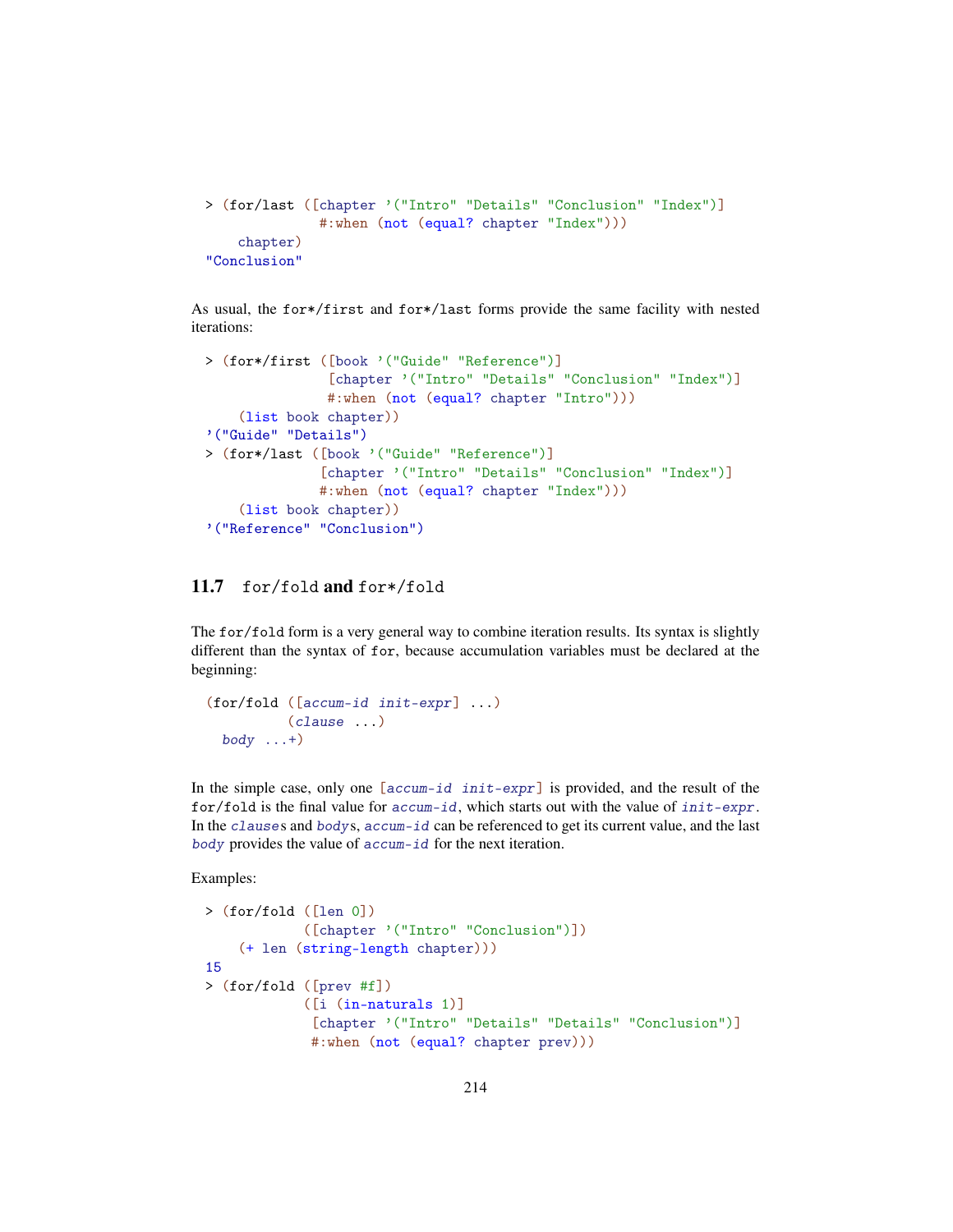```
> (for/last ([chapter '("Intro" "Details" "Conclusion" "Index")]
             #:when (not (equal? chapter "Index")))
    chapter)
"Conclusion"
```

As usual, the `for*/first` and `for*/last` forms provide the same facility with nested iterations:

```
> (for*/first ([book '("Guide" "Reference")]
               [chapter '("Intro" "Details" "Conclusion" "Index")]
               #:when (not (equal? chapter "Intro")))
    (list book chapter))
'("Guide" "Details")
> (for*/last ([book '("Guide" "Reference")]
              [chapter '("Intro" "Details" "Conclusion" "Index")]
              #:when (not (equal? chapter "Index")))
    (list book chapter))
'("Reference" "Conclusion")
```

## 11.7 `for/fold` and `for*/fold`

The `for/fold` form is a very general way to combine iteration results. Its syntax is slightly different than the syntax of `for`, because accumulation variables must be declared at the beginning:

```
(for/fold ([accum-id init-expr] ...)
          (clause ...)
  body ...+)
```

In the simple case, only one `[accum-id init-expr]` is provided, and the result of the `for/fold` is the final value for `accum-id`, which starts out with the value of `init-expr`. In the `clause`s and `body`s, `accum-id` can be referenced to get its current value, and the last `body` provides the value of `accum-id` for the next iteration.

Examples:

```
> (for/fold ([len 0])
            ([chapter '("Intro" "Conclusion")])
    (+ len (string-length chapter)))
15
> (for/fold ([prev #f])
            ([i (in-naturals 1)]
             [chapter '("Intro" "Details" "Details" "Conclusion")]
             #:when (not (equal? chapter prev)))
```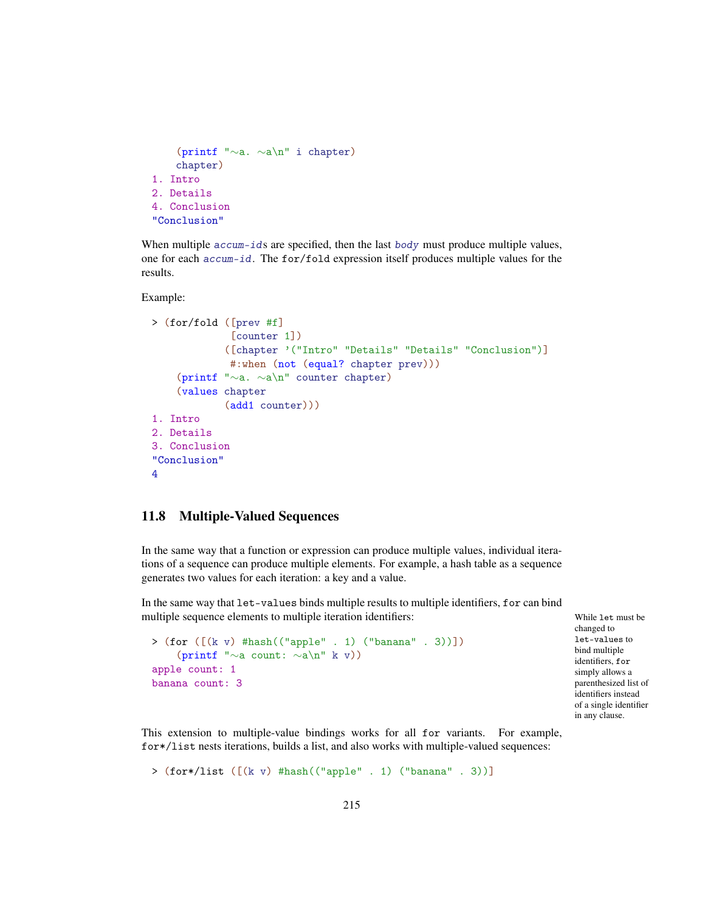```
    (printf "~a. ~a\n" i chapter)
    chapter)
1. Intro
2. Details
4. Conclusion
"Conclusion"
```

When multiple *accum-id*s are specified, then the last *body* must produce multiple values, one for each *accum-id*. The `for/fold` expression itself produces multiple values for the results.

Example:

```
> (for/fold ([prev #f]
             [counter 1])
            ([chapter '("Intro" "Details" "Details" "Conclusion")]
             #:when (not (equal? chapter prev)))
    (printf "~a. ~a\n" counter chapter)
    (values chapter
            (add1 counter)))
1. Intro
2. Details
3. Conclusion
"Conclusion"
4
```

## 11.8 Multiple-Valued Sequences

In the same way that a function or expression can produce multiple values, individual iterations of a sequence can produce multiple elements. For example, a hash table as a sequence generates two values for each iteration: a key and a value.

In the same way that `let-values` binds multiple results to multiple identifiers, `for` can bind multiple sequence elements to multiple iteration identifiers:

While `let` must be changed to `let-values` to bind multiple identifiers, `for` simply allows a parenthesized list of identifiers instead of a single identifier in any clause.

```
> (for ([(k v) #hash(("apple" . 1) ("banana" . 3))])
    (printf "~a count: ~a\n" k v))
apple count: 1
banana count: 3
```

This extension to multiple-value bindings works for all `for` variants. For example, `for*/list` nests iterations, builds a list, and also works with multiple-valued sequences:

```
> (for*/list ([(k v) #hash(("apple" . 1) ("banana" . 3))]
```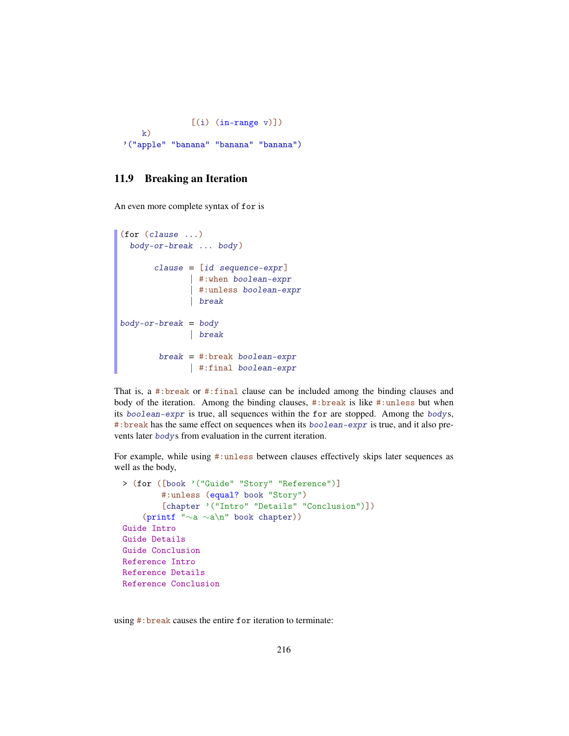```
               [(i) (in-range v)])
     k)
'("apple" "banana" "banana" "banana")
```

## 11.9 Breaking an Iteration

An even more complete syntax of `for` is

```
(for (clause ...)
  body-or-break ... body)

       clause = [id sequence-expr]
              | #:when boolean-expr
              | #:unless boolean-expr
              | break

body-or-break = body
              | break

        break = #:break boolean-expr
              | #:final boolean-expr
```

That is, a `#:break` or `#:final` clause can be included among the binding clauses and body of the iteration. Among the binding clauses, `#:break` is like `#:unless` but when its *boolean-expr* is true, all sequences within the `for` are stopped. Among the *body*s, `#:break` has the same effect on sequences when its *boolean-expr* is true, and it also prevents later *body*s from evaluation in the current iteration.

For example, while using `#:unless` between clauses effectively skips later sequences as well as the body,

```
> (for ([book '("Guide" "Story" "Reference")]
        #:unless (equal? book "Story")
        [chapter '("Intro" "Details" "Conclusion")])
    (printf "~a ~a\n" book chapter))
Guide Intro
Guide Details
Guide Conclusion
Reference Intro
Reference Details
Reference Conclusion
```

using `#:break` causes the entire `for` iteration to terminate: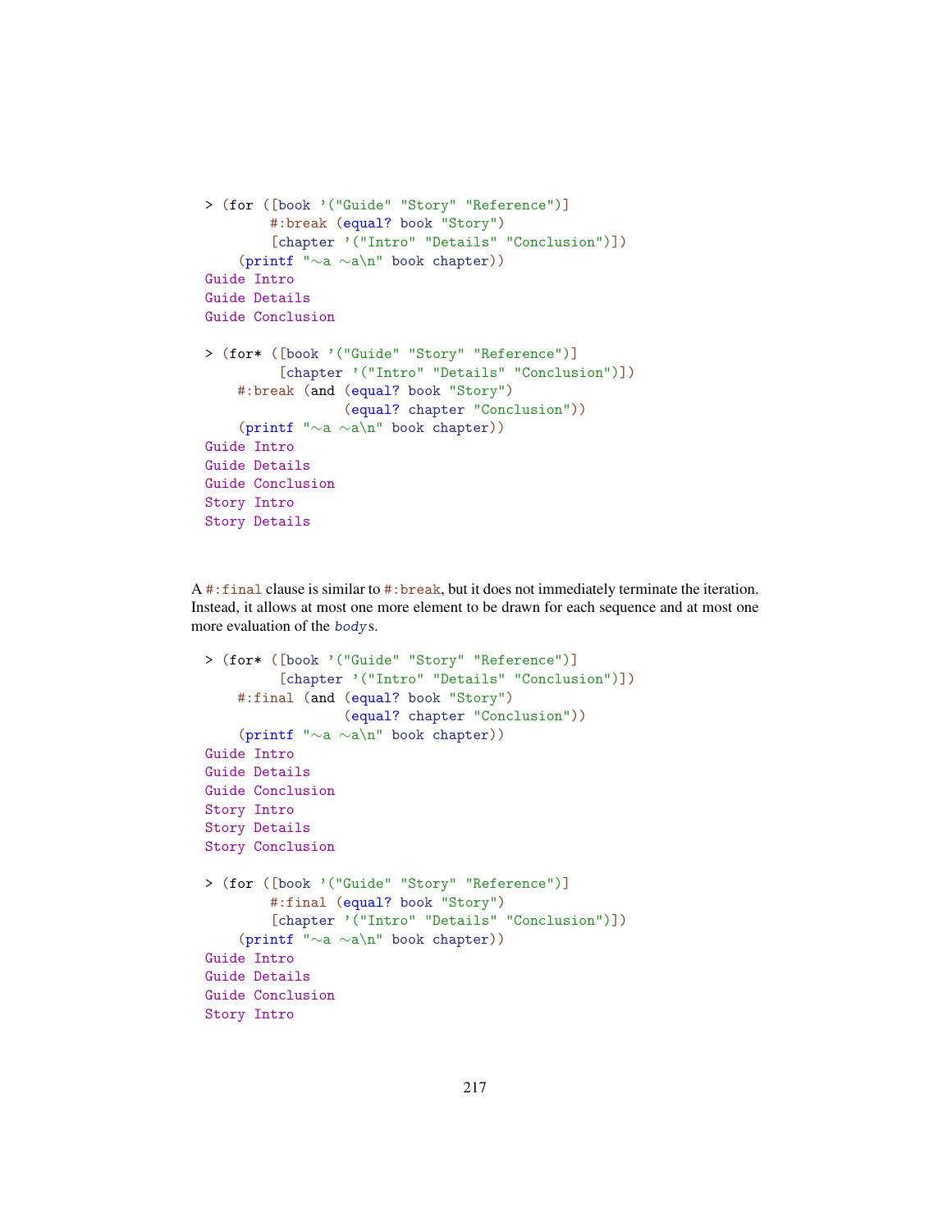```
> (for ([book '("Guide" "Story" "Reference")]
        #:break (equal? book "Story")
        [chapter '("Intro" "Details" "Conclusion")])
    (printf "~a ~a\n" book chapter))
Guide Intro
Guide Details
Guide Conclusion

> (for* ([book '("Guide" "Story" "Reference")]
         [chapter '("Intro" "Details" "Conclusion")])
    #:break (and (equal? book "Story")
                 (equal? chapter "Conclusion"))
    (printf "~a ~a\n" book chapter))
Guide Intro
Guide Details
Guide Conclusion
Story Intro
Story Details
```

A `#:final` clause is similar to `#:break`, but it does not immediately terminate the iteration. Instead, it allows at most one more element to be drawn for each sequence and at most one more evaluation of the *body*s.

```
> (for* ([book '("Guide" "Story" "Reference")]
         [chapter '("Intro" "Details" "Conclusion")])
    #:final (and (equal? book "Story")
                 (equal? chapter "Conclusion"))
    (printf "~a ~a\n" book chapter))
Guide Intro
Guide Details
Guide Conclusion
Story Intro
Story Details
Story Conclusion

> (for ([book '("Guide" "Story" "Reference")]
        #:final (equal? book "Story")
        [chapter '("Intro" "Details" "Conclusion")])
    (printf "~a ~a\n" book chapter))
Guide Intro
Guide Details
Guide Conclusion
Story Intro
```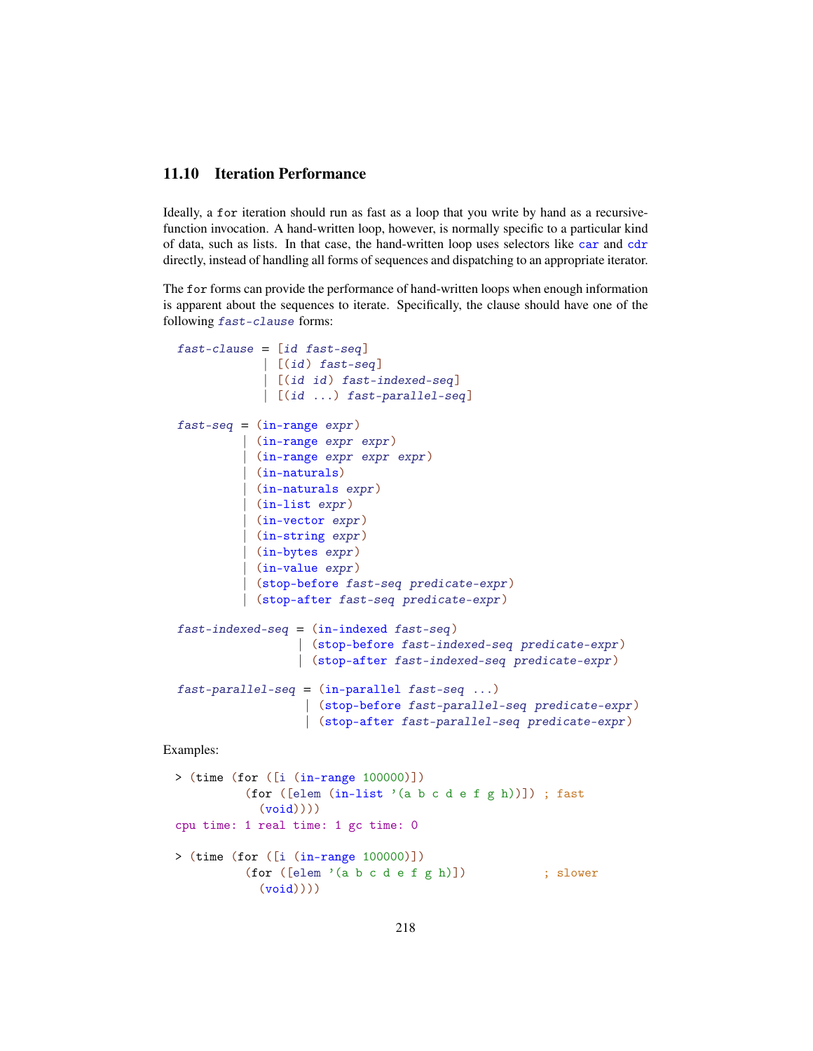## 11.10 Iteration Performance

Ideally, a `for` iteration should run as fast as a loop that you write by hand as a recursive-function invocation. A hand-written loop, however, is normally specific to a particular kind of data, such as lists. In that case, the hand-written loop uses selectors like `car` and `cdr` directly, instead of handling all forms of sequences and dispatching to an appropriate iterator.

The `for` forms can provide the performance of hand-written loops when enough information is apparent about the sequences to iterate. Specifically, the clause should have one of the following *fast-clause* forms:

```
fast-clause = [id fast-seq]
            | [(id) fast-seq]
            | [(id id) fast-indexed-seq]
            | [(id ...) fast-parallel-seq]

fast-seq = (in-range expr)
         | (in-range expr expr)
         | (in-range expr expr expr)
         | (in-naturals)
         | (in-naturals expr)
         | (in-list expr)
         | (in-vector expr)
         | (in-string expr)
         | (in-bytes expr)
         | (in-value expr)
         | (stop-before fast-seq predicate-expr)
         | (stop-after fast-seq predicate-expr)

fast-indexed-seq = (in-indexed fast-seq)
                 | (stop-before fast-indexed-seq predicate-expr)
                 | (stop-after fast-indexed-seq predicate-expr)

fast-parallel-seq = (in-parallel fast-seq ...)
                  | (stop-before fast-parallel-seq predicate-expr)
                  | (stop-after fast-parallel-seq predicate-expr)
```

Examples:

```
> (time (for ([i (in-range 100000)])
          (for ([elem (in-list '(a b c d e f g h))]) ; fast
            (void))))
cpu time: 1 real time: 1 gc time: 0

> (time (for ([i (in-range 100000)])
          (for ([elem '(a b c d e f g h)])           ; slower
            (void))))
```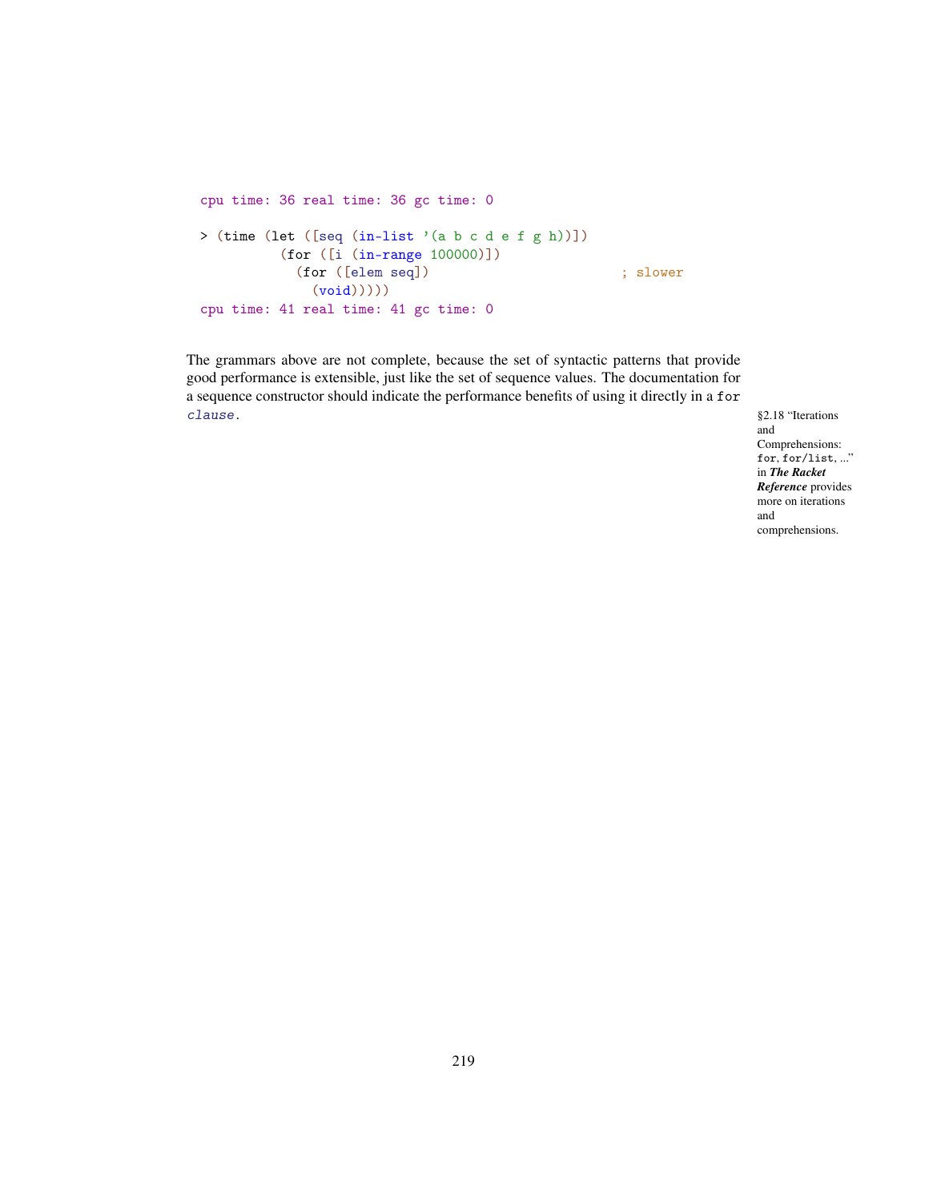```
cpu time: 36 real time: 36 gc time: 0

> (time (let ([seq (in-list '(a b c d e f g h))])
          (for ([i (in-range 100000)])
            (for ([elem seq])                         ; slower
              (void)))))
cpu time: 41 real time: 41 gc time: 0
```

The grammars above are not complete, because the set of syntactic patterns that provide good performance is extensible, just like the set of sequence values. The documentation for a sequence constructor should indicate the performance benefits of using it directly in a `for` *clause*.

§2.18 "Iterations and Comprehensions: `for`, `for/list`, ..." in ***The Racket Reference*** provides more on iterations and comprehensions.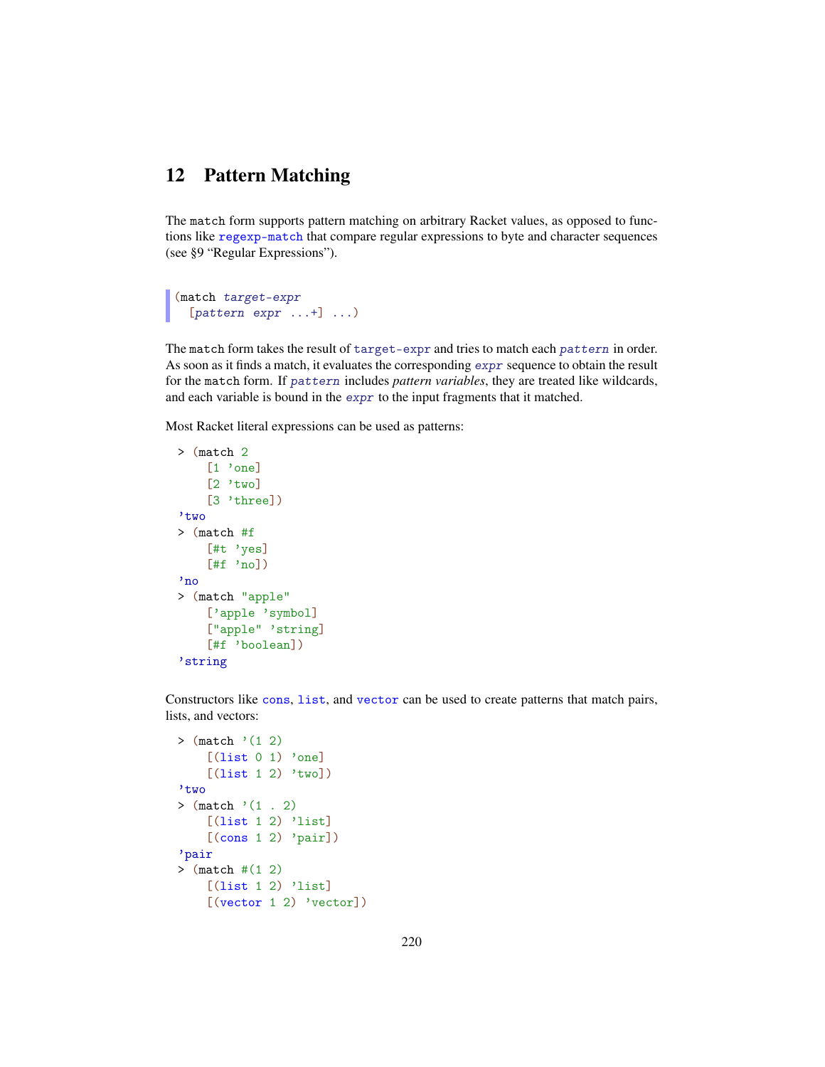# 12 Pattern Matching

The `match` form supports pattern matching on arbitrary Racket values, as opposed to functions like `regexp-match` that compare regular expressions to byte and character sequences (see §9 "Regular Expressions").

```
(match target-expr
  [pattern expr ...+] ...)
```

The `match` form takes the result of `target-expr` and tries to match each *pattern* in order. As soon as it finds a match, it evaluates the corresponding *expr* sequence to obtain the result for the `match` form. If *pattern* includes *pattern variables*, they are treated like wildcards, and each variable is bound in the *expr* to the input fragments that it matched.

Most Racket literal expressions can be used as patterns:

```
> (match 2
    [1 'one]
    [2 'two]
    [3 'three])
'two
> (match #f
    [#t 'yes]
    [#f 'no])
'no
> (match "apple"
    ['apple 'symbol]
    ["apple" 'string]
    [#f 'boolean])
'string
```

Constructors like `cons`, `list`, and `vector` can be used to create patterns that match pairs, lists, and vectors:

```
> (match '(1 2)
    [(list 0 1) 'one]
    [(list 1 2) 'two])
'two
> (match '(1 . 2)
    [(list 1 2) 'list]
    [(cons 1 2) 'pair])
'pair
> (match #(1 2)
    [(list 1 2) 'list]
    [(vector 1 2) 'vector])
```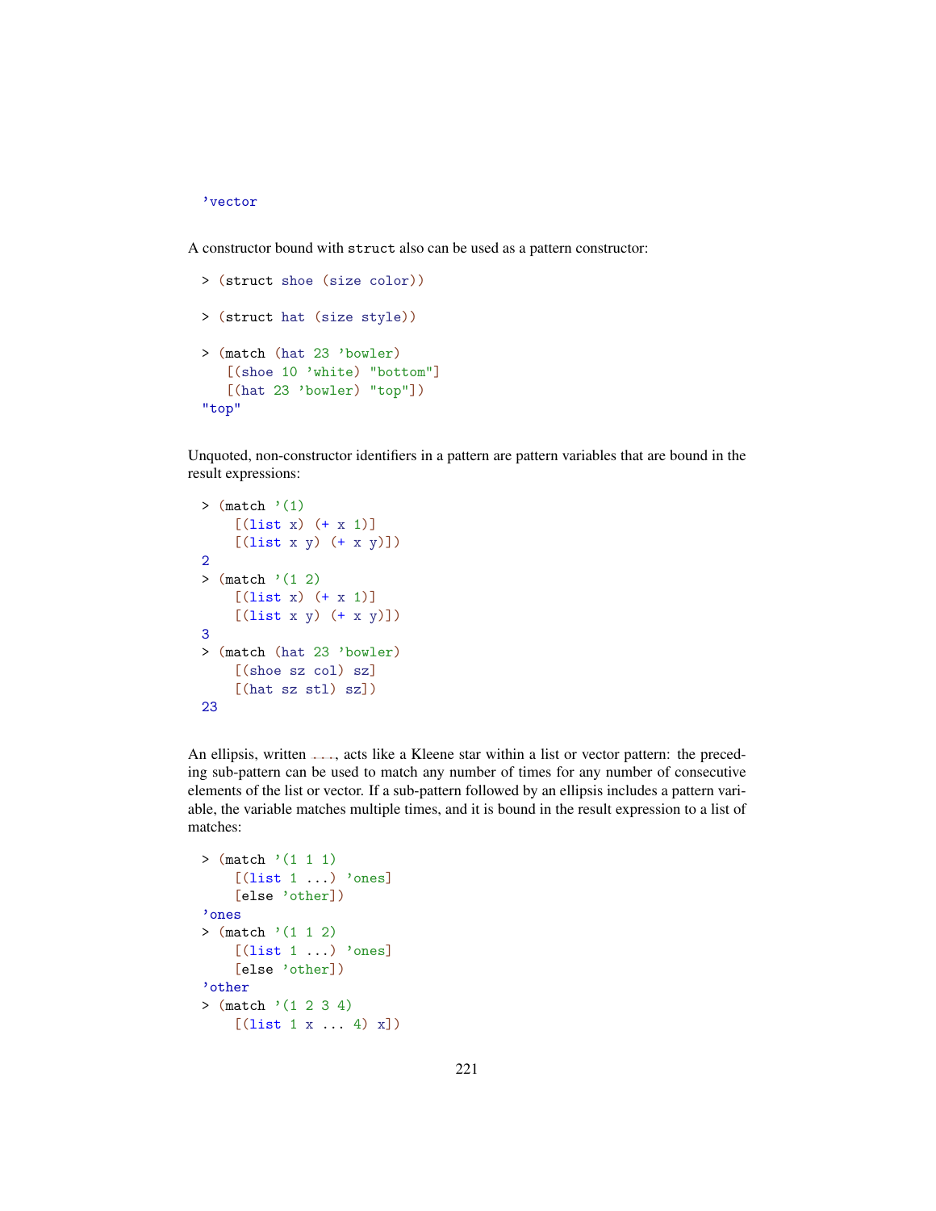```
'vector
```

A constructor bound with `struct` also can be used as a pattern constructor:

```
> (struct shoe (size color))

> (struct hat (size style))

> (match (hat 23 'bowler)
   [(shoe 10 'white) "bottom"]
   [(hat 23 'bowler) "top"])
"top"
```

Unquoted, non-constructor identifiers in a pattern are pattern variables that are bound in the result expressions:

```
> (match '(1)
    [(list x) (+ x 1)]
    [(list x y) (+ x y)])
2
> (match '(1 2)
    [(list x) (+ x 1)]
    [(list x y) (+ x y)])
3
> (match (hat 23 'bowler)
    [(shoe sz col) sz]
    [(hat sz stl) sz])
23
```

An ellipsis, written `...`, acts like a Kleene star within a list or vector pattern: the preceding sub-pattern can be used to match any number of times for any number of consecutive elements of the list or vector. If a sub-pattern followed by an ellipsis includes a pattern variable, the variable matches multiple times, and it is bound in the result expression to a list of matches:

```
> (match '(1 1 1)
    [(list 1 ...) 'ones]
    [else 'other])
'ones
> (match '(1 1 2)
    [(list 1 ...) 'ones]
    [else 'other])
'other
> (match '(1 2 3 4)
    [(list 1 x ... 4) x])
```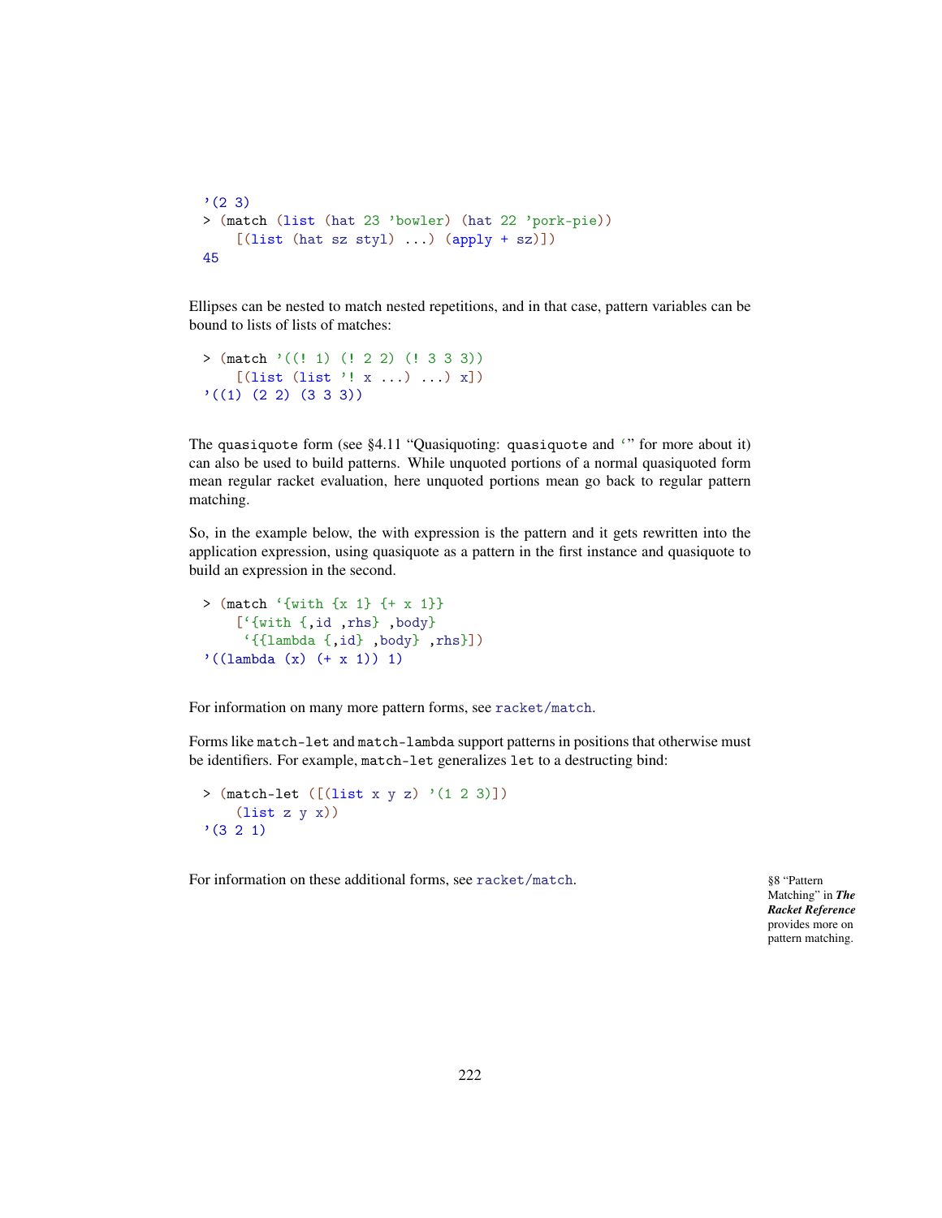```
'(2 3)
> (match (list (hat 23 'bowler) (hat 22 'pork-pie))
    [(list (hat sz styl) ...) (apply + sz)])
45
```

Ellipses can be nested to match nested repetitions, and in that case, pattern variables can be bound to lists of lists of matches:

```
> (match '((! 1) (! 2 2) (! 3 3 3))
    [(list (list '! x ...) ...) x])
'((1) (2 2) (3 3 3))
```

The quasiquote form (see §4.11 "Quasiquoting: quasiquote and `" for more about it) can also be used to build patterns. While unquoted portions of a normal quasiquoted form mean regular racket evaluation, here unquoted portions mean go back to regular pattern matching.

So, in the example below, the with expression is the pattern and it gets rewritten into the application expression, using quasiquote as a pattern in the first instance and quasiquote to build an expression in the second.

```
> (match `{with {x 1} {+ x 1}}
    [`{with {,id ,rhs} ,body}
     `{{lambda {,id} ,body} ,rhs}])
'((lambda (x) (+ x 1)) 1)
```

For information on many more pattern forms, see racket/match.

Forms like match-let and match-lambda support patterns in positions that otherwise must be identifiers. For example, match-let generalizes let to a destructing bind:

```
> (match-let ([(list x y z) '(1 2 3)])
    (list z y x))
'(3 2 1)
```

For information on these additional forms, see racket/match.

§8 "Pattern Matching" in ***The Racket Reference*** provides more on pattern matching.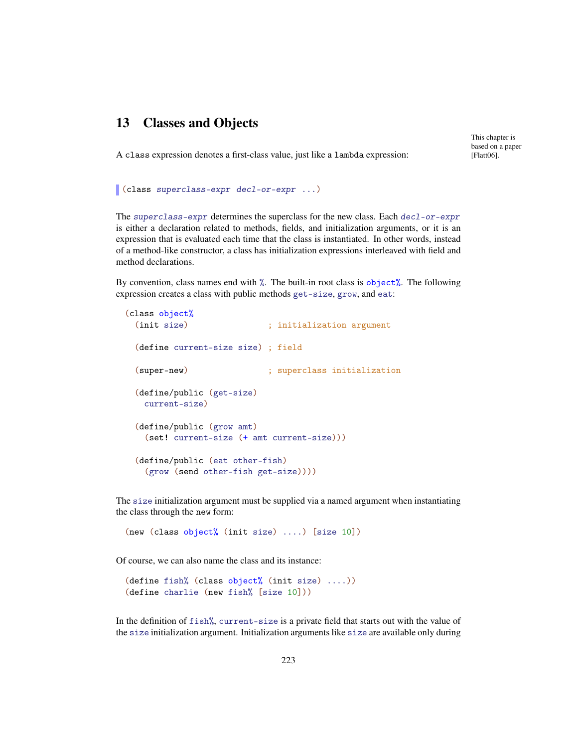# 13 Classes and Objects

This chapter is based on a paper [Flatt06].

A `class` expression denotes a first-class value, just like a `lambda` expression:

```
(class superclass-expr decl-or-expr ...)
```

The *superclass-expr* determines the superclass for the new class. Each *decl-or-expr* is either a declaration related to methods, fields, and initialization arguments, or it is an expression that is evaluated each time that the class is instantiated. In other words, instead of a method-like constructor, a class has initialization expressions interleaved with field and method declarations.

By convention, class names end with `%`. The built-in root class is `object%`. The following expression creates a class with public methods `get-size`, `grow`, and `eat`:

```
(class object%
  (init size)                ; initialization argument

  (define current-size size) ; field

  (super-new)                ; superclass initialization

  (define/public (get-size)
    current-size)

  (define/public (grow amt)
    (set! current-size (+ amt current-size)))

  (define/public (eat other-fish)
    (grow (send other-fish get-size))))
```

The `size` initialization argument must be supplied via a named argument when instantiating the class through the `new` form:

```
(new (class object% (init size) ....) [size 10])
```

Of course, we can also name the class and its instance:

```
(define fish% (class object% (init size) ....))
(define charlie (new fish% [size 10]))
```

In the definition of `fish%`, `current-size` is a private field that starts out with the value of the `size` initialization argument. Initialization arguments like `size` are available only during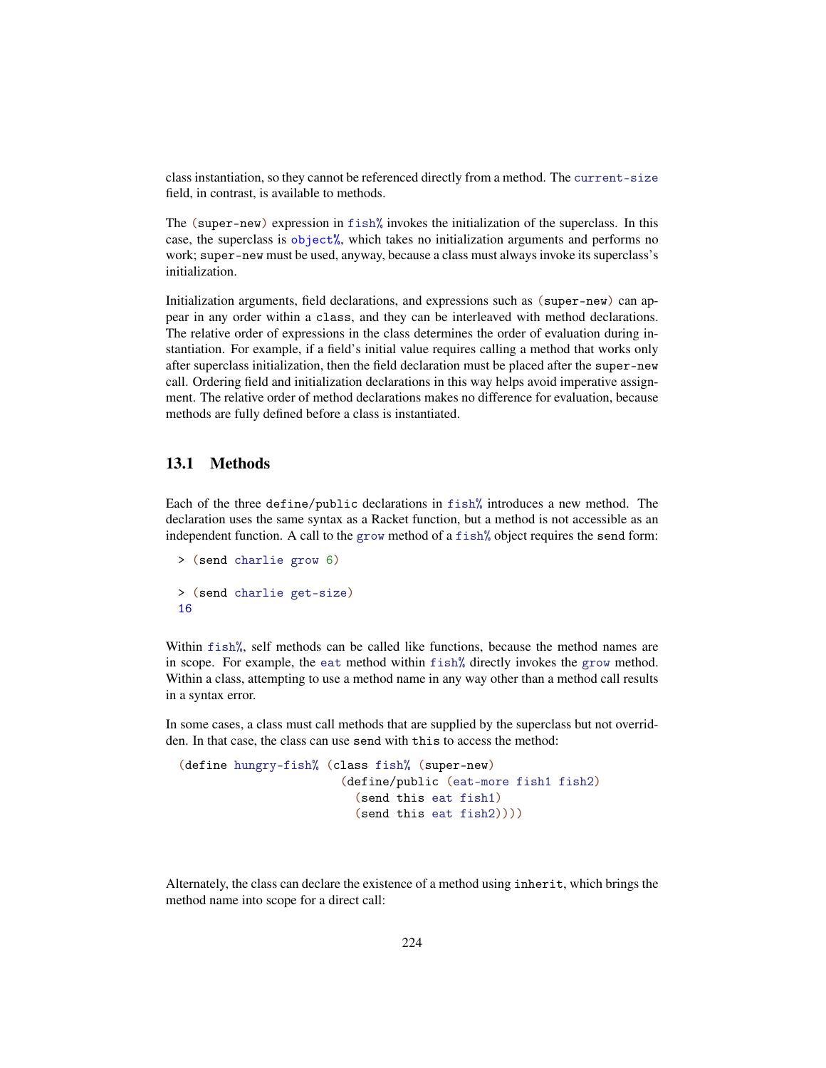class instantiation, so they cannot be referenced directly from a method. The current-size field, in contrast, is available to methods.

The (super-new) expression in fish% invokes the initialization of the superclass. In this case, the superclass is object%, which takes no initialization arguments and performs no work; super-new must be used, anyway, because a class must always invoke its superclass's initialization.

Initialization arguments, field declarations, and expressions such as (super-new) can appear in any order within a class, and they can be interleaved with method declarations. The relative order of expressions in the class determines the order of evaluation during instantiation. For example, if a field's initial value requires calling a method that works only after superclass initialization, then the field declaration must be placed after the super-new call. Ordering field and initialization declarations in this way helps avoid imperative assignment. The relative order of method declarations makes no difference for evaluation, because methods are fully defined before a class is instantiated.

## 13.1 Methods

Each of the three define/public declarations in fish% introduces a new method. The declaration uses the same syntax as a Racket function, but a method is not accessible as an independent function. A call to the grow method of a fish% object requires the send form:

```
> (send charlie grow 6)

> (send charlie get-size)
16
```

Within fish%, self methods can be called like functions, because the method names are in scope. For example, the eat method within fish% directly invokes the grow method. Within a class, attempting to use a method name in any way other than a method call results in a syntax error.

In some cases, a class must call methods that are supplied by the superclass but not overridden. In that case, the class can use send with this to access the method:

```
(define hungry-fish% (class fish% (super-new)
                       (define/public (eat-more fish1 fish2)
                         (send this eat fish1)
                         (send this eat fish2))))
```

Alternately, the class can declare the existence of a method using inherit, which brings the method name into scope for a direct call: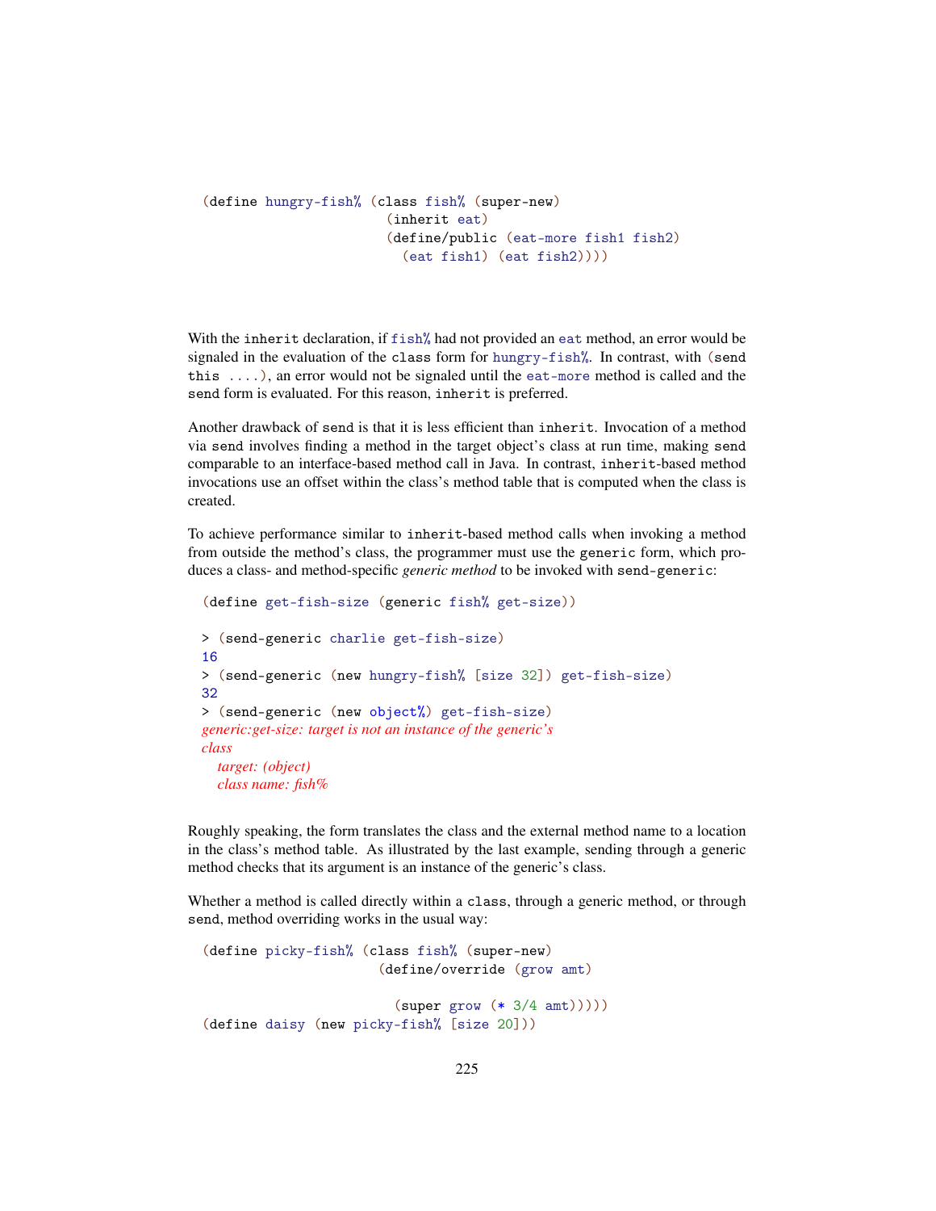```
(define hungry-fish% (class fish% (super-new)
                       (inherit eat)
                       (define/public (eat-more fish1 fish2)
                         (eat fish1) (eat fish2))))
```

With the `inherit` declaration, if `fish%` had not provided an `eat` method, an error would be signaled in the evaluation of the `class` form for `hungry-fish%`. In contrast, with `(send this ....)`, an error would not be signaled until the `eat-more` method is called and the `send` form is evaluated. For this reason, `inherit` is preferred.

Another drawback of `send` is that it is less efficient than `inherit`. Invocation of a method via `send` involves finding a method in the target object's class at run time, making `send` comparable to an interface-based method call in Java. In contrast, `inherit`-based method invocations use an offset within the class's method table that is computed when the class is created.

To achieve performance similar to `inherit`-based method calls when invoking a method from outside the method's class, the programmer must use the `generic` form, which produces a class- and method-specific *generic method* to be invoked with `send-generic`:

```
(define get-fish-size (generic fish% get-size))

> (send-generic charlie get-fish-size)
16
> (send-generic (new hungry-fish% [size 32]) get-fish-size)
32
> (send-generic (new object%) get-fish-size)
generic:get-size: target is not an instance of the generic's
class
  target: (object)
  class name: fish%
```

Roughly speaking, the form translates the class and the external method name to a location in the class's method table. As illustrated by the last example, sending through a generic method checks that its argument is an instance of the generic's class.

Whether a method is called directly within a `class`, through a generic method, or through `send`, method overriding works in the usual way:

```
(define picky-fish% (class fish% (super-new)
                      (define/override (grow amt)

                        (super grow (* 3/4 amt)))))
(define daisy (new picky-fish% [size 20]))
```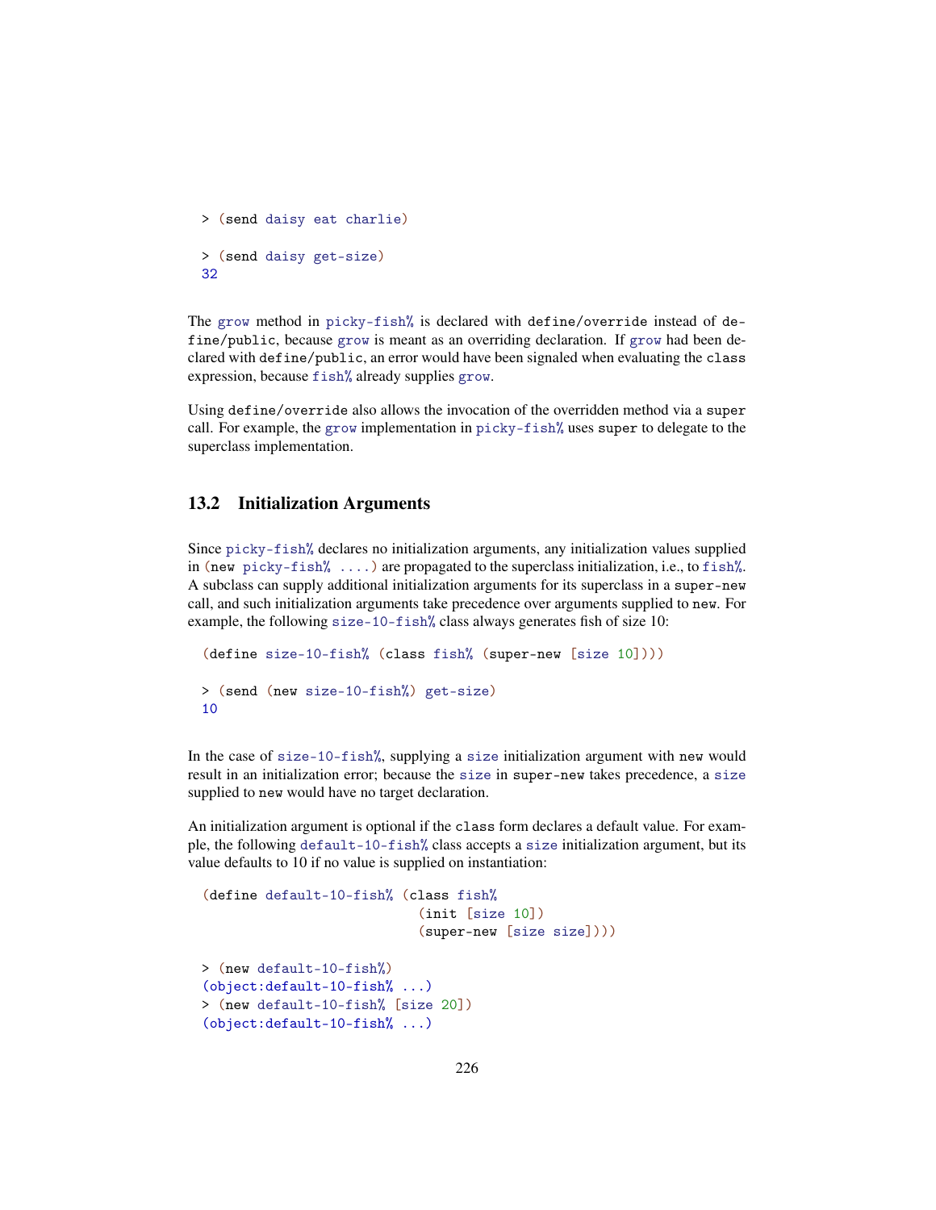```
> (send daisy eat charlie)

> (send daisy get-size)
32
```

The grow method in picky-fish% is declared with define/override instead of define/public, because grow is meant as an overriding declaration. If grow had been declared with define/public, an error would have been signaled when evaluating the class expression, because fish% already supplies grow.

Using define/override also allows the invocation of the overridden method via a super call. For example, the grow implementation in picky-fish% uses super to delegate to the superclass implementation.

## 13.2 Initialization Arguments

Since picky-fish% declares no initialization arguments, any initialization values supplied in (new picky-fish% ....) are propagated to the superclass initialization, i.e., to fish%. A subclass can supply additional initialization arguments for its superclass in a super-new call, and such initialization arguments take precedence over arguments supplied to new. For example, the following size-10-fish% class always generates fish of size 10:

```
(define size-10-fish% (class fish% (super-new [size 10])))

> (send (new size-10-fish%) get-size)
10
```

In the case of size-10-fish%, supplying a size initialization argument with new would result in an initialization error; because the size in super-new takes precedence, a size supplied to new would have no target declaration.

An initialization argument is optional if the class form declares a default value. For example, the following default-10-fish% class accepts a size initialization argument, but its value defaults to 10 if no value is supplied on instantiation:

```
(define default-10-fish% (class fish%
                           (init [size 10])
                           (super-new [size size])))

> (new default-10-fish%)
(object:default-10-fish% ...)
> (new default-10-fish% [size 20])
(object:default-10-fish% ...)
```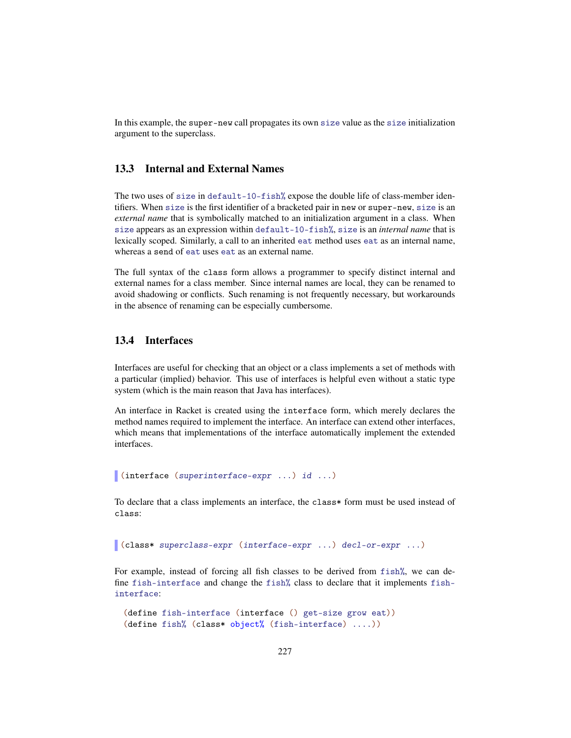In this example, the `super-new` call propagates its own `size` value as the `size` initialization argument to the superclass.

## 13.3 Internal and External Names

The two uses of `size` in `default-10-fish%` expose the double life of class-member identifiers. When `size` is the first identifier of a bracketed pair in `new` or `super-new`, `size` is an *external name* that is symbolically matched to an initialization argument in a class. When `size` appears as an expression within `default-10-fish%`, `size` is an *internal name* that is lexically scoped. Similarly, a call to an inherited `eat` method uses `eat` as an internal name, whereas a `send` of `eat` uses `eat` as an external name.

The full syntax of the `class` form allows a programmer to specify distinct internal and external names for a class member. Since internal names are local, they can be renamed to avoid shadowing or conflicts. Such renaming is not frequently necessary, but workarounds in the absence of renaming can be especially cumbersome.

## 13.4 Interfaces

Interfaces are useful for checking that an object or a class implements a set of methods with a particular (implied) behavior. This use of interfaces is helpful even without a static type system (which is the main reason that Java has interfaces).

An interface in Racket is created using the `interface` form, which merely declares the method names required to implement the interface. An interface can extend other interfaces, which means that implementations of the interface automatically implement the extended interfaces.

```
(interface (superinterface-expr ...) id ...)
```

To declare that a class implements an interface, the `class*` form must be used instead of `class`:

```
(class* superclass-expr (interface-expr ...) decl-or-expr ...)
```

For example, instead of forcing all fish classes to be derived from `fish%`, we can define `fish-interface` and change the `fish%` class to declare that it implements `fish-interface`:

```
(define fish-interface (interface () get-size grow eat))
(define fish% (class* object% (fish-interface) ....))
```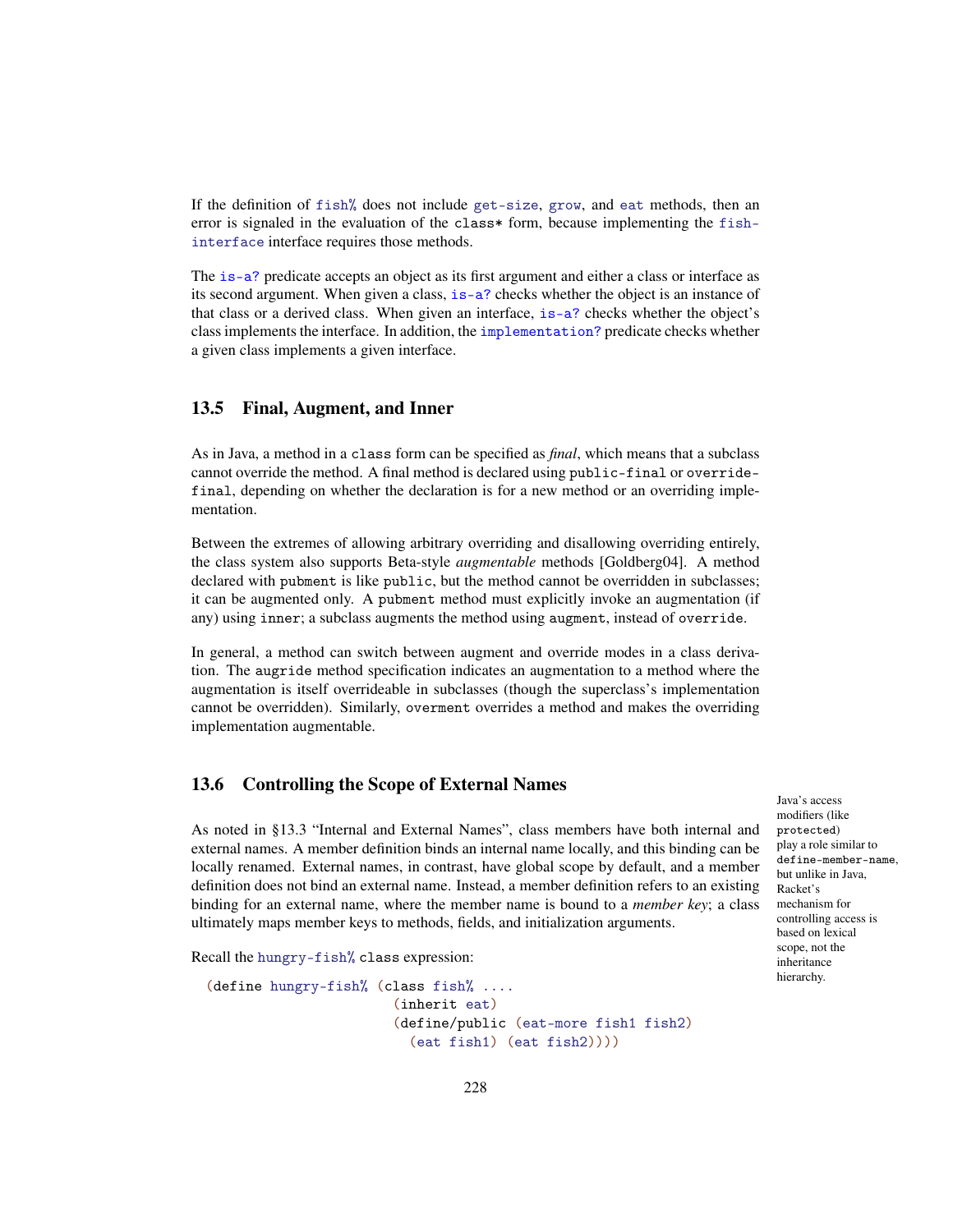If the definition of `fish%` does not include `get-size`, `grow`, and `eat` methods, then an error is signaled in the evaluation of the `class*` form, because implementing the `fish-interface` interface requires those methods.

The `is-a?` predicate accepts an object as its first argument and either a class or interface as its second argument. When given a class, `is-a?` checks whether the object is an instance of that class or a derived class. When given an interface, `is-a?` checks whether the object's class implements the interface. In addition, the `implementation?` predicate checks whether a given class implements a given interface.

### 13.5 Final, Augment, and Inner

As in Java, a method in a `class` form can be specified as *final*, which means that a subclass cannot override the method. A final method is declared using `public-final` or `override-final`, depending on whether the declaration is for a new method or an overriding implementation.

Between the extremes of allowing arbitrary overriding and disallowing overriding entirely, the class system also supports Beta-style *augmentable* methods [Goldberg04]. A method declared with `pubment` is like `public`, but the method cannot be overridden in subclasses; it can be augmented only. A `pubment` method must explicitly invoke an augmentation (if any) using `inner`; a subclass augments the method using `augment`, instead of `override`.

In general, a method can switch between augment and override modes in a class derivation. The `augride` method specification indicates an augmentation to a method where the augmentation is itself overrideable in subclasses (though the superclass's implementation cannot be overridden). Similarly, `overment` overrides a method and makes the overriding implementation augmentable.

### 13.6 Controlling the Scope of External Names

Java's access modifiers (like `protected`) play a role similar to `define-member-name`, but unlike in Java, Racket's mechanism for controlling access is based on lexical scope, not the inheritance hierarchy.

As noted in §13.3 "Internal and External Names", class members have both internal and external names. A member definition binds an internal name locally, and this binding can be locally renamed. External names, in contrast, have global scope by default, and a member definition does not bind an external name. Instead, a member definition refers to an existing binding for an external name, where the member name is bound to a *member key*; a class ultimately maps member keys to methods, fields, and initialization arguments.

Recall the `hungry-fish%` `class` expression:

```
(define hungry-fish% (class fish% ....
                       (inherit eat)
                       (define/public (eat-more fish1 fish2)
                         (eat fish1) (eat fish2))))
```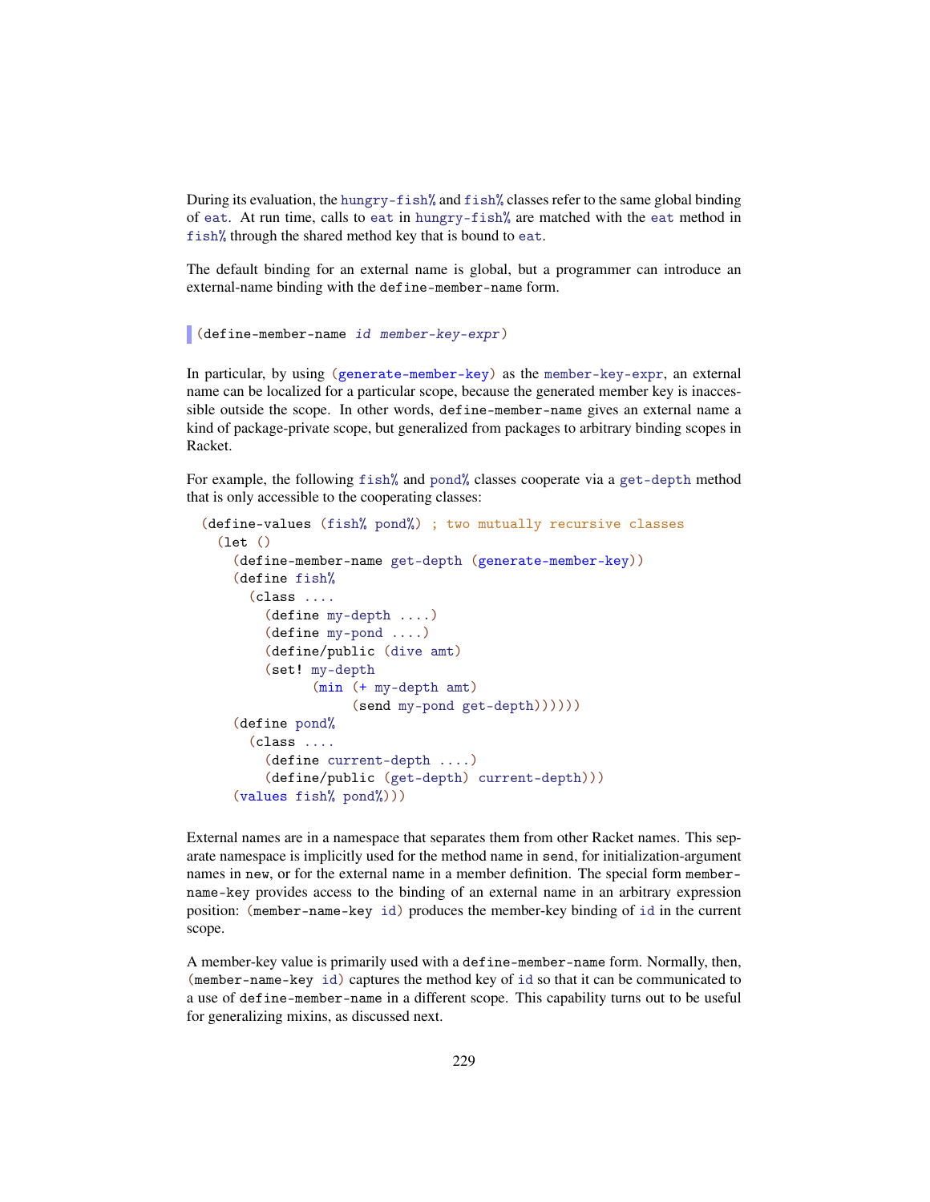During its evaluation, the hungry-fish% and fish% classes refer to the same global binding of eat. At run time, calls to eat in hungry-fish% are matched with the eat method in fish% through the shared method key that is bound to eat.

The default binding for an external name is global, but a programmer can introduce an external-name binding with the define-member-name form.

```
(define-member-name id member-key-expr)
```

In particular, by using (generate-member-key) as the member-key-expr, an external name can be localized for a particular scope, because the generated member key is inaccessible outside the scope. In other words, define-member-name gives an external name a kind of package-private scope, but generalized from packages to arbitrary binding scopes in Racket.

For example, the following fish% and pond% classes cooperate via a get-depth method that is only accessible to the cooperating classes:

```
(define-values (fish% pond%) ; two mutually recursive classes
  (let ()
    (define-member-name get-depth (generate-member-key))
    (define fish%
      (class ....
        (define my-depth ....)
        (define my-pond ....)
        (define/public (dive amt)
        (set! my-depth
              (min (+ my-depth amt)
                   (send my-pond get-depth))))))
    (define pond%
      (class ....
        (define current-depth ....)
        (define/public (get-depth) current-depth)))
    (values fish% pond%)))
```

External names are in a namespace that separates them from other Racket names. This separate namespace is implicitly used for the method name in send, for initialization-argument names in new, or for the external name in a member definition. The special form member-name-key provides access to the binding of an external name in an arbitrary expression position: (member-name-key id) produces the member-key binding of id in the current scope.

A member-key value is primarily used with a define-member-name form. Normally, then, (member-name-key id) captures the method key of id so that it can be communicated to a use of define-member-name in a different scope. This capability turns out to be useful for generalizing mixins, as discussed next.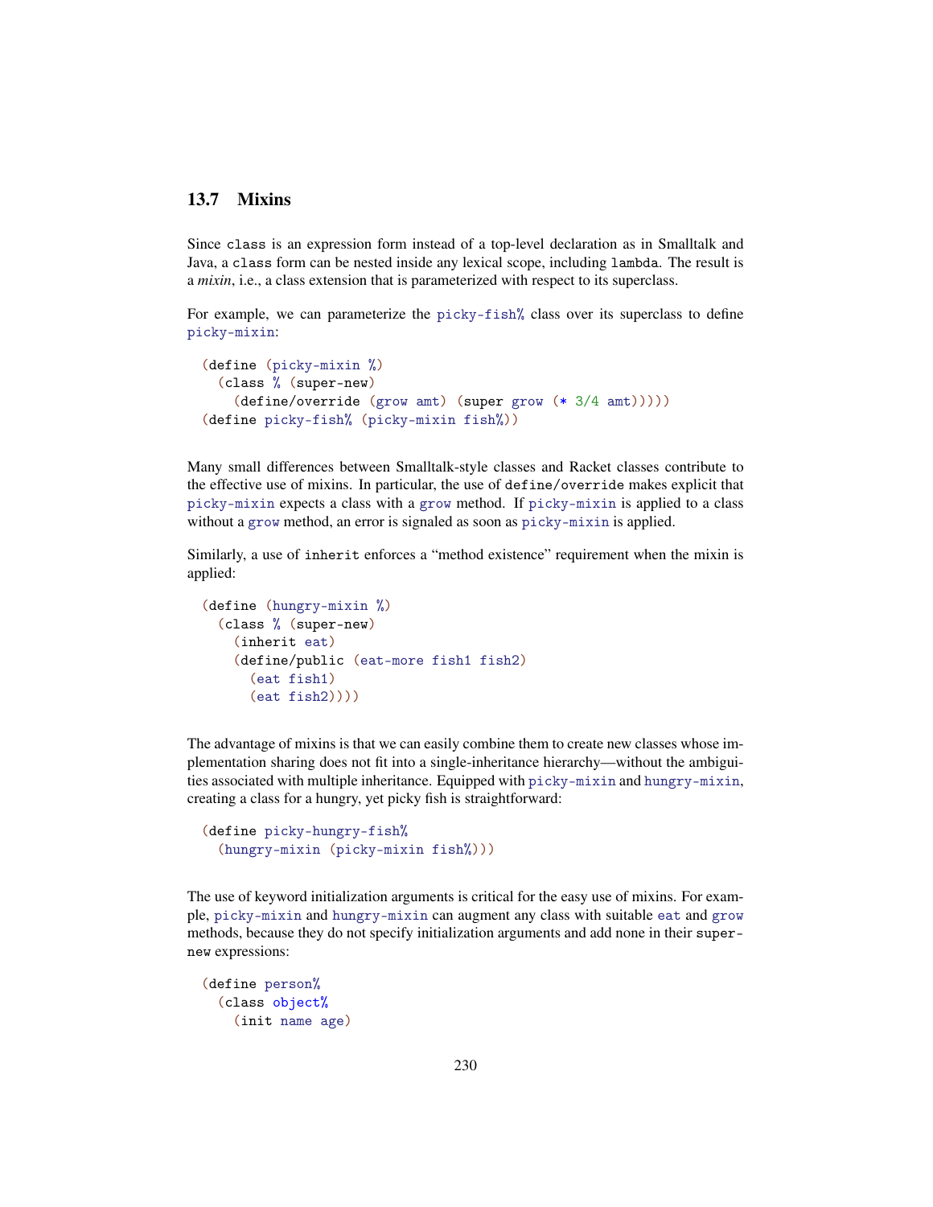## 13.7 Mixins

Since `class` is an expression form instead of a top-level declaration as in Smalltalk and Java, a `class` form can be nested inside any lexical scope, including `lambda`. The result is a *mixin*, i.e., a class extension that is parameterized with respect to its superclass.

For example, we can parameterize the `picky-fish%` class over its superclass to define `picky-mixin`:

```
(define (picky-mixin %)
  (class % (super-new)
    (define/override (grow amt) (super grow (* 3/4 amt)))))
(define picky-fish% (picky-mixin fish%))
```

Many small differences between Smalltalk-style classes and Racket classes contribute to the effective use of mixins. In particular, the use of `define/override` makes explicit that `picky-mixin` expects a class with a `grow` method. If `picky-mixin` is applied to a class without a `grow` method, an error is signaled as soon as `picky-mixin` is applied.

Similarly, a use of `inherit` enforces a "method existence" requirement when the mixin is applied:

```
(define (hungry-mixin %)
  (class % (super-new)
    (inherit eat)
    (define/public (eat-more fish1 fish2)
      (eat fish1)
      (eat fish2))))
```

The advantage of mixins is that we can easily combine them to create new classes whose implementation sharing does not fit into a single-inheritance hierarchy—without the ambiguities associated with multiple inheritance. Equipped with `picky-mixin` and `hungry-mixin`, creating a class for a hungry, yet picky fish is straightforward:

```
(define picky-hungry-fish%
  (hungry-mixin (picky-mixin fish%)))
```

The use of keyword initialization arguments is critical for the easy use of mixins. For example, `picky-mixin` and `hungry-mixin` can augment any class with suitable `eat` and `grow` methods, because they do not specify initialization arguments and add none in their `super-new` expressions:

```
(define person%
  (class object%
    (init name age)
```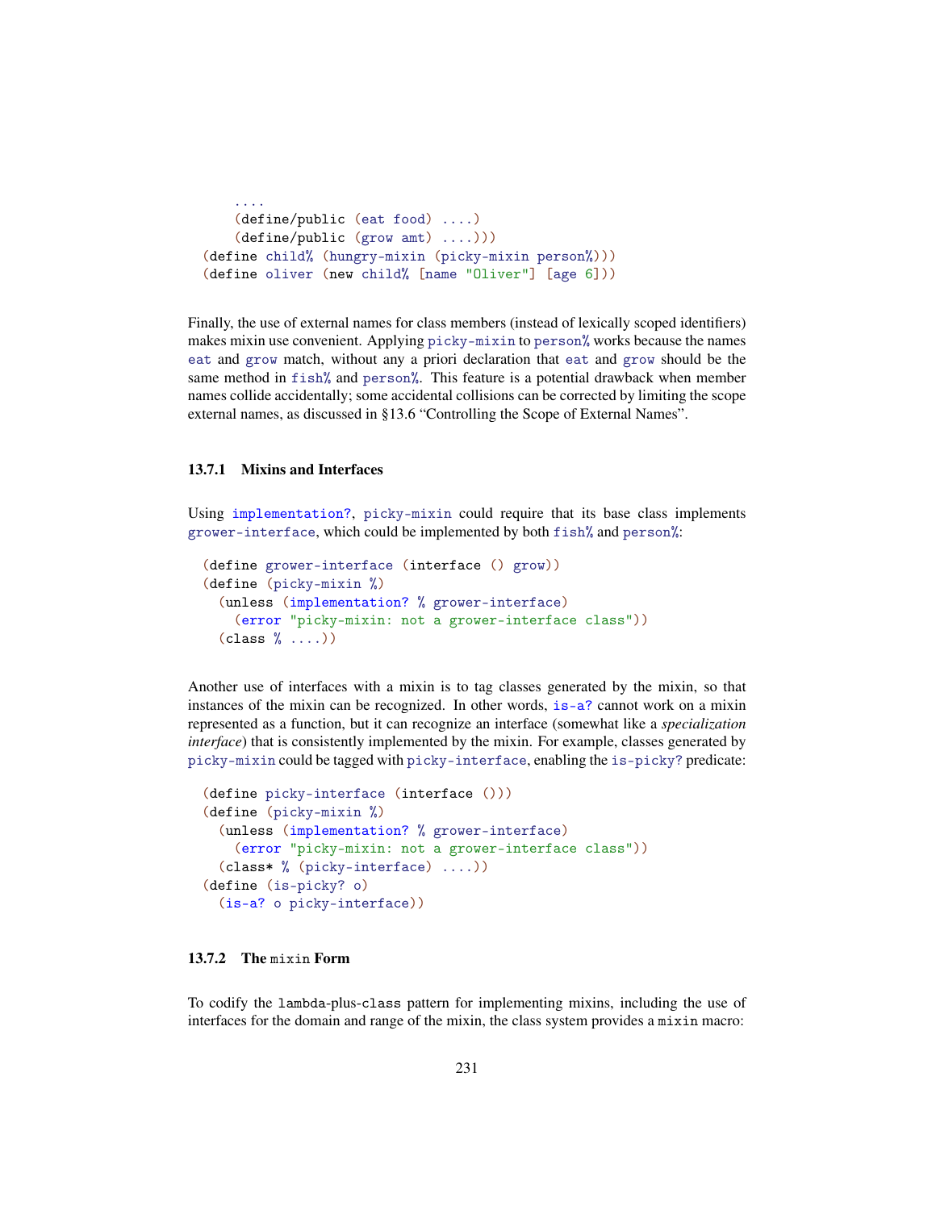```
    ....
    (define/public (eat food) ....)
    (define/public (grow amt) ....)))
(define child% (hungry-mixin (picky-mixin person%)))
(define oliver (new child% [name "Oliver"] [age 6]))
```

Finally, the use of external names for class members (instead of lexically scoped identifiers) makes mixin use convenient. Applying picky-mixin to person% works because the names eat and grow match, without any a priori declaration that eat and grow should be the same method in fish% and person%. This feature is a potential drawback when member names collide accidentally; some accidental collisions can be corrected by limiting the scope external names, as discussed in §13.6 "Controlling the Scope of External Names".

### 13.7.1 Mixins and Interfaces

Using implementation?, picky-mixin could require that its base class implements grower-interface, which could be implemented by both fish% and person%:

```
(define grower-interface (interface () grow))
(define (picky-mixin %)
  (unless (implementation? % grower-interface)
    (error "picky-mixin: not a grower-interface class"))
  (class % ....))
```

Another use of interfaces with a mixin is to tag classes generated by the mixin, so that instances of the mixin can be recognized. In other words, is-a? cannot work on a mixin represented as a function, but it can recognize an interface (somewhat like a *specialization interface*) that is consistently implemented by the mixin. For example, classes generated by picky-mixin could be tagged with picky-interface, enabling the is-picky? predicate:

```
(define picky-interface (interface ()))
(define (picky-mixin %)
  (unless (implementation? % grower-interface)
    (error "picky-mixin: not a grower-interface class"))
  (class* % (picky-interface) ....))
(define (is-picky? o)
  (is-a? o picky-interface))
```

### 13.7.2 The mixin Form

To codify the lambda-plus-class pattern for implementing mixins, including the use of interfaces for the domain and range of the mixin, the class system provides a mixin macro: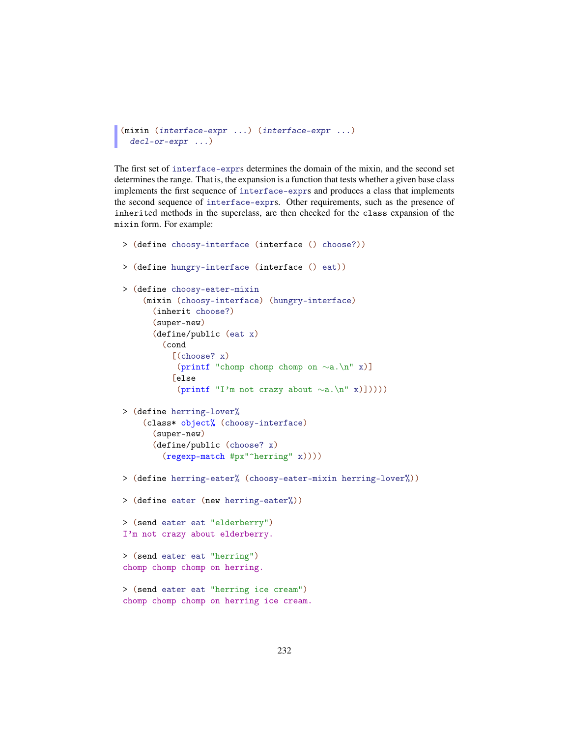```
(mixin (interface-expr ...) (interface-expr ...)
  decl-or-expr ...)
```

The first set of `interface-expr`s determines the domain of the mixin, and the second set determines the range. That is, the expansion is a function that tests whether a given base class implements the first sequence of `interface-expr`s and produces a class that implements the second sequence of `interface-expr`s. Other requirements, such as the presence of `inherit`ed methods in the superclass, are then checked for the `class` expansion of the `mixin` form. For example:

```
> (define choosy-interface (interface () choose?))

> (define hungry-interface (interface () eat))

> (define choosy-eater-mixin
    (mixin (choosy-interface) (hungry-interface)
      (inherit choose?)
      (super-new)
      (define/public (eat x)
        (cond
          [(choose? x)
           (printf "chomp chomp chomp on ~a.\n" x)]
          [else
           (printf "I'm not crazy about ~a.\n" x)]))))

> (define herring-lover%
    (class* object% (choosy-interface)
      (super-new)
      (define/public (choose? x)
        (regexp-match #px"^herring" x))))

> (define herring-eater% (choosy-eater-mixin herring-lover%))

> (define eater (new herring-eater%))

> (send eater eat "elderberry")
I'm not crazy about elderberry.

> (send eater eat "herring")
chomp chomp chomp on herring.

> (send eater eat "herring ice cream")
chomp chomp chomp on herring ice cream.
```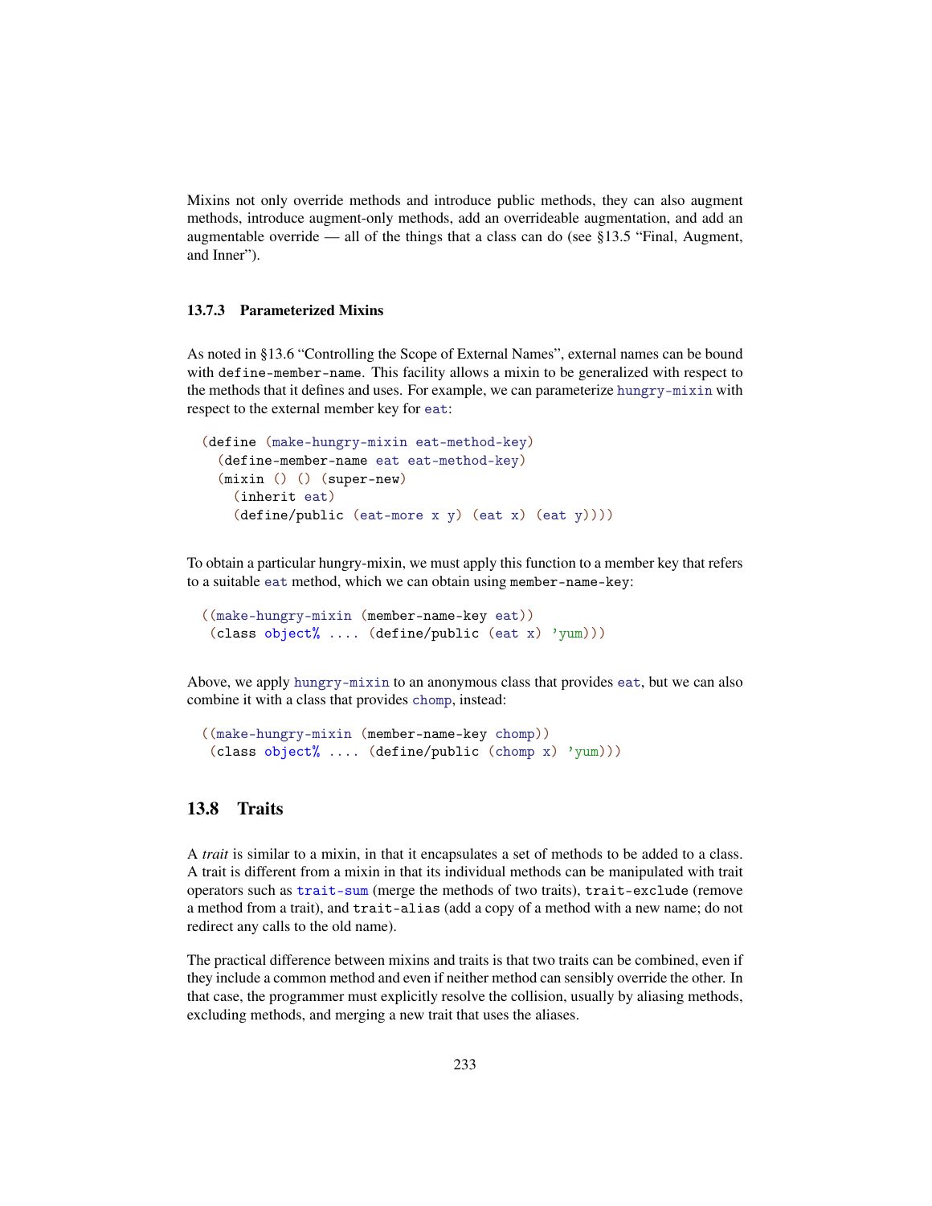Mixins not only override methods and introduce public methods, they can also augment methods, introduce augment-only methods, add an overrideable augmentation, and add an augmentable override — all of the things that a class can do (see §13.5 "Final, Augment, and Inner").

### 13.7.3 Parameterized Mixins

As noted in §13.6 "Controlling the Scope of External Names", external names can be bound with `define-member-name`. This facility allows a mixin to be generalized with respect to the methods that it defines and uses. For example, we can parameterize `hungry-mixin` with respect to the external member key for `eat`:

```
(define (make-hungry-mixin eat-method-key)
  (define-member-name eat eat-method-key)
  (mixin () () (super-new)
    (inherit eat)
    (define/public (eat-more x y) (eat x) (eat y))))
```

To obtain a particular hungry-mixin, we must apply this function to a member key that refers to a suitable `eat` method, which we can obtain using `member-name-key`:

```
((make-hungry-mixin (member-name-key eat))
 (class object% .... (define/public (eat x) 'yum)))
```

Above, we apply `hungry-mixin` to an anonymous class that provides `eat`, but we can also combine it with a class that provides `chomp`, instead:

```
((make-hungry-mixin (member-name-key chomp))
 (class object% .... (define/public (chomp x) 'yum)))
```

## 13.8 Traits

A *trait* is similar to a mixin, in that it encapsulates a set of methods to be added to a class. A trait is different from a mixin in that its individual methods can be manipulated with trait operators such as `trait-sum` (merge the methods of two traits), `trait-exclude` (remove a method from a trait), and `trait-alias` (add a copy of a method with a new name; do not redirect any calls to the old name).

The practical difference between mixins and traits is that two traits can be combined, even if they include a common method and even if neither method can sensibly override the other. In that case, the programmer must explicitly resolve the collision, usually by aliasing methods, excluding methods, and merging a new trait that uses the aliases.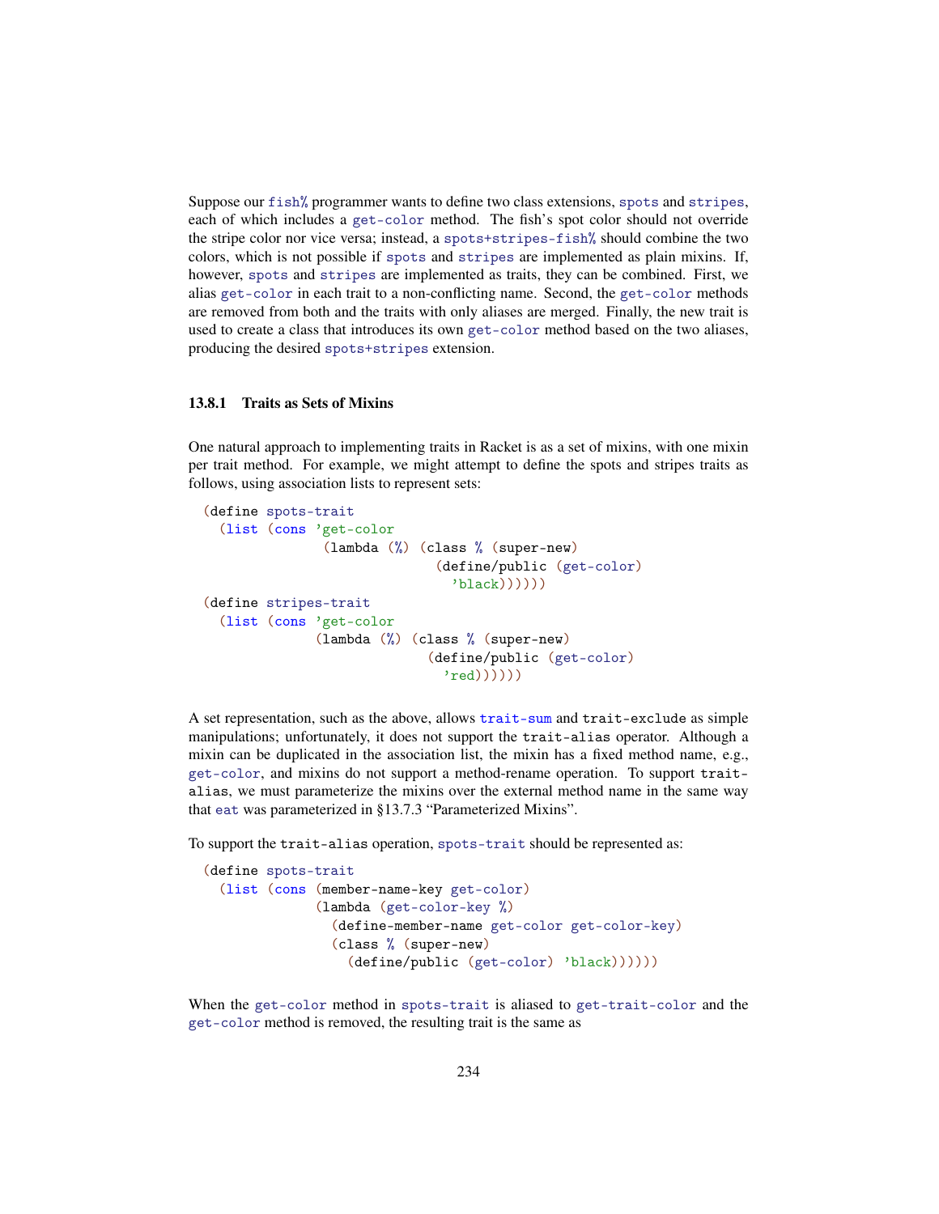Suppose our fish% programmer wants to define two class extensions, spots and stripes, each of which includes a get-color method. The fish's spot color should not override the stripe color nor vice versa; instead, a spots+stripes-fish% should combine the two colors, which is not possible if spots and stripes are implemented as plain mixins. If, however, spots and stripes are implemented as traits, they can be combined. First, we alias get-color in each trait to a non-conflicting name. Second, the get-color methods are removed from both and the traits with only aliases are merged. Finally, the new trait is used to create a class that introduces its own get-color method based on the two aliases, producing the desired spots+stripes extension.

### 13.8.1 Traits as Sets of Mixins

One natural approach to implementing traits in Racket is as a set of mixins, with one mixin per trait method. For example, we might attempt to define the spots and stripes traits as follows, using association lists to represent sets:

```
(define spots-trait
  (list (cons 'get-color
               (lambda (%) (class % (super-new)
                             (define/public (get-color)
                               'black))))))
(define stripes-trait
  (list (cons 'get-color
              (lambda (%) (class % (super-new)
                            (define/public (get-color)
                              'red))))))
```

A set representation, such as the above, allows trait-sum and trait-exclude as simple manipulations; unfortunately, it does not support the trait-alias operator. Although a mixin can be duplicated in the association list, the mixin has a fixed method name, e.g., get-color, and mixins do not support a method-rename operation. To support trait-alias, we must parameterize the mixins over the external method name in the same way that eat was parameterized in §13.7.3 "Parameterized Mixins".

To support the trait-alias operation, spots-trait should be represented as:

```
(define spots-trait
  (list (cons (member-name-key get-color)
              (lambda (get-color-key %)
                (define-member-name get-color get-color-key)
                (class % (super-new)
                  (define/public (get-color) 'black))))))
```

When the get-color method in spots-trait is aliased to get-trait-color and the get-color method is removed, the resulting trait is the same as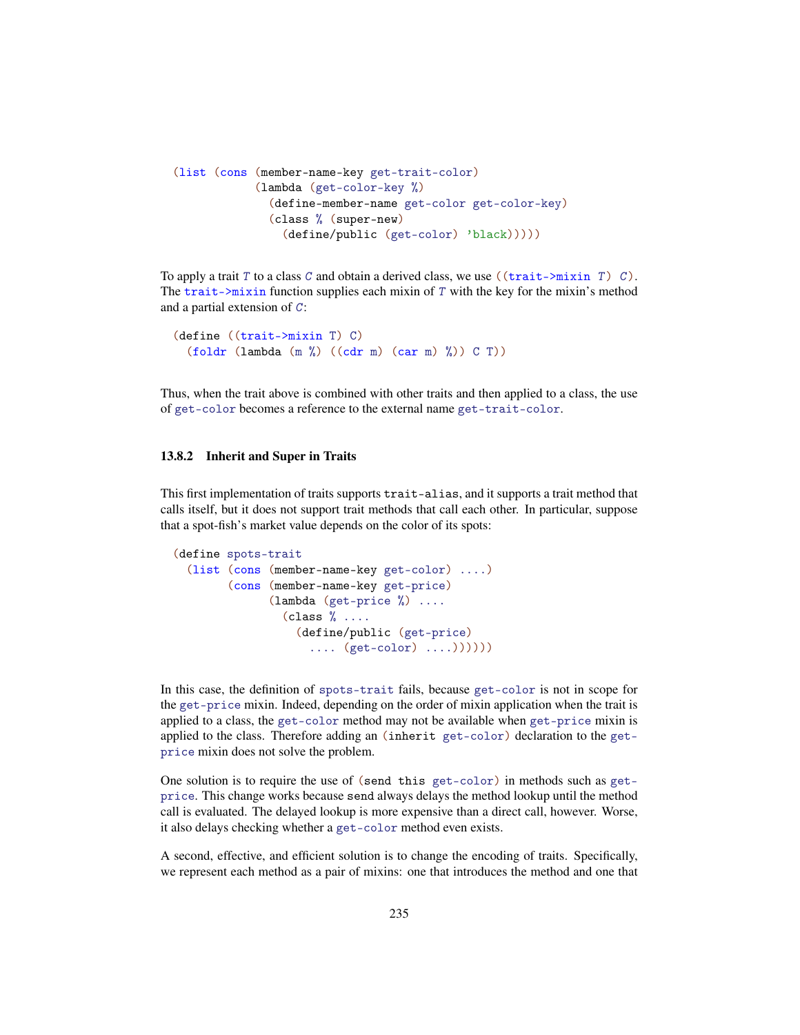```
(list (cons (member-name-key get-trait-color)
            (lambda (get-color-key %)
              (define-member-name get-color get-color-key)
              (class % (super-new)
                (define/public (get-color) 'black)))))
```

To apply a trait *T* to a class *C* and obtain a derived class, we use `((trait->mixin T) C)`. The `trait->mixin` function supplies each mixin of *T* with the key for the mixin's method and a partial extension of *C*:

```
(define ((trait->mixin T) C)
  (foldr (lambda (m %) ((cdr m) (car m) %)) C T))
```

Thus, when the trait above is combined with other traits and then applied to a class, the use of `get-color` becomes a reference to the external name `get-trait-color`.

### 13.8.2 Inherit and Super in Traits

This first implementation of traits supports `trait-alias`, and it supports a trait method that calls itself, but it does not support trait methods that call each other. In particular, suppose that a spot-fish's market value depends on the color of its spots:

```
(define spots-trait
  (list (cons (member-name-key get-color) ....)
        (cons (member-name-key get-price)
              (lambda (get-price %) ....
                (class % ....
                  (define/public (get-price)
                    .... (get-color) ....))))))
```

In this case, the definition of `spots-trait` fails, because `get-color` is not in scope for the `get-price` mixin. Indeed, depending on the order of mixin application when the trait is applied to a class, the `get-color` method may not be available when `get-price` mixin is applied to the class. Therefore adding an `(inherit get-color)` declaration to the `get-price` mixin does not solve the problem.

One solution is to require the use of `(send this get-color)` in methods such as `get-price`. This change works because `send` always delays the method lookup until the method call is evaluated. The delayed lookup is more expensive than a direct call, however. Worse, it also delays checking whether a `get-color` method even exists.

A second, effective, and efficient solution is to change the encoding of traits. Specifically, we represent each method as a pair of mixins: one that introduces the method and one that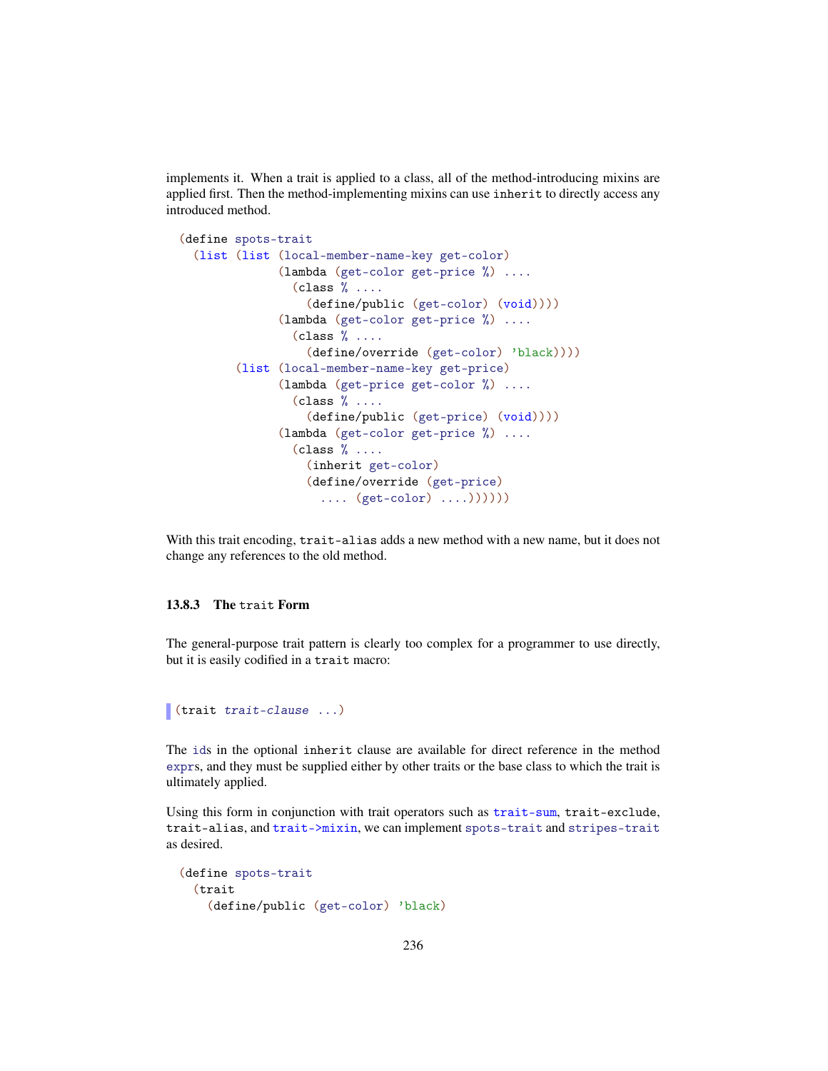implements it. When a trait is applied to a class, all of the method-introducing mixins are applied first. Then the method-implementing mixins can use `inherit` to directly access any introduced method.

```
(define spots-trait
  (list (list (local-member-name-key get-color)
              (lambda (get-color get-price %) ....
                (class % ....
                  (define/public (get-color) (void))))
              (lambda (get-color get-price %) ....
                (class % ....
                  (define/override (get-color) 'black))))
        (list (local-member-name-key get-price)
              (lambda (get-price get-color %) ....
                (class % ....
                  (define/public (get-price) (void))))
              (lambda (get-color get-price %) ....
                (class % ....
                  (inherit get-color)
                  (define/override (get-price)
                    .... (get-color) ....))))))
```

With this trait encoding, `trait-alias` adds a new method with a new name, but it does not change any references to the old method.

### 13.8.3 The `trait` Form

The general-purpose trait pattern is clearly too complex for a programmer to use directly, but it is easily codified in a `trait` macro:

```
(trait trait-clause ...)
```

The `id`s in the optional `inherit` clause are available for direct reference in the method `expr`s, and they must be supplied either by other traits or the base class to which the trait is ultimately applied.

Using this form in conjunction with trait operators such as `trait-sum`, `trait-exclude`, `trait-alias`, and `trait->mixin`, we can implement `spots-trait` and `stripes-trait` as desired.

```
(define spots-trait
  (trait
    (define/public (get-color) 'black)
```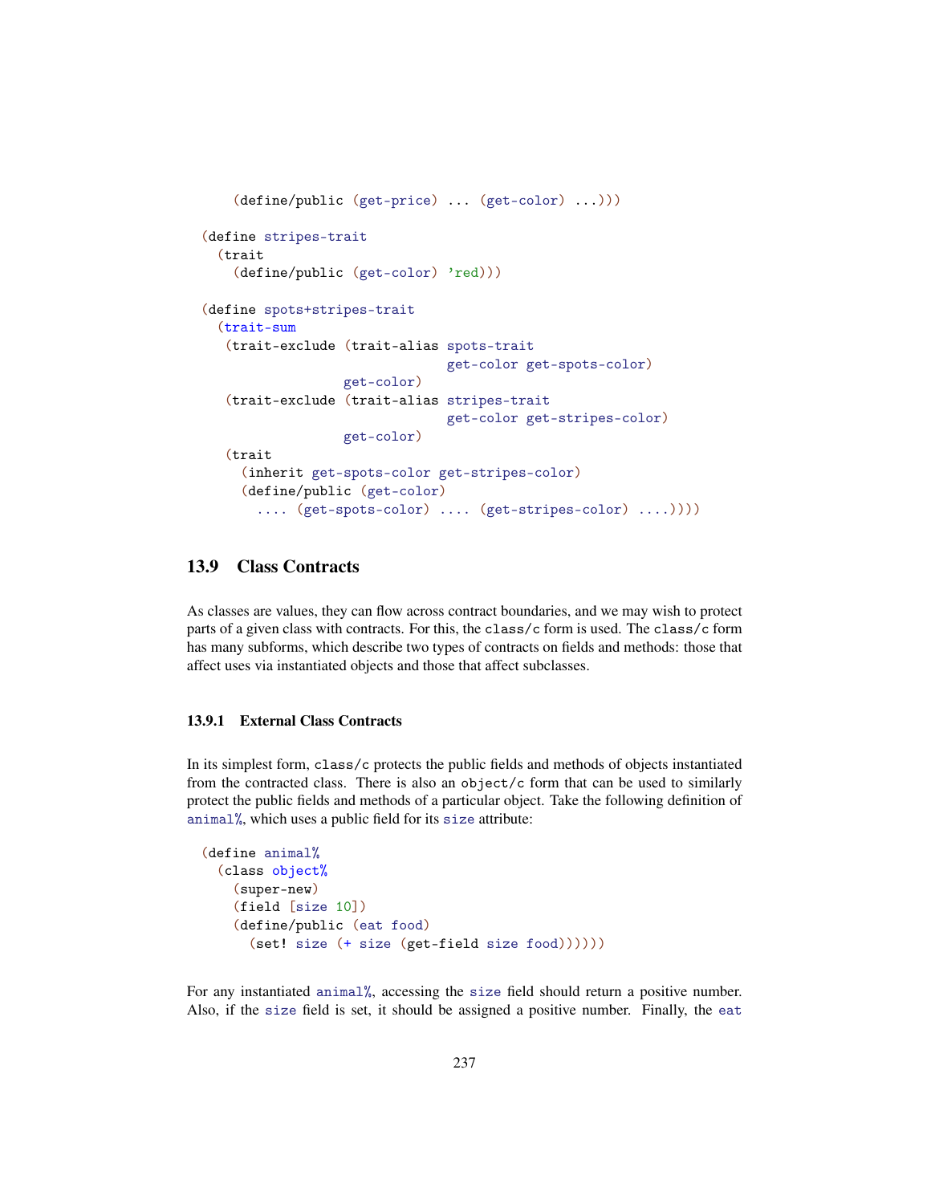```
    (define/public (get-price) ... (get-color) ...)))

(define stripes-trait
  (trait
    (define/public (get-color) 'red)))

(define spots+stripes-trait
  (trait-sum
   (trait-exclude (trait-alias spots-trait
                               get-color get-spots-color)
                  get-color)
   (trait-exclude (trait-alias stripes-trait
                               get-color get-stripes-color)
                  get-color)
   (trait
     (inherit get-spots-color get-stripes-color)
     (define/public (get-color)
       .... (get-spots-color) .... (get-stripes-color) ....))))
```

## 13.9 Class Contracts

As classes are values, they can flow across contract boundaries, and we may wish to protect parts of a given class with contracts. For this, the `class/c` form is used. The `class/c` form has many subforms, which describe two types of contracts on fields and methods: those that affect uses via instantiated objects and those that affect subclasses.

### 13.9.1 External Class Contracts

In its simplest form, `class/c` protects the public fields and methods of objects instantiated from the contracted class. There is also an `object/c` form that can be used to similarly protect the public fields and methods of a particular object. Take the following definition of `animal%`, which uses a public field for its `size` attribute:

```
(define animal%
  (class object%
    (super-new)
    (field [size 10])
    (define/public (eat food)
      (set! size (+ size (get-field size food))))))
```

For any instantiated `animal%`, accessing the `size` field should return a positive number. Also, if the `size` field is set, it should be assigned a positive number. Finally, the `eat`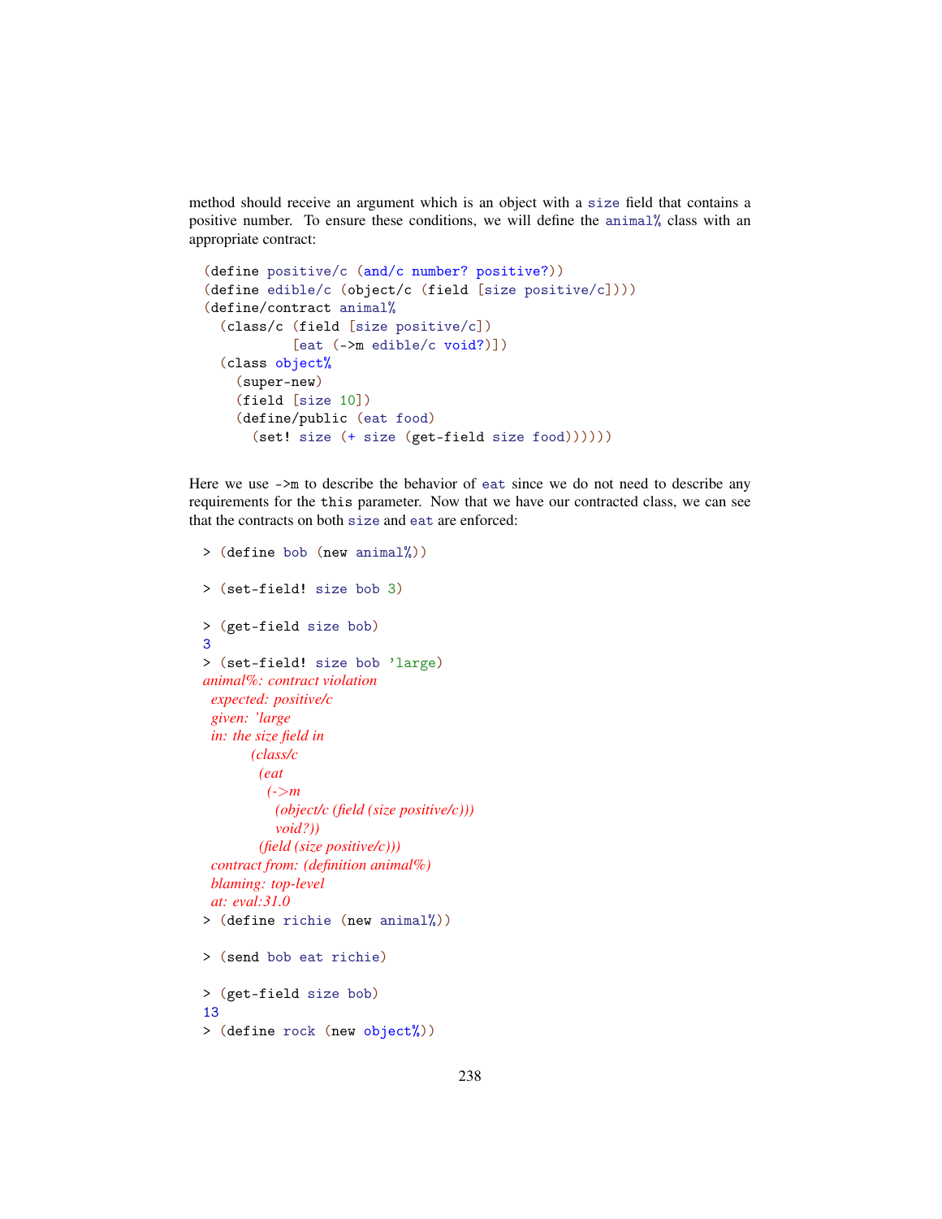method should receive an argument which is an object with a `size` field that contains a positive number. To ensure these conditions, we will define the `animal%` class with an appropriate contract:

```
(define positive/c (and/c number? positive?))
(define edible/c (object/c (field [size positive/c])))
(define/contract animal%
  (class/c (field [size positive/c])
           [eat (->m edible/c void?)])
  (class object%
    (super-new)
    (field [size 10])
    (define/public (eat food)
      (set! size (+ size (get-field size food))))))
```

Here we use `->m` to describe the behavior of `eat` since we do not need to describe any requirements for the `this` parameter. Now that we have our contracted class, we can see that the contracts on both `size` and `eat` are enforced:

```
> (define bob (new animal%))

> (set-field! size bob 3)

> (get-field size bob)
3
> (set-field! size bob 'large)
animal%: contract violation
  expected: positive/c
  given: 'large
  in: the size field in
       (class/c
        (eat
         (->m
          (object/c (field (size positive/c)))
          void?))
        (field (size positive/c)))
  contract from: (definition animal%)
  blaming: top-level
  at: eval:31.0
> (define richie (new animal%))

> (send bob eat richie)

> (get-field size bob)
13
> (define rock (new object%))
```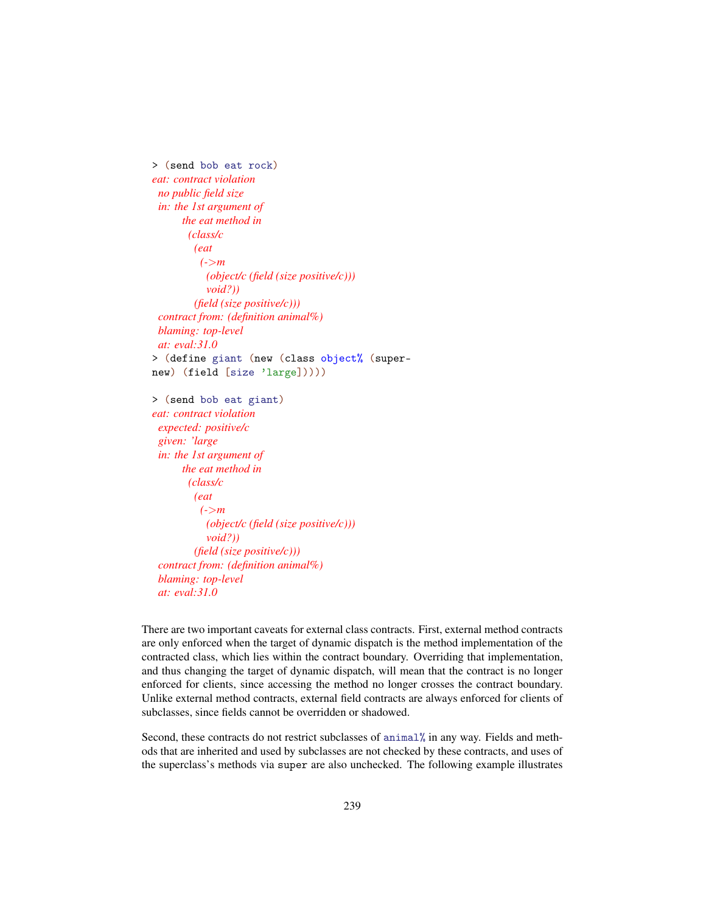```
> (send bob eat rock)
eat: contract violation
  no public field size
  in: the 1st argument of
        the eat method in
          (class/c
            (eat
              (->m
                (object/c (field (size positive/c)))
                void?))
            (field (size positive/c)))
  contract from: (definition animal%)
  blaming: top-level
  at: eval:31.0
> (define giant (new (class object% (super-new) (field [size 'large]))))

> (send bob eat giant)
eat: contract violation
  expected: positive/c
  given: 'large
  in: the 1st argument of
        the eat method in
          (class/c
            (eat
              (->m
                (object/c (field (size positive/c)))
                void?))
            (field (size positive/c)))
  contract from: (definition animal%)
  blaming: top-level
  at: eval:31.0
```

There are two important caveats for external class contracts. First, external method contracts are only enforced when the target of dynamic dispatch is the method implementation of the contracted class, which lies within the contract boundary. Overriding that implementation, and thus changing the target of dynamic dispatch, will mean that the contract is no longer enforced for clients, since accessing the method no longer crosses the contract boundary. Unlike external method contracts, external field contracts are always enforced for clients of subclasses, since fields cannot be overridden or shadowed.

Second, these contracts do not restrict subclasses of `animal%` in any way. Fields and methods that are inherited and used by subclasses are not checked by these contracts, and uses of the superclass's methods via `super` are also unchecked. The following example illustrates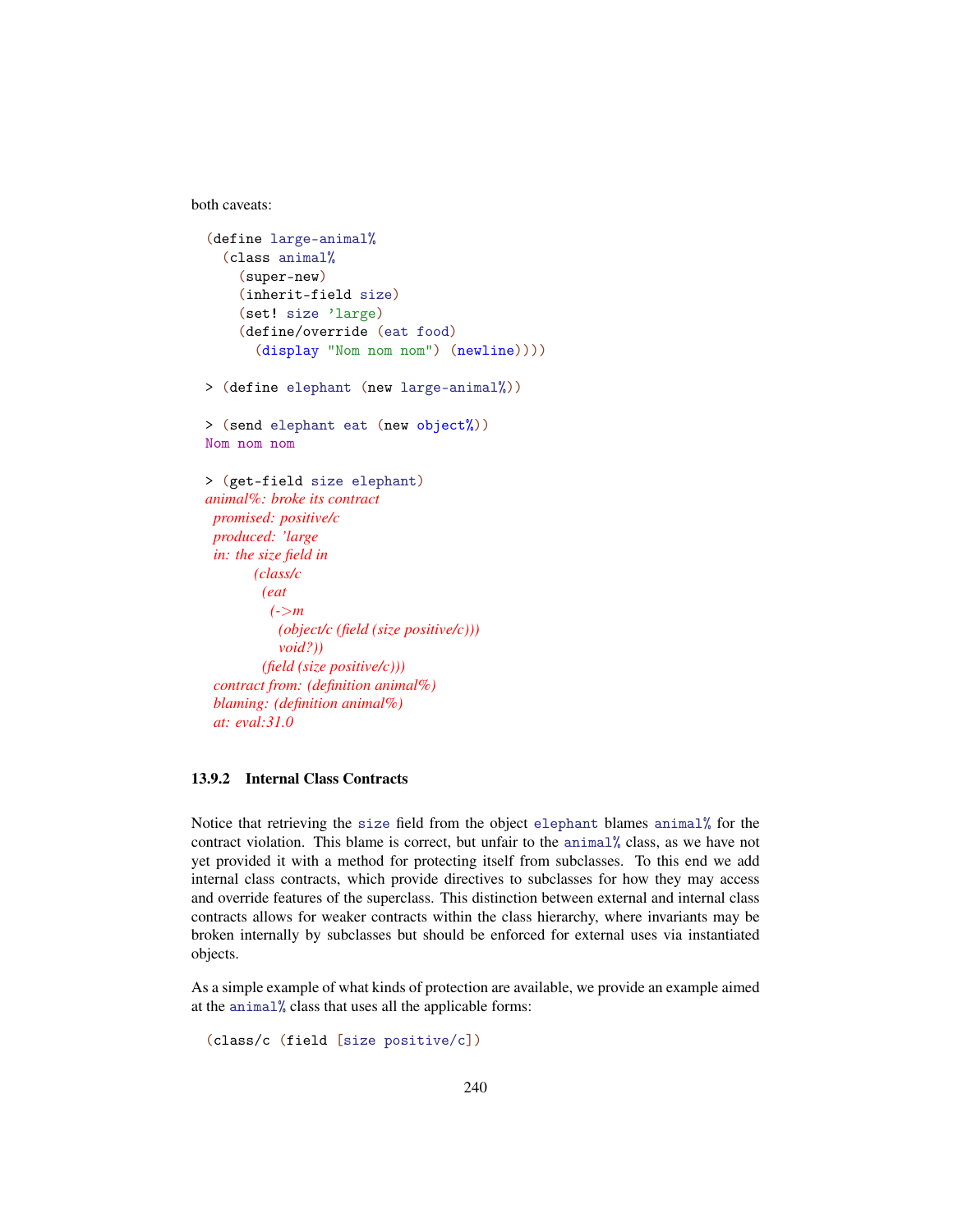both caveats:

```
(define large-animal%
  (class animal%
    (super-new)
    (inherit-field size)
    (set! size 'large)
    (define/override (eat food)
      (display "Nom nom nom") (newline))))

> (define elephant (new large-animal%))

> (send elephant eat (new object%))
Nom nom nom

> (get-field size elephant)
animal%: broke its contract
  promised: positive/c
  produced: 'large
  in: the size field in
        (class/c
         (eat
          (->m
           (object/c (field (size positive/c)))
           void?))
         (field (size positive/c)))
  contract from: (definition animal%)
  blaming: (definition animal%)
  at: eval:31.0
```

### 13.9.2 Internal Class Contracts

Notice that retrieving the size field from the object elephant blames animal% for the contract violation. This blame is correct, but unfair to the animal% class, as we have not yet provided it with a method for protecting itself from subclasses. To this end we add internal class contracts, which provide directives to subclasses for how they may access and override features of the superclass. This distinction between external and internal class contracts allows for weaker contracts within the class hierarchy, where invariants may be broken internally by subclasses but should be enforced for external uses via instantiated objects.

As a simple example of what kinds of protection are available, we provide an example aimed at the animal% class that uses all the applicable forms:

```
(class/c (field [size positive/c])
```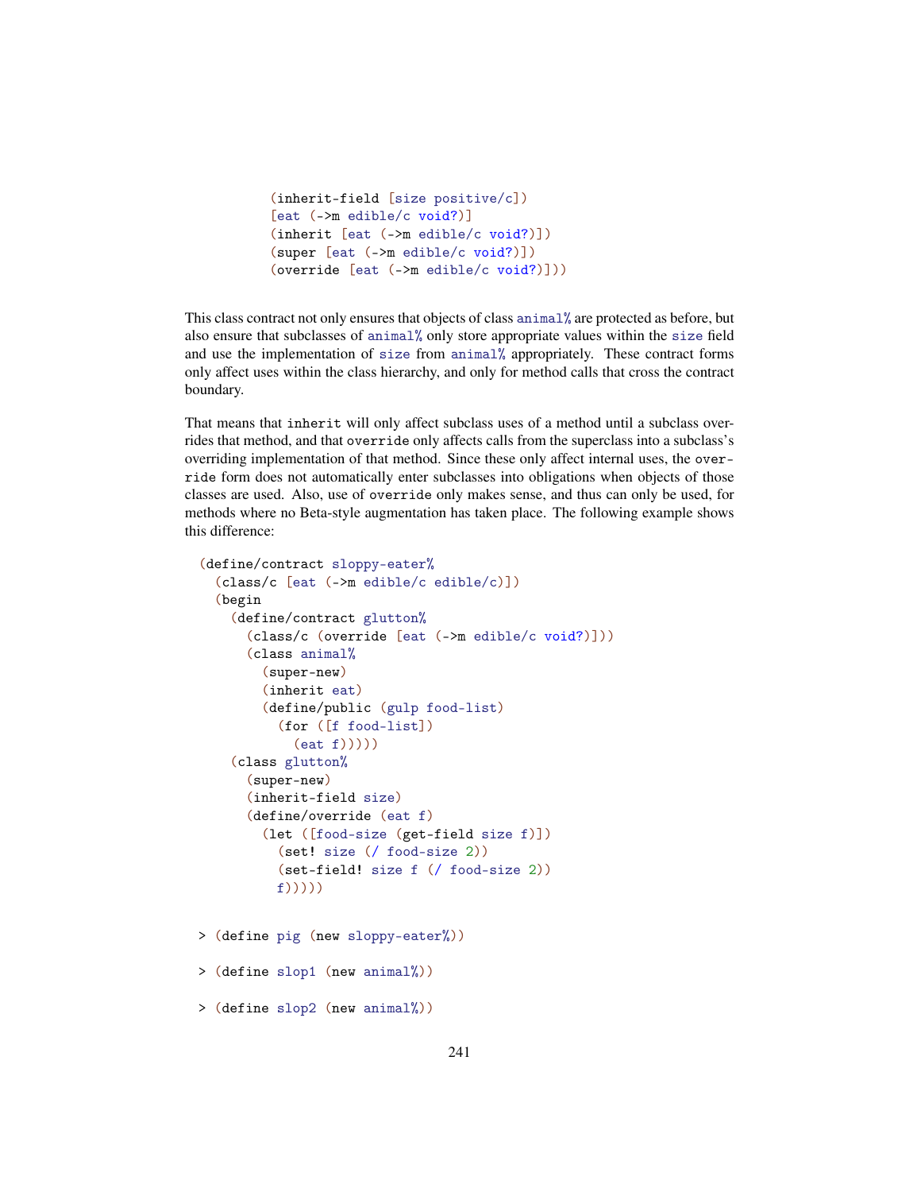```
(inherit-field [size positive/c])
[eat (->m edible/c void?)]
(inherit [eat (->m edible/c void?)])
(super [eat (->m edible/c void?)])
(override [eat (->m edible/c void?)]))
```

This class contract not only ensures that objects of class animal% are protected as before, but also ensure that subclasses of animal% only store appropriate values within the size field and use the implementation of size from animal% appropriately. These contract forms only affect uses within the class hierarchy, and only for method calls that cross the contract boundary.

That means that inherit will only affect subclass uses of a method until a subclass overrides that method, and that override only affects calls from the superclass into a subclass's overriding implementation of that method. Since these only affect internal uses, the override form does not automatically enter subclasses into obligations when objects of those classes are used. Also, use of override only makes sense, and thus can only be used, for methods where no Beta-style augmentation has taken place. The following example shows this difference:

```
(define/contract sloppy-eater%
  (class/c [eat (->m edible/c edible/c)])
  (begin
    (define/contract glutton%
      (class/c (override [eat (->m edible/c void?)]))
      (class animal%
        (super-new)
        (inherit eat)
        (define/public (gulp food-list)
          (for ([f food-list])
            (eat f)))))
    (class glutton%
      (super-new)
      (inherit-field size)
      (define/override (eat f)
        (let ([food-size (get-field size f)])
          (set! size (/ food-size 2))
          (set-field! size f (/ food-size 2))
          f)))))

> (define pig (new sloppy-eater%))

> (define slop1 (new animal%))

> (define slop2 (new animal%))
```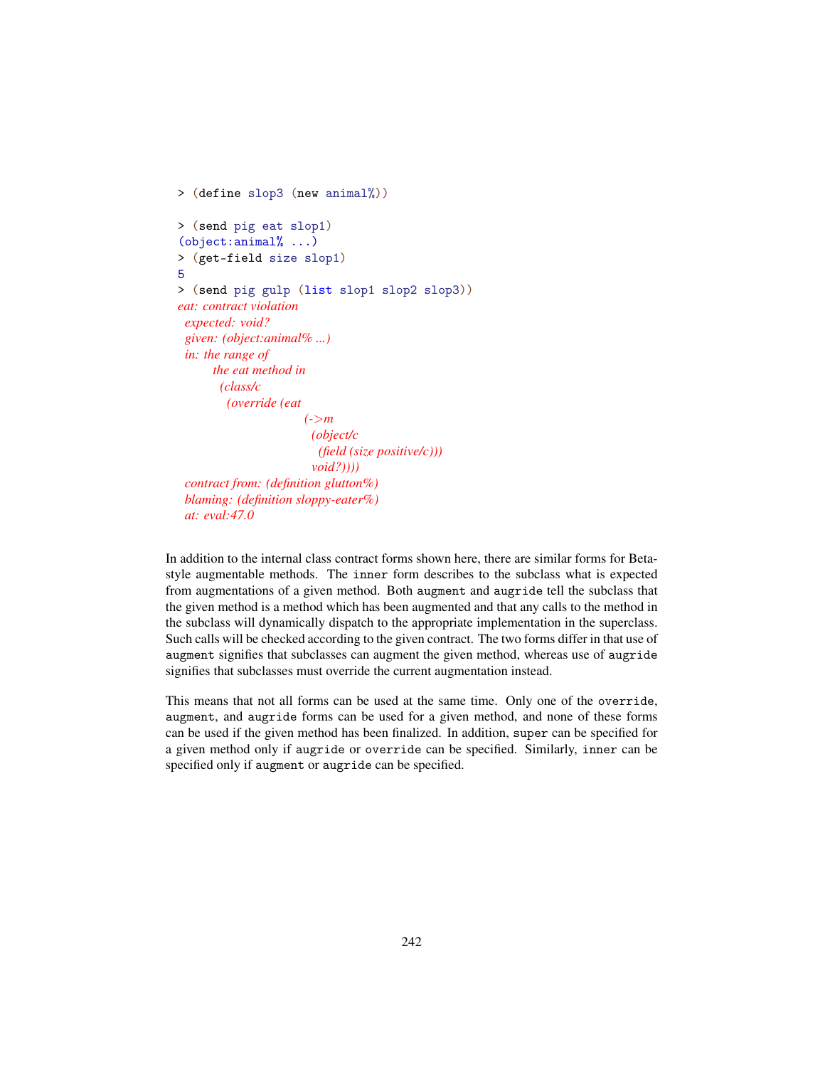```
> (define slop3 (new animal%))

> (send pig eat slop1)
(object:animal% ...)
> (get-field size slop1)
5
> (send pig gulp (list slop1 slop2 slop3))
eat: contract violation
  expected: void?
  given: (object:animal% ...)
  in: the range of
      the eat method in
       (class/c
        (override (eat
                   (->m
                    (object/c
                     (field (size positive/c)))
                    void?))))
  contract from: (definition glutton%)
  blaming: (definition sloppy-eater%)
  at: eval:47.0
```

In addition to the internal class contract forms shown here, there are similar forms for Beta-style augmentable methods. The `inner` form describes to the subclass what is expected from augmentations of a given method. Both `augment` and `augride` tell the subclass that the given method is a method which has been augmented and that any calls to the method in the subclass will dynamically dispatch to the appropriate implementation in the superclass. Such calls will be checked according to the given contract. The two forms differ in that use of `augment` signifies that subclasses can augment the given method, whereas use of `augride` signifies that subclasses must override the current augmentation instead.

This means that not all forms can be used at the same time. Only one of the `override`, `augment`, and `augride` forms can be used for a given method, and none of these forms can be used if the given method has been finalized. In addition, `super` can be specified for a given method only if `augride` or `override` can be specified. Similarly, `inner` can be specified only if `augment` or `augride` can be specified.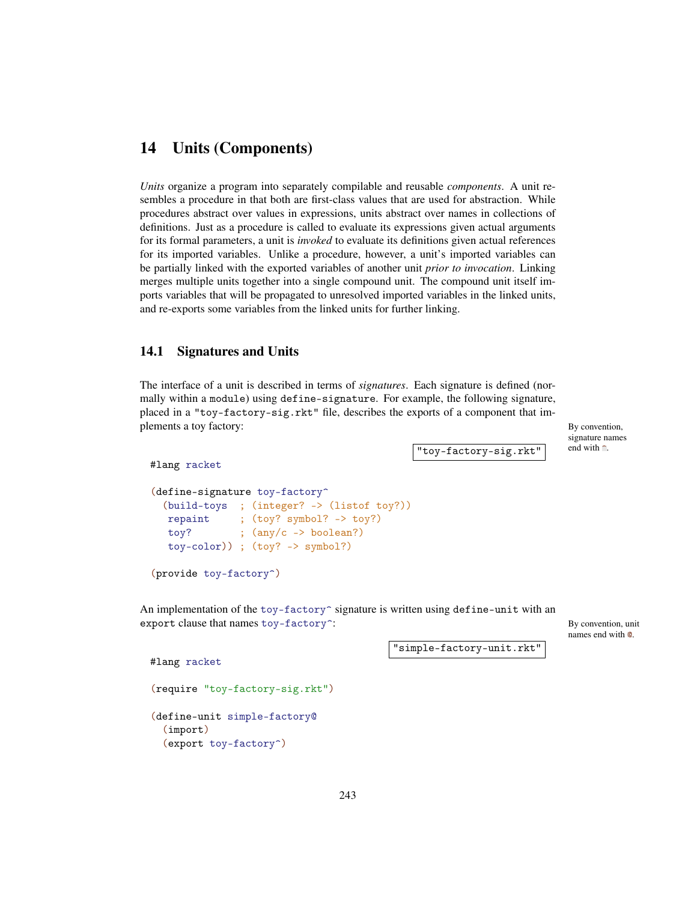# 14 Units (Components)

*Units* organize a program into separately compilable and reusable *components*. A unit resembles a procedure in that both are first-class values that are used for abstraction. While procedures abstract over values in expressions, units abstract over names in collections of definitions. Just as a procedure is called to evaluate its expressions given actual arguments for its formal parameters, a unit is *invoked* to evaluate its definitions given actual references for its imported variables. Unlike a procedure, however, a unit's imported variables can be partially linked with the exported variables of another unit *prior to invocation*. Linking merges multiple units together into a single compound unit. The compound unit itself imports variables that will be propagated to unresolved imported variables in the linked units, and re-exports some variables from the linked units for further linking.

## 14.1 Signatures and Units

The interface of a unit is described in terms of *signatures*. Each signature is defined (normally within a `module`) using `define-signature`. For example, the following signature, placed in a `"toy-factory-sig.rkt"` file, describes the exports of a component that implements a toy factory:

By convention, signature names end with `^`.

`"toy-factory-sig.rkt"`

```racket
#lang racket

(define-signature toy-factory^
  (build-toys  ; (integer? -> (listof toy?))
   repaint     ; (toy? symbol? -> toy?)
   toy?        ; (any/c -> boolean?)
   toy-color)) ; (toy? -> symbol?)

(provide toy-factory^)
```

An implementation of the `toy-factory^` signature is written using `define-unit` with an `export` clause that names `toy-factory^`:

By convention, unit names end with `@`.

`"simple-factory-unit.rkt"`

```racket
#lang racket

(require "toy-factory-sig.rkt")

(define-unit simple-factory@
  (import)
  (export toy-factory^)
```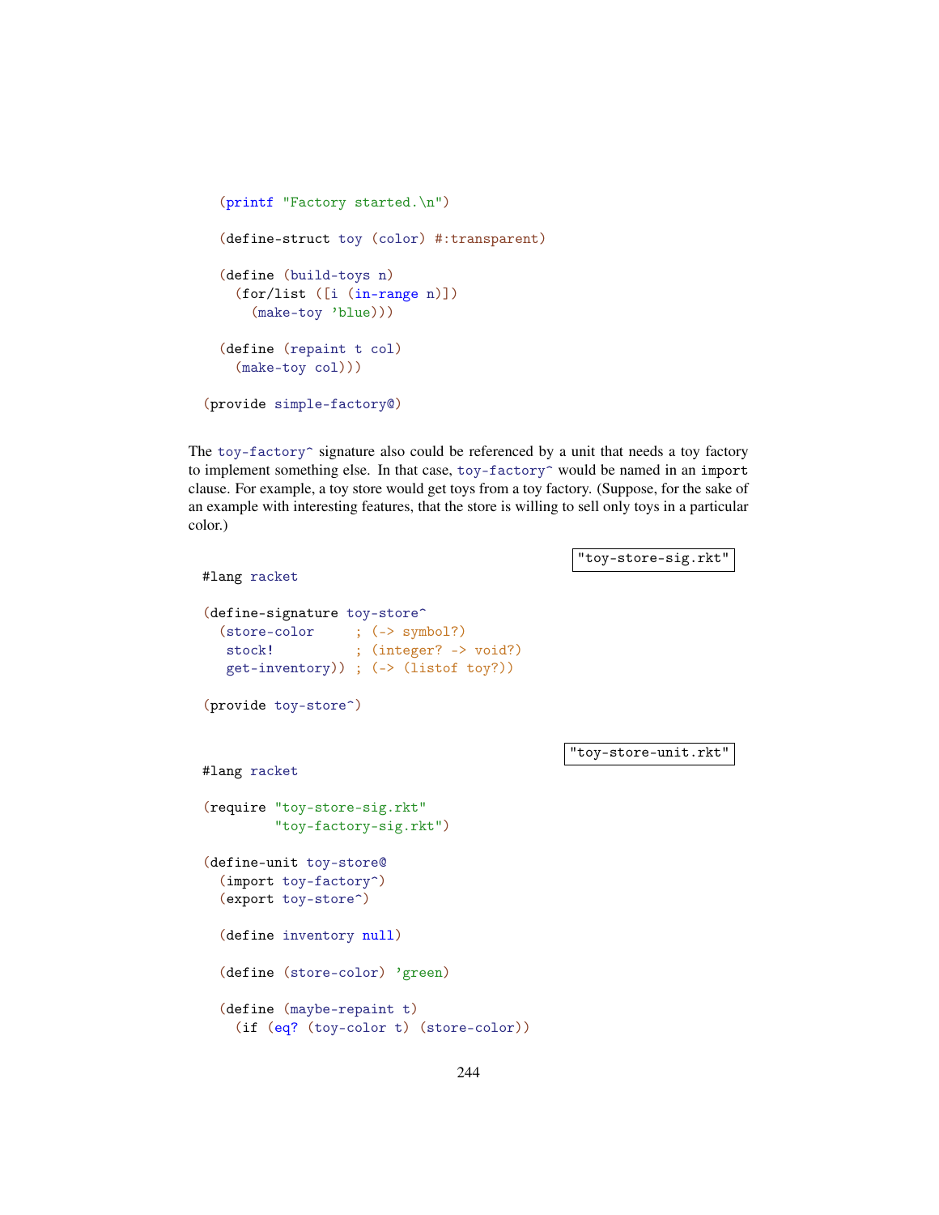```racket
  (printf "Factory started.\n")

  (define-struct toy (color) #:transparent)

  (define (build-toys n)
    (for/list ([i (in-range n)])
      (make-toy 'blue)))

  (define (repaint t col)
    (make-toy col)))

(provide simple-factory@)
```

The toy-factory^ signature also could be referenced by a unit that needs a toy factory to implement something else. In that case, toy-factory^ would be named in an import clause. For example, a toy store would get toys from a toy factory. (Suppose, for the sake of an example with interesting features, that the store is willing to sell only toys in a particular color.)

"toy-store-sig.rkt"

```racket
#lang racket

(define-signature toy-store^
  (store-color     ; (-> symbol?)
   stock!          ; (integer? -> void?)
   get-inventory)) ; (-> (listof toy?))

(provide toy-store^)
```

"toy-store-unit.rkt"

```racket
#lang racket

(require "toy-store-sig.rkt"
         "toy-factory-sig.rkt")

(define-unit toy-store@
  (import toy-factory^)
  (export toy-store^)

  (define inventory null)

  (define (store-color) 'green)

  (define (maybe-repaint t)
    (if (eq? (toy-color t) (store-color))
```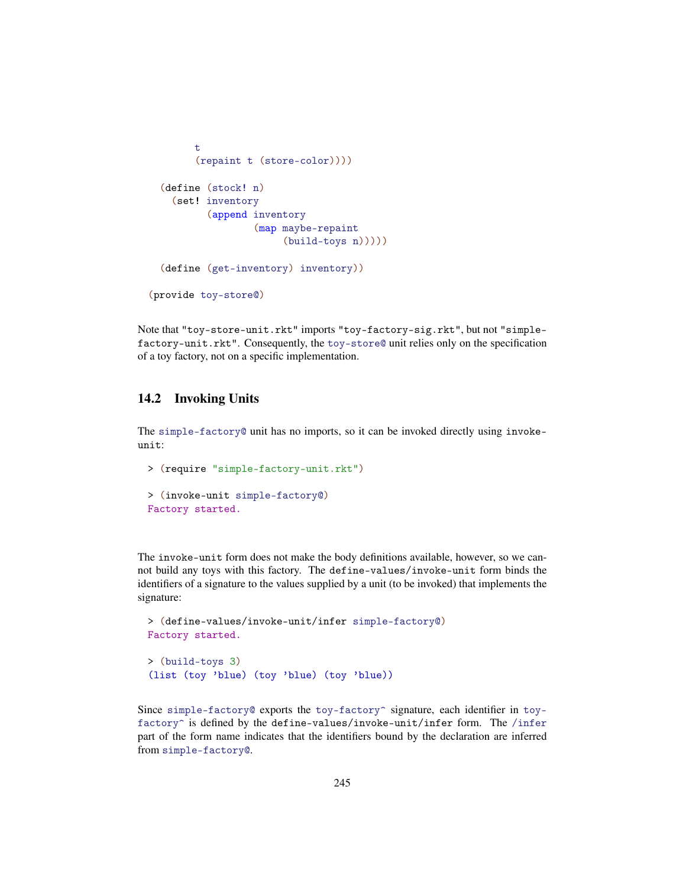```racket
        t
        (repaint t (store-color))))

  (define (stock! n)
    (set! inventory
          (append inventory
                  (map maybe-repaint
                       (build-toys n)))))

  (define (get-inventory) inventory))

(provide toy-store@)
```

Note that "toy-store-unit.rkt" imports "toy-factory-sig.rkt", but not "simple-factory-unit.rkt". Consequently, the toy-store@ unit relies only on the specification of a toy factory, not on a specific implementation.

## 14.2 Invoking Units

The simple-factory@ unit has no imports, so it can be invoked directly using invoke-unit:

```racket
> (require "simple-factory-unit.rkt")

> (invoke-unit simple-factory@)
Factory started.
```

The invoke-unit form does not make the body definitions available, however, so we cannot build any toys with this factory. The define-values/invoke-unit form binds the identifiers of a signature to the values supplied by a unit (to be invoked) that implements the signature:

```racket
> (define-values/invoke-unit/infer simple-factory@)
Factory started.

> (build-toys 3)
(list (toy 'blue) (toy 'blue) (toy 'blue))
```

Since simple-factory@ exports the toy-factory^ signature, each identifier in toy-factory^ is defined by the define-values/invoke-unit/infer form. The /infer part of the form name indicates that the identifiers bound by the declaration are inferred from simple-factory@.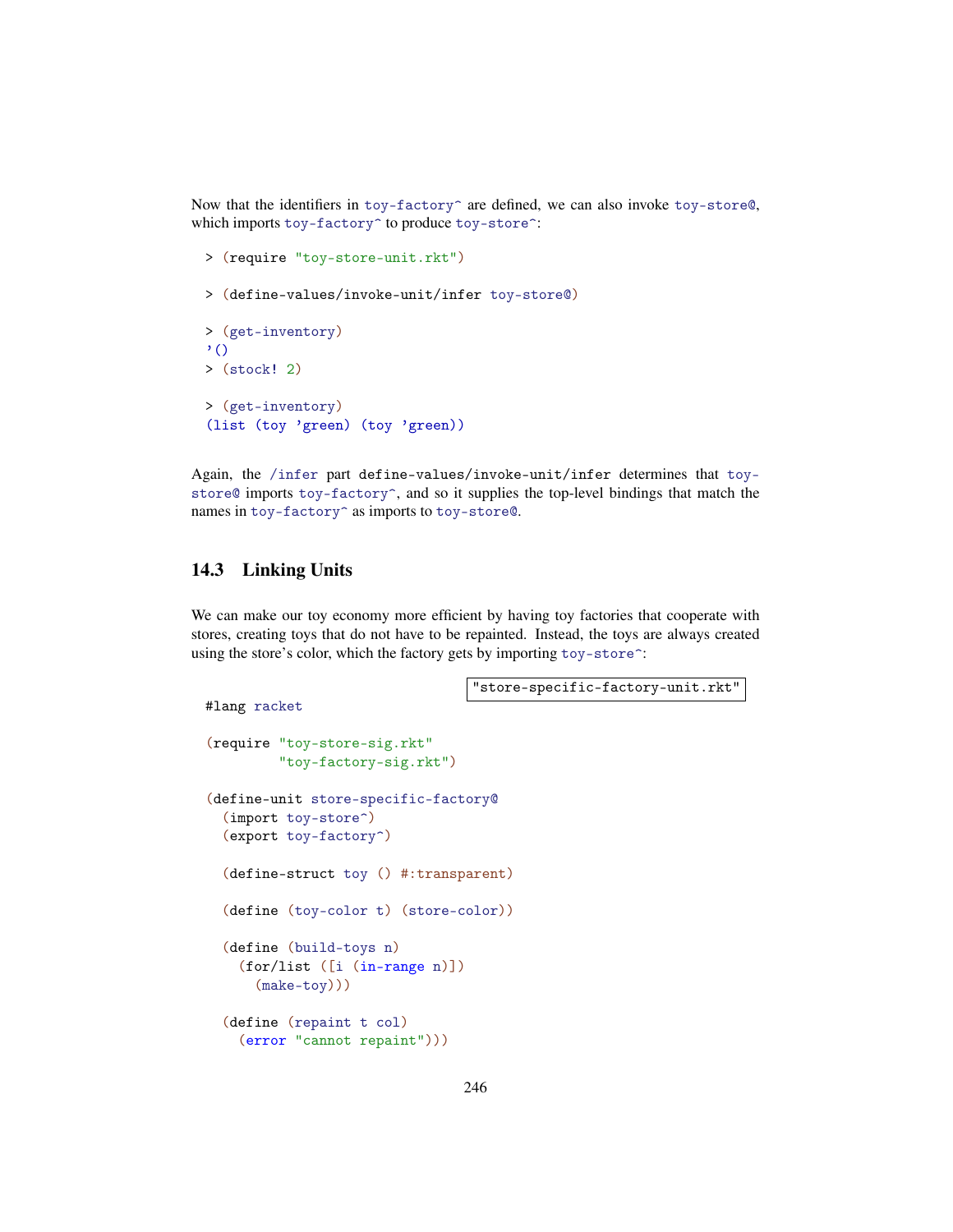Now that the identifiers in `toy-factory^` are defined, we can also invoke `toy-store@`, which imports `toy-factory^` to produce `toy-store^`:

```
> (require "toy-store-unit.rkt")

> (define-values/invoke-unit/infer toy-store@)

> (get-inventory)
'()
> (stock! 2)

> (get-inventory)
(list (toy 'green) (toy 'green))
```

Again, the `/infer` part `define-values/invoke-unit/infer` determines that `toy-store@` imports `toy-factory^`, and so it supplies the top-level bindings that match the names in `toy-factory^` as imports to `toy-store@`.

## 14.3 Linking Units

We can make our toy economy more efficient by having toy factories that cooperate with stores, creating toys that do not have to be repainted. Instead, the toys are always created using the store's color, which the factory gets by importing `toy-store^`:

"store-specific-factory-unit.rkt"

```
#lang racket

(require "toy-store-sig.rkt"
         "toy-factory-sig.rkt")

(define-unit store-specific-factory@
  (import toy-store^)
  (export toy-factory^)

  (define-struct toy () #:transparent)

  (define (toy-color t) (store-color))

  (define (build-toys n)
    (for/list ([i (in-range n)])
      (make-toy)))

  (define (repaint t col)
    (error "cannot repaint")))
```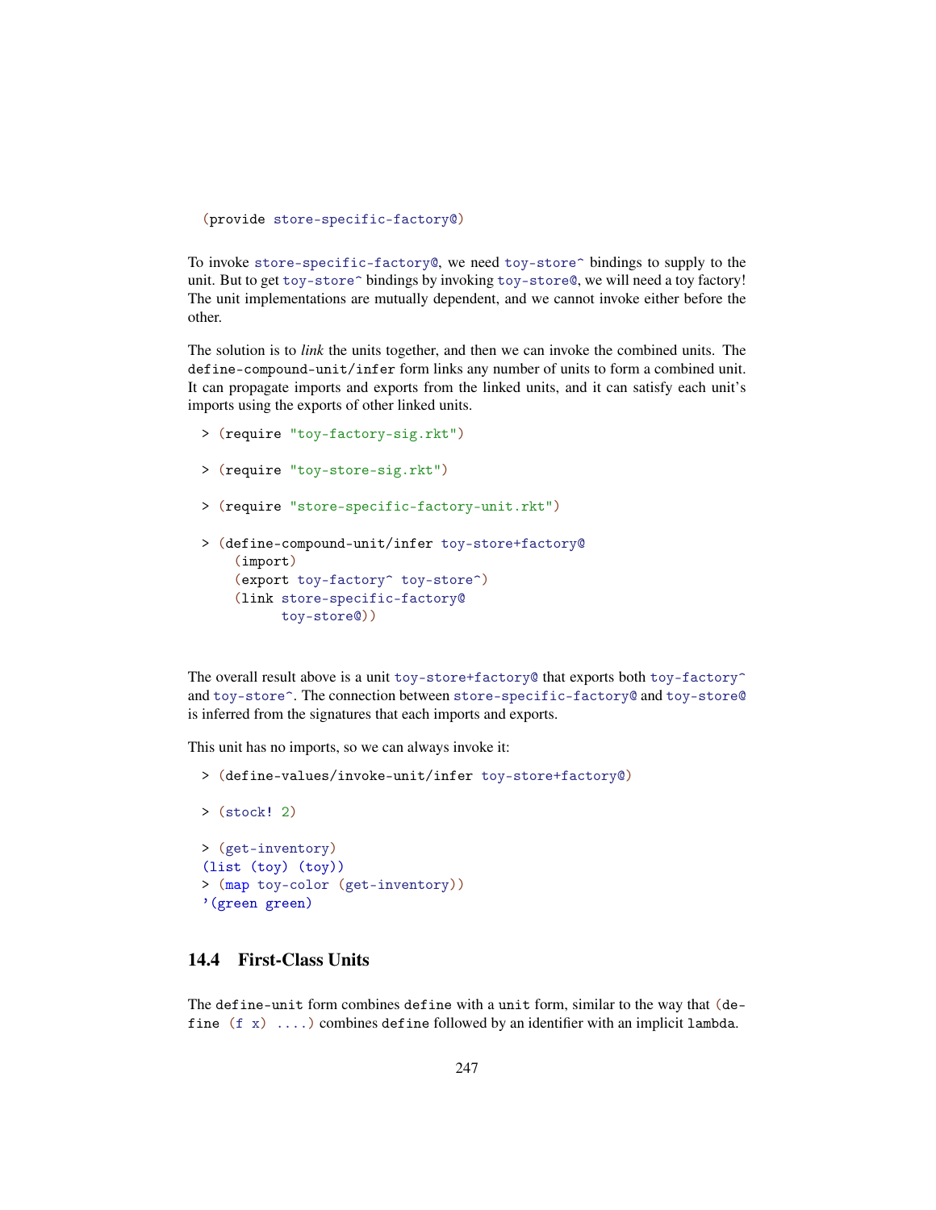```
(provide store-specific-factory@)
```

To invoke `store-specific-factory@`, we need `toy-store^` bindings to supply to the unit. But to get `toy-store^` bindings by invoking `toy-store@`, we will need a toy factory! The unit implementations are mutually dependent, and we cannot invoke either before the other.

The solution is to *link* the units together, and then we can invoke the combined units. The `define-compound-unit/infer` form links any number of units to form a combined unit. It can propagate imports and exports from the linked units, and it can satisfy each unit's imports using the exports of other linked units.

```
> (require "toy-factory-sig.rkt")

> (require "toy-store-sig.rkt")

> (require "store-specific-factory-unit.rkt")

> (define-compound-unit/infer toy-store+factory@
    (import)
    (export toy-factory^ toy-store^)
    (link store-specific-factory@
          toy-store@))
```

The overall result above is a unit `toy-store+factory@` that exports both `toy-factory^` and `toy-store^`. The connection between `store-specific-factory@` and `toy-store@` is inferred from the signatures that each imports and exports.

This unit has no imports, so we can always invoke it:

```
> (define-values/invoke-unit/infer toy-store+factory@)

> (stock! 2)

> (get-inventory)
(list (toy) (toy))
> (map toy-color (get-inventory))
'(green green)
```

## 14.4 First-Class Units

The `define-unit` form combines `define` with a `unit` form, similar to the way that `(define (f x) ....)` combines `define` followed by an identifier with an implicit `lambda`.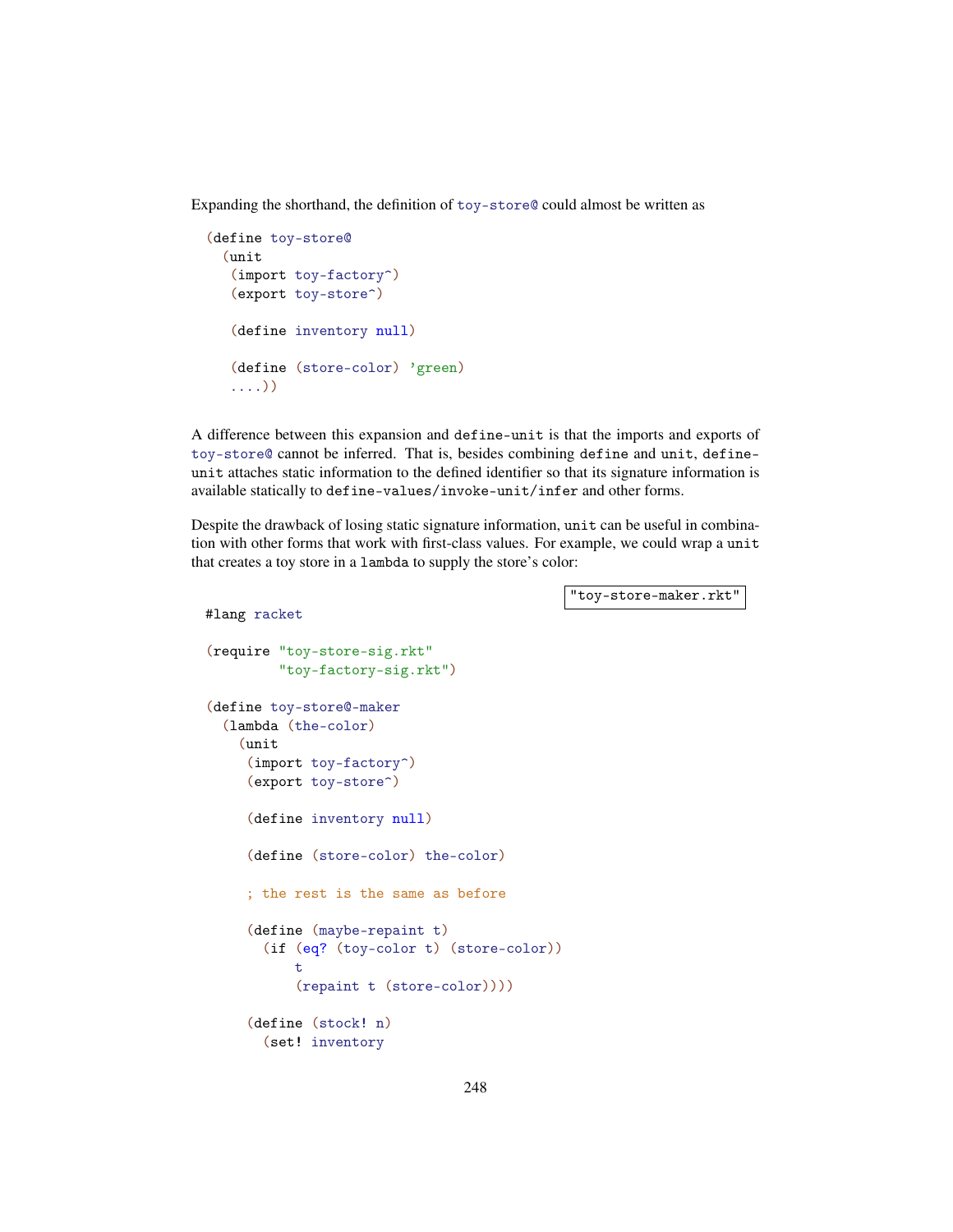Expanding the shorthand, the definition of `toy-store@` could almost be written as

```
(define toy-store@
  (unit
   (import toy-factory^)
   (export toy-store^)

   (define inventory null)

   (define (store-color) 'green)
   ....))
```

A difference between this expansion and `define-unit` is that the imports and exports of `toy-store@` cannot be inferred. That is, besides combining `define` and `unit`, `define-unit` attaches static information to the defined identifier so that its signature information is available statically to `define-values/invoke-unit/infer` and other forms.

Despite the drawback of losing static signature information, `unit` can be useful in combination with other forms that work with first-class values. For example, we could wrap a `unit` that creates a toy store in a `lambda` to supply the store's color:

"toy-store-maker.rkt"

```
#lang racket

(require "toy-store-sig.rkt"
         "toy-factory-sig.rkt")

(define toy-store@-maker
  (lambda (the-color)
    (unit
     (import toy-factory^)
     (export toy-store^)

     (define inventory null)

     (define (store-color) the-color)

     ; the rest is the same as before

     (define (maybe-repaint t)
       (if (eq? (toy-color t) (store-color))
           t
           (repaint t (store-color))))

     (define (stock! n)
       (set! inventory
```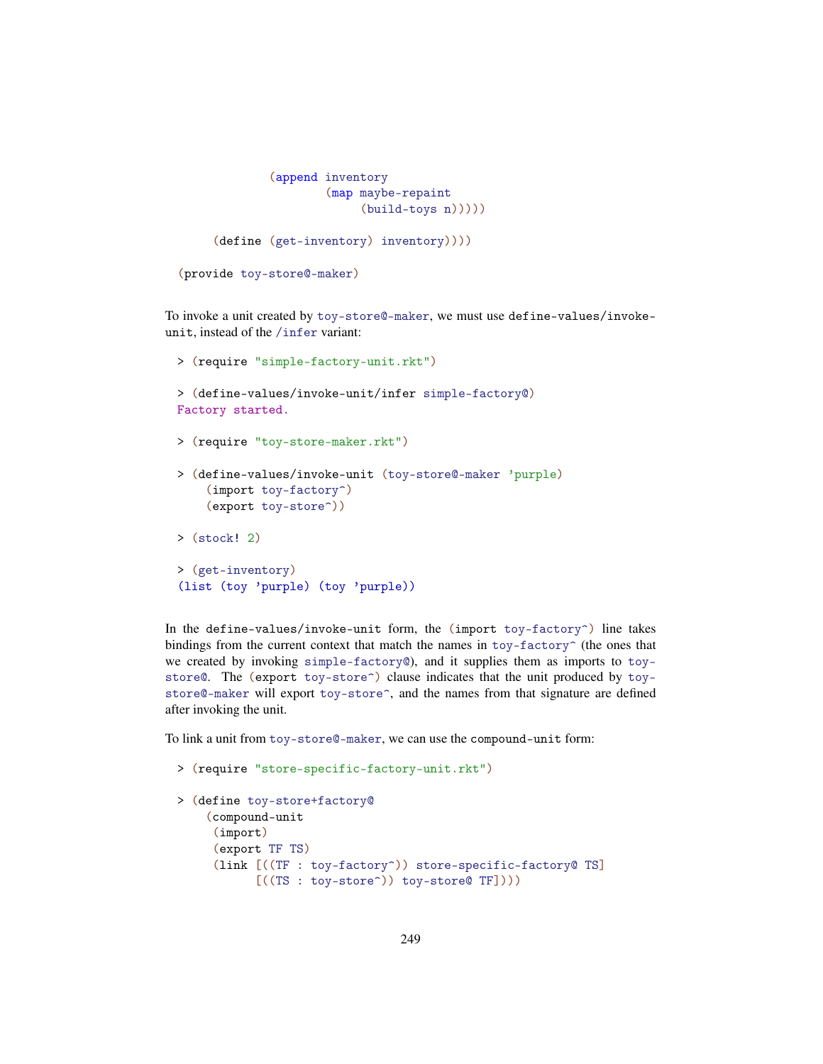```
              (append inventory
                      (map maybe-repaint
                           (build-toys n)))))

      (define (get-inventory) inventory))))

  (provide toy-store@-maker)
```

To invoke a unit created by `toy-store@-maker`, we must use `define-values/invoke-unit`, instead of the `/infer` variant:

```
> (require "simple-factory-unit.rkt")

> (define-values/invoke-unit/infer simple-factory@)
Factory started.

> (require "toy-store-maker.rkt")

> (define-values/invoke-unit (toy-store@-maker 'purple)
    (import toy-factory^)
    (export toy-store^))

> (stock! 2)

> (get-inventory)
(list (toy 'purple) (toy 'purple))
```

In the `define-values/invoke-unit` form, the `(import toy-factory^)` line takes bindings from the current context that match the names in `toy-factory^` (the ones that we created by invoking `simple-factory@`), and it supplies them as imports to `toy-store@`. The `(export toy-store^)` clause indicates that the unit produced by `toy-store@-maker` will export `toy-store^`, and the names from that signature are defined after invoking the unit.

To link a unit from `toy-store@-maker`, we can use the `compound-unit` form:

```
> (require "store-specific-factory-unit.rkt")

> (define toy-store+factory@
    (compound-unit
     (import)
     (export TF TS)
     (link [((TF : toy-factory^)) store-specific-factory@ TS]
           [((TS : toy-store^)) toy-store@ TF])))
```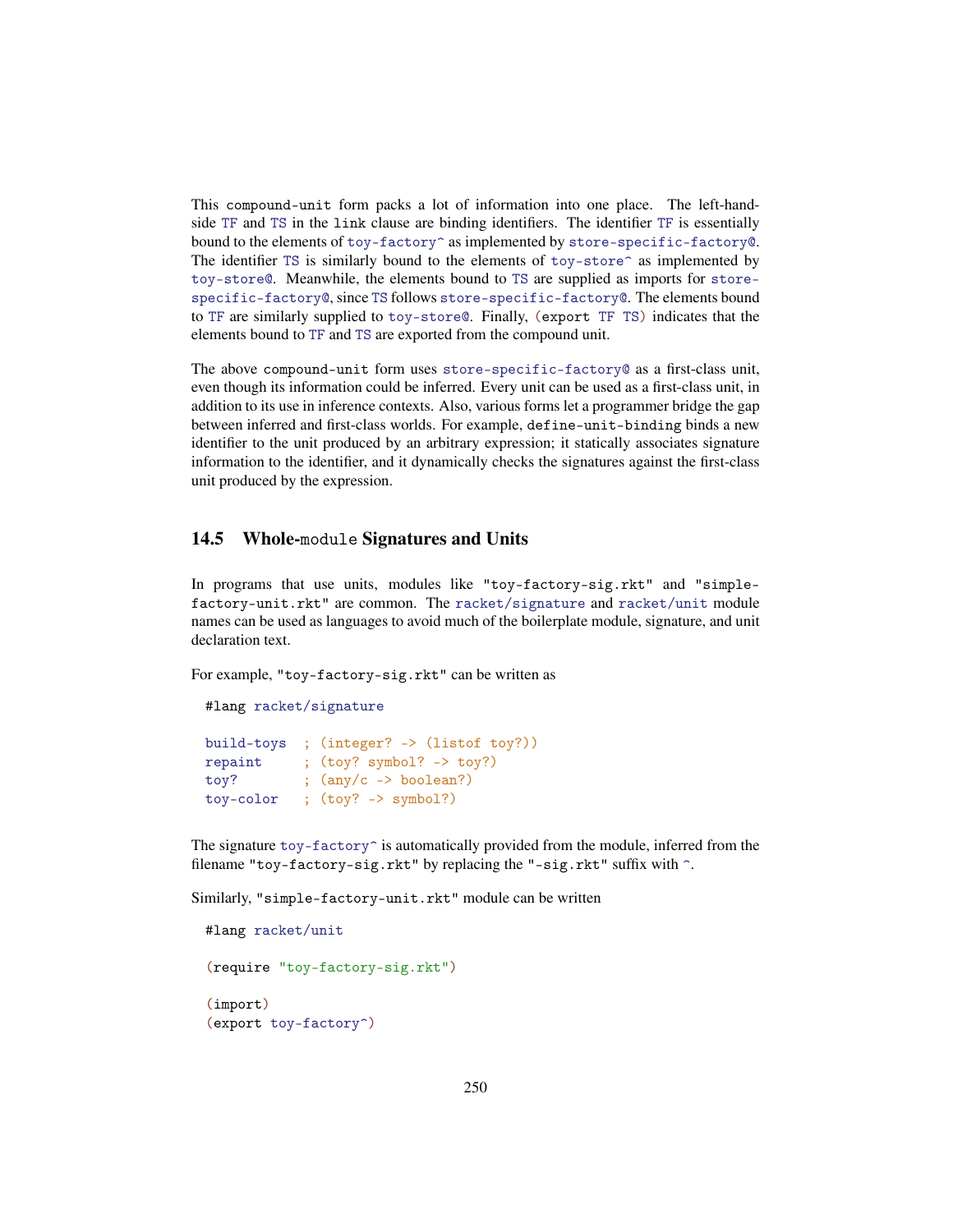This `compound-unit` form packs a lot of information into one place. The left-hand-side `TF` and `TS` in the `link` clause are binding identifiers. The identifier `TF` is essentially bound to the elements of `toy-factory^` as implemented by `store-specific-factory@`. The identifier `TS` is similarly bound to the elements of `toy-store^` as implemented by `toy-store@`. Meanwhile, the elements bound to `TS` are supplied as imports for `store-specific-factory@`, since `TS` follows `store-specific-factory@`. The elements bound to `TF` are similarly supplied to `toy-store@`. Finally, `(export TF TS)` indicates that the elements bound to `TF` and `TS` are exported from the compound unit.

The above `compound-unit` form uses `store-specific-factory@` as a first-class unit, even though its information could be inferred. Every unit can be used as a first-class unit, in addition to its use in inference contexts. Also, various forms let a programmer bridge the gap between inferred and first-class worlds. For example, `define-unit-binding` binds a new identifier to the unit produced by an arbitrary expression; it statically associates signature information to the identifier, and it dynamically checks the signatures against the first-class unit produced by the expression.

## 14.5 Whole-`module` Signatures and Units

In programs that use units, modules like `"toy-factory-sig.rkt"` and `"simple-factory-unit.rkt"` are common. The `racket/signature` and `racket/unit` module names can be used as languages to avoid much of the boilerplate module, signature, and unit declaration text.

For example, `"toy-factory-sig.rkt"` can be written as

```
#lang racket/signature

build-toys  ; (integer? -> (listof toy?))
repaint     ; (toy? symbol? -> toy?)
toy?        ; (any/c -> boolean?)
toy-color   ; (toy? -> symbol?)
```

The signature `toy-factory^` is automatically provided from the module, inferred from the filename `"toy-factory-sig.rkt"` by replacing the `"-sig.rkt"` suffix with `^`.

Similarly, `"simple-factory-unit.rkt"` module can be written

```
#lang racket/unit

(require "toy-factory-sig.rkt")

(import)
(export toy-factory^)
```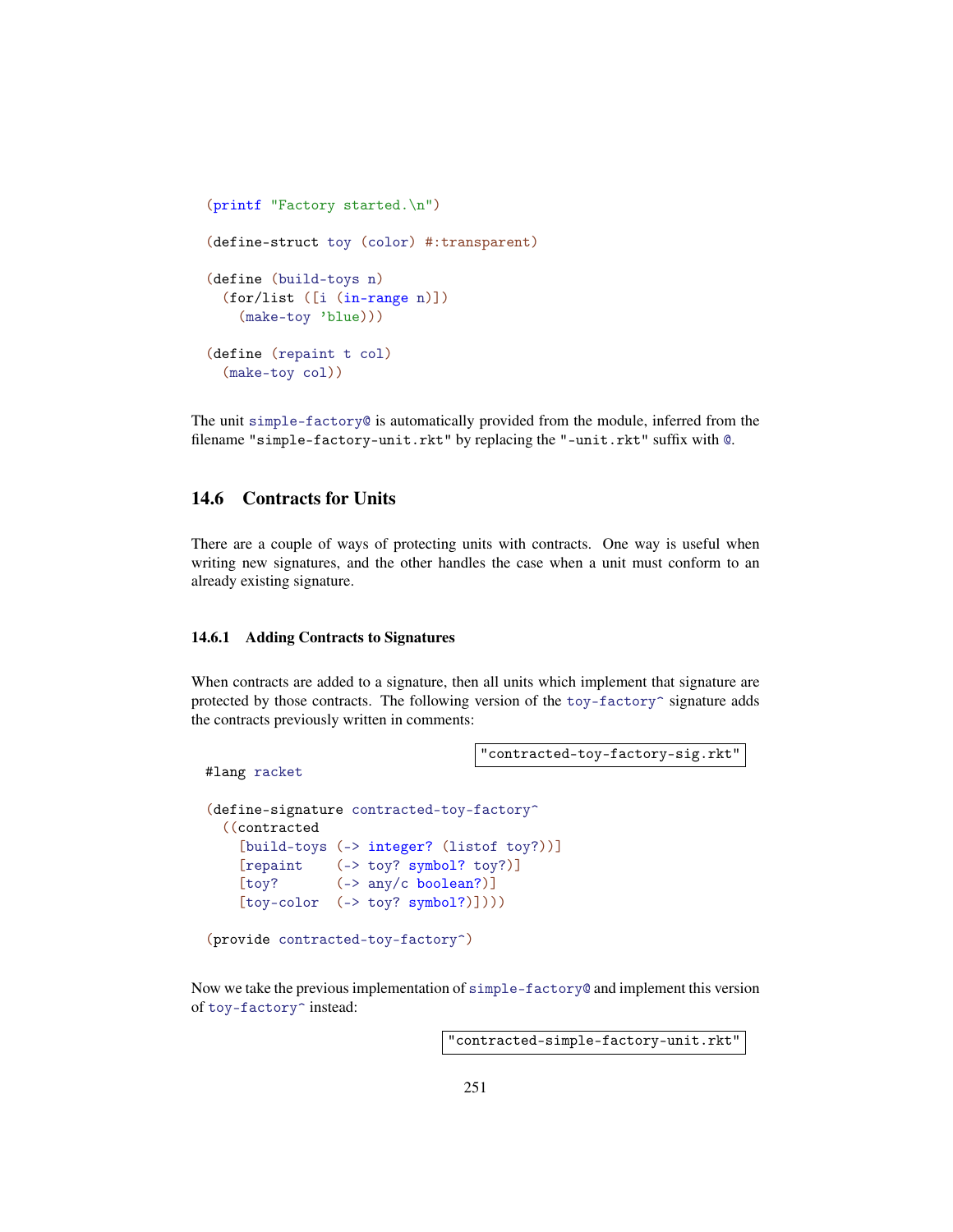```racket
(printf "Factory started.\n")

(define-struct toy (color) #:transparent)

(define (build-toys n)
  (for/list ([i (in-range n)])
    (make-toy 'blue)))

(define (repaint t col)
  (make-toy col))
```

The unit `simple-factory@` is automatically provided from the module, inferred from the filename `"simple-factory-unit.rkt"` by replacing the `"-unit.rkt"` suffix with `@`.

## 14.6 Contracts for Units

There are a couple of ways of protecting units with contracts. One way is useful when writing new signatures, and the other handles the case when a unit must conform to an already existing signature.

### 14.6.1 Adding Contracts to Signatures

When contracts are added to a signature, then all units which implement that signature are protected by those contracts. The following version of the `toy-factory^` signature adds the contracts previously written in comments:

`"contracted-toy-factory-sig.rkt"`

```racket
#lang racket

(define-signature contracted-toy-factory^
  ((contracted
    [build-toys (-> integer? (listof toy?))]
    [repaint    (-> toy? symbol? toy?)]
    [toy?       (-> any/c boolean?)]
    [toy-color  (-> toy? symbol?)])))

(provide contracted-toy-factory^)
```

Now we take the previous implementation of `simple-factory@` and implement this version of `toy-factory^` instead:

`"contracted-simple-factory-unit.rkt"`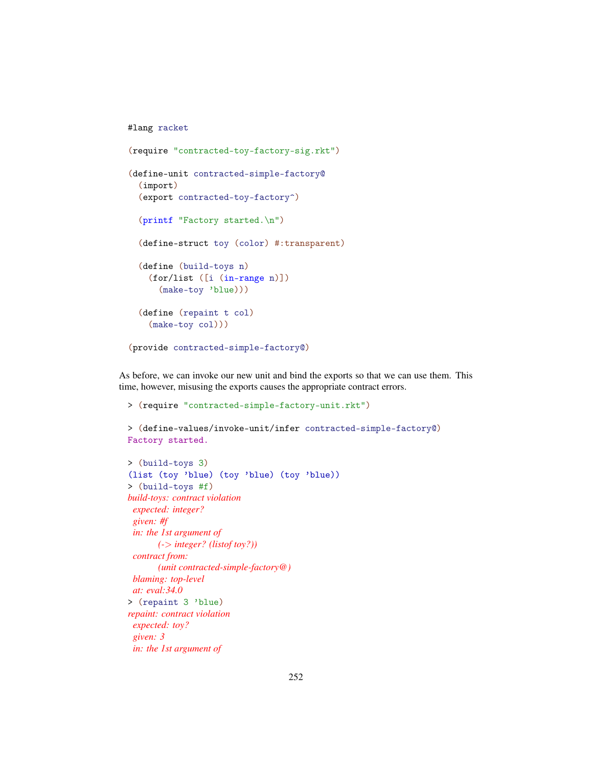```racket
#lang racket

(require "contracted-toy-factory-sig.rkt")

(define-unit contracted-simple-factory@
  (import)
  (export contracted-toy-factory^)

  (printf "Factory started.\n")

  (define-struct toy (color) #:transparent)

  (define (build-toys n)
    (for/list ([i (in-range n)])
      (make-toy 'blue)))

  (define (repaint t col)
    (make-toy col)))

(provide contracted-simple-factory@)
```

As before, we can invoke our new unit and bind the exports so that we can use them. This time, however, misusing the exports causes the appropriate contract errors.

```racket
> (require "contracted-simple-factory-unit.rkt")

> (define-values/invoke-unit/infer contracted-simple-factory@)
Factory started.

> (build-toys 3)
(list (toy 'blue) (toy 'blue) (toy 'blue))
> (build-toys #f)
build-toys: contract violation
  expected: integer?
  given: #f
  in: the 1st argument of
        (-> integer? (listof toy?))
  contract from:
        (unit contracted-simple-factory@)
  blaming: top-level
  at: eval:34.0
> (repaint 3 'blue)
repaint: contract violation
  expected: toy?
  given: 3
  in: the 1st argument of
```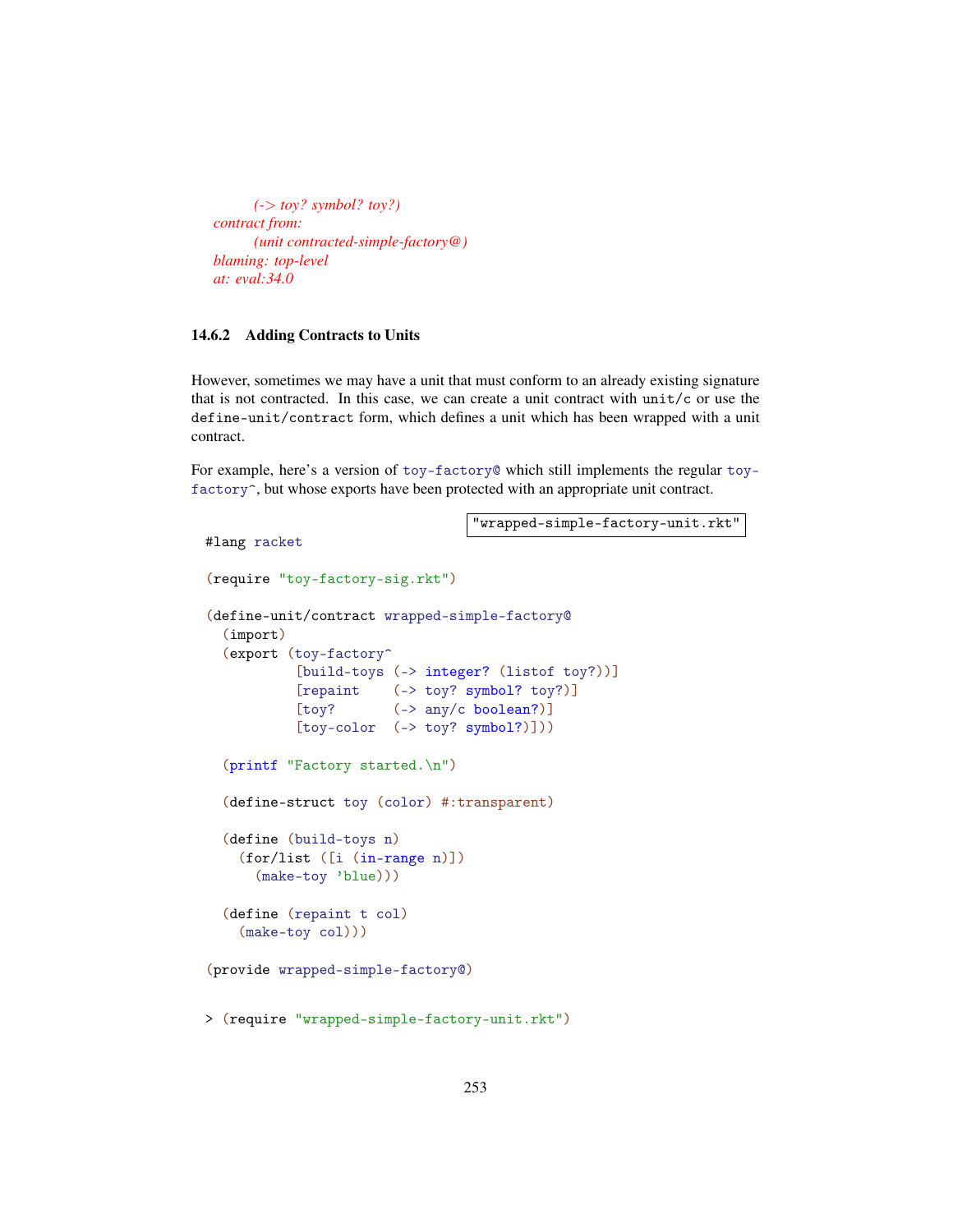```
        (-> toy? symbol? toy?)
  contract from:
        (unit contracted-simple-factory@)
  blaming: top-level
  at: eval:34.0
```

### 14.6.2 Adding Contracts to Units

However, sometimes we may have a unit that must conform to an already existing signature that is not contracted. In this case, we can create a unit contract with `unit/c` or use the `define-unit/contract` form, which defines a unit which has been wrapped with a unit contract.

For example, here's a version of `toy-factory@` which still implements the regular `toy-factory^`, but whose exports have been protected with an appropriate unit contract.

"wrapped-simple-factory-unit.rkt"

```
#lang racket

(require "toy-factory-sig.rkt")

(define-unit/contract wrapped-simple-factory@
  (import)
  (export (toy-factory^
           [build-toys (-> integer? (listof toy?))]
           [repaint    (-> toy? symbol? toy?)]
           [toy?       (-> any/c boolean?)]
           [toy-color  (-> toy? symbol?)]))

  (printf "Factory started.\n")

  (define-struct toy (color) #:transparent)

  (define (build-toys n)
    (for/list ([i (in-range n)])
      (make-toy 'blue)))

  (define (repaint t col)
    (make-toy col)))

(provide wrapped-simple-factory@)
```

```
> (require "wrapped-simple-factory-unit.rkt")
```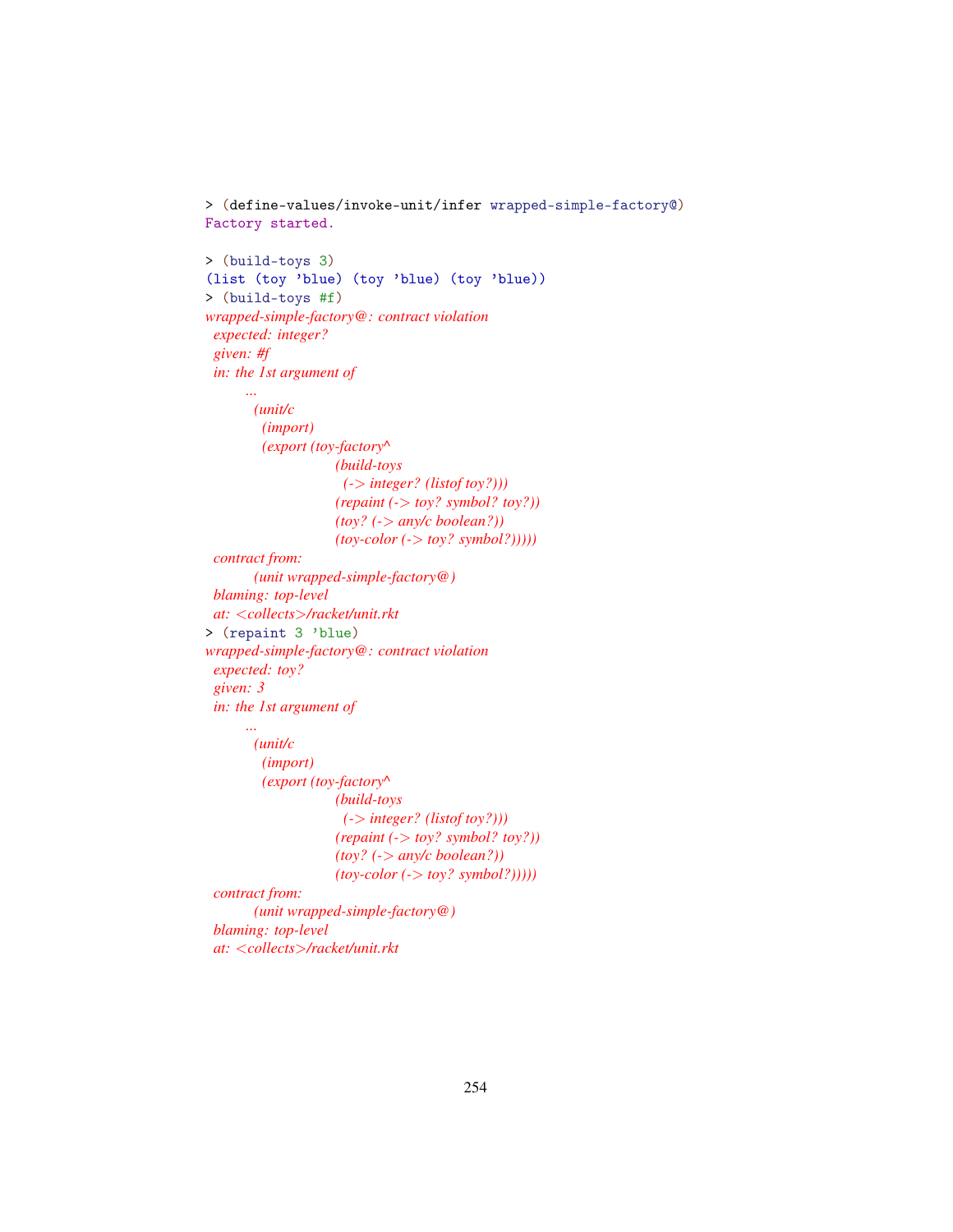```
> (define-values/invoke-unit/infer wrapped-simple-factory@)
Factory started.

> (build-toys 3)
(list (toy 'blue) (toy 'blue) (toy 'blue))
> (build-toys #f)
wrapped-simple-factory@: contract violation
  expected: integer?
  given: #f
  in: the 1st argument of
       ...
        (unit/c
         (import)
         (export (toy-factory^
                  (build-toys
                   (-> integer? (listof toy?)))
                  (repaint (-> toy? symbol? toy?))
                  (toy? (-> any/c boolean?))
                  (toy-color (-> toy? symbol?)))))
  contract from:
        (unit wrapped-simple-factory@)
  blaming: top-level
  at: <collects>/racket/unit.rkt
> (repaint 3 'blue)
wrapped-simple-factory@: contract violation
  expected: toy?
  given: 3
  in: the 1st argument of
       ...
        (unit/c
         (import)
         (export (toy-factory^
                  (build-toys
                   (-> integer? (listof toy?)))
                  (repaint (-> toy? symbol? toy?))
                  (toy? (-> any/c boolean?))
                  (toy-color (-> toy? symbol?)))))
  contract from:
        (unit wrapped-simple-factory@)
  blaming: top-level
  at: <collects>/racket/unit.rkt
```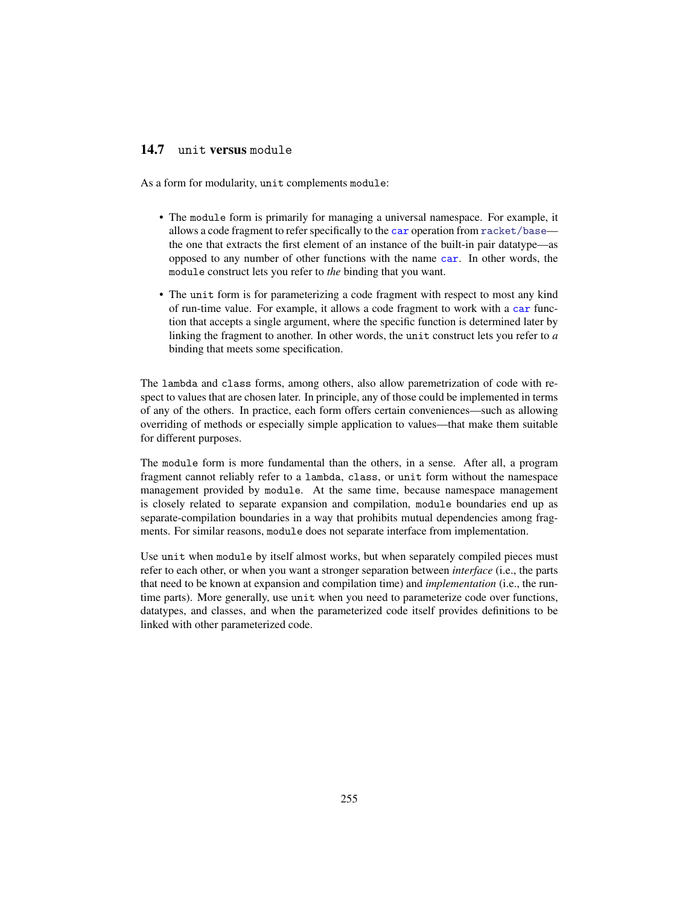## 14.7 `unit` versus `module`

As a form for modularity, `unit` complements `module`:

- The `module` form is primarily for managing a universal namespace. For example, it allows a code fragment to refer specifically to the `car` operation from `racket/base`—the one that extracts the first element of an instance of the built-in pair datatype—as opposed to any number of other functions with the name `car`. In other words, the `module` construct lets you refer to *the* binding that you want.

- The `unit` form is for parameterizing a code fragment with respect to most any kind of run-time value. For example, it allows a code fragment to work with a `car` function that accepts a single argument, where the specific function is determined later by linking the fragment to another. In other words, the `unit` construct lets you refer to *a* binding that meets some specification.

The `lambda` and `class` forms, among others, also allow paremetrization of code with respect to values that are chosen later. In principle, any of those could be implemented in terms of any of the others. In practice, each form offers certain conveniences—such as allowing overriding of methods or especially simple application to values—that make them suitable for different purposes.

The `module` form is more fundamental than the others, in a sense. After all, a program fragment cannot reliably refer to a `lambda`, `class`, or `unit` form without the namespace management provided by `module`. At the same time, because namespace management is closely related to separate expansion and compilation, `module` boundaries end up as separate-compilation boundaries in a way that prohibits mutual dependencies among fragments. For similar reasons, `module` does not separate interface from implementation.

Use `unit` when `module` by itself almost works, but when separately compiled pieces must refer to each other, or when you want a stronger separation between *interface* (i.e., the parts that need to be known at expansion and compilation time) and *implementation* (i.e., the run-time parts). More generally, use `unit` when you need to parameterize code over functions, datatypes, and classes, and when the parameterized code itself provides definitions to be linked with other parameterized code.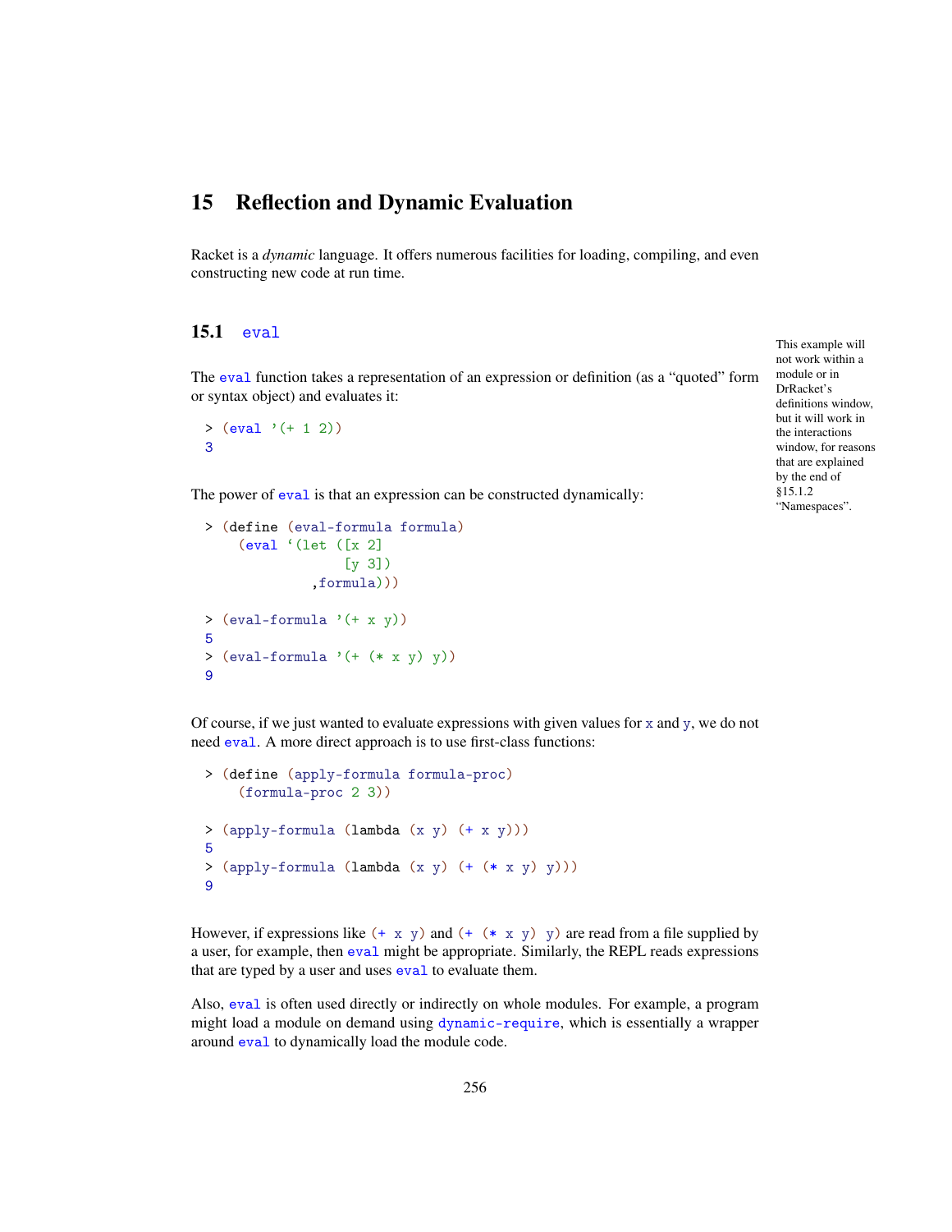# 15 Reflection and Dynamic Evaluation

Racket is a *dynamic* language. It offers numerous facilities for loading, compiling, and even constructing new code at run time.

## 15.1 eval

This example will not work within a module or in DrRacket's definitions window, but it will work in the interactions window, for reasons that are explained by the end of §15.1.2 "Namespaces".

The `eval` function takes a representation of an expression or definition (as a "quoted" form or syntax object) and evaluates it:

```
> (eval '(+ 1 2))
3
```

The power of `eval` is that an expression can be constructed dynamically:

```
> (define (eval-formula formula)
    (eval `(let ([x 2]
                 [y 3])
             ,formula)))

> (eval-formula '(+ x y))
5
> (eval-formula '(+ (* x y) y))
9
```

Of course, if we just wanted to evaluate expressions with given values for `x` and `y`, we do not need `eval`. A more direct approach is to use first-class functions:

```
> (define (apply-formula formula-proc)
    (formula-proc 2 3))

> (apply-formula (lambda (x y) (+ x y)))
5
> (apply-formula (lambda (x y) (+ (* x y) y)))
9
```

However, if expressions like `(+ x y)` and `(+ (* x y) y)` are read from a file supplied by a user, for example, then `eval` might be appropriate. Similarly, the REPL reads expressions that are typed by a user and uses `eval` to evaluate them.

Also, `eval` is often used directly or indirectly on whole modules. For example, a program might load a module on demand using `dynamic-require`, which is essentially a wrapper around `eval` to dynamically load the module code.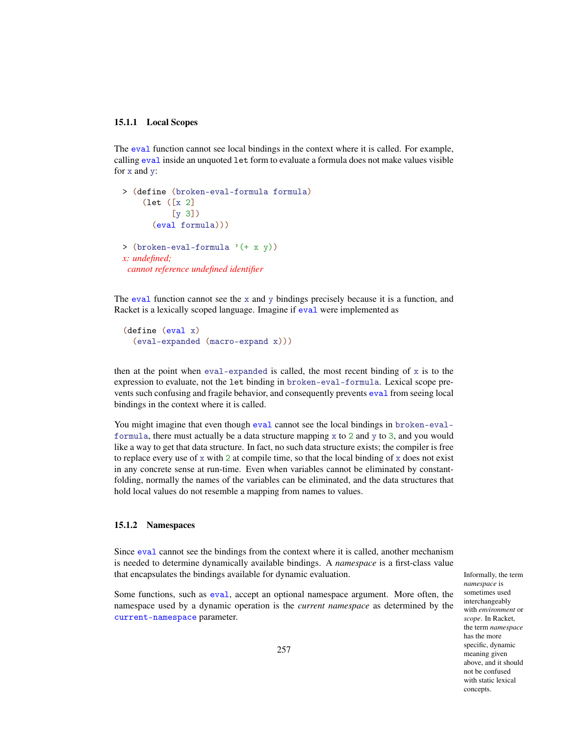### 15.1.1 Local Scopes

The `eval` function cannot see local bindings in the context where it is called. For example, calling `eval` inside an unquoted `let` form to evaluate a formula does not make values visible for `x` and `y`:

```
> (define (broken-eval-formula formula)
    (let ([x 2]
          [y 3])
      (eval formula)))

> (broken-eval-formula '(+ x y))
x: undefined;
 cannot reference undefined identifier
```

The `eval` function cannot see the `x` and `y` bindings precisely because it is a function, and Racket is a lexically scoped language. Imagine if `eval` were implemented as

```
(define (eval x)
  (eval-expanded (macro-expand x)))
```

then at the point when `eval-expanded` is called, the most recent binding of `x` is to the expression to evaluate, not the `let` binding in `broken-eval-formula`. Lexical scope prevents such confusing and fragile behavior, and consequently prevents `eval` from seeing local bindings in the context where it is called.

You might imagine that even though `eval` cannot see the local bindings in `broken-eval-formula`, there must actually be a data structure mapping `x` to `2` and `y` to `3`, and you would like a way to get that data structure. In fact, no such data structure exists; the compiler is free to replace every use of `x` with `2` at compile time, so that the local binding of `x` does not exist in any concrete sense at run-time. Even when variables cannot be eliminated by constant-folding, normally the names of the variables can be eliminated, and the data structures that hold local values do not resemble a mapping from names to values.

### 15.1.2 Namespaces

Since `eval` cannot see the bindings from the context where it is called, another mechanism is needed to determine dynamically available bindings. A *namespace* is a first-class value that encapsulates the bindings available for dynamic evaluation.

Informally, the term *namespace* is sometimes used interchangeably with *environment* or *scope*. In Racket, the term *namespace* has the more specific, dynamic meaning given above, and it should not be confused with static lexical concepts.

Some functions, such as `eval`, accept an optional namespace argument. More often, the namespace used by a dynamic operation is the *current namespace* as determined by the `current-namespace` parameter.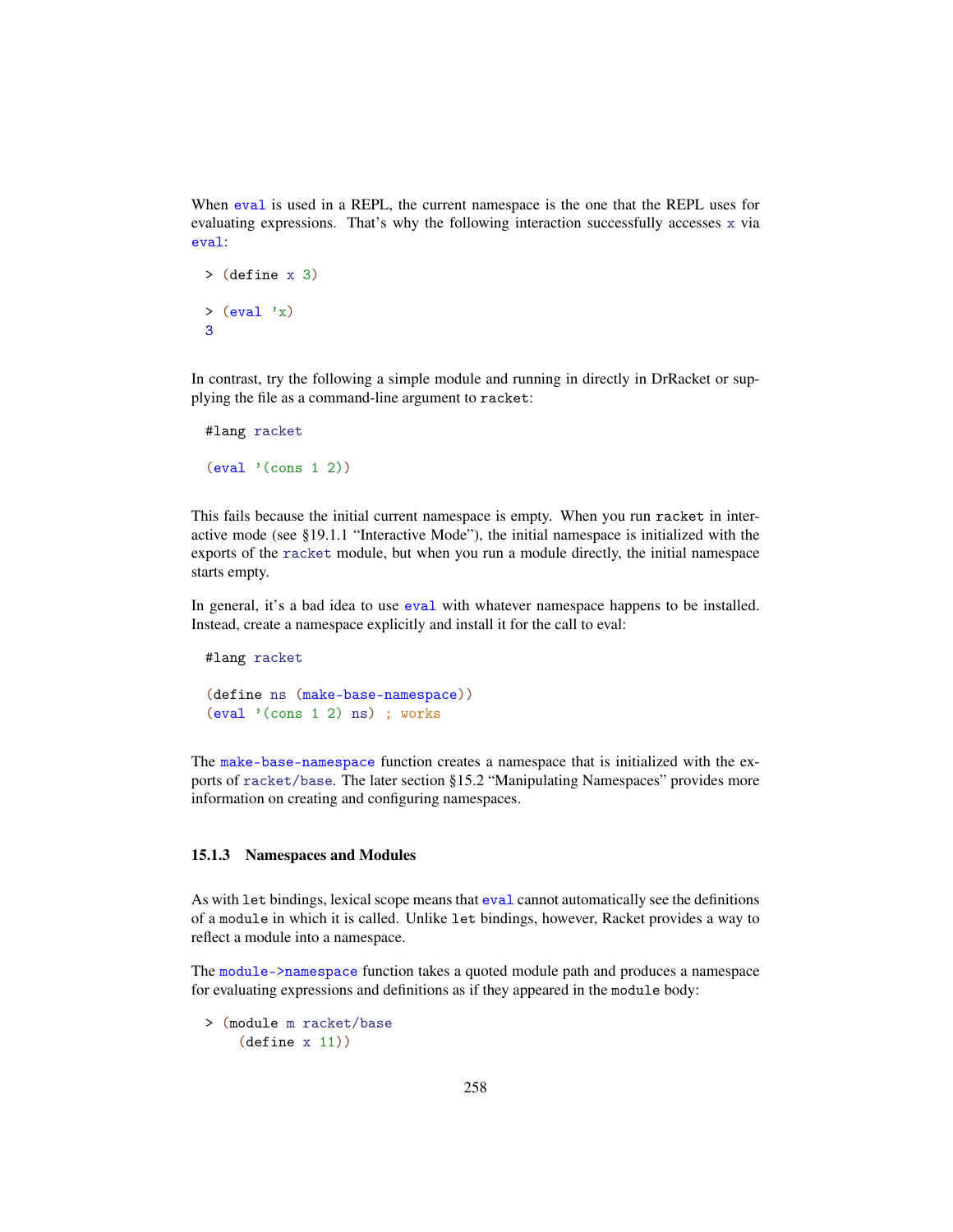When `eval` is used in a REPL, the current namespace is the one that the REPL uses for evaluating expressions. That's why the following interaction successfully accesses `x` via `eval`:

```
> (define x 3)

> (eval 'x)
3
```

In contrast, try the following a simple module and running in directly in DrRacket or supplying the file as a command-line argument to `racket`:

```
#lang racket

(eval '(cons 1 2))
```

This fails because the initial current namespace is empty. When you run `racket` in interactive mode (see §19.1.1 "Interactive Mode"), the initial namespace is initialized with the exports of the `racket` module, but when you run a module directly, the initial namespace starts empty.

In general, it's a bad idea to use `eval` with whatever namespace happens to be installed. Instead, create a namespace explicitly and install it for the call to eval:

```
#lang racket

(define ns (make-base-namespace))
(eval '(cons 1 2) ns) ; works
```

The `make-base-namespace` function creates a namespace that is initialized with the exports of `racket/base`. The later section §15.2 "Manipulating Namespaces" provides more information on creating and configuring namespaces.

### 15.1.3 Namespaces and Modules

As with `let` bindings, lexical scope means that `eval` cannot automatically see the definitions of a `module` in which it is called. Unlike `let` bindings, however, Racket provides a way to reflect a module into a namespace.

The `module->namespace` function takes a quoted module path and produces a namespace for evaluating expressions and definitions as if they appeared in the `module` body:

```
> (module m racket/base
    (define x 11))
```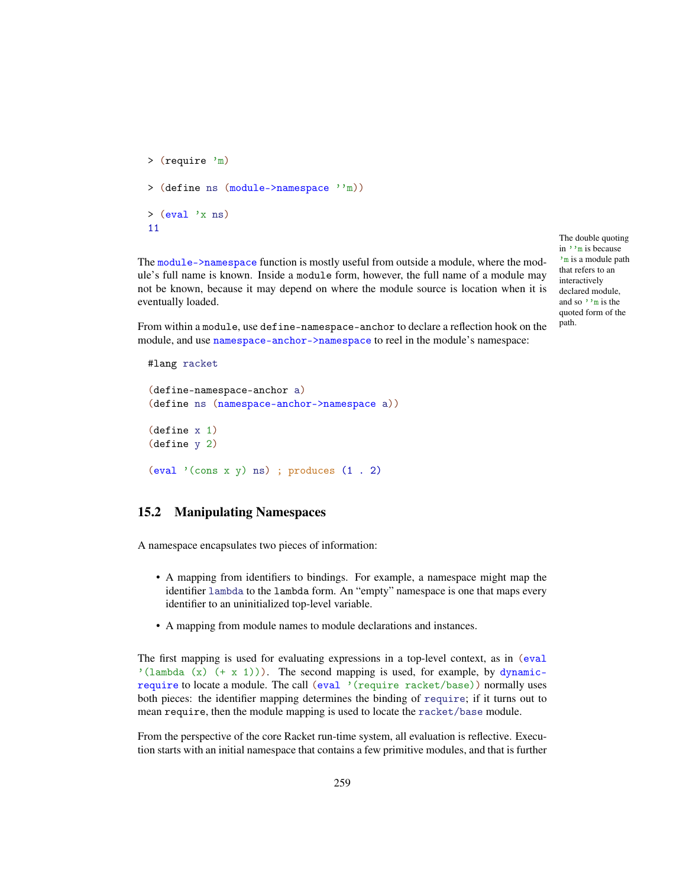```
> (require 'm)
> (define ns (module->namespace ''m))
> (eval 'x ns)
11
```

The `module->namespace` function is mostly useful from outside a module, where the module's full name is known. Inside a `module` form, however, the full name of a module may not be known, because it may depend on where the module source is location when it is eventually loaded.

The double quoting in `''m` is because `'m` is a module path that refers to an interactively declared module, and so `''m` is the quoted form of the path.

From within a `module`, use `define-namespace-anchor` to declare a reflection hook on the module, and use `namespace-anchor->namespace` to reel in the module's namespace:

```
#lang racket

(define-namespace-anchor a)
(define ns (namespace-anchor->namespace a))

(define x 1)
(define y 2)

(eval '(cons x y) ns) ; produces (1 . 2)
```

## 15.2 Manipulating Namespaces

A namespace encapsulates two pieces of information:

- A mapping from identifiers to bindings. For example, a namespace might map the identifier `lambda` to the `lambda` form. An "empty" namespace is one that maps every identifier to an uninitialized top-level variable.
- A mapping from module names to module declarations and instances.

The first mapping is used for evaluating expressions in a top-level context, as in `(eval '(lambda (x) (+ x 1)))`. The second mapping is used, for example, by `dynamic-require` to locate a module. The call `(eval '(require racket/base))` normally uses both pieces: the identifier mapping determines the binding of `require`; if it turns out to mean `require`, then the module mapping is used to locate the `racket/base` module.

From the perspective of the core Racket run-time system, all evaluation is reflective. Execution starts with an initial namespace that contains a few primitive modules, and that is further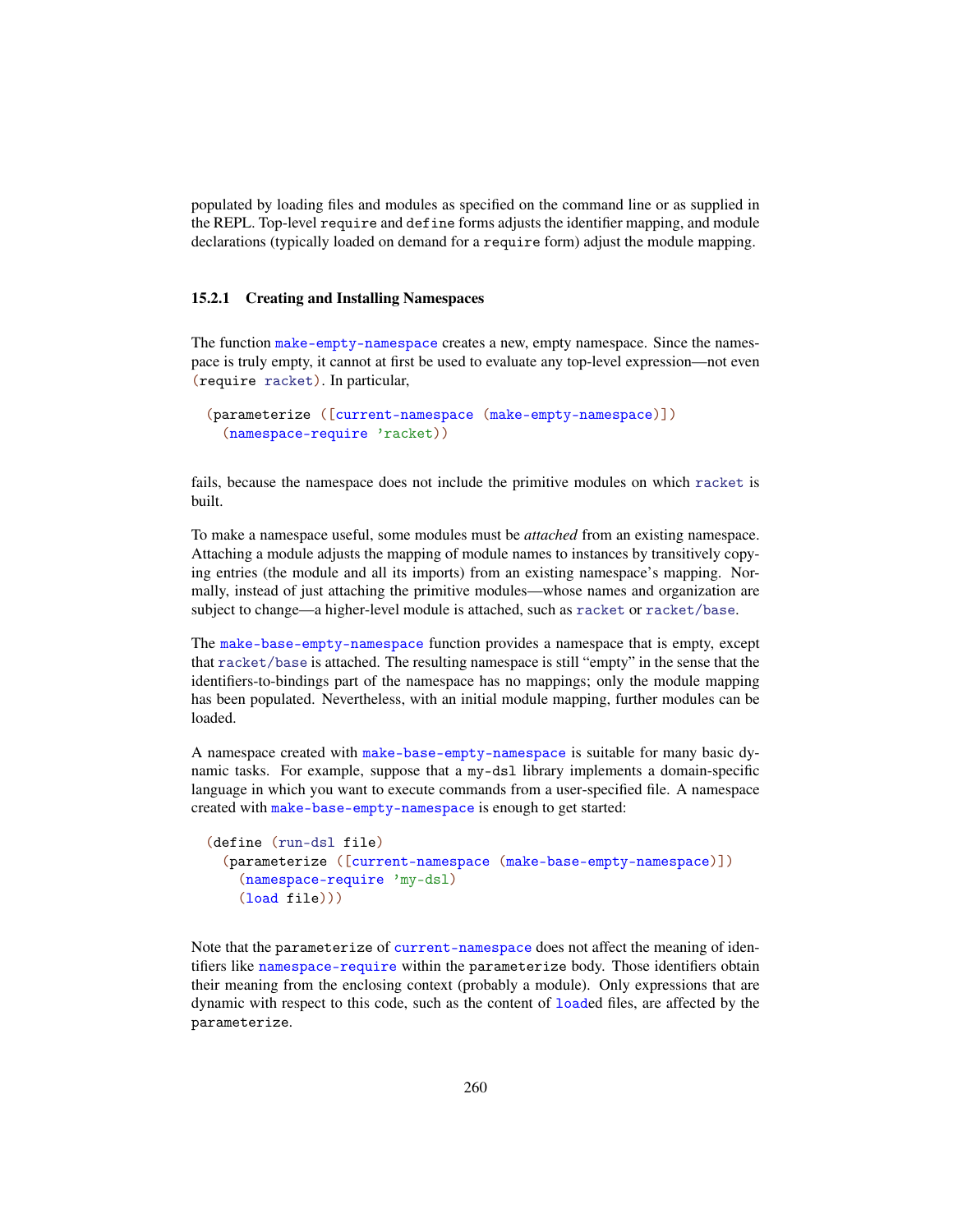populated by loading files and modules as specified on the command line or as supplied in the REPL. Top-level `require` and `define` forms adjusts the identifier mapping, and module declarations (typically loaded on demand for a `require` form) adjust the module mapping.

### 15.2.1 Creating and Installing Namespaces

The function `make-empty-namespace` creates a new, empty namespace. Since the namespace is truly empty, it cannot at first be used to evaluate any top-level expression—not even `(require racket)`. In particular,

```
(parameterize ([current-namespace (make-empty-namespace)])
  (namespace-require 'racket))
```

fails, because the namespace does not include the primitive modules on which `racket` is built.

To make a namespace useful, some modules must be *attached* from an existing namespace. Attaching a module adjusts the mapping of module names to instances by transitively copying entries (the module and all its imports) from an existing namespace's mapping. Normally, instead of just attaching the primitive modules—whose names and organization are subject to change—a higher-level module is attached, such as `racket` or `racket/base`.

The `make-base-empty-namespace` function provides a namespace that is empty, except that `racket/base` is attached. The resulting namespace is still "empty" in the sense that the identifiers-to-bindings part of the namespace has no mappings; only the module mapping has been populated. Nevertheless, with an initial module mapping, further modules can be loaded.

A namespace created with `make-base-empty-namespace` is suitable for many basic dynamic tasks. For example, suppose that a `my-dsl` library implements a domain-specific language in which you want to execute commands from a user-specified file. A namespace created with `make-base-empty-namespace` is enough to get started:

```
(define (run-dsl file)
  (parameterize ([current-namespace (make-base-empty-namespace)])
    (namespace-require 'my-dsl)
    (load file)))
```

Note that the `parameterize` of `current-namespace` does not affect the meaning of identifiers like `namespace-require` within the `parameterize` body. Those identifiers obtain their meaning from the enclosing context (probably a module). Only expressions that are dynamic with respect to this code, such as the content of `load`ed files, are affected by the `parameterize`.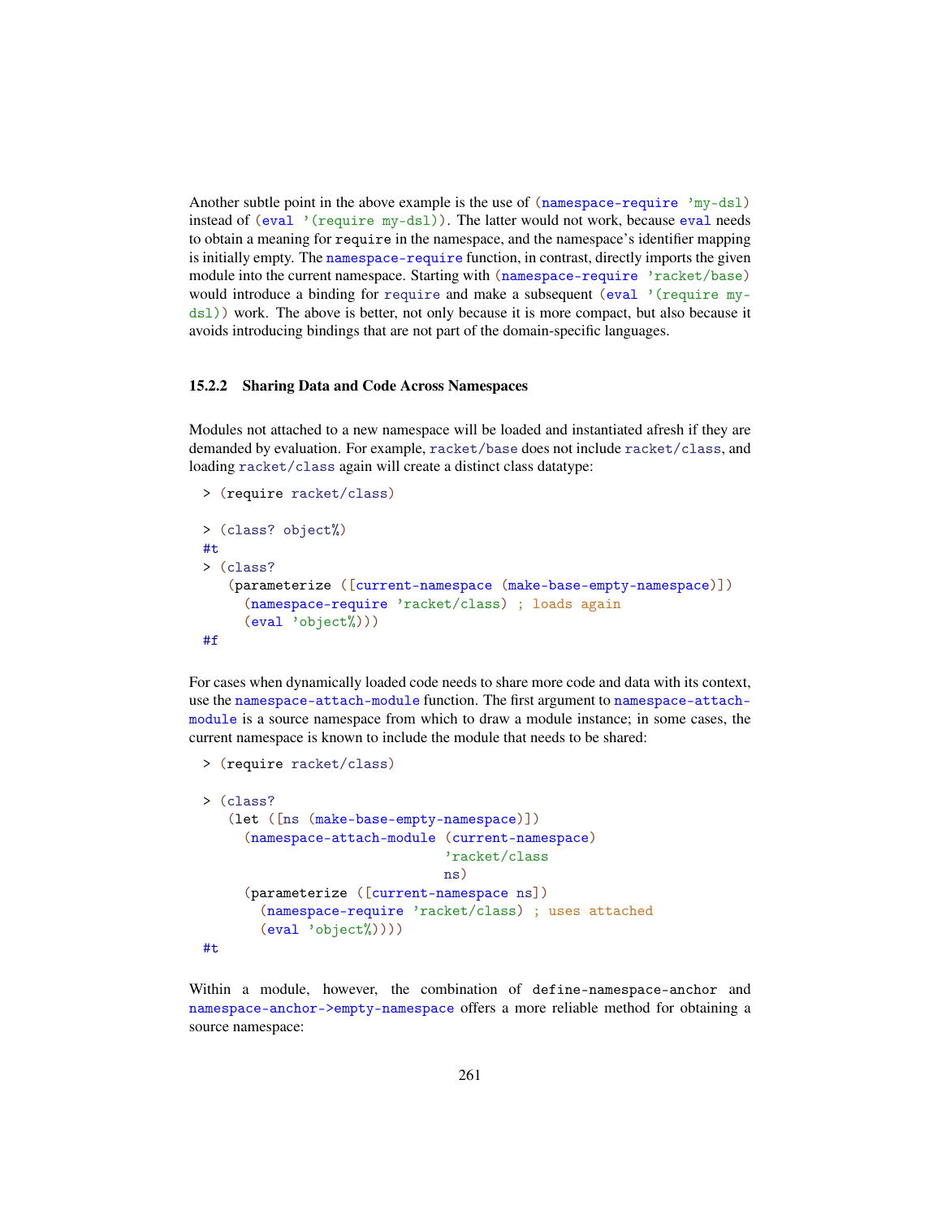Another subtle point in the above example is the use of `(namespace-require 'my-dsl)` instead of `(eval '(require my-dsl))`. The latter would not work, because `eval` needs to obtain a meaning for `require` in the namespace, and the namespace's identifier mapping is initially empty. The `namespace-require` function, in contrast, directly imports the given module into the current namespace. Starting with `(namespace-require 'racket/base)` would introduce a binding for `require` and make a subsequent `(eval '(require my-dsl))` work. The above is better, not only because it is more compact, but also because it avoids introducing bindings that are not part of the domain-specific languages.

### 15.2.2 Sharing Data and Code Across Namespaces

Modules not attached to a new namespace will be loaded and instantiated afresh if they are demanded by evaluation. For example, `racket/base` does not include `racket/class`, and loading `racket/class` again will create a distinct class datatype:

```
> (require racket/class)

> (class? object%)
#t
> (class?
   (parameterize ([current-namespace (make-base-empty-namespace)])
     (namespace-require 'racket/class) ; loads again
     (eval 'object%)))
#f
```

For cases when dynamically loaded code needs to share more code and data with its context, use the `namespace-attach-module` function. The first argument to `namespace-attach-module` is a source namespace from which to draw a module instance; in some cases, the current namespace is known to include the module that needs to be shared:

```
> (require racket/class)

> (class?
   (let ([ns (make-base-empty-namespace)])
     (namespace-attach-module (current-namespace)
                              'racket/class
                              ns)
     (parameterize ([current-namespace ns])
       (namespace-require 'racket/class) ; uses attached
       (eval 'object%))))
#t
```

Within a module, however, the combination of `define-namespace-anchor` and `namespace-anchor->empty-namespace` offers a more reliable method for obtaining a source namespace: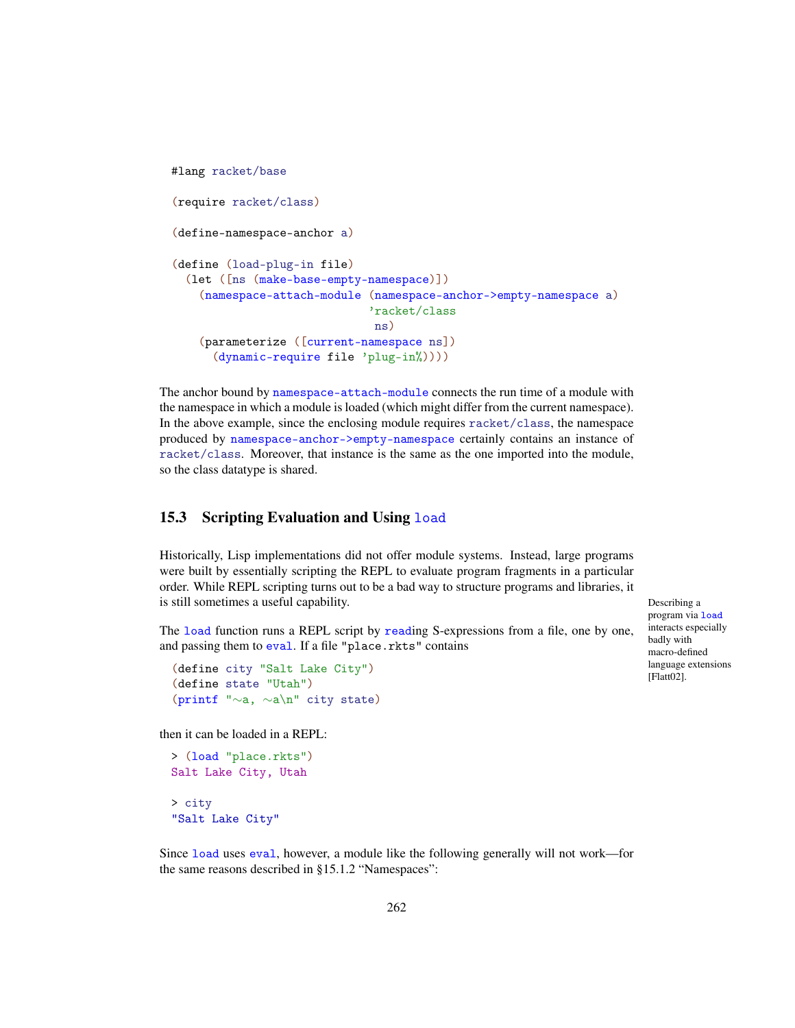```racket
#lang racket/base

(require racket/class)

(define-namespace-anchor a)

(define (load-plug-in file)
  (let ([ns (make-base-empty-namespace)])
    (namespace-attach-module (namespace-anchor->empty-namespace a)
                             'racket/class
                              ns)
    (parameterize ([current-namespace ns])
      (dynamic-require file 'plug-in%))))
```

The anchor bound by `namespace-attach-module` connects the run time of a module with the namespace in which a module is loaded (which might differ from the current namespace). In the above example, since the enclosing module requires `racket/class`, the namespace produced by `namespace-anchor->empty-namespace` certainly contains an instance of `racket/class`. Moreover, that instance is the same as the one imported into the module, so the class datatype is shared.

## 15.3 Scripting Evaluation and Using `load`

Historically, Lisp implementations did not offer module systems. Instead, large programs were built by essentially scripting the REPL to evaluate program fragments in a particular order. While REPL scripting turns out to be a bad way to structure programs and libraries, it is still sometimes a useful capability.

Describing a program via `load` interacts especially badly with macro-defined language extensions [Flatt02].

The `load` function runs a REPL script by `read`ing S-expressions from a file, one by one, and passing them to `eval`. If a file "place.rkts" contains

```racket
(define city "Salt Lake City")
(define state "Utah")
(printf "~a, ~a\n" city state)
```

then it can be loaded in a REPL:

```racket
> (load "place.rkts")
Salt Lake City, Utah

> city
"Salt Lake City"
```

Since `load` uses `eval`, however, a module like the following generally will not work—for the same reasons described in §15.1.2 "Namespaces":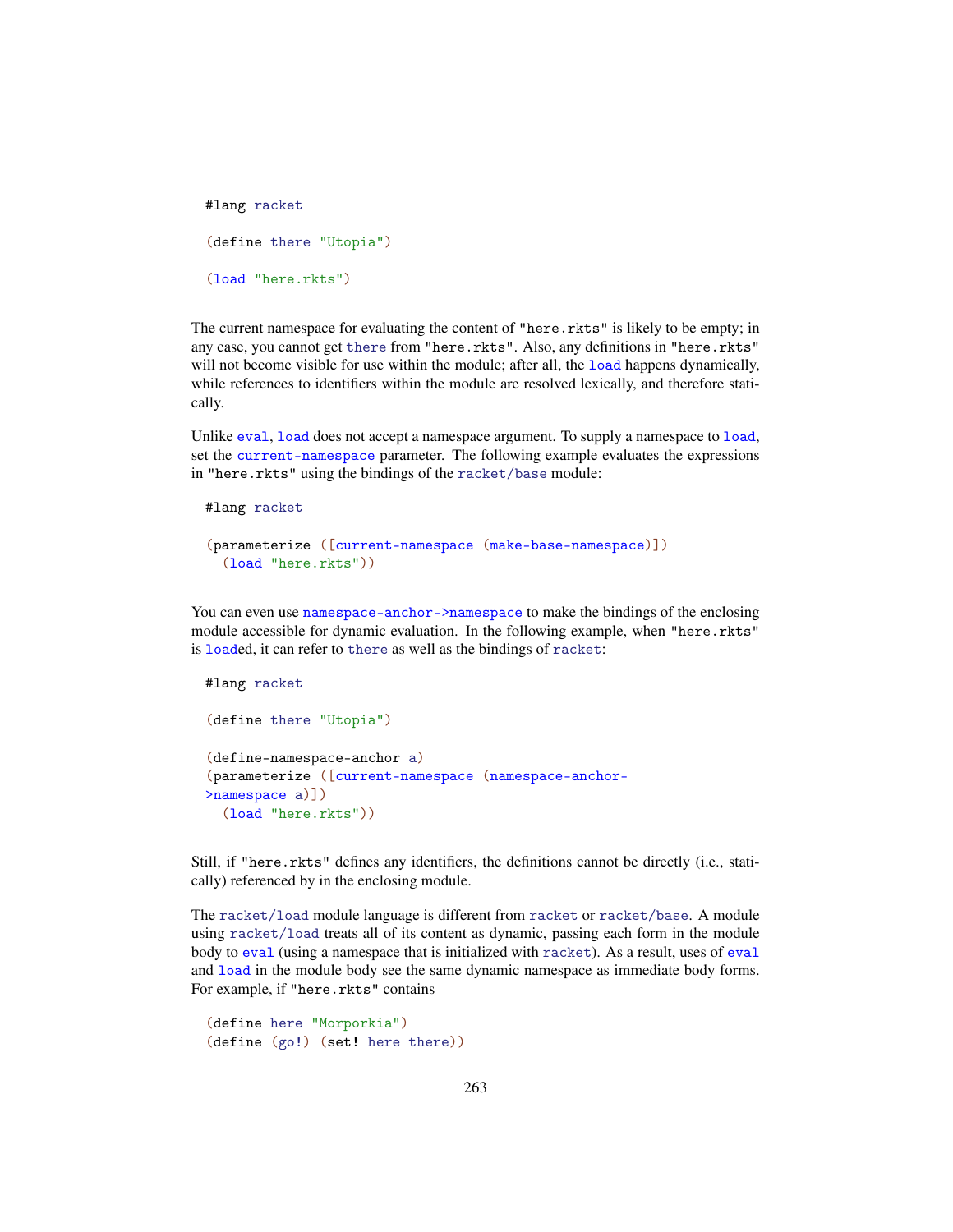```racket
#lang racket

(define there "Utopia")

(load "here.rkts")
```

The current namespace for evaluating the content of "here.rkts" is likely to be empty; in any case, you cannot get there from "here.rkts". Also, any definitions in "here.rkts" will not become visible for use within the module; after all, the load happens dynamically, while references to identifiers within the module are resolved lexically, and therefore statically.

Unlike eval, load does not accept a namespace argument. To supply a namespace to load, set the current-namespace parameter. The following example evaluates the expressions in "here.rkts" using the bindings of the racket/base module:

```racket
#lang racket

(parameterize ([current-namespace (make-base-namespace)])
  (load "here.rkts"))
```

You can even use namespace-anchor->namespace to make the bindings of the enclosing module accessible for dynamic evaluation. In the following example, when "here.rkts" is loaded, it can refer to there as well as the bindings of racket:

```racket
#lang racket

(define there "Utopia")

(define-namespace-anchor a)
(parameterize ([current-namespace (namespace-anchor->namespace a)])
  (load "here.rkts"))
```

Still, if "here.rkts" defines any identifiers, the definitions cannot be directly (i.e., statically) referenced by in the enclosing module.

The racket/load module language is different from racket or racket/base. A module using racket/load treats all of its content as dynamic, passing each form in the module body to eval (using a namespace that is initialized with racket). As a result, uses of eval and load in the module body see the same dynamic namespace as immediate body forms. For example, if "here.rkts" contains

```racket
(define here "Morporkia")
(define (go!) (set! here there))
```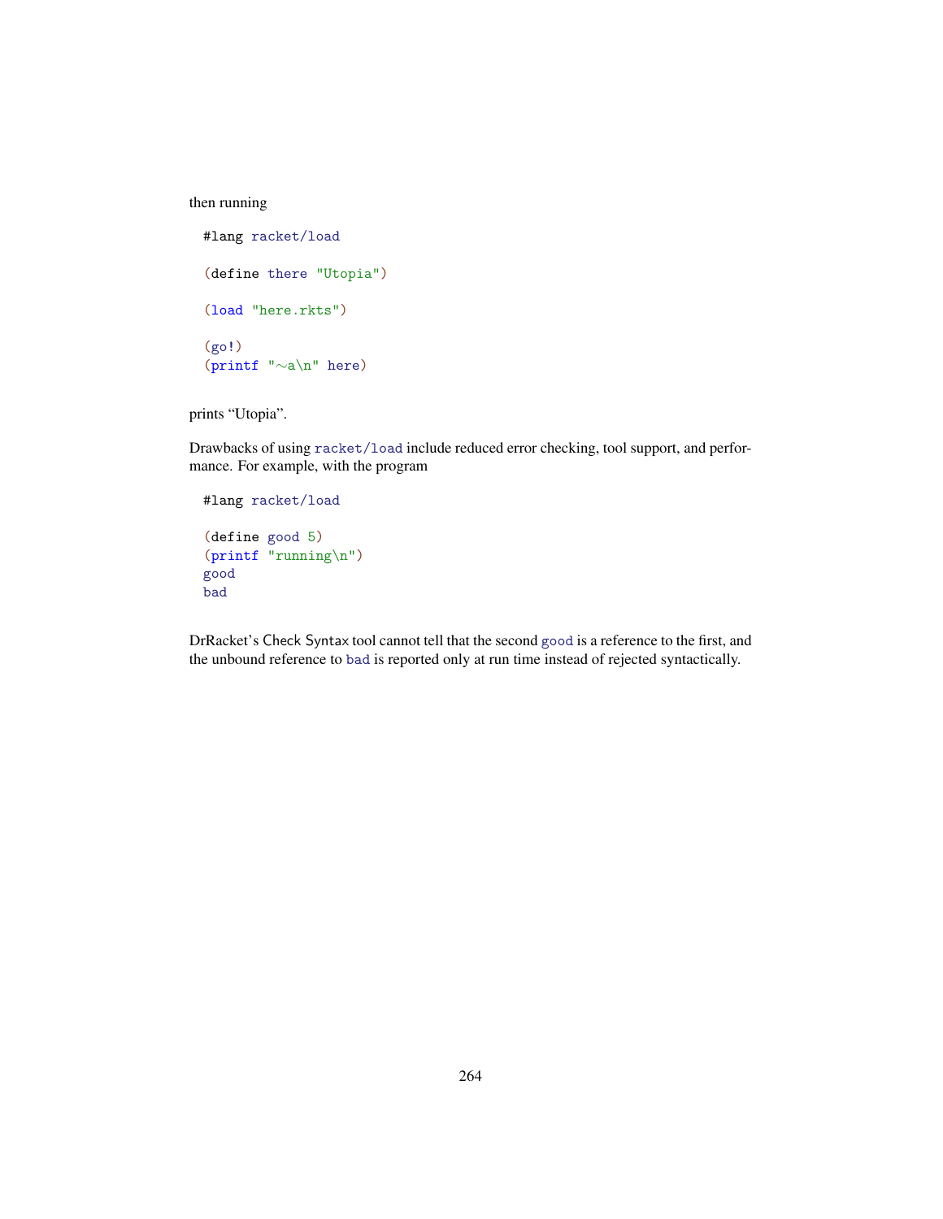then running

```
#lang racket/load

(define there "Utopia")

(load "here.rkts")

(go!)
(printf "~a\n" here)
```

prints “Utopia”.

Drawbacks of using `racket/load` include reduced error checking, tool support, and performance. For example, with the program

```
#lang racket/load

(define good 5)
(printf "running\n")
good
bad
```

DrRacket’s Check Syntax tool cannot tell that the second `good` is a reference to the first, and the unbound reference to `bad` is reported only at run time instead of rejected syntactically.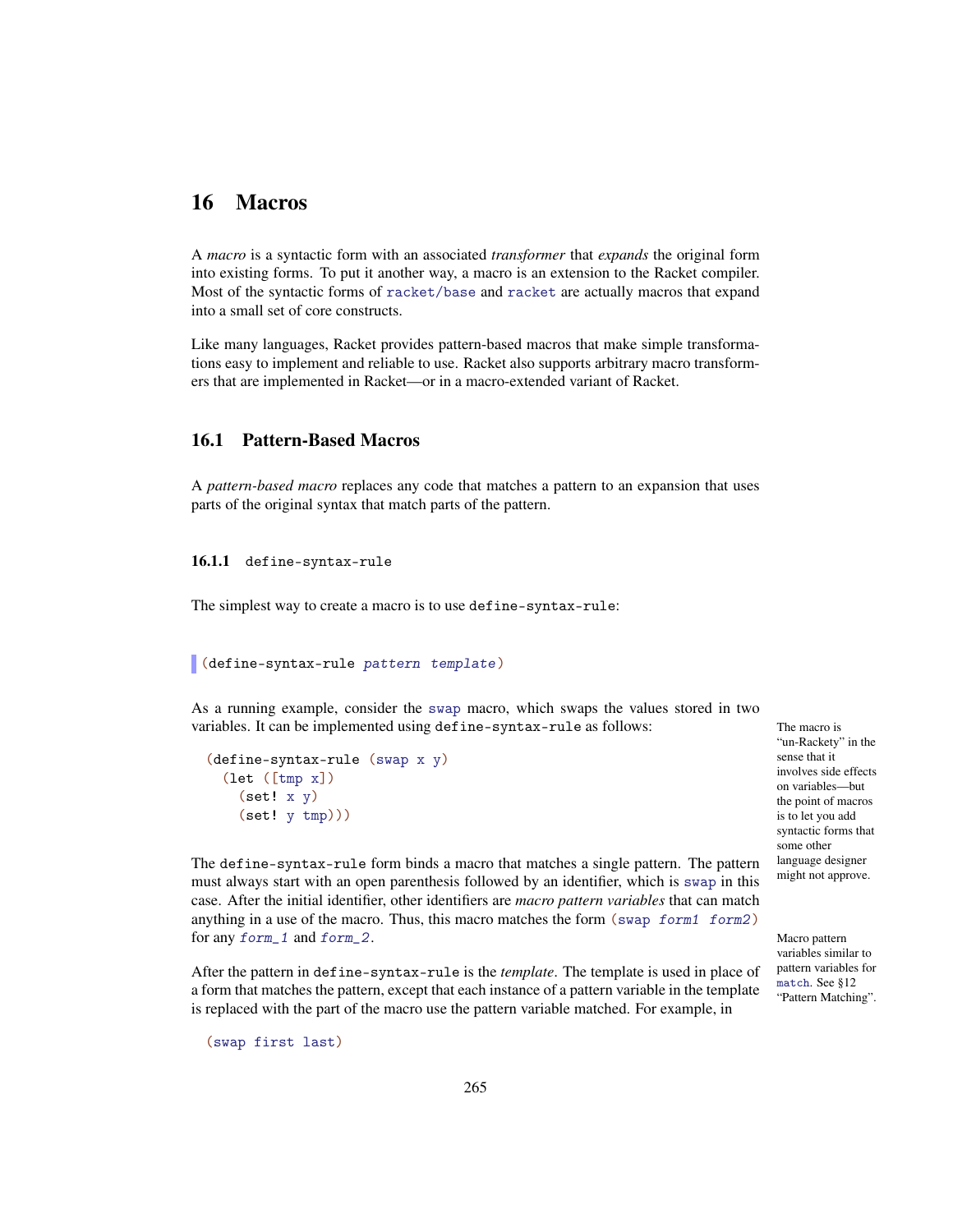# 16 Macros

A *macro* is a syntactic form with an associated *transformer* that *expands* the original form into existing forms. To put it another way, a macro is an extension to the Racket compiler. Most of the syntactic forms of `racket/base` and `racket` are actually macros that expand into a small set of core constructs.

Like many languages, Racket provides pattern-based macros that make simple transformations easy to implement and reliable to use. Racket also supports arbitrary macro transformers that are implemented in Racket—or in a macro-extended variant of Racket.

## 16.1 Pattern-Based Macros

A *pattern-based macro* replaces any code that matches a pattern to an expansion that uses parts of the original syntax that match parts of the pattern.

### 16.1.1 define-syntax-rule

The simplest way to create a macro is to use `define-syntax-rule`:

```
(define-syntax-rule pattern template)
```

As a running example, consider the `swap` macro, which swaps the values stored in two variables. It can be implemented using `define-syntax-rule` as follows:

The macro is "un-Rackety" in the sense that it involves side effects on variables—but the point of macros is to let you add syntactic forms that some other language designer might not approve.

```
(define-syntax-rule (swap x y)
  (let ([tmp x])
    (set! x y)
    (set! y tmp)))
```

The `define-syntax-rule` form binds a macro that matches a single pattern. The pattern must always start with an open parenthesis followed by an identifier, which is `swap` in this case. After the initial identifier, other identifiers are *macro pattern variables* that can match anything in a use of the macro. Thus, this macro matches the form `(swap form1 form2)` for any *form_1* and *form_2*.

Macro pattern variables similar to pattern variables for `match`. See §12 "Pattern Matching".

After the pattern in `define-syntax-rule` is the *template*. The template is used in place of a form that matches the pattern, except that each instance of a pattern variable in the template is replaced with the part of the macro use the pattern variable matched. For example, in

```
(swap first last)
```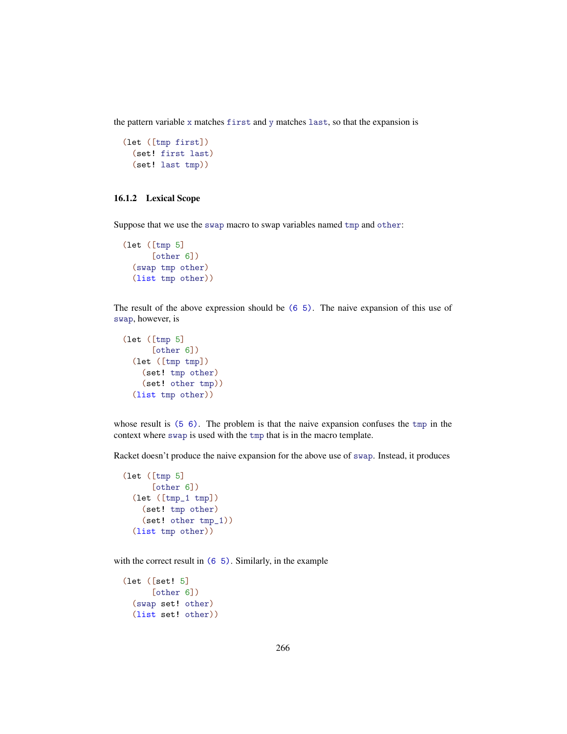the pattern variable `x` matches `first` and `y` matches `last`, so that the expansion is

```
(let ([tmp first])
  (set! first last)
  (set! last tmp))
```

### 16.1.2 Lexical Scope

Suppose that we use the `swap` macro to swap variables named `tmp` and `other`:

```
(let ([tmp 5]
      [other 6])
  (swap tmp other)
  (list tmp other))
```

The result of the above expression should be `(6 5)`. The naive expansion of this use of `swap`, however, is

```
(let ([tmp 5]
      [other 6])
  (let ([tmp tmp])
    (set! tmp other)
    (set! other tmp))
  (list tmp other))
```

whose result is `(5 6)`. The problem is that the naive expansion confuses the `tmp` in the context where `swap` is used with the `tmp` that is in the macro template.

Racket doesn't produce the naive expansion for the above use of `swap`. Instead, it produces

```
(let ([tmp 5]
      [other 6])
  (let ([tmp_1 tmp])
    (set! tmp other)
    (set! other tmp_1))
  (list tmp other))
```

with the correct result in `(6 5)`. Similarly, in the example

```
(let ([set! 5]
      [other 6])
  (swap set! other)
  (list set! other))
```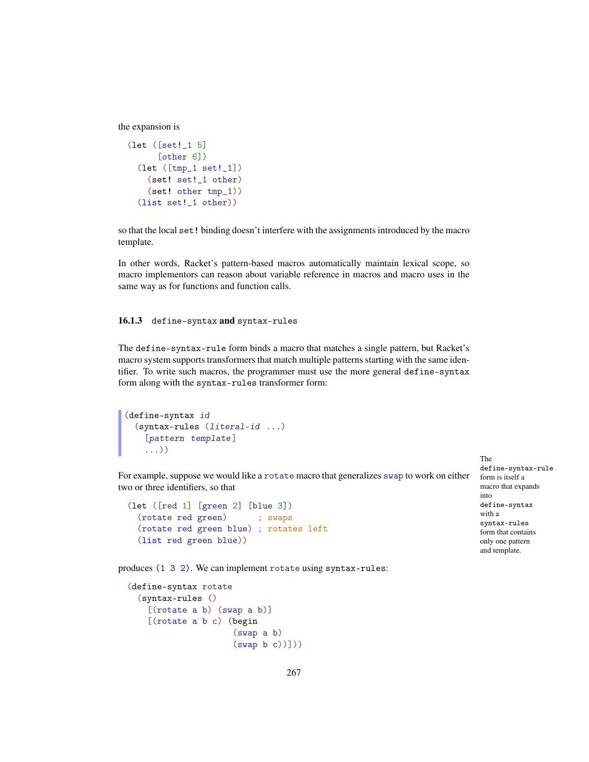the expansion is

```
(let ([set!_1 5]
      [other 6])
  (let ([tmp_1 set!_1])
    (set! set!_1 other)
    (set! other tmp_1))
  (list set!_1 other))
```

so that the local `set!` binding doesn't interfere with the assignments introduced by the macro template.

In other words, Racket's pattern-based macros automatically maintain lexical scope, so macro implementors can reason about variable reference in macros and macro uses in the same way as for functions and function calls.

### 16.1.3 `define-syntax` and `syntax-rules`

The `define-syntax-rule` form binds a macro that matches a single pattern, but Racket's macro system supports transformers that match multiple patterns starting with the same identifier. To write such macros, the programmer must use the more general `define-syntax` form along with the `syntax-rules` transformer form:

```
(define-syntax id
  (syntax-rules (literal-id ...)
    [pattern template]
    ...))
```

The `define-syntax-rule` form is itself a macro that expands into `define-syntax` with a `syntax-rules` form that contains only one pattern and template.

For example, suppose we would like a `rotate` macro that generalizes `swap` to work on either two or three identifiers, so that

```
(let ([red 1] [green 2] [blue 3])
  (rotate red green)      ; swaps
  (rotate red green blue) ; rotates left
  (list red green blue))
```

produces `(1 3 2)`. We can implement `rotate` using `syntax-rules`:

```
(define-syntax rotate
  (syntax-rules ()
    [(rotate a b) (swap a b)]
    [(rotate a b c) (begin
                     (swap a b)
                     (swap b c))]))
```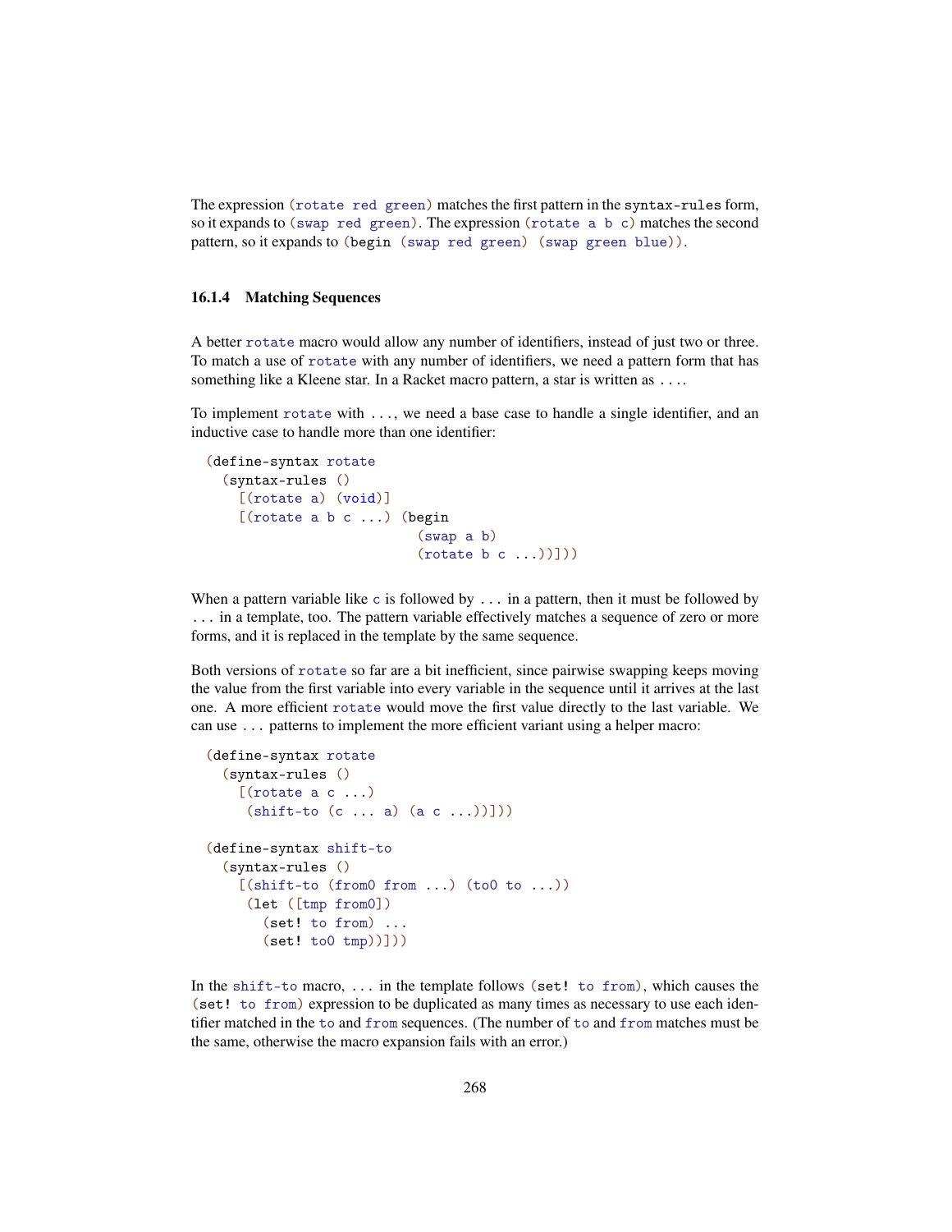The expression `(rotate red green)` matches the first pattern in the `syntax-rules` form, so it expands to `(swap red green)`. The expression `(rotate a b c)` matches the second pattern, so it expands to `(begin (swap red green) (swap green blue))`.

### 16.1.4 Matching Sequences

A better `rotate` macro would allow any number of identifiers, instead of just two or three. To match a use of `rotate` with any number of identifiers, we need a pattern form that has something like a Kleene star. In a Racket macro pattern, a star is written as `...`.

To implement `rotate` with `...`, we need a base case to handle a single identifier, and an inductive case to handle more than one identifier:

```
(define-syntax rotate
  (syntax-rules ()
    [(rotate a) (void)]
    [(rotate a b c ...) (begin
                          (swap a b)
                          (rotate b c ...))]))
```

When a pattern variable like `c` is followed by `...` in a pattern, then it must be followed by `...` in a template, too. The pattern variable effectively matches a sequence of zero or more forms, and it is replaced in the template by the same sequence.

Both versions of `rotate` so far are a bit inefficient, since pairwise swapping keeps moving the value from the first variable into every variable in the sequence until it arrives at the last one. A more efficient `rotate` would move the first value directly to the last variable. We can use `...` patterns to implement the more efficient variant using a helper macro:

```
(define-syntax rotate
  (syntax-rules ()
    [(rotate a c ...)
     (shift-to (c ... a) (a c ...))]))

(define-syntax shift-to
  (syntax-rules ()
    [(shift-to (from0 from ...) (to0 to ...))
     (let ([tmp from0])
       (set! to from) ...
       (set! to0 tmp))]))
```

In the `shift-to` macro, `...` in the template follows `(set! to from)`, which causes the `(set! to from)` expression to be duplicated as many times as necessary to use each identifier matched in the `to` and `from` sequences. (The number of `to` and `from` matches must be the same, otherwise the macro expansion fails with an error.)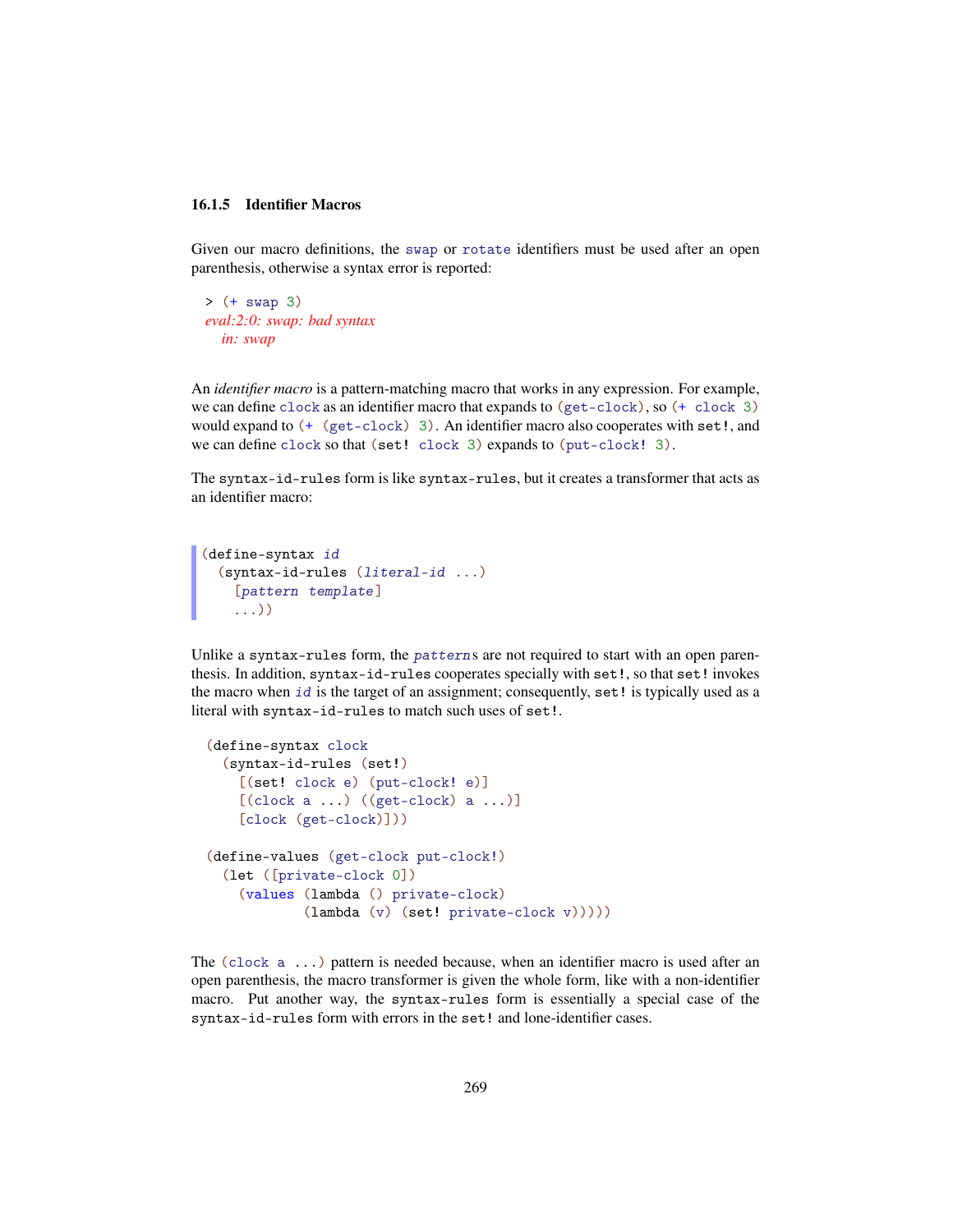### 16.1.5 Identifier Macros

Given our macro definitions, the `swap` or `rotate` identifiers must be used after an open parenthesis, otherwise a syntax error is reported:

```
> (+ swap 3)
eval:2:0: swap: bad syntax
  in: swap
```

An *identifier macro* is a pattern-matching macro that works in any expression. For example, we can define `clock` as an identifier macro that expands to `(get-clock)`, so `(+ clock 3)` would expand to `(+ (get-clock) 3)`. An identifier macro also cooperates with `set!`, and we can define `clock` so that `(set! clock 3)` expands to `(put-clock! 3)`.

The `syntax-id-rules` form is like `syntax-rules`, but it creates a transformer that acts as an identifier macro:

```
(define-syntax id
  (syntax-id-rules (literal-id ...)
    [pattern template]
    ...))
```

Unlike a `syntax-rules` form, the *patterns* are not required to start with an open parenthesis. In addition, `syntax-id-rules` cooperates specially with `set!`, so that `set!` invokes the macro when *id* is the target of an assignment; consequently, `set!` is typically used as a literal with `syntax-id-rules` to match such uses of `set!`.

```
(define-syntax clock
  (syntax-id-rules (set!)
    [(set! clock e) (put-clock! e)]
    [(clock a ...) ((get-clock) a ...)]
    [clock (get-clock)]))

(define-values (get-clock put-clock!)
  (let ([private-clock 0])
    (values (lambda () private-clock)
            (lambda (v) (set! private-clock v)))))
```

The `(clock a ...)` pattern is needed because, when an identifier macro is used after an open parenthesis, the macro transformer is given the whole form, like with a non-identifier macro. Put another way, the `syntax-rules` form is essentially a special case of the `syntax-id-rules` form with errors in the `set!` and lone-identifier cases.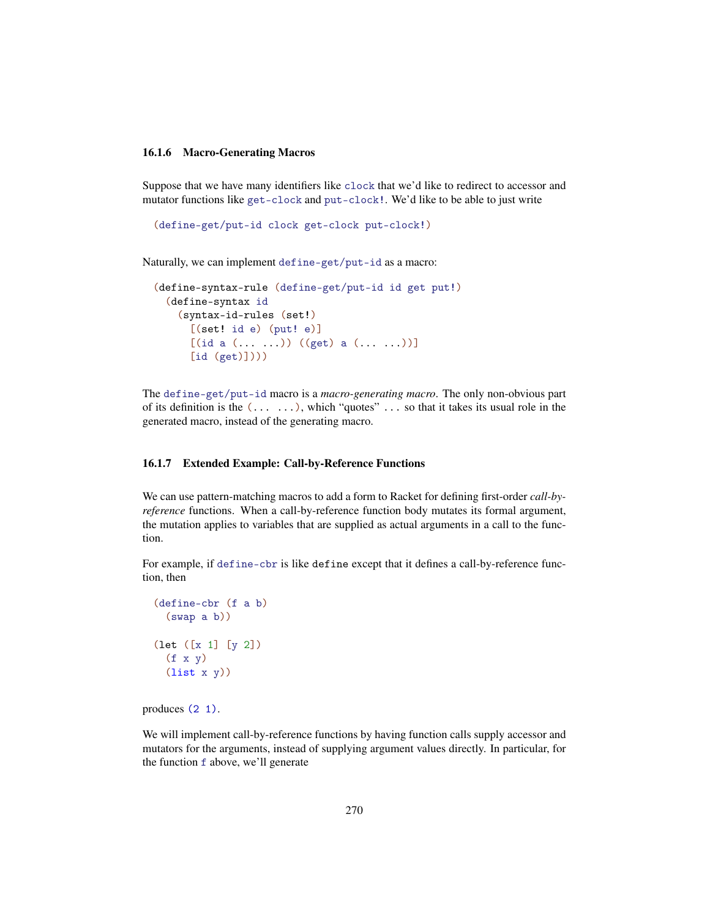### 16.1.6 Macro-Generating Macros

Suppose that we have many identifiers like `clock` that we'd like to redirect to accessor and mutator functions like `get-clock` and `put-clock!`. We'd like to be able to just write

```
(define-get/put-id clock get-clock put-clock!)
```

Naturally, we can implement `define-get/put-id` as a macro:

```
(define-syntax-rule (define-get/put-id id get put!)
  (define-syntax id
    (syntax-id-rules (set!)
      [(set! id e) (put! e)]
      [(id a (... ...)) ((get) a (... ...))]
      [id (get)])))
```

The `define-get/put-id` macro is a *macro-generating macro*. The only non-obvious part of its definition is the `(... ...)`, which "quotes" `...` so that it takes its usual role in the generated macro, instead of the generating macro.

### 16.1.7 Extended Example: Call-by-Reference Functions

We can use pattern-matching macros to add a form to Racket for defining first-order *call-by-reference* functions. When a call-by-reference function body mutates its formal argument, the mutation applies to variables that are supplied as actual arguments in a call to the function.

For example, if `define-cbr` is like `define` except that it defines a call-by-reference function, then

```
(define-cbr (f a b)
  (swap a b))

(let ([x 1] [y 2])
  (f x y)
  (list x y))
```

produces `(2 1)`.

We will implement call-by-reference functions by having function calls supply accessor and mutators for the arguments, instead of supplying argument values directly. In particular, for the function `f` above, we'll generate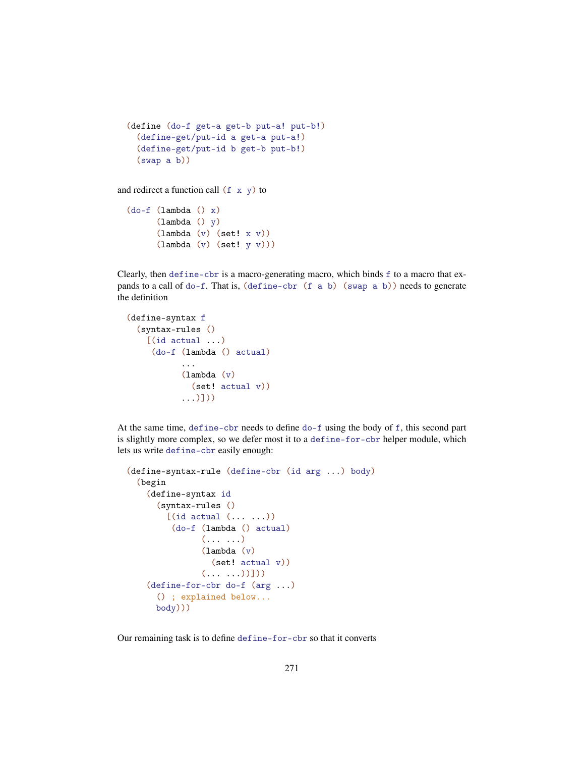```
(define (do-f get-a get-b put-a! put-b!)
  (define-get/put-id a get-a put-a!)
  (define-get/put-id b get-b put-b!)
  (swap a b))
```

and redirect a function call `(f x y)` to

```
(do-f (lambda () x)
      (lambda () y)
      (lambda (v) (set! x v))
      (lambda (v) (set! y v)))
```

Clearly, then `define-cbr` is a macro-generating macro, which binds `f` to a macro that expands to a call of `do-f`. That is, `(define-cbr (f a b) (swap a b))` needs to generate the definition

```
(define-syntax f
  (syntax-rules ()
    [(id actual ...)
     (do-f (lambda () actual)
           ...
           (lambda (v)
             (set! actual v))
           ...)]))
```

At the same time, `define-cbr` needs to define `do-f` using the body of `f`, this second part is slightly more complex, so we defer most it to a `define-for-cbr` helper module, which lets us write `define-cbr` easily enough:

```
(define-syntax-rule (define-cbr (id arg ...) body)
  (begin
    (define-syntax id
      (syntax-rules ()
        [(id actual (... ...))
         (do-f (lambda () actual)
               (... ...)
               (lambda (v)
                 (set! actual v))
               (... ...))]))
    (define-for-cbr do-f (arg ...)
      () ; explained below...
      body)))
```

Our remaining task is to define `define-for-cbr` so that it converts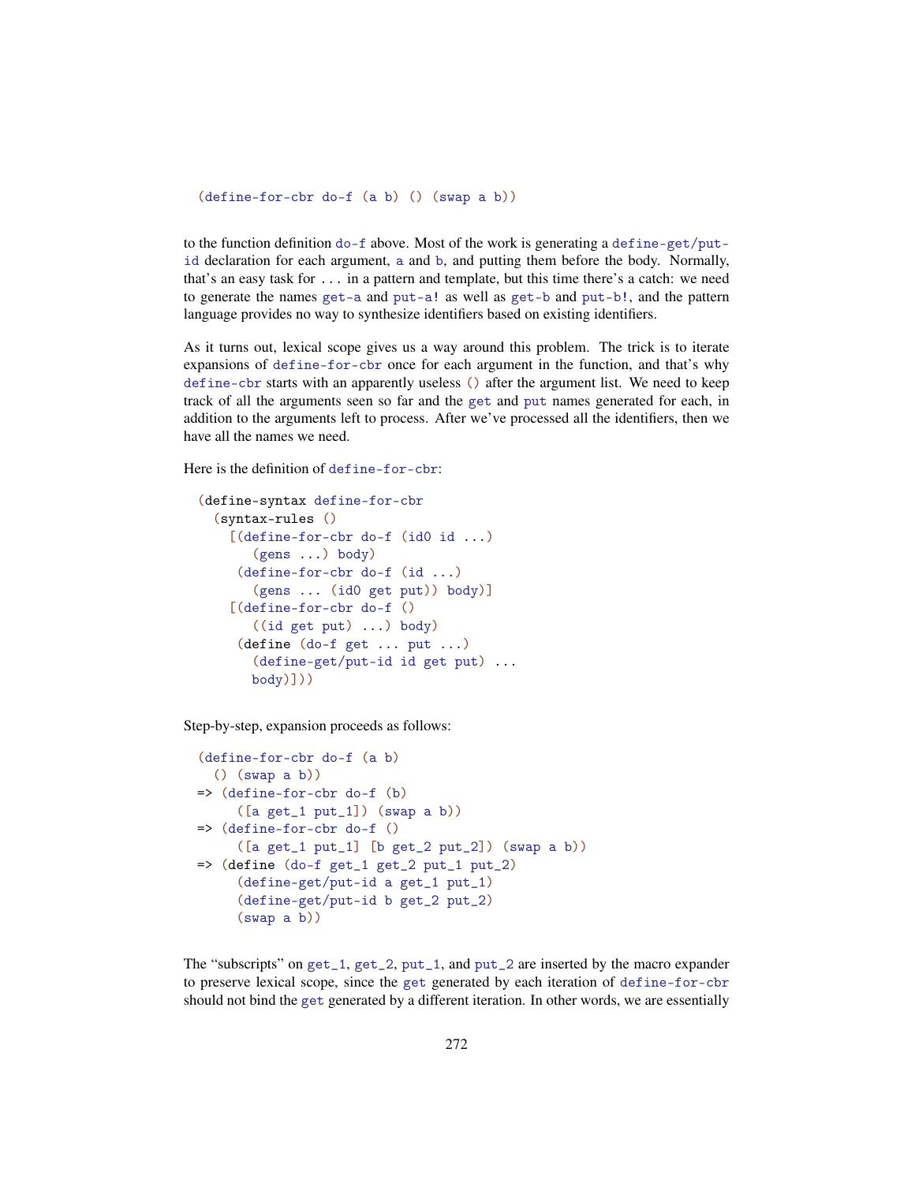```
(define-for-cbr do-f (a b) () (swap a b))
```

to the function definition `do-f` above. Most of the work is generating a `define-get/put-id` declaration for each argument, `a` and `b`, and putting them before the body. Normally, that's an easy task for `...` in a pattern and template, but this time there's a catch: we need to generate the names `get-a` and `put-a!` as well as `get-b` and `put-b!`, and the pattern language provides no way to synthesize identifiers based on existing identifiers.

As it turns out, lexical scope gives us a way around this problem. The trick is to iterate expansions of `define-for-cbr` once for each argument in the function, and that's why `define-cbr` starts with an apparently useless `()` after the argument list. We need to keep track of all the arguments seen so far and the `get` and `put` names generated for each, in addition to the arguments left to process. After we've processed all the identifiers, then we have all the names we need.

Here is the definition of `define-for-cbr`:

```
(define-syntax define-for-cbr
  (syntax-rules ()
    [(define-for-cbr do-f (id0 id ...)
       (gens ...) body)
     (define-for-cbr do-f (id ...)
       (gens ... (id0 get put)) body)]
    [(define-for-cbr do-f ()
       ((id get put) ...) body)
     (define (do-f get ... put ...)
       (define-get/put-id id get put) ...
       body)]))
```

Step-by-step, expansion proceeds as follows:

```
(define-for-cbr do-f (a b)
  () (swap a b))
=> (define-for-cbr do-f (b)
     ([a get_1 put_1]) (swap a b))
=> (define-for-cbr do-f ()
     ([a get_1 put_1] [b get_2 put_2]) (swap a b))
=> (define (do-f get_1 get_2 put_1 put_2)
     (define-get/put-id a get_1 put_1)
     (define-get/put-id b get_2 put_2)
     (swap a b))
```

The "subscripts" on `get_1`, `get_2`, `put_1`, and `put_2` are inserted by the macro expander to preserve lexical scope, since the `get` generated by each iteration of `define-for-cbr` should not bind the `get` generated by a different iteration. In other words, we are essentially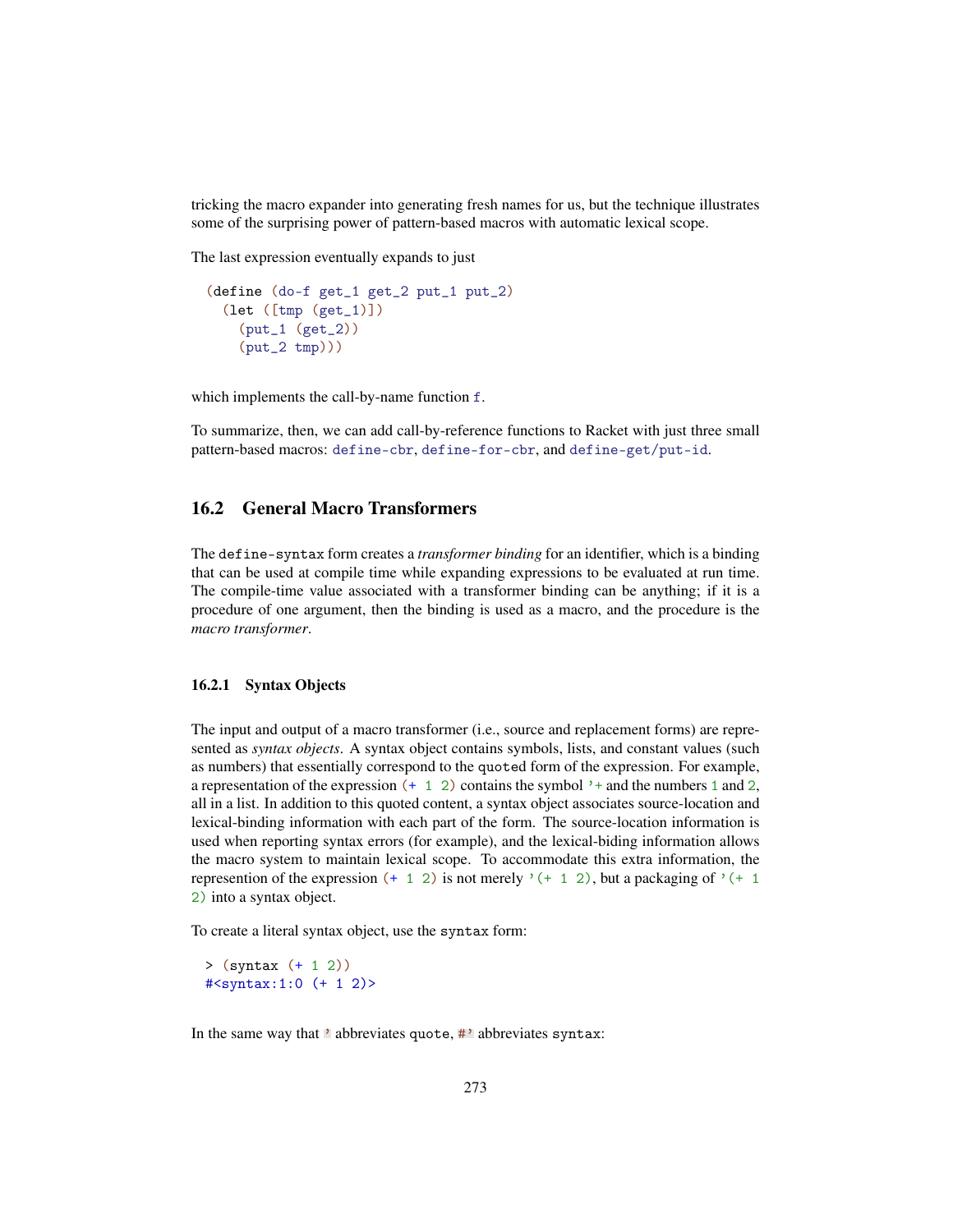tricking the macro expander into generating fresh names for us, but the technique illustrates some of the surprising power of pattern-based macros with automatic lexical scope.

The last expression eventually expands to just

```
(define (do-f get_1 get_2 put_1 put_2)
  (let ([tmp (get_1)])
    (put_1 (get_2))
    (put_2 tmp)))
```

which implements the call-by-name function `f`.

To summarize, then, we can add call-by-reference functions to Racket with just three small pattern-based macros: `define-cbr`, `define-for-cbr`, and `define-get/put-id`.

## 16.2 General Macro Transformers

The `define-syntax` form creates a *transformer binding* for an identifier, which is a binding that can be used at compile time while expanding expressions to be evaluated at run time. The compile-time value associated with a transformer binding can be anything; if it is a procedure of one argument, then the binding is used as a macro, and the procedure is the *macro transformer*.

### 16.2.1 Syntax Objects

The input and output of a macro transformer (i.e., source and replacement forms) are represented as *syntax objects*. A syntax object contains symbols, lists, and constant values (such as numbers) that essentially correspond to the `quote`d form of the expression. For example, a representation of the expression `(+ 1 2)` contains the symbol `'+` and the numbers `1` and `2`, all in a list. In addition to this quoted content, a syntax object associates source-location and lexical-binding information with each part of the form. The source-location information is used when reporting syntax errors (for example), and the lexical-biding information allows the macro system to maintain lexical scope. To accommodate this extra information, the represention of the expression `(+ 1 2)` is not merely `'(+ 1 2)`, but a packaging of `'(+ 1 2)` into a syntax object.

To create a literal syntax object, use the `syntax` form:

```
> (syntax (+ 1 2))
#<syntax:1:0 (+ 1 2)>
```

In the same way that `'` abbreviates `quote`, `#'` abbreviates `syntax`: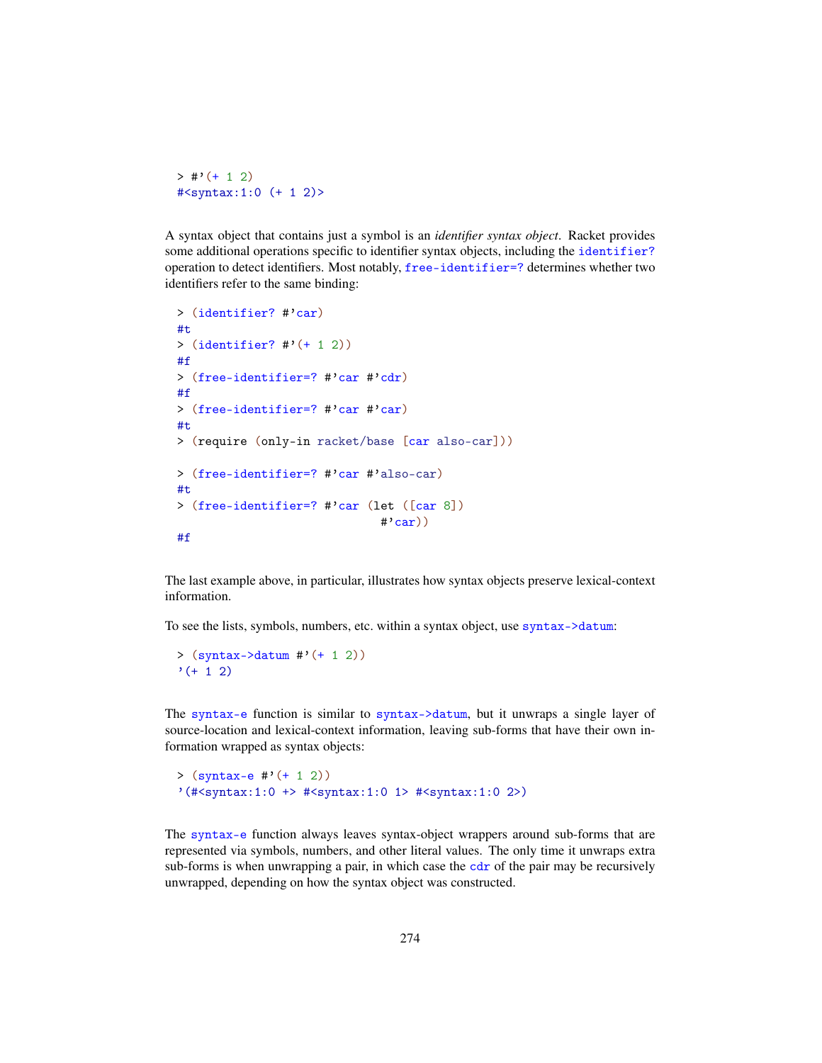```
> #'(+ 1 2)
#<syntax:1:0 (+ 1 2)>
```

A syntax object that contains just a symbol is an *identifier syntax object*. Racket provides some additional operations specific to identifier syntax objects, including the `identifier?` operation to detect identifiers. Most notably, `free-identifier=?` determines whether two identifiers refer to the same binding:

```
> (identifier? #'car)
#t
> (identifier? #'(+ 1 2))
#f
> (free-identifier=? #'car #'cdr)
#f
> (free-identifier=? #'car #'car)
#t
> (require (only-in racket/base [car also-car]))

> (free-identifier=? #'car #'also-car)
#t
> (free-identifier=? #'car (let ([car 8])
                             #'car))
#f
```

The last example above, in particular, illustrates how syntax objects preserve lexical-context information.

To see the lists, symbols, numbers, etc. within a syntax object, use `syntax->datum`:

```
> (syntax->datum #'(+ 1 2))
'(+ 1 2)
```

The `syntax-e` function is similar to `syntax->datum`, but it unwraps a single layer of source-location and lexical-context information, leaving sub-forms that have their own information wrapped as syntax objects:

```
> (syntax-e #'(+ 1 2))
'(#<syntax:1:0 +> #<syntax:1:0 1> #<syntax:1:0 2>)
```

The `syntax-e` function always leaves syntax-object wrappers around sub-forms that are represented via symbols, numbers, and other literal values. The only time it unwraps extra sub-forms is when unwrapping a pair, in which case the `cdr` of the pair may be recursively unwrapped, depending on how the syntax object was constructed.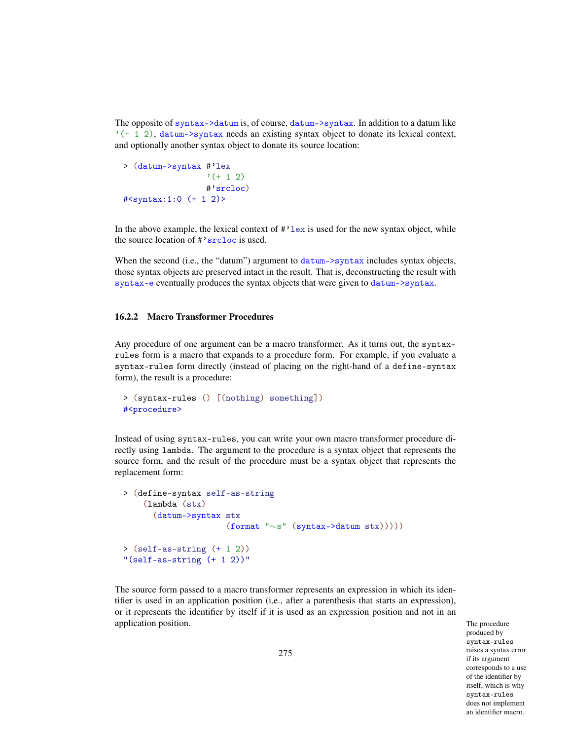The opposite of `syntax->datum` is, of course, `datum->syntax`. In addition to a datum like `'(+ 1 2)`, `datum->syntax` needs an existing syntax object to donate its lexical context, and optionally another syntax object to donate its source location:

```
> (datum->syntax #'lex
                 '(+ 1 2)
                 #'srcloc)
#<syntax:1:0 (+ 1 2)>
```

In the above example, the lexical context of `#'lex` is used for the new syntax object, while the source location of `#'srcloc` is used.

When the second (i.e., the "datum") argument to `datum->syntax` includes syntax objects, those syntax objects are preserved intact in the result. That is, deconstructing the result with `syntax-e` eventually produces the syntax objects that were given to `datum->syntax`.

### 16.2.2 Macro Transformer Procedures

Any procedure of one argument can be a macro transformer. As it turns out, the `syntax-rules` form is a macro that expands to a procedure form. For example, if you evaluate a `syntax-rules` form directly (instead of placing on the right-hand of a `define-syntax` form), the result is a procedure:

```
> (syntax-rules () [(nothing) something])
#<procedure>
```

Instead of using `syntax-rules`, you can write your own macro transformer procedure directly using `lambda`. The argument to the procedure is a syntax object that represents the source form, and the result of the procedure must be a syntax object that represents the replacement form:

```
> (define-syntax self-as-string
    (lambda (stx)
      (datum->syntax stx
                     (format "~s" (syntax->datum stx)))))

> (self-as-string (+ 1 2))
"(self-as-string (+ 1 2))"
```

The source form passed to a macro transformer represents an expression in which its identifier is used in an application position (i.e., after a parenthesis that starts an expression), or it represents the identifier by itself if it is used as an expression position and not in an application position.

The procedure produced by `syntax-rules` raises a syntax error if its argument corresponds to a use of the identifier by itself, which is why `syntax-rules` does not implement an identifier macro.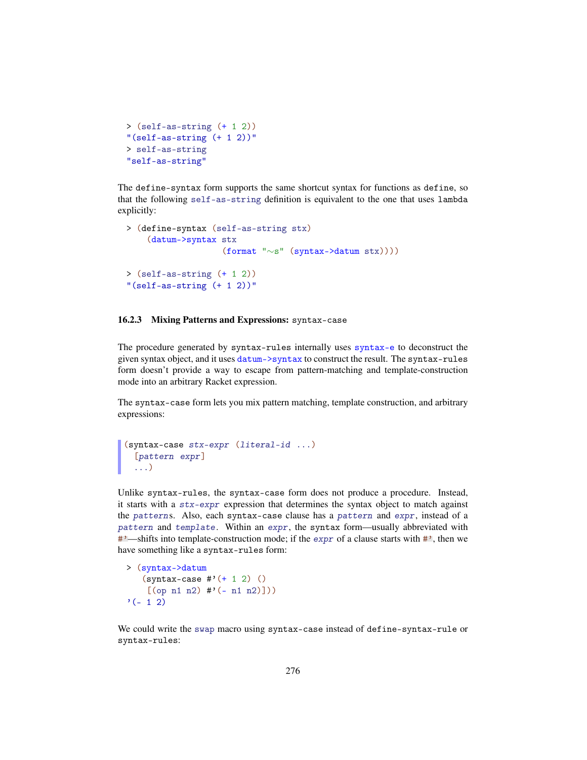```
> (self-as-string (+ 1 2))
"(self-as-string (+ 1 2))"
> self-as-string
"self-as-string"
```

The `define-syntax` form supports the same shortcut syntax for functions as `define`, so that the following `self-as-string` definition is equivalent to the one that uses `lambda` explicitly:

```
> (define-syntax (self-as-string stx)
    (datum->syntax stx
                   (format "~s" (syntax->datum stx))))

> (self-as-string (+ 1 2))
"(self-as-string (+ 1 2))"
```

### 16.2.3 Mixing Patterns and Expressions: `syntax-case`

The procedure generated by `syntax-rules` internally uses `syntax-e` to deconstruct the given syntax object, and it uses `datum->syntax` to construct the result. The `syntax-rules` form doesn't provide a way to escape from pattern-matching and template-construction mode into an arbitrary Racket expression.

The `syntax-case` form lets you mix pattern matching, template construction, and arbitrary expressions:

```
(syntax-case stx-expr (literal-id ...)
  [pattern expr]
  ...)
```

Unlike `syntax-rules`, the `syntax-case` form does not produce a procedure. Instead, it starts with a *stx-expr* expression that determines the syntax object to match against the *pattern*s. Also, each `syntax-case` clause has a *pattern* and *expr*, instead of a *pattern* and *template*. Within an *expr*, the syntax form—usually abbreviated with `#'`—shifts into template-construction mode; if the *expr* of a clause starts with `#'`, then we have something like a `syntax-rules` form:

```
> (syntax->datum
   (syntax-case #'(+ 1 2) ()
    [(op n1 n2) #'(- n1 n2)]))
'(- 1 2)
```

We could write the `swap` macro using `syntax-case` instead of `define-syntax-rule` or `syntax-rules`: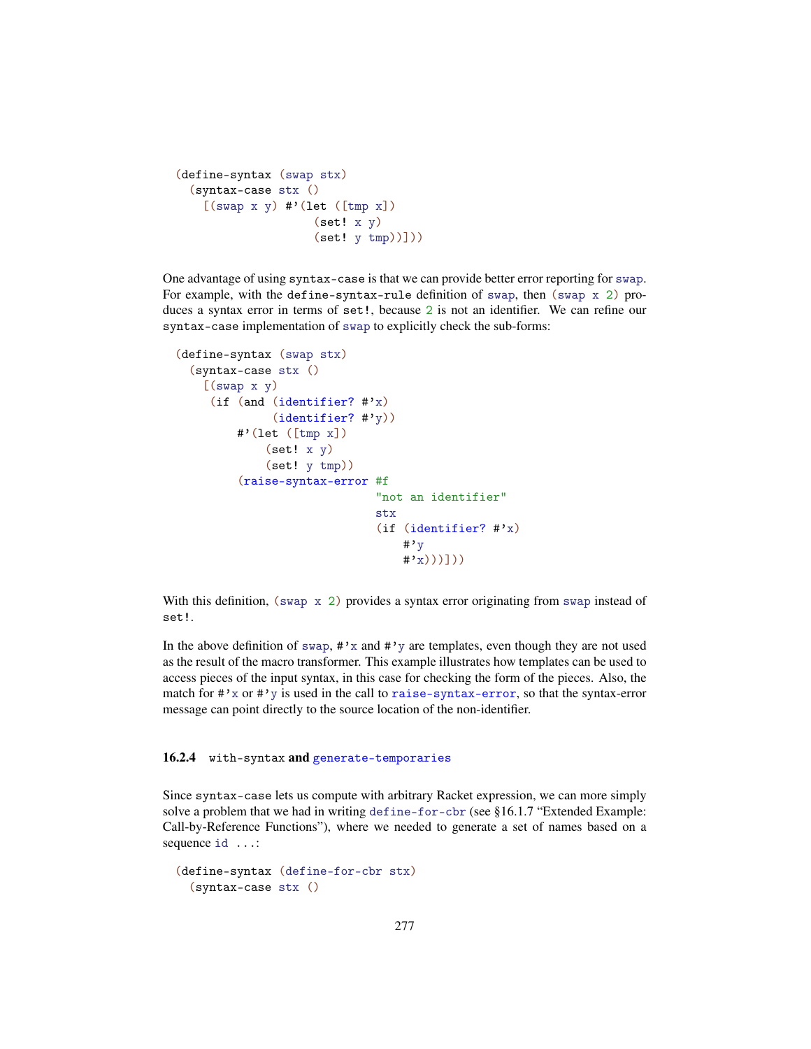```racket
(define-syntax (swap stx)
  (syntax-case stx ()
    [(swap x y) #'(let ([tmp x])
                    (set! x y)
                    (set! y tmp))]))
```

One advantage of using `syntax-case` is that we can provide better error reporting for `swap`. For example, with the `define-syntax-rule` definition of `swap`, then `(swap x 2)` produces a syntax error in terms of `set!`, because `2` is not an identifier. We can refine our `syntax-case` implementation of `swap` to explicitly check the sub-forms:

```racket
(define-syntax (swap stx)
  (syntax-case stx ()
    [(swap x y)
     (if (and (identifier? #'x)
              (identifier? #'y))
         #'(let ([tmp x])
             (set! x y)
             (set! y tmp))
         (raise-syntax-error #f
                             "not an identifier"
                             stx
                             (if (identifier? #'x)
                                 #'y
                                 #'x)))]))
```

With this definition, `(swap x 2)` provides a syntax error originating from `swap` instead of `set!`.

In the above definition of `swap`, `#'x` and `#'y` are templates, even though they are not used as the result of the macro transformer. This example illustrates how templates can be used to access pieces of the input syntax, in this case for checking the form of the pieces. Also, the match for `#'x` or `#'y` is used in the call to `raise-syntax-error`, so that the syntax-error message can point directly to the source location of the non-identifier.

### 16.2.4 `with-syntax` and `generate-temporaries`

Since `syntax-case` lets us compute with arbitrary Racket expression, we can more simply solve a problem that we had in writing `define-for-cbr` (see §16.1.7 "Extended Example: Call-by-Reference Functions"), where we needed to generate a set of names based on a sequence `id ...`:

```racket
(define-syntax (define-for-cbr stx)
  (syntax-case stx ()
```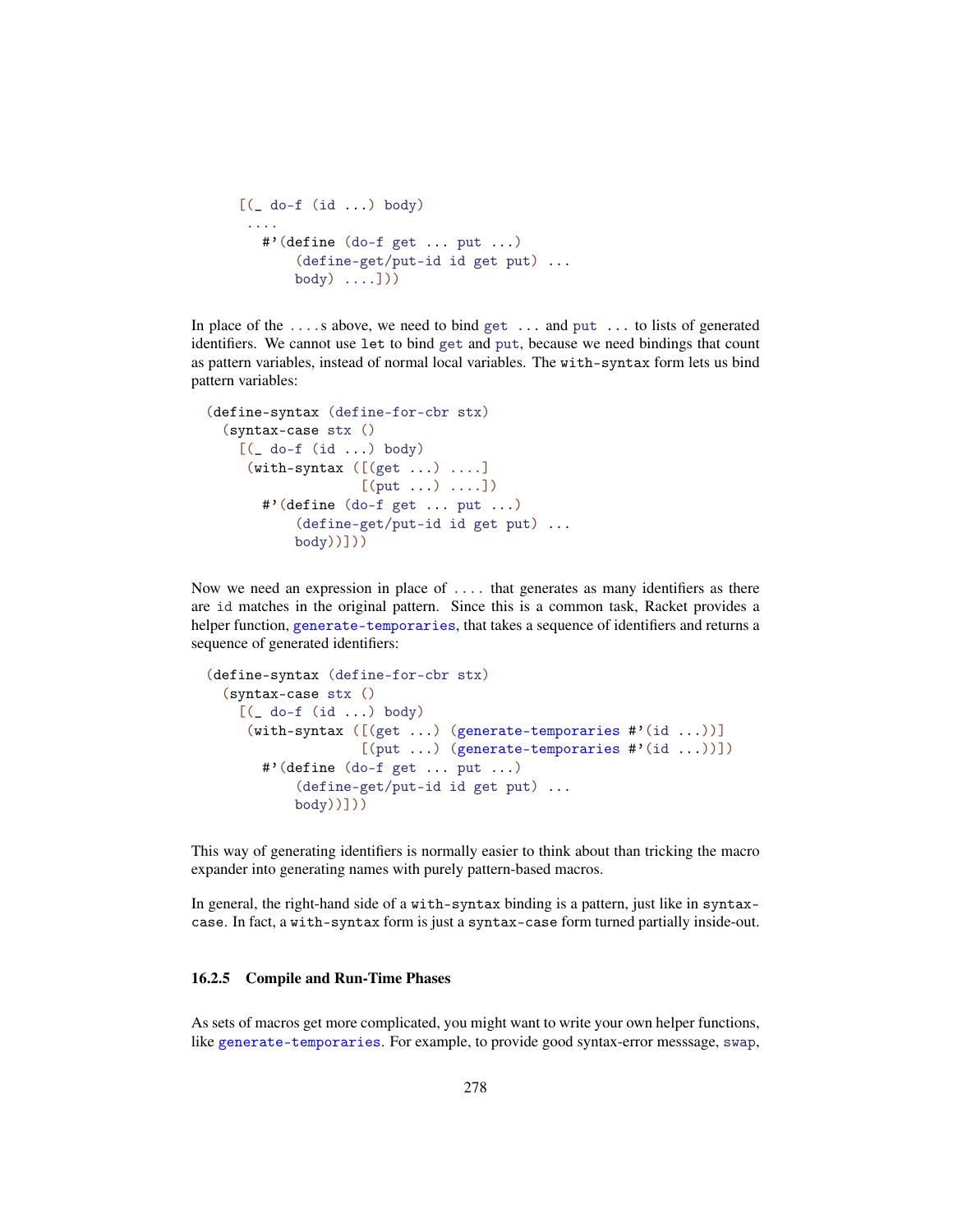```
[(_ do-f (id ...) body)
 ....
   #'(define (do-f get ... put ...)
       (define-get/put-id id get put) ...
       body) ....]))
```

In place of the `....`s above, we need to bind `get ...` and `put ...` to lists of generated identifiers. We cannot use `let` to bind `get` and `put`, because we need bindings that count as pattern variables, instead of normal local variables. The `with-syntax` form lets us bind pattern variables:

```
(define-syntax (define-for-cbr stx)
  (syntax-case stx ()
    [(_ do-f (id ...) body)
     (with-syntax ([(get ...) ....]
                   [(put ...) ....])
       #'(define (do-f get ... put ...)
           (define-get/put-id id get put) ...
           body))]))
```

Now we need an expression in place of `....` that generates as many identifiers as there are `id` matches in the original pattern. Since this is a common task, Racket provides a helper function, `generate-temporaries`, that takes a sequence of identifiers and returns a sequence of generated identifiers:

```
(define-syntax (define-for-cbr stx)
  (syntax-case stx ()
    [(_ do-f (id ...) body)
     (with-syntax ([(get ...) (generate-temporaries #'(id ...))]
                   [(put ...) (generate-temporaries #'(id ...))])
       #'(define (do-f get ... put ...)
           (define-get/put-id id get put) ...
           body))]))
```

This way of generating identifiers is normally easier to think about than tricking the macro expander into generating names with purely pattern-based macros.

In general, the right-hand side of a `with-syntax` binding is a pattern, just like in `syntax-case`. In fact, a `with-syntax` form is just a `syntax-case` form turned partially inside-out.

### 16.2.5 Compile and Run-Time Phases

As sets of macros get more complicated, you might want to write your own helper functions, like `generate-temporaries`. For example, to provide good syntax-error messsage, `swap`,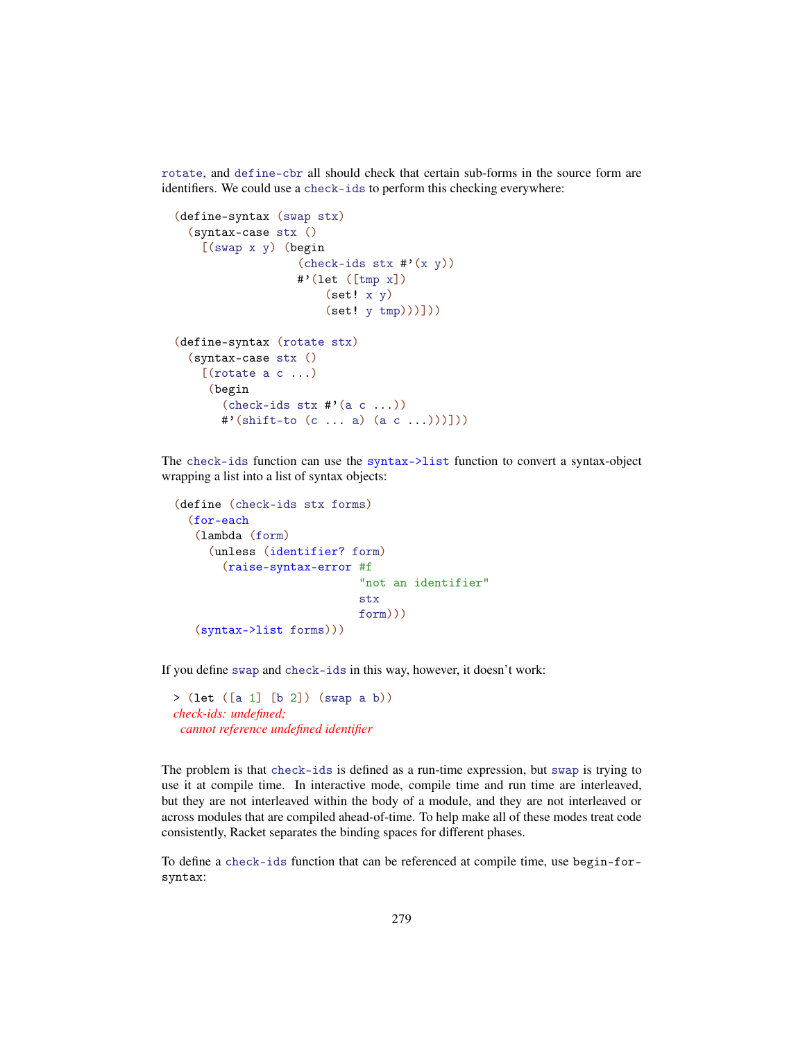rotate, and define-cbr all should check that certain sub-forms in the source form are identifiers. We could use a check-ids to perform this checking everywhere:

```
(define-syntax (swap stx)
  (syntax-case stx ()
    [(swap x y) (begin
                  (check-ids stx #'(x y))
                  #'(let ([tmp x])
                      (set! x y)
                      (set! y tmp)))]))

(define-syntax (rotate stx)
  (syntax-case stx ()
    [(rotate a c ...)
     (begin
       (check-ids stx #'(a c ...))
       #'(shift-to (c ... a) (a c ...)))]))
```

The check-ids function can use the syntax->list function to convert a syntax-object wrapping a list into a list of syntax objects:

```
(define (check-ids stx forms)
  (for-each
   (lambda (form)
     (unless (identifier? form)
       (raise-syntax-error #f
                           "not an identifier"
                           stx
                           form)))
   (syntax->list forms)))
```

If you define swap and check-ids in this way, however, it doesn't work:

```
> (let ([a 1] [b 2]) (swap a b))
check-ids: undefined;
 cannot reference undefined identifier
```

The problem is that check-ids is defined as a run-time expression, but swap is trying to use it at compile time. In interactive mode, compile time and run time are interleaved, but they are not interleaved within the body of a module, and they are not interleaved or across modules that are compiled ahead-of-time. To help make all of these modes treat code consistently, Racket separates the binding spaces for different phases.

To define a check-ids function that can be referenced at compile time, use begin-for-syntax: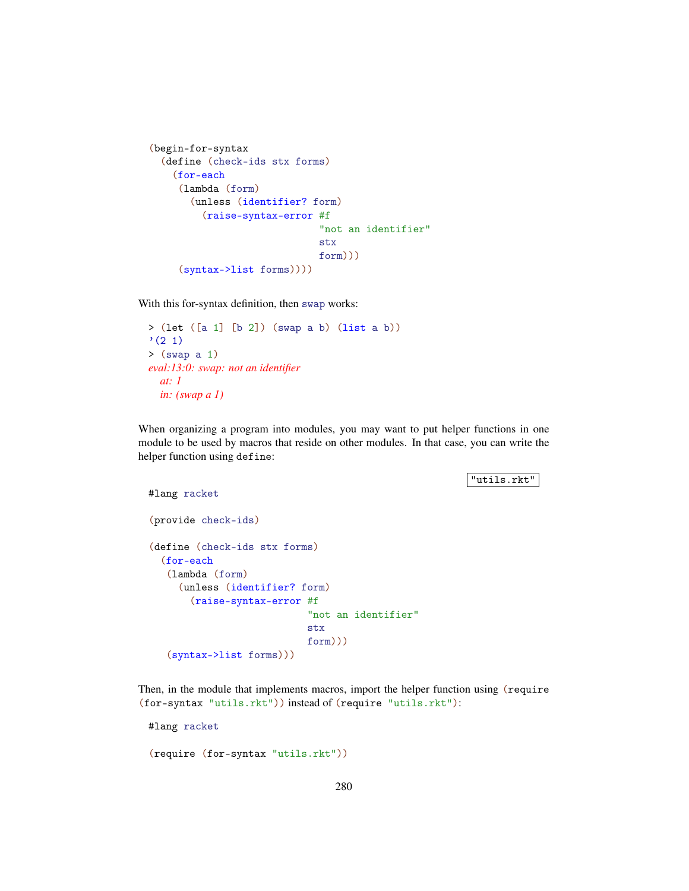```racket
(begin-for-syntax
  (define (check-ids stx forms)
    (for-each
     (lambda (form)
       (unless (identifier? form)
         (raise-syntax-error #f
                             "not an identifier"
                             stx
                             form)))
     (syntax->list forms))))
```

With this for-syntax definition, then `swap` works:

```racket
> (let ([a 1] [b 2]) (swap a b) (list a b))
'(2 1)
> (swap a 1)
eval:13:0: swap: not an identifier
  at: 1
  in: (swap a 1)
```

When organizing a program into modules, you may want to put helper functions in one module to be used by macros that reside on other modules. In that case, you can write the helper function using `define`:

"utils.rkt"

```racket
#lang racket

(provide check-ids)

(define (check-ids stx forms)
  (for-each
   (lambda (form)
     (unless (identifier? form)
       (raise-syntax-error #f
                           "not an identifier"
                           stx
                           form)))
   (syntax->list forms)))
```

Then, in the module that implements macros, import the helper function using `(require (for-syntax "utils.rkt"))` instead of `(require "utils.rkt")`:

```racket
#lang racket

(require (for-syntax "utils.rkt"))
```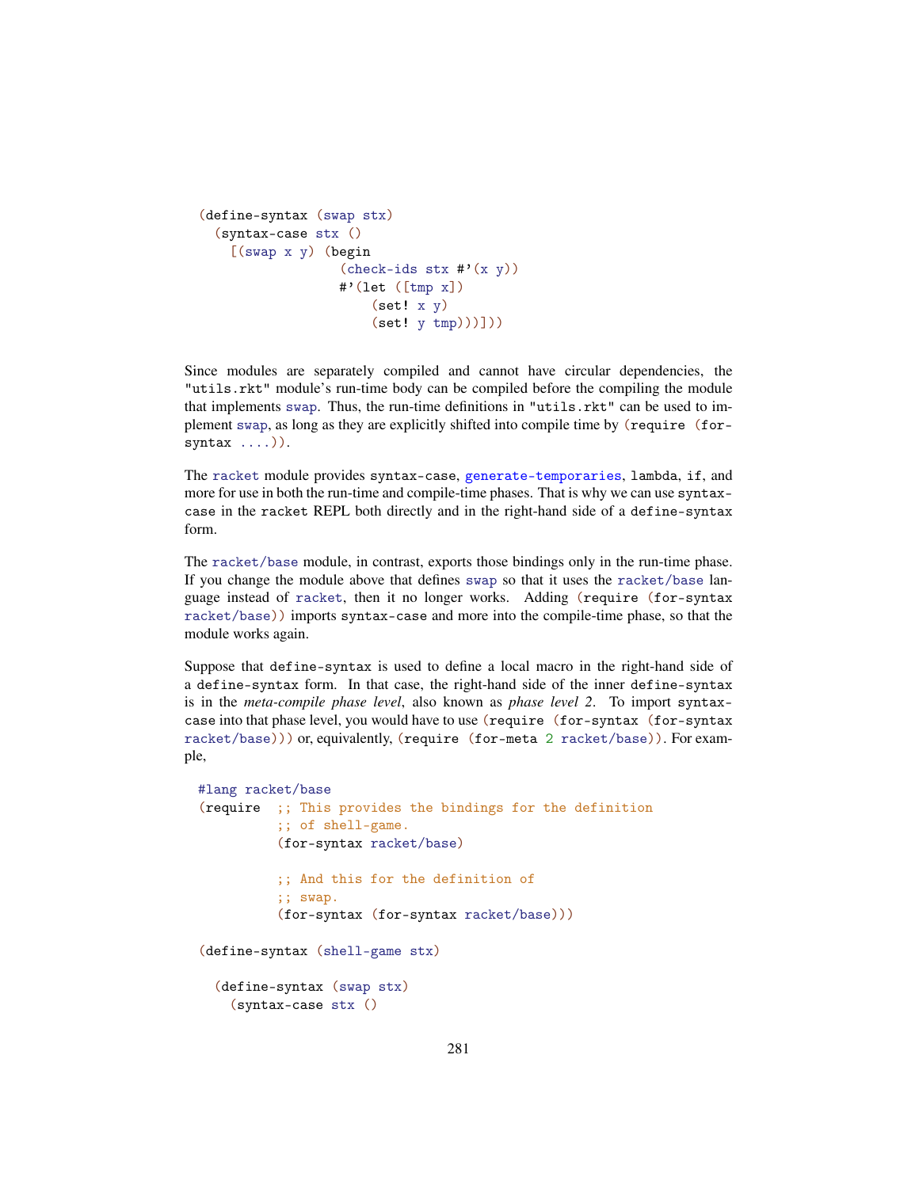```racket
(define-syntax (swap stx)
  (syntax-case stx ()
    [(swap x y) (begin
                  (check-ids stx #'(x y))
                  #'(let ([tmp x])
                      (set! x y)
                      (set! y tmp)))]))
```

Since modules are separately compiled and cannot have circular dependencies, the "utils.rkt" module's run-time body can be compiled before the compiling the module that implements swap. Thus, the run-time definitions in "utils.rkt" can be used to implement swap, as long as they are explicitly shifted into compile time by (require (for-syntax ....)).

The racket module provides syntax-case, generate-temporaries, lambda, if, and more for use in both the run-time and compile-time phases. That is why we can use syntax-case in the racket REPL both directly and in the right-hand side of a define-syntax form.

The racket/base module, in contrast, exports those bindings only in the run-time phase. If you change the module above that defines swap so that it uses the racket/base language instead of racket, then it no longer works. Adding (require (for-syntax racket/base)) imports syntax-case and more into the compile-time phase, so that the module works again.

Suppose that define-syntax is used to define a local macro in the right-hand side of a define-syntax form. In that case, the right-hand side of the inner define-syntax is in the *meta-compile phase level*, also known as *phase level 2*. To import syntax-case into that phase level, you would have to use (require (for-syntax (for-syntax racket/base))) or, equivalently, (require (for-meta 2 racket/base)). For example,

```racket
#lang racket/base
(require  ;; This provides the bindings for the definition
          ;; of shell-game.
          (for-syntax racket/base)

          ;; And this for the definition of
          ;; swap.
          (for-syntax (for-syntax racket/base)))

(define-syntax (shell-game stx)

  (define-syntax (swap stx)
    (syntax-case stx ()
```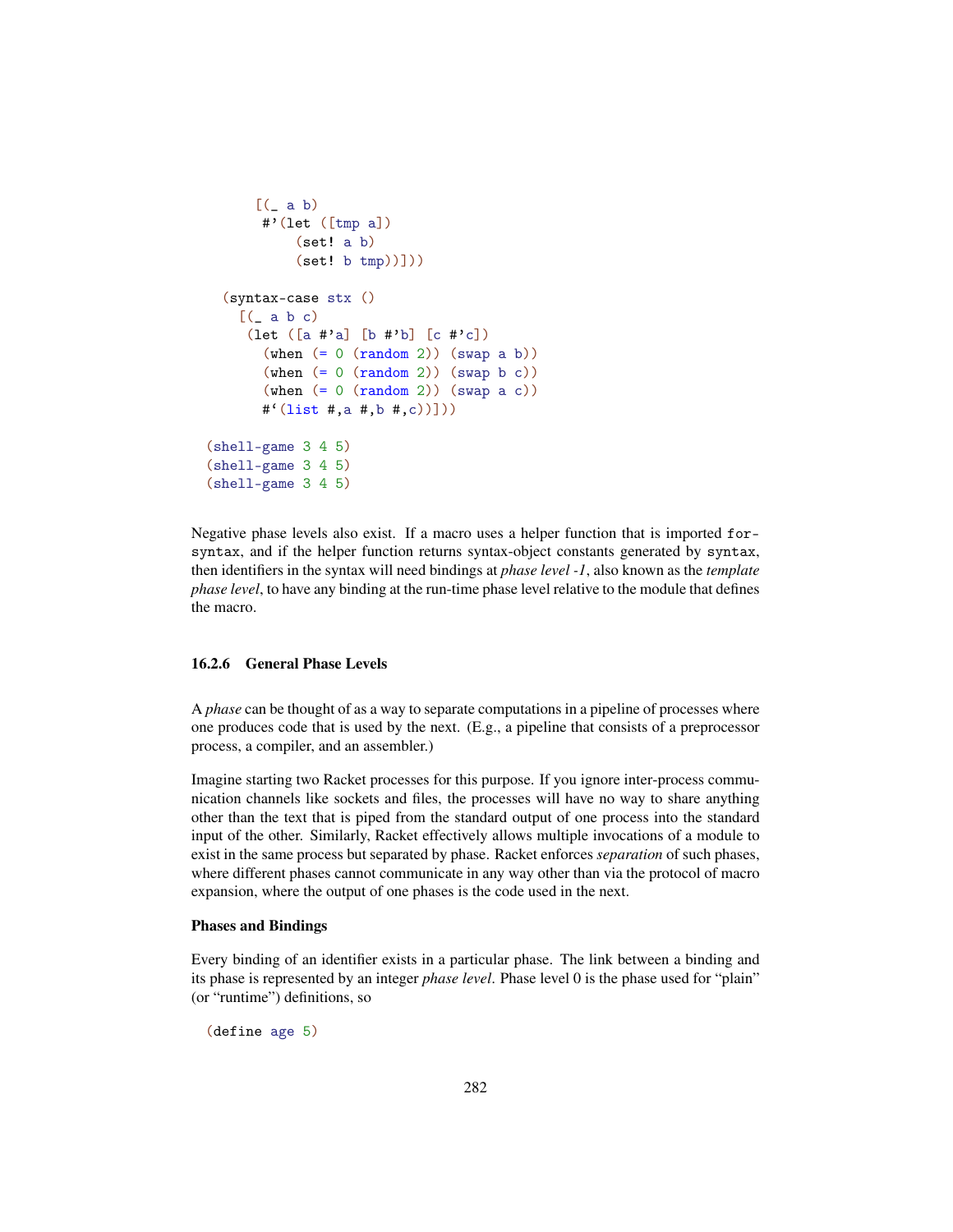```
        [(_ a b)
         #'(let ([tmp a])
             (set! a b)
             (set! b tmp))]))

    (syntax-case stx ()
      [(_ a b c)
       (let ([a #'a] [b #'b] [c #'c])
         (when (= 0 (random 2)) (swap a b))
         (when (= 0 (random 2)) (swap b c))
         (when (= 0 (random 2)) (swap a c))
         #`(list #,a #,b #,c))]))

  (shell-game 3 4 5)
  (shell-game 3 4 5)
  (shell-game 3 4 5)
```

Negative phase levels also exist. If a macro uses a helper function that is imported `for-syntax`, and if the helper function returns syntax-object constants generated by `syntax`, then identifiers in the syntax will need bindings at *phase level -1*, also known as the *template phase level*, to have any binding at the run-time phase level relative to the module that defines the macro.

### 16.2.6 General Phase Levels

A *phase* can be thought of as a way to separate computations in a pipeline of processes where one produces code that is used by the next. (E.g., a pipeline that consists of a preprocessor process, a compiler, and an assembler.)

Imagine starting two Racket processes for this purpose. If you ignore inter-process communication channels like sockets and files, the processes will have no way to share anything other than the text that is piped from the standard output of one process into the standard input of the other. Similarly, Racket effectively allows multiple invocations of a module to exist in the same process but separated by phase. Racket enforces *separation* of such phases, where different phases cannot communicate in any way other than via the protocol of macro expansion, where the output of one phases is the code used in the next.

#### Phases and Bindings

Every binding of an identifier exists in a particular phase. The link between a binding and its phase is represented by an integer *phase level*. Phase level 0 is the phase used for "plain" (or "runtime") definitions, so

```
(define age 5)
```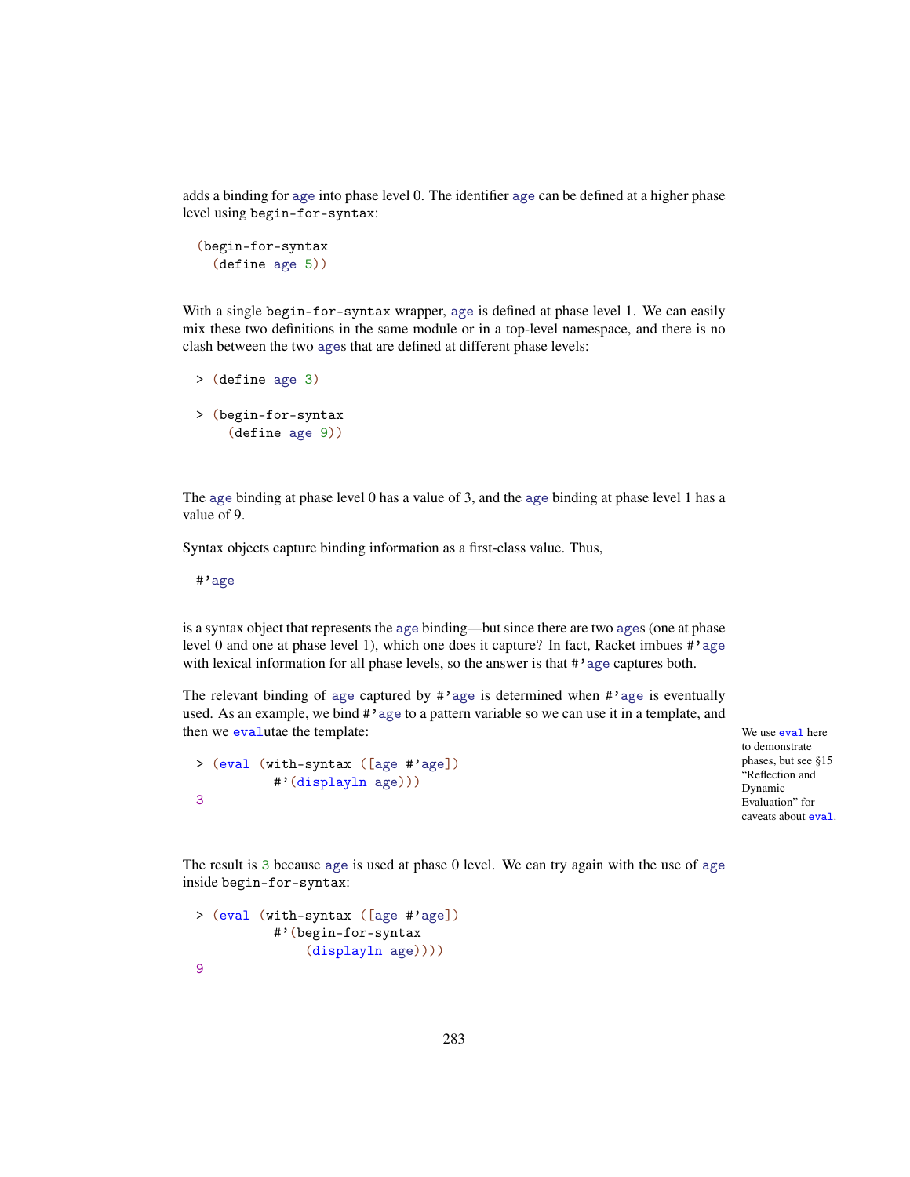adds a binding for `age` into phase level 0. The identifier `age` can be defined at a higher phase level using `begin-for-syntax`:

```
(begin-for-syntax
  (define age 5))
```

With a single `begin-for-syntax` wrapper, `age` is defined at phase level 1. We can easily mix these two definitions in the same module or in a top-level namespace, and there is no clash between the two `age`s that are defined at different phase levels:

```
> (define age 3)

> (begin-for-syntax
    (define age 9))
```

The `age` binding at phase level 0 has a value of 3, and the `age` binding at phase level 1 has a value of 9.

Syntax objects capture binding information as a first-class value. Thus,

```
#'age
```

is a syntax object that represents the `age` binding—but since there are two `age`s (one at phase level 0 and one at phase level 1), which one does it capture? In fact, Racket imbues `#'age` with lexical information for all phase levels, so the answer is that `#'age` captures both.

The relevant binding of `age` captured by `#'age` is determined when `#'age` is eventually used. As an example, we bind `#'age` to a pattern variable so we can use it in a template, and then we `eval`utae the template:

We use `eval` here to demonstrate phases, but see §15 "Reflection and Dynamic Evaluation" for caveats about `eval`.

```
> (eval (with-syntax ([age #'age])
          #'(displayln age)))
3
```

The result is 3 because `age` is used at phase 0 level. We can try again with the use of `age` inside `begin-for-syntax`:

```
> (eval (with-syntax ([age #'age])
          #'(begin-for-syntax
              (displayln age))))
9
```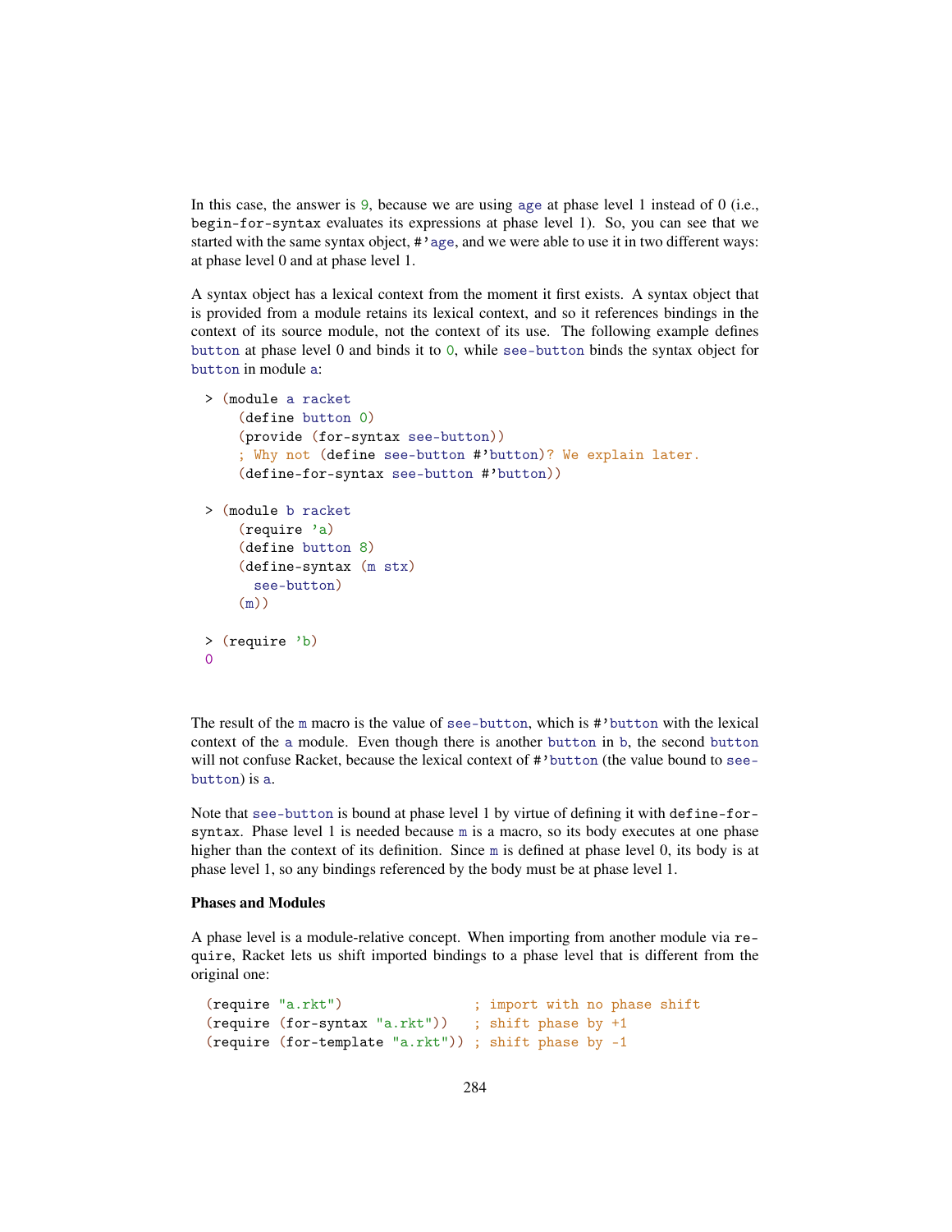In this case, the answer is 9, because we are using age at phase level 1 instead of 0 (i.e., begin-for-syntax evaluates its expressions at phase level 1). So, you can see that we started with the same syntax object, #'age, and we were able to use it in two different ways: at phase level 0 and at phase level 1.

A syntax object has a lexical context from the moment it first exists. A syntax object that is provided from a module retains its lexical context, and so it references bindings in the context of its source module, not the context of its use. The following example defines button at phase level 0 and binds it to 0, while see-button binds the syntax object for button in module a:

```
> (module a racket
    (define button 0)
    (provide (for-syntax see-button))
    ; Why not (define see-button #'button)? We explain later.
    (define-for-syntax see-button #'button))

> (module b racket
    (require 'a)
    (define button 8)
    (define-syntax (m stx)
      see-button)
    (m))

> (require 'b)
0
```

The result of the m macro is the value of see-button, which is #'button with the lexical context of the a module. Even though there is another button in b, the second button will not confuse Racket, because the lexical context of #'button (the value bound to see-button) is a.

Note that see-button is bound at phase level 1 by virtue of defining it with define-for-syntax. Phase level 1 is needed because m is a macro, so its body executes at one phase higher than the context of its definition. Since m is defined at phase level 0, its body is at phase level 1, so any bindings referenced by the body must be at phase level 1.

**Phases and Modules**

A phase level is a module-relative concept. When importing from another module via require, Racket lets us shift imported bindings to a phase level that is different from the original one:

```
(require "a.rkt")                ; import with no phase shift
(require (for-syntax "a.rkt"))   ; shift phase by +1
(require (for-template "a.rkt")) ; shift phase by -1
```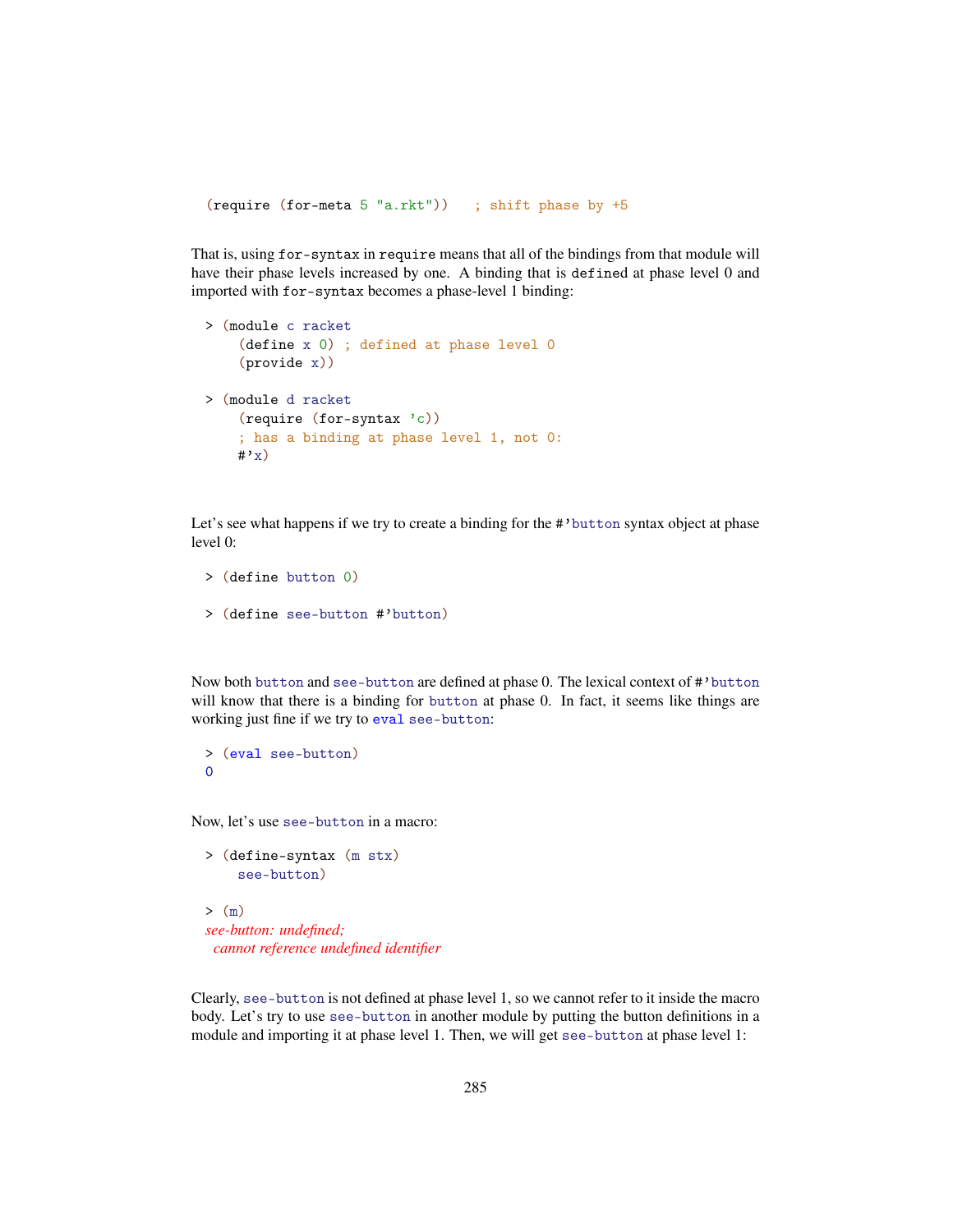```
(require (for-meta 5 "a.rkt"))   ; shift phase by +5
```

That is, using `for-syntax` in `require` means that all of the bindings from that module will have their phase levels increased by one. A binding that is `define`d at phase level 0 and imported with `for-syntax` becomes a phase-level 1 binding:

```
> (module c racket
    (define x 0) ; defined at phase level 0
    (provide x))

> (module d racket
    (require (for-syntax 'c))
    ; has a binding at phase level 1, not 0:
    #'x)
```

Let's see what happens if we try to create a binding for the `#'button` syntax object at phase level 0:

```
> (define button 0)

> (define see-button #'button)
```

Now both `button` and `see-button` are defined at phase 0. The lexical context of `#'button` will know that there is a binding for `button` at phase 0. In fact, it seems like things are working just fine if we try to `eval` `see-button`:

```
> (eval see-button)
0
```

Now, let's use `see-button` in a macro:

```
> (define-syntax (m stx)
    see-button)

> (m)
see-button: undefined;
 cannot reference undefined identifier
```

Clearly, `see-button` is not defined at phase level 1, so we cannot refer to it inside the macro body. Let's try to use `see-button` in another module by putting the button definitions in a module and importing it at phase level 1. Then, we will get `see-button` at phase level 1: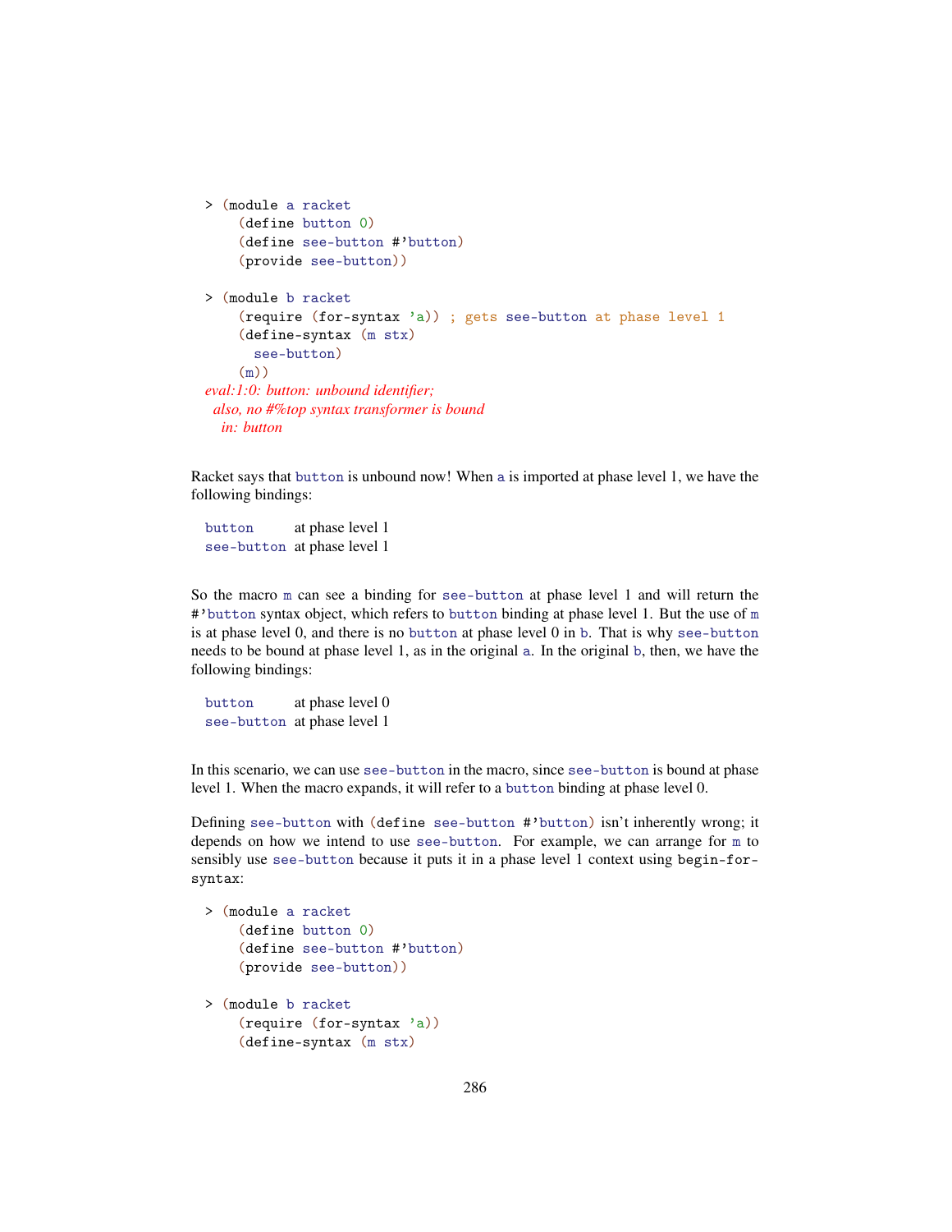```
> (module a racket
    (define button 0)
    (define see-button #'button)
    (provide see-button))

> (module b racket
    (require (for-syntax 'a)) ; gets see-button at phase level 1
    (define-syntax (m stx)
      see-button)
    (m))
eval:1:0: button: unbound identifier;
 also, no #%top syntax transformer is bound
  in: button
```

Racket says that `button` is unbound now! When `a` is imported at phase level 1, we have the following bindings:

```
button      at phase level 1
see-button  at phase level 1
```

So the macro `m` can see a binding for `see-button` at phase level 1 and will return the `#'button` syntax object, which refers to `button` binding at phase level 1. But the use of `m` is at phase level 0, and there is no `button` at phase level 0 in `b`. That is why `see-button` needs to be bound at phase level 1, as in the original `a`. In the original `b`, then, we have the following bindings:

```
button      at phase level 0
see-button  at phase level 1
```

In this scenario, we can use `see-button` in the macro, since `see-button` is bound at phase level 1. When the macro expands, it will refer to a `button` binding at phase level 0.

Defining `see-button` with `(define see-button #'button)` isn't inherently wrong; it depends on how we intend to use `see-button`. For example, we can arrange for `m` to sensibly use `see-button` because it puts it in a phase level 1 context using `begin-for-syntax`:

```
> (module a racket
    (define button 0)
    (define see-button #'button)
    (provide see-button))

> (module b racket
    (require (for-syntax 'a))
    (define-syntax (m stx)
```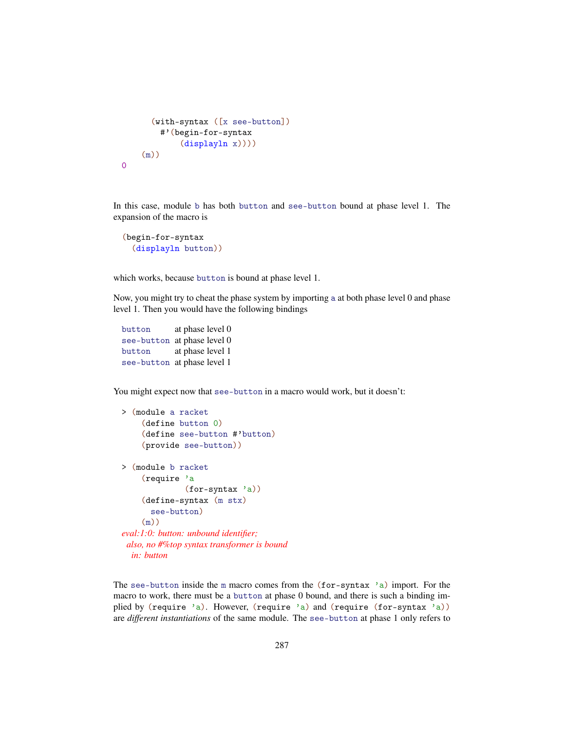```
      (with-syntax ([x see-button])
        #'(begin-for-syntax
            (displayln x))))
    (m))
0
```

In this case, module `b` has both `button` and `see-button` bound at phase level 1. The expansion of the macro is

```
(begin-for-syntax
  (displayln button))
```

which works, because `button` is bound at phase level 1.

Now, you might try to cheat the phase system by importing `a` at both phase level 0 and phase level 1. Then you would have the following bindings

```
button      at phase level 0
see-button  at phase level 0
button      at phase level 1
see-button  at phase level 1
```

You might expect now that `see-button` in a macro would work, but it doesn't:

```
> (module a racket
    (define button 0)
    (define see-button #'button)
    (provide see-button))

> (module b racket
    (require 'a
             (for-syntax 'a))
    (define-syntax (m stx)
      see-button)
    (m))
eval:1:0: button: unbound identifier;
 also, no #%top syntax transformer is bound
  in: button
```

The `see-button` inside the `m` macro comes from the `(for-syntax 'a)` import. For the macro to work, there must be a `button` at phase 0 bound, and there is such a binding implied by `(require 'a)`. However, `(require 'a)` and `(require (for-syntax 'a))` are *different instantiations* of the same module. The `see-button` at phase 1 only refers to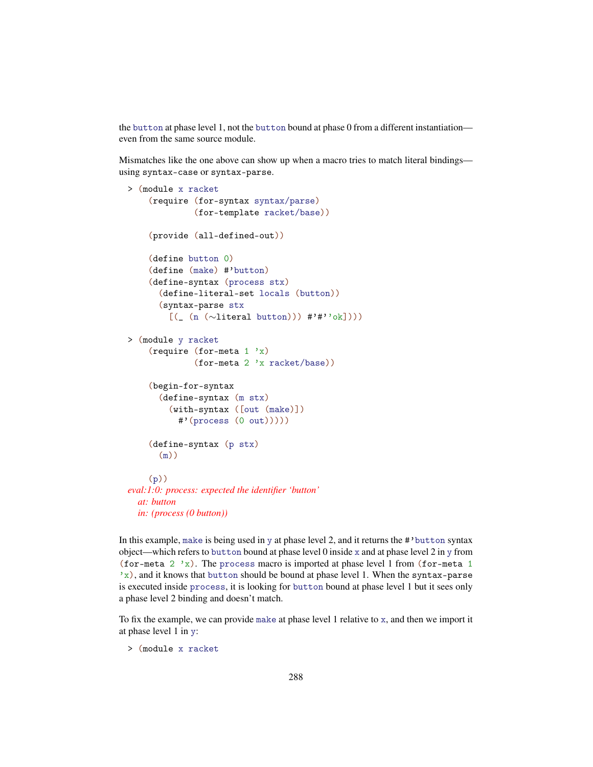the button at phase level 1, not the button bound at phase 0 from a different instantiation—even from the same source module.

Mismatches like the one above can show up when a macro tries to match literal bindings—using syntax-case or syntax-parse.

```
> (module x racket
    (require (for-syntax syntax/parse)
             (for-template racket/base))

    (provide (all-defined-out))

    (define button 0)
    (define (make) #'button)
    (define-syntax (process stx)
      (define-literal-set locals (button))
      (syntax-parse stx
        [(_ (n (~literal button))) #'#''ok])))

> (module y racket
    (require (for-meta 1 'x)
             (for-meta 2 'x racket/base))

    (begin-for-syntax
      (define-syntax (m stx)
        (with-syntax ([out (make)])
          #'(process (0 out)))))

    (define-syntax (p stx)
      (m))

    (p))
eval:1:0: process: expected the identifier `button'
  at: button
  in: (process (0 button))
```

In this example, make is being used in y at phase level 2, and it returns the #'button syntax object—which refers to button bound at phase level 0 inside x and at phase level 2 in y from (for-meta 2 'x). The process macro is imported at phase level 1 from (for-meta 1 'x), and it knows that button should be bound at phase level 1. When the syntax-parse is executed inside process, it is looking for button bound at phase level 1 but it sees only a phase level 2 binding and doesn't match.

To fix the example, we can provide make at phase level 1 relative to x, and then we import it at phase level 1 in y:

```
> (module x racket
```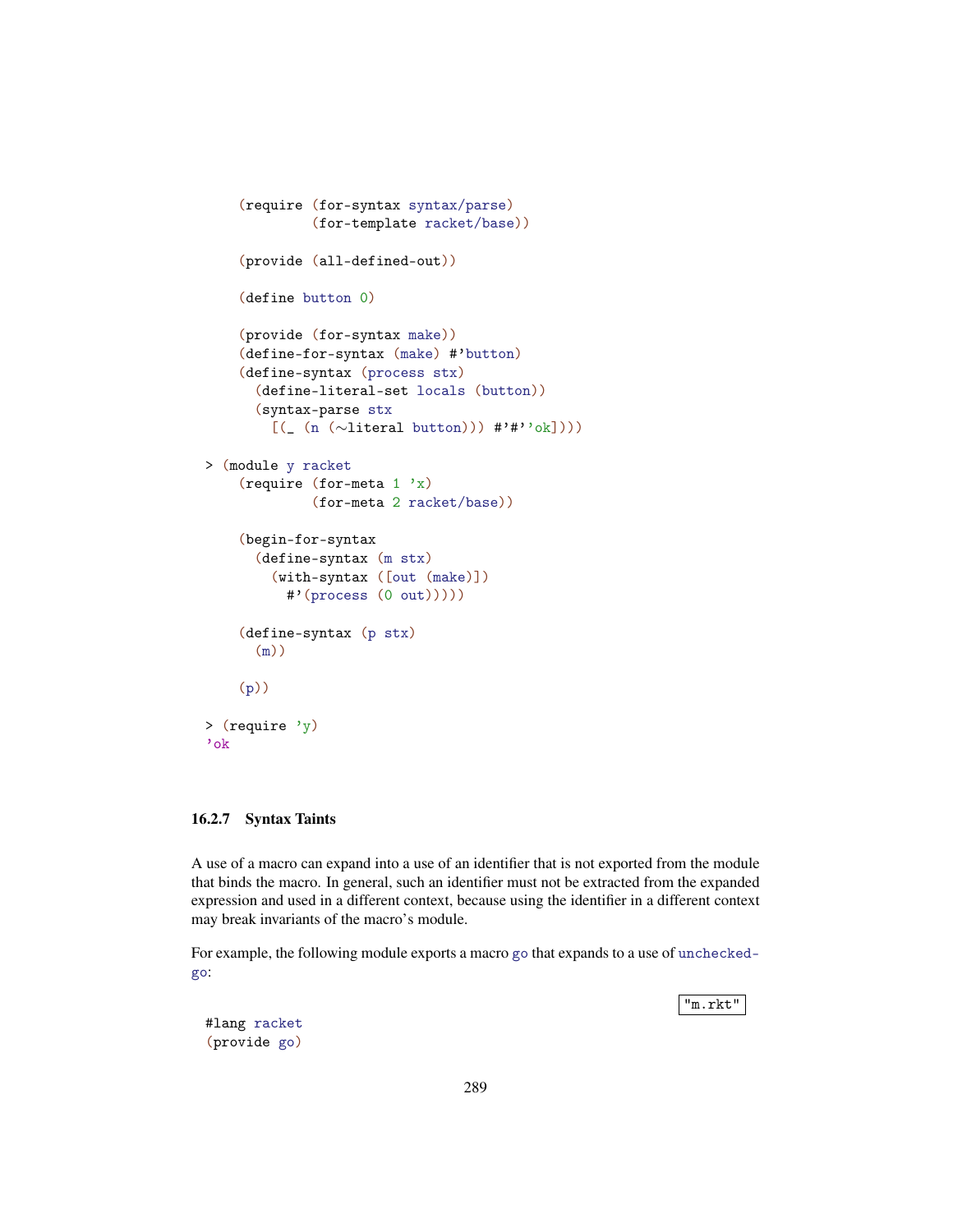```racket
  (require (for-syntax syntax/parse)
           (for-template racket/base))

  (provide (all-defined-out))

  (define button 0)

  (provide (for-syntax make))
  (define-for-syntax (make) #'button)
  (define-syntax (process stx)
    (define-literal-set locals (button))
    (syntax-parse stx
      [(_ (n (~literal button))) #'#''ok])))

> (module y racket
    (require (for-meta 1 'x)
             (for-meta 2 racket/base))

    (begin-for-syntax
      (define-syntax (m stx)
        (with-syntax ([out (make)])
          #'(process (0 out)))))

    (define-syntax (p stx)
      (m))

    (p))

> (require 'y)
'ok
```

### 16.2.7 Syntax Taints

A use of a macro can expand into a use of an identifier that is not exported from the module that binds the macro. In general, such an identifier must not be extracted from the expanded expression and used in a different context, because using the identifier in a different context may break invariants of the macro's module.

For example, the following module exports a macro `go` that expands to a use of `unchecked-go`:

"m.rkt"

```racket
#lang racket
(provide go)
```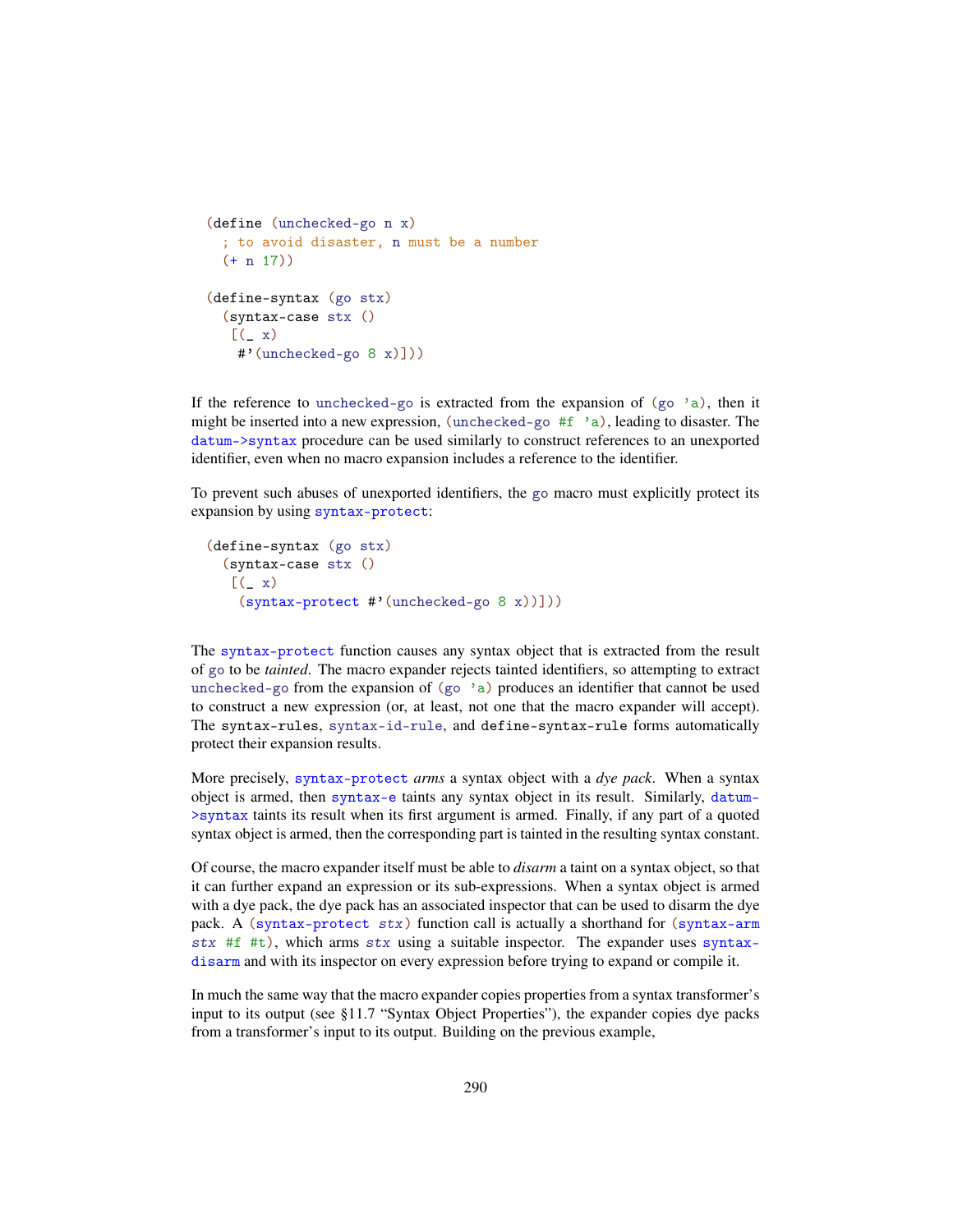```
(define (unchecked-go n x)
  ; to avoid disaster, n must be a number
  (+ n 17))

(define-syntax (go stx)
  (syntax-case stx ()
   [(_ x)
    #'(unchecked-go 8 x)]))
```

If the reference to `unchecked-go` is extracted from the expansion of `(go 'a)`, then it might be inserted into a new expression, `(unchecked-go #f 'a)`, leading to disaster. The `datum->syntax` procedure can be used similarly to construct references to an unexported identifier, even when no macro expansion includes a reference to the identifier.

To prevent such abuses of unexported identifiers, the `go` macro must explicitly protect its expansion by using `syntax-protect`:

```
(define-syntax (go stx)
  (syntax-case stx ()
   [(_ x)
    (syntax-protect #'(unchecked-go 8 x))]))
```

The `syntax-protect` function causes any syntax object that is extracted from the result of `go` to be *tainted*. The macro expander rejects tainted identifiers, so attempting to extract `unchecked-go` from the expansion of `(go 'a)` produces an identifier that cannot be used to construct a new expression (or, at least, not one that the macro expander will accept). The `syntax-rules`, `syntax-id-rule`, and `define-syntax-rule` forms automatically protect their expansion results.

More precisely, `syntax-protect` *arms* a syntax object with a *dye pack*. When a syntax object is armed, then `syntax-e` taints any syntax object in its result. Similarly, `datum->syntax` taints its result when its first argument is armed. Finally, if any part of a quoted syntax object is armed, then the corresponding part is tainted in the resulting syntax constant.

Of course, the macro expander itself must be able to *disarm* a taint on a syntax object, so that it can further expand an expression or its sub-expressions. When a syntax object is armed with a dye pack, the dye pack has an associated inspector that can be used to disarm the dye pack. A `(syntax-protect stx)` function call is actually a shorthand for `(syntax-arm stx #f #t)`, which arms *stx* using a suitable inspector. The expander uses `syntax-disarm` and with its inspector on every expression before trying to expand or compile it.

In much the same way that the macro expander copies properties from a syntax transformer's input to its output (see §11.7 "Syntax Object Properties"), the expander copies dye packs from a transformer's input to its output. Building on the previous example,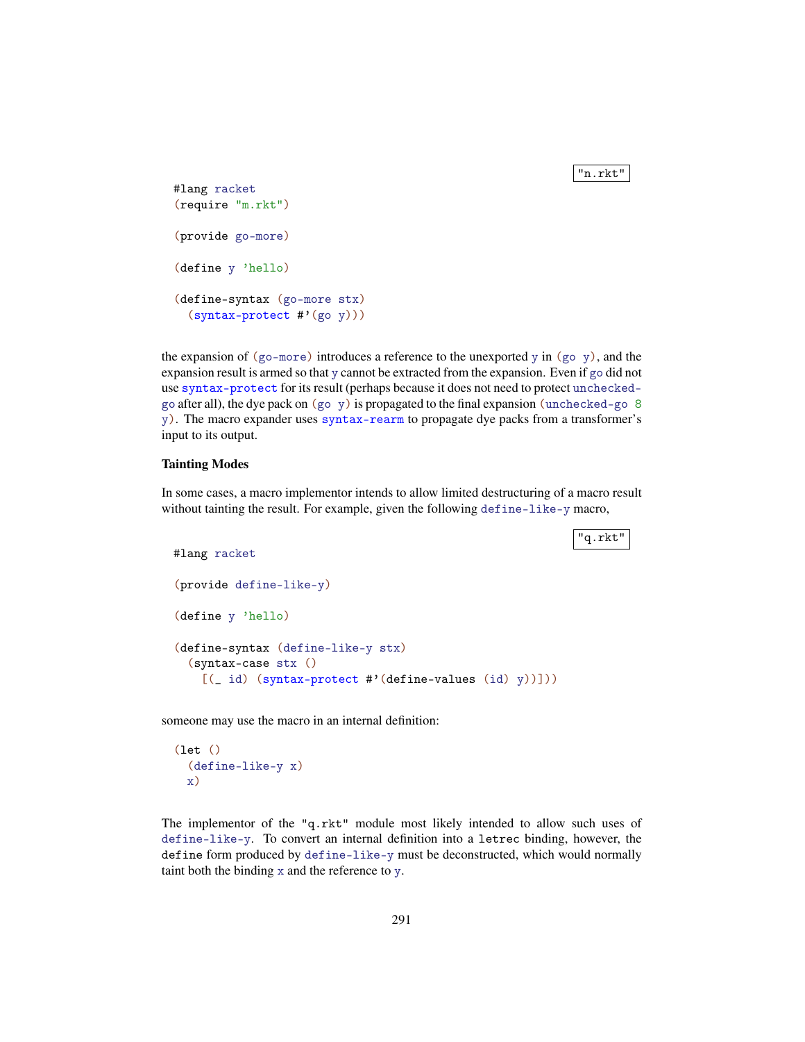"n.rkt"

```
#lang racket
(require "m.rkt")

(provide go-more)

(define y 'hello)

(define-syntax (go-more stx)
  (syntax-protect #'(go y)))
```

the expansion of `(go-more)` introduces a reference to the unexported `y` in `(go y)`, and the expansion result is armed so that `y` cannot be extracted from the expansion. Even if `go` did not use `syntax-protect` for its result (perhaps because it does not need to protect `unchecked-go` after all), the dye pack on `(go y)` is propagated to the final expansion `(unchecked-go 8 y)`. The macro expander uses `syntax-rearm` to propagate dye packs from a transformer's input to its output.

### Tainting Modes

In some cases, a macro implementor intends to allow limited destructuring of a macro result without tainting the result. For example, given the following `define-like-y` macro,

"q.rkt"

```
#lang racket

(provide define-like-y)

(define y 'hello)

(define-syntax (define-like-y stx)
  (syntax-case stx ()
    [(_ id) (syntax-protect #'(define-values (id) y))]))
```

someone may use the macro in an internal definition:

```
(let ()
  (define-like-y x)
  x)
```

The implementor of the `"q.rkt"` module most likely intended to allow such uses of `define-like-y`. To convert an internal definition into a `letrec` binding, however, the `define` form produced by `define-like-y` must be deconstructed, which would normally taint both the binding `x` and the reference to `y`.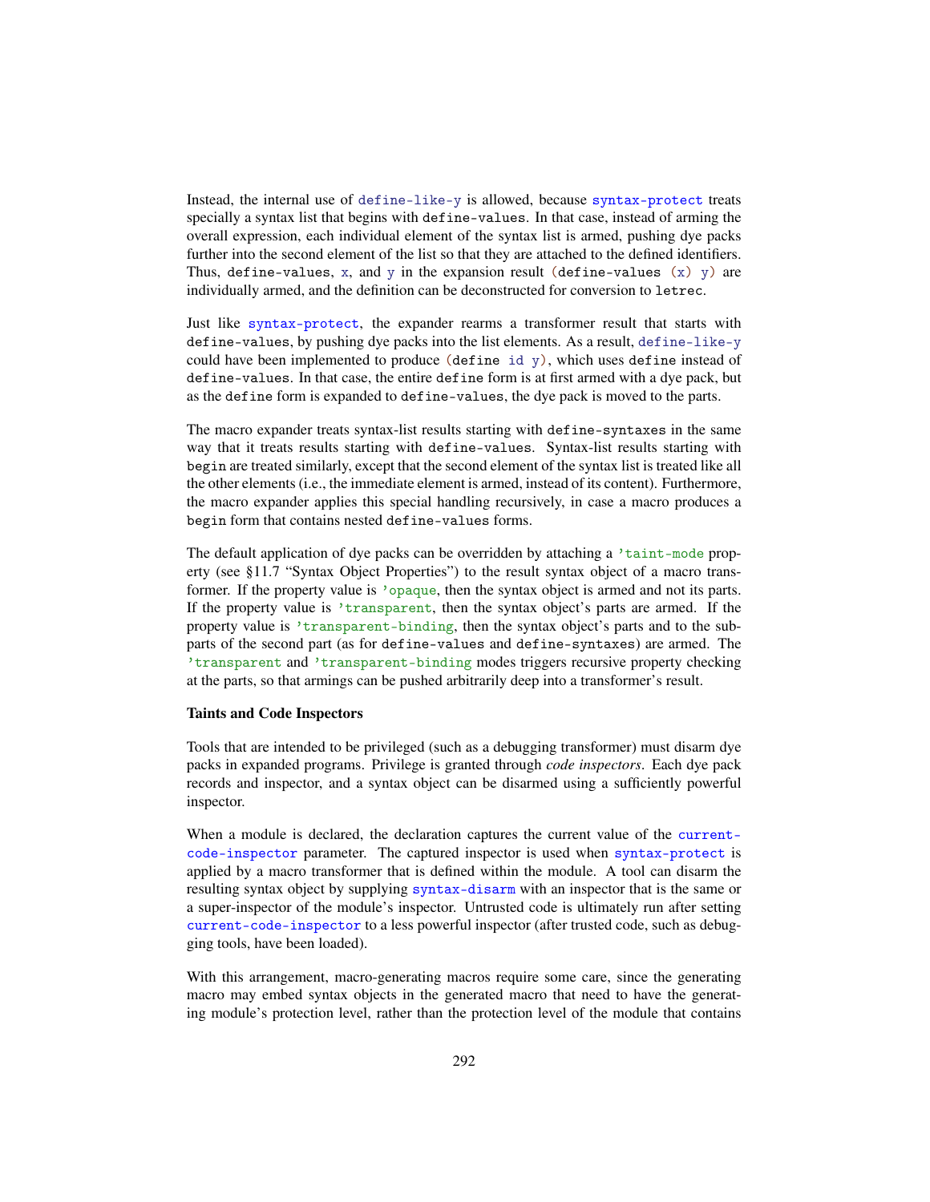Instead, the internal use of define-like-y is allowed, because syntax-protect treats specially a syntax list that begins with define-values. In that case, instead of arming the overall expression, each individual element of the syntax list is armed, pushing dye packs further into the second element of the list so that they are attached to the defined identifiers. Thus, define-values, x, and y in the expansion result (define-values (x) y) are individually armed, and the definition can be deconstructed for conversion to letrec.

Just like syntax-protect, the expander rearms a transformer result that starts with define-values, by pushing dye packs into the list elements. As a result, define-like-y could have been implemented to produce (define id y), which uses define instead of define-values. In that case, the entire define form is at first armed with a dye pack, but as the define form is expanded to define-values, the dye pack is moved to the parts.

The macro expander treats syntax-list results starting with define-syntaxes in the same way that it treats results starting with define-values. Syntax-list results starting with begin are treated similarly, except that the second element of the syntax list is treated like all the other elements (i.e., the immediate element is armed, instead of its content). Furthermore, the macro expander applies this special handling recursively, in case a macro produces a begin form that contains nested define-values forms.

The default application of dye packs can be overridden by attaching a 'taint-mode property (see §11.7 "Syntax Object Properties") to the result syntax object of a macro transformer. If the property value is 'opaque, then the syntax object is armed and not its parts. If the property value is 'transparent, then the syntax object's parts are armed. If the property value is 'transparent-binding, then the syntax object's parts and to the sub-parts of the second part (as for define-values and define-syntaxes) are armed. The 'transparent and 'transparent-binding modes triggers recursive property checking at the parts, so that armings can be pushed arbitrarily deep into a transformer's result.

### Taints and Code Inspectors

Tools that are intended to be privileged (such as a debugging transformer) must disarm dye packs in expanded programs. Privilege is granted through *code inspectors*. Each dye pack records and inspector, and a syntax object can be disarmed using a sufficiently powerful inspector.

When a module is declared, the declaration captures the current value of the current-code-inspector parameter. The captured inspector is used when syntax-protect is applied by a macro transformer that is defined within the module. A tool can disarm the resulting syntax object by supplying syntax-disarm with an inspector that is the same or a super-inspector of the module's inspector. Untrusted code is ultimately run after setting current-code-inspector to a less powerful inspector (after trusted code, such as debugging tools, have been loaded).

With this arrangement, macro-generating macros require some care, since the generating macro may embed syntax objects in the generated macro that need to have the generating module's protection level, rather than the protection level of the module that contains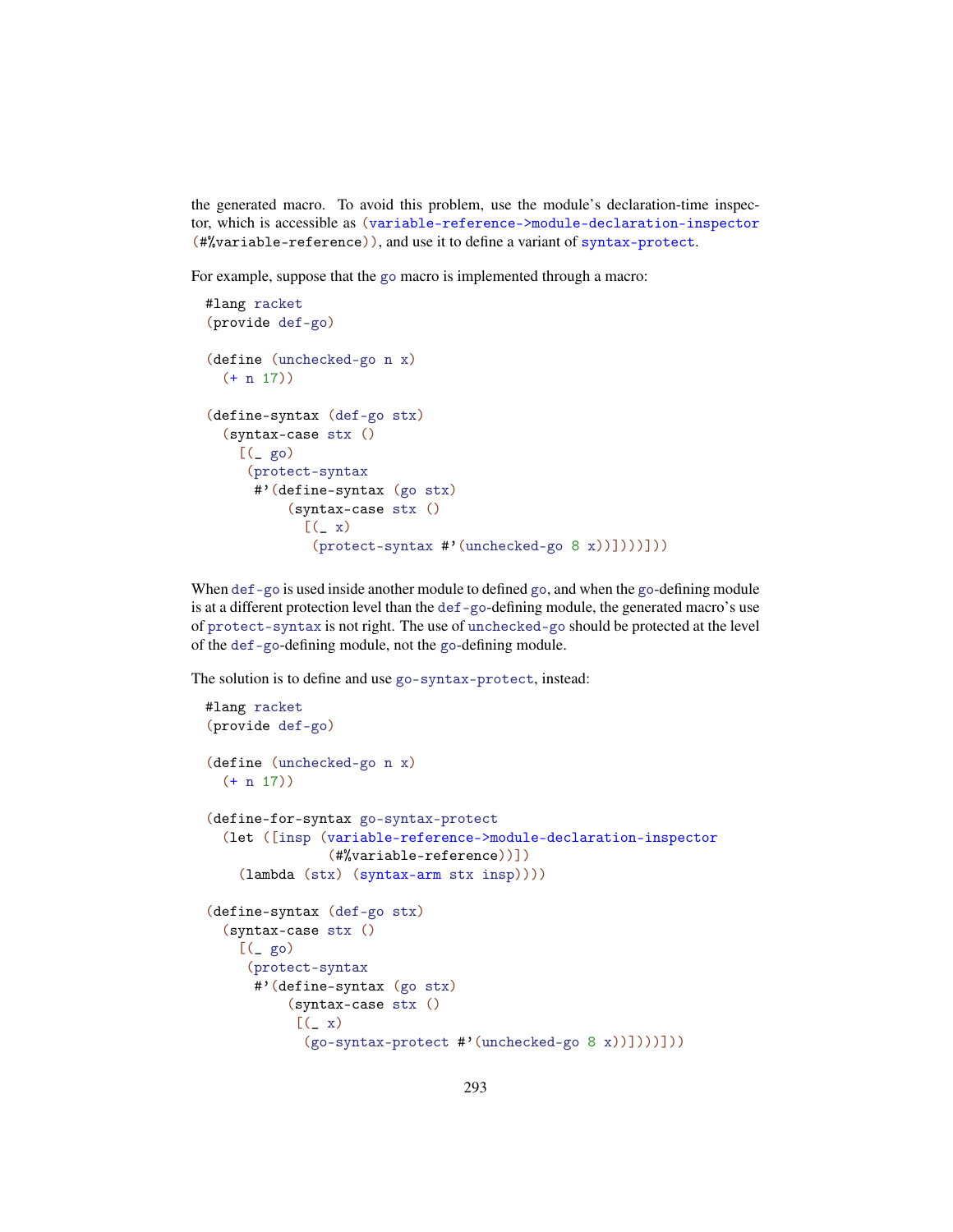the generated macro. To avoid this problem, use the module's declaration-time inspector, which is accessible as (variable-reference->module-declaration-inspector (#%variable-reference)), and use it to define a variant of syntax-protect.

For example, suppose that the go macro is implemented through a macro:

```
#lang racket
(provide def-go)

(define (unchecked-go n x)
  (+ n 17))

(define-syntax (def-go stx)
  (syntax-case stx ()
    [(_ go)
     (protect-syntax
      #'(define-syntax (go stx)
          (syntax-case stx ()
            [(_ x)
             (protect-syntax #'(unchecked-go 8 x))])))]))
```

When def-go is used inside another module to defined go, and when the go-defining module is at a different protection level than the def-go-defining module, the generated macro's use of protect-syntax is not right. The use of unchecked-go should be protected at the level of the def-go-defining module, not the go-defining module.

The solution is to define and use go-syntax-protect, instead:

```
#lang racket
(provide def-go)

(define (unchecked-go n x)
  (+ n 17))

(define-for-syntax go-syntax-protect
  (let ([insp (variable-reference->module-declaration-inspector
               (#%variable-reference))])
    (lambda (stx) (syntax-arm stx insp))))

(define-syntax (def-go stx)
  (syntax-case stx ()
    [(_ go)
     (protect-syntax
      #'(define-syntax (go stx)
          (syntax-case stx ()
           [(_ x)
            (go-syntax-protect #'(unchecked-go 8 x))])))]))
```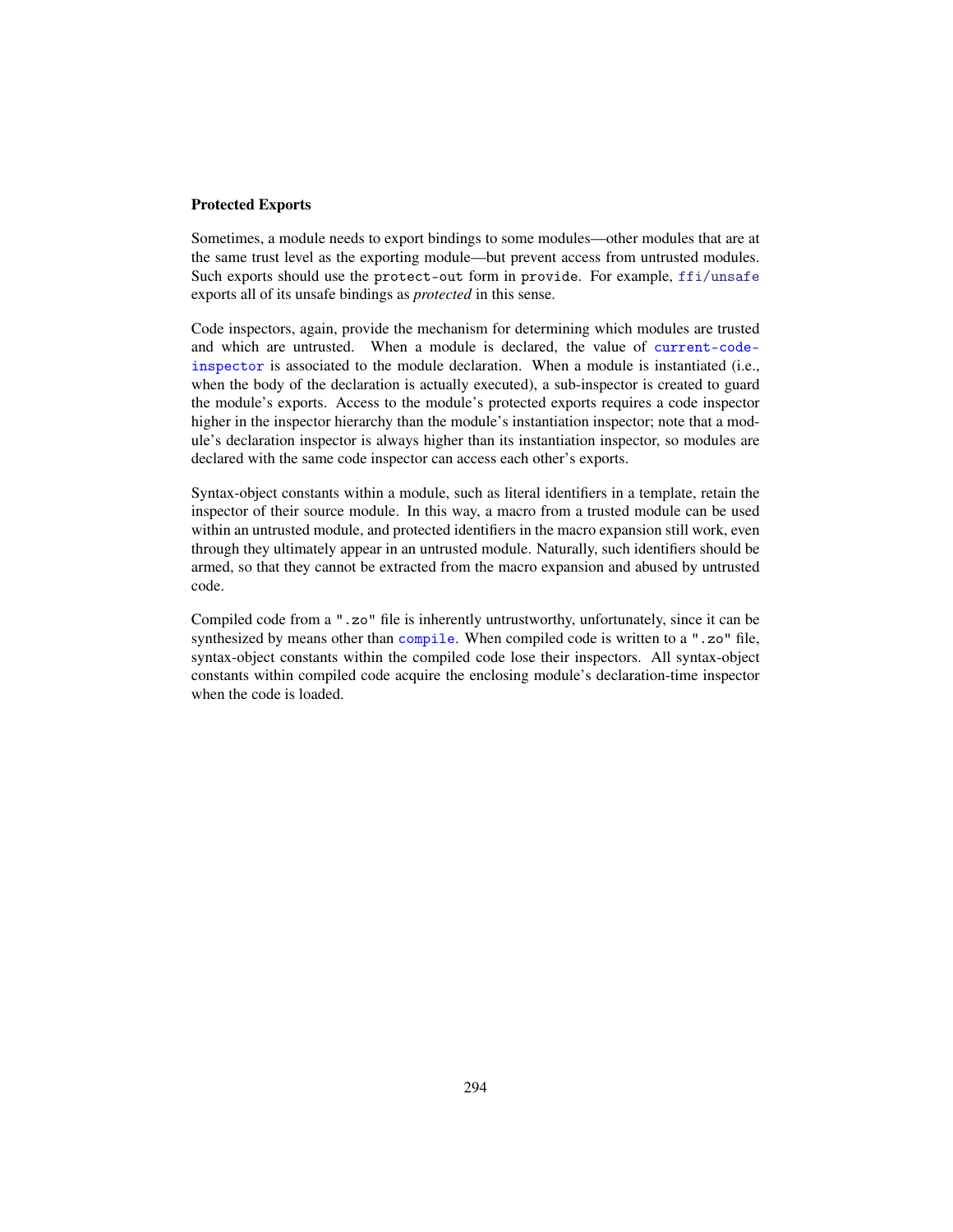#### Protected Exports

Sometimes, a module needs to export bindings to some modules—other modules that are at the same trust level as the exporting module—but prevent access from untrusted modules. Such exports should use the `protect-out` form in `provide`. For example, `ffi/unsafe` exports all of its unsafe bindings as *protected* in this sense.

Code inspectors, again, provide the mechanism for determining which modules are trusted and which are untrusted. When a module is declared, the value of `current-code-inspector` is associated to the module declaration. When a module is instantiated (i.e., when the body of the declaration is actually executed), a sub-inspector is created to guard the module's exports. Access to the module's protected exports requires a code inspector higher in the inspector hierarchy than the module's instantiation inspector; note that a module's declaration inspector is always higher than its instantiation inspector, so modules are declared with the same code inspector can access each other's exports.

Syntax-object constants within a module, such as literal identifiers in a template, retain the inspector of their source module. In this way, a macro from a trusted module can be used within an untrusted module, and protected identifiers in the macro expansion still work, even through they ultimately appear in an untrusted module. Naturally, such identifiers should be armed, so that they cannot be extracted from the macro expansion and abused by untrusted code.

Compiled code from a `".zo"` file is inherently untrustworthy, unfortunately, since it can be synthesized by means other than `compile`. When compiled code is written to a `".zo"` file, syntax-object constants within the compiled code lose their inspectors. All syntax-object constants within compiled code acquire the enclosing module's declaration-time inspector when the code is loaded.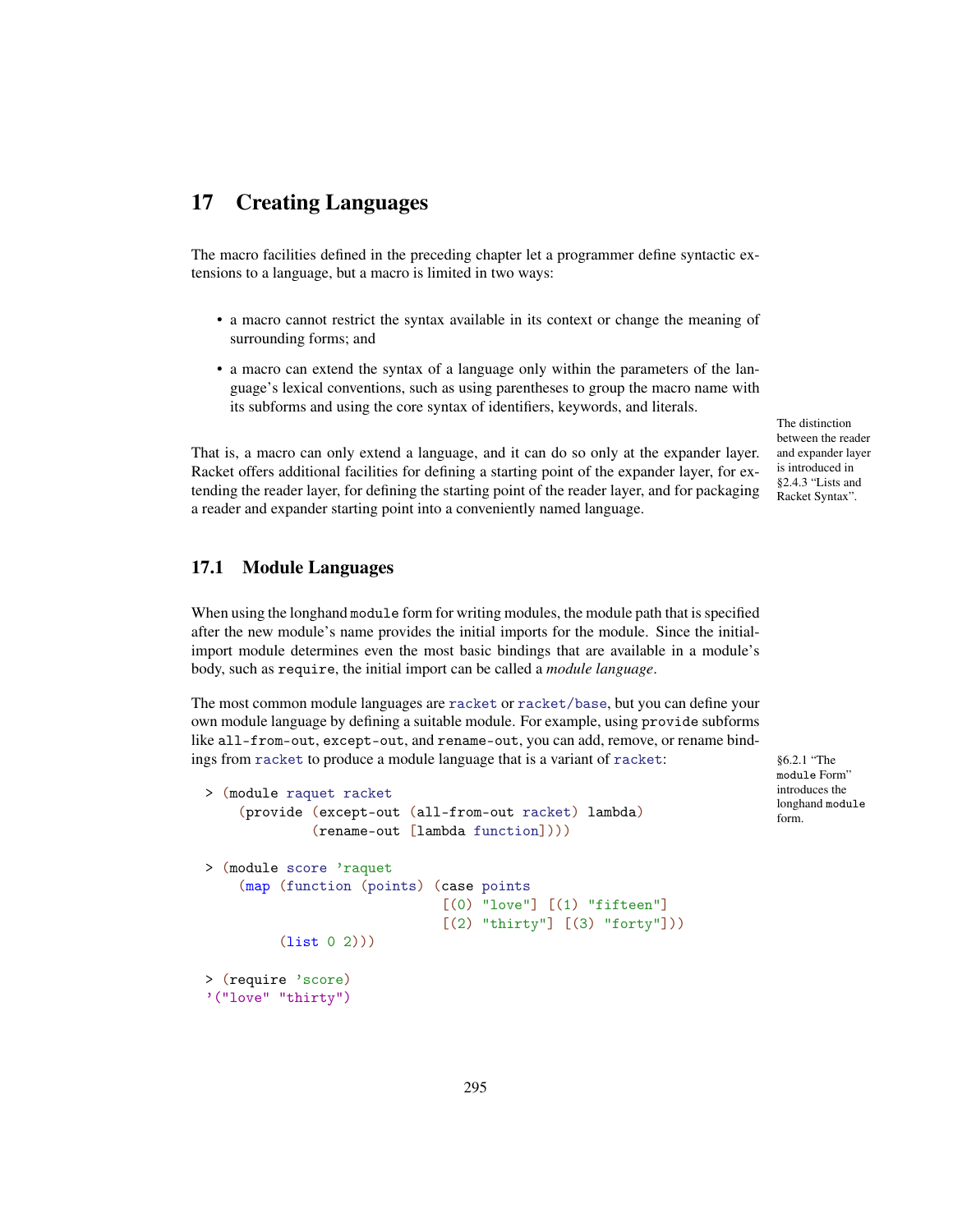# 17 Creating Languages

The macro facilities defined in the preceding chapter let a programmer define syntactic extensions to a language, but a macro is limited in two ways:

- a macro cannot restrict the syntax available in its context or change the meaning of surrounding forms; and
- a macro can extend the syntax of a language only within the parameters of the language's lexical conventions, such as using parentheses to group the macro name with its subforms and using the core syntax of identifiers, keywords, and literals.

The distinction between the reader and expander layer is introduced in §2.4.3 "Lists and Racket Syntax".

That is, a macro can only extend a language, and it can do so only at the expander layer. Racket offers additional facilities for defining a starting point of the expander layer, for extending the reader layer, for defining the starting point of the reader layer, and for packaging a reader and expander starting point into a conveniently named language.

## 17.1 Module Languages

When using the longhand `module` form for writing modules, the module path that is specified after the new module's name provides the initial imports for the module. Since the initial-import module determines even the most basic bindings that are available in a module's body, such as `require`, the initial import can be called a *module language*.

The most common module languages are `racket` or `racket/base`, but you can define your own module language by defining a suitable module. For example, using `provide` subforms like `all-from-out`, `except-out`, and `rename-out`, you can add, remove, or rename bindings from `racket` to produce a module language that is a variant of `racket`:

§6.2.1 "The `module` Form" introduces the longhand `module` form.

```
> (module raquet racket
    (provide (except-out (all-from-out racket) lambda)
             (rename-out [lambda function])))

> (module score 'raquet
    (map (function (points) (case points
                             [(0) "love"] [(1) "fifteen"]
                             [(2) "thirty"] [(3) "forty"]))
         (list 0 2)))

> (require 'score)
'("love" "thirty")
```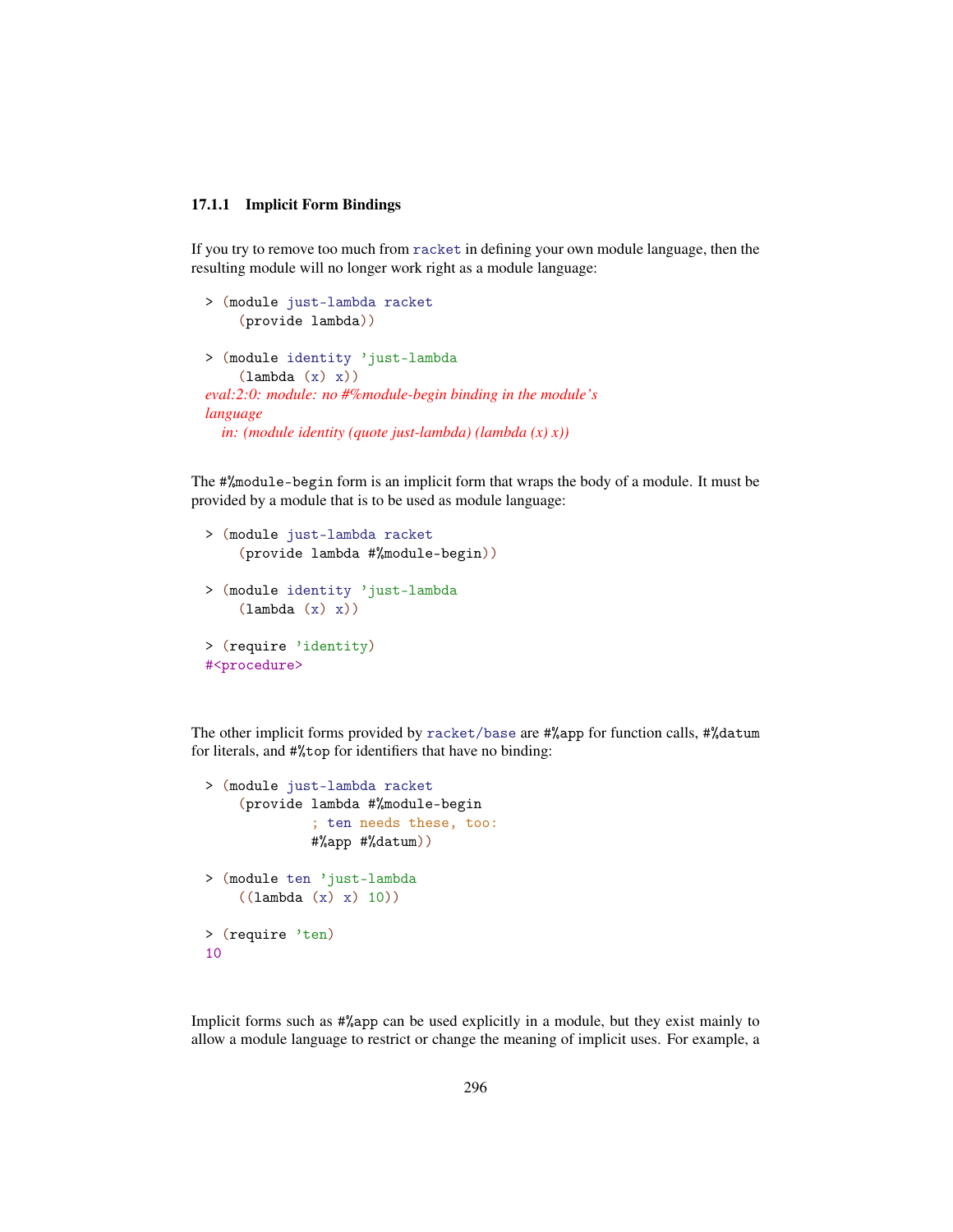### 17.1.1 Implicit Form Bindings

If you try to remove too much from `racket` in defining your own module language, then the resulting module will no longer work right as a module language:

```
> (module just-lambda racket
    (provide lambda))

> (module identity 'just-lambda
    (lambda (x) x))
eval:2:0: module: no #%module-begin binding in the module's
language
  in: (module identity (quote just-lambda) (lambda (x) x))
```

The `#%module-begin` form is an implicit form that wraps the body of a module. It must be provided by a module that is to be used as module language:

```
> (module just-lambda racket
    (provide lambda #%module-begin))

> (module identity 'just-lambda
    (lambda (x) x))

> (require 'identity)
#<procedure>
```

The other implicit forms provided by `racket/base` are `#%app` for function calls, `#%datum` for literals, and `#%top` for identifiers that have no binding:

```
> (module just-lambda racket
    (provide lambda #%module-begin
             ; ten needs these, too:
             #%app #%datum))

> (module ten 'just-lambda
    ((lambda (x) x) 10))

> (require 'ten)
10
```

Implicit forms such as `#%app` can be used explicitly in a module, but they exist mainly to allow a module language to restrict or change the meaning of implicit uses. For example, a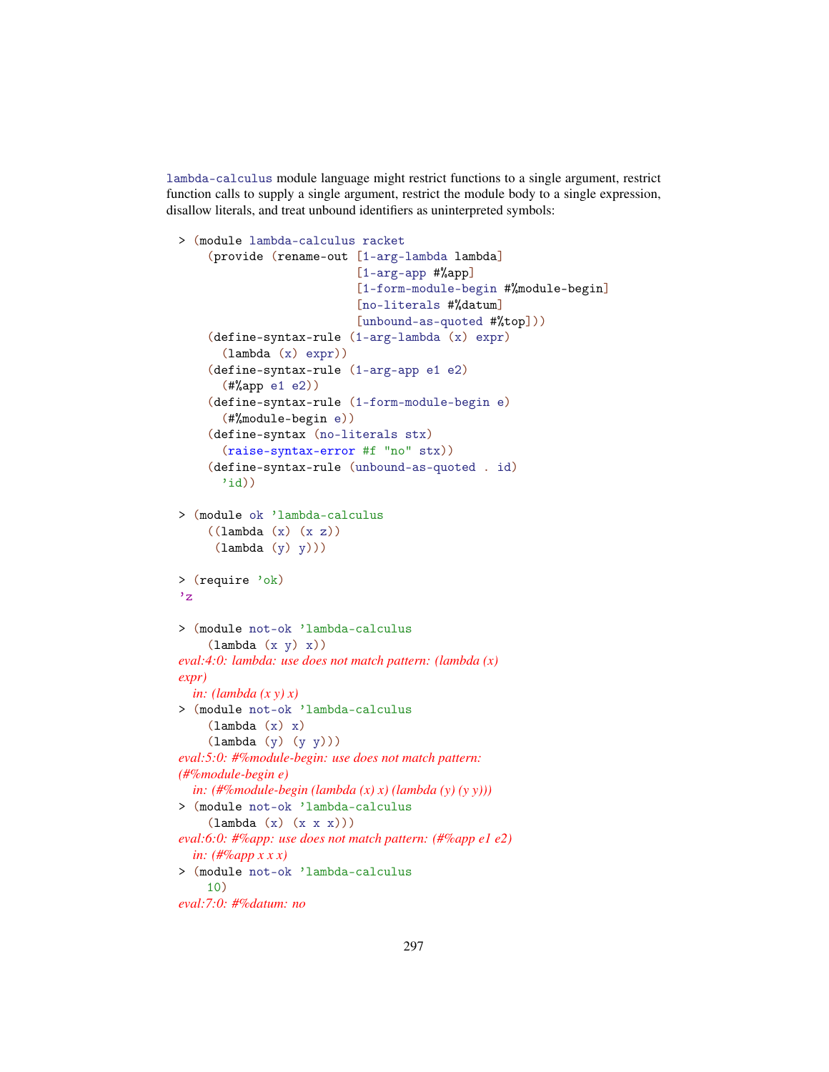lambda-calculus module language might restrict functions to a single argument, restrict function calls to supply a single argument, restrict the module body to a single expression, disallow literals, and treat unbound identifiers as uninterpreted symbols:

```
> (module lambda-calculus racket
    (provide (rename-out [1-arg-lambda lambda]
                         [1-arg-app #%app]
                         [1-form-module-begin #%module-begin]
                         [no-literals #%datum]
                         [unbound-as-quoted #%top]))
    (define-syntax-rule (1-arg-lambda (x) expr)
      (lambda (x) expr))
    (define-syntax-rule (1-arg-app e1 e2)
      (#%app e1 e2))
    (define-syntax-rule (1-form-module-begin e)
      (#%module-begin e))
    (define-syntax (no-literals stx)
      (raise-syntax-error #f "no" stx))
    (define-syntax-rule (unbound-as-quoted . id)
      'id))

> (module ok 'lambda-calculus
    ((lambda (x) (x z))
     (lambda (y) y)))

> (require 'ok)
'z

> (module not-ok 'lambda-calculus
    (lambda (x y) x))
eval:4:0: lambda: use does not match pattern: (lambda (x)
expr)
  in: (lambda (x y) x)
> (module not-ok 'lambda-calculus
    (lambda (x) x)
    (lambda (y) (y y)))
eval:5:0: #%module-begin: use does not match pattern:
(#%module-begin e)
  in: (#%module-begin (lambda (x) x) (lambda (y) (y y)))
> (module not-ok 'lambda-calculus
    (lambda (x) (x x x)))
eval:6:0: #%app: use does not match pattern: (#%app e1 e2)
  in: (#%app x x x)
> (module not-ok 'lambda-calculus
    10)
eval:7:0: #%datum: no
```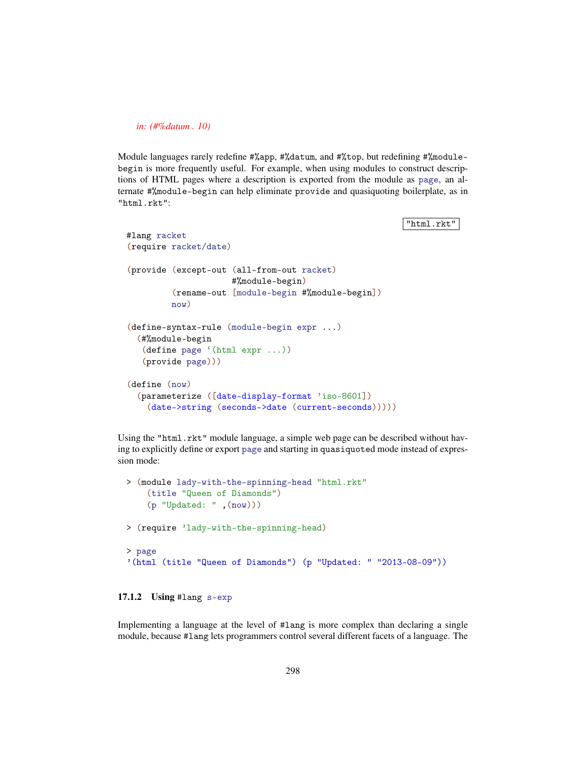*in: (#%datum . 10)*

Module languages rarely redefine `#%app`, `#%datum`, and `#%top`, but redefining `#%module-begin` is more frequently useful. For example, when using modules to construct descriptions of HTML pages where a description is exported from the module as `page`, an alternate `#%module-begin` can help eliminate `provide` and quasiquoting boilerplate, as in `"html.rkt"`:

"html.rkt"

```
#lang racket
(require racket/date)

(provide (except-out (all-from-out racket)
                     #%module-begin)
         (rename-out [module-begin #%module-begin])
         now)

(define-syntax-rule (module-begin expr ...)
  (#%module-begin
   (define page `(html expr ...))
   (provide page)))

(define (now)
  (parameterize ([date-display-format 'iso-8601])
    (date->string (seconds->date (current-seconds)))))
```

Using the `"html.rkt"` module language, a simple web page can be described without having to explicitly define or export `page` and starting in `quasiquoted` mode instead of expression mode:

```
> (module lady-with-the-spinning-head "html.rkt"
    (title "Queen of Diamonds")
    (p "Updated: " ,(now)))

> (require 'lady-with-the-spinning-head)

> page
'(html (title "Queen of Diamonds") (p "Updated: " "2013-08-09"))
```

### 17.1.2 Using `#lang s-exp`

Implementing a language at the level of `#lang` is more complex than declaring a single module, because `#lang` lets programmers control several different facets of a language. The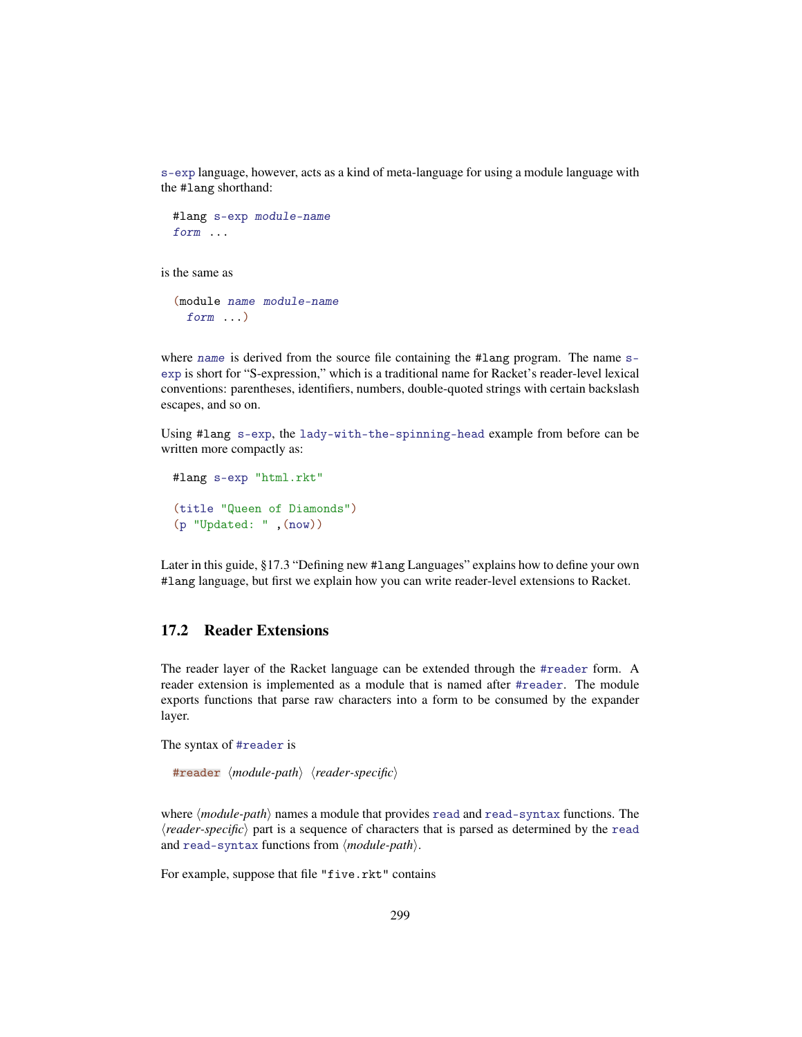s-exp language, however, acts as a kind of meta-language for using a module language with the #lang shorthand:

```
#lang s-exp module-name
form ...
```

is the same as

```
(module name module-name
  form ...)
```

where *name* is derived from the source file containing the #lang program. The name s-exp is short for "S-expression," which is a traditional name for Racket's reader-level lexical conventions: parentheses, identifiers, numbers, double-quoted strings with certain backslash escapes, and so on.

Using #lang s-exp, the lady-with-the-spinning-head example from before can be written more compactly as:

```
#lang s-exp "html.rkt"

(title "Queen of Diamonds")
(p "Updated: " ,(now))
```

Later in this guide, §17.3 "Defining new #lang Languages" explains how to define your own #lang language, but first we explain how you can write reader-level extensions to Racket.

## 17.2 Reader Extensions

The reader layer of the Racket language can be extended through the #reader form. A reader extension is implemented as a module that is named after #reader. The module exports functions that parse raw characters into a form to be consumed by the expander layer.

The syntax of #reader is

```
#reader ⟨module-path⟩ ⟨reader-specific⟩
```

where ⟨*module-path*⟩ names a module that provides read and read-syntax functions. The ⟨*reader-specific*⟩ part is a sequence of characters that is parsed as determined by the read and read-syntax functions from ⟨*module-path*⟩.

For example, suppose that file "five.rkt" contains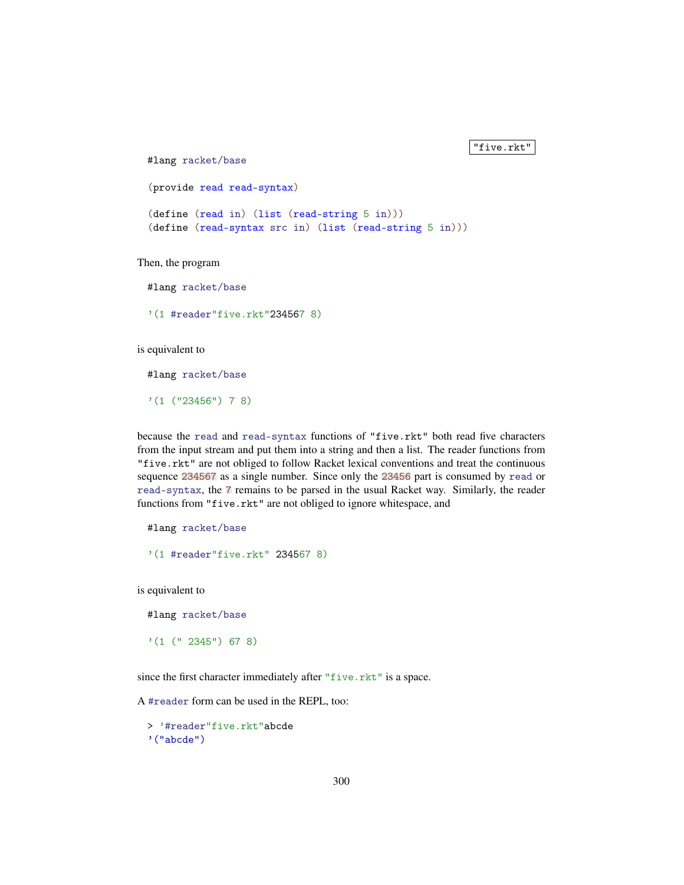"five.rkt"

```
#lang racket/base

(provide read read-syntax)

(define (read in) (list (read-string 5 in)))
(define (read-syntax src in) (list (read-string 5 in)))
```

Then, the program

```
#lang racket/base

'(1 #reader"five.rkt"234567 8)
```

is equivalent to

```
#lang racket/base

'(1 ("23456") 7 8)
```

because the `read` and `read-syntax` functions of `"five.rkt"` both read five characters from the input stream and put them into a string and then a list. The reader functions from `"five.rkt"` are not obliged to follow Racket lexical conventions and treat the continuous sequence `234567` as a single number. Since only the `23456` part is consumed by `read` or `read-syntax`, the `7` remains to be parsed in the usual Racket way. Similarly, the reader functions from `"five.rkt"` are not obliged to ignore whitespace, and

```
#lang racket/base

'(1 #reader"five.rkt" 234567 8)
```

is equivalent to

```
#lang racket/base

'(1 (" 2345") 67 8)
```

since the first character immediately after `"five.rkt"` is a space.

A `#reader` form can be used in the REPL, too:

```
> '#reader"five.rkt"abcde
'("abcde")
```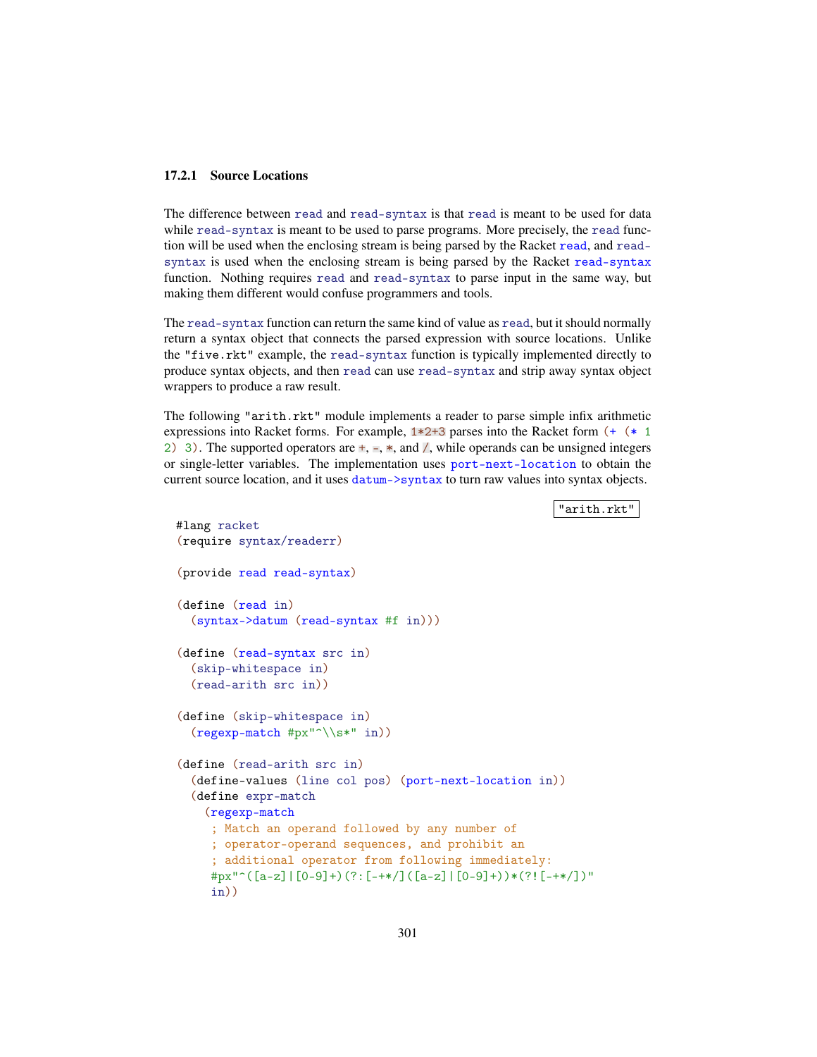### 17.2.1 Source Locations

The difference between `read` and `read-syntax` is that `read` is meant to be used for data while `read-syntax` is meant to be used to parse programs. More precisely, the `read` function will be used when the enclosing stream is being parsed by the Racket `read`, and `read-syntax` is used when the enclosing stream is being parsed by the Racket `read-syntax` function. Nothing requires `read` and `read-syntax` to parse input in the same way, but making them different would confuse programmers and tools.

The `read-syntax` function can return the same kind of value as `read`, but it should normally return a syntax object that connects the parsed expression with source locations. Unlike the `"five.rkt"` example, the `read-syntax` function is typically implemented directly to produce syntax objects, and then `read` can use `read-syntax` and strip away syntax object wrappers to produce a raw result.

The following `"arith.rkt"` module implements a reader to parse simple infix arithmetic expressions into Racket forms. For example, `1*2+3` parses into the Racket form `(+ (* 1 2) 3)`. The supported operators are `+`, `-`, `*`, and `/`, while operands can be unsigned integers or single-letter variables. The implementation uses `port-next-location` to obtain the current source location, and it uses `datum->syntax` to turn raw values into syntax objects.

"arith.rkt"

```
#lang racket
(require syntax/readerr)

(provide read read-syntax)

(define (read in)
  (syntax->datum (read-syntax #f in)))

(define (read-syntax src in)
  (skip-whitespace in)
  (read-arith src in))

(define (skip-whitespace in)
  (regexp-match #px"^\\s*" in))

(define (read-arith src in)
  (define-values (line col pos) (port-next-location in))
  (define expr-match
    (regexp-match
     ; Match an operand followed by any number of
     ; operator-operand sequences, and prohibit an
     ; additional operator from following immediately:
     #px"^([a-z]|[0-9]+)(?:[-+*/]([a-z]|[0-9]+))*(?![-+*/])"
     in))
```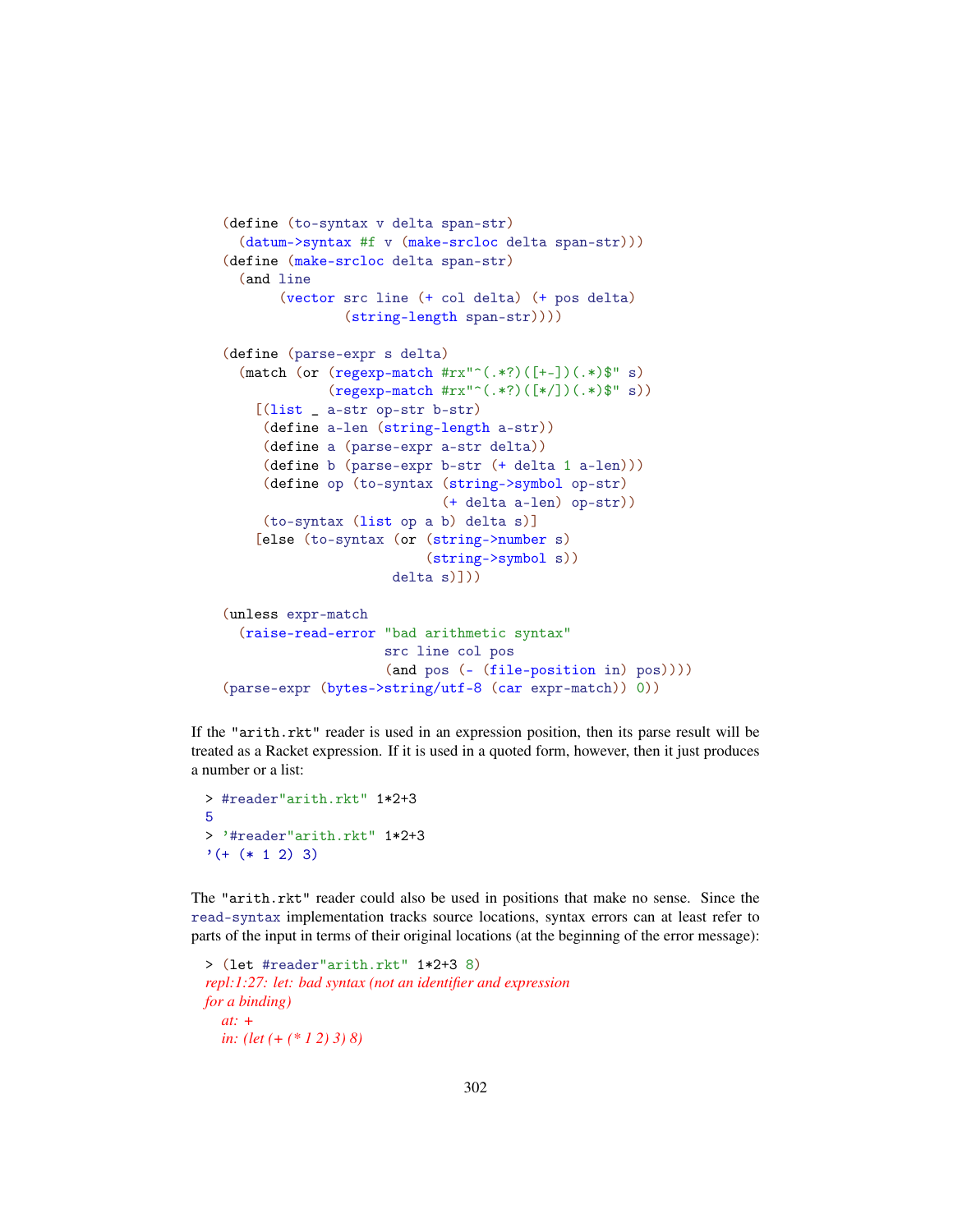```
(define (to-syntax v delta span-str)
  (datum->syntax #f v (make-srcloc delta span-str)))
(define (make-srcloc delta span-str)
  (and line
       (vector src line (+ col delta) (+ pos delta)
               (string-length span-str))))

(define (parse-expr s delta)
  (match (or (regexp-match #rx"^(.*?)([+-])(.*)$" s)
             (regexp-match #rx"^(.*?)([*/])(.*)$" s))
    [(list _ a-str op-str b-str)
     (define a-len (string-length a-str))
     (define a (parse-expr a-str delta))
     (define b (parse-expr b-str (+ delta 1 a-len)))
     (define op (to-syntax (string->symbol op-str)
                           (+ delta a-len) op-str))
     (to-syntax (list op a b) delta s)]
    [else (to-syntax (or (string->number s)
                         (string->symbol s))
                     delta s)]))

(unless expr-match
  (raise-read-error "bad arithmetic syntax"
                    src line col pos
                    (and pos (- (file-position in) pos))))
(parse-expr (bytes->string/utf-8 (car expr-match)) 0))
```

If the "arith.rkt" reader is used in an expression position, then its parse result will be treated as a Racket expression. If it is used in a quoted form, however, then it just produces a number or a list:

```
> #reader"arith.rkt" 1*2+3
5
> '#reader"arith.rkt" 1*2+3
'(+ (* 1 2) 3)
```

The "arith.rkt" reader could also be used in positions that make no sense. Since the read-syntax implementation tracks source locations, syntax errors can at least refer to parts of the input in terms of their original locations (at the beginning of the error message):

```
> (let #reader"arith.rkt" 1*2+3 8)
repl:1:27: let: bad syntax (not an identifier and expression
for a binding)
  at: +
  in: (let (+ (* 1 2) 3) 8)
```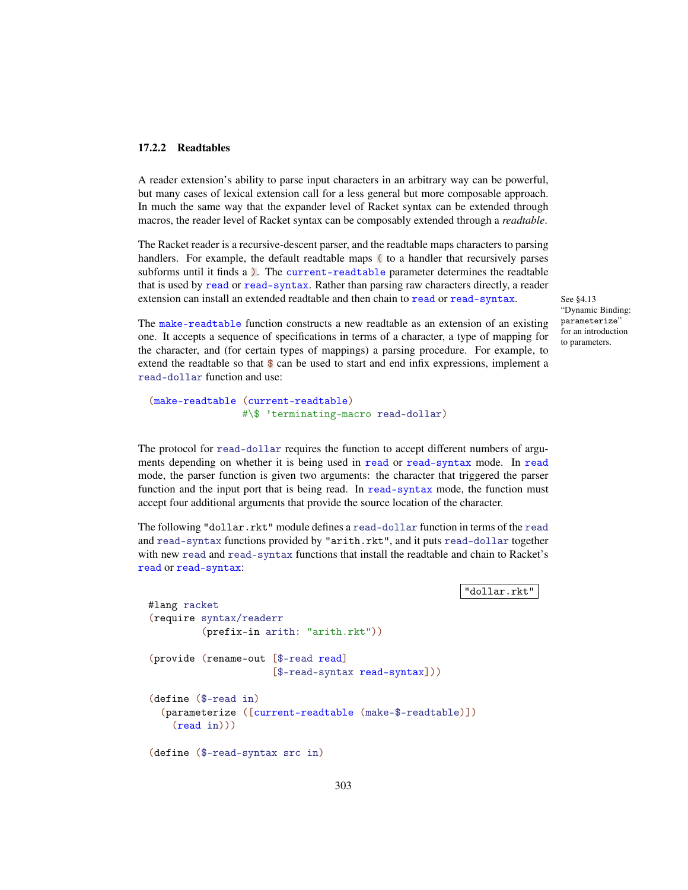### 17.2.2 Readtables

A reader extension's ability to parse input characters in an arbitrary way can be powerful, but many cases of lexical extension call for a less general but more composable approach. In much the same way that the expander level of Racket syntax can be extended through macros, the reader level of Racket syntax can be composably extended through a *readtable*.

The Racket reader is a recursive-descent parser, and the readtable maps characters to parsing handlers. For example, the default readtable maps ( to a handler that recursively parses subforms until it finds a ). The `current-readtable` parameter determines the readtable that is used by `read` or `read-syntax`. Rather than parsing raw characters directly, a reader extension can install an extended readtable and then chain to `read` or `read-syntax`.

See §4.13 "Dynamic Binding: `parameterize`" for an introduction to parameters.

The `make-readtable` function constructs a new readtable as an extension of an existing one. It accepts a sequence of specifications in terms of a character, a type of mapping for the character, and (for certain types of mappings) a parsing procedure. For example, to extend the readtable so that $ can be used to start and end infix expressions, implement a `read-dollar` function and use:

```
(make-readtable (current-readtable)
                #\$ 'terminating-macro read-dollar)
```

The protocol for `read-dollar` requires the function to accept different numbers of arguments depending on whether it is being used in `read` or `read-syntax` mode. In `read` mode, the parser function is given two arguments: the character that triggered the parser function and the input port that is being read. In `read-syntax` mode, the function must accept four additional arguments that provide the source location of the character.

The following `"dollar.rkt"` module defines a `read-dollar` function in terms of the `read` and `read-syntax` functions provided by `"arith.rkt"`, and it puts `read-dollar` together with new `read` and `read-syntax` functions that install the readtable and chain to Racket's `read` or `read-syntax`:

"dollar.rkt"

```
#lang racket
(require syntax/readerr
         (prefix-in arith: "arith.rkt"))

(provide (rename-out [$-read read]
                     [$-read-syntax read-syntax]))

(define ($-read in)
  (parameterize ([current-readtable (make-$-readtable)])
    (read in)))

(define ($-read-syntax src in)
```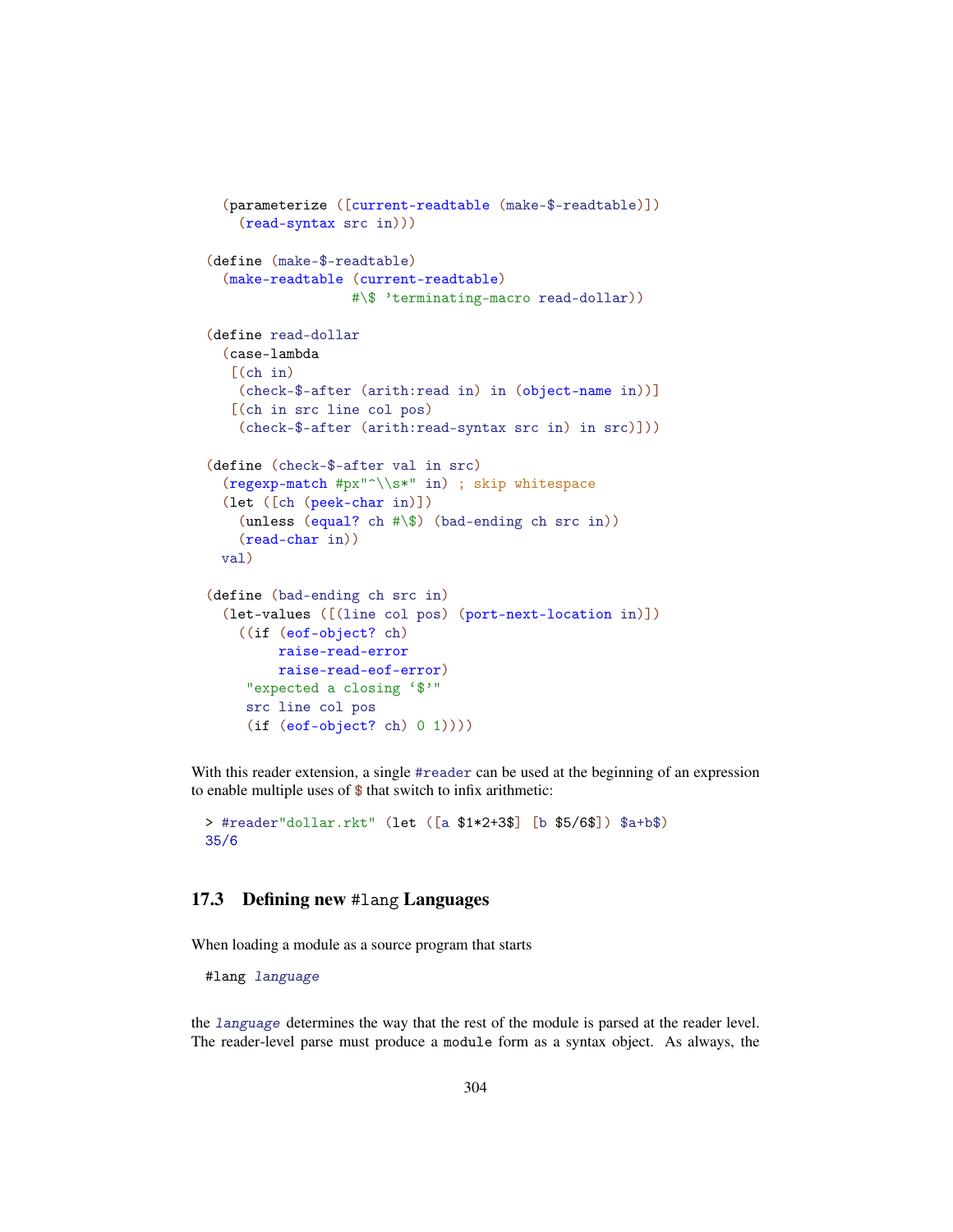```
  (parameterize ([current-readtable (make-$-readtable)])
    (read-syntax src in)))

(define (make-$-readtable)
  (make-readtable (current-readtable)
                  #\$ 'terminating-macro read-dollar))

(define read-dollar
  (case-lambda
   [(ch in)
    (check-$-after (arith:read in) in (object-name in))]
   [(ch in src line col pos)
    (check-$-after (arith:read-syntax src in) in src)]))

(define (check-$-after val in src)
  (regexp-match #px"^\\s*" in) ; skip whitespace
  (let ([ch (peek-char in)])
    (unless (equal? ch #\$) (bad-ending ch src in))
    (read-char in))
  val)

(define (bad-ending ch src in)
  (let-values ([(line col pos) (port-next-location in)])
    ((if (eof-object? ch)
         raise-read-error
         raise-read-eof-error)
     "expected a closing `$'"
     src line col pos
     (if (eof-object? ch) 0 1))))
```

With this reader extension, a single `#reader` can be used at the beginning of an expression to enable multiple uses of `$` that switch to infix arithmetic:

```
> #reader"dollar.rkt" (let ([a $1*2+3$] [b $5/6$]) $a+b$)
35/6
```

## 17.3 Defining new `#lang` Languages

When loading a module as a source program that starts

```
#lang language
```

the *language* determines the way that the rest of the module is parsed at the reader level. The reader-level parse must produce a `module` form as a syntax object. As always, the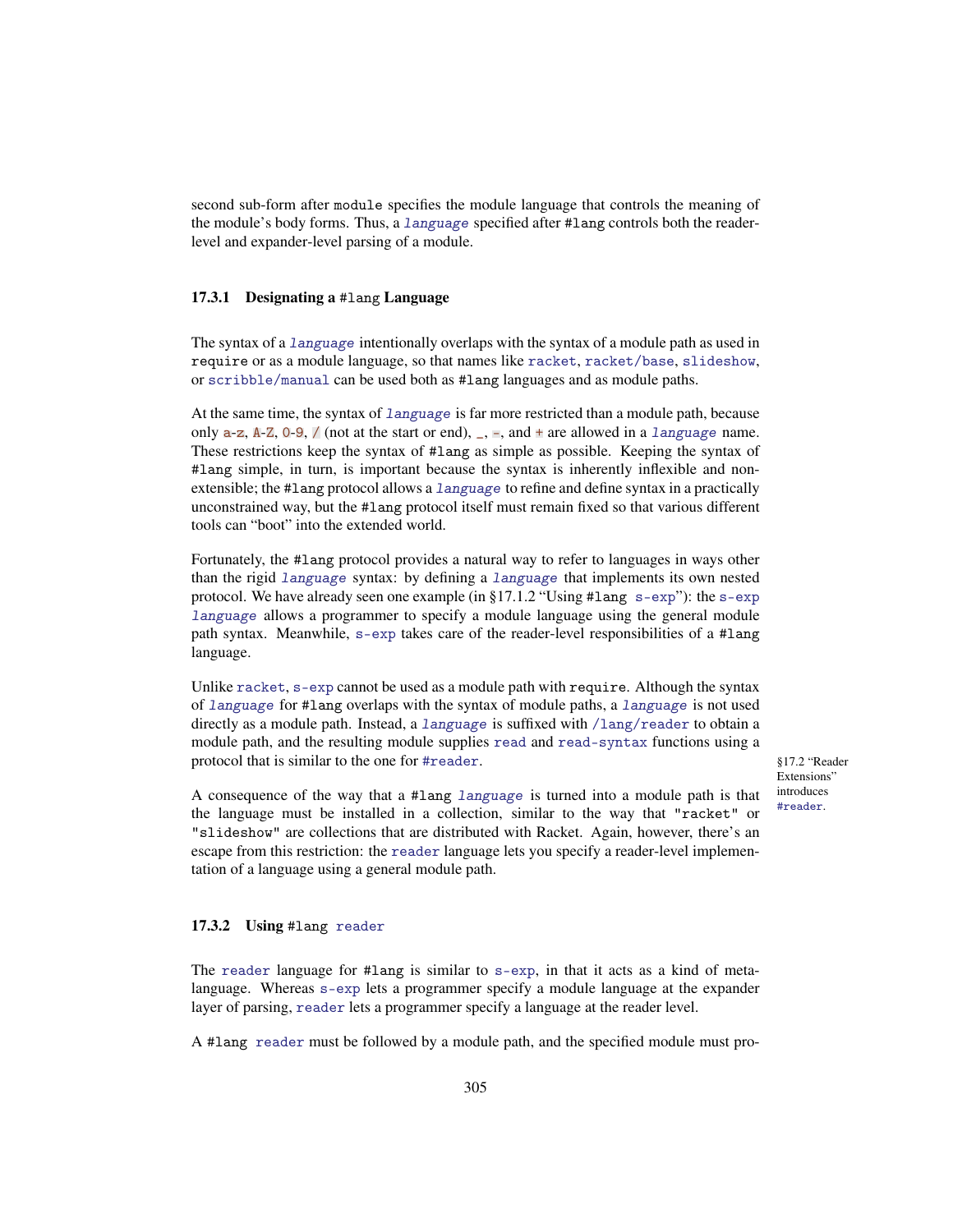second sub-form after `module` specifies the module language that controls the meaning of the module's body forms. Thus, a *language* specified after `#lang` controls both the reader-level and expander-level parsing of a module.

### 17.3.1 Designating a `#lang` Language

The syntax of a *language* intentionally overlaps with the syntax of a module path as used in `require` or as a module language, so that names like `racket`, `racket/base`, `slideshow`, or `scribble/manual` can be used both as `#lang` languages and as module paths.

At the same time, the syntax of *language* is far more restricted than a module path, because only `a`-`z`, `A`-`Z`, `0`-`9`, `/` (not at the start or end), `_`, `-`, and `+` are allowed in a *language* name. These restrictions keep the syntax of `#lang` as simple as possible. Keeping the syntax of `#lang` simple, in turn, is important because the syntax is inherently inflexible and non-extensible; the `#lang` protocol allows a *language* to refine and define syntax in a practically unconstrained way, but the `#lang` protocol itself must remain fixed so that various different tools can "boot" into the extended world.

Fortunately, the `#lang` protocol provides a natural way to refer to languages in ways other than the rigid *language* syntax: by defining a *language* that implements its own nested protocol. We have already seen one example (in §17.1.2 "Using `#lang s-exp`"): the `s-exp` *language* allows a programmer to specify a module language using the general module path syntax. Meanwhile, `s-exp` takes care of the reader-level responsibilities of a `#lang` language.

Unlike `racket`, `s-exp` cannot be used as a module path with `require`. Although the syntax of *language* for `#lang` overlaps with the syntax of module paths, a *language* is not used directly as a module path. Instead, a *language* is suffixed with `/lang/reader` to obtain a module path, and the resulting module supplies `read` and `read-syntax` functions using a protocol that is similar to the one for `#reader`.

§17.2 "Reader Extensions" introduces `#reader`.

A consequence of the way that a `#lang` *language* is turned into a module path is that the language must be installed in a collection, similar to the way that `"racket"` or `"slideshow"` are collections that are distributed with Racket. Again, however, there's an escape from this restriction: the `reader` language lets you specify a reader-level implementation of a language using a general module path.

### 17.3.2 Using `#lang reader`

The `reader` language for `#lang` is similar to `s-exp`, in that it acts as a kind of meta-language. Whereas `s-exp` lets a programmer specify a module language at the expander layer of parsing, `reader` lets a programmer specify a language at the reader level.

A `#lang reader` must be followed by a module path, and the specified module must pro-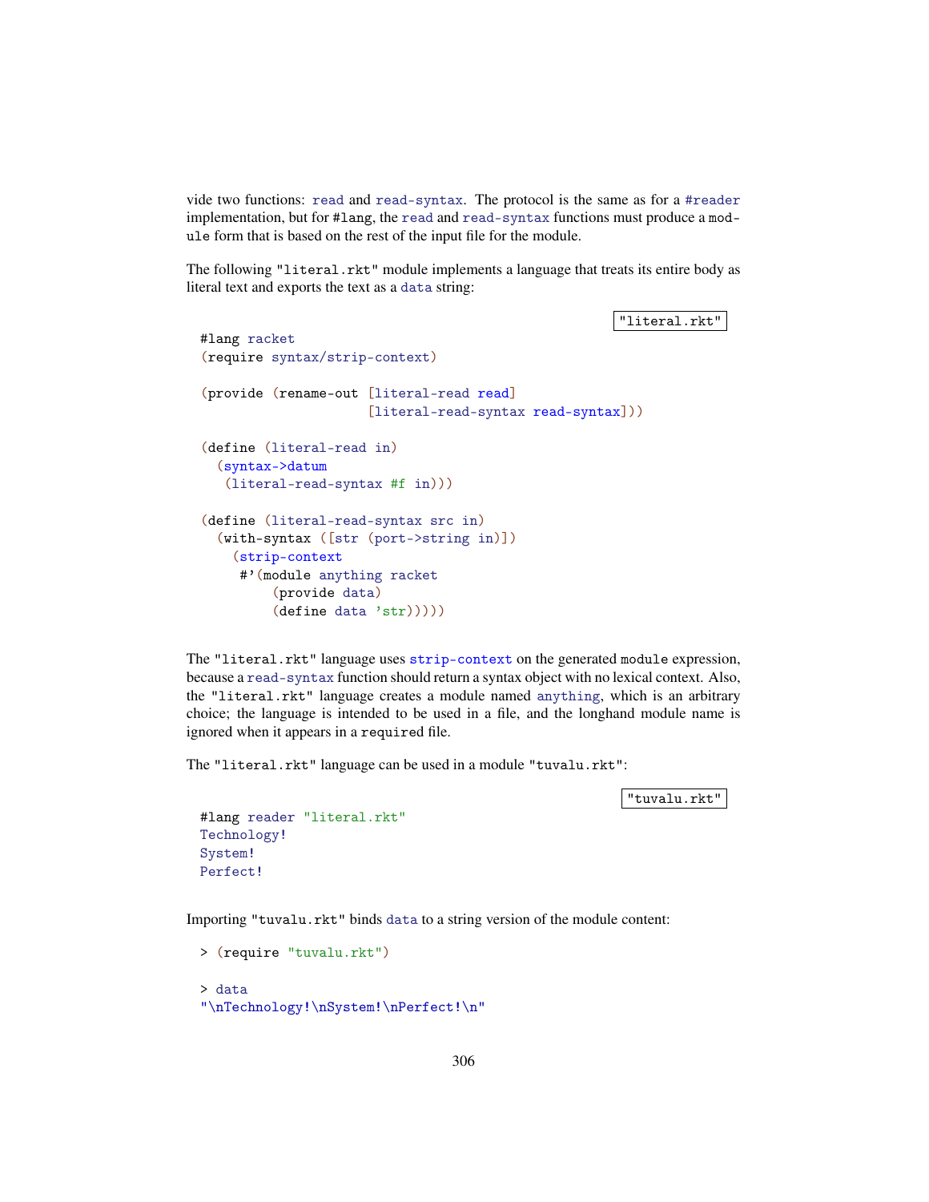vide two functions: `read` and `read-syntax`. The protocol is the same as for a `#reader` implementation, but for `#lang`, the `read` and `read-syntax` functions must produce a `module` form that is based on the rest of the input file for the module.

The following `"literal.rkt"` module implements a language that treats its entire body as literal text and exports the text as a `data` string:

`"literal.rkt"`

```
#lang racket
(require syntax/strip-context)

(provide (rename-out [literal-read read]
                     [literal-read-syntax read-syntax]))

(define (literal-read in)
  (syntax->datum
   (literal-read-syntax #f in)))

(define (literal-read-syntax src in)
  (with-syntax ([str (port->string in)])
    (strip-context
     #'(module anything racket
         (provide data)
         (define data 'str)))))
```

The `"literal.rkt"` language uses `strip-context` on the generated `module` expression, because a `read-syntax` function should return a syntax object with no lexical context. Also, the `"literal.rkt"` language creates a module named `anything`, which is an arbitrary choice; the language is intended to be used in a file, and the longhand module name is ignored when it appears in a `required` file.

The `"literal.rkt"` language can be used in a module `"tuvalu.rkt"`:

`"tuvalu.rkt"`

```
#lang reader "literal.rkt"
Technology!
System!
Perfect!
```

Importing `"tuvalu.rkt"` binds `data` to a string version of the module content:

```
> (require "tuvalu.rkt")

> data
"\nTechnology!\nSystem!\nPerfect!\n"
```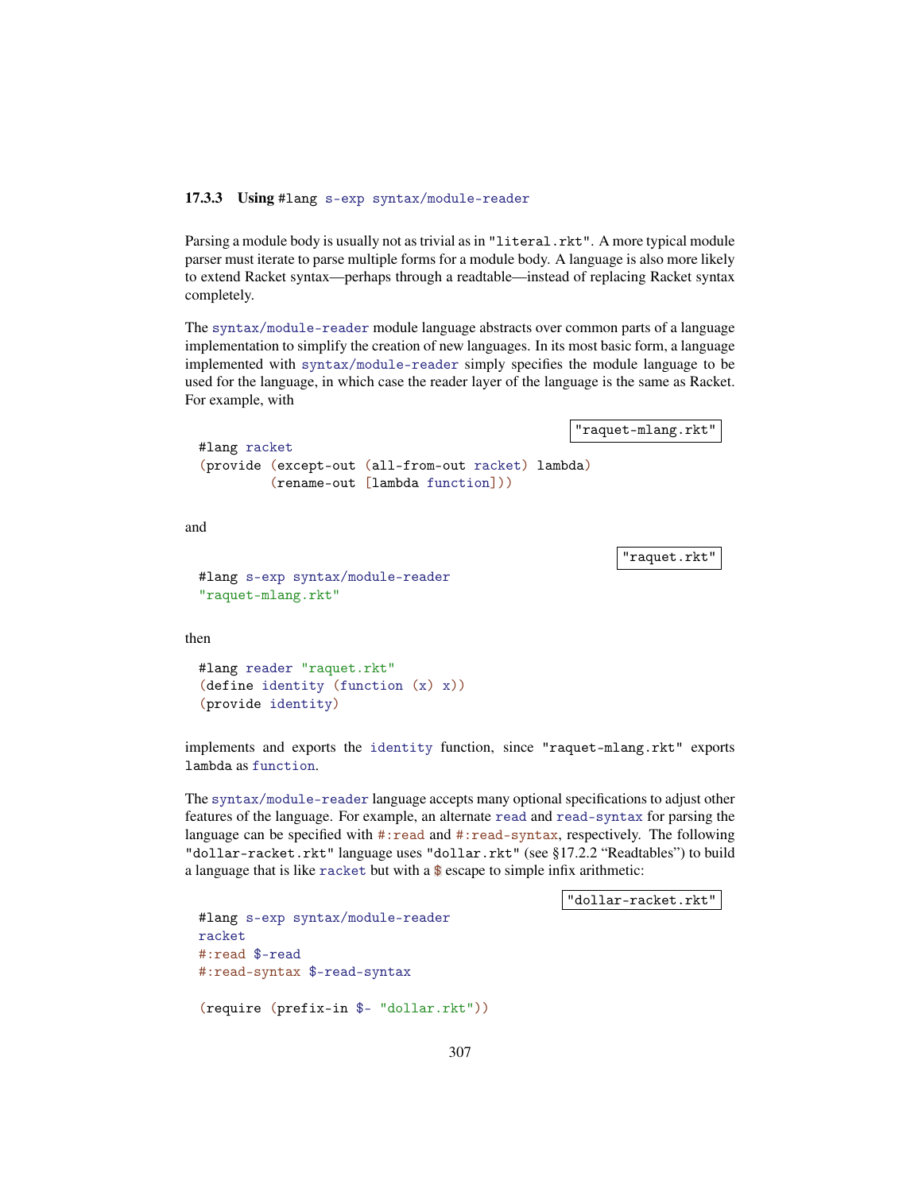### 17.3.3 Using #lang s-exp syntax/module-reader

Parsing a module body is usually not as trivial as in "literal.rkt". A more typical module parser must iterate to parse multiple forms for a module body. A language is also more likely to extend Racket syntax—perhaps through a readtable—instead of replacing Racket syntax completely.

The syntax/module-reader module language abstracts over common parts of a language implementation to simplify the creation of new languages. In its most basic form, a language implemented with syntax/module-reader simply specifies the module language to be used for the language, in which case the reader layer of the language is the same as Racket. For example, with

"raquet-mlang.rkt"

```
#lang racket
(provide (except-out (all-from-out racket) lambda)
         (rename-out [lambda function]))
```

and

"raquet.rkt"

```
#lang s-exp syntax/module-reader
"raquet-mlang.rkt"
```

then

```
#lang reader "raquet.rkt"
(define identity (function (x) x))
(provide identity)
```

implements and exports the identity function, since "raquet-mlang.rkt" exports lambda as function.

The syntax/module-reader language accepts many optional specifications to adjust other features of the language. For example, an alternate read and read-syntax for parsing the language can be specified with #:read and #:read-syntax, respectively. The following "dollar-racket.rkt" language uses "dollar.rkt" (see §17.2.2 "Readtables") to build a language that is like racket but with a $ escape to simple infix arithmetic:

"dollar-racket.rkt"

```
#lang s-exp syntax/module-reader
racket
#:read $-read
#:read-syntax $-read-syntax

(require (prefix-in $- "dollar.rkt"))
```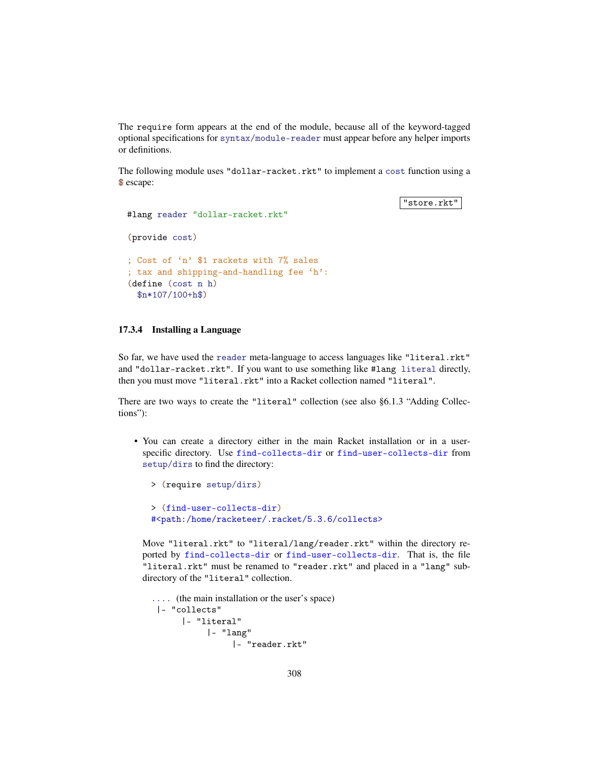The `require` form appears at the end of the module, because all of the keyword-tagged optional specifications for `syntax/module-reader` must appear before any helper imports or definitions.

The following module uses `"dollar-racket.rkt"` to implement a `cost` function using a `$` escape:

`"store.rkt"`

```
#lang reader "dollar-racket.rkt"

(provide cost)

; Cost of 'n' $1 rackets with 7% sales
; tax and shipping-and-handling fee 'h':
(define (cost n h)
  $n*107/100+h$)
```

### 17.3.4 Installing a Language

So far, we have used the `reader` meta-language to access languages like `"literal.rkt"` and `"dollar-racket.rkt"`. If you want to use something like `#lang literal` directly, then you must move `"literal.rkt"` into a Racket collection named `"literal"`.

There are two ways to create the `"literal"` collection (see also §6.1.3 "Adding Collections"):

- You can create a directory either in the main Racket installation or in a user-specific directory. Use `find-collects-dir` or `find-user-collects-dir` from `setup/dirs` to find the directory:

  ```
  > (require setup/dirs)

  > (find-user-collects-dir)
  #<path:/home/racketeer/.racket/5.3.6/collects>
  ```

  Move `"literal.rkt"` to `"literal/lang/reader.rkt"` within the directory reported by `find-collects-dir` or `find-user-collects-dir`. That is, the file `"literal.rkt"` must be renamed to `"reader.rkt"` and placed in a `"lang"` subdirectory of the `"literal"` collection.

  ```
  .... (the main installation or the user's space)
   |- "collects"
        |- "literal"
             |- "lang"
                  |- "reader.rkt"
  ```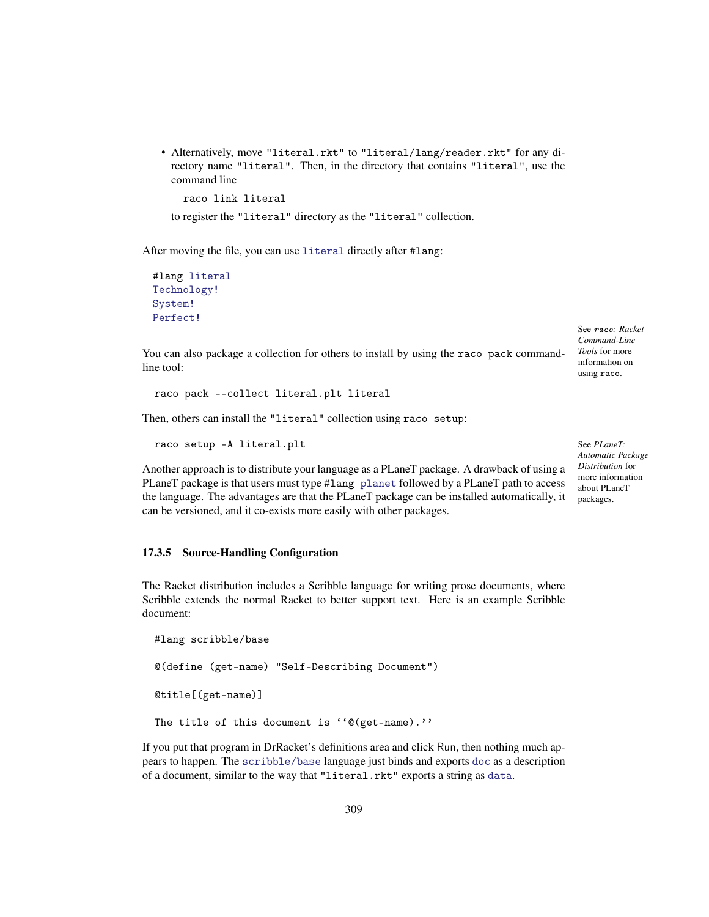- Alternatively, move "literal.rkt" to "literal/lang/reader.rkt" for any directory name "literal". Then, in the directory that contains "literal", use the command line

  ```
  raco link literal
  ```

  to register the "literal" directory as the "literal" collection.

After moving the file, you can use literal directly after #lang:

```
#lang literal
Technology!
System!
Perfect!
```

You can also package a collection for others to install by using the raco pack command-line tool:

See *raco: Racket Command-Line Tools* for more information on using raco.

```
raco pack --collect literal.plt literal
```

Then, others can install the "literal" collection using raco setup:

```
raco setup -A literal.plt
```

See *PLaneT: Automatic Package Distribution* for more information about PLaneT packages.

Another approach is to distribute your language as a PLaneT package. A drawback of using a PLaneT package is that users must type #lang planet followed by a PLaneT path to access the language. The advantages are that the PLaneT package can be installed automatically, it can be versioned, and it co-exists more easily with other packages.

### 17.3.5 Source-Handling Configuration

The Racket distribution includes a Scribble language for writing prose documents, where Scribble extends the normal Racket to better support text. Here is an example Scribble document:

```
#lang scribble/base

@(define (get-name) "Self-Describing Document")

@title[(get-name)]

The title of this document is ``@(get-name).''
```

If you put that program in DrRacket's definitions area and click Run, then nothing much appears to happen. The scribble/base language just binds and exports doc as a description of a document, similar to the way that "literal.rkt" exports a string as data.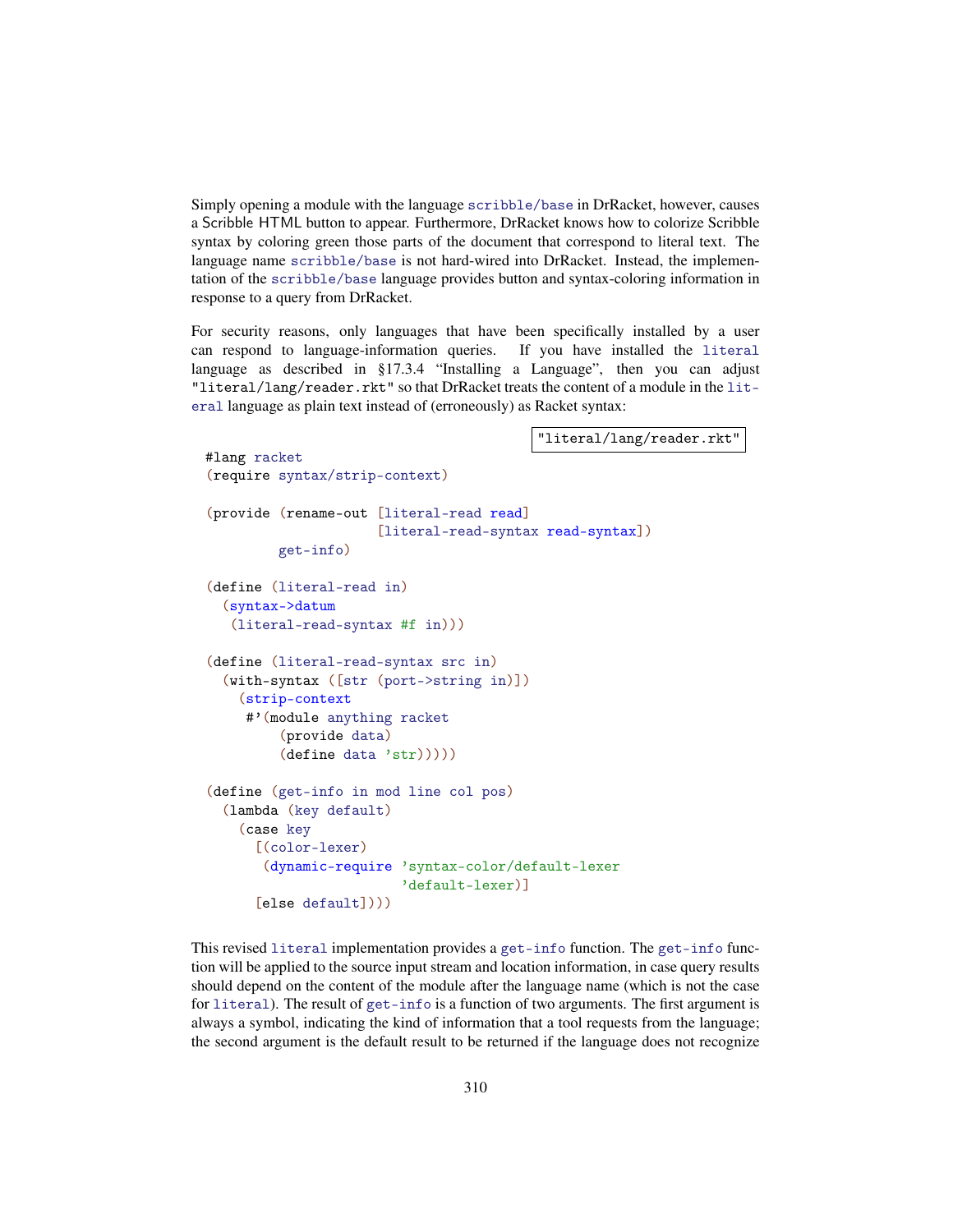Simply opening a module with the language `scribble/base` in DrRacket, however, causes a Scribble HTML button to appear. Furthermore, DrRacket knows how to colorize Scribble syntax by coloring green those parts of the document that correspond to literal text. The language name `scribble/base` is not hard-wired into DrRacket. Instead, the implementation of the `scribble/base` language provides button and syntax-coloring information in response to a query from DrRacket.

For security reasons, only languages that have been specifically installed by a user can respond to language-information queries. If you have installed the `literal` language as described in §17.3.4 "Installing a Language", then you can adjust `"literal/lang/reader.rkt"` so that DrRacket treats the content of a module in the `literal` language as plain text instead of (erroneously) as Racket syntax:

`"literal/lang/reader.rkt"`

```
#lang racket
(require syntax/strip-context)

(provide (rename-out [literal-read read]
                     [literal-read-syntax read-syntax])
         get-info)

(define (literal-read in)
  (syntax->datum
   (literal-read-syntax #f in)))

(define (literal-read-syntax src in)
  (with-syntax ([str (port->string in)])
    (strip-context
     #'(module anything racket
         (provide data)
         (define data 'str)))))

(define (get-info in mod line col pos)
  (lambda (key default)
    (case key
      [(color-lexer)
       (dynamic-require 'syntax-color/default-lexer
                        'default-lexer)]
      [else default])))
```

This revised `literal` implementation provides a `get-info` function. The `get-info` function will be applied to the source input stream and location information, in case query results should depend on the content of the module after the language name (which is not the case for `literal`). The result of `get-info` is a function of two arguments. The first argument is always a symbol, indicating the kind of information that a tool requests from the language; the second argument is the default result to be returned if the language does not recognize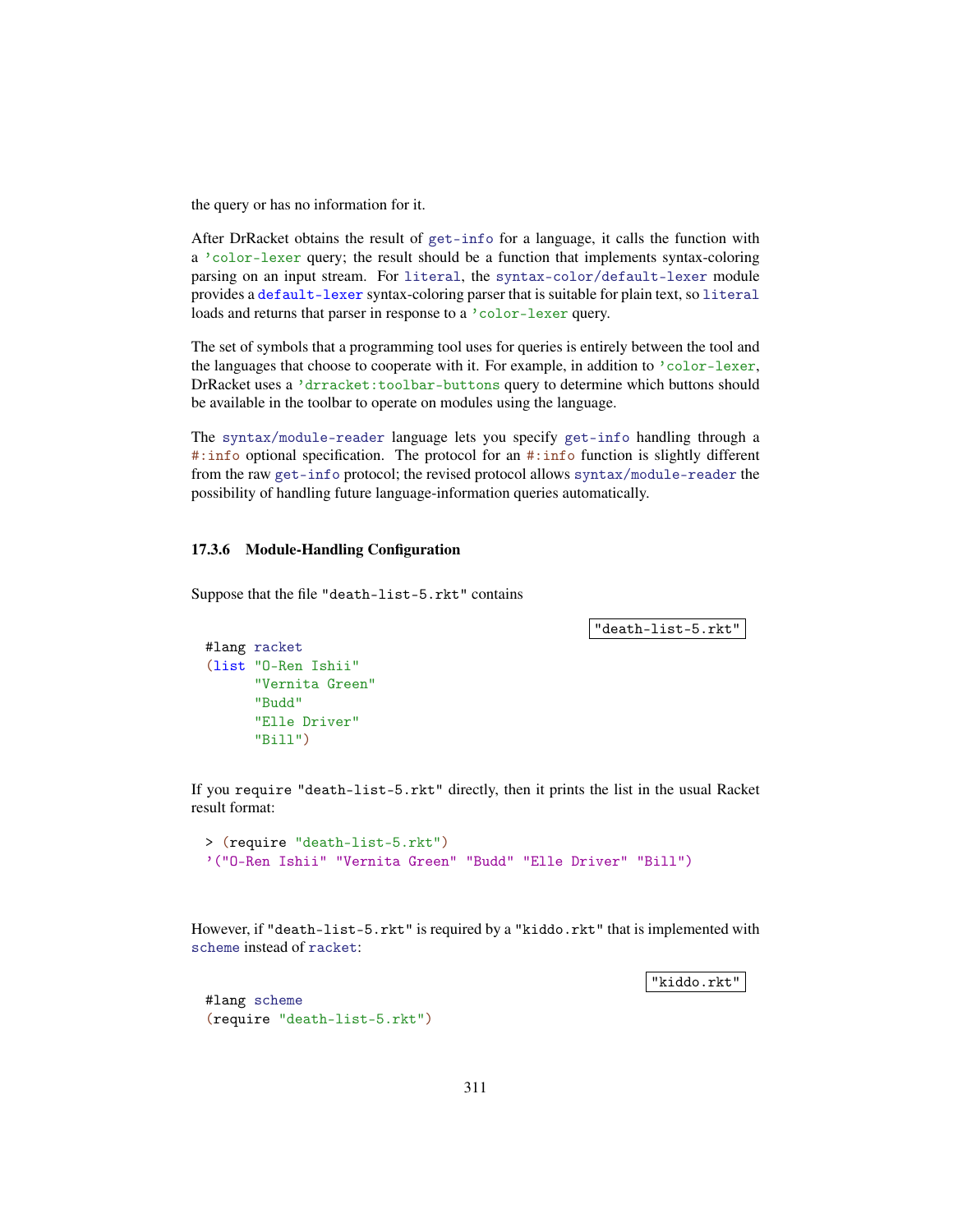the query or has no information for it.

After DrRacket obtains the result of get-info for a language, it calls the function with a 'color-lexer query; the result should be a function that implements syntax-coloring parsing on an input stream. For literal, the syntax-color/default-lexer module provides a default-lexer syntax-coloring parser that is suitable for plain text, so literal loads and returns that parser in response to a 'color-lexer query.

The set of symbols that a programming tool uses for queries is entirely between the tool and the languages that choose to cooperate with it. For example, in addition to 'color-lexer, DrRacket uses a 'drracket:toolbar-buttons query to determine which buttons should be available in the toolbar to operate on modules using the language.

The syntax/module-reader language lets you specify get-info handling through a #:info optional specification. The protocol for an #:info function is slightly different from the raw get-info protocol; the revised protocol allows syntax/module-reader the possibility of handling future language-information queries automatically.

### 17.3.6 Module-Handling Configuration

Suppose that the file "death-list-5.rkt" contains

"death-list-5.rkt"

```
#lang racket
(list "O-Ren Ishii"
      "Vernita Green"
      "Budd"
      "Elle Driver"
      "Bill")
```

If you require "death-list-5.rkt" directly, then it prints the list in the usual Racket result format:

```
> (require "death-list-5.rkt")
'("O-Ren Ishii" "Vernita Green" "Budd" "Elle Driver" "Bill")
```

However, if "death-list-5.rkt" is required by a "kiddo.rkt" that is implemented with scheme instead of racket:

"kiddo.rkt"

```
#lang scheme
(require "death-list-5.rkt")
```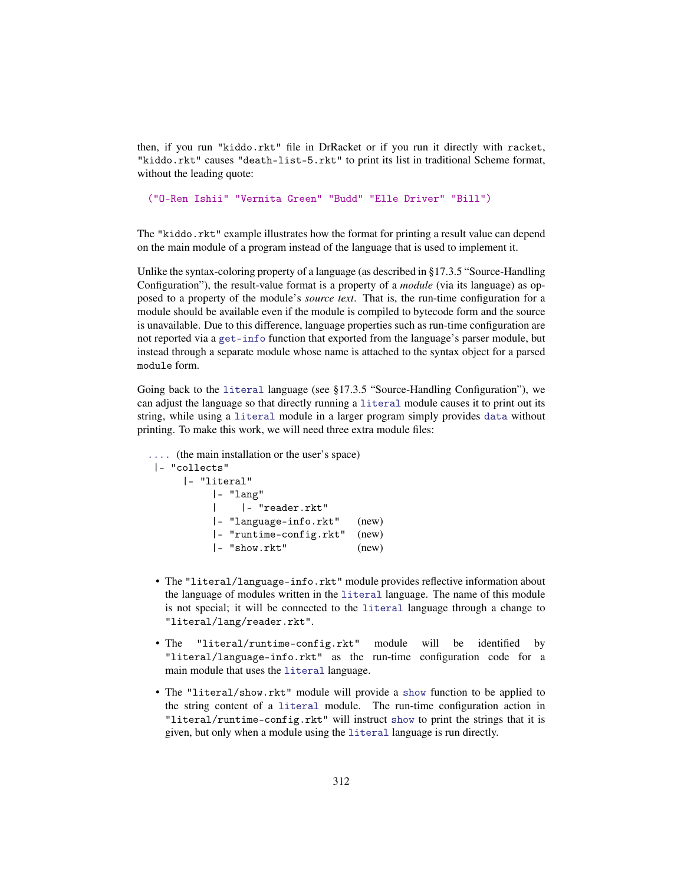then, if you run "kiddo.rkt" file in DrRacket or if you run it directly with racket, "kiddo.rkt" causes "death-list-5.rkt" to print its list in traditional Scheme format, without the leading quote:

```
("O-Ren Ishii" "Vernita Green" "Budd" "Elle Driver" "Bill")
```

The "kiddo.rkt" example illustrates how the format for printing a result value can depend on the main module of a program instead of the language that is used to implement it.

Unlike the syntax-coloring property of a language (as described in §17.3.5 "Source-Handling Configuration"), the result-value format is a property of a *module* (via its language) as opposed to a property of the module's *source text*. That is, the run-time configuration for a module should be available even if the module is compiled to bytecode form and the source is unavailable. Due to this difference, language properties such as run-time configuration are not reported via a get-info function that exported from the language's parser module, but instead through a separate module whose name is attached to the syntax object for a parsed module form.

Going back to the literal language (see §17.3.5 "Source-Handling Configuration"), we can adjust the language so that directly running a literal module causes it to print out its string, while using a literal module in a larger program simply provides data without printing. To make this work, we will need three extra module files:

```
.... (the main installation or the user's space)
 |- "collects"
      |- "literal"
           |- "lang"
           |    |- "reader.rkt"
           |- "language-info.rkt"   (new)
           |- "runtime-config.rkt"  (new)
           |- "show.rkt"            (new)
```

- The "literal/language-info.rkt" module provides reflective information about the language of modules written in the literal language. The name of this module is not special; it will be connected to the literal language through a change to "literal/lang/reader.rkt".
- The "literal/runtime-config.rkt" module will be identified by "literal/language-info.rkt" as the run-time configuration code for a main module that uses the literal language.
- The "literal/show.rkt" module will provide a show function to be applied to the string content of a literal module. The run-time configuration action in "literal/runtime-config.rkt" will instruct show to print the strings that it is given, but only when a module using the literal language is run directly.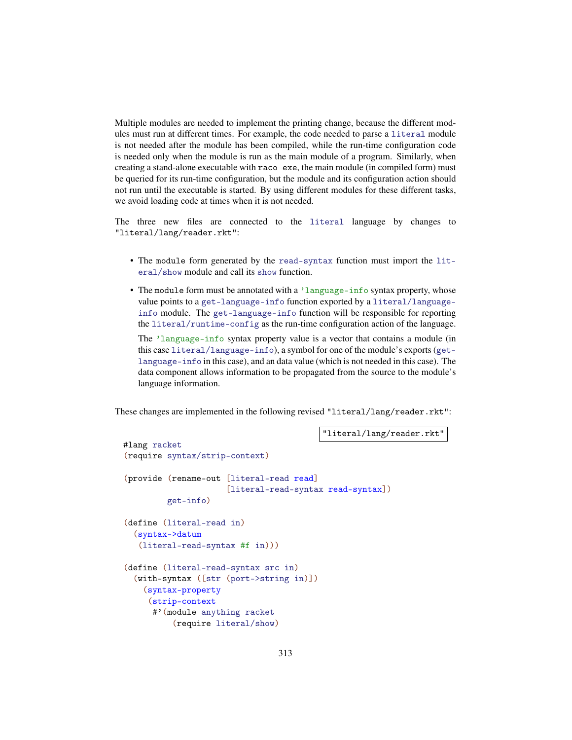Multiple modules are needed to implement the printing change, because the different modules must run at different times. For example, the code needed to parse a `literal` module is not needed after the module has been compiled, while the run-time configuration code is needed only when the module is run as the main module of a program. Similarly, when creating a stand-alone executable with `raco exe`, the main module (in compiled form) must be queried for its run-time configuration, but the module and its configuration action should not run until the executable is started. By using different modules for these different tasks, we avoid loading code at times when it is not needed.

The three new files are connected to the `literal` language by changes to `"literal/lang/reader.rkt"`:

- The `module` form generated by the `read-syntax` function must import the `literal/show` module and call its `show` function.
- The `module` form must be annotated with a `'language-info` syntax property, whose value points to a `get-language-info` function exported by a `literal/language-info` module. The `get-language-info` function will be responsible for reporting the `literal/runtime-config` as the run-time configuration action of the language.

  The `'language-info` syntax property value is a vector that contains a module (in this case `literal/language-info`), a symbol for one of the module's exports (`get-language-info` in this case), and an data value (which is not needed in this case). The data component allows information to be propagated from the source to the module's language information.

These changes are implemented in the following revised `"literal/lang/reader.rkt"`:

`"literal/lang/reader.rkt"`

```
#lang racket
(require syntax/strip-context)

(provide (rename-out [literal-read read]
                     [literal-read-syntax read-syntax])
         get-info)

(define (literal-read in)
  (syntax->datum
   (literal-read-syntax #f in)))

(define (literal-read-syntax src in)
  (with-syntax ([str (port->string in)])
    (syntax-property
     (strip-context
      #'(module anything racket
          (require literal/show)
```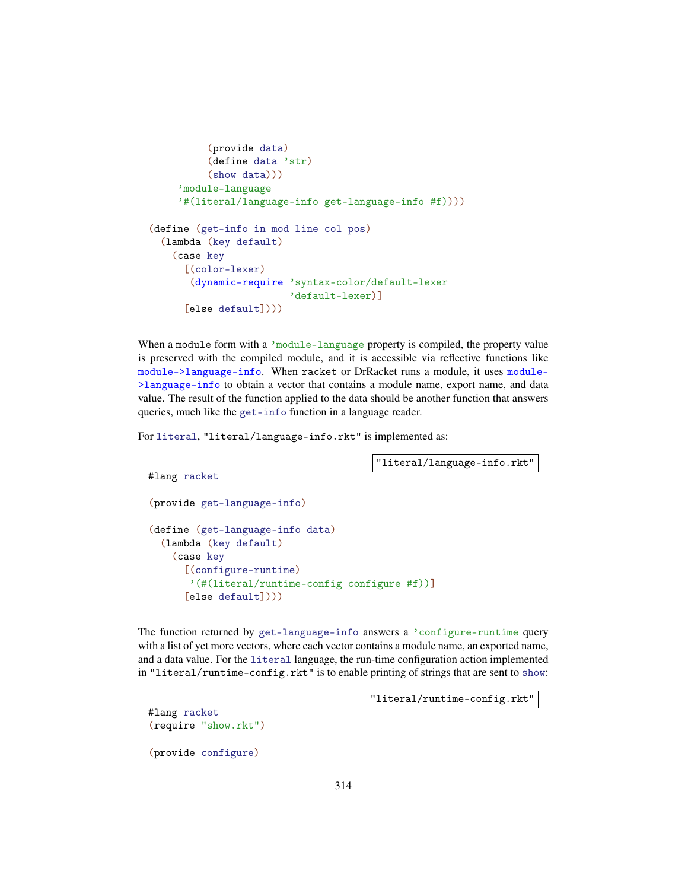```
          (provide data)
          (define data 'str)
          (show data)))
      'module-language
      '#(literal/language-info get-language-info #f))))

(define (get-info in mod line col pos)
  (lambda (key default)
    (case key
      [(color-lexer)
       (dynamic-require 'syntax-color/default-lexer
                        'default-lexer)]
      [else default])))
```

When a `module` form with a `'module-language` property is compiled, the property value is preserved with the compiled module, and it is accessible via reflective functions like `module->language-info`. When `racket` or DrRacket runs a module, it uses `module->language-info` to obtain a vector that contains a module name, export name, and data value. The result of the function applied to the data should be another function that answers queries, much like the `get-info` function in a language reader.

For `literal`, `"literal/language-info.rkt"` is implemented as:

`"literal/language-info.rkt"`

```
#lang racket

(provide get-language-info)

(define (get-language-info data)
  (lambda (key default)
    (case key
      [(configure-runtime)
       '(#(literal/runtime-config configure #f))]
      [else default])))
```

The function returned by `get-language-info` answers a `'configure-runtime` query with a list of yet more vectors, where each vector contains a module name, an exported name, and a data value. For the `literal` language, the run-time configuration action implemented in `"literal/runtime-config.rkt"` is to enable printing of strings that are sent to `show`:

`"literal/runtime-config.rkt"`

```
#lang racket
(require "show.rkt")

(provide configure)
```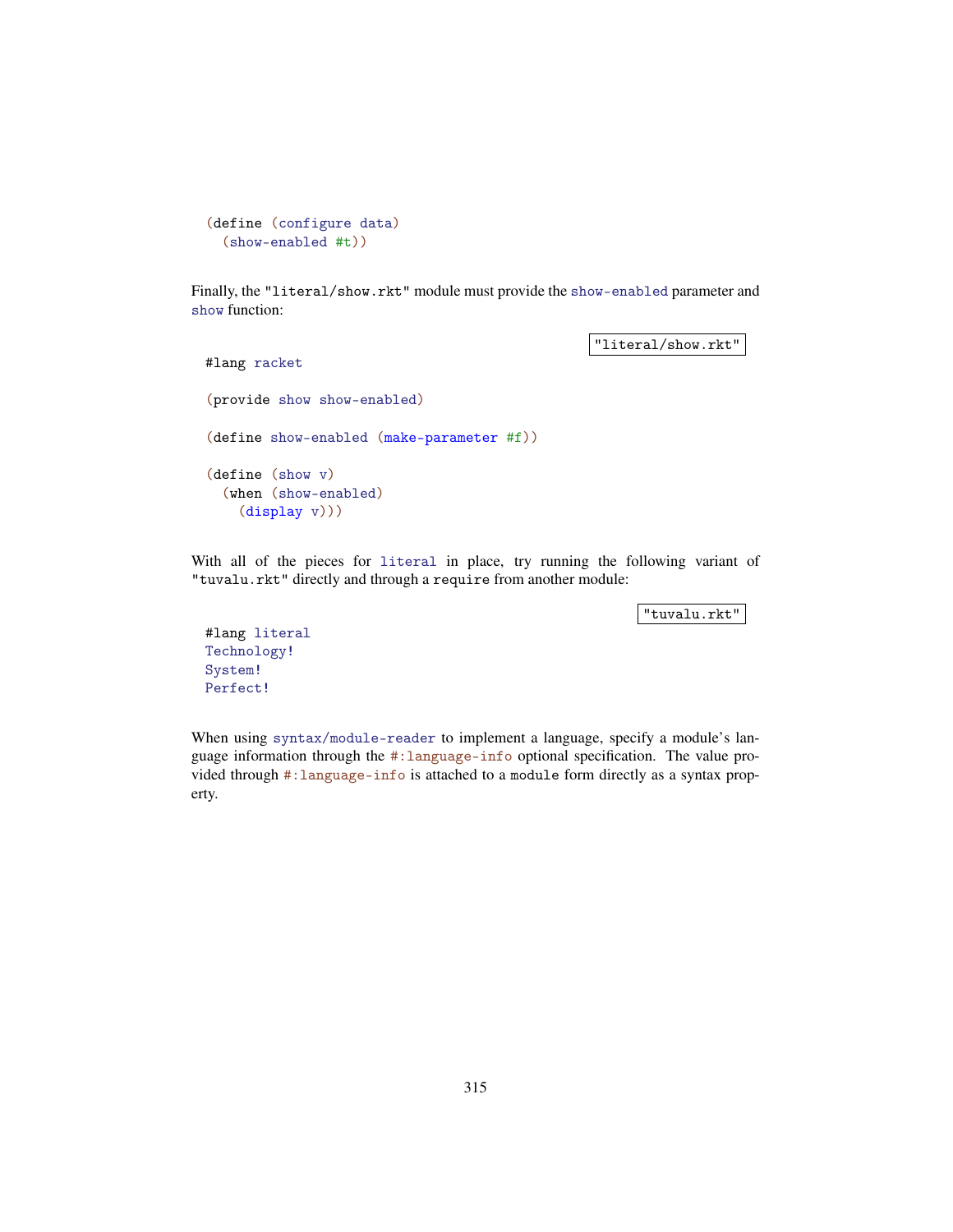```
(define (configure data)
  (show-enabled #t))
```

Finally, the "literal/show.rkt" module must provide the show-enabled parameter and show function:

"literal/show.rkt"

```
#lang racket

(provide show show-enabled)

(define show-enabled (make-parameter #f))

(define (show v)
  (when (show-enabled)
    (display v)))
```

With all of the pieces for literal in place, try running the following variant of "tuvalu.rkt" directly and through a require from another module:

"tuvalu.rkt"

```
#lang literal
Technology!
System!
Perfect!
```

When using syntax/module-reader to implement a language, specify a module's language information through the #:language-info optional specification. The value provided through #:language-info is attached to a module form directly as a syntax property.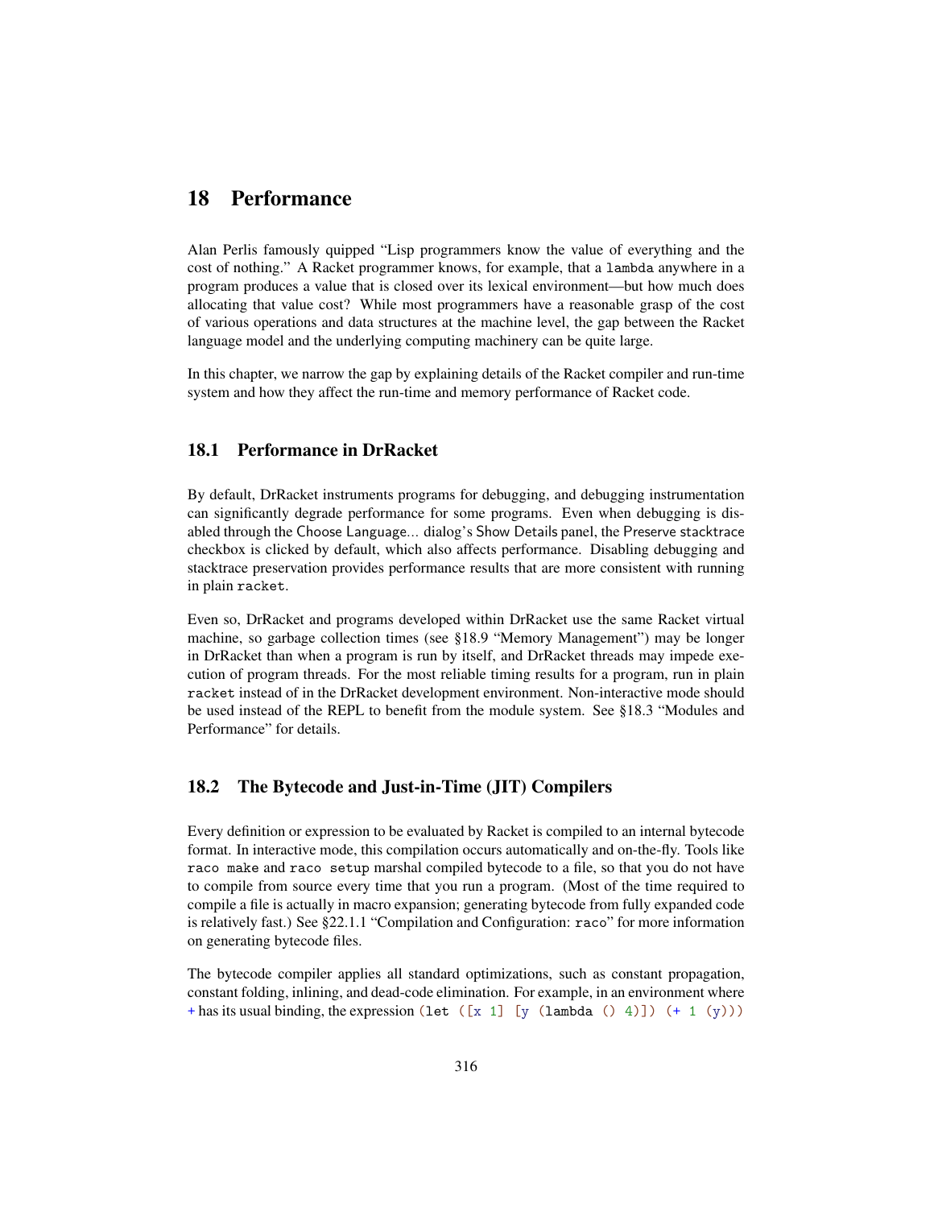# 18 Performance

Alan Perlis famously quipped "Lisp programmers know the value of everything and the cost of nothing." A Racket programmer knows, for example, that a `lambda` anywhere in a program produces a value that is closed over its lexical environment—but how much does allocating that value cost? While most programmers have a reasonable grasp of the cost of various operations and data structures at the machine level, the gap between the Racket language model and the underlying computing machinery can be quite large.

In this chapter, we narrow the gap by explaining details of the Racket compiler and run-time system and how they affect the run-time and memory performance of Racket code.

## 18.1 Performance in DrRacket

By default, DrRacket instruments programs for debugging, and debugging instrumentation can significantly degrade performance for some programs. Even when debugging is disabled through the Choose Language... dialog's Show Details panel, the Preserve stacktrace checkbox is clicked by default, which also affects performance. Disabling debugging and stacktrace preservation provides performance results that are more consistent with running in plain `racket`.

Even so, DrRacket and programs developed within DrRacket use the same Racket virtual machine, so garbage collection times (see §18.9 "Memory Management") may be longer in DrRacket than when a program is run by itself, and DrRacket threads may impede execution of program threads. For the most reliable timing results for a program, run in plain `racket` instead of in the DrRacket development environment. Non-interactive mode should be used instead of the REPL to benefit from the module system. See §18.3 "Modules and Performance" for details.

## 18.2 The Bytecode and Just-in-Time (JIT) Compilers

Every definition or expression to be evaluated by Racket is compiled to an internal bytecode format. In interactive mode, this compilation occurs automatically and on-the-fly. Tools like `raco make` and `raco setup` marshal compiled bytecode to a file, so that you do not have to compile from source every time that you run a program. (Most of the time required to compile a file is actually in macro expansion; generating bytecode from fully expanded code is relatively fast.) See §22.1.1 "Compilation and Configuration: `raco`" for more information on generating bytecode files.

The bytecode compiler applies all standard optimizations, such as constant propagation, constant folding, inlining, and dead-code elimination. For example, in an environment where `+` has its usual binding, the expression `(let ([x 1] [y (lambda () 4)]) (+ 1 (y)))`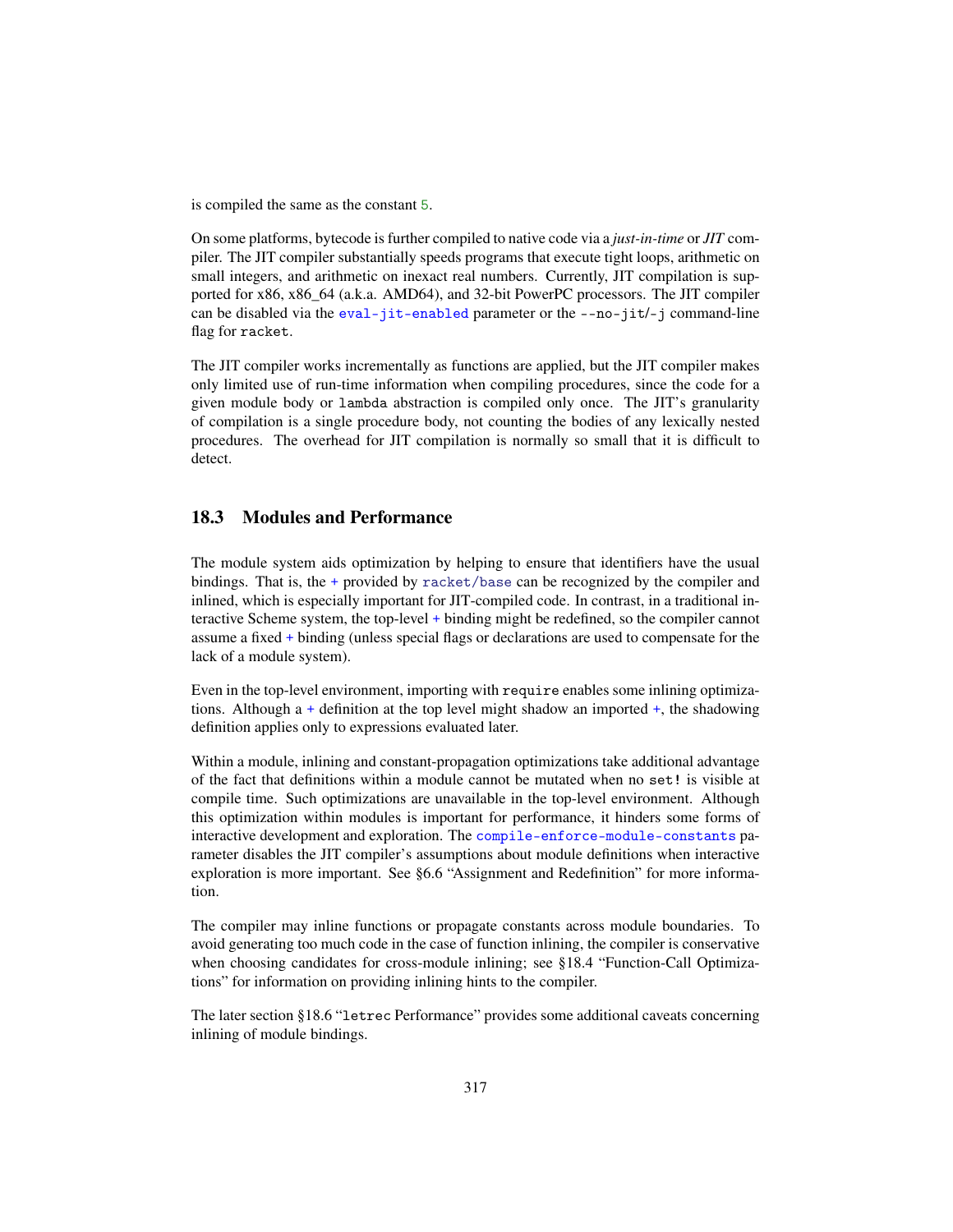is compiled the same as the constant `5`.

On some platforms, bytecode is further compiled to native code via a *just-in-time* or *JIT* compiler. The JIT compiler substantially speeds programs that execute tight loops, arithmetic on small integers, and arithmetic on inexact real numbers. Currently, JIT compilation is supported for x86, x86_64 (a.k.a. AMD64), and 32-bit PowerPC processors. The JIT compiler can be disabled via the `eval-jit-enabled` parameter or the `--no-jit`/`-j` command-line flag for `racket`.

The JIT compiler works incrementally as functions are applied, but the JIT compiler makes only limited use of run-time information when compiling procedures, since the code for a given module body or `lambda` abstraction is compiled only once. The JIT's granularity of compilation is a single procedure body, not counting the bodies of any lexically nested procedures. The overhead for JIT compilation is normally so small that it is difficult to detect.

## 18.3 Modules and Performance

The module system aids optimization by helping to ensure that identifiers have the usual bindings. That is, the `+` provided by `racket/base` can be recognized by the compiler and inlined, which is especially important for JIT-compiled code. In contrast, in a traditional interactive Scheme system, the top-level `+` binding might be redefined, so the compiler cannot assume a fixed `+` binding (unless special flags or declarations are used to compensate for the lack of a module system).

Even in the top-level environment, importing with `require` enables some inlining optimizations. Although a `+` definition at the top level might shadow an imported `+`, the shadowing definition applies only to expressions evaluated later.

Within a module, inlining and constant-propagation optimizations take additional advantage of the fact that definitions within a module cannot be mutated when no `set!` is visible at compile time. Such optimizations are unavailable in the top-level environment. Although this optimization within modules is important for performance, it hinders some forms of interactive development and exploration. The `compile-enforce-module-constants` parameter disables the JIT compiler's assumptions about module definitions when interactive exploration is more important. See §6.6 "Assignment and Redefinition" for more information.

The compiler may inline functions or propagate constants across module boundaries. To avoid generating too much code in the case of function inlining, the compiler is conservative when choosing candidates for cross-module inlining; see §18.4 "Function-Call Optimizations" for information on providing inlining hints to the compiler.

The later section §18.6 "`letrec` Performance" provides some additional caveats concerning inlining of module bindings.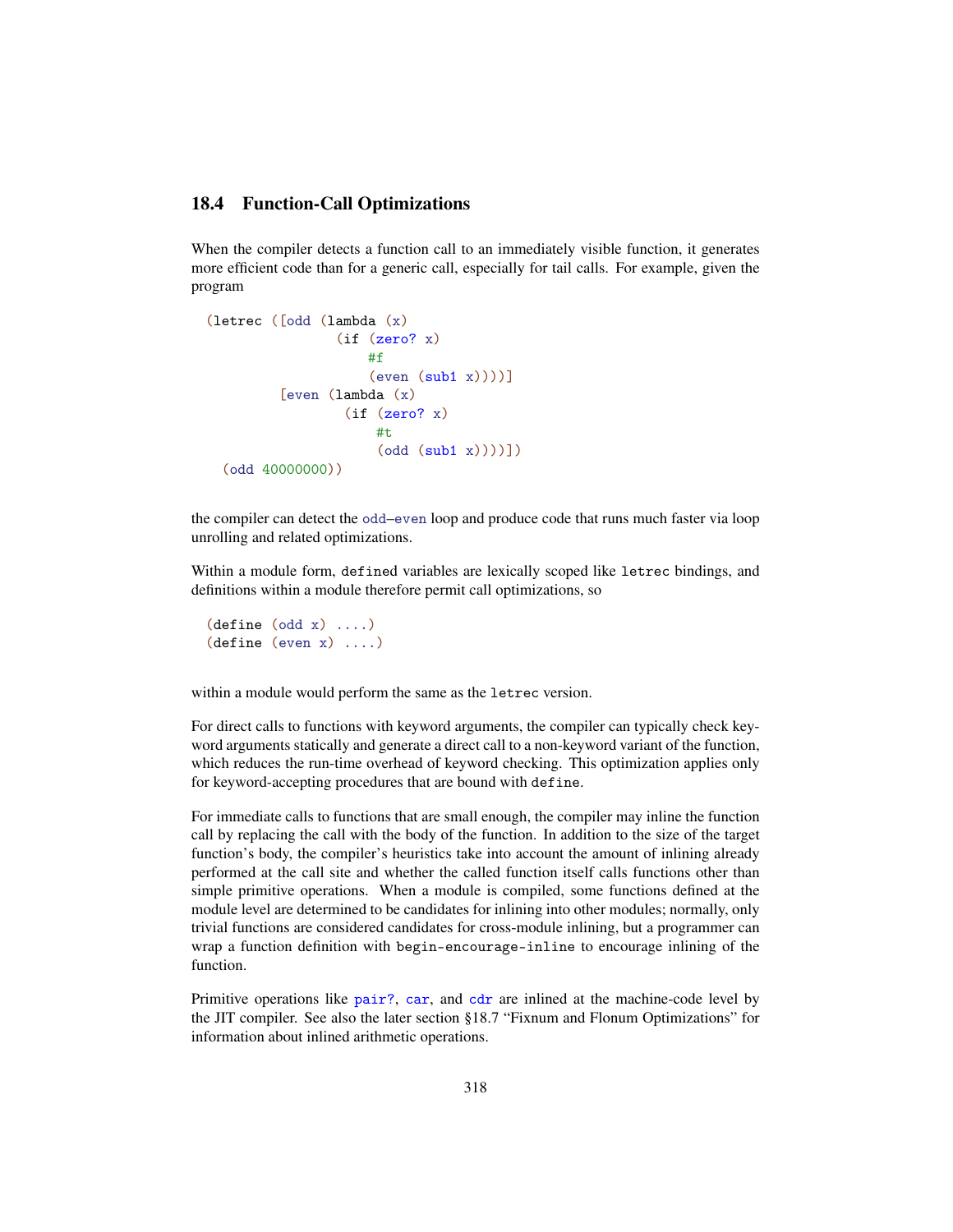### 18.4 Function-Call Optimizations

When the compiler detects a function call to an immediately visible function, it generates more efficient code than for a generic call, especially for tail calls. For example, given the program

```
(letrec ([odd (lambda (x)
                (if (zero? x)
                    #f
                    (even (sub1 x))))]
         [even (lambda (x)
                 (if (zero? x)
                     #t
                     (odd (sub1 x))))])
  (odd 40000000))
```

the compiler can detect the `odd`–`even` loop and produce code that runs much faster via loop unrolling and related optimizations.

Within a module form, `define`d variables are lexically scoped like `letrec` bindings, and definitions within a module therefore permit call optimizations, so

```
(define (odd x) ....)
(define (even x) ....)
```

within a module would perform the same as the `letrec` version.

For direct calls to functions with keyword arguments, the compiler can typically check keyword arguments statically and generate a direct call to a non-keyword variant of the function, which reduces the run-time overhead of keyword checking. This optimization applies only for keyword-accepting procedures that are bound with `define`.

For immediate calls to functions that are small enough, the compiler may inline the function call by replacing the call with the body of the function. In addition to the size of the target function's body, the compiler's heuristics take into account the amount of inlining already performed at the call site and whether the called function itself calls functions other than simple primitive operations. When a module is compiled, some functions defined at the module level are determined to be candidates for inlining into other modules; normally, only trivial functions are considered candidates for cross-module inlining, but a programmer can wrap a function definition with `begin-encourage-inline` to encourage inlining of the function.

Primitive operations like `pair?`, `car`, and `cdr` are inlined at the machine-code level by the JIT compiler. See also the later section §18.7 "Fixnum and Flonum Optimizations" for information about inlined arithmetic operations.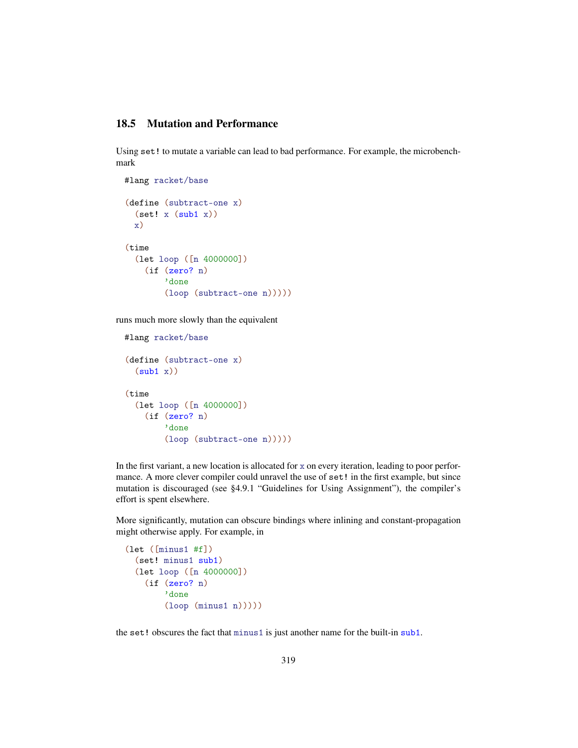## 18.5 Mutation and Performance

Using `set!` to mutate a variable can lead to bad performance. For example, the microbenchmark

```
#lang racket/base

(define (subtract-one x)
  (set! x (sub1 x))
  x)

(time
  (let loop ([n 4000000])
    (if (zero? n)
        'done
        (loop (subtract-one n)))))
```

runs much more slowly than the equivalent

```
#lang racket/base

(define (subtract-one x)
  (sub1 x))

(time
  (let loop ([n 4000000])
    (if (zero? n)
        'done
        (loop (subtract-one n)))))
```

In the first variant, a new location is allocated for `x` on every iteration, leading to poor performance. A more clever compiler could unravel the use of `set!` in the first example, but since mutation is discouraged (see §4.9.1 "Guidelines for Using Assignment"), the compiler's effort is spent elsewhere.

More significantly, mutation can obscure bindings where inlining and constant-propagation might otherwise apply. For example, in

```
(let ([minus1 #f])
  (set! minus1 sub1)
  (let loop ([n 4000000])
    (if (zero? n)
        'done
        (loop (minus1 n)))))
```

the `set!` obscures the fact that `minus1` is just another name for the built-in `sub1`.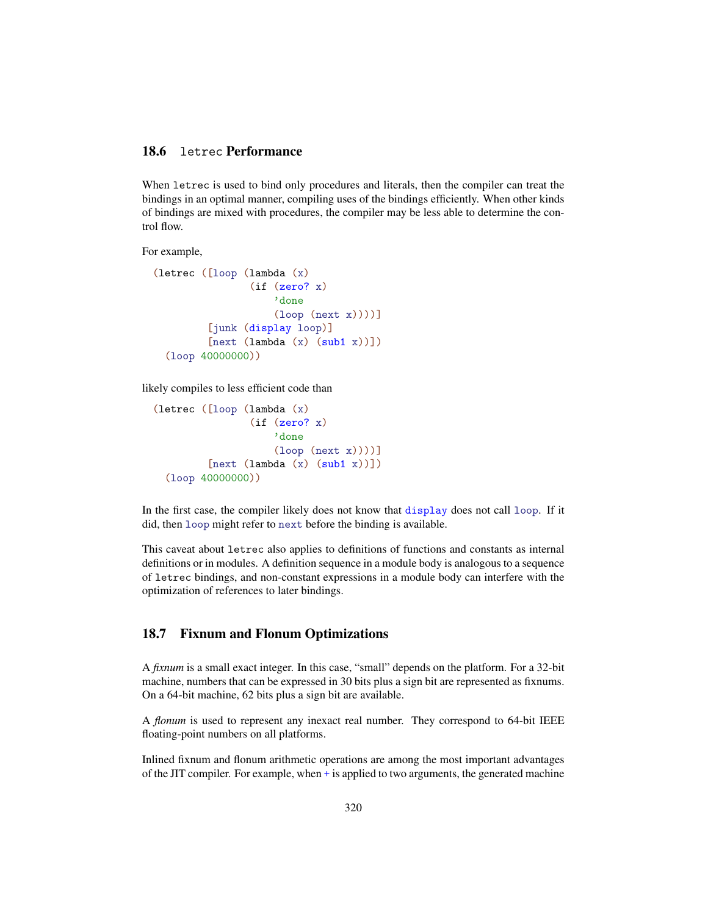## 18.6 `letrec` Performance

When `letrec` is used to bind only procedures and literals, then the compiler can treat the bindings in an optimal manner, compiling uses of the bindings efficiently. When other kinds of bindings are mixed with procedures, the compiler may be less able to determine the control flow.

For example,

```
(letrec ([loop (lambda (x)
                (if (zero? x)
                    'done
                    (loop (next x))))]
         [junk (display loop)]
         [next (lambda (x) (sub1 x))])
  (loop 40000000))
```

likely compiles to less efficient code than

```
(letrec ([loop (lambda (x)
                (if (zero? x)
                    'done
                    (loop (next x))))]
         [next (lambda (x) (sub1 x))])
  (loop 40000000))
```

In the first case, the compiler likely does not know that `display` does not call `loop`. If it did, then `loop` might refer to `next` before the binding is available.

This caveat about `letrec` also applies to definitions of functions and constants as internal definitions or in modules. A definition sequence in a module body is analogous to a sequence of `letrec` bindings, and non-constant expressions in a module body can interfere with the optimization of references to later bindings.

## 18.7 Fixnum and Flonum Optimizations

A *fixnum* is a small exact integer. In this case, "small" depends on the platform. For a 32-bit machine, numbers that can be expressed in 30 bits plus a sign bit are represented as fixnums. On a 64-bit machine, 62 bits plus a sign bit are available.

A *flonum* is used to represent any inexact real number. They correspond to 64-bit IEEE floating-point numbers on all platforms.

Inlined fixnum and flonum arithmetic operations are among the most important advantages of the JIT compiler. For example, when `+` is applied to two arguments, the generated machine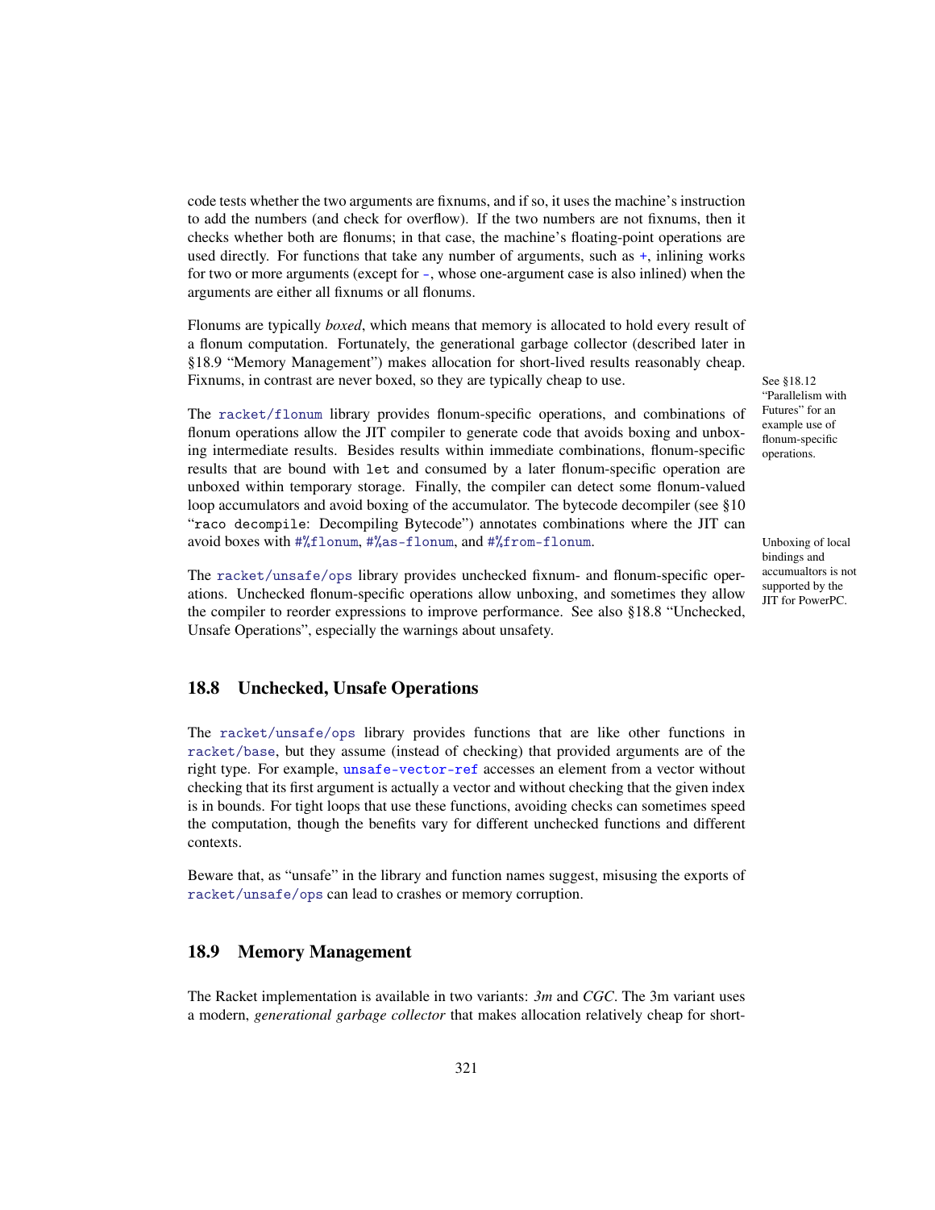code tests whether the two arguments are fixnums, and if so, it uses the machine's instruction to add the numbers (and check for overflow). If the two numbers are not fixnums, then it checks whether both are flonums; in that case, the machine's floating-point operations are used directly. For functions that take any number of arguments, such as `+`, inlining works for two or more arguments (except for `-`, whose one-argument case is also inlined) when the arguments are either all fixnums or all flonums.

Flonums are typically *boxed*, which means that memory is allocated to hold every result of a flonum computation. Fortunately, the generational garbage collector (described later in §18.9 "Memory Management") makes allocation for short-lived results reasonably cheap. Fixnums, in contrast are never boxed, so they are typically cheap to use.

See §18.12 "Parallelism with Futures" for an example use of flonum-specific operations.

The `racket/flonum` library provides flonum-specific operations, and combinations of flonum operations allow the JIT compiler to generate code that avoids boxing and unboxing intermediate results. Besides results within immediate combinations, flonum-specific results that are bound with `let` and consumed by a later flonum-specific operation are unboxed within temporary storage. Finally, the compiler can detect some flonum-valued loop accumulators and avoid boxing of the accumulator. The bytecode decompiler (see §10 "`raco decompile`: Decompiling Bytecode") annotates combinations where the JIT can avoid boxes with `#%flonum`, `#%as-flonum`, and `#%from-flonum`.

Unboxing of local bindings and accumualtors is not supported by the JIT for PowerPC.

The `racket/unsafe/ops` library provides unchecked fixnum- and flonum-specific operations. Unchecked flonum-specific operations allow unboxing, and sometimes they allow the compiler to reorder expressions to improve performance. See also §18.8 "Unchecked, Unsafe Operations", especially the warnings about unsafety.

## 18.8 Unchecked, Unsafe Operations

The `racket/unsafe/ops` library provides functions that are like other functions in `racket/base`, but they assume (instead of checking) that provided arguments are of the right type. For example, `unsafe-vector-ref` accesses an element from a vector without checking that its first argument is actually a vector and without checking that the given index is in bounds. For tight loops that use these functions, avoiding checks can sometimes speed the computation, though the benefits vary for different unchecked functions and different contexts.

Beware that, as "unsafe" in the library and function names suggest, misusing the exports of `racket/unsafe/ops` can lead to crashes or memory corruption.

## 18.9 Memory Management

The Racket implementation is available in two variants: *3m* and *CGC*. The 3m variant uses a modern, *generational garbage collector* that makes allocation relatively cheap for short-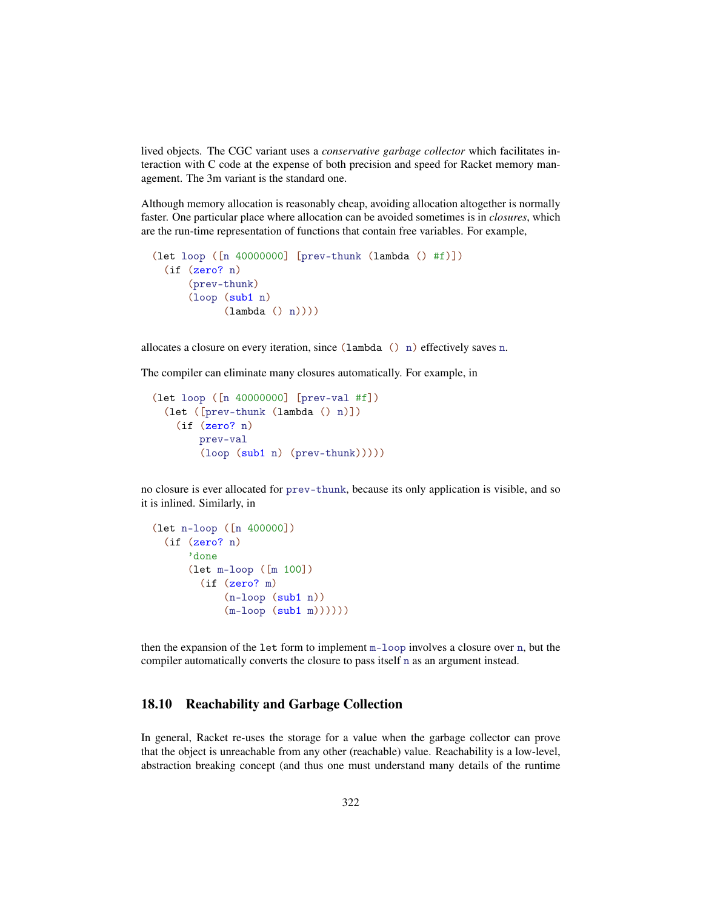lived objects. The CGC variant uses a *conservative garbage collector* which facilitates interaction with C code at the expense of both precision and speed for Racket memory management. The 3m variant is the standard one.

Although memory allocation is reasonably cheap, avoiding allocation altogether is normally faster. One particular place where allocation can be avoided sometimes is in *closures*, which are the run-time representation of functions that contain free variables. For example,

```
(let loop ([n 40000000] [prev-thunk (lambda () #f)])
  (if (zero? n)
      (prev-thunk)
      (loop (sub1 n)
            (lambda () n))))
```

allocates a closure on every iteration, since `(lambda () n)` effectively saves `n`.

The compiler can eliminate many closures automatically. For example, in

```
(let loop ([n 40000000] [prev-val #f])
  (let ([prev-thunk (lambda () n)])
    (if (zero? n)
        prev-val
        (loop (sub1 n) (prev-thunk)))))
```

no closure is ever allocated for `prev-thunk`, because its only application is visible, and so it is inlined. Similarly, in

```
(let n-loop ([n 400000])
  (if (zero? n)
      'done
      (let m-loop ([m 100])
        (if (zero? m)
            (n-loop (sub1 n))
            (m-loop (sub1 m))))))
```

then the expansion of the `let` form to implement `m-loop` involves a closure over `n`, but the compiler automatically converts the closure to pass itself `n` as an argument instead.

## 18.10 Reachability and Garbage Collection

In general, Racket re-uses the storage for a value when the garbage collector can prove that the object is unreachable from any other (reachable) value. Reachability is a low-level, abstraction breaking concept (and thus one must understand many details of the runtime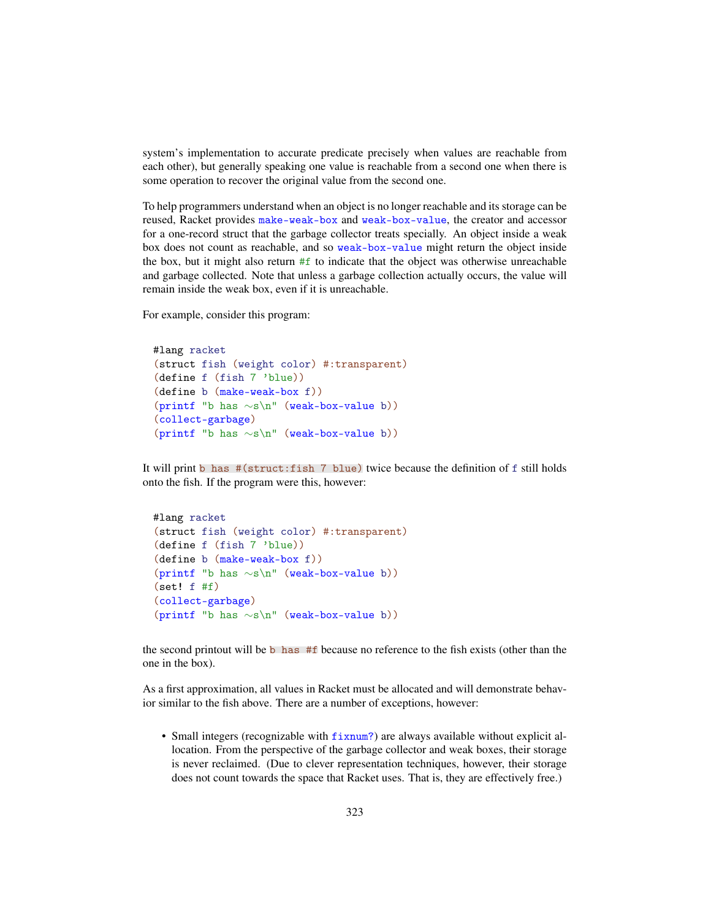system's implementation to accurate predicate precisely when values are reachable from each other), but generally speaking one value is reachable from a second one when there is some operation to recover the original value from the second one.

To help programmers understand when an object is no longer reachable and its storage can be reused, Racket provides `make-weak-box` and `weak-box-value`, the creator and accessor for a one-record struct that the garbage collector treats specially. An object inside a weak box does not count as reachable, and so `weak-box-value` might return the object inside the box, but it might also return `#f` to indicate that the object was otherwise unreachable and garbage collected. Note that unless a garbage collection actually occurs, the value will remain inside the weak box, even if it is unreachable.

For example, consider this program:

```
#lang racket
(struct fish (weight color) #:transparent)
(define f (fish 7 'blue))
(define b (make-weak-box f))
(printf "b has ~s\n" (weak-box-value b))
(collect-garbage)
(printf "b has ~s\n" (weak-box-value b))
```

It will print `b has #(struct:fish 7 blue)` twice because the definition of `f` still holds onto the fish. If the program were this, however:

```
#lang racket
(struct fish (weight color) #:transparent)
(define f (fish 7 'blue))
(define b (make-weak-box f))
(printf "b has ~s\n" (weak-box-value b))
(set! f #f)
(collect-garbage)
(printf "b has ~s\n" (weak-box-value b))
```

the second printout will be `b has #f` because no reference to the fish exists (other than the one in the box).

As a first approximation, all values in Racket must be allocated and will demonstrate behavior similar to the fish above. There are a number of exceptions, however:

- Small integers (recognizable with `fixnum?`) are always available without explicit allocation. From the perspective of the garbage collector and weak boxes, their storage is never reclaimed. (Due to clever representation techniques, however, their storage does not count towards the space that Racket uses. That is, they are effectively free.)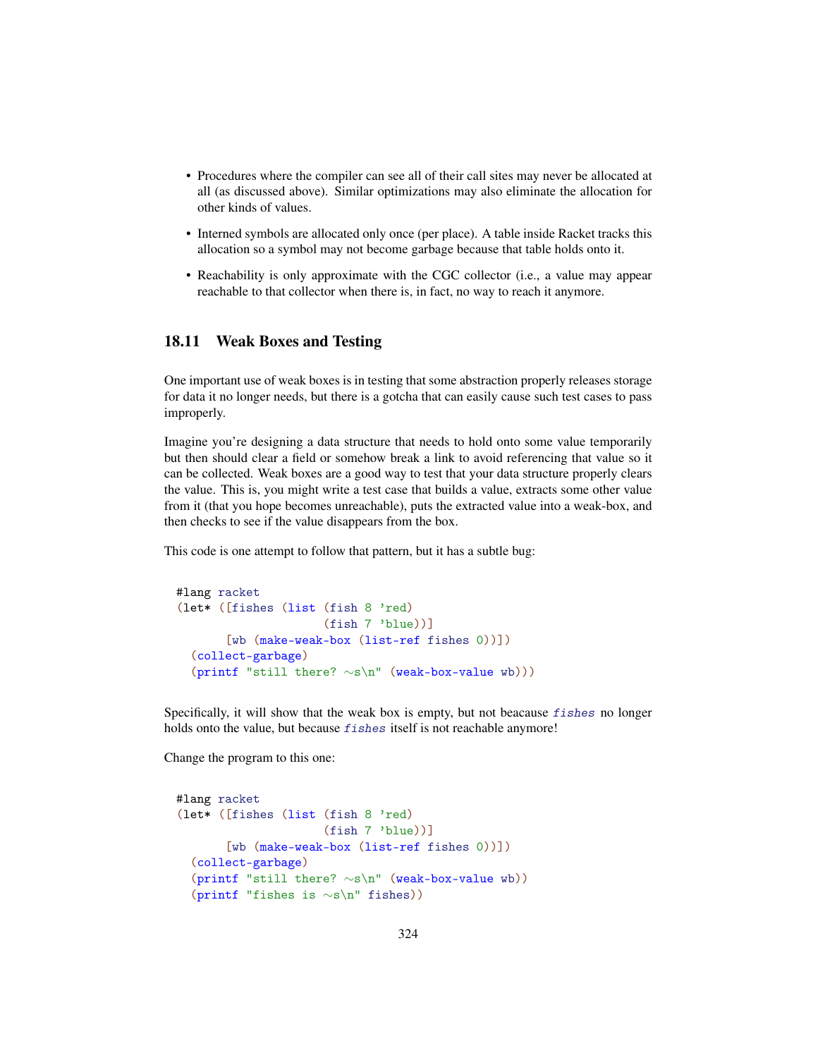- Procedures where the compiler can see all of their call sites may never be allocated at all (as discussed above). Similar optimizations may also eliminate the allocation for other kinds of values.
- Interned symbols are allocated only once (per place). A table inside Racket tracks this allocation so a symbol may not become garbage because that table holds onto it.
- Reachability is only approximate with the CGC collector (i.e., a value may appear reachable to that collector when there is, in fact, no way to reach it anymore.

## 18.11 Weak Boxes and Testing

One important use of weak boxes is in testing that some abstraction properly releases storage for data it no longer needs, but there is a gotcha that can easily cause such test cases to pass improperly.

Imagine you're designing a data structure that needs to hold onto some value temporarily but then should clear a field or somehow break a link to avoid referencing that value so it can be collected. Weak boxes are a good way to test that your data structure properly clears the value. This is, you might write a test case that builds a value, extracts some other value from it (that you hope becomes unreachable), puts the extracted value into a weak-box, and then checks to see if the value disappears from the box.

This code is one attempt to follow that pattern, but it has a subtle bug:

```
#lang racket
(let* ([fishes (list (fish 8 'red)
                     (fish 7 'blue))]
       [wb (make-weak-box (list-ref fishes 0))])
  (collect-garbage)
  (printf "still there? ~s\n" (weak-box-value wb)))
```

Specifically, it will show that the weak box is empty, but not beacause *fishes* no longer holds onto the value, but because *fishes* itself is not reachable anymore!

Change the program to this one:

```
#lang racket
(let* ([fishes (list (fish 8 'red)
                     (fish 7 'blue))]
       [wb (make-weak-box (list-ref fishes 0))])
  (collect-garbage)
  (printf "still there? ~s\n" (weak-box-value wb))
  (printf "fishes is ~s\n" fishes))
```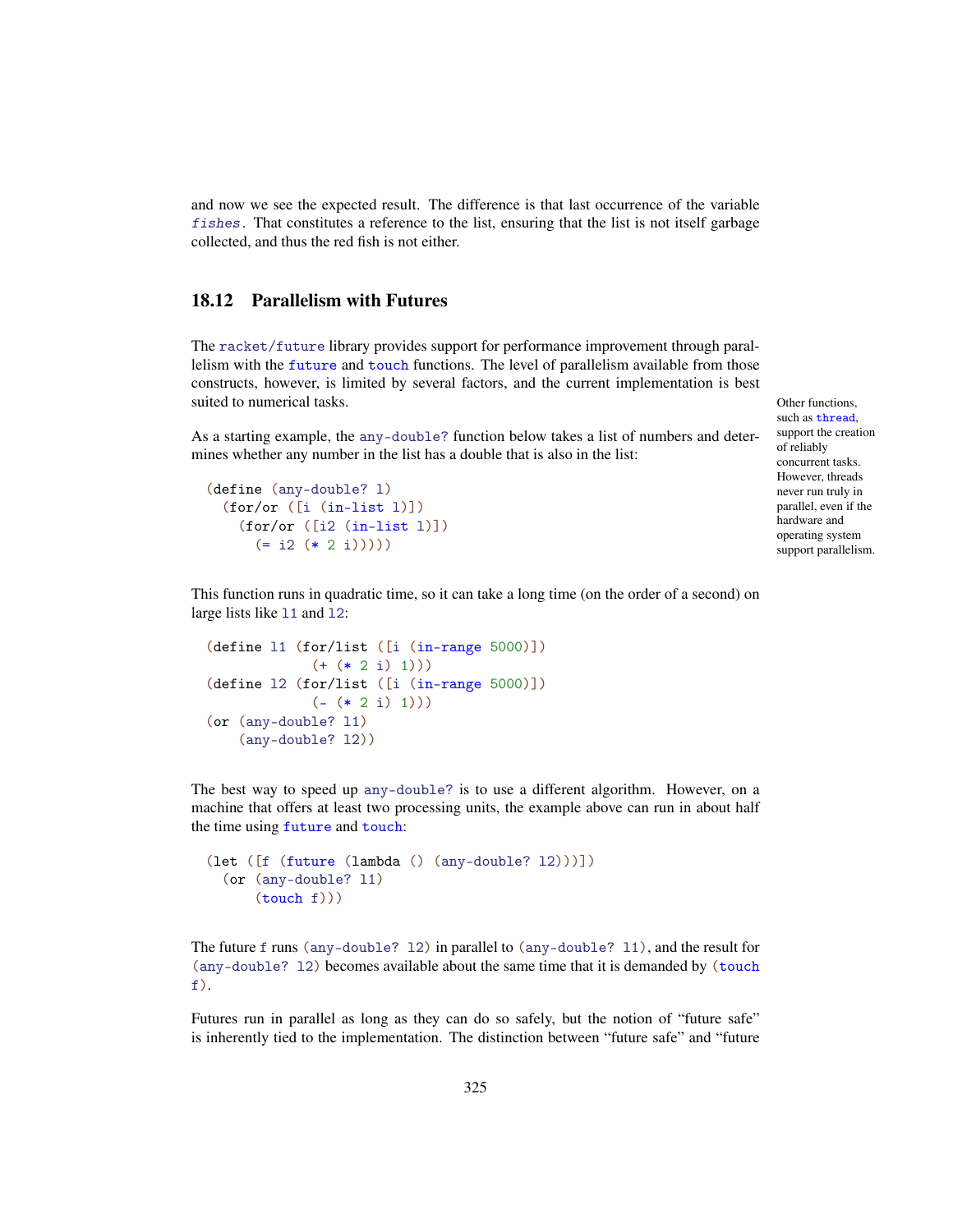and now we see the expected result. The difference is that last occurrence of the variable *fishes*. That constitutes a reference to the list, ensuring that the list is not itself garbage collected, and thus the red fish is not either.

## 18.12 Parallelism with Futures

The `racket/future` library provides support for performance improvement through parallelism with the `future` and `touch` functions. The level of parallelism available from those constructs, however, is limited by several factors, and the current implementation is best suited to numerical tasks.

Other functions, such as `thread`, support the creation of reliably concurrent tasks. However, threads never run truly in parallel, even if the hardware and operating system support parallelism.

As a starting example, the `any-double?` function below takes a list of numbers and determines whether any number in the list has a double that is also in the list:

```
(define (any-double? l)
  (for/or ([i (in-list l)])
    (for/or ([i2 (in-list l)])
      (= i2 (* 2 i)))))
```

This function runs in quadratic time, so it can take a long time (on the order of a second) on large lists like `l1` and `l2`:

```
(define l1 (for/list ([i (in-range 5000)])
             (+ (* 2 i) 1)))
(define l2 (for/list ([i (in-range 5000)])
             (- (* 2 i) 1)))
(or (any-double? l1)
    (any-double? l2))
```

The best way to speed up `any-double?` is to use a different algorithm. However, on a machine that offers at least two processing units, the example above can run in about half the time using `future` and `touch`:

```
(let ([f (future (lambda () (any-double? l2)))])
  (or (any-double? l1)
      (touch f)))
```

The future `f` runs `(any-double? l2)` in parallel to `(any-double? l1)`, and the result for `(any-double? l2)` becomes available about the same time that it is demanded by `(touch f)`.

Futures run in parallel as long as they can do so safely, but the notion of "future safe" is inherently tied to the implementation. The distinction between "future safe" and "future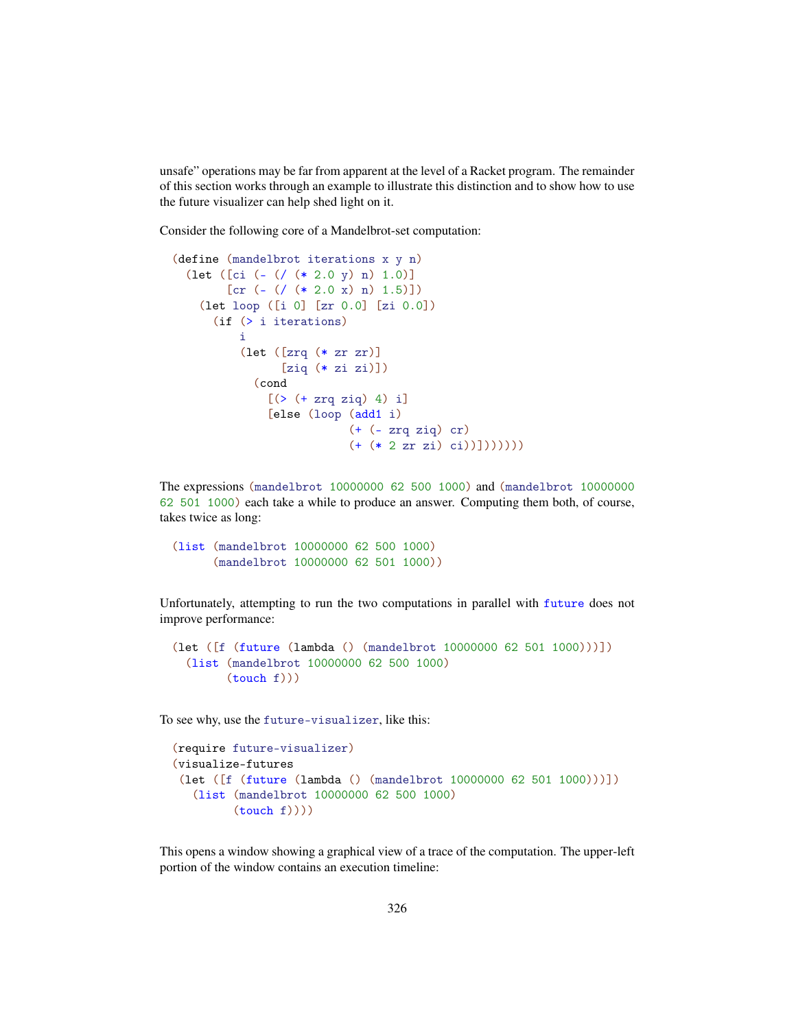unsafe" operations may be far from apparent at the level of a Racket program. The remainder of this section works through an example to illustrate this distinction and to show how to use the future visualizer can help shed light on it.

Consider the following core of a Mandelbrot-set computation:

```
(define (mandelbrot iterations x y n)
  (let ([ci (- (/ (* 2.0 y) n) 1.0)]
        [cr (- (/ (* 2.0 x) n) 1.5)])
    (let loop ([i 0] [zr 0.0] [zi 0.0])
      (if (> i iterations)
          i
          (let ([zrq (* zr zr)]
                [ziq (* zi zi)])
            (cond
              [(> (+ zrq ziq) 4) i]
              [else (loop (add1 i)
                          (+ (- zrq ziq) cr)
                          (+ (* 2 zr zi) ci))]))))))
```

The expressions `(mandelbrot 10000000 62 500 1000)` and `(mandelbrot 10000000 62 501 1000)` each take a while to produce an answer. Computing them both, of course, takes twice as long:

```
(list (mandelbrot 10000000 62 500 1000)
      (mandelbrot 10000000 62 501 1000))
```

Unfortunately, attempting to run the two computations in parallel with `future` does not improve performance:

```
(let ([f (future (lambda () (mandelbrot 10000000 62 501 1000)))])
  (list (mandelbrot 10000000 62 500 1000)
        (touch f)))
```

To see why, use the `future-visualizer`, like this:

```
(require future-visualizer)
(visualize-futures
 (let ([f (future (lambda () (mandelbrot 10000000 62 501 1000)))])
   (list (mandelbrot 10000000 62 500 1000)
         (touch f))))
```

This opens a window showing a graphical view of a trace of the computation. The upper-left portion of the window contains an execution timeline: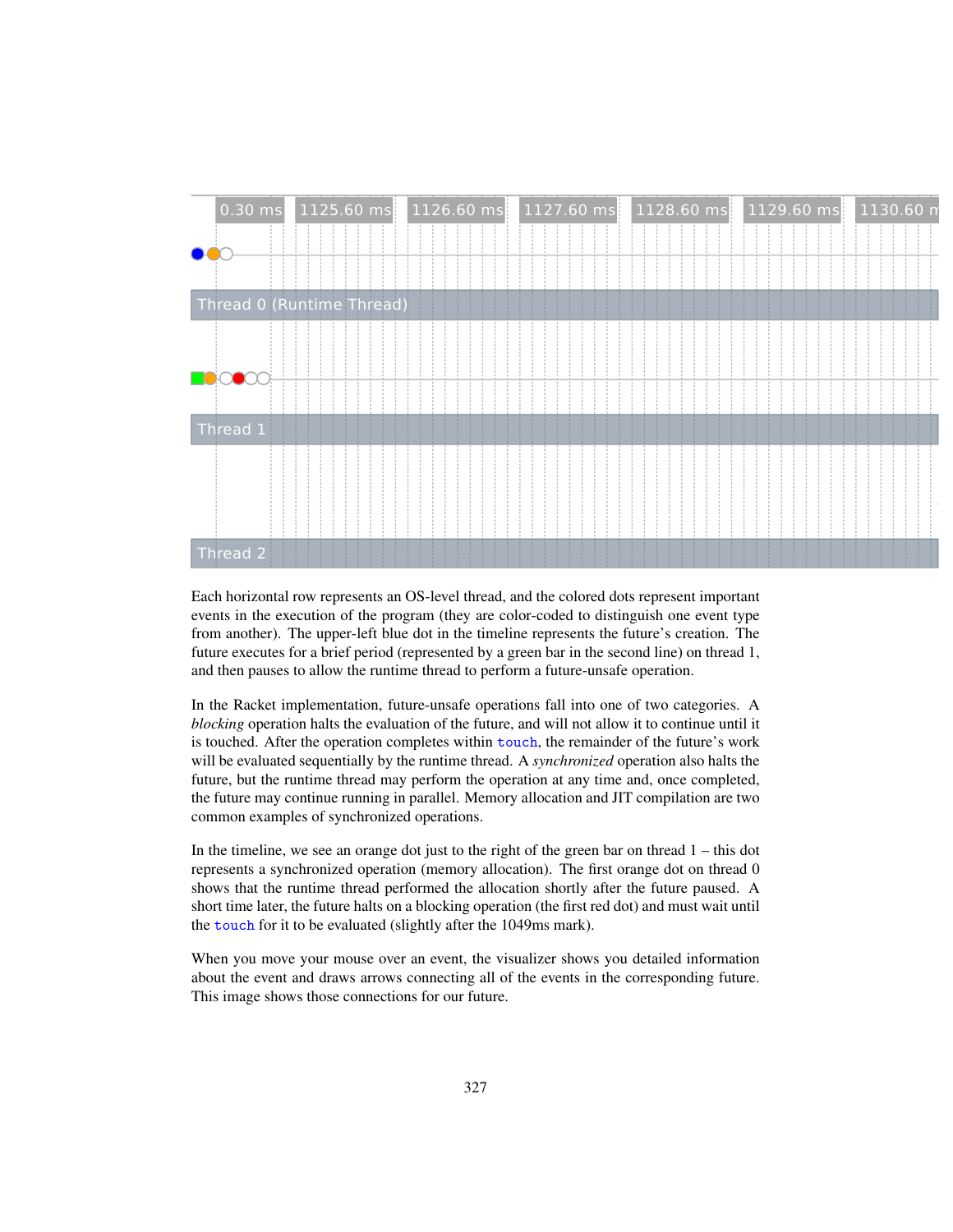Each horizontal row represents an OS-level thread, and the colored dots represent important events in the execution of the program (they are color-coded to distinguish one event type from another). The upper-left blue dot in the timeline represents the future's creation. The future executes for a brief period (represented by a green bar in the second line) on thread 1, and then pauses to allow the runtime thread to perform a future-unsafe operation.

In the Racket implementation, future-unsafe operations fall into one of two categories. A *blocking* operation halts the evaluation of the future, and will not allow it to continue until it is touched. After the operation completes within `touch`, the remainder of the future's work will be evaluated sequentially by the runtime thread. A *synchronized* operation also halts the future, but the runtime thread may perform the operation at any time and, once completed, the future may continue running in parallel. Memory allocation and JIT compilation are two common examples of synchronized operations.

In the timeline, we see an orange dot just to the right of the green bar on thread 1 – this dot represents a synchronized operation (memory allocation). The first orange dot on thread 0 shows that the runtime thread performed the allocation shortly after the future paused. A short time later, the future halts on a blocking operation (the first red dot) and must wait until the `touch` for it to be evaluated (slightly after the 1049ms mark).

When you move your mouse over an event, the visualizer shows you detailed information about the event and draws arrows connecting all of the events in the corresponding future. This image shows those connections for our future.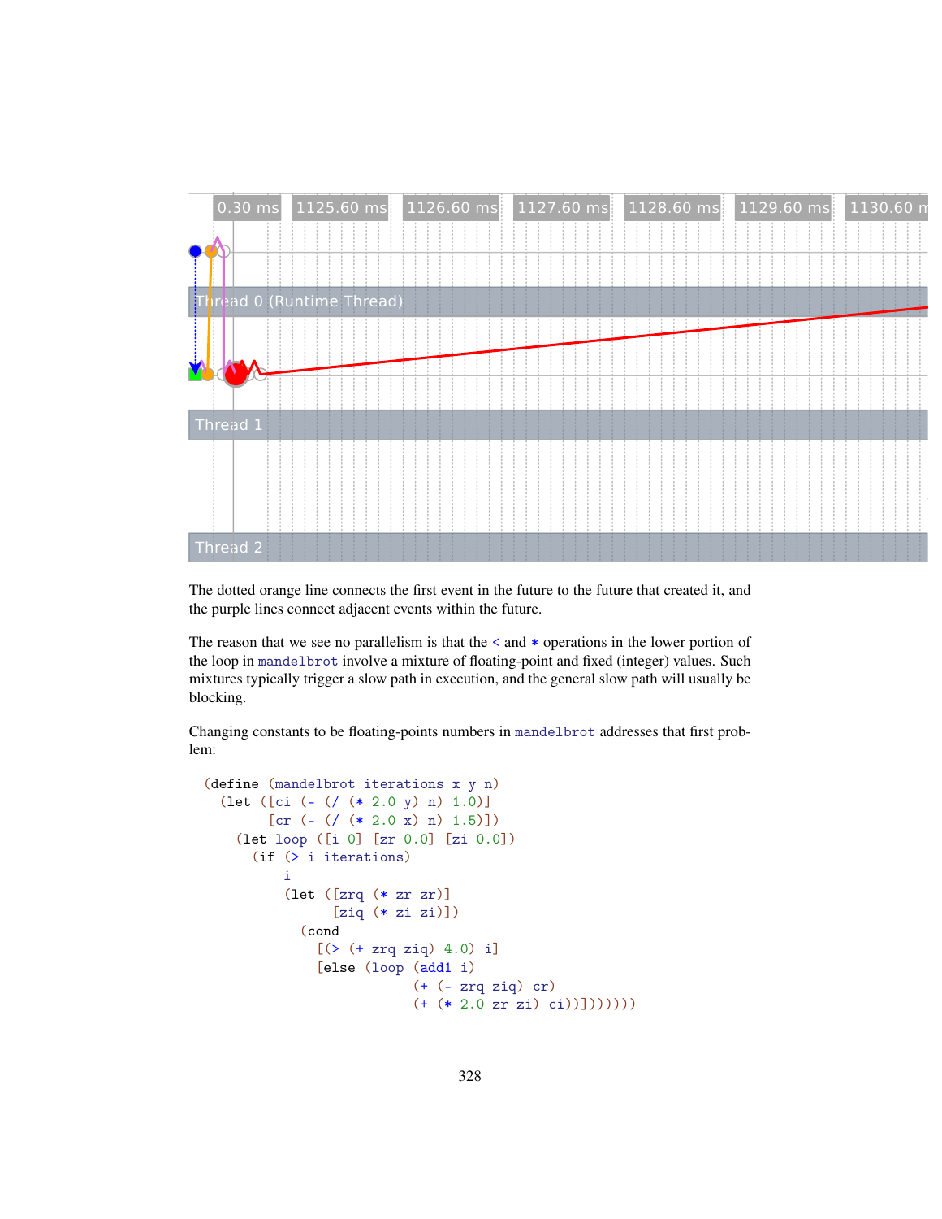The dotted orange line connects the first event in the future to the future that created it, and the purple lines connect adjacent events within the future.

The reason that we see no parallelism is that the `<` and `*` operations in the lower portion of the loop in `mandelbrot` involve a mixture of floating-point and fixed (integer) values. Such mixtures typically trigger a slow path in execution, and the general slow path will usually be blocking.

Changing constants to be floating-points numbers in `mandelbrot` addresses that first problem:

```
(define (mandelbrot iterations x y n)
  (let ([ci (- (/ (* 2.0 y) n) 1.0)]
        [cr (- (/ (* 2.0 x) n) 1.5)])
    (let loop ([i 0] [zr 0.0] [zi 0.0])
      (if (> i iterations)
          i
          (let ([zrq (* zr zr)]
                [ziq (* zi zi)])
            (cond
              [(> (+ zrq ziq) 4.0) i]
              [else (loop (add1 i)
                          (+ (- zrq ziq) cr)
                          (+ (* 2.0 zr zi) ci))]))))))
```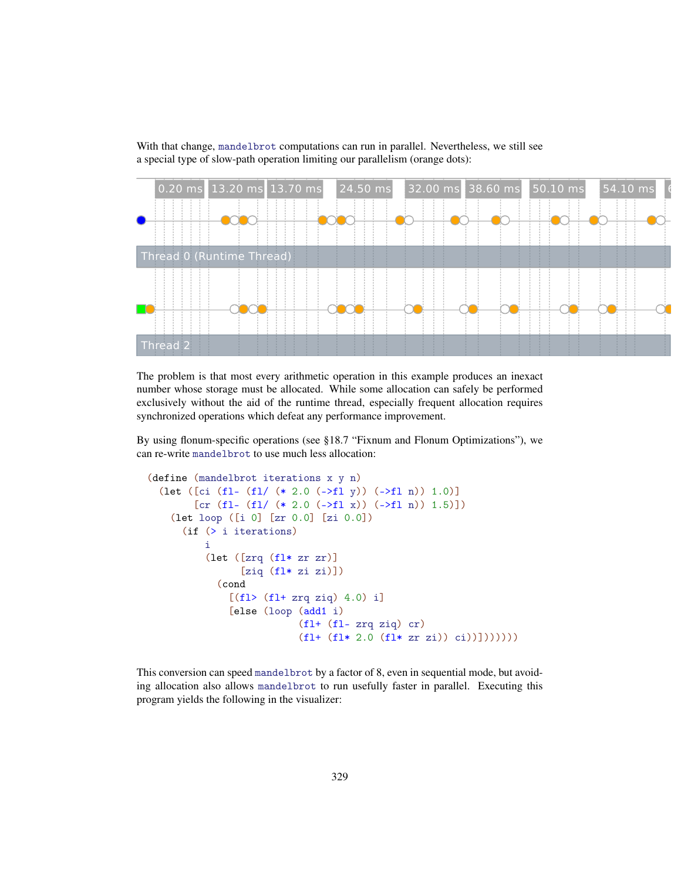With that change, `mandelbrot` computations can run in parallel. Nevertheless, we still see a special type of slow-path operation limiting our parallelism (orange dots):

The problem is that most every arithmetic operation in this example produces an inexact number whose storage must be allocated. While some allocation can safely be performed exclusively without the aid of the runtime thread, especially frequent allocation requires synchronized operations which defeat any performance improvement.

By using flonum-specific operations (see §18.7 "Fixnum and Flonum Optimizations"), we can re-write `mandelbrot` to use much less allocation:

```
(define (mandelbrot iterations x y n)
  (let ([ci (fl- (fl/ (* 2.0 (->fl y)) (->fl n)) 1.0)]
        [cr (fl- (fl/ (* 2.0 (->fl x)) (->fl n)) 1.5)])
    (let loop ([i 0] [zr 0.0] [zi 0.0])
      (if (> i iterations)
          i
          (let ([zrq (fl* zr zr)]
                [ziq (fl* zi zi)])
            (cond
              [(fl> (fl+ zrq ziq) 4.0) i]
              [else (loop (add1 i)
                          (fl+ (fl- zrq ziq) cr)
                          (fl+ (fl* 2.0 (fl* zr zi)) ci))]))))))
```

This conversion can speed `mandelbrot` by a factor of 8, even in sequential mode, but avoiding allocation also allows `mandelbrot` to run usefully faster in parallel. Executing this program yields the following in the visualizer: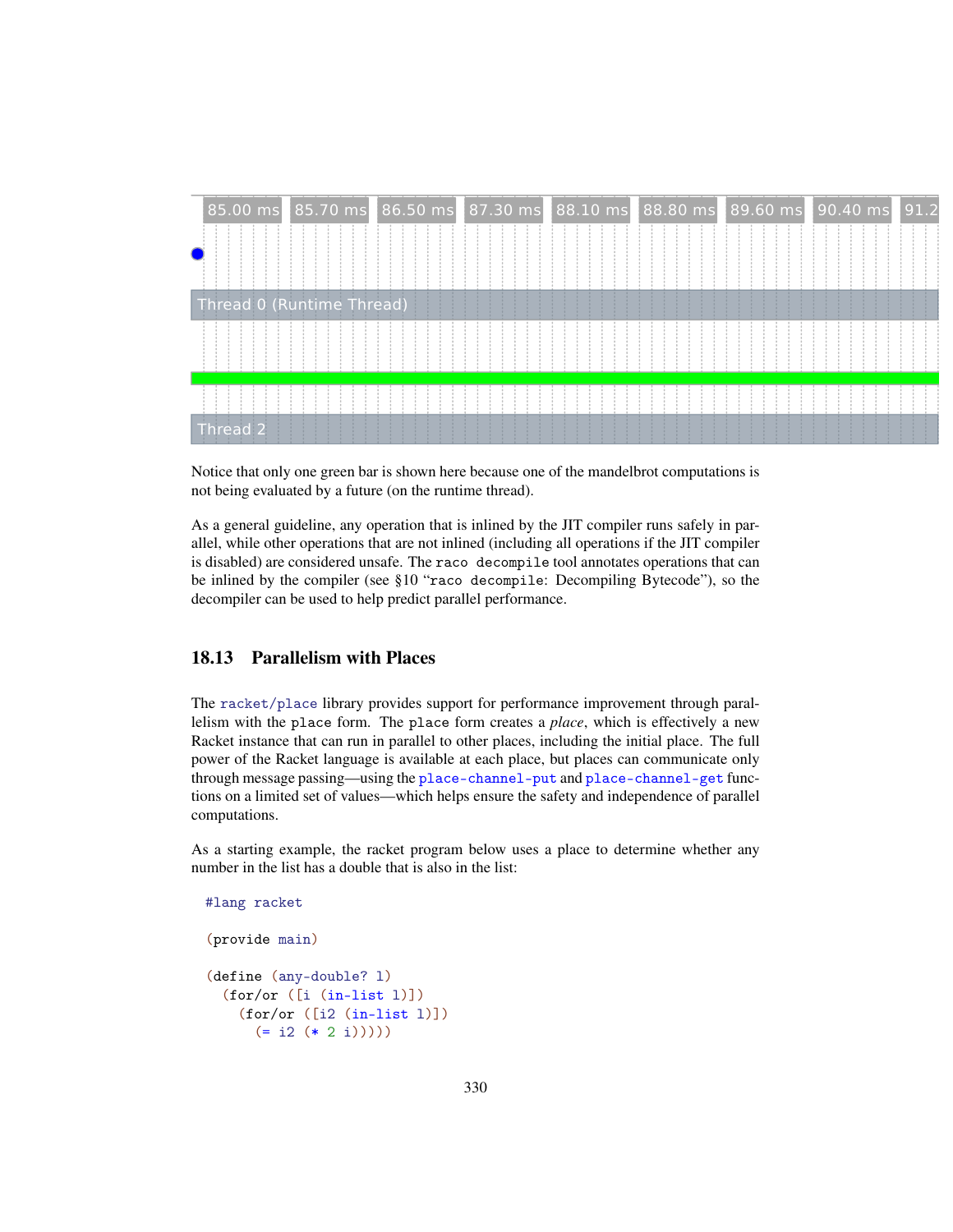Notice that only one green bar is shown here because one of the mandelbrot computations is not being evaluated by a future (on the runtime thread).

As a general guideline, any operation that is inlined by the JIT compiler runs safely in parallel, while other operations that are not inlined (including all operations if the JIT compiler is disabled) are considered unsafe. The `raco decompile` tool annotates operations that can be inlined by the compiler (see §10 "`raco decompile`: Decompiling Bytecode"), so the decompiler can be used to help predict parallel performance.

## 18.13 Parallelism with Places

The `racket/place` library provides support for performance improvement through parallelism with the `place` form. The `place` form creates a *place*, which is effectively a new Racket instance that can run in parallel to other places, including the initial place. The full power of the Racket language is available at each place, but places can communicate only through message passing—using the `place-channel-put` and `place-channel-get` functions on a limited set of values—which helps ensure the safety and independence of parallel computations.

As a starting example, the racket program below uses a place to determine whether any number in the list has a double that is also in the list:

```
#lang racket

(provide main)

(define (any-double? l)
  (for/or ([i (in-list l)])
    (for/or ([i2 (in-list l)])
      (= i2 (* 2 i)))))
```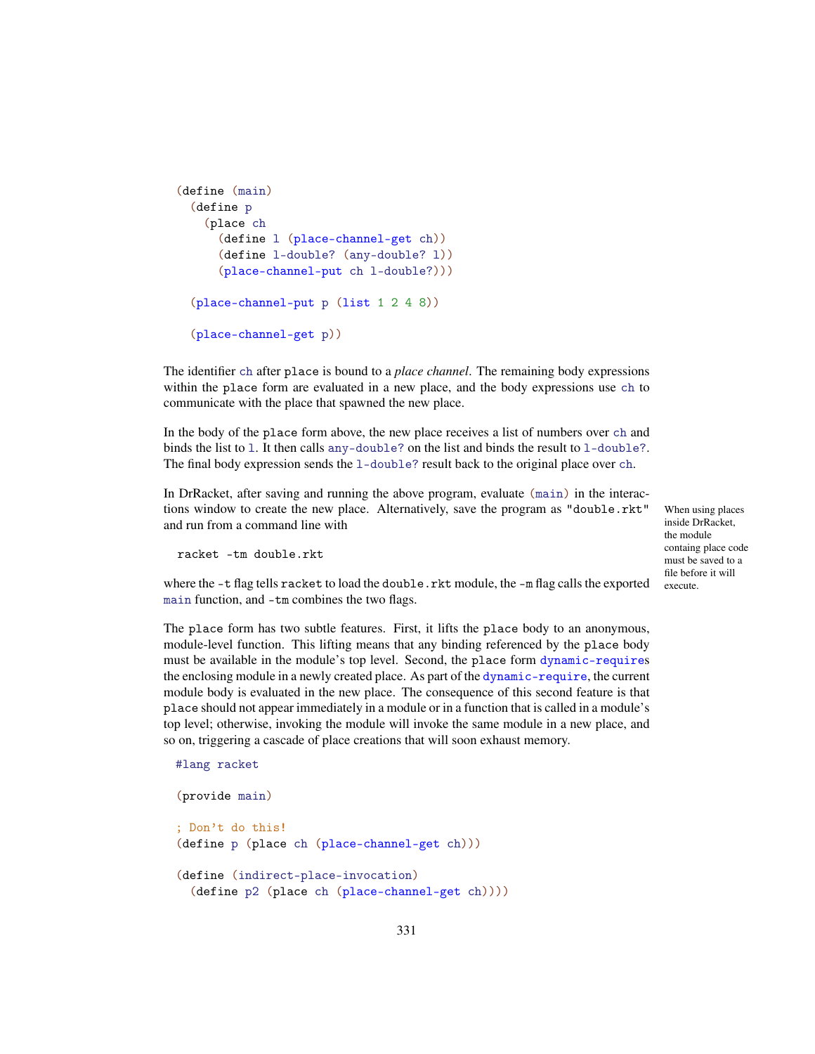```racket
(define (main)
  (define p
    (place ch
      (define l (place-channel-get ch))
      (define l-double? (any-double? l))
      (place-channel-put ch l-double?)))

  (place-channel-put p (list 1 2 4 8))

  (place-channel-get p))
```

The identifier ch after place is bound to a *place channel*. The remaining body expressions within the place form are evaluated in a new place, and the body expressions use ch to communicate with the place that spawned the new place.

In the body of the place form above, the new place receives a list of numbers over ch and binds the list to l. It then calls any-double? on the list and binds the result to l-double?. The final body expression sends the l-double? result back to the original place over ch.

In DrRacket, after saving and running the above program, evaluate (main) in the interactions window to create the new place. Alternatively, save the program as "double.rkt" and run from a command line with

When using places inside DrRacket, the module containg place code must be saved to a file before it will execute.

```
racket -tm double.rkt
```

where the -t flag tells racket to load the double.rkt module, the -m flag calls the exported main function, and -tm combines the two flags.

The place form has two subtle features. First, it lifts the place body to an anonymous, module-level function. This lifting means that any binding referenced by the place body must be available in the module's top level. Second, the place form dynamic-requires the enclosing module in a newly created place. As part of the dynamic-require, the current module body is evaluated in the new place. The consequence of this second feature is that place should not appear immediately in a module or in a function that is called in a module's top level; otherwise, invoking the module will invoke the same module in a new place, and so on, triggering a cascade of place creations that will soon exhaust memory.

```racket
#lang racket

(provide main)

; Don't do this!
(define p (place ch (place-channel-get ch)))

(define (indirect-place-invocation)
  (define p2 (place ch (place-channel-get ch))))
```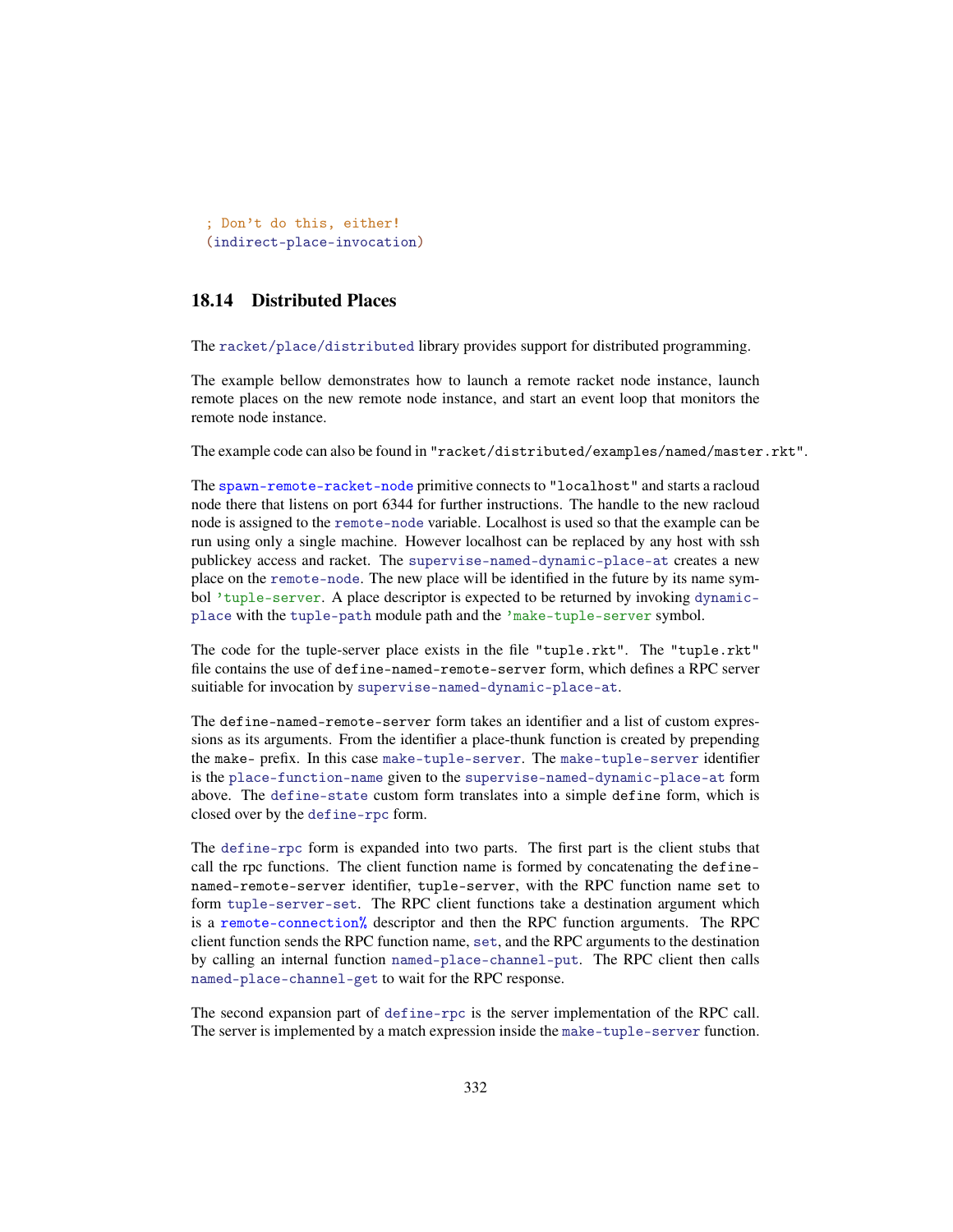```
; Don't do this, either!
(indirect-place-invocation)
```

## 18.14 Distributed Places

The `racket/place/distributed` library provides support for distributed programming.

The example bellow demonstrates how to launch a remote racket node instance, launch remote places on the new remote node instance, and start an event loop that monitors the remote node instance.

The example code can also be found in `"racket/distributed/examples/named/master.rkt"`.

The `spawn-remote-racket-node` primitive connects to `"localhost"` and starts a racloud node there that listens on port 6344 for further instructions. The handle to the new racloud node is assigned to the `remote-node` variable. Localhost is used so that the example can be run using only a single machine. However localhost can be replaced by any host with ssh publickey access and racket. The `supervise-named-dynamic-place-at` creates a new place on the `remote-node`. The new place will be identified in the future by its name symbol `'tuple-server`. A place descriptor is expected to be returned by invoking `dynamic-place` with the `tuple-path` module path and the `'make-tuple-server` symbol.

The code for the tuple-server place exists in the file `"tuple.rkt"`. The `"tuple.rkt"` file contains the use of `define-named-remote-server` form, which defines a RPC server suitiable for invocation by `supervise-named-dynamic-place-at`.

The `define-named-remote-server` form takes an identifier and a list of custom expressions as its arguments. From the identifier a place-thunk function is created by prepending the `make-` prefix. In this case `make-tuple-server`. The `make-tuple-server` identifier is the `place-function-name` given to the `supervise-named-dynamic-place-at` form above. The `define-state` custom form translates into a simple `define` form, which is closed over by the `define-rpc` form.

The `define-rpc` form is expanded into two parts. The first part is the client stubs that call the rpc functions. The client function name is formed by concatenating the `define-named-remote-server` identifier, `tuple-server`, with the RPC function name `set` to form `tuple-server-set`. The RPC client functions take a destination argument which is a `remote-connection%` descriptor and then the RPC function arguments. The RPC client function sends the RPC function name, `set`, and the RPC arguments to the destination by calling an internal function `named-place-channel-put`. The RPC client then calls `named-place-channel-get` to wait for the RPC response.

The second expansion part of `define-rpc` is the server implementation of the RPC call. The server is implemented by a match expression inside the `make-tuple-server` function.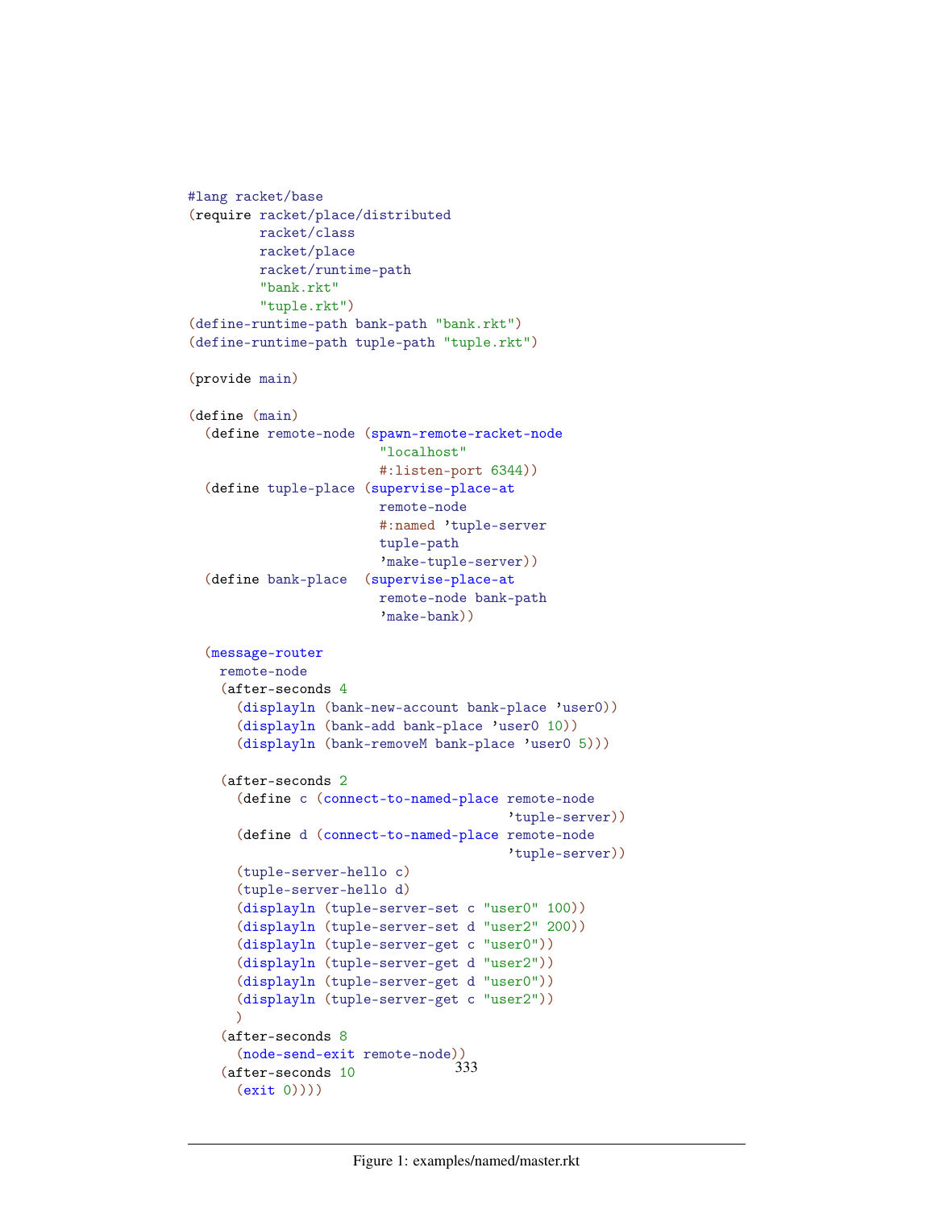```racket
#lang racket/base
(require racket/place/distributed
         racket/class
         racket/place
         racket/runtime-path
         "bank.rkt"
         "tuple.rkt")
(define-runtime-path bank-path "bank.rkt")
(define-runtime-path tuple-path "tuple.rkt")

(provide main)

(define (main)
  (define remote-node (spawn-remote-racket-node
                        "localhost"
                        #:listen-port 6344))
  (define tuple-place (supervise-place-at
                        remote-node
                        #:named 'tuple-server
                        tuple-path
                        'make-tuple-server))
  (define bank-place  (supervise-place-at
                        remote-node bank-path
                        'make-bank))

  (message-router
    remote-node
    (after-seconds 4
      (displayln (bank-new-account bank-place 'user0))
      (displayln (bank-add bank-place 'user0 10))
      (displayln (bank-removeM bank-place 'user0 5)))

    (after-seconds 2
      (define c (connect-to-named-place remote-node
                                        'tuple-server))
      (define d (connect-to-named-place remote-node
                                        'tuple-server))
      (tuple-server-hello c)
      (tuple-server-hello d)
      (displayln (tuple-server-set c "user0" 100))
      (displayln (tuple-server-set d "user2" 200))
      (displayln (tuple-server-get c "user0"))
      (displayln (tuple-server-get d "user2"))
      (displayln (tuple-server-get d "user0"))
      (displayln (tuple-server-get c "user2"))
      )
    (after-seconds 8
      (node-send-exit remote-node))
    (after-seconds 10
      (exit 0))))
```

Figure 1: examples/named/master.rkt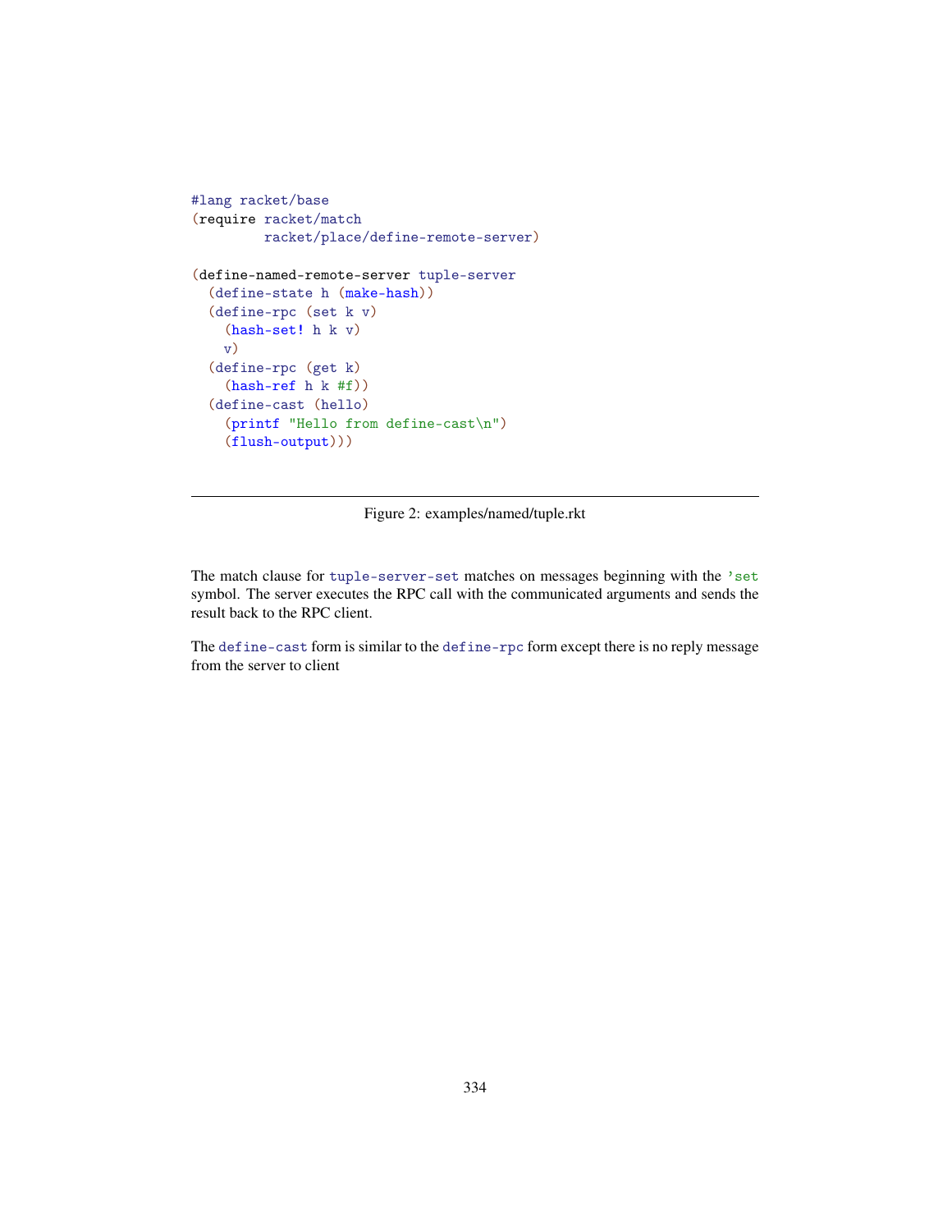```racket
#lang racket/base
(require racket/match
         racket/place/define-remote-server)

(define-named-remote-server tuple-server
  (define-state h (make-hash))
  (define-rpc (set k v)
    (hash-set! h k v)
    v)
  (define-rpc (get k)
    (hash-ref h k #f))
  (define-cast (hello)
    (printf "Hello from define-cast\n")
    (flush-output)))
```

Figure 2: examples/named/tuple.rkt

The match clause for `tuple-server-set` matches on messages beginning with the `'set` symbol. The server executes the RPC call with the communicated arguments and sends the result back to the RPC client.

The `define-cast` form is similar to the `define-rpc` form except there is no reply message from the server to client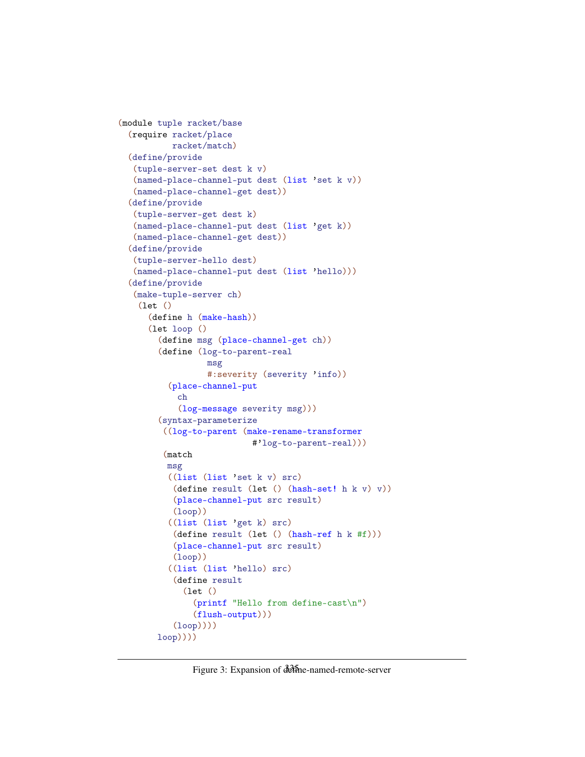```racket
(module tuple racket/base
  (require racket/place
           racket/match)
  (define/provide
   (tuple-server-set dest k v)
   (named-place-channel-put dest (list 'set k v))
   (named-place-channel-get dest))
  (define/provide
   (tuple-server-get dest k)
   (named-place-channel-put dest (list 'get k))
   (named-place-channel-get dest))
  (define/provide
   (tuple-server-hello dest)
   (named-place-channel-put dest (list 'hello)))
  (define/provide
   (make-tuple-server ch)
    (let ()
      (define h (make-hash))
      (let loop ()
        (define msg (place-channel-get ch))
        (define (log-to-parent-real
                  msg
                  #:severity (severity 'info))
          (place-channel-put
            ch
            (log-message severity msg)))
        (syntax-parameterize
         ((log-to-parent (make-rename-transformer
                          #'log-to-parent-real)))
         (match
          msg
          ((list (list 'set k v) src)
           (define result (let () (hash-set! h k v) v))
           (place-channel-put src result)
           (loop))
          ((list (list 'get k) src)
           (define result (let () (hash-ref h k #f)))
           (place-channel-put src result)
           (loop))
          ((list (list 'hello) src)
           (define result
             (let ()
               (printf "Hello from define-cast\n")
               (flush-output)))
           (loop))))
        loop))))
```

Figure 3: Expansion of define-named-remote-server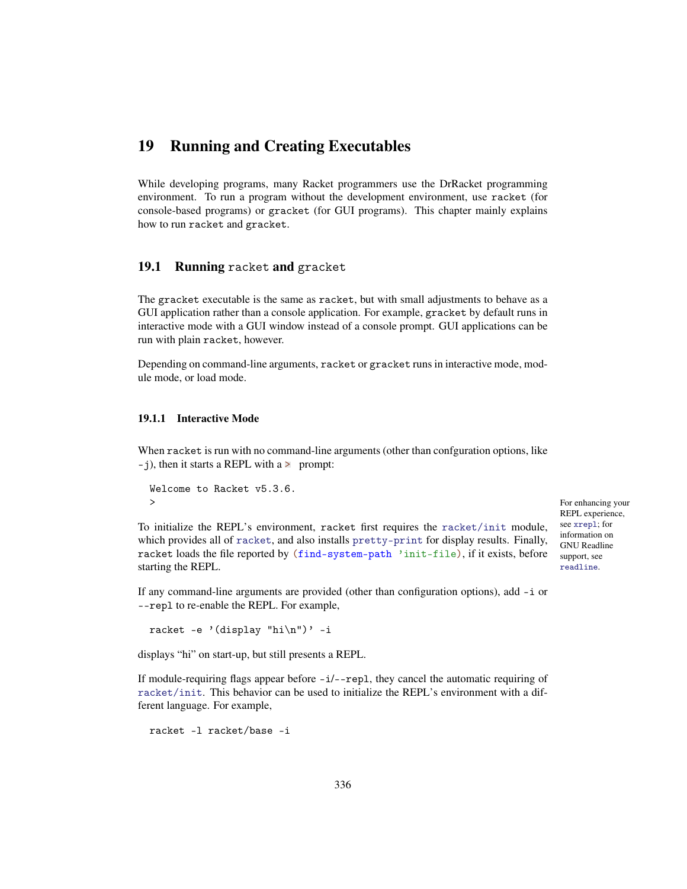# 19 Running and Creating Executables

While developing programs, many Racket programmers use the DrRacket programming environment. To run a program without the development environment, use `racket` (for console-based programs) or `gracket` (for GUI programs). This chapter mainly explains how to run `racket` and `gracket`.

## 19.1 Running `racket` and `gracket`

The `gracket` executable is the same as `racket`, but with small adjustments to behave as a GUI application rather than a console application. For example, `gracket` by default runs in interactive mode with a GUI window instead of a console prompt. GUI applications can be run with plain `racket`, however.

Depending on command-line arguments, `racket` or `gracket` runs in interactive mode, module mode, or load mode.

### 19.1.1 Interactive Mode

When `racket` is run with no command-line arguments (other than confguration options, like `-j`), then it starts a REPL with a `>` prompt:

```
Welcome to Racket v5.3.6.
>
```

For enhancing your REPL experience, see `xrepl`; for information on GNU Readline support, see `readline`.

To initialize the REPL's environment, `racket` first requires the `racket/init` module, which provides all of `racket`, and also installs `pretty-print` for display results. Finally, `racket` loads the file reported by `(find-system-path 'init-file)`, if it exists, before starting the REPL.

If any command-line arguments are provided (other than configuration options), add `-i` or `--repl` to re-enable the REPL. For example,

```
racket -e '(display "hi\n")' -i
```

displays "hi" on start-up, but still presents a REPL.

If module-requiring flags appear before `-i`/`--repl`, they cancel the automatic requiring of `racket/init`. This behavior can be used to initialize the REPL's environment with a different language. For example,

```
racket -l racket/base -i
```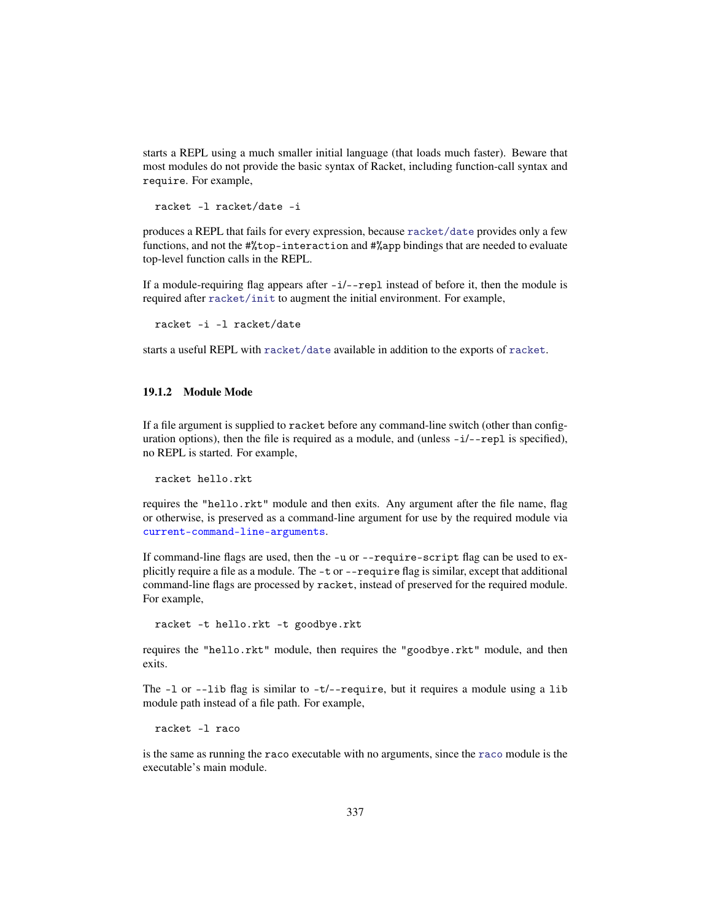starts a REPL using a much smaller initial language (that loads much faster). Beware that most modules do not provide the basic syntax of Racket, including function-call syntax and `require`. For example,

```
racket -l racket/date -i
```

produces a REPL that fails for every expression, because `racket/date` provides only a few functions, and not the `#%top-interaction` and `#%app` bindings that are needed to evaluate top-level function calls in the REPL.

If a module-requiring flag appears after `-i`/`--repl` instead of before it, then the module is required after `racket/init` to augment the initial environment. For example,

```
racket -i -l racket/date
```

starts a useful REPL with `racket/date` available in addition to the exports of `racket`.

### 19.1.2 Module Mode

If a file argument is supplied to `racket` before any command-line switch (other than configuration options), then the file is required as a module, and (unless `-i`/`--repl` is specified), no REPL is started. For example,

```
racket hello.rkt
```

requires the `"hello.rkt"` module and then exits. Any argument after the file name, flag or otherwise, is preserved as a command-line argument for use by the required module via `current-command-line-arguments`.

If command-line flags are used, then the `-u` or `--require-script` flag can be used to explicitly require a file as a module. The `-t` or `--require` flag is similar, except that additional command-line flags are processed by `racket`, instead of preserved for the required module. For example,

```
racket -t hello.rkt -t goodbye.rkt
```

requires the `"hello.rkt"` module, then requires the `"goodbye.rkt"` module, and then exits.

The `-l` or `--lib` flag is similar to `-t`/`--require`, but it requires a module using a `lib` module path instead of a file path. For example,

```
racket -l raco
```

is the same as running the `raco` executable with no arguments, since the `raco` module is the executable's main module.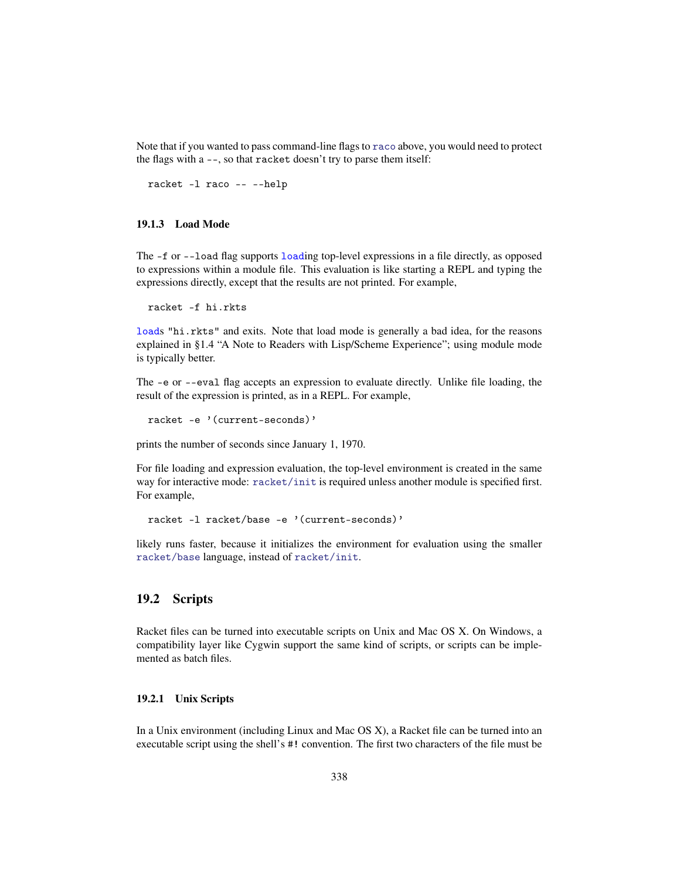Note that if you wanted to pass command-line flags to `raco` above, you would need to protect the flags with a `--`, so that `racket` doesn't try to parse them itself:

```
racket -l raco -- --help
```

### 19.1.3 Load Mode

The `-f` or `--load` flag supports `load`ing top-level expressions in a file directly, as opposed to expressions within a module file. This evaluation is like starting a REPL and typing the expressions directly, except that the results are not printed. For example,

```
racket -f hi.rkts
```

`load`s `"hi.rkts"` and exits. Note that load mode is generally a bad idea, for the reasons explained in §1.4 "A Note to Readers with Lisp/Scheme Experience"; using module mode is typically better.

The `-e` or `--eval` flag accepts an expression to evaluate directly. Unlike file loading, the result of the expression is printed, as in a REPL. For example,

```
racket -e '(current-seconds)'
```

prints the number of seconds since January 1, 1970.

For file loading and expression evaluation, the top-level environment is created in the same way for interactive mode: `racket/init` is required unless another module is specified first. For example,

```
racket -l racket/base -e '(current-seconds)'
```

likely runs faster, because it initializes the environment for evaluation using the smaller `racket/base` language, instead of `racket/init`.

## 19.2 Scripts

Racket files can be turned into executable scripts on Unix and Mac OS X. On Windows, a compatibility layer like Cygwin support the same kind of scripts, or scripts can be implemented as batch files.

### 19.2.1 Unix Scripts

In a Unix environment (including Linux and Mac OS X), a Racket file can be turned into an executable script using the shell's `#!` convention. The first two characters of the file must be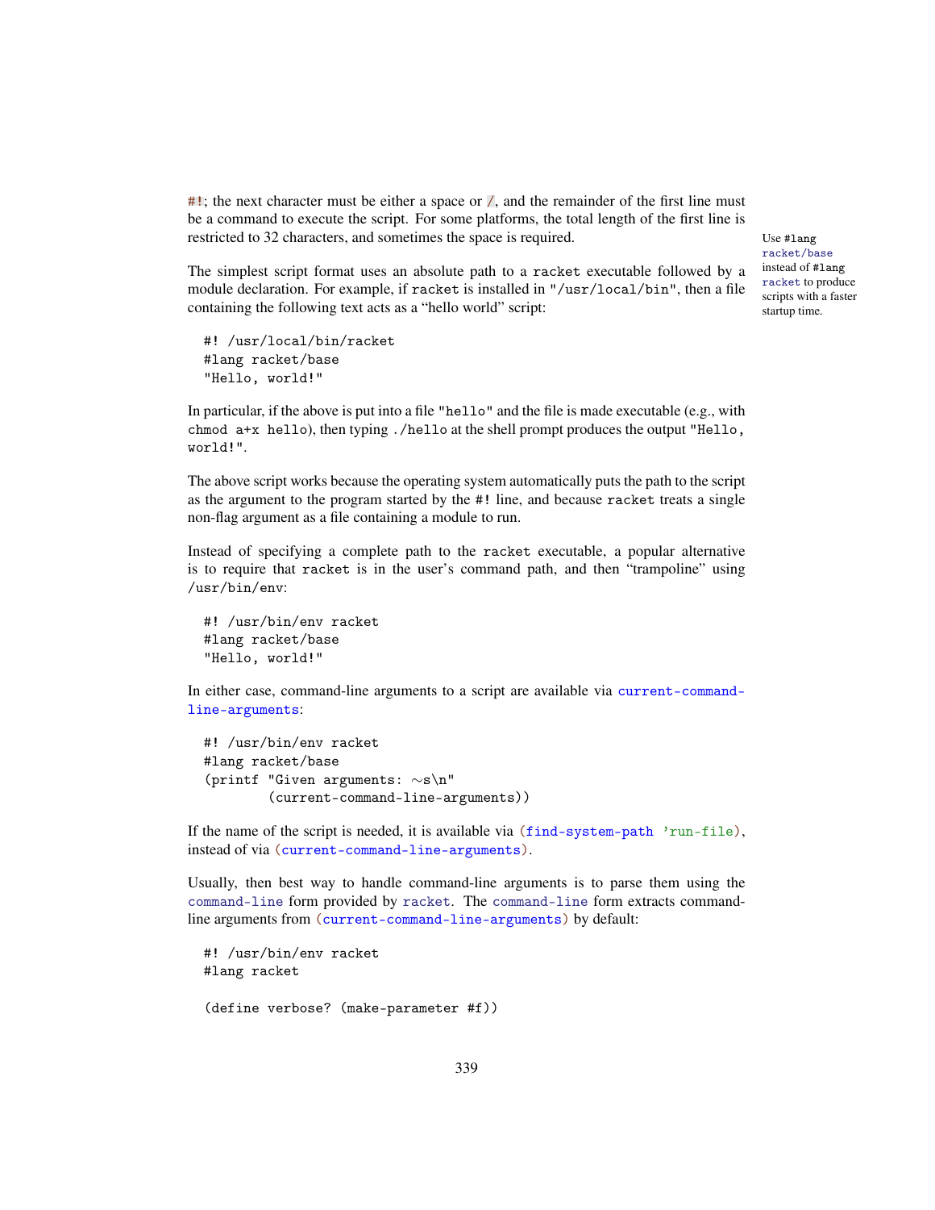#!; the next character must be either a space or /, and the remainder of the first line must be a command to execute the script. For some platforms, the total length of the first line is restricted to 32 characters, and sometimes the space is required.

Use #lang racket/base instead of #lang racket to produce scripts with a faster startup time.

The simplest script format uses an absolute path to a racket executable followed by a module declaration. For example, if racket is installed in "/usr/local/bin", then a file containing the following text acts as a "hello world" script:

```
#! /usr/local/bin/racket
#lang racket/base
"Hello, world!"
```

In particular, if the above is put into a file "hello" and the file is made executable (e.g., with chmod a+x hello), then typing ./hello at the shell prompt produces the output "Hello, world!".

The above script works because the operating system automatically puts the path to the script as the argument to the program started by the #! line, and because racket treats a single non-flag argument as a file containing a module to run.

Instead of specifying a complete path to the racket executable, a popular alternative is to require that racket is in the user's command path, and then "trampoline" using /usr/bin/env:

```
#! /usr/bin/env racket
#lang racket/base
"Hello, world!"
```

In either case, command-line arguments to a script are available via current-command-line-arguments:

```
#! /usr/bin/env racket
#lang racket/base
(printf "Given arguments: ~s\n"
        (current-command-line-arguments))
```

If the name of the script is needed, it is available via (find-system-path 'run-file), instead of via (current-command-line-arguments).

Usually, then best way to handle command-line arguments is to parse them using the command-line form provided by racket. The command-line form extracts command-line arguments from (current-command-line-arguments) by default:

```
#! /usr/bin/env racket
#lang racket

(define verbose? (make-parameter #f))
```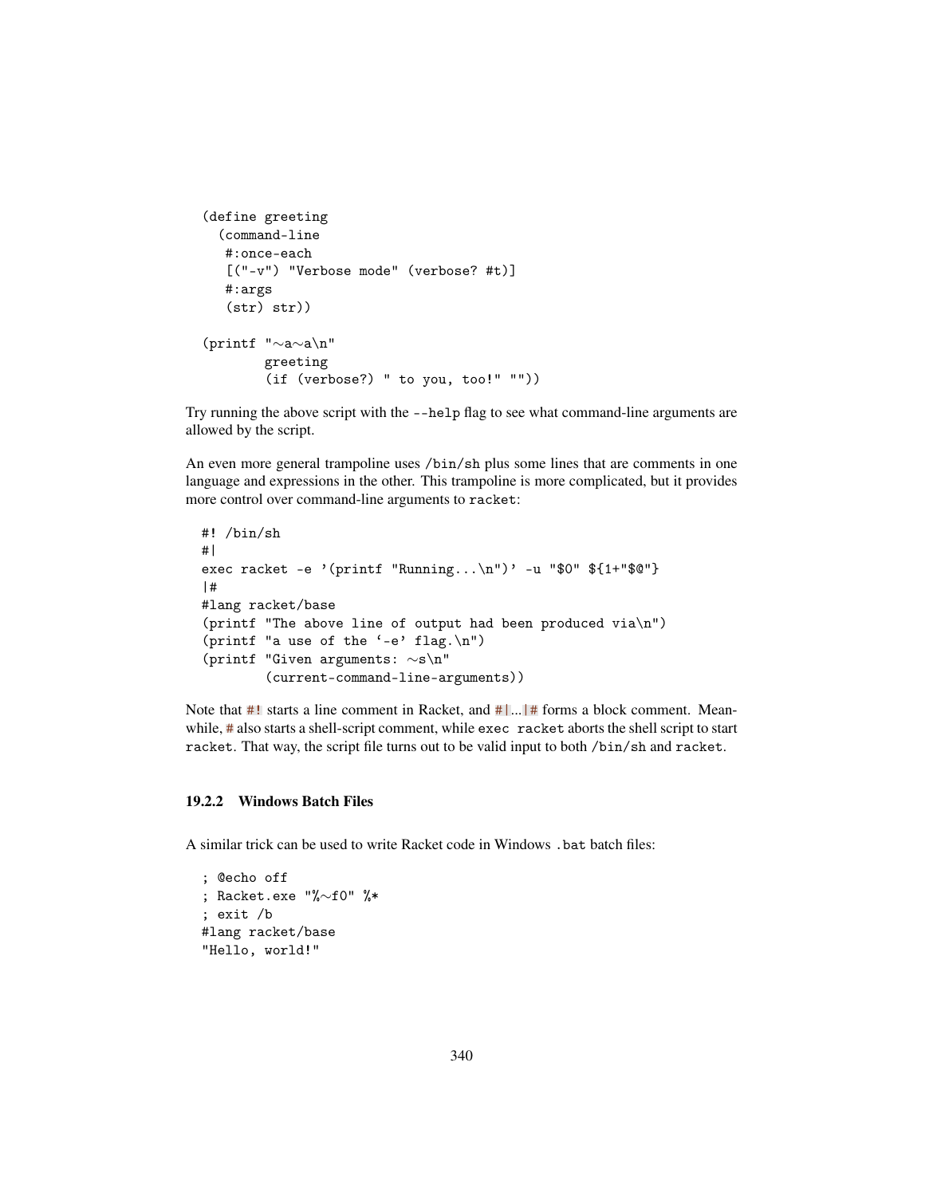```
(define greeting
  (command-line
   #:once-each
   [("-v") "Verbose mode" (verbose? #t)]
   #:args
   (str) str))

(printf "~a~a\n"
        greeting
        (if (verbose?) " to you, too!" ""))
```

Try running the above script with the `--help` flag to see what command-line arguments are allowed by the script.

An even more general trampoline uses `/bin/sh` plus some lines that are comments in one language and expressions in the other. This trampoline is more complicated, but it provides more control over command-line arguments to `racket`:

```
#! /bin/sh
#|
exec racket -e '(printf "Running...\n")' -u "$0" ${1+"$@"}
|#
#lang racket/base
(printf "The above line of output had been produced via\n")
(printf "a use of the `-e' flag.\n")
(printf "Given arguments: ~s\n"
        (current-command-line-arguments))
```

Note that `#!` starts a line comment in Racket, and `#|`...`|#` forms a block comment. Meanwhile, `#` also starts a shell-script comment, while `exec racket` aborts the shell script to start `racket`. That way, the script file turns out to be valid input to both `/bin/sh` and `racket`.

### 19.2.2 Windows Batch Files

A similar trick can be used to write Racket code in Windows `.bat` batch files:

```
; @echo off
; Racket.exe "%~f0" %*
; exit /b
#lang racket/base
"Hello, world!"
```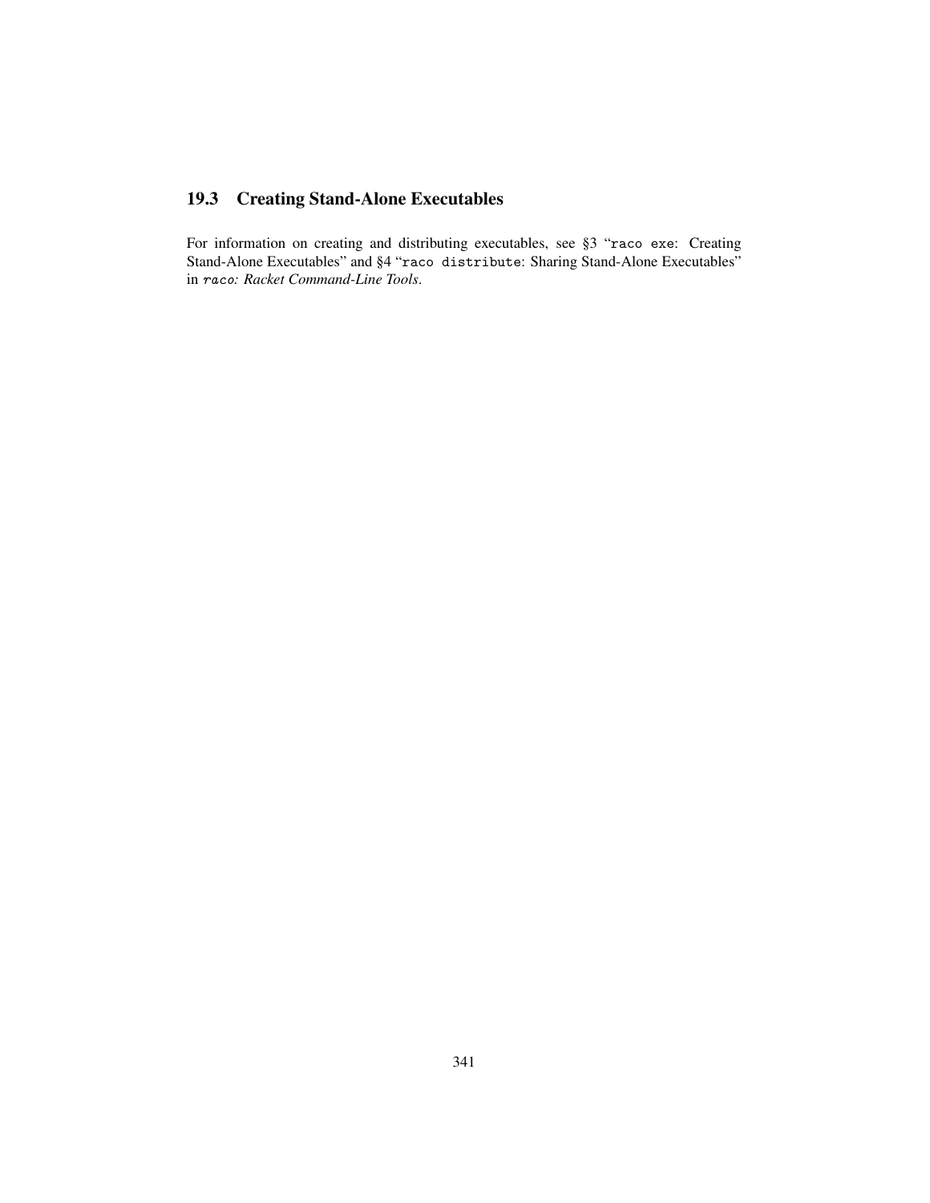## 19.3 Creating Stand-Alone Executables

For information on creating and distributing executables, see §3 "`raco exe`: Creating Stand-Alone Executables" and §4 "`raco distribute`: Sharing Stand-Alone Executables" in *`raco`: Racket Command-Line Tools*.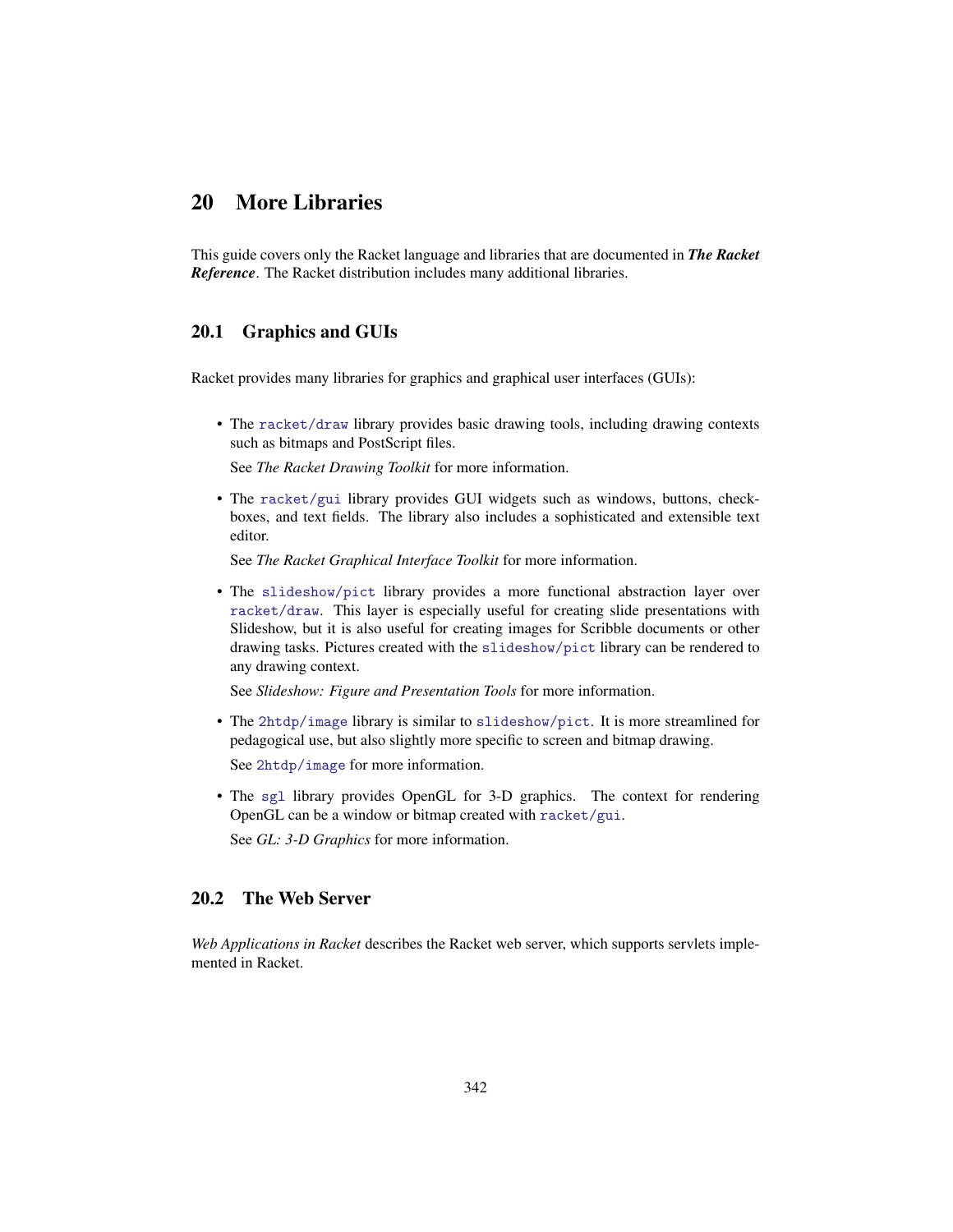# 20 More Libraries

This guide covers only the Racket language and libraries that are documented in ***The Racket Reference***. The Racket distribution includes many additional libraries.

## 20.1 Graphics and GUIs

Racket provides many libraries for graphics and graphical user interfaces (GUIs):

- The `racket/draw` library provides basic drawing tools, including drawing contexts such as bitmaps and PostScript files.

  See *The Racket Drawing Toolkit* for more information.

- The `racket/gui` library provides GUI widgets such as windows, buttons, checkboxes, and text fields. The library also includes a sophisticated and extensible text editor.

  See *The Racket Graphical Interface Toolkit* for more information.

- The `slideshow/pict` library provides a more functional abstraction layer over `racket/draw`. This layer is especially useful for creating slide presentations with Slideshow, but it is also useful for creating images for Scribble documents or other drawing tasks. Pictures created with the `slideshow/pict` library can be rendered to any drawing context.

  See *Slideshow: Figure and Presentation Tools* for more information.

- The `2htdp/image` library is similar to `slideshow/pict`. It is more streamlined for pedagogical use, but also slightly more specific to screen and bitmap drawing.

  See `2htdp/image` for more information.

- The `sgl` library provides OpenGL for 3-D graphics. The context for rendering OpenGL can be a window or bitmap created with `racket/gui`.

  See *GL: 3-D Graphics* for more information.

## 20.2 The Web Server

*Web Applications in Racket* describes the Racket web server, which supports servlets implemented in Racket.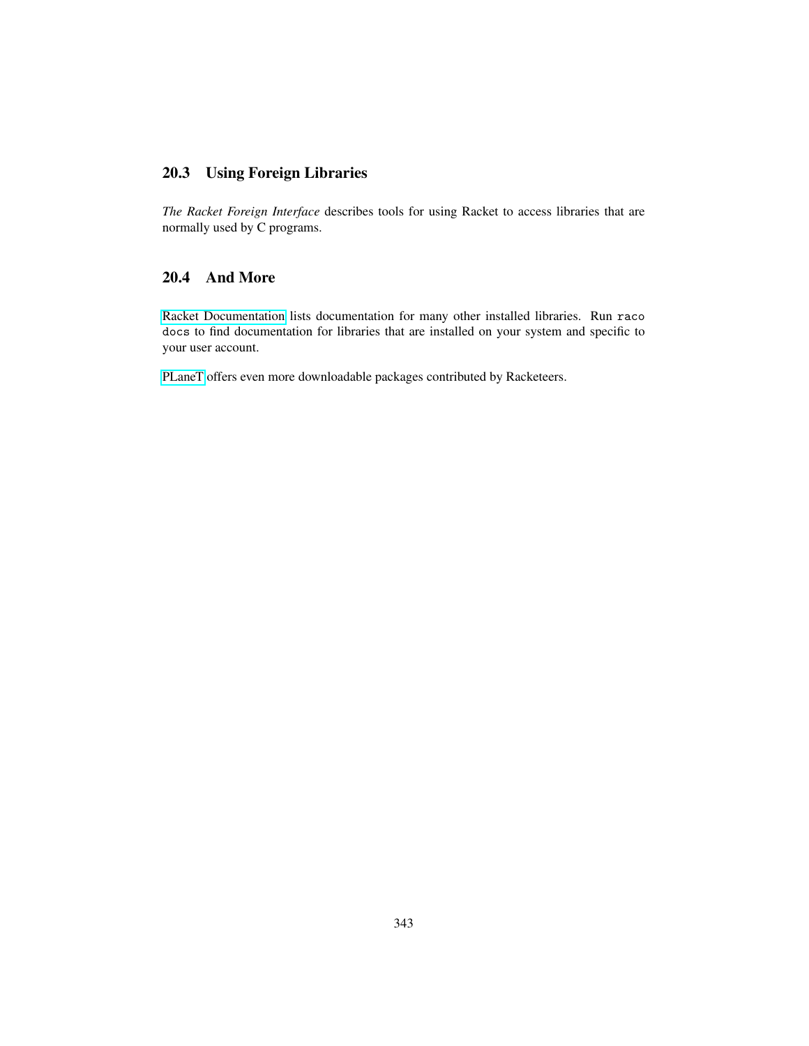## 20.3 Using Foreign Libraries

*The Racket Foreign Interface* describes tools for using Racket to access libraries that are normally used by C programs.

## 20.4 And More

Racket Documentation lists documentation for many other installed libraries. Run `raco docs` to find documentation for libraries that are installed on your system and specific to your user account.

PLaneT offers even more downloadable packages contributed by Racketeers.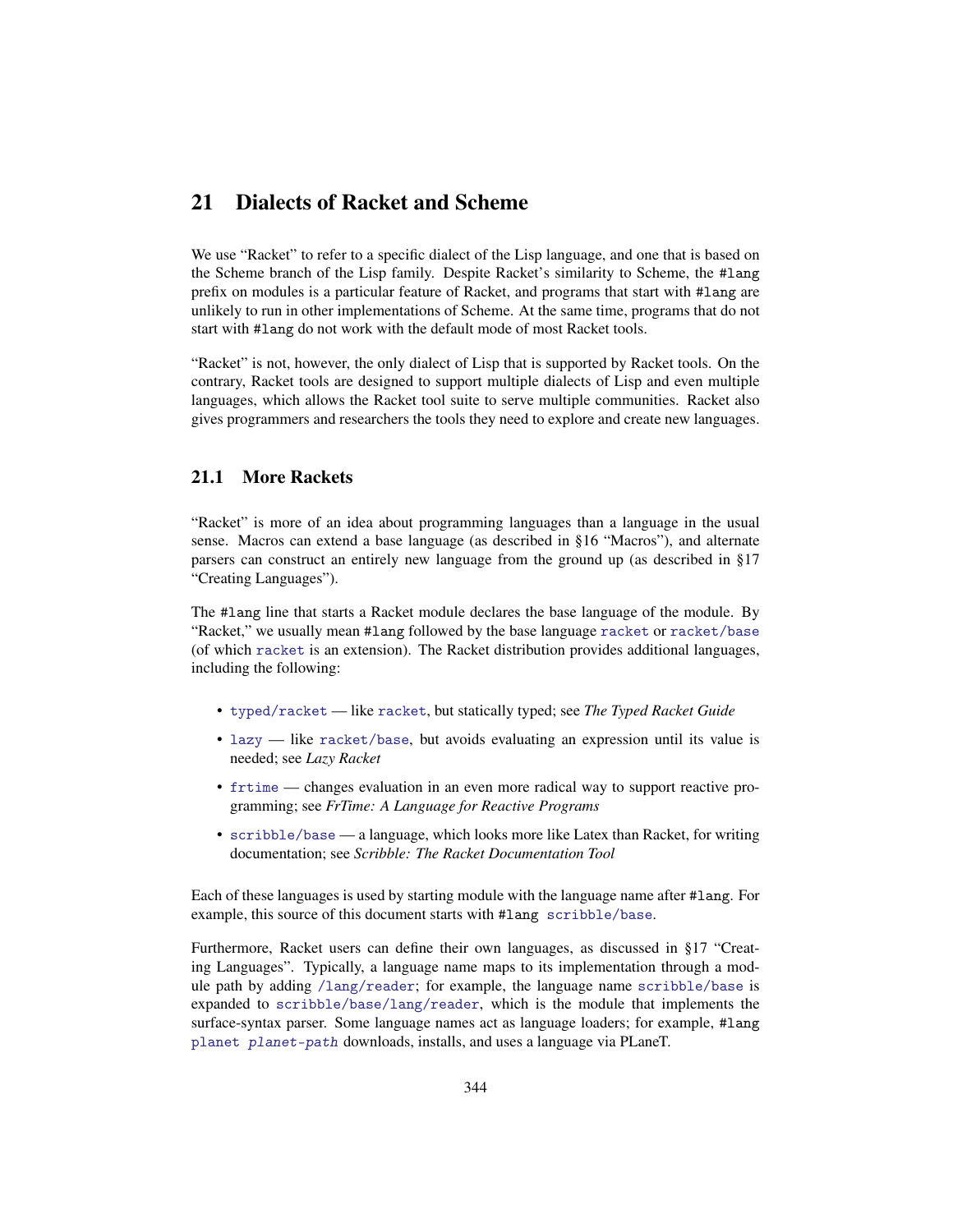# 21 Dialects of Racket and Scheme

We use "Racket" to refer to a specific dialect of the Lisp language, and one that is based on the Scheme branch of the Lisp family. Despite Racket's similarity to Scheme, the `#lang` prefix on modules is a particular feature of Racket, and programs that start with `#lang` are unlikely to run in other implementations of Scheme. At the same time, programs that do not start with `#lang` do not work with the default mode of most Racket tools.

"Racket" is not, however, the only dialect of Lisp that is supported by Racket tools. On the contrary, Racket tools are designed to support multiple dialects of Lisp and even multiple languages, which allows the Racket tool suite to serve multiple communities. Racket also gives programmers and researchers the tools they need to explore and create new languages.

## 21.1 More Rackets

"Racket" is more of an idea about programming languages than a language in the usual sense. Macros can extend a base language (as described in §16 "Macros"), and alternate parsers can construct an entirely new language from the ground up (as described in §17 "Creating Languages").

The `#lang` line that starts a Racket module declares the base language of the module. By "Racket," we usually mean `#lang` followed by the base language `racket` or `racket/base` (of which `racket` is an extension). The Racket distribution provides additional languages, including the following:

- `typed/racket` — like `racket`, but statically typed; see *The Typed Racket Guide*
- `lazy` — like `racket/base`, but avoids evaluating an expression until its value is needed; see *Lazy Racket*
- `frtime` — changes evaluation in an even more radical way to support reactive programming; see *FrTime: A Language for Reactive Programs*
- `scribble/base` — a language, which looks more like Latex than Racket, for writing documentation; see *Scribble: The Racket Documentation Tool*

Each of these languages is used by starting module with the language name after `#lang`. For example, this source of this document starts with `#lang scribble/base`.

Furthermore, Racket users can define their own languages, as discussed in §17 "Creating Languages". Typically, a language name maps to its implementation through a module path by adding `/lang/reader`; for example, the language name `scribble/base` is expanded to `scribble/base/lang/reader`, which is the module that implements the surface-syntax parser. Some language names act as language loaders; for example, `#lang planet` *`planet-path`* downloads, installs, and uses a language via PLaneT.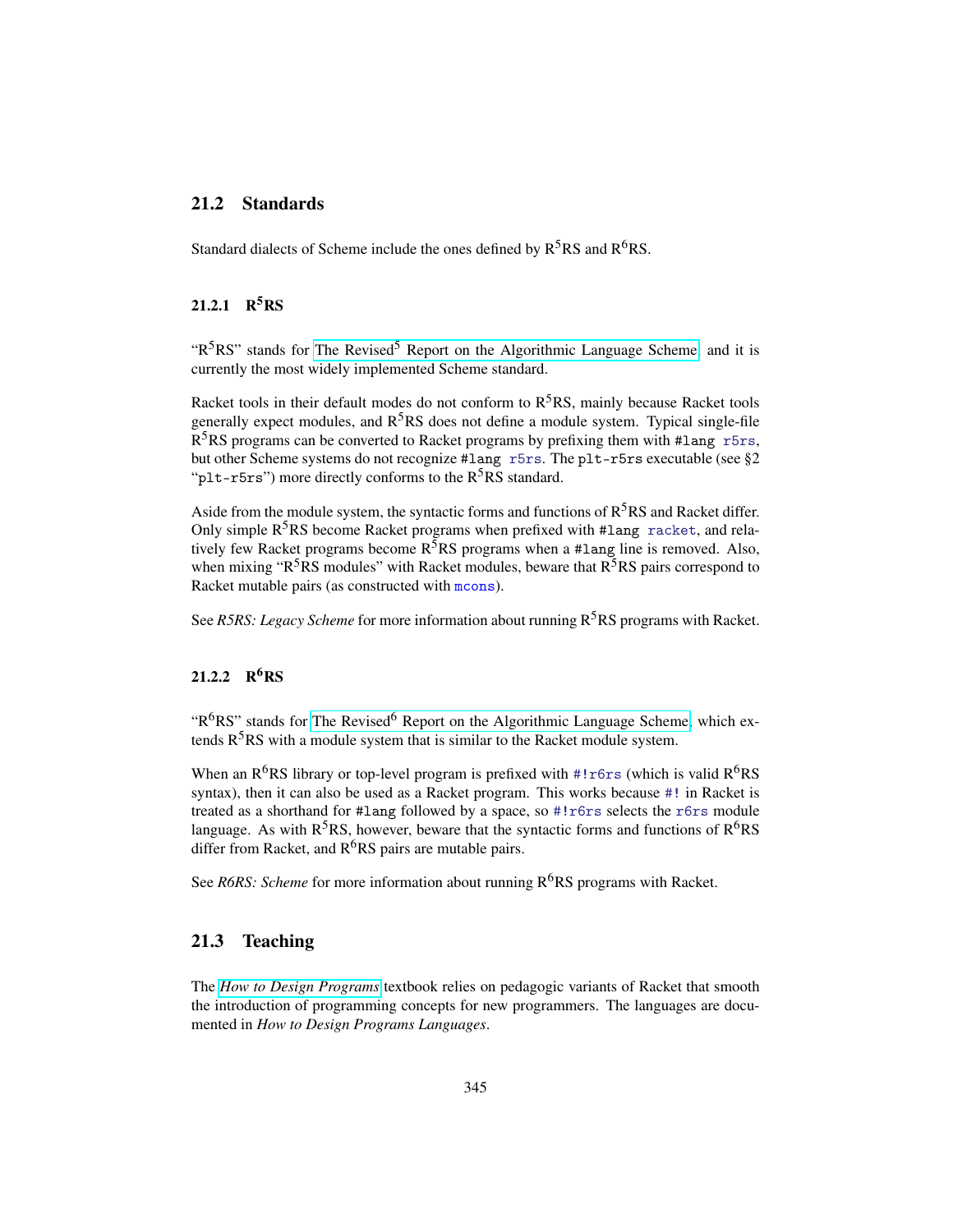## 21.2 Standards

Standard dialects of Scheme include the ones defined by R$^5$RS and R$^6$RS.

### 21.2.1 R$^5$RS

"R$^5$RS" stands for The Revised$^5$ Report on the Algorithmic Language Scheme and it is currently the most widely implemented Scheme standard.

Racket tools in their default modes do not conform to R$^5$RS, mainly because Racket tools generally expect modules, and R$^5$RS does not define a module system. Typical single-file R$^5$RS programs can be converted to Racket programs by prefixing them with `#lang r5rs`, but other Scheme systems do not recognize `#lang r5rs`. The `plt-r5rs` executable (see §2 "`plt-r5rs`") more directly conforms to the R$^5$RS standard.

Aside from the module system, the syntactic forms and functions of R$^5$RS and Racket differ. Only simple R$^5$RS become Racket programs when prefixed with `#lang racket`, and relatively few Racket programs become R$^5$RS programs when a `#lang` line is removed. Also, when mixing "R$^5$RS modules" with Racket modules, beware that R$^5$RS pairs correspond to Racket mutable pairs (as constructed with `mcons`).

See *R5RS: Legacy Scheme* for more information about running R$^5$RS programs with Racket.

### 21.2.2 R$^6$RS

"R$^6$RS" stands for The Revised$^6$ Report on the Algorithmic Language Scheme, which extends R$^5$RS with a module system that is similar to the Racket module system.

When an R$^6$RS library or top-level program is prefixed with `#!r6rs` (which is valid R$^6$RS syntax), then it can also be used as a Racket program. This works because `#!` in Racket is treated as a shorthand for `#lang` followed by a space, so `#!r6rs` selects the `r6rs` module language. As with R$^5$RS, however, beware that the syntactic forms and functions of R$^6$RS differ from Racket, and R$^6$RS pairs are mutable pairs.

See *R6RS: Scheme* for more information about running R$^6$RS programs with Racket.

## 21.3 Teaching

The *How to Design Programs* textbook relies on pedagogic variants of Racket that smooth the introduction of programming concepts for new programmers. The languages are documented in *How to Design Programs Languages*.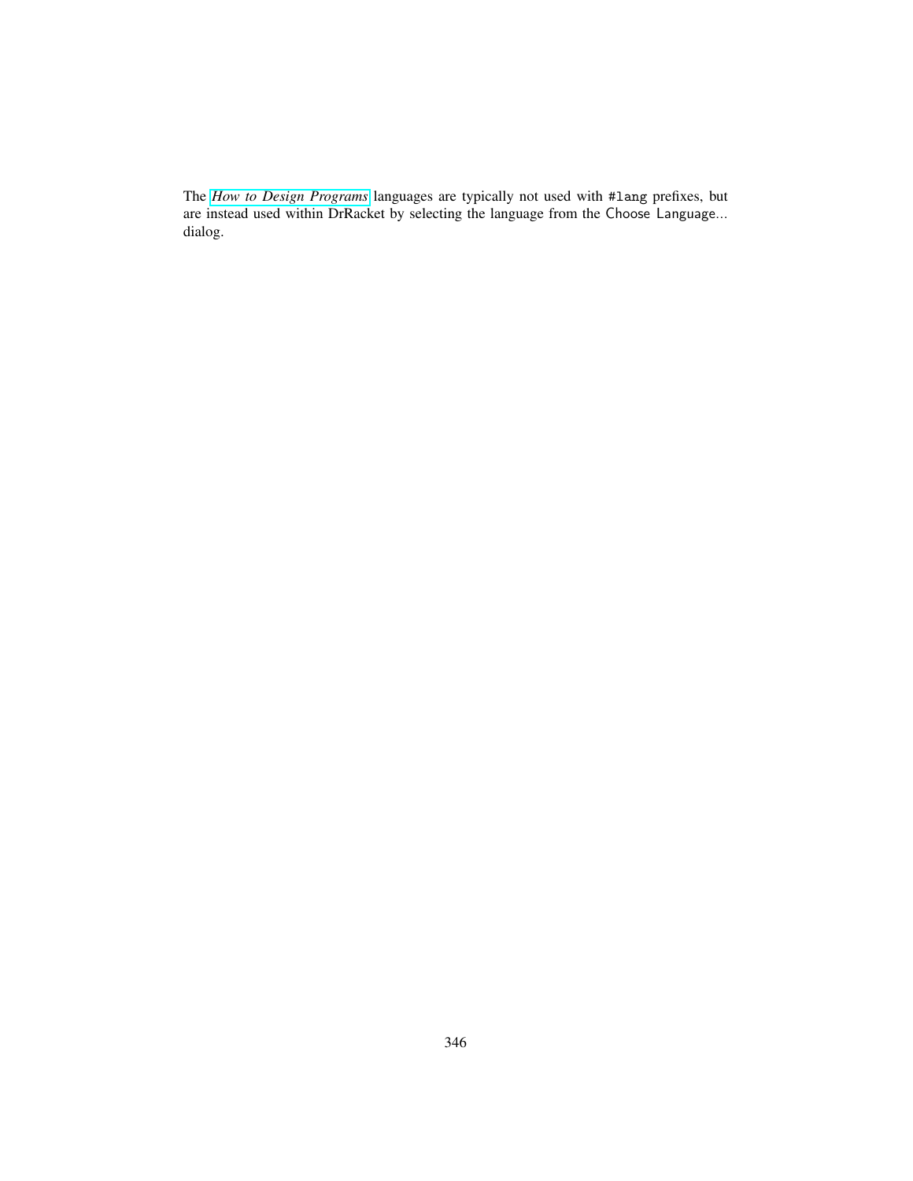The *How to Design Programs* languages are typically not used with `#lang` prefixes, but are instead used within DrRacket by selecting the language from the Choose Language... dialog.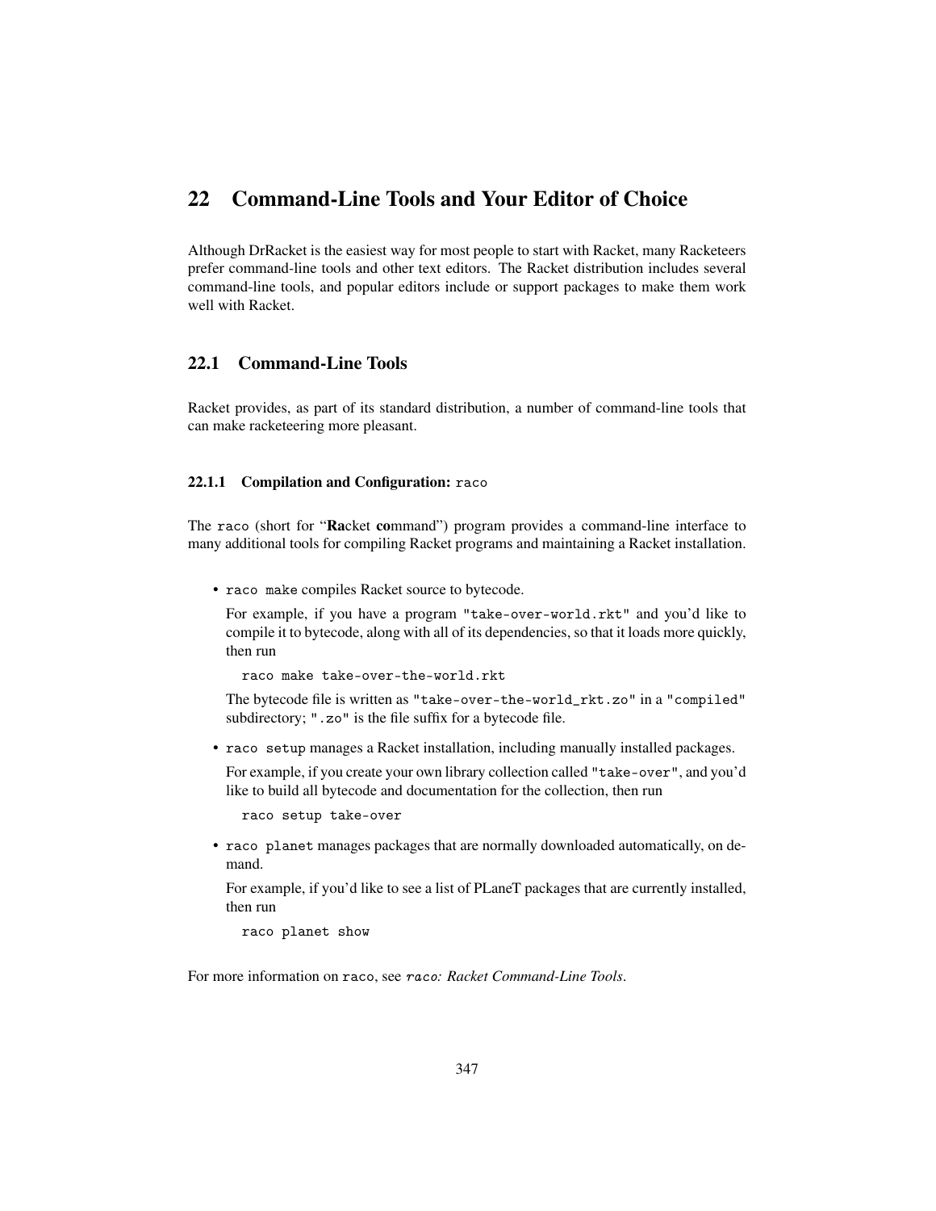# 22 Command-Line Tools and Your Editor of Choice

Although DrRacket is the easiest way for most people to start with Racket, many Racketeers prefer command-line tools and other text editors. The Racket distribution includes several command-line tools, and popular editors include or support packages to make them work well with Racket.

## 22.1 Command-Line Tools

Racket provides, as part of its standard distribution, a number of command-line tools that can make racketeering more pleasant.

### 22.1.1 Compilation and Configuration: `raco`

The `raco` (short for "**Ra**cket **co**mmand") program provides a command-line interface to many additional tools for compiling Racket programs and maintaining a Racket installation.

- `raco make` compiles Racket source to bytecode.

  For example, if you have a program `"take-over-world.rkt"` and you'd like to compile it to bytecode, along with all of its dependencies, so that it loads more quickly, then run

  ```
  raco make take-over-the-world.rkt
  ```

  The bytecode file is written as `"take-over-the-world_rkt.zo"` in a `"compiled"` subdirectory; `".zo"` is the file suffix for a bytecode file.

- `raco setup` manages a Racket installation, including manually installed packages.

  For example, if you create your own library collection called `"take-over"`, and you'd like to build all bytecode and documentation for the collection, then run

  ```
  raco setup take-over
  ```

- `raco planet` manages packages that are normally downloaded automatically, on demand.

  For example, if you'd like to see a list of PLaneT packages that are currently installed, then run

  ```
  raco planet show
  ```

For more information on `raco`, see *`raco`: Racket Command-Line Tools*.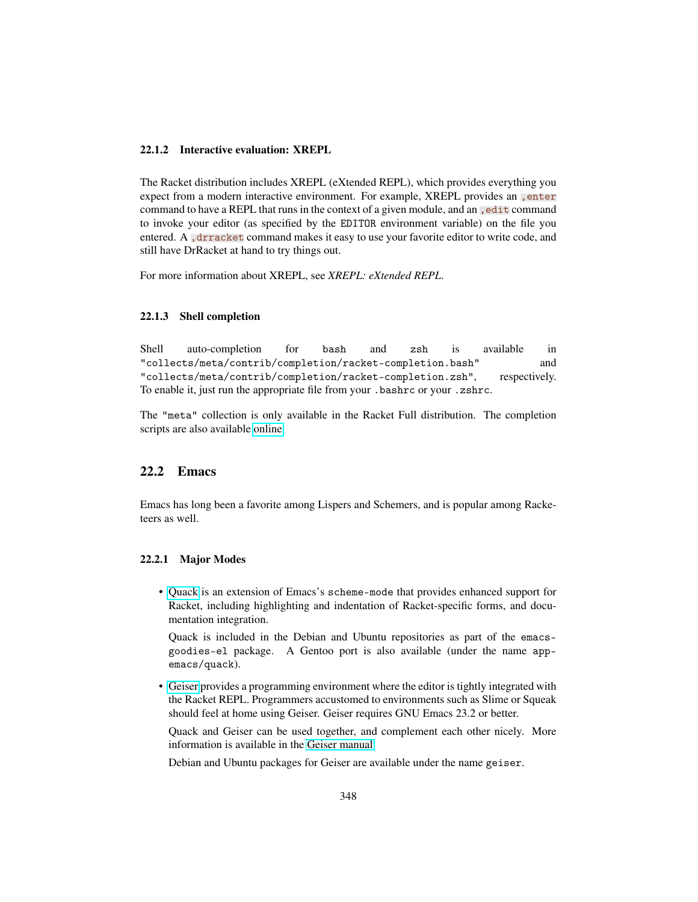### 22.1.2 Interactive evaluation: XREPL

The Racket distribution includes XREPL (eXtended REPL), which provides everything you expect from a modern interactive environment. For example, XREPL provides an `,enter` command to have a REPL that runs in the context of a given module, and an `,edit` command to invoke your editor (as specified by the `EDITOR` environment variable) on the file you entered. A `,drracket` command makes it easy to use your favorite editor to write code, and still have DrRacket at hand to try things out.

For more information about XREPL, see *XREPL: eXtended REPL*.

### 22.1.3 Shell completion

Shell auto-completion for `bash` and `zsh` is available in `"collects/meta/contrib/completion/racket-completion.bash"` and `"collects/meta/contrib/completion/racket-completion.zsh"`, respectively. To enable it, just run the appropriate file from your `.bashrc` or your `.zshrc`.

The `"meta"` collection is only available in the Racket Full distribution. The completion scripts are also available online.

## 22.2 Emacs

Emacs has long been a favorite among Lispers and Schemers, and is popular among Racketeers as well.

### 22.2.1 Major Modes

- Quack is an extension of Emacs's `scheme-mode` that provides enhanced support for Racket, including highlighting and indentation of Racket-specific forms, and documentation integration.

  Quack is included in the Debian and Ubuntu repositories as part of the `emacs-goodies-el` package. A Gentoo port is also available (under the name `app-emacs/quack`).

- Geiser provides a programming environment where the editor is tightly integrated with the Racket REPL. Programmers accustomed to environments such as Slime or Squeak should feel at home using Geiser. Geiser requires GNU Emacs 23.2 or better.

  Quack and Geiser can be used together, and complement each other nicely. More information is available in the Geiser manual.

  Debian and Ubuntu packages for Geiser are available under the name `geiser`.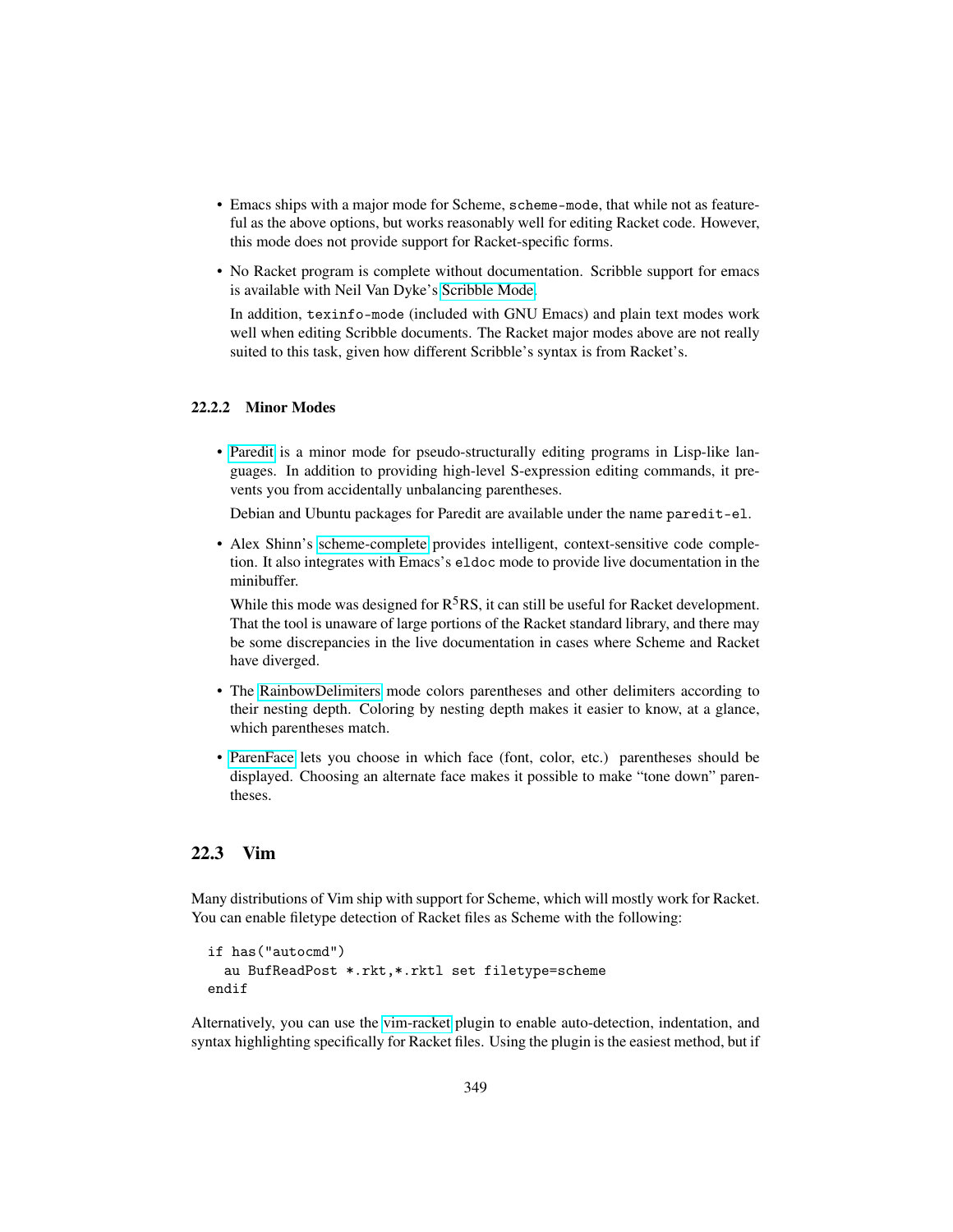- Emacs ships with a major mode for Scheme, `scheme-mode`, that while not as featureful as the above options, but works reasonably well for editing Racket code. However, this mode does not provide support for Racket-specific forms.
- No Racket program is complete without documentation. Scribble support for emacs is available with Neil Van Dyke's Scribble Mode.

  In addition, `texinfo-mode` (included with GNU Emacs) and plain text modes work well when editing Scribble documents. The Racket major modes above are not really suited to this task, given how different Scribble's syntax is from Racket's.

### 22.2.2 Minor Modes

- Paredit is a minor mode for pseudo-structurally editing programs in Lisp-like languages. In addition to providing high-level S-expression editing commands, it prevents you from accidentally unbalancing parentheses.

  Debian and Ubuntu packages for Paredit are available under the name `paredit-el`.
- Alex Shinn's scheme-complete provides intelligent, context-sensitive code completion. It also integrates with Emacs's `eldoc` mode to provide live documentation in the minibuffer.

  While this mode was designed for R$^5$RS, it can still be useful for Racket development. That the tool is unaware of large portions of the Racket standard library, and there may be some discrepancies in the live documentation in cases where Scheme and Racket have diverged.
- The RainbowDelimiters mode colors parentheses and other delimiters according to their nesting depth. Coloring by nesting depth makes it easier to know, at a glance, which parentheses match.
- ParenFace lets you choose in which face (font, color, etc.) parentheses should be displayed. Choosing an alternate face makes it possible to make "tone down" parentheses.

## 22.3 Vim

Many distributions of Vim ship with support for Scheme, which will mostly work for Racket. You can enable filetype detection of Racket files as Scheme with the following:

```
if has("autocmd")
  au BufReadPost *.rkt,*.rktl set filetype=scheme
endif
```

Alternatively, you can use the vim-racket plugin to enable auto-detection, indentation, and syntax highlighting specifically for Racket files. Using the plugin is the easiest method, but if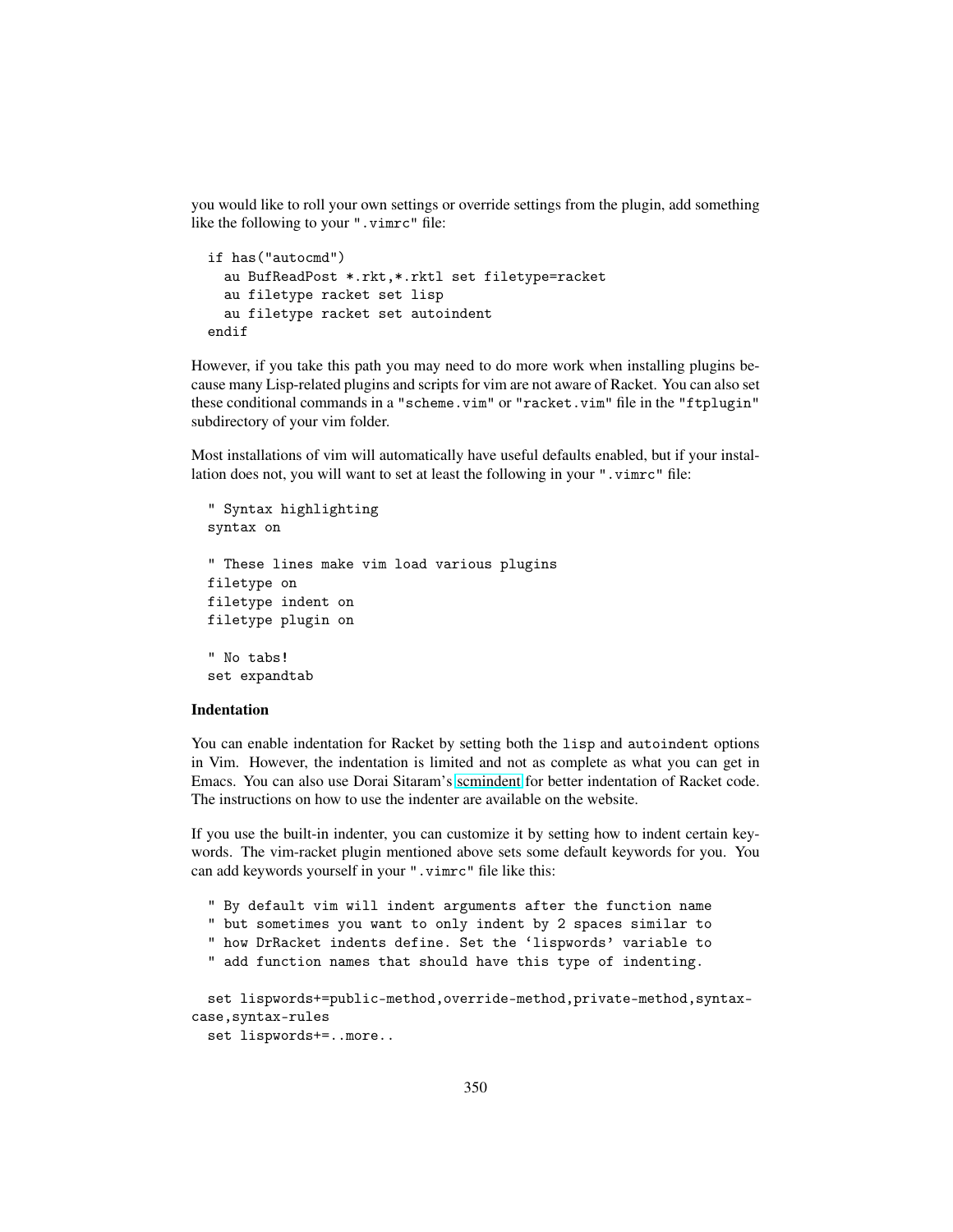you would like to roll your own settings or override settings from the plugin, add something like the following to your ".vimrc" file:

```
if has("autocmd")
  au BufReadPost *.rkt,*.rktl set filetype=racket
  au filetype racket set lisp
  au filetype racket set autoindent
endif
```

However, if you take this path you may need to do more work when installing plugins because many Lisp-related plugins and scripts for vim are not aware of Racket. You can also set these conditional commands in a "scheme.vim" or "racket.vim" file in the "ftplugin" subdirectory of your vim folder.

Most installations of vim will automatically have useful defaults enabled, but if your installation does not, you will want to set at least the following in your ".vimrc" file:

```
" Syntax highlighting
syntax on

" These lines make vim load various plugins
filetype on
filetype indent on
filetype plugin on

" No tabs!
set expandtab
```

**Indentation**

You can enable indentation for Racket by setting both the `lisp` and `autoindent` options in Vim. However, the indentation is limited and not as complete as what you can get in Emacs. You can also use Dorai Sitaram's scmindent for better indentation of Racket code. The instructions on how to use the indenter are available on the website.

If you use the built-in indenter, you can customize it by setting how to indent certain keywords. The vim-racket plugin mentioned above sets some default keywords for you. You can add keywords yourself in your ".vimrc" file like this:

```
" By default vim will indent arguments after the function name
" but sometimes you want to only indent by 2 spaces similar to
" how DrRacket indents define. Set the 'lispwords' variable to
" add function names that should have this type of indenting.

set lispwords+=public-method,override-method,private-method,syntax-case,syntax-rules
set lispwords+=..more..
```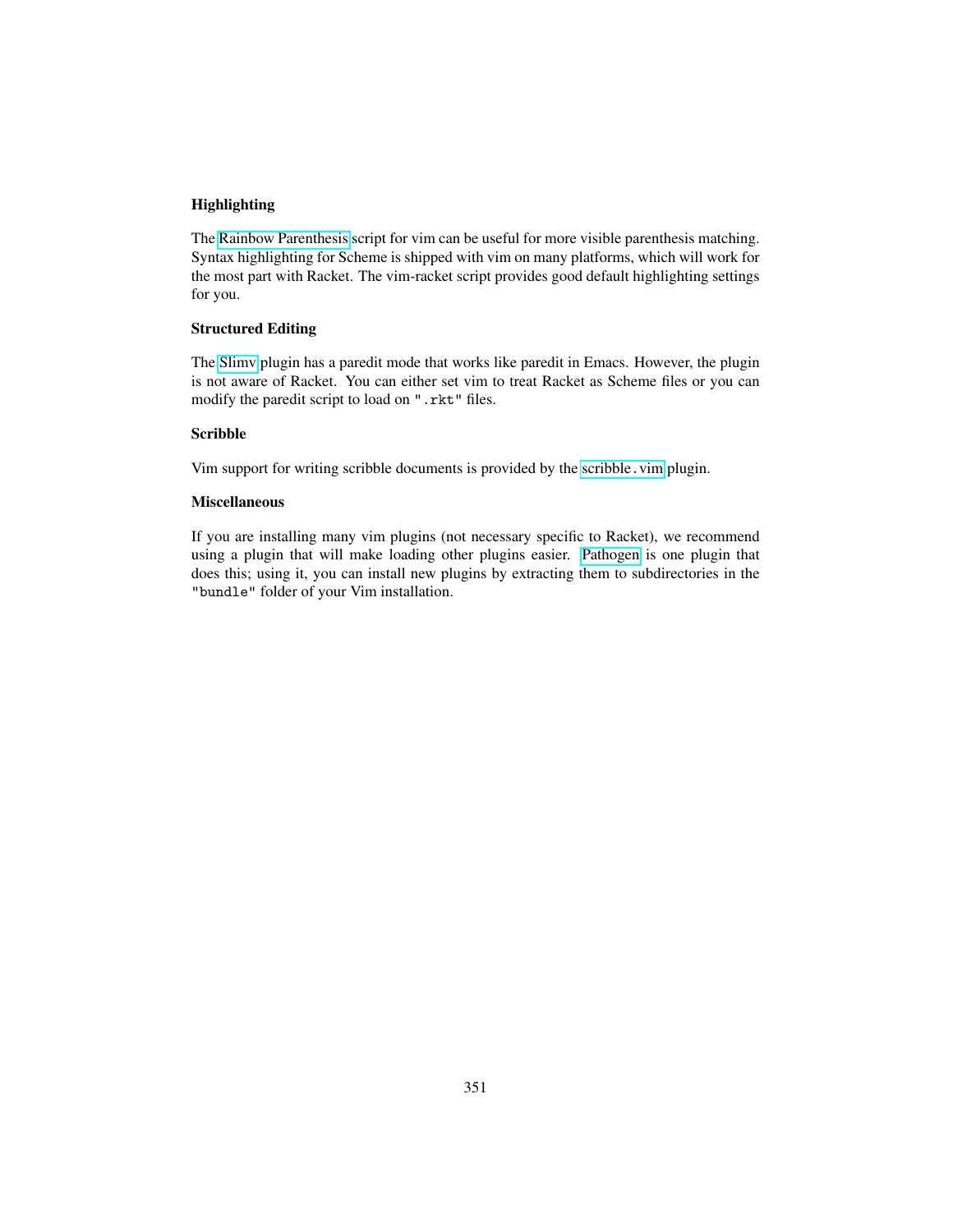#### Highlighting

The Rainbow Parenthesis script for vim can be useful for more visible parenthesis matching. Syntax highlighting for Scheme is shipped with vim on many platforms, which will work for the most part with Racket. The vim-racket script provides good default highlighting settings for you.

#### Structured Editing

The Slimv plugin has a paredit mode that works like paredit in Emacs. However, the plugin is not aware of Racket. You can either set vim to treat Racket as Scheme files or you can modify the paredit script to load on `".rkt"` files.

#### Scribble

Vim support for writing scribble documents is provided by the `scribble.vim` plugin.

#### Miscellaneous

If you are installing many vim plugins (not necessary specific to Racket), we recommend using a plugin that will make loading other plugins easier. Pathogen is one plugin that does this; using it, you can install new plugins by extracting them to subdirectories in the `"bundle"` folder of your Vim installation.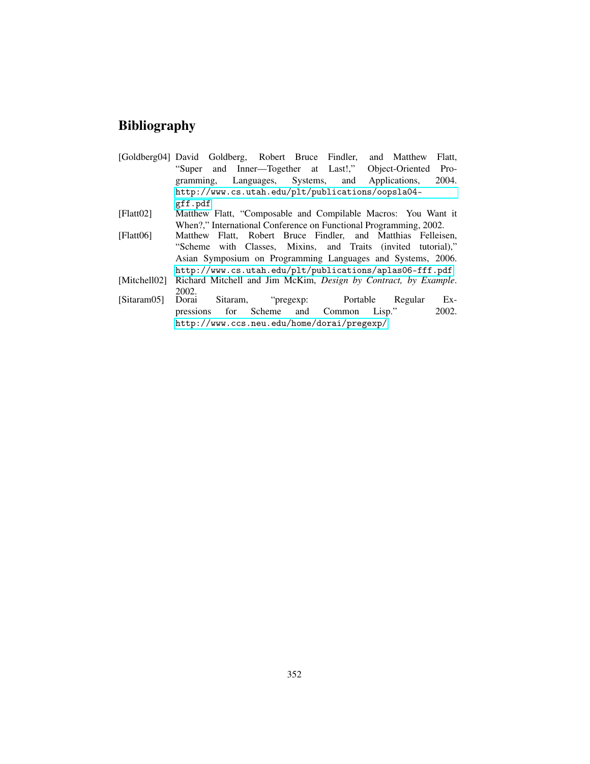# Bibliography

[Goldberg04] David Goldberg, Robert Bruce Findler, and Matthew Flatt, “Super and Inner—Together at Last!,” Object-Oriented Programming, Languages, Systems, and Applications, 2004. http://www.cs.utah.edu/plt/publications/oopsla04-gff.pdf

[Flatt02] Matthew Flatt, “Composable and Compilable Macros: You Want it When?,” International Conference on Functional Programming, 2002.

[Flatt06] Matthew Flatt, Robert Bruce Findler, and Matthias Felleisen, “Scheme with Classes, Mixins, and Traits (invited tutorial),” Asian Symposium on Programming Languages and Systems, 2006. http://www.cs.utah.edu/plt/publications/aplas06-fff.pdf

[Mitchell02] Richard Mitchell and Jim McKim, *Design by Contract, by Example*. 2002.

[Sitaram05] Dorai Sitaram, “pregexp: Portable Regular Expressions for Scheme and Common Lisp.” 2002. http://www.ccs.neu.edu/home/dorai/pregexp/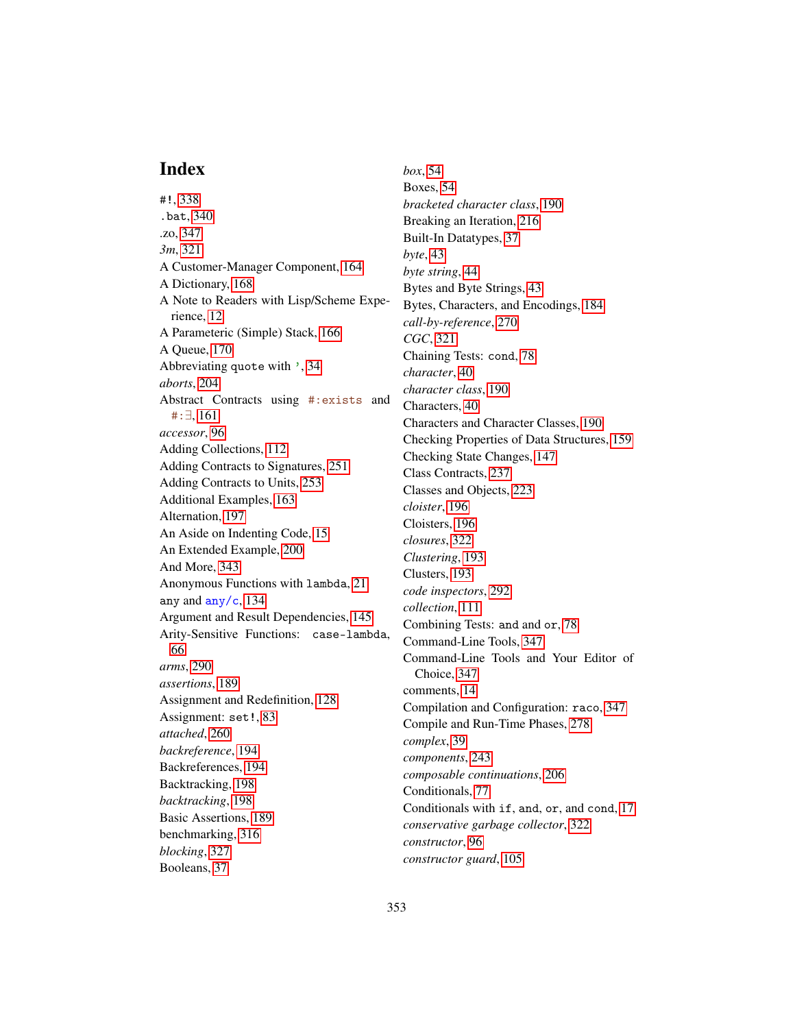# Index

#!, 338
.bat, 340
.zo, 347
*3m*, 321
A Customer-Manager Component, 164
A Dictionary, 168
A Note to Readers with Lisp/Scheme Experience, 12
A Parameteric (Simple) Stack, 166
A Queue, 170
Abbreviating quote with ', 34
*aborts*, 204
Abstract Contracts using #:exists and #:∃, 161
*accessor*, 96
Adding Collections, 112
Adding Contracts to Signatures, 251
Adding Contracts to Units, 253
Additional Examples, 163
Alternation, 197
An Aside on Indenting Code, 15
An Extended Example, 200
And More, 343
Anonymous Functions with lambda, 21
any and any/c, 134
Argument and Result Dependencies, 145
Arity-Sensitive Functions: case-lambda, 66
*arms*, 290
*assertions*, 189
Assignment and Redefinition, 128
Assignment: set!, 83
*attached*, 260
*backreference*, 194
Backreferences, 194
Backtracking, 198
*backtracking*, 198
Basic Assertions, 189
benchmarking, 316
*blocking*, 327
Booleans, 37
*box*, 54
Boxes, 54
*bracketed character class*, 190
Breaking an Iteration, 216
Built-In Datatypes, 37
*byte*, 43
*byte string*, 44
Bytes and Byte Strings, 43
Bytes, Characters, and Encodings, 184
*call-by-reference*, 270
*CGC*, 321
Chaining Tests: cond, 78
*character*, 40
*character class*, 190
Characters, 40
Characters and Character Classes, 190
Checking Properties of Data Structures, 159
Checking State Changes, 147
Class Contracts, 237
Classes and Objects, 223
*cloister*, 196
Cloisters, 196
*closures*, 322
*Clustering*, 193
Clusters, 193
*code inspectors*, 292
*collection*, 111
Combining Tests: and and or, 78
Command-Line Tools, 347
Command-Line Tools and Your Editor of Choice, 347
comments, 14
Compilation and Configuration: raco, 347
Compile and Run-Time Phases, 278
*complex*, 39
*components*, 243
*composable continuations*, 206
Conditionals, 77
Conditionals with if, and, or, and cond, 17
*conservative garbage collector*, 322
*constructor*, 96
*constructor guard*, 105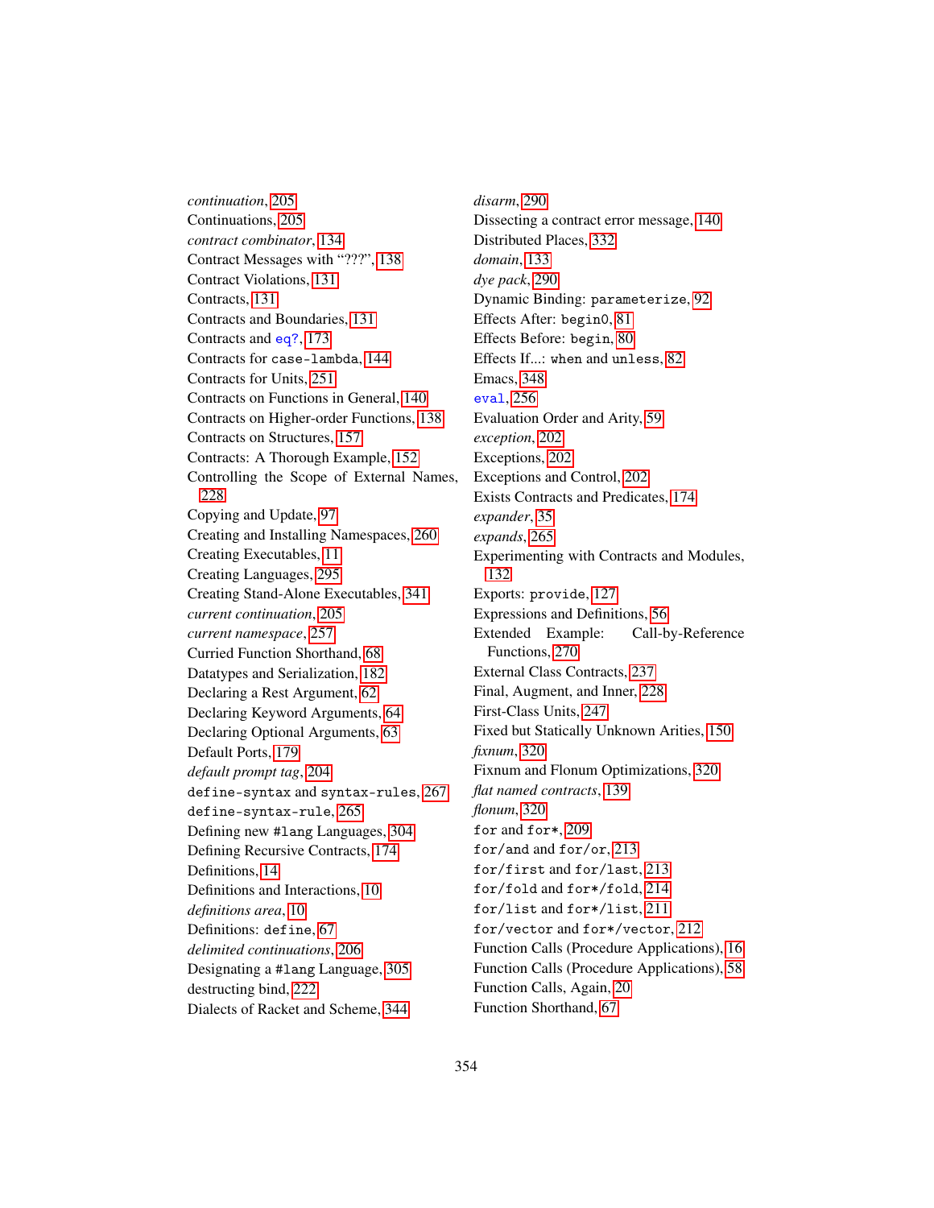*continuation*, 205
Continuations, 205
*contract combinator*, 134
Contract Messages with "???", 138
Contract Violations, 131
Contracts, 131
Contracts and Boundaries, 131
Contracts and `eq?`, 173
Contracts for `case-lambda`, 144
Contracts for Units, 251
Contracts on Functions in General, 140
Contracts on Higher-order Functions, 138
Contracts on Structures, 157
Contracts: A Thorough Example, 152
Controlling the Scope of External Names, 228
Copying and Update, 97
Creating and Installing Namespaces, 260
Creating Executables, 11
Creating Languages, 295
Creating Stand-Alone Executables, 341
*current continuation*, 205
*current namespace*, 257
Curried Function Shorthand, 68
Datatypes and Serialization, 182
Declaring a Rest Argument, 62
Declaring Keyword Arguments, 64
Declaring Optional Arguments, 63
Default Ports, 179
*default prompt tag*, 204
`define-syntax` and `syntax-rules`, 267
`define-syntax-rule`, 265
Defining new `#lang` Languages, 304
Defining Recursive Contracts, 174
Definitions, 14
Definitions and Interactions, 10
*definitions area*, 10
Definitions: `define`, 67
*delimited continuations*, 206
Designating a `#lang` Language, 305
destructing bind, 222
Dialects of Racket and Scheme, 344
*disarm*, 290
Dissecting a contract error message, 140
Distributed Places, 332
*domain*, 133
*dye pack*, 290
Dynamic Binding: `parameterize`, 92
Effects After: `begin0`, 81
Effects Before: `begin`, 80
Effects If...: `when` and `unless`, 82
Emacs, 348
`eval`, 256
Evaluation Order and Arity, 59
*exception*, 202
Exceptions, 202
Exceptions and Control, 202
Exists Contracts and Predicates, 174
*expander*, 35
*expands*, 265
Experimenting with Contracts and Modules, 132
Exports: `provide`, 127
Expressions and Definitions, 56
Extended Example: Call-by-Reference Functions, 270
External Class Contracts, 237
Final, Augment, and Inner, 228
First-Class Units, 247
Fixed but Statically Unknown Arities, 150
*fixnum*, 320
Fixnum and Flonum Optimizations, 320
*flat named contracts*, 139
*flonum*, 320
`for` and `for*`, 209
`for/and` and `for/or`, 213
`for/first` and `for/last`, 213
`for/fold` and `for*/fold`, 214
`for/list` and `for*/list`, 211
`for/vector` and `for*/vector`, 212
Function Calls (Procedure Applications), 16
Function Calls (Procedure Applications), 58
Function Calls, Again, 20
Function Shorthand, 67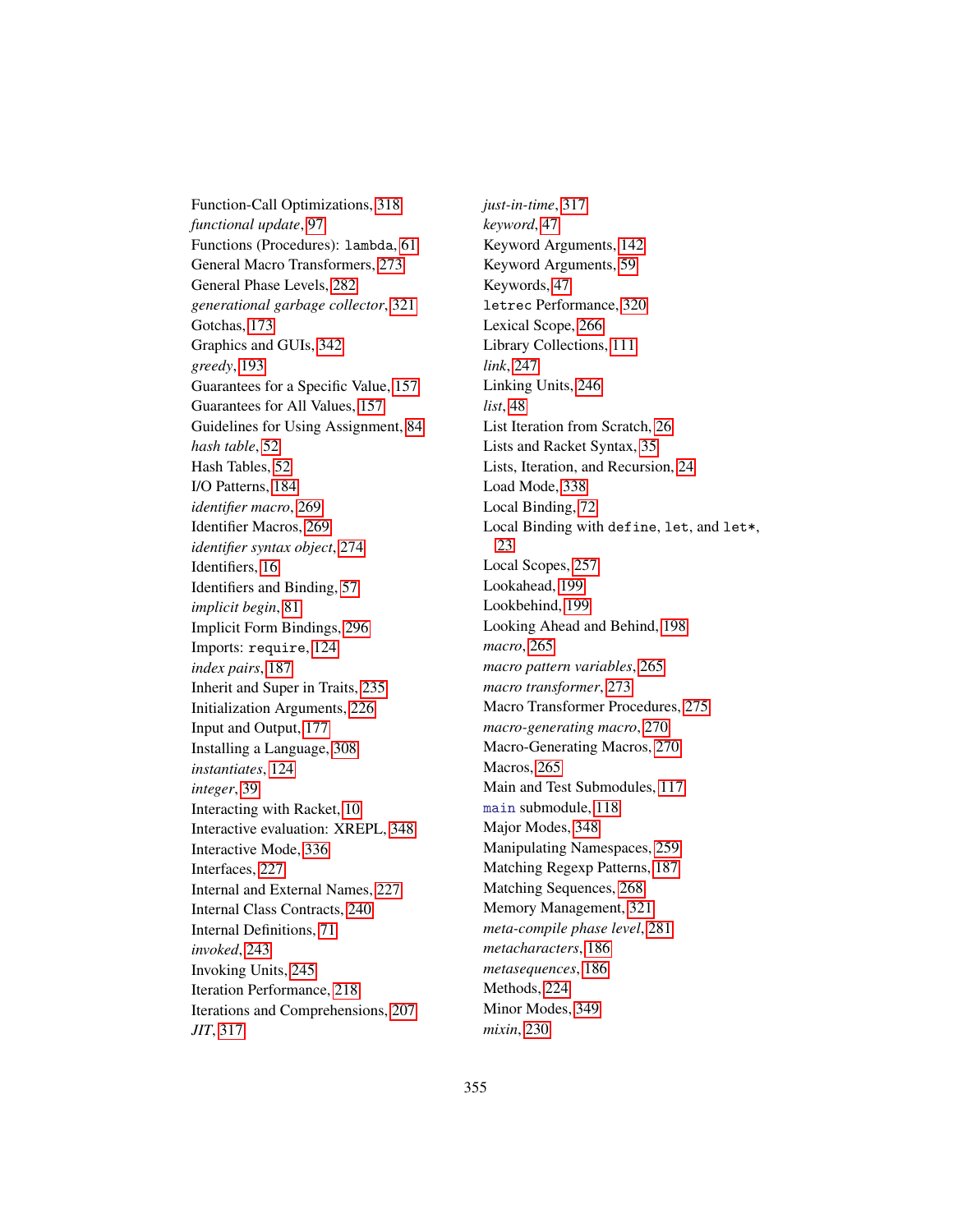Function-Call Optimizations, 318
*functional update*, 97
Functions (Procedures): `lambda`, 61
General Macro Transformers, 273
General Phase Levels, 282
*generational garbage collector*, 321
Gotchas, 173
Graphics and GUIs, 342
*greedy*, 193
Guarantees for a Specific Value, 157
Guarantees for All Values, 157
Guidelines for Using Assignment, 84
*hash table*, 52
Hash Tables, 52
I/O Patterns, 184
*identifier macro*, 269
Identifier Macros, 269
*identifier syntax object*, 274
Identifiers, 16
Identifiers and Binding, 57
*implicit begin*, 81
Implicit Form Bindings, 296
Imports: `require`, 124
*index pairs*, 187
Inherit and Super in Traits, 235
Initialization Arguments, 226
Input and Output, 177
Installing a Language, 308
*instantiates*, 124
*integer*, 39
Interacting with Racket, 10
Interactive evaluation: XREPL, 348
Interactive Mode, 336
Interfaces, 227
Internal and External Names, 227
Internal Class Contracts, 240
Internal Definitions, 71
*invoked*, 243
Invoking Units, 245
Iteration Performance, 218
Iterations and Comprehensions, 207
*JIT*, 317
*just-in-time*, 317
*keyword*, 47
Keyword Arguments, 142
Keyword Arguments, 59
Keywords, 47
`letrec` Performance, 320
Lexical Scope, 266
Library Collections, 111
*link*, 247
Linking Units, 246
*list*, 48
List Iteration from Scratch, 26
Lists and Racket Syntax, 35
Lists, Iteration, and Recursion, 24
Load Mode, 338
Local Binding, 72
Local Binding with `define`, `let`, and `let*`, 23
Local Scopes, 257
Lookahead, 199
Lookbehind, 199
Looking Ahead and Behind, 198
*macro*, 265
*macro pattern variables*, 265
*macro transformer*, 273
Macro Transformer Procedures, 275
*macro-generating macro*, 270
Macro-Generating Macros, 270
Macros, 265
Main and Test Submodules, 117
`main` submodule, 118
Major Modes, 348
Manipulating Namespaces, 259
Matching Regexp Patterns, 187
Matching Sequences, 268
Memory Management, 321
*meta-compile phase level*, 281
*metacharacters*, 186
*metasequences*, 186
Methods, 224
Minor Modes, 349
*mixin*, 230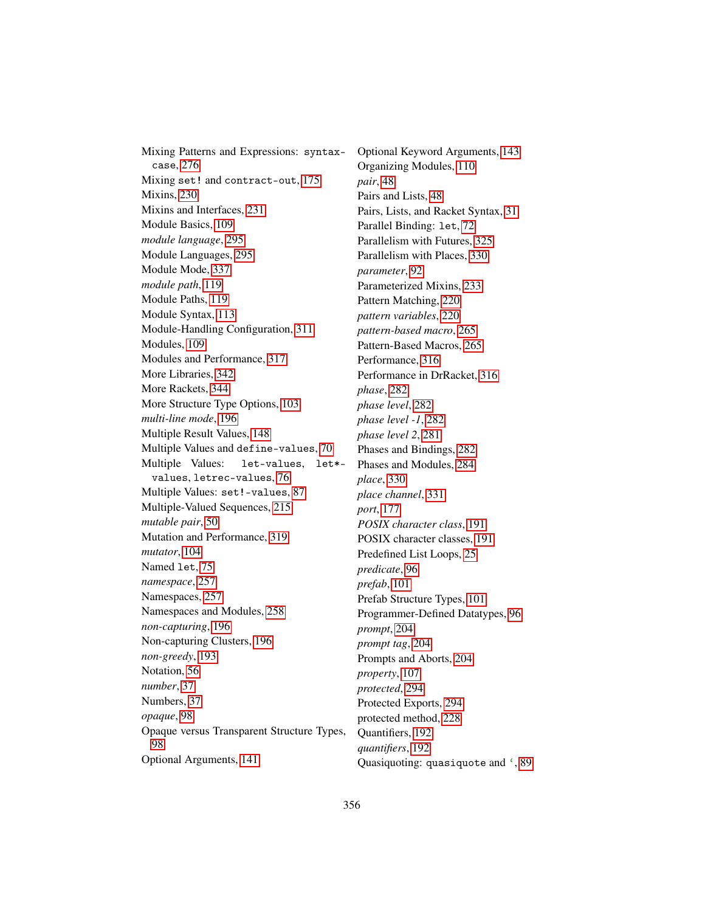Mixing Patterns and Expressions: `syntax-case`, 276
Mixing `set!` and `contract-out`, 175
Mixins, 230
Mixins and Interfaces, 231
Module Basics, 109
*module language*, 295
Module Languages, 295
Module Mode, 337
*module path*, 119
Module Paths, 119
Module Syntax, 113
Module-Handling Configuration, 311
Modules, 109
Modules and Performance, 317
More Libraries, 342
More Rackets, 344
More Structure Type Options, 103
*multi-line mode*, 196
Multiple Result Values, 148
Multiple Values and `define-values`, 70
Multiple Values: `let-values`, `let*-values`, `letrec-values`, 76
Multiple Values: `set!-values`, 87
Multiple-Valued Sequences, 215
*mutable pair*, 50
Mutation and Performance, 319
*mutator*, 104
Named `let`, 75
*namespace*, 257
Namespaces, 257
Namespaces and Modules, 258
*non-capturing*, 196
Non-capturing Clusters, 196
*non-greedy*, 193
Notation, 56
*number*, 37
Numbers, 37
*opaque*, 98
Opaque versus Transparent Structure Types, 98
Optional Arguments, 141
Optional Keyword Arguments, 143
Organizing Modules, 110
*pair*, 48
Pairs and Lists, 48
Pairs, Lists, and Racket Syntax, 31
Parallel Binding: `let`, 72
Parallelism with Futures, 325
Parallelism with Places, 330
*parameter*, 92
Parameterized Mixins, 233
Pattern Matching, 220
*pattern variables*, 220
*pattern-based macro*, 265
Pattern-Based Macros, 265
Performance, 316
Performance in DrRacket, 316
*phase*, 282
*phase level*, 282
*phase level -1*, 282
*phase level 2*, 281
Phases and Bindings, 282
Phases and Modules, 284
*place*, 330
*place channel*, 331
*port*, 177
*POSIX character class*, 191
POSIX character classes, 191
Predefined List Loops, 25
*predicate*, 96
*prefab*, 101
Prefab Structure Types, 101
Programmer-Defined Datatypes, 96
*prompt*, 204
*prompt tag*, 204
Prompts and Aborts, 204
*property*, 107
*protected*, 294
Protected Exports, 294
protected method, 228
Quantifiers, 192
*quantifiers*, 192
Quasiquoting: `quasiquote` and `` ` ``, 89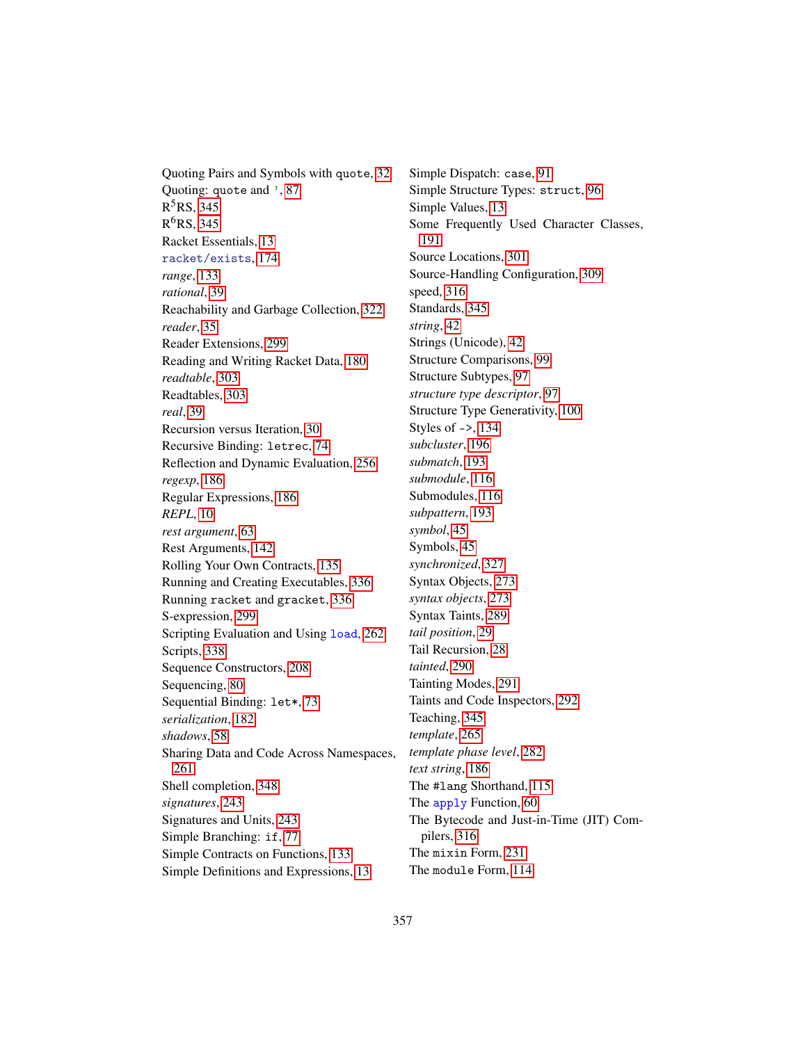Quoting Pairs and Symbols with `quote`, 32
Quoting: `quote` and `'`, 87
$R^5$RS, 345
$R^6$RS, 345
Racket Essentials, 13
`racket/exists`, 174
*range*, 133
*rational*, 39
Reachability and Garbage Collection, 322
*reader*, 35
Reader Extensions, 299
Reading and Writing Racket Data, 180
*readtable*, 303
Readtables, 303
*real*, 39
Recursion versus Iteration, 30
Recursive Binding: `letrec`, 74
Reflection and Dynamic Evaluation, 256
*regexp*, 186
Regular Expressions, 186
*REPL*, 10
*rest argument*, 63
Rest Arguments, 142
Rolling Your Own Contracts, 135
Running and Creating Executables, 336
Running `racket` and `gracket`, 336
S-expression, 299
Scripting Evaluation and Using `load`, 262
Scripts, 338
Sequence Constructors, 208
Sequencing, 80
Sequential Binding: `let*`, 73
*serialization*, 182
*shadows*, 58
Sharing Data and Code Across Namespaces, 261
Shell completion, 348
*signatures*, 243
Signatures and Units, 243
Simple Branching: `if`, 77
Simple Contracts on Functions, 133
Simple Definitions and Expressions, 13
Simple Dispatch: `case`, 91
Simple Structure Types: `struct`, 96
Simple Values, 13
Some Frequently Used Character Classes, 191
Source Locations, 301
Source-Handling Configuration, 309
speed, 316
Standards, 345
*string*, 42
Strings (Unicode), 42
Structure Comparisons, 99
Structure Subtypes, 97
*structure type descriptor*, 97
Structure Type Generativity, 100
Styles of `->`, 134
*subcluster*, 196
*submatch*, 193
*submodule*, 116
Submodules, 116
*subpattern*, 193
*symbol*, 45
Symbols, 45
*synchronized*, 327
Syntax Objects, 273
*syntax objects*, 273
Syntax Taints, 289
*tail position*, 29
Tail Recursion, 28
*tainted*, 290
Tainting Modes, 291
Taints and Code Inspectors, 292
Teaching, 345
*template*, 265
*template phase level*, 282
*text string*, 186
The `#lang` Shorthand, 115
The `apply` Function, 60
The Bytecode and Just-in-Time (JIT) Compilers, 316
The `mixin` Form, 231
The `module` Form, 114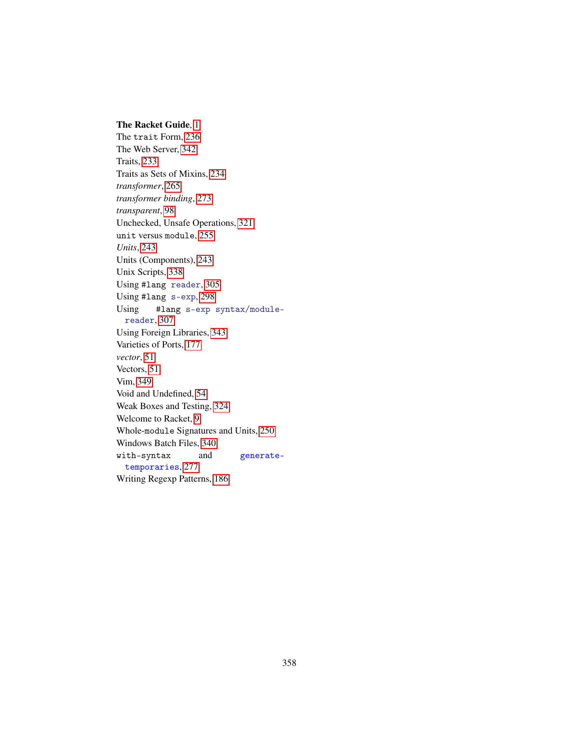**The Racket Guide**, 1  
The `trait` Form, 236  
The Web Server, 342  
Traits, 233  
Traits as Sets of Mixins, 234  
*transformer*, 265  
*transformer binding*, 273  
*transparent*, 98  
Unchecked, Unsafe Operations, 321  
`unit` versus `module`, 255  
*Units*, 243  
Units (Components), 243  
Unix Scripts, 338  
Using `#lang reader`, 305  
Using `#lang s-exp`, 298  
Using `#lang s-exp syntax/module-reader`, 307  
Using Foreign Libraries, 343  
Varieties of Ports, 177  
*vector*, 51  
Vectors, 51  
Vim, 349  
Void and Undefined, 54  
Weak Boxes and Testing, 324  
Welcome to Racket, 9  
Whole-`module` Signatures and Units, 250  
Windows Batch Files, 340  
`with-syntax` and `generate-temporaries`, 277  
Writing Regexp Patterns, 186